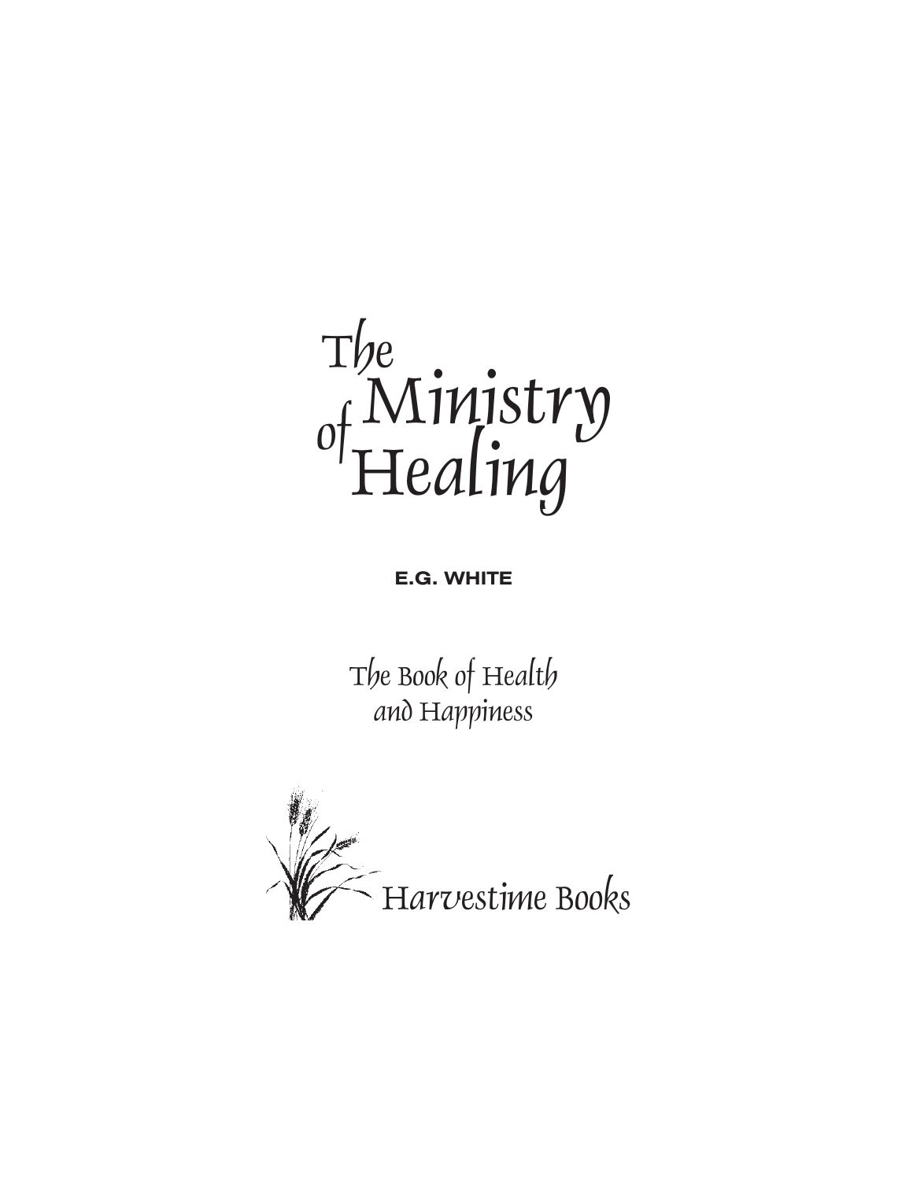# The Ministry of Healing

**E.G. WHITE**

The Book of Health and Happiness

Harvestime Books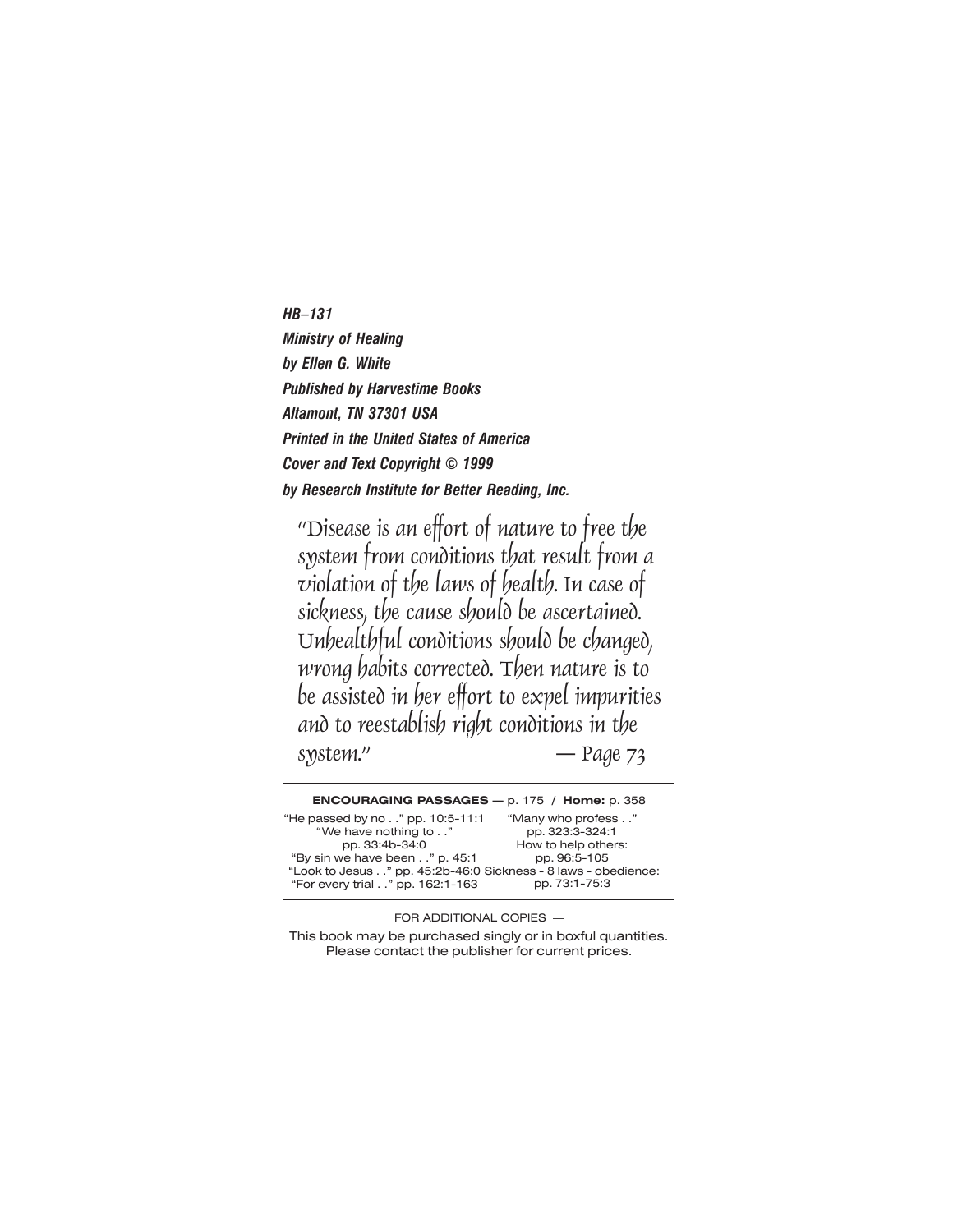***HB–131***
***Ministry of Healing***
***by Ellen G. White***
***Published by Harvestime Books***
***Altamont, TN 37301 USA***
***Printed in the United States of America***
***Cover and Text Copyright © 1999***
***by Research Institute for Better Reading, Inc.***

*"Disease is an effort of nature to free the system from conditions that result from a violation of the laws of health. In case of sickness, the cause should be ascertained. Unhealthful conditions should be changed, wrong habits corrected. Then nature is to be assisted in her effort to expel impurities and to reestablish right conditions in the system."* — Page 73

---

**ENCOURAGING PASSAGES** — p. 175 / **Home:** p. 358

"He passed by no . ." pp. 10:5-11:1
"We have nothing to . ." pp. 33:4b-34:0
"By sin we have been . ." p. 45:1
"Look to Jesus . ." pp. 45:2b-46:0
"For every trial . ." pp. 162:1-163
"Many who profess . ." pp. 323:3-324:1
How to help others: pp. 96:5-105
Sickness - 8 laws - obedience: pp. 73:1-75:3

---

FOR ADDITIONAL COPIES —

This book may be purchased singly or in boxful quantities. Please contact the publisher for current prices.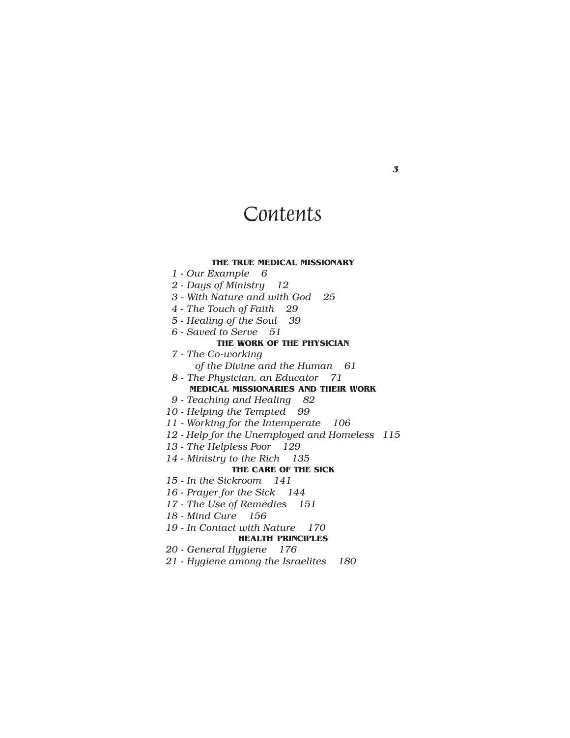# Contents

**THE TRUE MEDICAL MISSIONARY**

*1 - Our Example 6*
*2 - Days of Ministry 12*
*3 - With Nature and with God 25*
*4 - The Touch of Faith 29*
*5 - Healing of the Soul 39*
*6 - Saved to Serve 51*

**THE WORK OF THE PHYSICIAN**

*7 - The Co-working of the Divine and the Human 61*
*8 - The Physician, an Educator 71*

**MEDICAL MISSIONARIES AND THEIR WORK**

*9 - Teaching and Healing 82*
*10 - Helping the Tempted 99*
*11 - Working for the Intemperate 106*
*12 - Help for the Unemployed and Homeless 115*
*13 - The Helpless Poor 129*
*14 - Ministry to the Rich 135*

**THE CARE OF THE SICK**

*15 - In the Sickroom 141*
*16 - Prayer for the Sick 144*
*17 - The Use of Remedies 151*
*18 - Mind Cure 156*
*19 - In Contact with Nature 170*

**HEALTH PRINCIPLES**

*20 - General Hygiene 176*
*21 - Hygiene among the Israelites 180*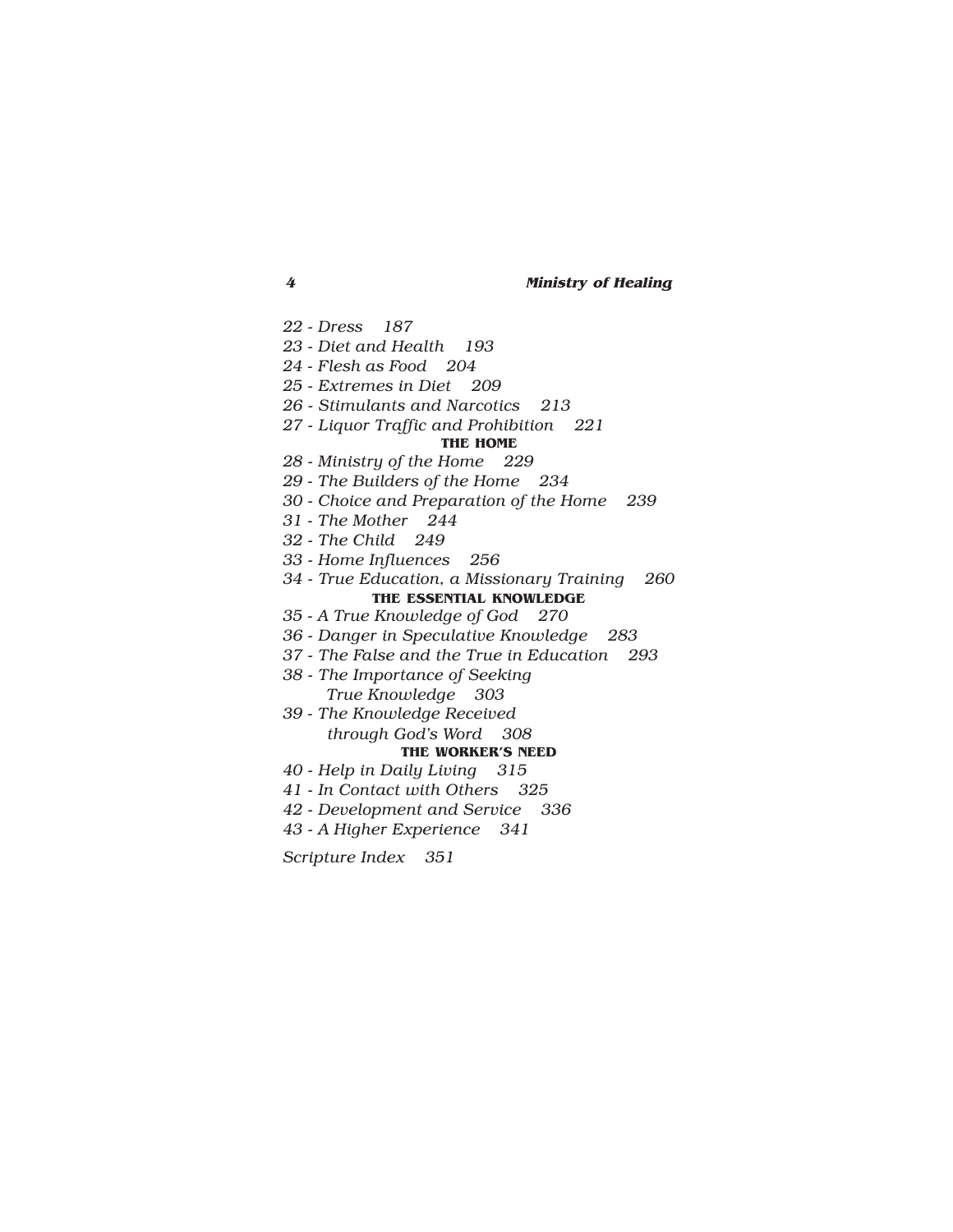*22 - Dress 187*

*23 - Diet and Health 193*

*24 - Flesh as Food 204*

*25 - Extremes in Diet 209*

*26 - Stimulants and Narcotics 213*

*27 - Liquor Traffic and Prohibition 221*

**THE HOME**

*28 - Ministry of the Home 229*

*29 - The Builders of the Home 234*

*30 - Choice and Preparation of the Home 239*

*31 - The Mother 244*

*32 - The Child 249*

*33 - Home Influences 256*

*34 - True Education, a Missionary Training 260*

**THE ESSENTIAL KNOWLEDGE**

*35 - A True Knowledge of God 270*

*36 - Danger in Speculative Knowledge 283*

*37 - The False and the True in Education 293*

*38 - The Importance of Seeking True Knowledge 303*

*39 - The Knowledge Received through God's Word 308*

**THE WORKER'S NEED**

*40 - Help in Daily Living 315*

*41 - In Contact with Others 325*

*42 - Development and Service 336*

*43 - A Higher Experience 341*

*Scripture Index 351*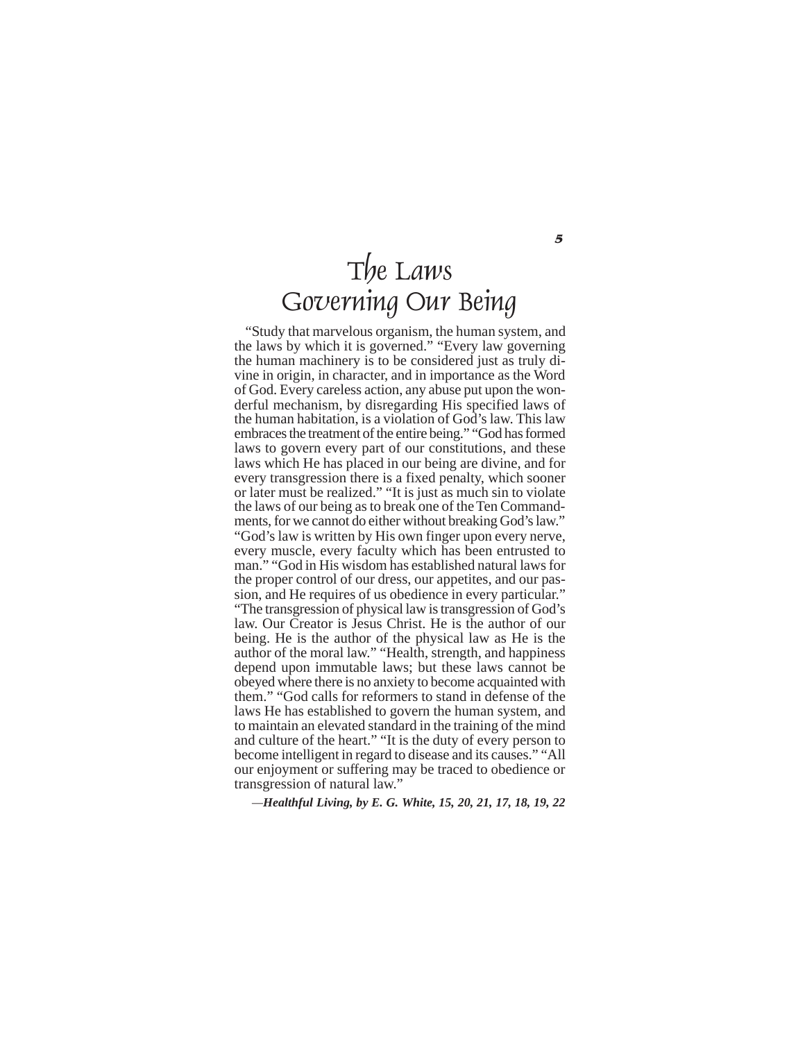# The Laws Governing Our Being

"Study that marvelous organism, the human system, and the laws by which it is governed." "Every law governing the human machinery is to be considered just as truly divine in origin, in character, and in importance as the Word of God. Every careless action, any abuse put upon the wonderful mechanism, by disregarding His specified laws of the human habitation, is a violation of God's law. This law embraces the treatment of the entire being." "God has formed laws to govern every part of our constitutions, and these laws which He has placed in our being are divine, and for every transgression there is a fixed penalty, which sooner or later must be realized." "It is just as much sin to violate the laws of our being as to break one of the Ten Commandments, for we cannot do either without breaking God's law." "God's law is written by His own finger upon every nerve, every muscle, every faculty which has been entrusted to man." "God in His wisdom has established natural laws for the proper control of our dress, our appetites, and our passion, and He requires of us obedience in every particular." "The transgression of physical law is transgression of God's law. Our Creator is Jesus Christ. He is the author of our being. He is the author of the physical law as He is the author of the moral law." "Health, strength, and happiness depend upon immutable laws; but these laws cannot be obeyed where there is no anxiety to become acquainted with them." "God calls for reformers to stand in defense of the laws He has established to govern the human system, and to maintain an elevated standard in the training of the mind and culture of the heart." "It is the duty of every person to become intelligent in regard to disease and its causes." "All our enjoyment or suffering may be traced to obedience or transgression of natural law."

—***Healthful Living, by E. G. White, 15, 20, 21, 17, 18, 19, 22***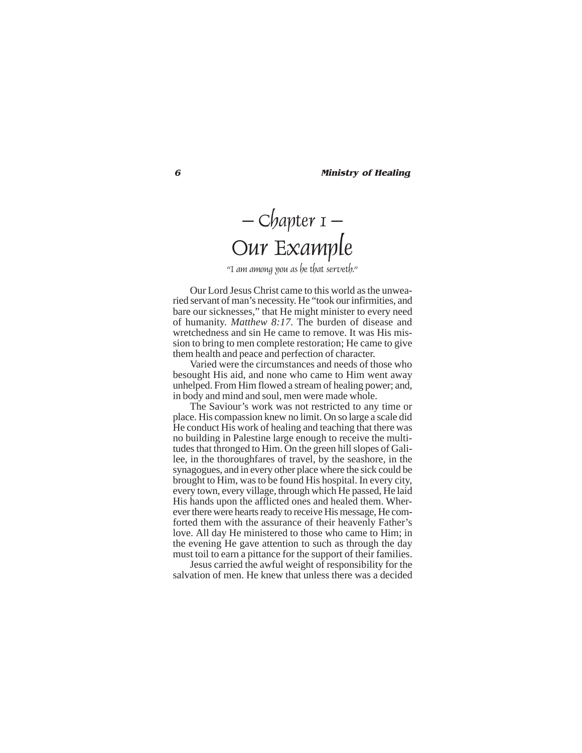# — Chapter 1 —
# Our Example

*"I am among you as he that serveth."*

Our Lord Jesus Christ came to this world as the unwearied servant of man's necessity. He "took our infirmities, and bare our sicknesses," that He might minister to every need of humanity. *Matthew 8:17*. The burden of disease and wretchedness and sin He came to remove. It was His mission to bring to men complete restoration; He came to give them health and peace and perfection of character.

Varied were the circumstances and needs of those who besought His aid, and none who came to Him went away unhelped. From Him flowed a stream of healing power; and, in body and mind and soul, men were made whole.

The Saviour's work was not restricted to any time or place. His compassion knew no limit. On so large a scale did He conduct His work of healing and teaching that there was no building in Palestine large enough to receive the multitudes that thronged to Him. On the green hill slopes of Galilee, in the thoroughfares of travel, by the seashore, in the synagogues, and in every other place where the sick could be brought to Him, was to be found His hospital. In every city, every town, every village, through which He passed, He laid His hands upon the afflicted ones and healed them. Wherever there were hearts ready to receive His message, He comforted them with the assurance of their heavenly Father's love. All day He ministered to those who came to Him; in the evening He gave attention to such as through the day must toil to earn a pittance for the support of their families.

Jesus carried the awful weight of responsibility for the salvation of men. He knew that unless there was a decided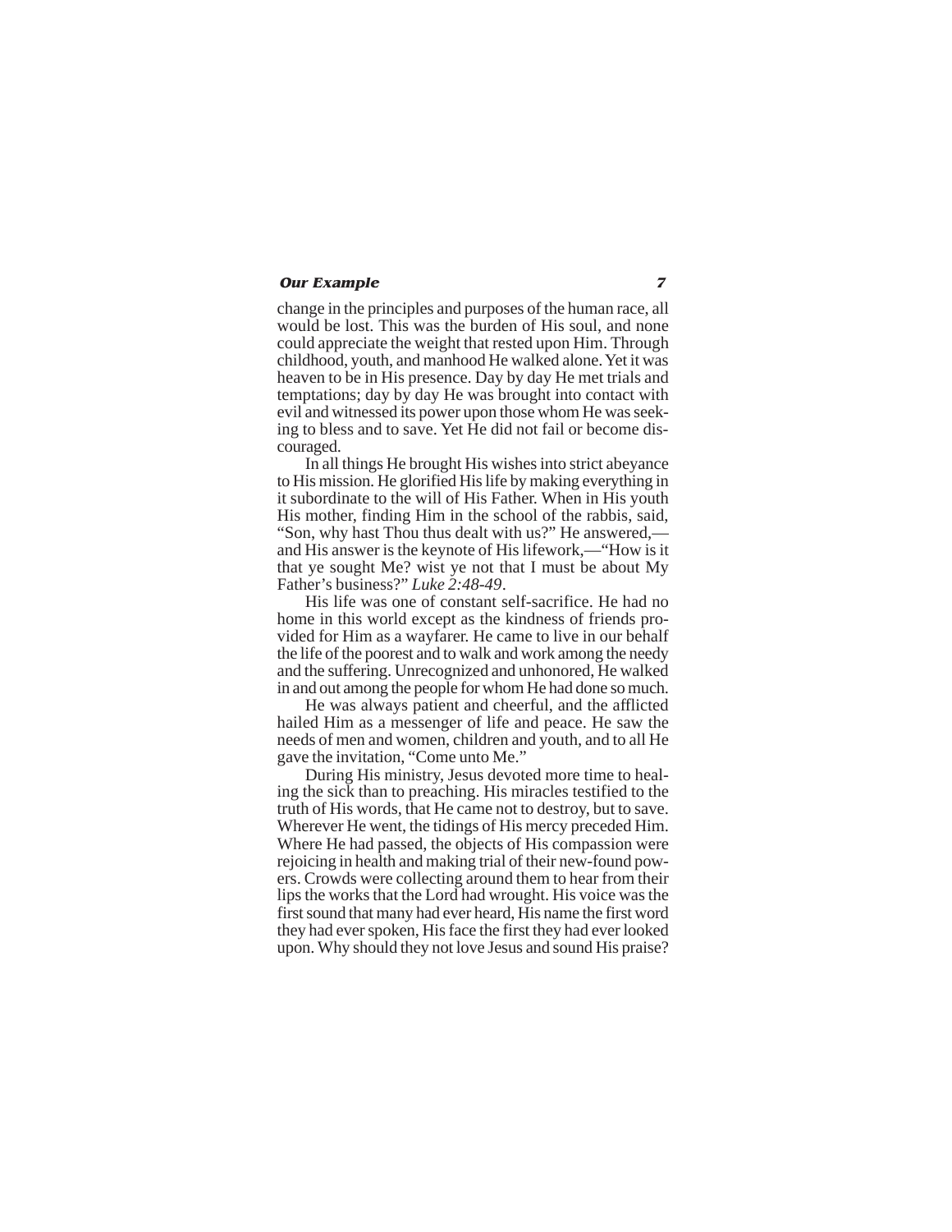change in the principles and purposes of the human race, all would be lost. This was the burden of His soul, and none could appreciate the weight that rested upon Him. Through childhood, youth, and manhood He walked alone. Yet it was heaven to be in His presence. Day by day He met trials and temptations; day by day He was brought into contact with evil and witnessed its power upon those whom He was seeking to bless and to save. Yet He did not fail or become discouraged.

In all things He brought His wishes into strict abeyance to His mission. He glorified His life by making everything in it subordinate to the will of His Father. When in His youth His mother, finding Him in the school of the rabbis, said, "Son, why hast Thou thus dealt with us?" He answered,—and His answer is the keynote of His lifework,—"How is it that ye sought Me? wist ye not that I must be about My Father's business?" *Luke 2:48-49*.

His life was one of constant self-sacrifice. He had no home in this world except as the kindness of friends provided for Him as a wayfarer. He came to live in our behalf the life of the poorest and to walk and work among the needy and the suffering. Unrecognized and unhonored, He walked in and out among the people for whom He had done so much.

He was always patient and cheerful, and the afflicted hailed Him as a messenger of life and peace. He saw the needs of men and women, children and youth, and to all He gave the invitation, "Come unto Me."

During His ministry, Jesus devoted more time to healing the sick than to preaching. His miracles testified to the truth of His words, that He came not to destroy, but to save. Wherever He went, the tidings of His mercy preceded Him. Where He had passed, the objects of His compassion were rejoicing in health and making trial of their new-found powers. Crowds were collecting around them to hear from their lips the works that the Lord had wrought. His voice was the first sound that many had ever heard, His name the first word they had ever spoken, His face the first they had ever looked upon. Why should they not love Jesus and sound His praise?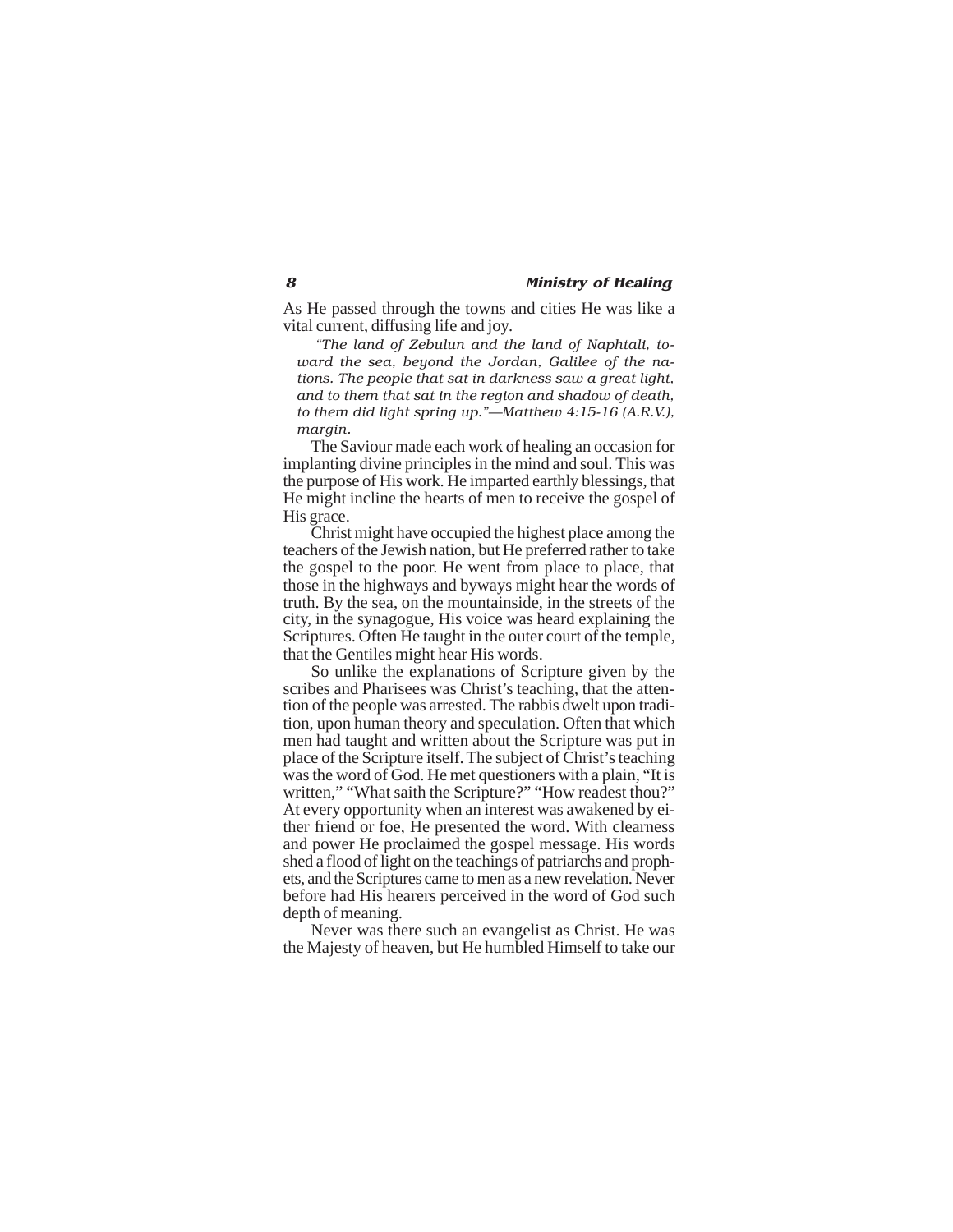As He passed through the towns and cities He was like a vital current, diffusing life and joy.

*"The land of Zebulun and the land of Naphtali, toward the sea, beyond the Jordan, Galilee of the nations. The people that sat in darkness saw a great light, and to them that sat in the region and shadow of death, to them did light spring up."—Matthew 4:15-16 (A.R.V.), margin.*

The Saviour made each work of healing an occasion for implanting divine principles in the mind and soul. This was the purpose of His work. He imparted earthly blessings, that He might incline the hearts of men to receive the gospel of His grace.

Christ might have occupied the highest place among the teachers of the Jewish nation, but He preferred rather to take the gospel to the poor. He went from place to place, that those in the highways and byways might hear the words of truth. By the sea, on the mountainside, in the streets of the city, in the synagogue, His voice was heard explaining the Scriptures. Often He taught in the outer court of the temple, that the Gentiles might hear His words.

So unlike the explanations of Scripture given by the scribes and Pharisees was Christ's teaching, that the attention of the people was arrested. The rabbis dwelt upon tradition, upon human theory and speculation. Often that which men had taught and written about the Scripture was put in place of the Scripture itself. The subject of Christ's teaching was the word of God. He met questioners with a plain, "It is written," "What saith the Scripture?" "How readest thou?" At every opportunity when an interest was awakened by either friend or foe, He presented the word. With clearness and power He proclaimed the gospel message. His words shed a flood of light on the teachings of patriarchs and prophets, and the Scriptures came to men as a new revelation. Never before had His hearers perceived in the word of God such depth of meaning.

Never was there such an evangelist as Christ. He was the Majesty of heaven, but He humbled Himself to take our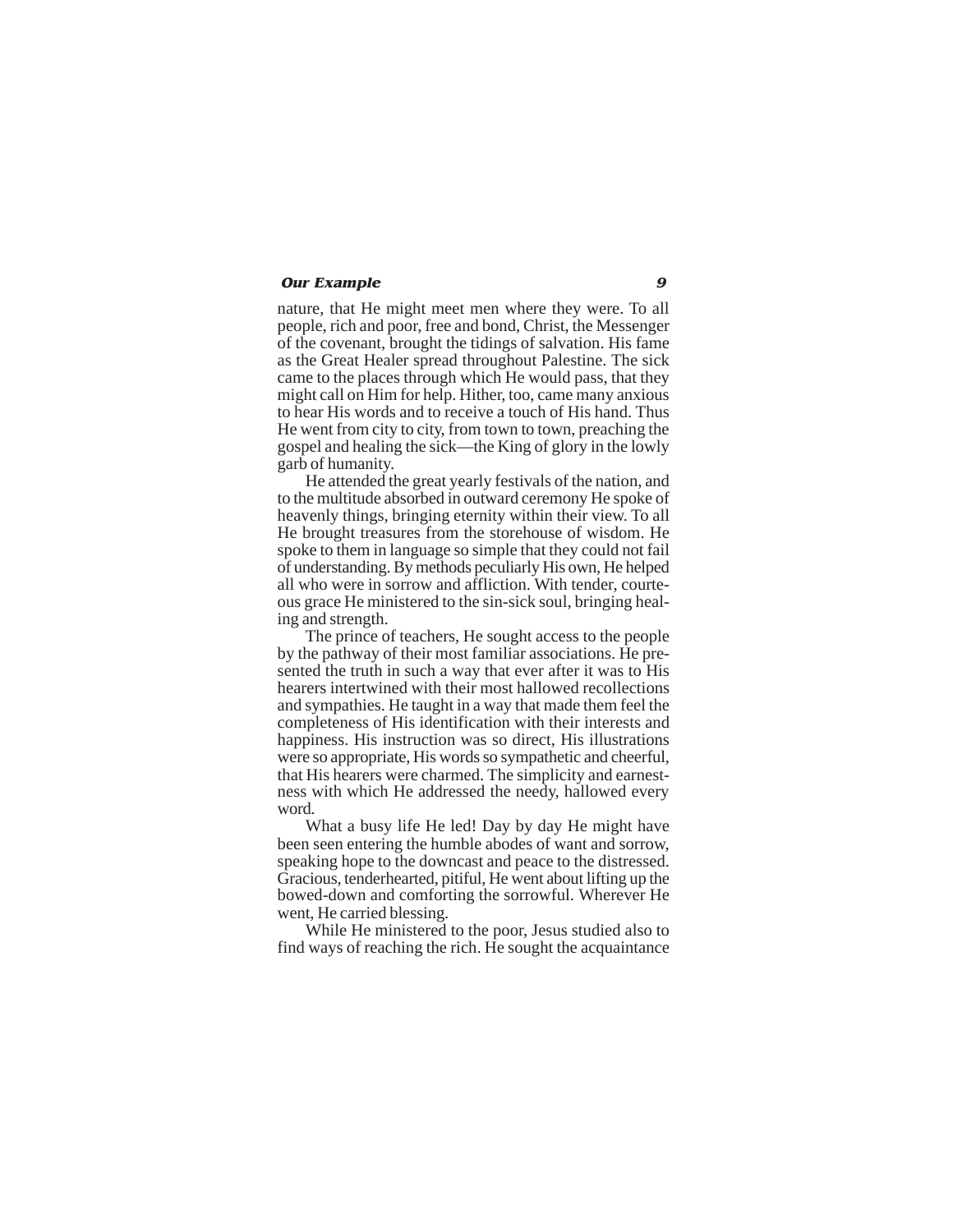nature, that He might meet men where they were. To all people, rich and poor, free and bond, Christ, the Messenger of the covenant, brought the tidings of salvation. His fame as the Great Healer spread throughout Palestine. The sick came to the places through which He would pass, that they might call on Him for help. Hither, too, came many anxious to hear His words and to receive a touch of His hand. Thus He went from city to city, from town to town, preaching the gospel and healing the sick—the King of glory in the lowly garb of humanity.

He attended the great yearly festivals of the nation, and to the multitude absorbed in outward ceremony He spoke of heavenly things, bringing eternity within their view. To all He brought treasures from the storehouse of wisdom. He spoke to them in language so simple that they could not fail of understanding. By methods peculiarly His own, He helped all who were in sorrow and affliction. With tender, courteous grace He ministered to the sin-sick soul, bringing healing and strength.

The prince of teachers, He sought access to the people by the pathway of their most familiar associations. He presented the truth in such a way that ever after it was to His hearers intertwined with their most hallowed recollections and sympathies. He taught in a way that made them feel the completeness of His identification with their interests and happiness. His instruction was so direct, His illustrations were so appropriate, His words so sympathetic and cheerful, that His hearers were charmed. The simplicity and earnestness with which He addressed the needy, hallowed every word.

What a busy life He led! Day by day He might have been seen entering the humble abodes of want and sorrow, speaking hope to the downcast and peace to the distressed. Gracious, tenderhearted, pitiful, He went about lifting up the bowed-down and comforting the sorrowful. Wherever He went, He carried blessing.

While He ministered to the poor, Jesus studied also to find ways of reaching the rich. He sought the acquaintance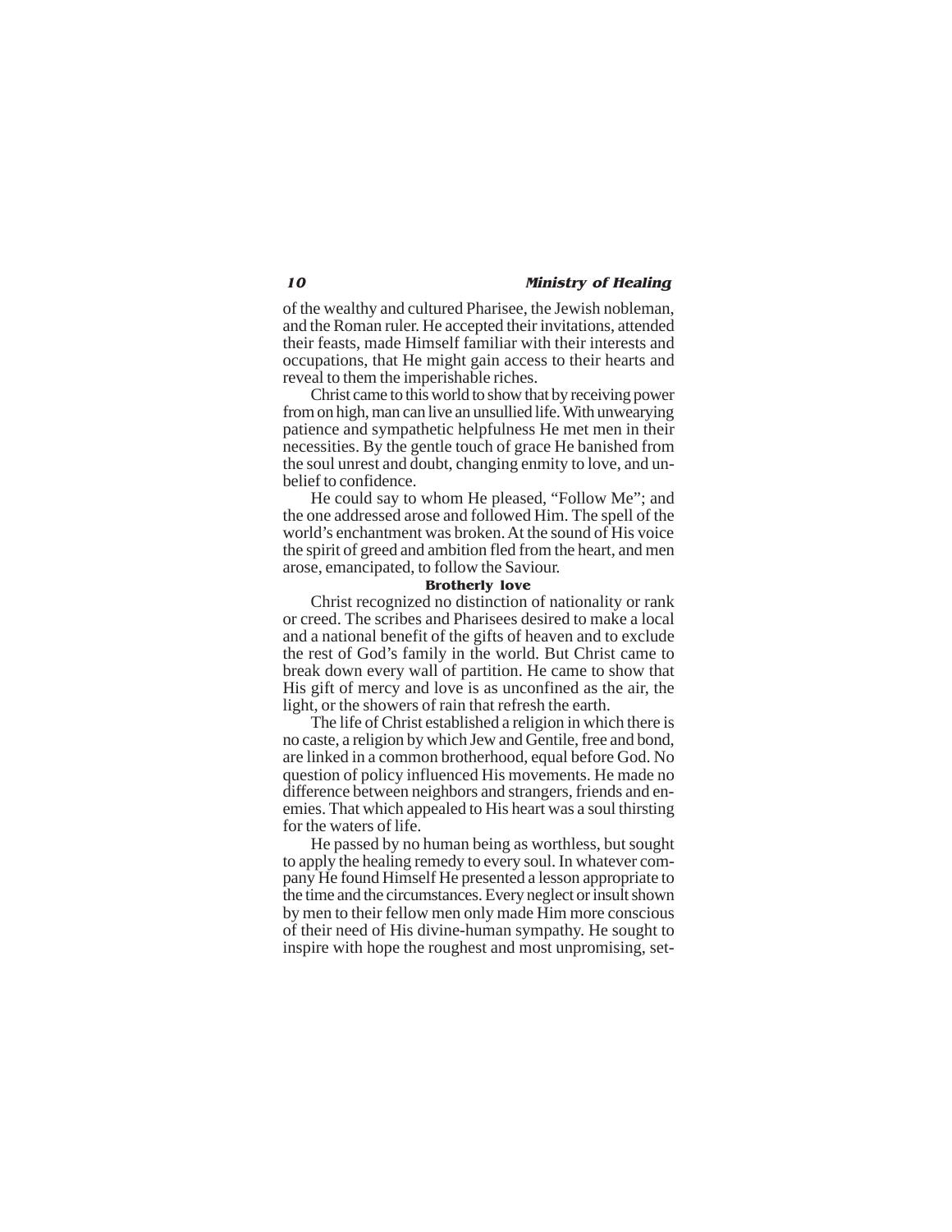of the wealthy and cultured Pharisee, the Jewish nobleman, and the Roman ruler. He accepted their invitations, attended their feasts, made Himself familiar with their interests and occupations, that He might gain access to their hearts and reveal to them the imperishable riches.

Christ came to this world to show that by receiving power from on high, man can live an unsullied life. With unwearying patience and sympathetic helpfulness He met men in their necessities. By the gentle touch of grace He banished from the soul unrest and doubt, changing enmity to love, and unbelief to confidence.

He could say to whom He pleased, "Follow Me"; and the one addressed arose and followed Him. The spell of the world's enchantment was broken. At the sound of His voice the spirit of greed and ambition fled from the heart, and men arose, emancipated, to follow the Saviour.

### Brotherly love

Christ recognized no distinction of nationality or rank or creed. The scribes and Pharisees desired to make a local and a national benefit of the gifts of heaven and to exclude the rest of God's family in the world. But Christ came to break down every wall of partition. He came to show that His gift of mercy and love is as unconfined as the air, the light, or the showers of rain that refresh the earth.

The life of Christ established a religion in which there is no caste, a religion by which Jew and Gentile, free and bond, are linked in a common brotherhood, equal before God. No question of policy influenced His movements. He made no difference between neighbors and strangers, friends and enemies. That which appealed to His heart was a soul thirsting for the waters of life.

He passed by no human being as worthless, but sought to apply the healing remedy to every soul. In whatever company He found Himself He presented a lesson appropriate to the time and the circumstances. Every neglect or insult shown by men to their fellow men only made Him more conscious of their need of His divine-human sympathy. He sought to inspire with hope the roughest and most unpromising, set-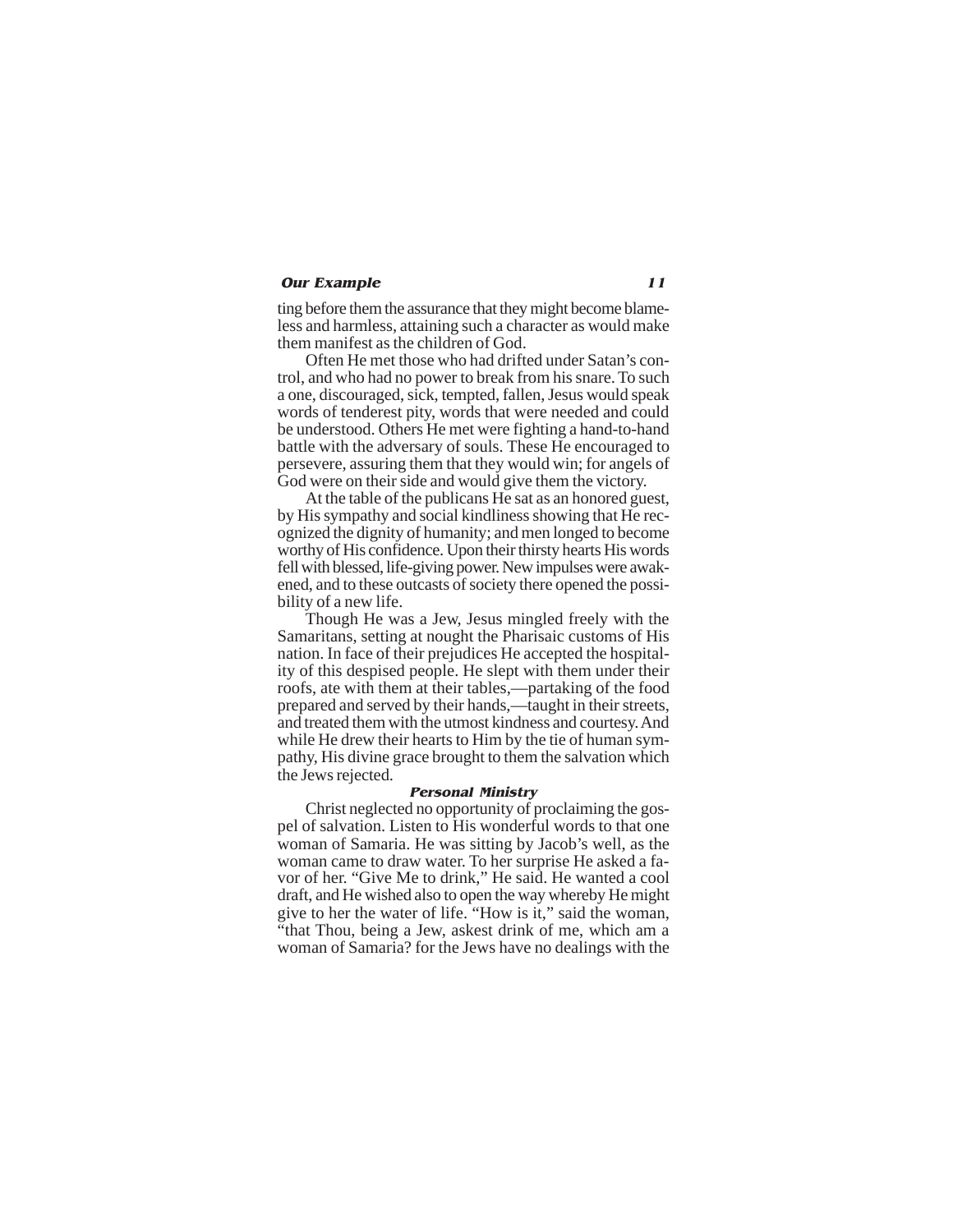ting before them the assurance that they might become blameless and harmless, attaining such a character as would make them manifest as the children of God.

Often He met those who had drifted under Satan's control, and who had no power to break from his snare. To such a one, discouraged, sick, tempted, fallen, Jesus would speak words of tenderest pity, words that were needed and could be understood. Others He met were fighting a hand-to-hand battle with the adversary of souls. These He encouraged to persevere, assuring them that they would win; for angels of God were on their side and would give them the victory.

At the table of the publicans He sat as an honored guest, by His sympathy and social kindliness showing that He recognized the dignity of humanity; and men longed to become worthy of His confidence. Upon their thirsty hearts His words fell with blessed, life-giving power. New impulses were awakened, and to these outcasts of society there opened the possibility of a new life.

Though He was a Jew, Jesus mingled freely with the Samaritans, setting at nought the Pharisaic customs of His nation. In face of their prejudices He accepted the hospitality of this despised people. He slept with them under their roofs, ate with them at their tables,—partaking of the food prepared and served by their hands,—taught in their streets, and treated them with the utmost kindness and courtesy. And while He drew their hearts to Him by the tie of human sympathy, His divine grace brought to them the salvation which the Jews rejected.

### Personal Ministry

Christ neglected no opportunity of proclaiming the gospel of salvation. Listen to His wonderful words to that one woman of Samaria. He was sitting by Jacob's well, as the woman came to draw water. To her surprise He asked a favor of her. "Give Me to drink," He said. He wanted a cool draft, and He wished also to open the way whereby He might give to her the water of life. "How is it," said the woman, "that Thou, being a Jew, askest drink of me, which am a woman of Samaria? for the Jews have no dealings with the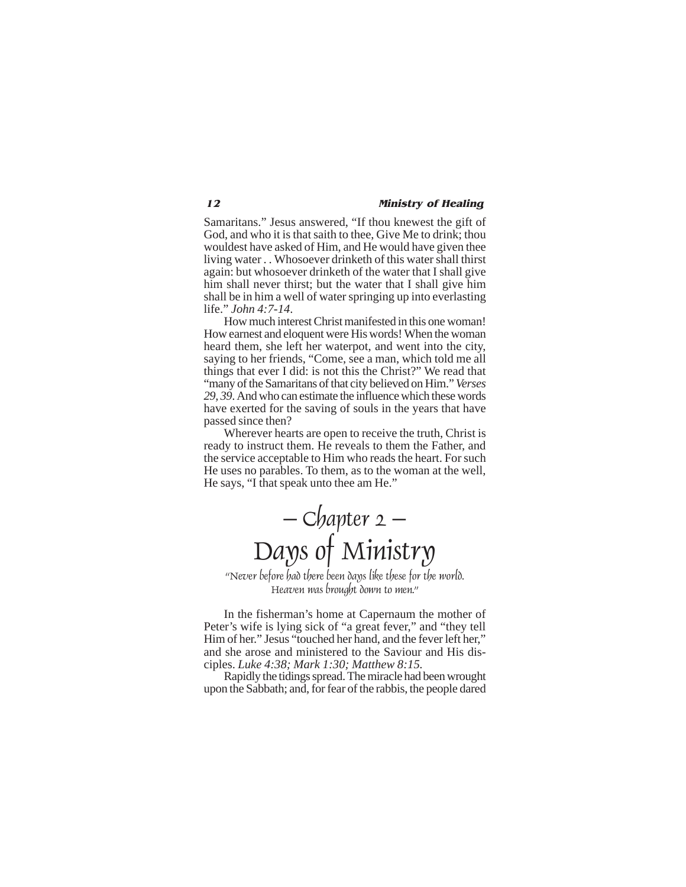Samaritans." Jesus answered, "If thou knewest the gift of God, and who it is that saith to thee, Give Me to drink; thou wouldest have asked of Him, and He would have given thee living water . . Whosoever drinketh of this water shall thirst again: but whosoever drinketh of the water that I shall give him shall never thirst; but the water that I shall give him shall be in him a well of water springing up into everlasting life." *John 4:7-14*.

How much interest Christ manifested in this one woman! How earnest and eloquent were His words! When the woman heard them, she left her waterpot, and went into the city, saying to her friends, "Come, see a man, which told me all things that ever I did: is not this the Christ?" We read that "many of the Samaritans of that city believed on Him." *Verses 29, 39*. And who can estimate the influence which these words have exerted for the saving of souls in the years that have passed since then?

Wherever hearts are open to receive the truth, Christ is ready to instruct them. He reveals to them the Father, and the service acceptable to Him who reads the heart. For such He uses no parables. To them, as to the woman at the well, He says, "I that speak unto thee am He."

# – Chapter 2 –
# Days of Ministry

*"Never before had there been days like these for the world. Heaven was brought down to men."*

In the fisherman's home at Capernaum the mother of Peter's wife is lying sick of "a great fever," and "they tell Him of her." Jesus "touched her hand, and the fever left her," and she arose and ministered to the Saviour and His disciples. *Luke 4:38; Mark 1:30; Matthew 8:15.*

Rapidly the tidings spread. The miracle had been wrought upon the Sabbath; and, for fear of the rabbis, the people dared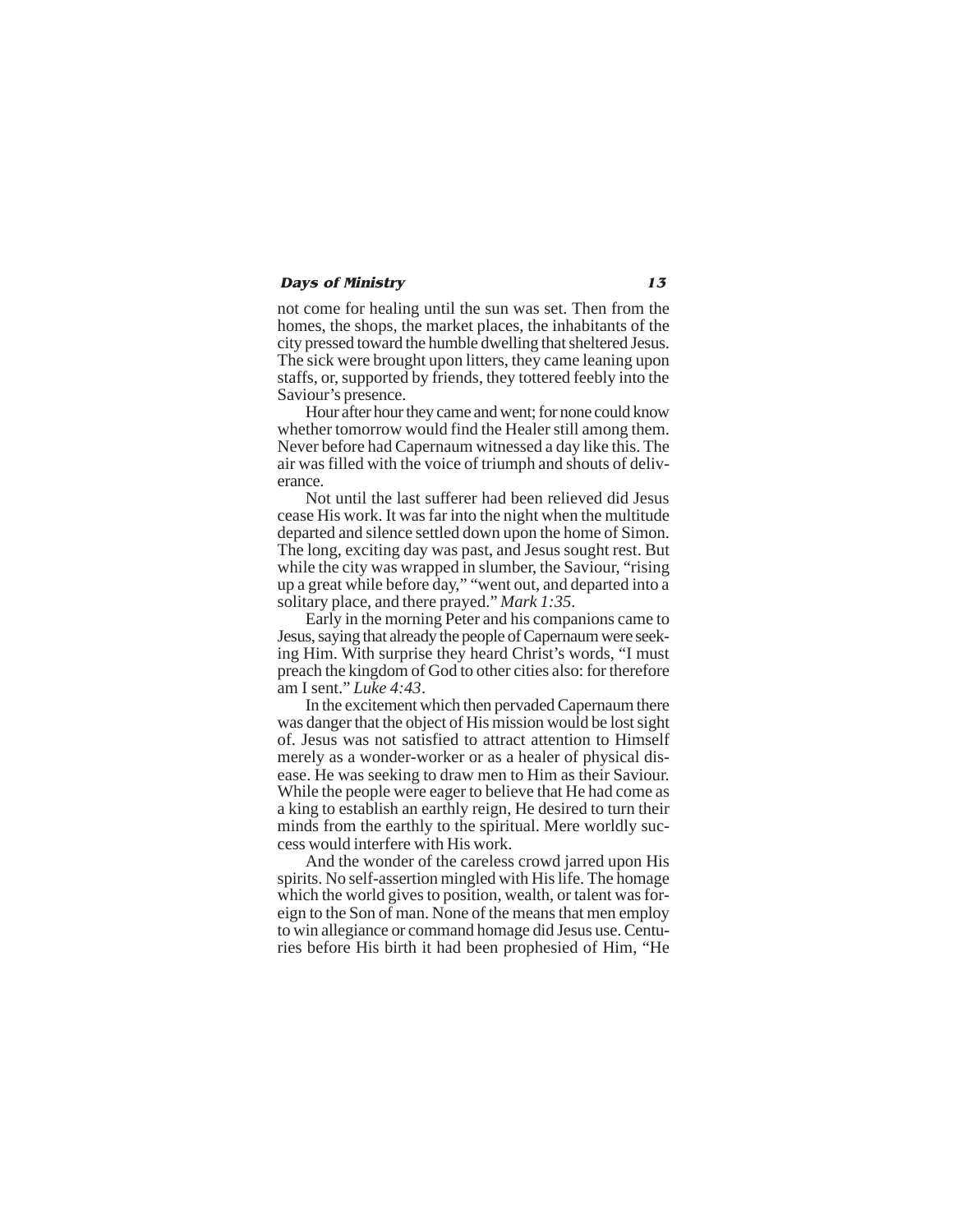not come for healing until the sun was set. Then from the homes, the shops, the market places, the inhabitants of the city pressed toward the humble dwelling that sheltered Jesus. The sick were brought upon litters, they came leaning upon staffs, or, supported by friends, they tottered feebly into the Saviour's presence.

Hour after hour they came and went; for none could know whether tomorrow would find the Healer still among them. Never before had Capernaum witnessed a day like this. The air was filled with the voice of triumph and shouts of deliverance.

Not until the last sufferer had been relieved did Jesus cease His work. It was far into the night when the multitude departed and silence settled down upon the home of Simon. The long, exciting day was past, and Jesus sought rest. But while the city was wrapped in slumber, the Saviour, "rising up a great while before day," "went out, and departed into a solitary place, and there prayed." *Mark 1:35*.

Early in the morning Peter and his companions came to Jesus, saying that already the people of Capernaum were seeking Him. With surprise they heard Christ's words, "I must preach the kingdom of God to other cities also: for therefore am I sent." *Luke 4:43*.

In the excitement which then pervaded Capernaum there was danger that the object of His mission would be lost sight of. Jesus was not satisfied to attract attention to Himself merely as a wonder-worker or as a healer of physical disease. He was seeking to draw men to Him as their Saviour. While the people were eager to believe that He had come as a king to establish an earthly reign, He desired to turn their minds from the earthly to the spiritual. Mere worldly success would interfere with His work.

And the wonder of the careless crowd jarred upon His spirits. No self-assertion mingled with His life. The homage which the world gives to position, wealth, or talent was foreign to the Son of man. None of the means that men employ to win allegiance or command homage did Jesus use. Centuries before His birth it had been prophesied of Him, "He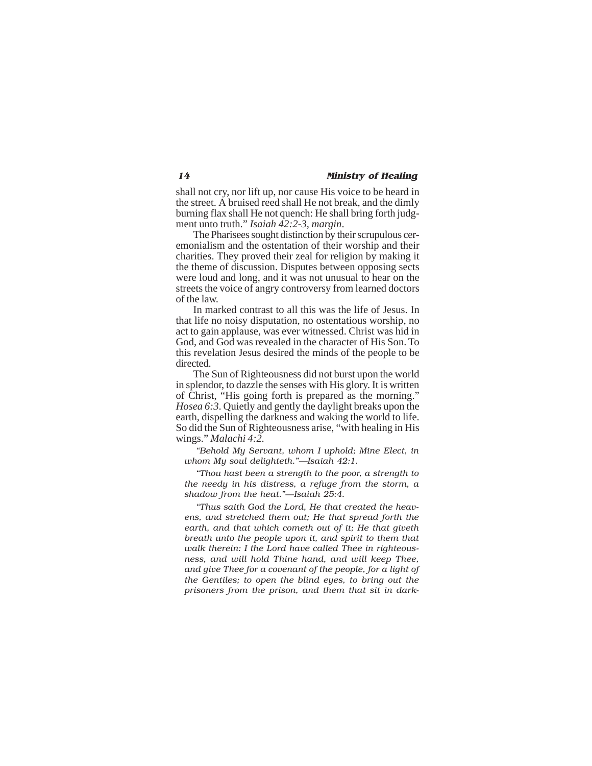shall not cry, nor lift up, nor cause His voice to be heard in the street. A bruised reed shall He not break, and the dimly burning flax shall He not quench: He shall bring forth judgment unto truth." *Isaiah 42:2-3, margin*.

The Pharisees sought distinction by their scrupulous ceremonialism and the ostentation of their worship and their charities. They proved their zeal for religion by making it the theme of discussion. Disputes between opposing sects were loud and long, and it was not unusual to hear on the streets the voice of angry controversy from learned doctors of the law.

In marked contrast to all this was the life of Jesus. In that life no noisy disputation, no ostentatious worship, no act to gain applause, was ever witnessed. Christ was hid in God, and God was revealed in the character of His Son. To this revelation Jesus desired the minds of the people to be directed.

The Sun of Righteousness did not burst upon the world in splendor, to dazzle the senses with His glory. It is written of Christ, "His going forth is prepared as the morning." *Hosea 6:3*. Quietly and gently the daylight breaks upon the earth, dispelling the darkness and waking the world to life. So did the Sun of Righteousness arise, "with healing in His wings." *Malachi 4:2*.

*"Behold My Servant, whom I uphold; Mine Elect, in whom My soul delighteth."—Isaiah 42:1.*

*"Thou hast been a strength to the poor, a strength to the needy in his distress, a refuge from the storm, a shadow from the heat."—Isaiah 25:4.*

*"Thus saith God the Lord, He that created the heavens, and stretched them out; He that spread forth the earth, and that which cometh out of it; He that giveth breath unto the people upon it, and spirit to them that walk therein: I the Lord have called Thee in righteousness, and will hold Thine hand, and will keep Thee, and give Thee for a covenant of the people, for a light of the Gentiles; to open the blind eyes, to bring out the prisoners from the prison, and them that sit in dark-*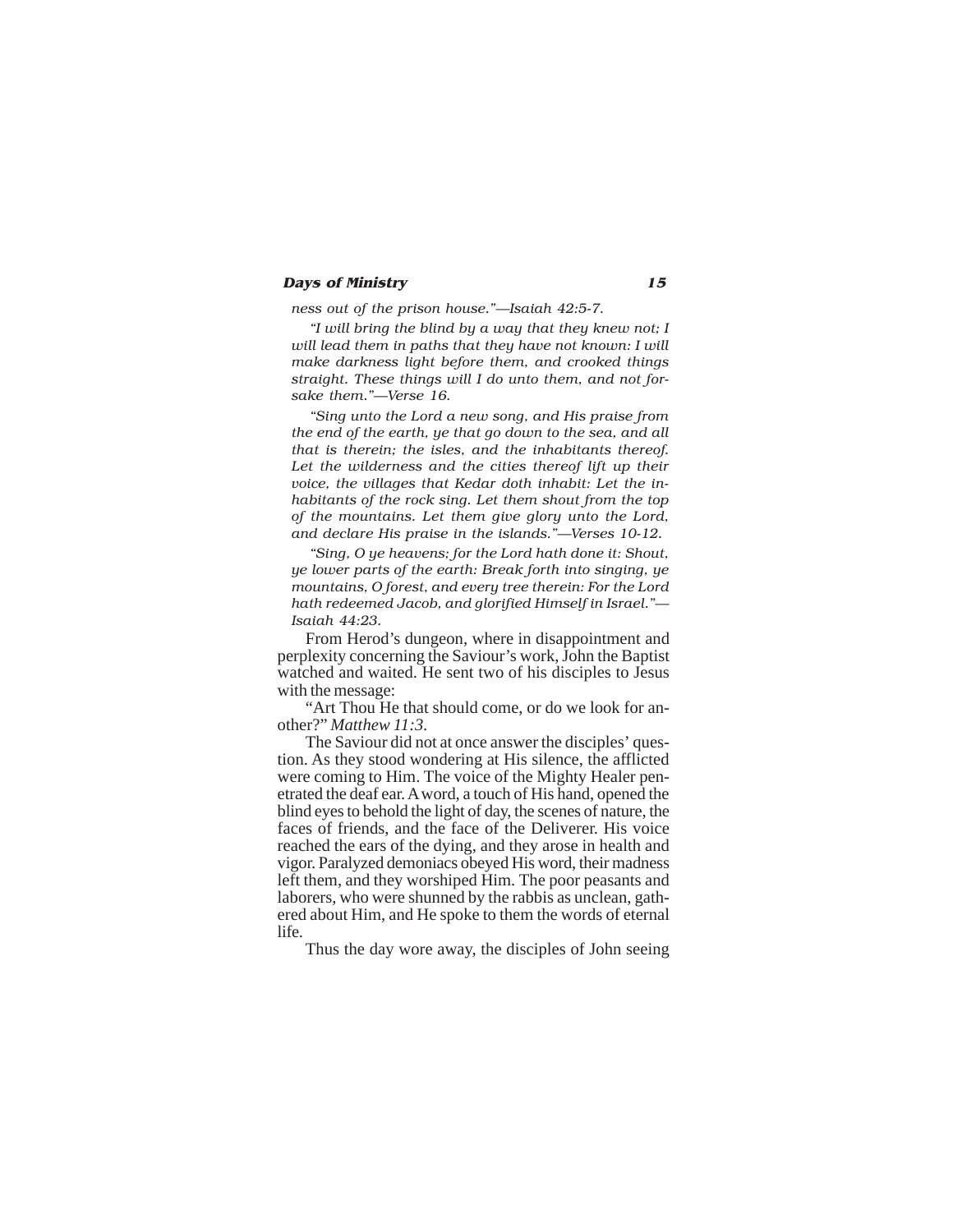*ness out of the prison house."—Isaiah 42:5-7.*

*"I will bring the blind by a way that they knew not; I will lead them in paths that they have not known: I will make darkness light before them, and crooked things straight. These things will I do unto them, and not forsake them."—Verse 16.*

*"Sing unto the Lord a new song, and His praise from the end of the earth, ye that go down to the sea, and all that is therein; the isles, and the inhabitants thereof. Let the wilderness and the cities thereof lift up their voice, the villages that Kedar doth inhabit: Let the inhabitants of the rock sing. Let them shout from the top of the mountains. Let them give glory unto the Lord, and declare His praise in the islands."—Verses 10-12.*

*"Sing, O ye heavens; for the Lord hath done it: Shout, ye lower parts of the earth: Break forth into singing, ye mountains, O forest, and every tree therein: For the Lord hath redeemed Jacob, and glorified Himself in Israel."—Isaiah 44:23.*

From Herod's dungeon, where in disappointment and perplexity concerning the Saviour's work, John the Baptist watched and waited. He sent two of his disciples to Jesus with the message:

"Art Thou He that should come, or do we look for another?" *Matthew 11:3.*

The Saviour did not at once answer the disciples' question. As they stood wondering at His silence, the afflicted were coming to Him. The voice of the Mighty Healer penetrated the deaf ear. A word, a touch of His hand, opened the blind eyes to behold the light of day, the scenes of nature, the faces of friends, and the face of the Deliverer. His voice reached the ears of the dying, and they arose in health and vigor. Paralyzed demoniacs obeyed His word, their madness left them, and they worshiped Him. The poor peasants and laborers, who were shunned by the rabbis as unclean, gathered about Him, and He spoke to them the words of eternal life.

Thus the day wore away, the disciples of John seeing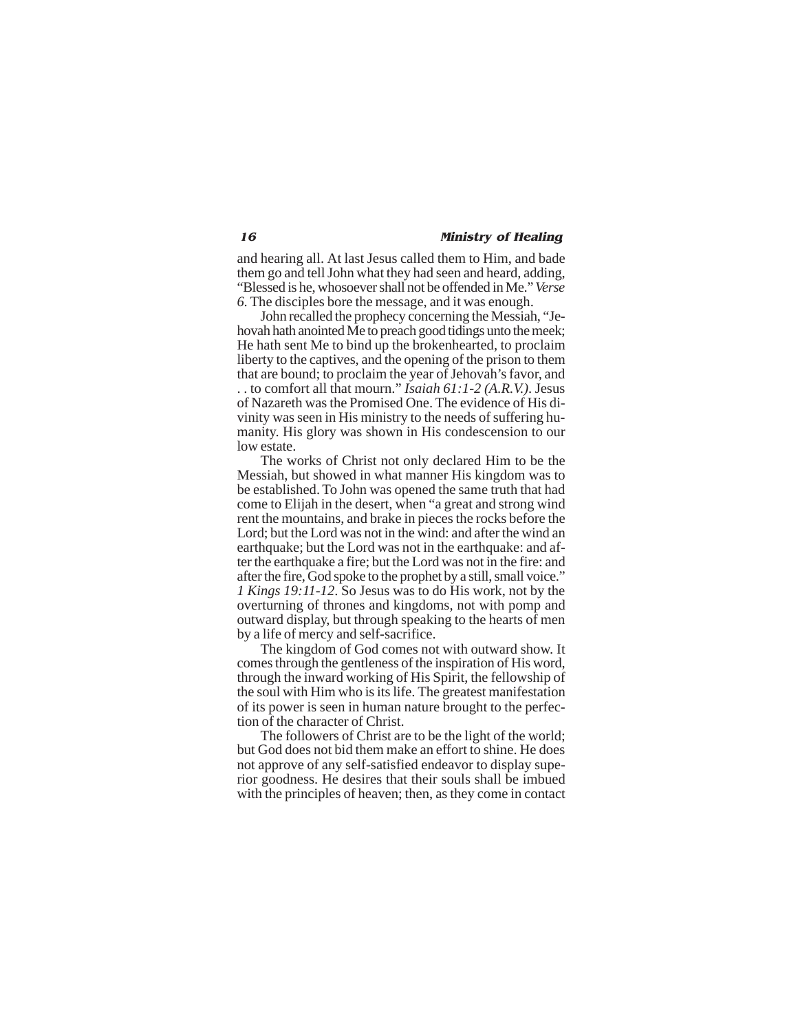and hearing all. At last Jesus called them to Him, and bade them go and tell John what they had seen and heard, adding, "Blessed is he, whosoever shall not be offended in Me." *Verse 6.* The disciples bore the message, and it was enough.

John recalled the prophecy concerning the Messiah, "Jehovah hath anointed Me to preach good tidings unto the meek; He hath sent Me to bind up the brokenhearted, to proclaim liberty to the captives, and the opening of the prison to them that are bound; to proclaim the year of Jehovah's favor, and . . to comfort all that mourn." *Isaiah 61:1-2 (A.R.V.)*. Jesus of Nazareth was the Promised One. The evidence of His divinity was seen in His ministry to the needs of suffering humanity. His glory was shown in His condescension to our low estate.

The works of Christ not only declared Him to be the Messiah, but showed in what manner His kingdom was to be established. To John was opened the same truth that had come to Elijah in the desert, when "a great and strong wind rent the mountains, and brake in pieces the rocks before the Lord; but the Lord was not in the wind: and after the wind an earthquake; but the Lord was not in the earthquake: and after the earthquake a fire; but the Lord was not in the fire: and after the fire, God spoke to the prophet by a still, small voice." *1 Kings 19:11-12*. So Jesus was to do His work, not by the overturning of thrones and kingdoms, not with pomp and outward display, but through speaking to the hearts of men by a life of mercy and self-sacrifice.

The kingdom of God comes not with outward show. It comes through the gentleness of the inspiration of His word, through the inward working of His Spirit, the fellowship of the soul with Him who is its life. The greatest manifestation of its power is seen in human nature brought to the perfection of the character of Christ.

The followers of Christ are to be the light of the world; but God does not bid them make an effort to shine. He does not approve of any self-satisfied endeavor to display superior goodness. He desires that their souls shall be imbued with the principles of heaven; then, as they come in contact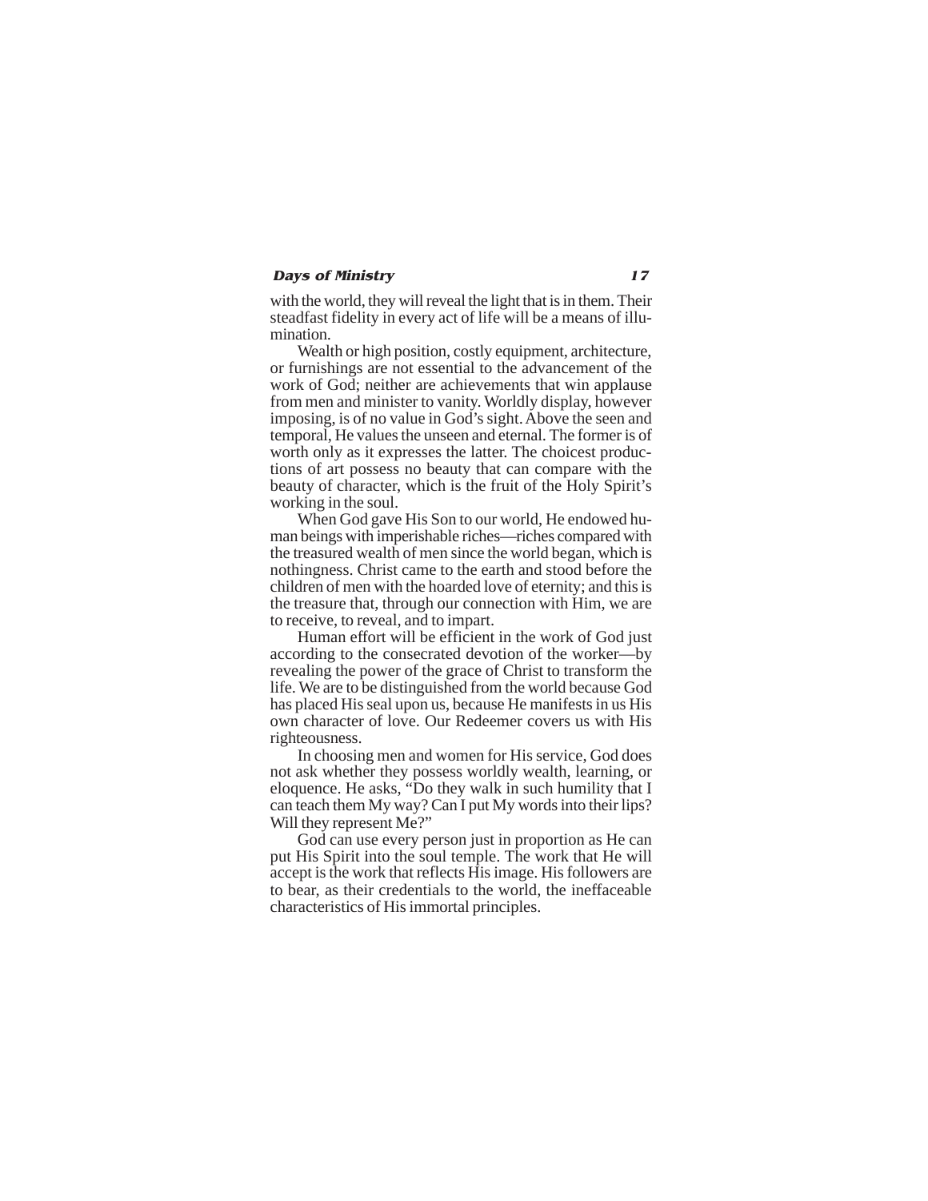with the world, they will reveal the light that is in them. Their steadfast fidelity in every act of life will be a means of illumination.

Wealth or high position, costly equipment, architecture, or furnishings are not essential to the advancement of the work of God; neither are achievements that win applause from men and minister to vanity. Worldly display, however imposing, is of no value in God's sight. Above the seen and temporal, He values the unseen and eternal. The former is of worth only as it expresses the latter. The choicest productions of art possess no beauty that can compare with the beauty of character, which is the fruit of the Holy Spirit's working in the soul.

When God gave His Son to our world, He endowed human beings with imperishable riches—riches compared with the treasured wealth of men since the world began, which is nothingness. Christ came to the earth and stood before the children of men with the hoarded love of eternity; and this is the treasure that, through our connection with Him, we are to receive, to reveal, and to impart.

Human effort will be efficient in the work of God just according to the consecrated devotion of the worker—by revealing the power of the grace of Christ to transform the life. We are to be distinguished from the world because God has placed His seal upon us, because He manifests in us His own character of love. Our Redeemer covers us with His righteousness.

In choosing men and women for His service, God does not ask whether they possess worldly wealth, learning, or eloquence. He asks, "Do they walk in such humility that I can teach them My way? Can I put My words into their lips? Will they represent Me?"

God can use every person just in proportion as He can put His Spirit into the soul temple. The work that He will accept is the work that reflects His image. His followers are to bear, as their credentials to the world, the ineffaceable characteristics of His immortal principles.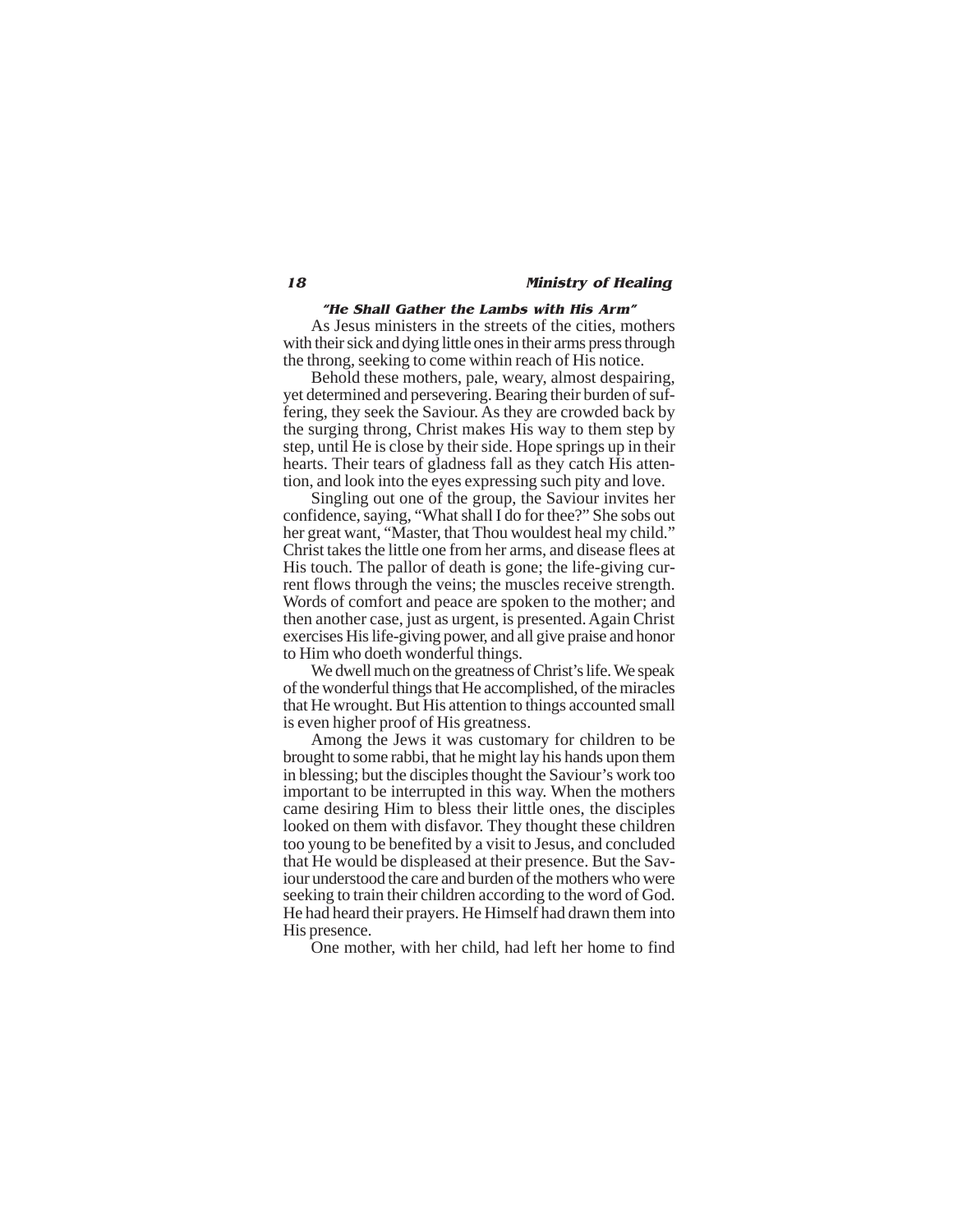### "He Shall Gather the Lambs with His Arm"

As Jesus ministers in the streets of the cities, mothers with their sick and dying little ones in their arms press through the throng, seeking to come within reach of His notice.

Behold these mothers, pale, weary, almost despairing, yet determined and persevering. Bearing their burden of suffering, they seek the Saviour. As they are crowded back by the surging throng, Christ makes His way to them step by step, until He is close by their side. Hope springs up in their hearts. Their tears of gladness fall as they catch His attention, and look into the eyes expressing such pity and love.

Singling out one of the group, the Saviour invites her confidence, saying, "What shall I do for thee?" She sobs out her great want, "Master, that Thou wouldest heal my child." Christ takes the little one from her arms, and disease flees at His touch. The pallor of death is gone; the life-giving current flows through the veins; the muscles receive strength. Words of comfort and peace are spoken to the mother; and then another case, just as urgent, is presented. Again Christ exercises His life-giving power, and all give praise and honor to Him who doeth wonderful things.

We dwell much on the greatness of Christ's life. We speak of the wonderful things that He accomplished, of the miracles that He wrought. But His attention to things accounted small is even higher proof of His greatness.

Among the Jews it was customary for children to be brought to some rabbi, that he might lay his hands upon them in blessing; but the disciples thought the Saviour's work too important to be interrupted in this way. When the mothers came desiring Him to bless their little ones, the disciples looked on them with disfavor. They thought these children too young to be benefited by a visit to Jesus, and concluded that He would be displeased at their presence. But the Saviour understood the care and burden of the mothers who were seeking to train their children according to the word of God. He had heard their prayers. He Himself had drawn them into His presence.

One mother, with her child, had left her home to find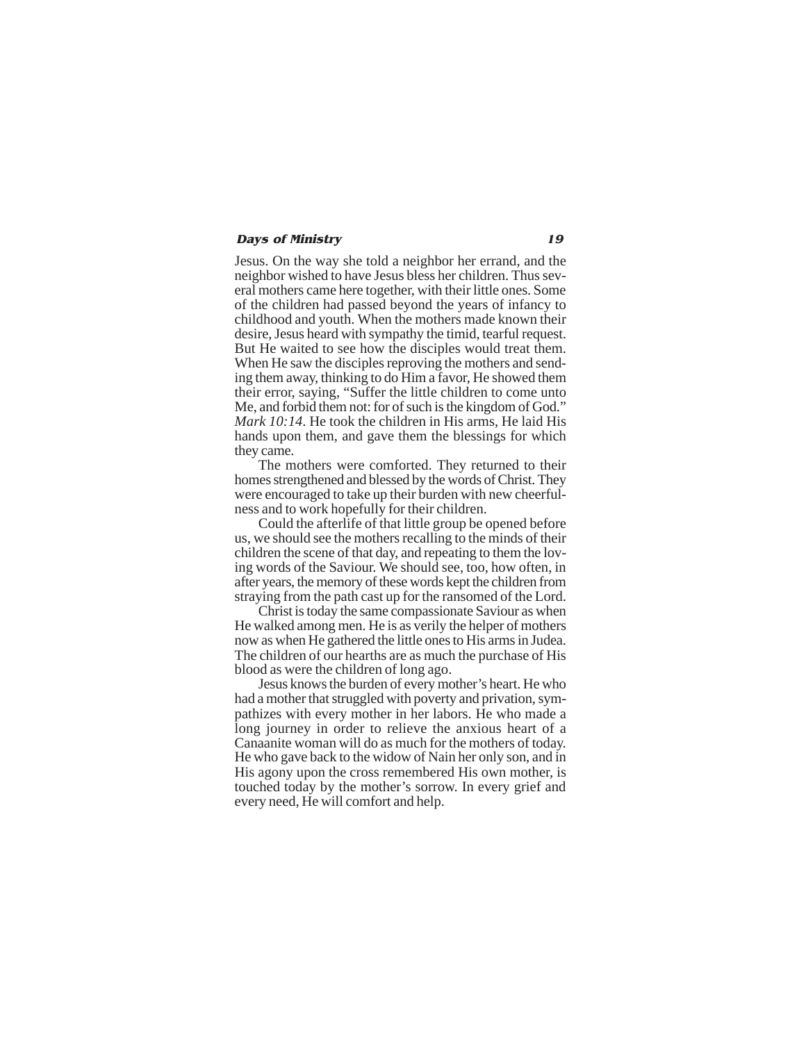Jesus. On the way she told a neighbor her errand, and the neighbor wished to have Jesus bless her children. Thus several mothers came here together, with their little ones. Some of the children had passed beyond the years of infancy to childhood and youth. When the mothers made known their desire, Jesus heard with sympathy the timid, tearful request. But He waited to see how the disciples would treat them. When He saw the disciples reproving the mothers and sending them away, thinking to do Him a favor, He showed them their error, saying, "Suffer the little children to come unto Me, and forbid them not: for of such is the kingdom of God." *Mark 10:14*. He took the children in His arms, He laid His hands upon them, and gave them the blessings for which they came.

The mothers were comforted. They returned to their homes strengthened and blessed by the words of Christ. They were encouraged to take up their burden with new cheerfulness and to work hopefully for their children.

Could the afterlife of that little group be opened before us, we should see the mothers recalling to the minds of their children the scene of that day, and repeating to them the loving words of the Saviour. We should see, too, how often, in after years, the memory of these words kept the children from straying from the path cast up for the ransomed of the Lord.

Christ is today the same compassionate Saviour as when He walked among men. He is as verily the helper of mothers now as when He gathered the little ones to His arms in Judea. The children of our hearths are as much the purchase of His blood as were the children of long ago.

Jesus knows the burden of every mother's heart. He who had a mother that struggled with poverty and privation, sympathizes with every mother in her labors. He who made a long journey in order to relieve the anxious heart of a Canaanite woman will do as much for the mothers of today. He who gave back to the widow of Nain her only son, and in His agony upon the cross remembered His own mother, is touched today by the mother's sorrow. In every grief and every need, He will comfort and help.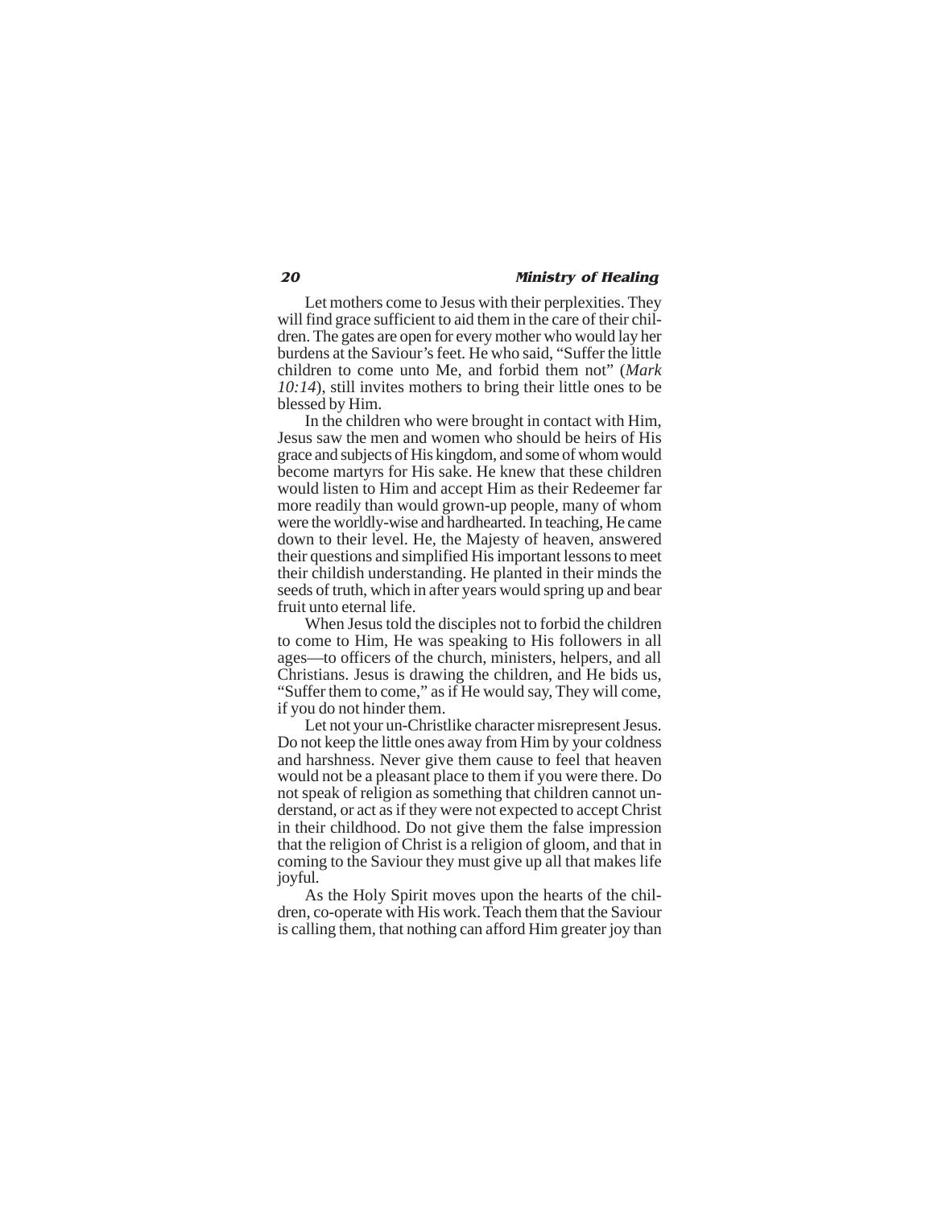Let mothers come to Jesus with their perplexities. They will find grace sufficient to aid them in the care of their children. The gates are open for every mother who would lay her burdens at the Saviour's feet. He who said, "Suffer the little children to come unto Me, and forbid them not" (*Mark 10:14*), still invites mothers to bring their little ones to be blessed by Him.

In the children who were brought in contact with Him, Jesus saw the men and women who should be heirs of His grace and subjects of His kingdom, and some of whom would become martyrs for His sake. He knew that these children would listen to Him and accept Him as their Redeemer far more readily than would grown-up people, many of whom were the worldly-wise and hardhearted. In teaching, He came down to their level. He, the Majesty of heaven, answered their questions and simplified His important lessons to meet their childish understanding. He planted in their minds the seeds of truth, which in after years would spring up and bear fruit unto eternal life.

When Jesus told the disciples not to forbid the children to come to Him, He was speaking to His followers in all ages—to officers of the church, ministers, helpers, and all Christians. Jesus is drawing the children, and He bids us, "Suffer them to come," as if He would say, They will come, if you do not hinder them.

Let not your un-Christlike character misrepresent Jesus. Do not keep the little ones away from Him by your coldness and harshness. Never give them cause to feel that heaven would not be a pleasant place to them if you were there. Do not speak of religion as something that children cannot understand, or act as if they were not expected to accept Christ in their childhood. Do not give them the false impression that the religion of Christ is a religion of gloom, and that in coming to the Saviour they must give up all that makes life joyful.

As the Holy Spirit moves upon the hearts of the children, co-operate with His work. Teach them that the Saviour is calling them, that nothing can afford Him greater joy than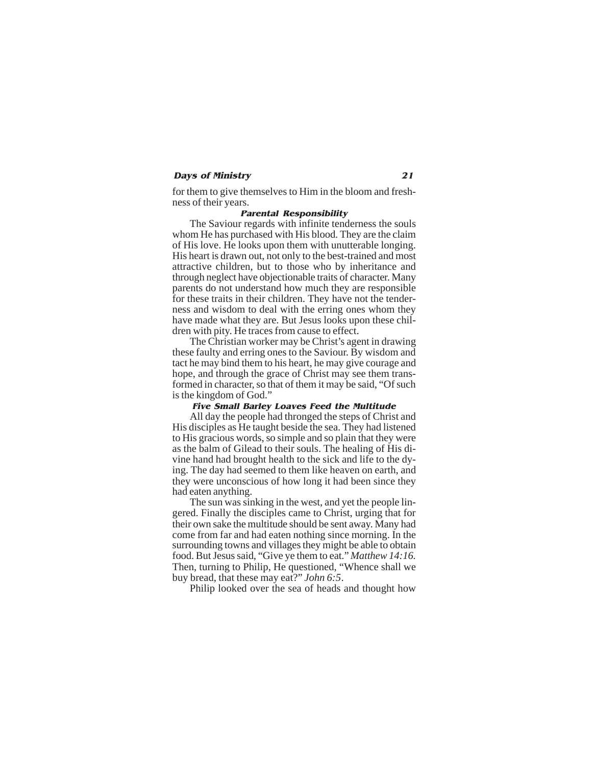for them to give themselves to Him in the bloom and freshness of their years.

### Parental Responsibility

The Saviour regards with infinite tenderness the souls whom He has purchased with His blood. They are the claim of His love. He looks upon them with unutterable longing. His heart is drawn out, not only to the best-trained and most attractive children, but to those who by inheritance and through neglect have objectionable traits of character. Many parents do not understand how much they are responsible for these traits in their children. They have not the tenderness and wisdom to deal with the erring ones whom they have made what they are. But Jesus looks upon these children with pity. He traces from cause to effect.

The Christian worker may be Christ's agent in drawing these faulty and erring ones to the Saviour. By wisdom and tact he may bind them to his heart, he may give courage and hope, and through the grace of Christ may see them transformed in character, so that of them it may be said, "Of such is the kingdom of God."

### Five Small Barley Loaves Feed the Multitude

All day the people had thronged the steps of Christ and His disciples as He taught beside the sea. They had listened to His gracious words, so simple and so plain that they were as the balm of Gilead to their souls. The healing of His divine hand had brought health to the sick and life to the dying. The day had seemed to them like heaven on earth, and they were unconscious of how long it had been since they had eaten anything.

The sun was sinking in the west, and yet the people lingered. Finally the disciples came to Christ, urging that for their own sake the multitude should be sent away. Many had come from far and had eaten nothing since morning. In the surrounding towns and villages they might be able to obtain food. But Jesus said, "Give ye them to eat." *Matthew 14:16.* Then, turning to Philip, He questioned, "Whence shall we buy bread, that these may eat?" *John 6:5*.

Philip looked over the sea of heads and thought how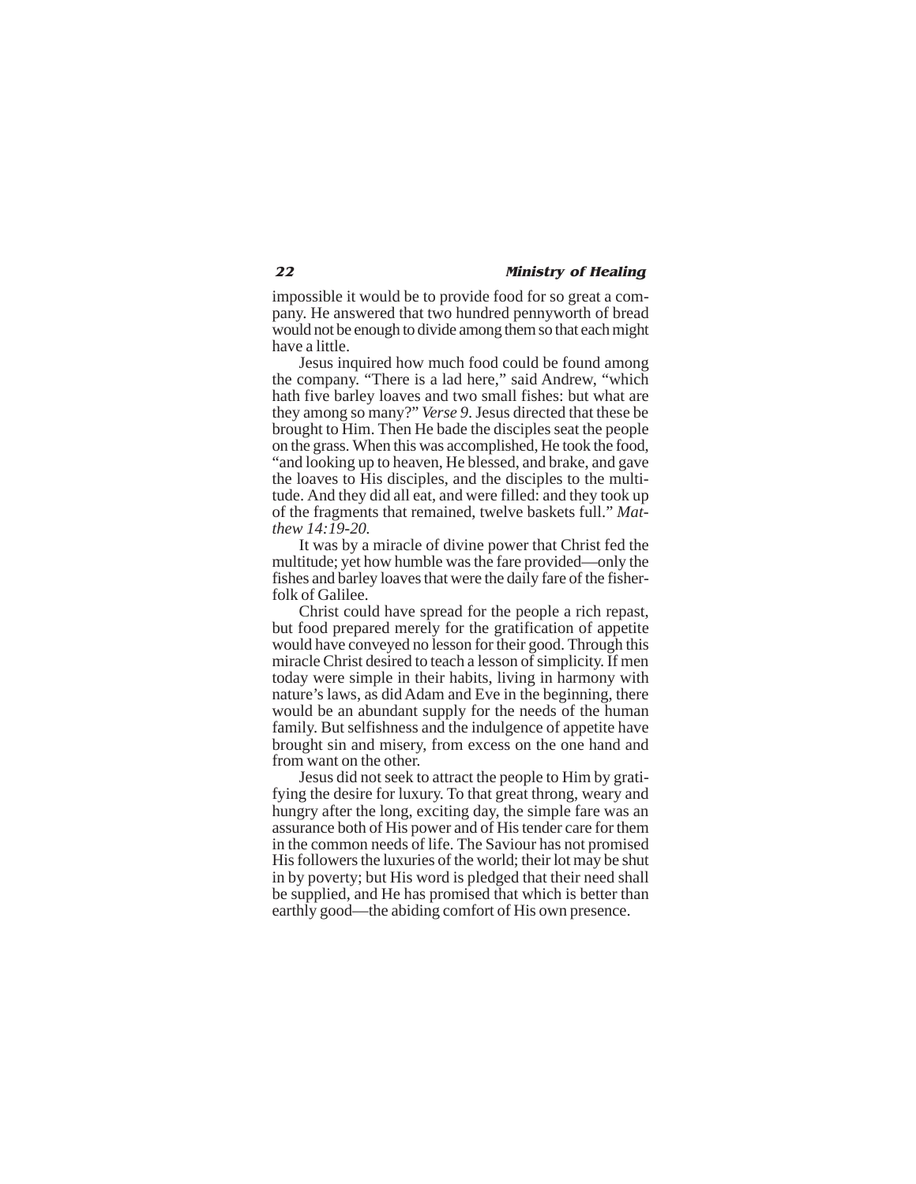impossible it would be to provide food for so great a company. He answered that two hundred pennyworth of bread would not be enough to divide among them so that each might have a little.

Jesus inquired how much food could be found among the company. "There is a lad here," said Andrew, "which hath five barley loaves and two small fishes: but what are they among so many?" *Verse 9*. Jesus directed that these be brought to Him. Then He bade the disciples seat the people on the grass. When this was accomplished, He took the food, "and looking up to heaven, He blessed, and brake, and gave the loaves to His disciples, and the disciples to the multitude. And they did all eat, and were filled: and they took up of the fragments that remained, twelve baskets full." *Matthew 14:19-20.*

It was by a miracle of divine power that Christ fed the multitude; yet how humble was the fare provided—only the fishes and barley loaves that were the daily fare of the fisherfolk of Galilee.

Christ could have spread for the people a rich repast, but food prepared merely for the gratification of appetite would have conveyed no lesson for their good. Through this miracle Christ desired to teach a lesson of simplicity. If men today were simple in their habits, living in harmony with nature's laws, as did Adam and Eve in the beginning, there would be an abundant supply for the needs of the human family. But selfishness and the indulgence of appetite have brought sin and misery, from excess on the one hand and from want on the other.

Jesus did not seek to attract the people to Him by gratifying the desire for luxury. To that great throng, weary and hungry after the long, exciting day, the simple fare was an assurance both of His power and of His tender care for them in the common needs of life. The Saviour has not promised His followers the luxuries of the world; their lot may be shut in by poverty; but His word is pledged that their need shall be supplied, and He has promised that which is better than earthly good—the abiding comfort of His own presence.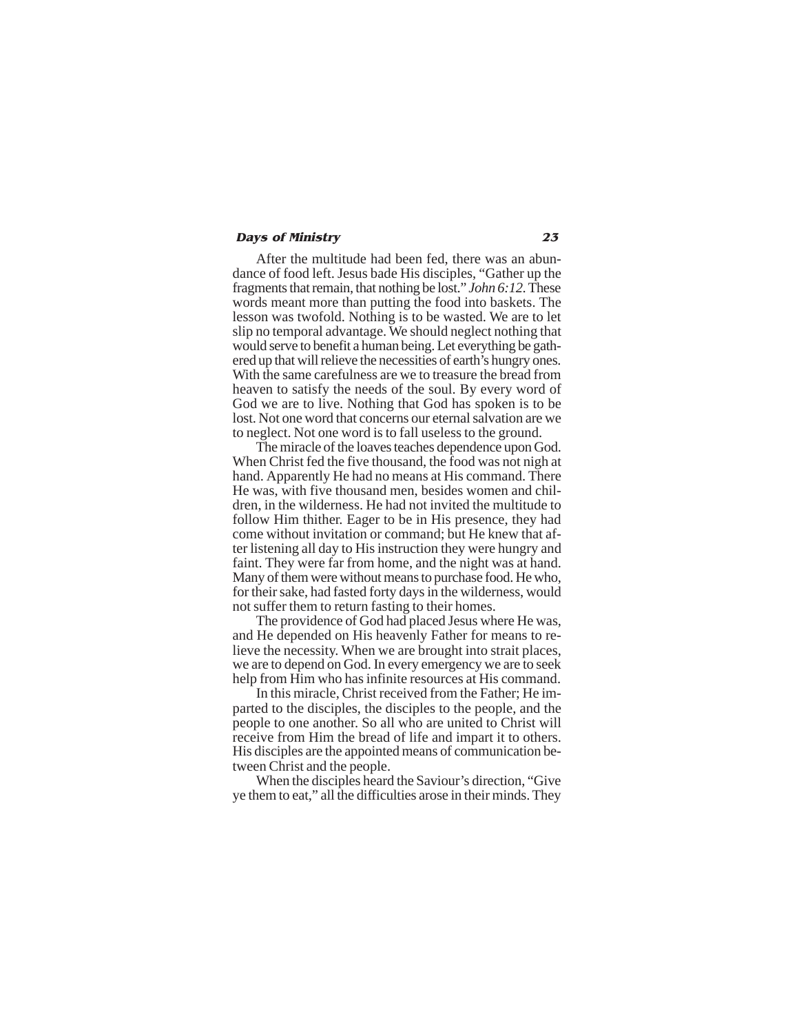After the multitude had been fed, there was an abundance of food left. Jesus bade His disciples, "Gather up the fragments that remain, that nothing be lost." *John 6:12.* These words meant more than putting the food into baskets. The lesson was twofold. Nothing is to be wasted. We are to let slip no temporal advantage. We should neglect nothing that would serve to benefit a human being. Let everything be gathered up that will relieve the necessities of earth's hungry ones. With the same carefulness are we to treasure the bread from heaven to satisfy the needs of the soul. By every word of God we are to live. Nothing that God has spoken is to be lost. Not one word that concerns our eternal salvation are we to neglect. Not one word is to fall useless to the ground.

The miracle of the loaves teaches dependence upon God. When Christ fed the five thousand, the food was not nigh at hand. Apparently He had no means at His command. There He was, with five thousand men, besides women and children, in the wilderness. He had not invited the multitude to follow Him thither. Eager to be in His presence, they had come without invitation or command; but He knew that after listening all day to His instruction they were hungry and faint. They were far from home, and the night was at hand. Many of them were without means to purchase food. He who, for their sake, had fasted forty days in the wilderness, would not suffer them to return fasting to their homes.

The providence of God had placed Jesus where He was, and He depended on His heavenly Father for means to relieve the necessity. When we are brought into strait places, we are to depend on God. In every emergency we are to seek help from Him who has infinite resources at His command.

In this miracle, Christ received from the Father; He imparted to the disciples, the disciples to the people, and the people to one another. So all who are united to Christ will receive from Him the bread of life and impart it to others. His disciples are the appointed means of communication between Christ and the people.

When the disciples heard the Saviour's direction, "Give ye them to eat," all the difficulties arose in their minds. They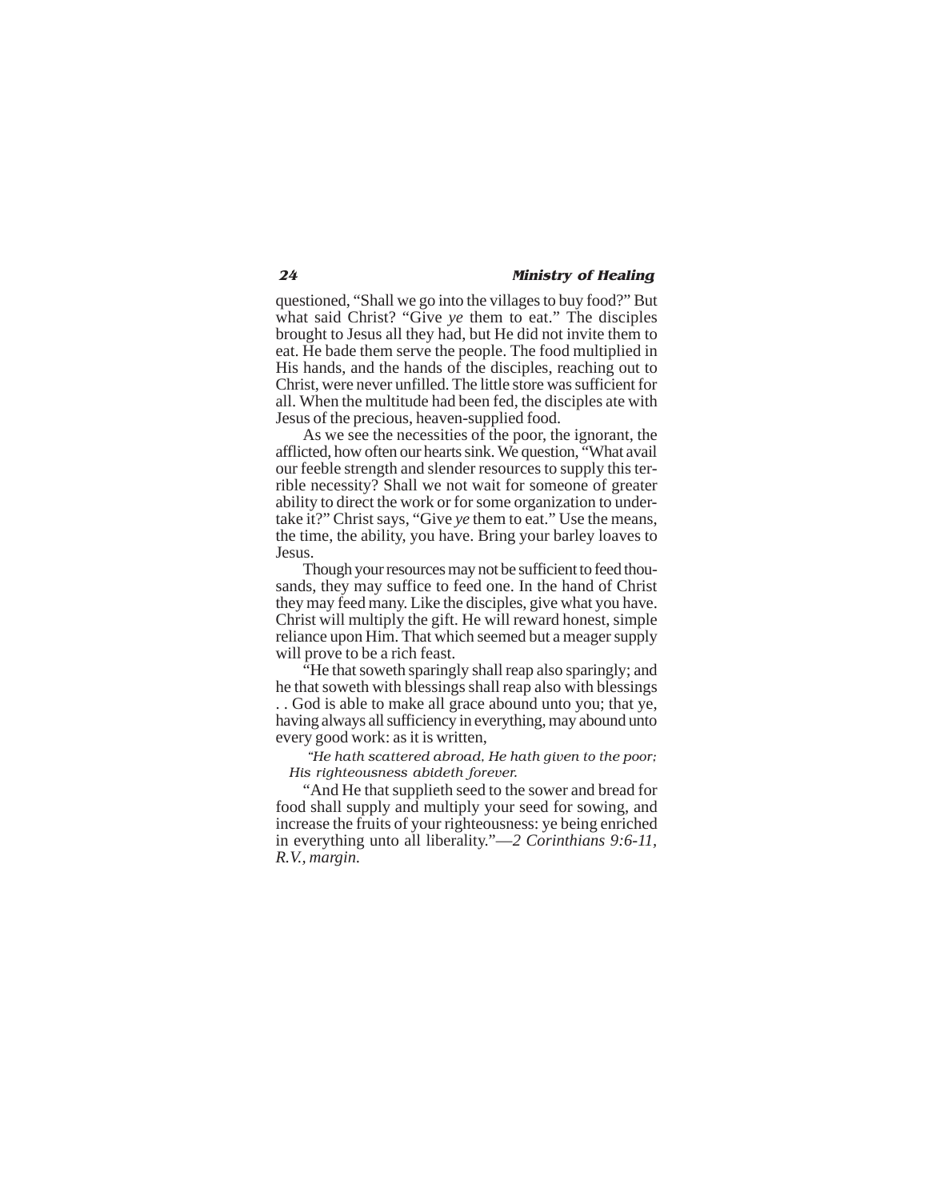questioned, "Shall we go into the villages to buy food?" But what said Christ? "Give *ye* them to eat." The disciples brought to Jesus all they had, but He did not invite them to eat. He bade them serve the people. The food multiplied in His hands, and the hands of the disciples, reaching out to Christ, were never unfilled. The little store was sufficient for all. When the multitude had been fed, the disciples ate with Jesus of the precious, heaven-supplied food.

As we see the necessities of the poor, the ignorant, the afflicted, how often our hearts sink. We question, "What avail our feeble strength and slender resources to supply this terrible necessity? Shall we not wait for someone of greater ability to direct the work or for some organization to undertake it?" Christ says, "Give *ye* them to eat." Use the means, the time, the ability, you have. Bring your barley loaves to Jesus.

Though your resources may not be sufficient to feed thousands, they may suffice to feed one. In the hand of Christ they may feed many. Like the disciples, give what you have. Christ will multiply the gift. He will reward honest, simple reliance upon Him. That which seemed but a meager supply will prove to be a rich feast.

"He that soweth sparingly shall reap also sparingly; and he that soweth with blessings shall reap also with blessings . . God is able to make all grace abound unto you; that ye, having always all sufficiency in everything, may abound unto every good work: as it is written,

> *"He hath scattered abroad, He hath given to the poor;*
> *His righteousness abideth forever.*

"And He that supplieth seed to the sower and bread for food shall supply and multiply your seed for sowing, and increase the fruits of your righteousness: ye being enriched in everything unto all liberality."—*2 Corinthians 9:6-11, R.V., margin.*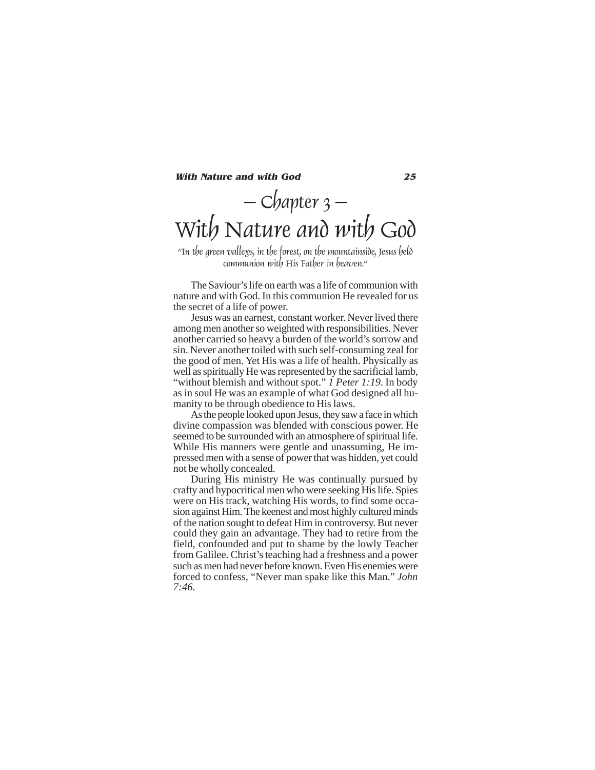# — Chapter 3 —
# With Nature and with God

*"In the green valleys, in the forest, on the mountainside, Jesus held communion with His Father in heaven."*

The Saviour's life on earth was a life of communion with nature and with God. In this communion He revealed for us the secret of a life of power.

Jesus was an earnest, constant worker. Never lived there among men another so weighted with responsibilities. Never another carried so heavy a burden of the world's sorrow and sin. Never another toiled with such self-consuming zeal for the good of men. Yet His was a life of health. Physically as well as spiritually He was represented by the sacrificial lamb, "without blemish and without spot." *1 Peter 1:19*. In body as in soul He was an example of what God designed all humanity to be through obedience to His laws.

As the people looked upon Jesus, they saw a face in which divine compassion was blended with conscious power. He seemed to be surrounded with an atmosphere of spiritual life. While His manners were gentle and unassuming, He impressed men with a sense of power that was hidden, yet could not be wholly concealed.

During His ministry He was continually pursued by crafty and hypocritical men who were seeking His life. Spies were on His track, watching His words, to find some occasion against Him. The keenest and most highly cultured minds of the nation sought to defeat Him in controversy. But never could they gain an advantage. They had to retire from the field, confounded and put to shame by the lowly Teacher from Galilee. Christ's teaching had a freshness and a power such as men had never before known. Even His enemies were forced to confess, "Never man spake like this Man." *John 7:46*.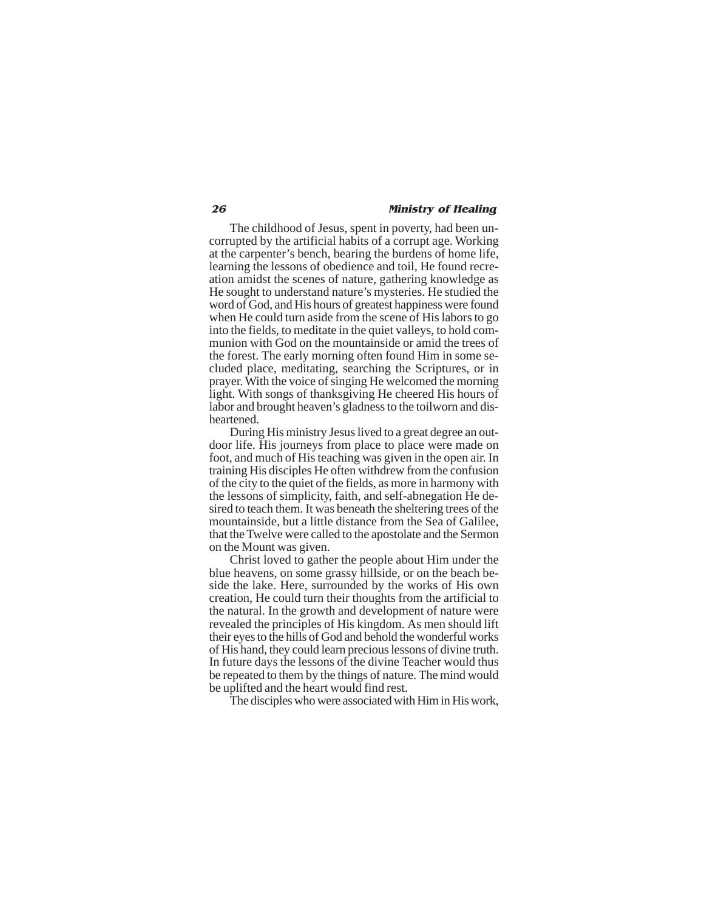The childhood of Jesus, spent in poverty, had been uncorrupted by the artificial habits of a corrupt age. Working at the carpenter's bench, bearing the burdens of home life, learning the lessons of obedience and toil, He found recreation amidst the scenes of nature, gathering knowledge as He sought to understand nature's mysteries. He studied the word of God, and His hours of greatest happiness were found when He could turn aside from the scene of His labors to go into the fields, to meditate in the quiet valleys, to hold communion with God on the mountainside or amid the trees of the forest. The early morning often found Him in some secluded place, meditating, searching the Scriptures, or in prayer. With the voice of singing He welcomed the morning light. With songs of thanksgiving He cheered His hours of labor and brought heaven's gladness to the toilworn and disheartened.

During His ministry Jesus lived to a great degree an outdoor life. His journeys from place to place were made on foot, and much of His teaching was given in the open air. In training His disciples He often withdrew from the confusion of the city to the quiet of the fields, as more in harmony with the lessons of simplicity, faith, and self-abnegation He desired to teach them. It was beneath the sheltering trees of the mountainside, but a little distance from the Sea of Galilee, that the Twelve were called to the apostolate and the Sermon on the Mount was given.

Christ loved to gather the people about Him under the blue heavens, on some grassy hillside, or on the beach beside the lake. Here, surrounded by the works of His own creation, He could turn their thoughts from the artificial to the natural. In the growth and development of nature were revealed the principles of His kingdom. As men should lift their eyes to the hills of God and behold the wonderful works of His hand, they could learn precious lessons of divine truth. In future days the lessons of the divine Teacher would thus be repeated to them by the things of nature. The mind would be uplifted and the heart would find rest.

The disciples who were associated with Him in His work,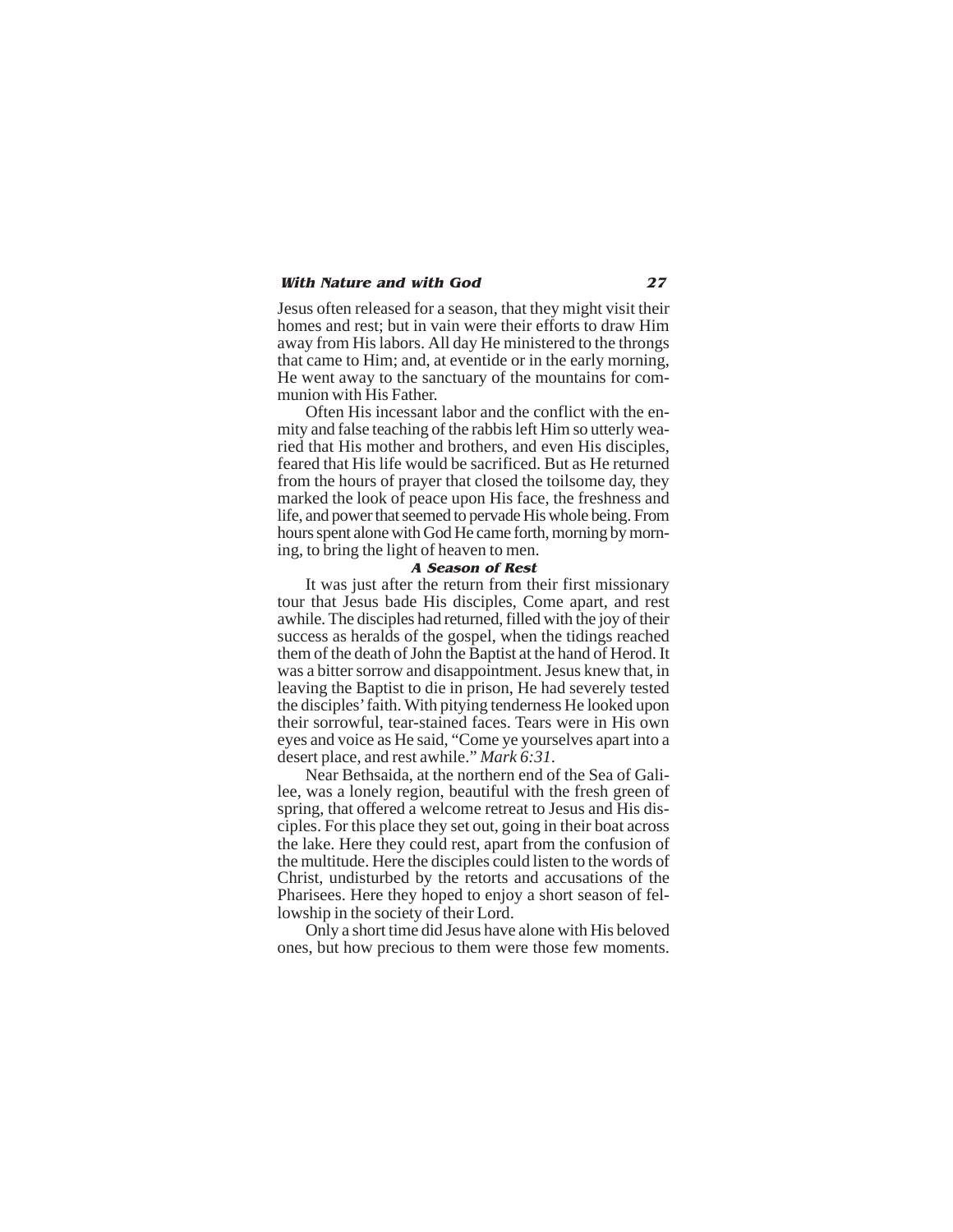Jesus often released for a season, that they might visit their homes and rest; but in vain were their efforts to draw Him away from His labors. All day He ministered to the throngs that came to Him; and, at eventide or in the early morning, He went away to the sanctuary of the mountains for communion with His Father.

Often His incessant labor and the conflict with the enmity and false teaching of the rabbis left Him so utterly wearied that His mother and brothers, and even His disciples, feared that His life would be sacrificed. But as He returned from the hours of prayer that closed the toilsome day, they marked the look of peace upon His face, the freshness and life, and power that seemed to pervade His whole being. From hours spent alone with God He came forth, morning by morning, to bring the light of heaven to men.

### A Season of Rest

It was just after the return from their first missionary tour that Jesus bade His disciples, Come apart, and rest awhile. The disciples had returned, filled with the joy of their success as heralds of the gospel, when the tidings reached them of the death of John the Baptist at the hand of Herod. It was a bitter sorrow and disappointment. Jesus knew that, in leaving the Baptist to die in prison, He had severely tested the disciples' faith. With pitying tenderness He looked upon their sorrowful, tear-stained faces. Tears were in His own eyes and voice as He said, "Come ye yourselves apart into a desert place, and rest awhile." *Mark 6:31*.

Near Bethsaida, at the northern end of the Sea of Galilee, was a lonely region, beautiful with the fresh green of spring, that offered a welcome retreat to Jesus and His disciples. For this place they set out, going in their boat across the lake. Here they could rest, apart from the confusion of the multitude. Here the disciples could listen to the words of Christ, undisturbed by the retorts and accusations of the Pharisees. Here they hoped to enjoy a short season of fellowship in the society of their Lord.

Only a short time did Jesus have alone with His beloved ones, but how precious to them were those few moments.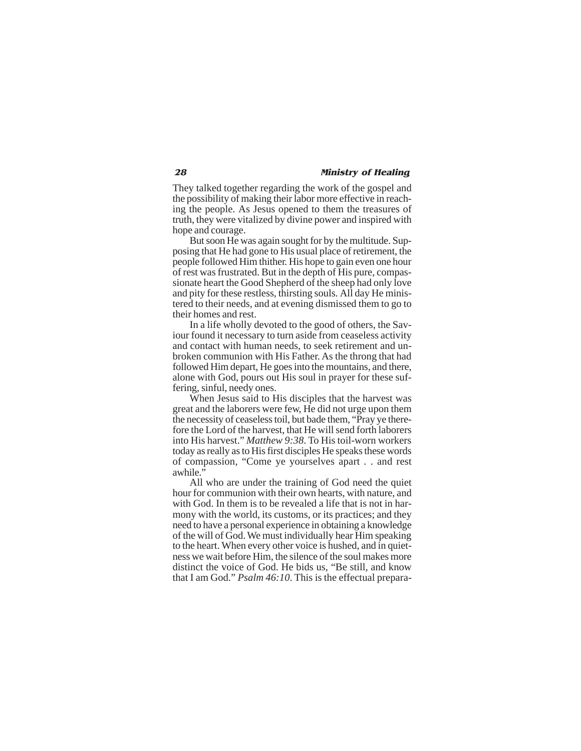They talked together regarding the work of the gospel and the possibility of making their labor more effective in reaching the people. As Jesus opened to them the treasures of truth, they were vitalized by divine power and inspired with hope and courage.

But soon He was again sought for by the multitude. Supposing that He had gone to His usual place of retirement, the people followed Him thither. His hope to gain even one hour of rest was frustrated. But in the depth of His pure, compassionate heart the Good Shepherd of the sheep had only love and pity for these restless, thirsting souls. All day He ministered to their needs, and at evening dismissed them to go to their homes and rest.

In a life wholly devoted to the good of others, the Saviour found it necessary to turn aside from ceaseless activity and contact with human needs, to seek retirement and unbroken communion with His Father. As the throng that had followed Him depart, He goes into the mountains, and there, alone with God, pours out His soul in prayer for these suffering, sinful, needy ones.

When Jesus said to His disciples that the harvest was great and the laborers were few, He did not urge upon them the necessity of ceaseless toil, but bade them, "Pray ye therefore the Lord of the harvest, that He will send forth laborers into His harvest." *Matthew 9:38*. To His toil-worn workers today as really as to His first disciples He speaks these words of compassion, "Come ye yourselves apart . . and rest awhile."

All who are under the training of God need the quiet hour for communion with their own hearts, with nature, and with God. In them is to be revealed a life that is not in harmony with the world, its customs, or its practices; and they need to have a personal experience in obtaining a knowledge of the will of God. We must individually hear Him speaking to the heart. When every other voice is hushed, and in quietness we wait before Him, the silence of the soul makes more distinct the voice of God. He bids us, "Be still, and know that I am God." *Psalm 46:10*. This is the effectual prepara-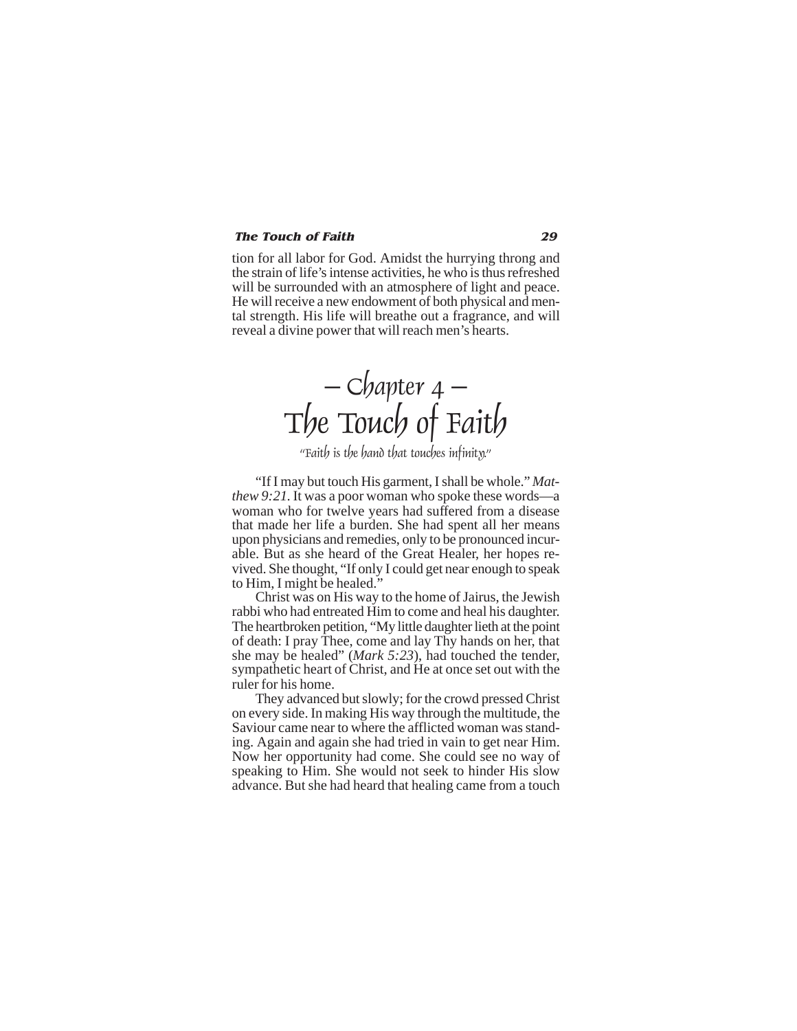tion for all labor for God. Amidst the hurrying throng and the strain of life's intense activities, he who is thus refreshed will be surrounded with an atmosphere of light and peace. He will receive a new endowment of both physical and mental strength. His life will breathe out a fragrance, and will reveal a divine power that will reach men's hearts.

# – Chapter 4 –
# The Touch of Faith

*"Faith is the hand that touches infinity."*

"If I may but touch His garment, I shall be whole." *Matthew 9:21.* It was a poor woman who spoke these words—a woman who for twelve years had suffered from a disease that made her life a burden. She had spent all her means upon physicians and remedies, only to be pronounced incurable. But as she heard of the Great Healer, her hopes revived. She thought, "If only I could get near enough to speak to Him, I might be healed."

Christ was on His way to the home of Jairus, the Jewish rabbi who had entreated Him to come and heal his daughter. The heartbroken petition, "My little daughter lieth at the point of death: I pray Thee, come and lay Thy hands on her, that she may be healed" (*Mark 5:23*), had touched the tender, sympathetic heart of Christ, and He at once set out with the ruler for his home.

They advanced but slowly; for the crowd pressed Christ on every side. In making His way through the multitude, the Saviour came near to where the afflicted woman was standing. Again and again she had tried in vain to get near Him. Now her opportunity had come. She could see no way of speaking to Him. She would not seek to hinder His slow advance. But she had heard that healing came from a touch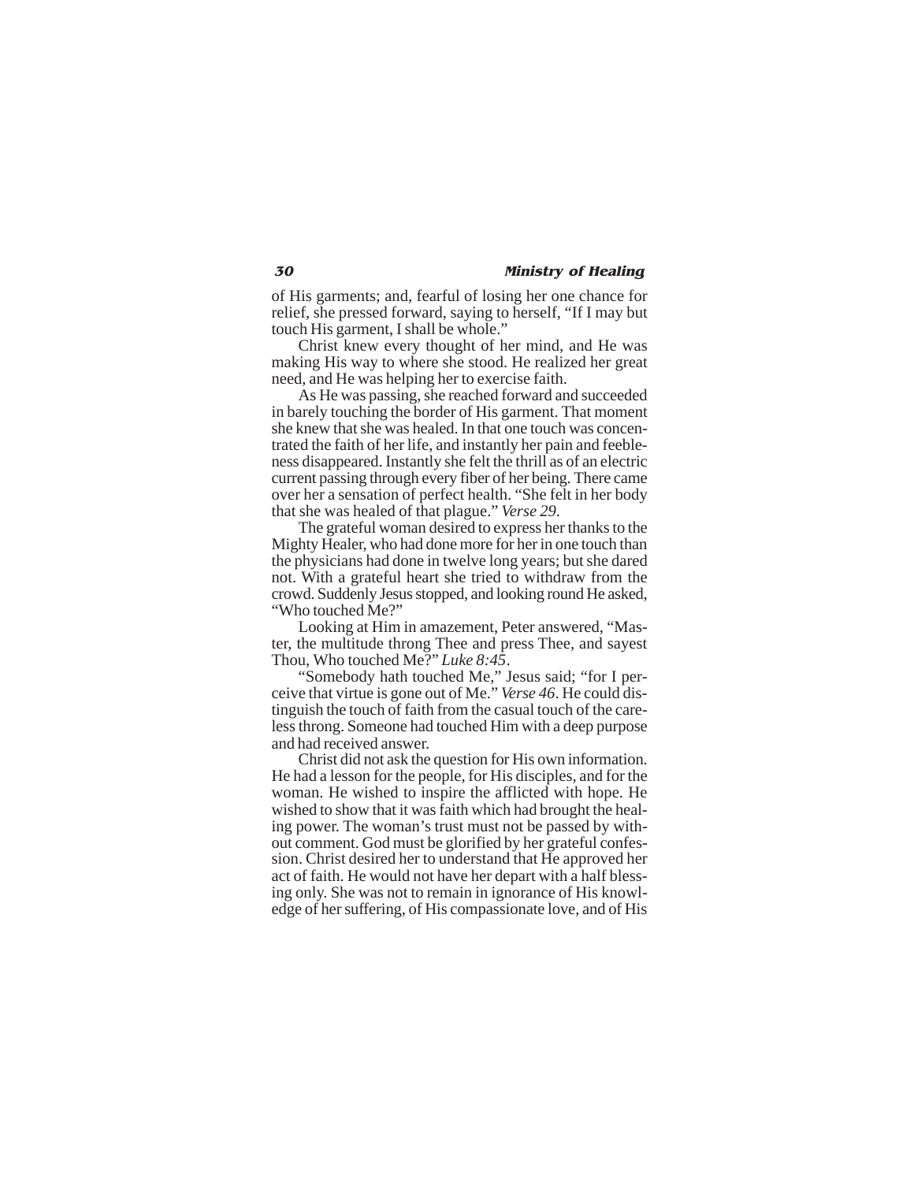of His garments; and, fearful of losing her one chance for relief, she pressed forward, saying to herself, "If I may but touch His garment, I shall be whole."

Christ knew every thought of her mind, and He was making His way to where she stood. He realized her great need, and He was helping her to exercise faith.

As He was passing, she reached forward and succeeded in barely touching the border of His garment. That moment she knew that she was healed. In that one touch was concentrated the faith of her life, and instantly her pain and feebleness disappeared. Instantly she felt the thrill as of an electric current passing through every fiber of her being. There came over her a sensation of perfect health. "She felt in her body that she was healed of that plague." *Verse 29*.

The grateful woman desired to express her thanks to the Mighty Healer, who had done more for her in one touch than the physicians had done in twelve long years; but she dared not. With a grateful heart she tried to withdraw from the crowd. Suddenly Jesus stopped, and looking round He asked, "Who touched Me?"

Looking at Him in amazement, Peter answered, "Master, the multitude throng Thee and press Thee, and sayest Thou, Who touched Me?" *Luke 8:45*.

"Somebody hath touched Me," Jesus said; "for I perceive that virtue is gone out of Me." *Verse 46*. He could distinguish the touch of faith from the casual touch of the careless throng. Someone had touched Him with a deep purpose and had received answer.

Christ did not ask the question for His own information. He had a lesson for the people, for His disciples, and for the woman. He wished to inspire the afflicted with hope. He wished to show that it was faith which had brought the healing power. The woman's trust must not be passed by without comment. God must be glorified by her grateful confession. Christ desired her to understand that He approved her act of faith. He would not have her depart with a half blessing only. She was not to remain in ignorance of His knowledge of her suffering, of His compassionate love, and of His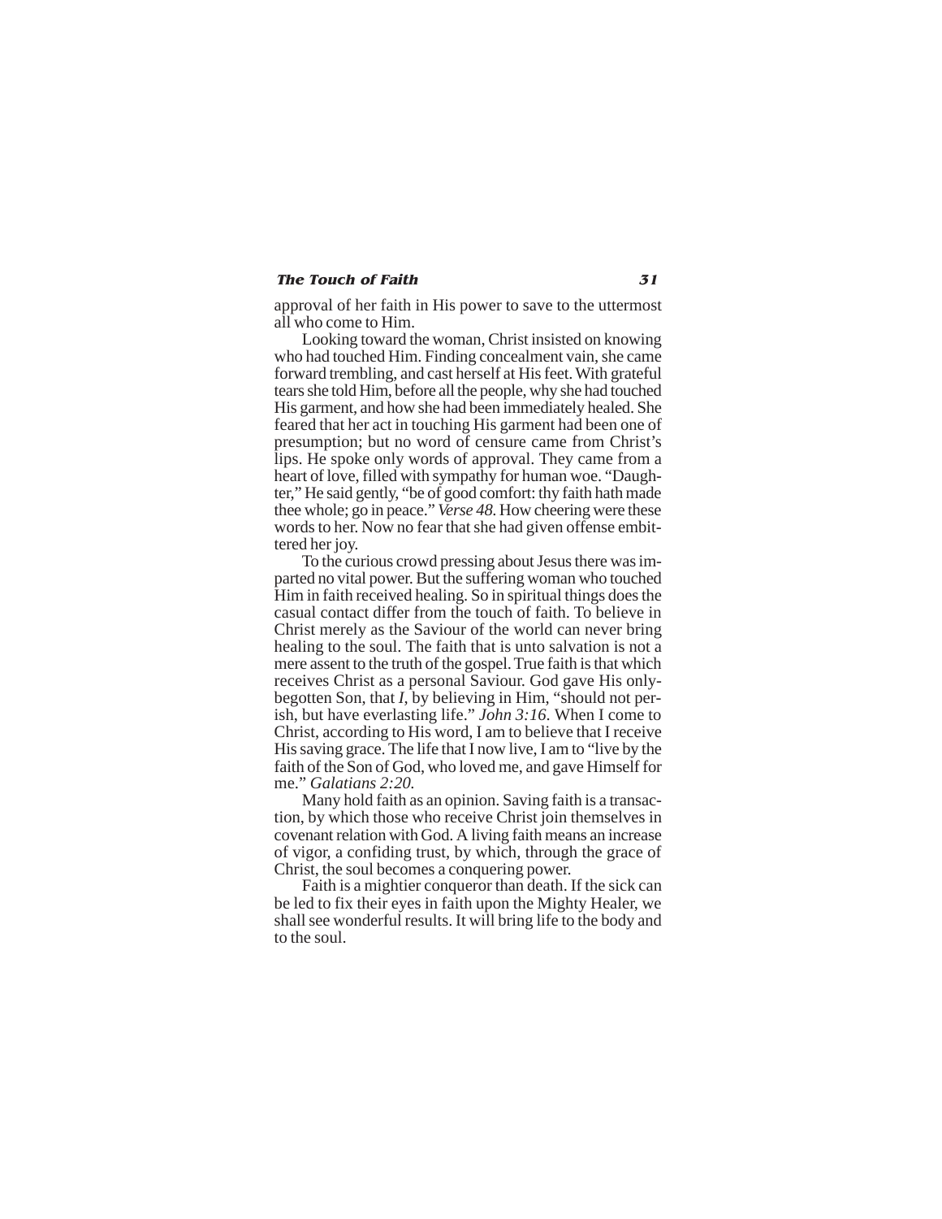approval of her faith in His power to save to the uttermost all who come to Him.

Looking toward the woman, Christ insisted on knowing who had touched Him. Finding concealment vain, she came forward trembling, and cast herself at His feet. With grateful tears she told Him, before all the people, why she had touched His garment, and how she had been immediately healed. She feared that her act in touching His garment had been one of presumption; but no word of censure came from Christ's lips. He spoke only words of approval. They came from a heart of love, filled with sympathy for human woe. "Daughter," He said gently, "be of good comfort: thy faith hath made thee whole; go in peace." *Verse 48.* How cheering were these words to her. Now no fear that she had given offense embittered her joy.

To the curious crowd pressing about Jesus there was imparted no vital power. But the suffering woman who touched Him in faith received healing. So in spiritual things does the casual contact differ from the touch of faith. To believe in Christ merely as the Saviour of the world can never bring healing to the soul. The faith that is unto salvation is not a mere assent to the truth of the gospel. True faith is that which receives Christ as a personal Saviour. God gave His only-begotten Son, that *I*, by believing in Him, "should not perish, but have everlasting life." *John 3:16.* When I come to Christ, according to His word, I am to believe that I receive His saving grace. The life that I now live, I am to "live by the faith of the Son of God, who loved me, and gave Himself for me." *Galatians 2:20.*

Many hold faith as an opinion. Saving faith is a transaction, by which those who receive Christ join themselves in covenant relation with God. A living faith means an increase of vigor, a confiding trust, by which, through the grace of Christ, the soul becomes a conquering power.

Faith is a mightier conqueror than death. If the sick can be led to fix their eyes in faith upon the Mighty Healer, we shall see wonderful results. It will bring life to the body and to the soul.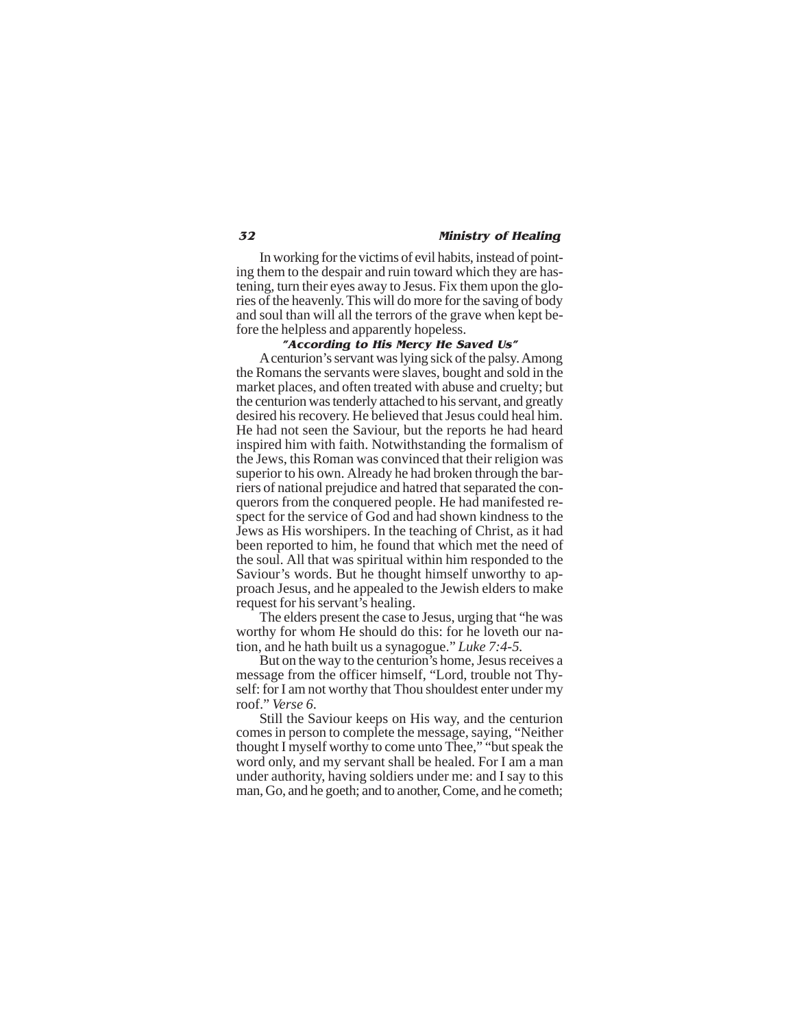In working for the victims of evil habits, instead of pointing them to the despair and ruin toward which they are hastening, turn their eyes away to Jesus. Fix them upon the glories of the heavenly. This will do more for the saving of body and soul than will all the terrors of the grave when kept before the helpless and apparently hopeless.

### "According to His Mercy He Saved Us"

A centurion's servant was lying sick of the palsy. Among the Romans the servants were slaves, bought and sold in the market places, and often treated with abuse and cruelty; but the centurion was tenderly attached to his servant, and greatly desired his recovery. He believed that Jesus could heal him. He had not seen the Saviour, but the reports he had heard inspired him with faith. Notwithstanding the formalism of the Jews, this Roman was convinced that their religion was superior to his own. Already he had broken through the barriers of national prejudice and hatred that separated the conquerors from the conquered people. He had manifested respect for the service of God and had shown kindness to the Jews as His worshipers. In the teaching of Christ, as it had been reported to him, he found that which met the need of the soul. All that was spiritual within him responded to the Saviour's words. But he thought himself unworthy to approach Jesus, and he appealed to the Jewish elders to make request for his servant's healing.

The elders present the case to Jesus, urging that "he was worthy for whom He should do this: for he loveth our nation, and he hath built us a synagogue." *Luke 7:4-5.*

But on the way to the centurion's home, Jesus receives a message from the officer himself, "Lord, trouble not Thyself: for I am not worthy that Thou shouldest enter under my roof." *Verse 6.*

Still the Saviour keeps on His way, and the centurion comes in person to complete the message, saying, "Neither thought I myself worthy to come unto Thee," "but speak the word only, and my servant shall be healed. For I am a man under authority, having soldiers under me: and I say to this man, Go, and he goeth; and to another, Come, and he cometh;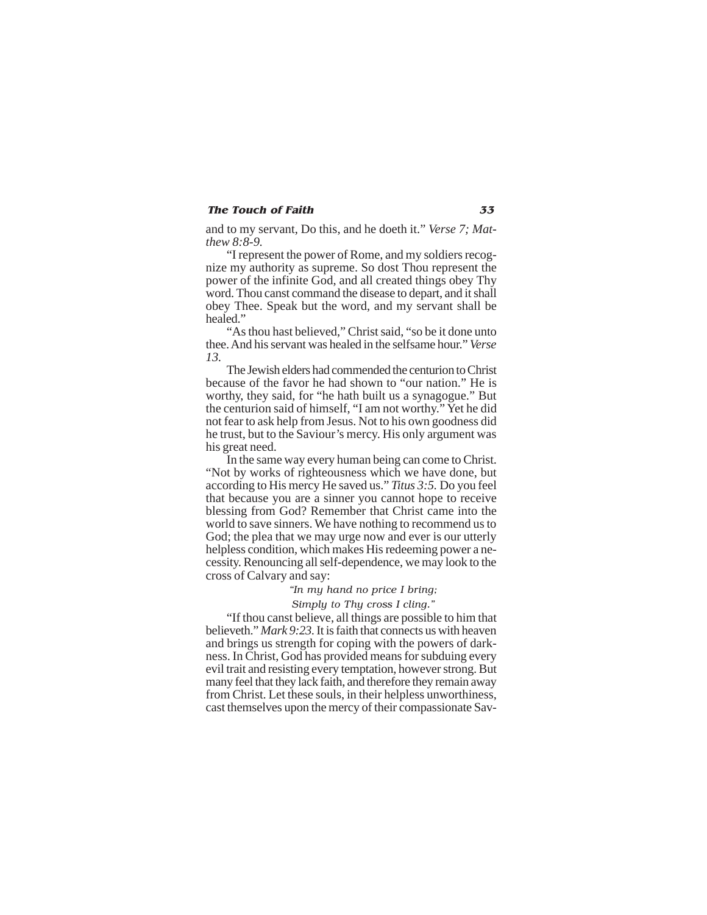and to my servant, Do this, and he doeth it." *Verse 7; Matthew 8:8-9.*

"I represent the power of Rome, and my soldiers recognize my authority as supreme. So dost Thou represent the power of the infinite God, and all created things obey Thy word. Thou canst command the disease to depart, and it shall obey Thee. Speak but the word, and my servant shall be healed."

"As thou hast believed," Christ said, "so be it done unto thee. And his servant was healed in the selfsame hour." *Verse 13.*

The Jewish elders had commended the centurion to Christ because of the favor he had shown to "our nation." He is worthy, they said, for "he hath built us a synagogue." But the centurion said of himself, "I am not worthy." Yet he did not fear to ask help from Jesus. Not to his own goodness did he trust, but to the Saviour's mercy. His only argument was his great need.

In the same way every human being can come to Christ. "Not by works of righteousness which we have done, but according to His mercy He saved us." *Titus 3:5.* Do you feel that because you are a sinner you cannot hope to receive blessing from God? Remember that Christ came into the world to save sinners. We have nothing to recommend us to God; the plea that we may urge now and ever is our utterly helpless condition, which makes His redeeming power a necessity. Renouncing all self-dependence, we may look to the cross of Calvary and say:

*"In my hand no price I bring;*
*Simply to Thy cross I cling."*

"If thou canst believe, all things are possible to him that believeth." *Mark 9:23.* It is faith that connects us with heaven and brings us strength for coping with the powers of darkness. In Christ, God has provided means for subduing every evil trait and resisting every temptation, however strong. But many feel that they lack faith, and therefore they remain away from Christ. Let these souls, in their helpless unworthiness, cast themselves upon the mercy of their compassionate Sav-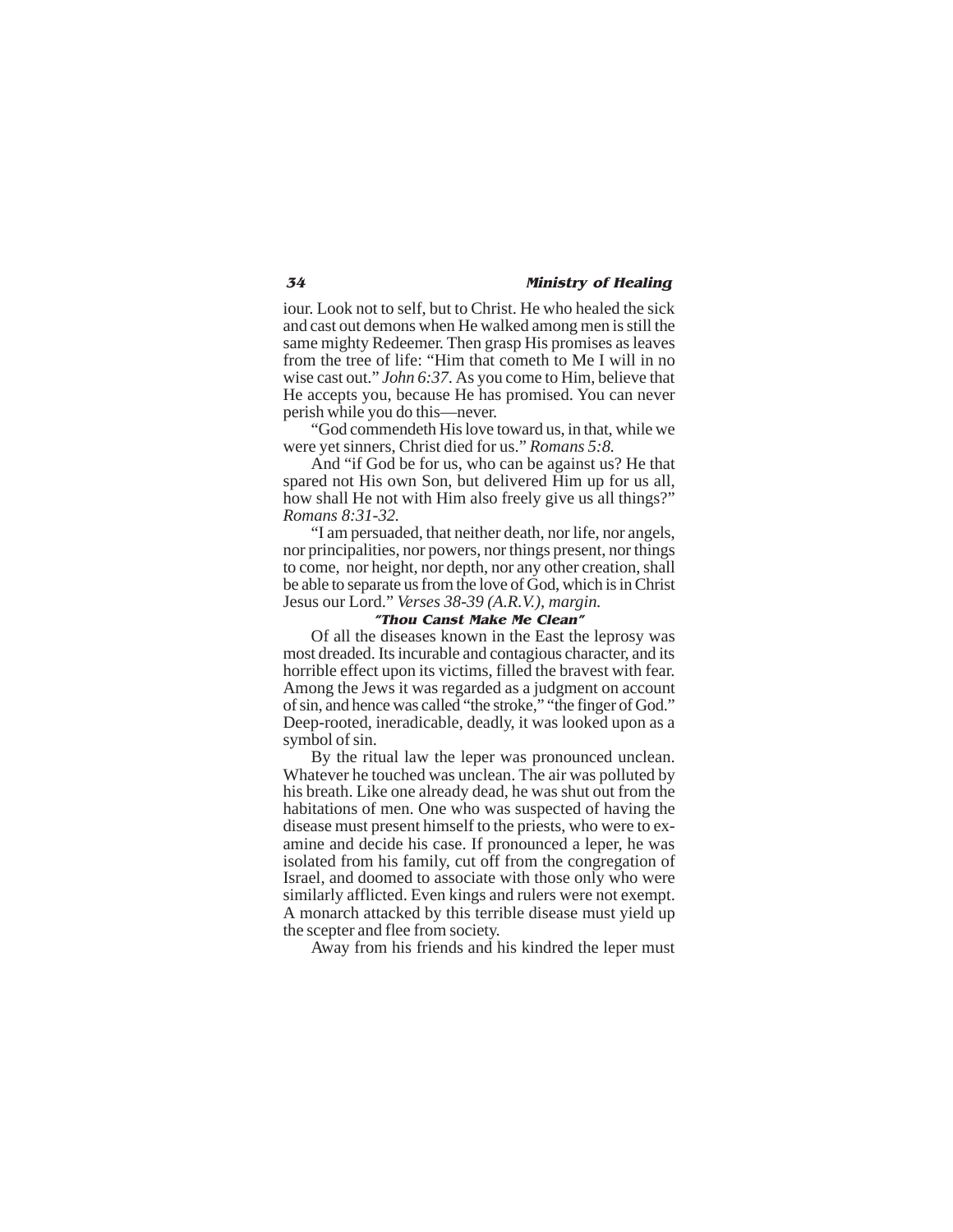iour. Look not to self, but to Christ. He who healed the sick and cast out demons when He walked among men is still the same mighty Redeemer. Then grasp His promises as leaves from the tree of life: "Him that cometh to Me I will in no wise cast out." *John 6:37*. As you come to Him, believe that He accepts you, because He has promised. You can never perish while you do this—never.

"God commendeth His love toward us, in that, while we were yet sinners, Christ died for us." *Romans 5:8.*

And "if God be for us, who can be against us? He that spared not His own Son, but delivered Him up for us all, how shall He not with Him also freely give us all things?" *Romans 8:31-32.*

"I am persuaded, that neither death, nor life, nor angels, nor principalities, nor powers, nor things present, nor things to come, nor height, nor depth, nor any other creation, shall be able to separate us from the love of God, which is in Christ Jesus our Lord." *Verses 38-39 (A.R.V.), margin.*

### "Thou Canst Make Me Clean"

Of all the diseases known in the East the leprosy was most dreaded. Its incurable and contagious character, and its horrible effect upon its victims, filled the bravest with fear. Among the Jews it was regarded as a judgment on account of sin, and hence was called "the stroke," "the finger of God." Deep-rooted, ineradicable, deadly, it was looked upon as a symbol of sin.

By the ritual law the leper was pronounced unclean. Whatever he touched was unclean. The air was polluted by his breath. Like one already dead, he was shut out from the habitations of men. One who was suspected of having the disease must present himself to the priests, who were to examine and decide his case. If pronounced a leper, he was isolated from his family, cut off from the congregation of Israel, and doomed to associate with those only who were similarly afflicted. Even kings and rulers were not exempt. A monarch attacked by this terrible disease must yield up the scepter and flee from society.

Away from his friends and his kindred the leper must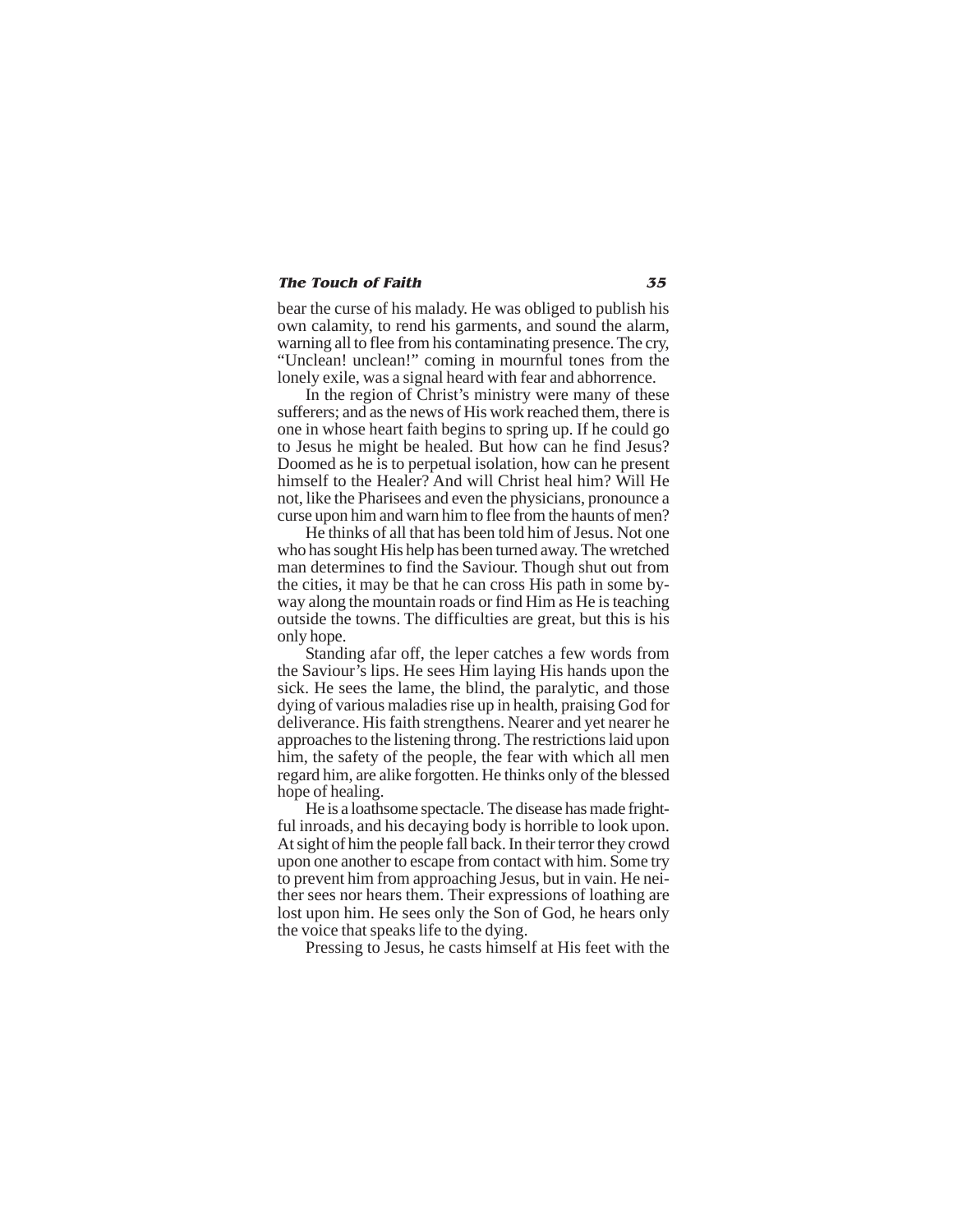bear the curse of his malady. He was obliged to publish his own calamity, to rend his garments, and sound the alarm, warning all to flee from his contaminating presence. The cry, "Unclean! unclean!" coming in mournful tones from the lonely exile, was a signal heard with fear and abhorrence.

In the region of Christ's ministry were many of these sufferers; and as the news of His work reached them, there is one in whose heart faith begins to spring up. If he could go to Jesus he might be healed. But how can he find Jesus? Doomed as he is to perpetual isolation, how can he present himself to the Healer? And will Christ heal him? Will He not, like the Pharisees and even the physicians, pronounce a curse upon him and warn him to flee from the haunts of men?

He thinks of all that has been told him of Jesus. Not one who has sought His help has been turned away. The wretched man determines to find the Saviour. Though shut out from the cities, it may be that he can cross His path in some byway along the mountain roads or find Him as He is teaching outside the towns. The difficulties are great, but this is his only hope.

Standing afar off, the leper catches a few words from the Saviour's lips. He sees Him laying His hands upon the sick. He sees the lame, the blind, the paralytic, and those dying of various maladies rise up in health, praising God for deliverance. His faith strengthens. Nearer and yet nearer he approaches to the listening throng. The restrictions laid upon him, the safety of the people, the fear with which all men regard him, are alike forgotten. He thinks only of the blessed hope of healing.

He is a loathsome spectacle. The disease has made frightful inroads, and his decaying body is horrible to look upon. At sight of him the people fall back. In their terror they crowd upon one another to escape from contact with him. Some try to prevent him from approaching Jesus, but in vain. He neither sees nor hears them. Their expressions of loathing are lost upon him. He sees only the Son of God, he hears only the voice that speaks life to the dying.

Pressing to Jesus, he casts himself at His feet with the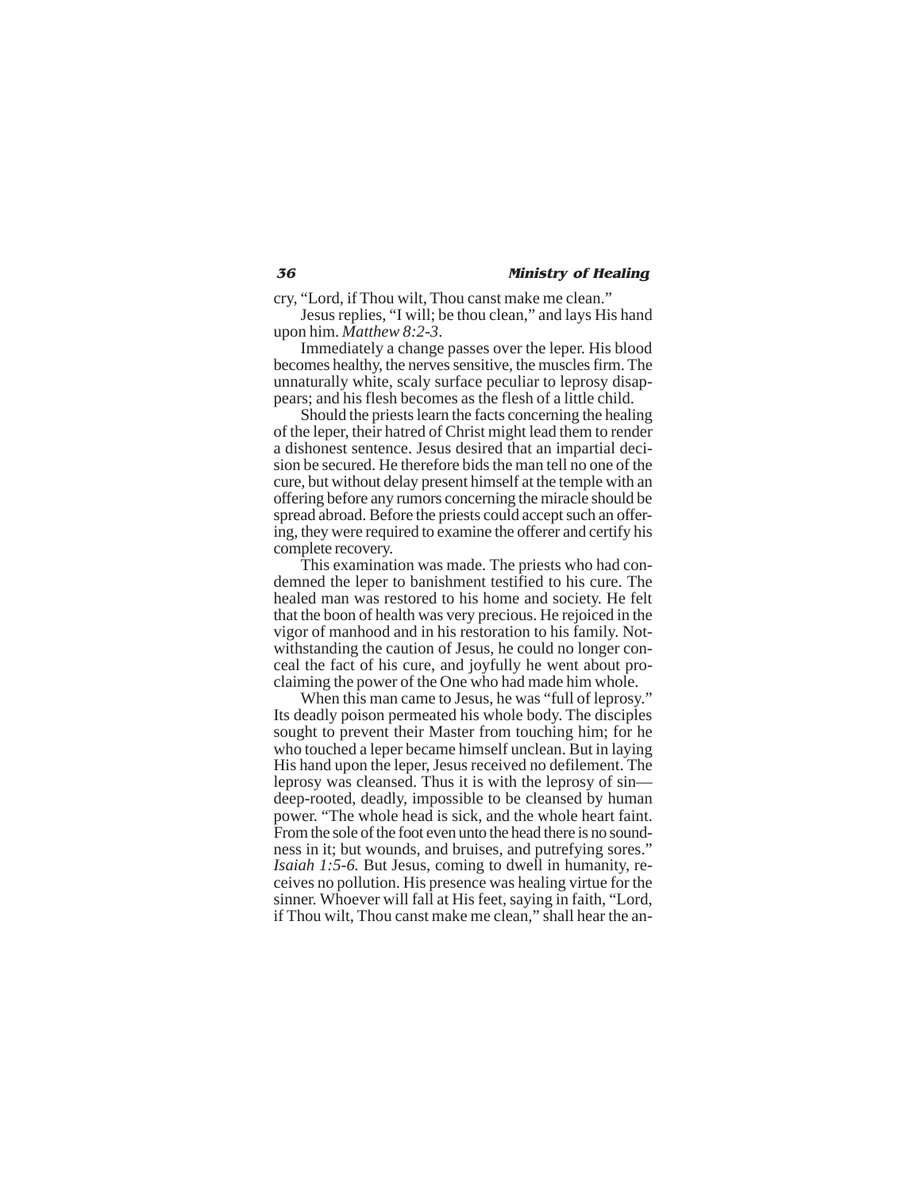cry, "Lord, if Thou wilt, Thou canst make me clean."

Jesus replies, "I will; be thou clean," and lays His hand upon him. *Matthew 8:2-3*.

Immediately a change passes over the leper. His blood becomes healthy, the nerves sensitive, the muscles firm. The unnaturally white, scaly surface peculiar to leprosy disappears; and his flesh becomes as the flesh of a little child.

Should the priests learn the facts concerning the healing of the leper, their hatred of Christ might lead them to render a dishonest sentence. Jesus desired that an impartial decision be secured. He therefore bids the man tell no one of the cure, but without delay present himself at the temple with an offering before any rumors concerning the miracle should be spread abroad. Before the priests could accept such an offering, they were required to examine the offerer and certify his complete recovery.

This examination was made. The priests who had condemned the leper to banishment testified to his cure. The healed man was restored to his home and society. He felt that the boon of health was very precious. He rejoiced in the vigor of manhood and in his restoration to his family. Notwithstanding the caution of Jesus, he could no longer conceal the fact of his cure, and joyfully he went about proclaiming the power of the One who had made him whole.

When this man came to Jesus, he was "full of leprosy." Its deadly poison permeated his whole body. The disciples sought to prevent their Master from touching him; for he who touched a leper became himself unclean. But in laying His hand upon the leper, Jesus received no defilement. The leprosy was cleansed. Thus it is with the leprosy of sin—deep-rooted, deadly, impossible to be cleansed by human power. "The whole head is sick, and the whole heart faint. From the sole of the foot even unto the head there is no soundness in it; but wounds, and bruises, and putrefying sores." *Isaiah 1:5-6.* But Jesus, coming to dwell in humanity, receives no pollution. His presence was healing virtue for the sinner. Whoever will fall at His feet, saying in faith, "Lord, if Thou wilt, Thou canst make me clean," shall hear the an-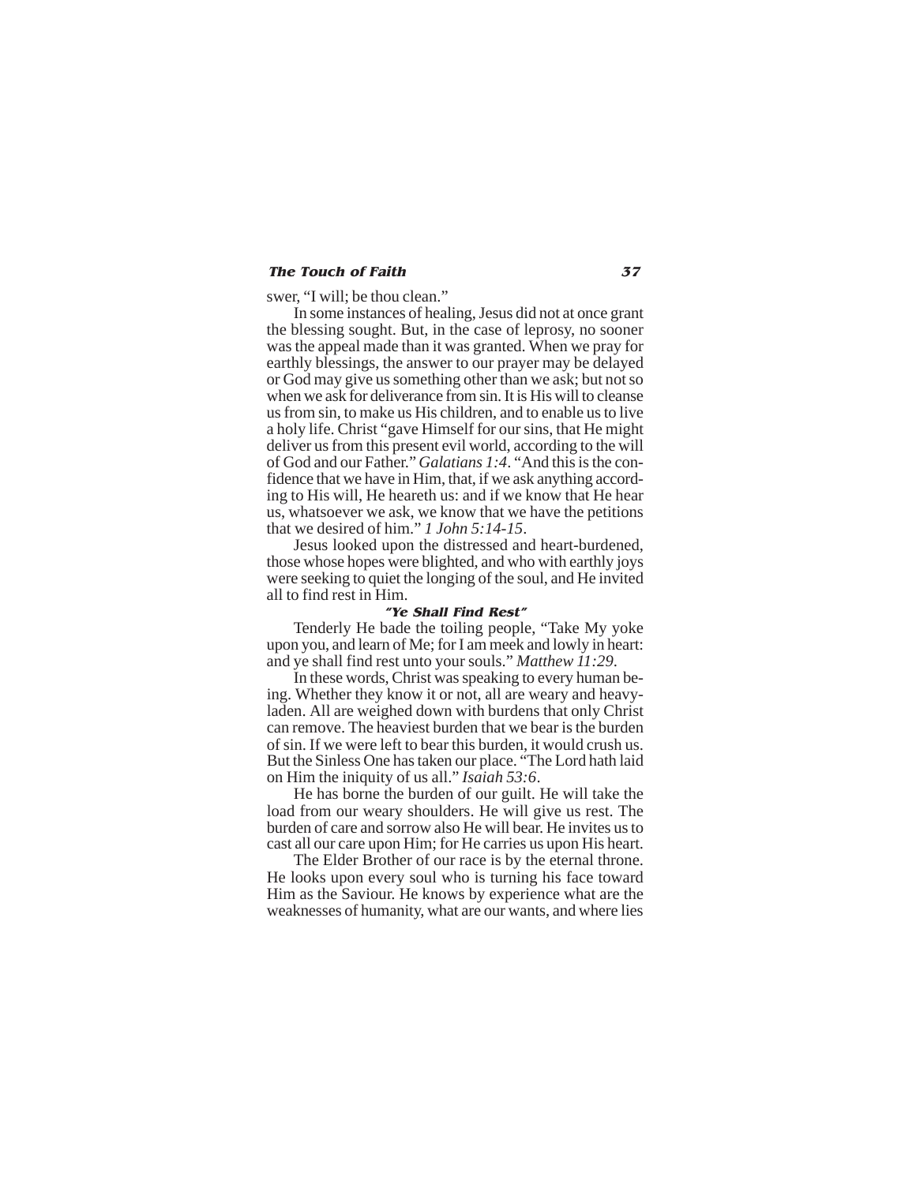swer, "I will; be thou clean."

In some instances of healing, Jesus did not at once grant the blessing sought. But, in the case of leprosy, no sooner was the appeal made than it was granted. When we pray for earthly blessings, the answer to our prayer may be delayed or God may give us something other than we ask; but not so when we ask for deliverance from sin. It is His will to cleanse us from sin, to make us His children, and to enable us to live a holy life. Christ "gave Himself for our sins, that He might deliver us from this present evil world, according to the will of God and our Father." *Galatians 1:4*. "And this is the confidence that we have in Him, that, if we ask anything according to His will, He heareth us: and if we know that He hear us, whatsoever we ask, we know that we have the petitions that we desired of him." *1 John 5:14-15*.

Jesus looked upon the distressed and heart-burdened, those whose hopes were blighted, and who with earthly joys were seeking to quiet the longing of the soul, and He invited all to find rest in Him.

### "Ye Shall Find Rest"

Tenderly He bade the toiling people, "Take My yoke upon you, and learn of Me; for I am meek and lowly in heart: and ye shall find rest unto your souls." *Matthew 11:29*.

In these words, Christ was speaking to every human being. Whether they know it or not, all are weary and heavy-laden. All are weighed down with burdens that only Christ can remove. The heaviest burden that we bear is the burden of sin. If we were left to bear this burden, it would crush us. But the Sinless One has taken our place. "The Lord hath laid on Him the iniquity of us all." *Isaiah 53:6*.

He has borne the burden of our guilt. He will take the load from our weary shoulders. He will give us rest. The burden of care and sorrow also He will bear. He invites us to cast all our care upon Him; for He carries us upon His heart.

The Elder Brother of our race is by the eternal throne. He looks upon every soul who is turning his face toward Him as the Saviour. He knows by experience what are the weaknesses of humanity, what are our wants, and where lies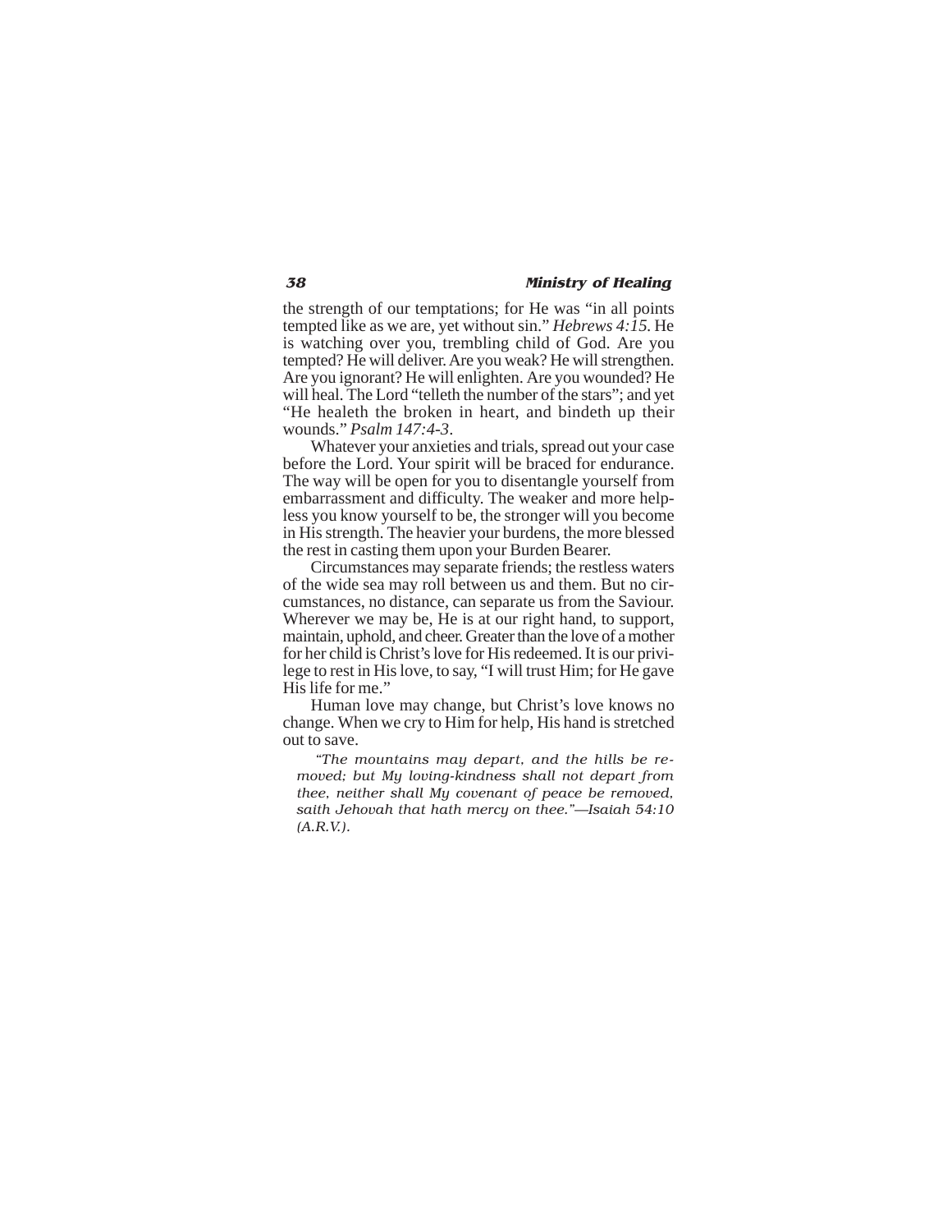the strength of our temptations; for He was "in all points tempted like as we are, yet without sin." *Hebrews 4:15.* He is watching over you, trembling child of God. Are you tempted? He will deliver. Are you weak? He will strengthen. Are you ignorant? He will enlighten. Are you wounded? He will heal. The Lord "telleth the number of the stars"; and yet "He healeth the broken in heart, and bindeth up their wounds." *Psalm 147:4-3*.

Whatever your anxieties and trials, spread out your case before the Lord. Your spirit will be braced for endurance. The way will be open for you to disentangle yourself from embarrassment and difficulty. The weaker and more helpless you know yourself to be, the stronger will you become in His strength. The heavier your burdens, the more blessed the rest in casting them upon your Burden Bearer.

Circumstances may separate friends; the restless waters of the wide sea may roll between us and them. But no circumstances, no distance, can separate us from the Saviour. Wherever we may be, He is at our right hand, to support, maintain, uphold, and cheer. Greater than the love of a mother for her child is Christ's love for His redeemed. It is our privilege to rest in His love, to say, "I will trust Him; for He gave His life for me."

Human love may change, but Christ's love knows no change. When we cry to Him for help, His hand is stretched out to save.

> *"The mountains may depart, and the hills be removed; but My loving-kindness shall not depart from thee, neither shall My covenant of peace be removed, saith Jehovah that hath mercy on thee."—Isaiah 54:10 (A.R.V.).*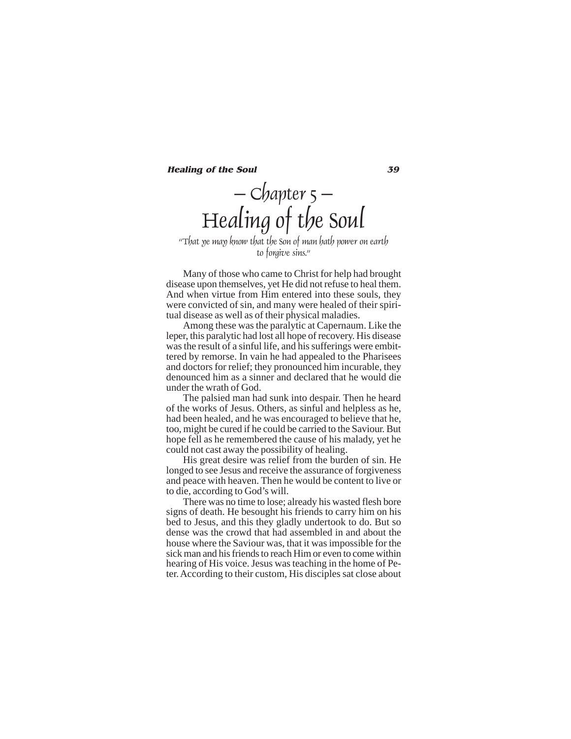# — Chapter 5 —
# Healing of the Soul

*"That ye may know that the Son of man hath power on earth to forgive sins."*

Many of those who came to Christ for help had brought disease upon themselves, yet He did not refuse to heal them. And when virtue from Him entered into these souls, they were convicted of sin, and many were healed of their spiritual disease as well as of their physical maladies.

Among these was the paralytic at Capernaum. Like the leper, this paralytic had lost all hope of recovery. His disease was the result of a sinful life, and his sufferings were embittered by remorse. In vain he had appealed to the Pharisees and doctors for relief; they pronounced him incurable, they denounced him as a sinner and declared that he would die under the wrath of God.

The palsied man had sunk into despair. Then he heard of the works of Jesus. Others, as sinful and helpless as he, had been healed, and he was encouraged to believe that he, too, might be cured if he could be carried to the Saviour. But hope fell as he remembered the cause of his malady, yet he could not cast away the possibility of healing.

His great desire was relief from the burden of sin. He longed to see Jesus and receive the assurance of forgiveness and peace with heaven. Then he would be content to live or to die, according to God's will.

There was no time to lose; already his wasted flesh bore signs of death. He besought his friends to carry him on his bed to Jesus, and this they gladly undertook to do. But so dense was the crowd that had assembled in and about the house where the Saviour was, that it was impossible for the sick man and his friends to reach Him or even to come within hearing of His voice. Jesus was teaching in the home of Peter. According to their custom, His disciples sat close about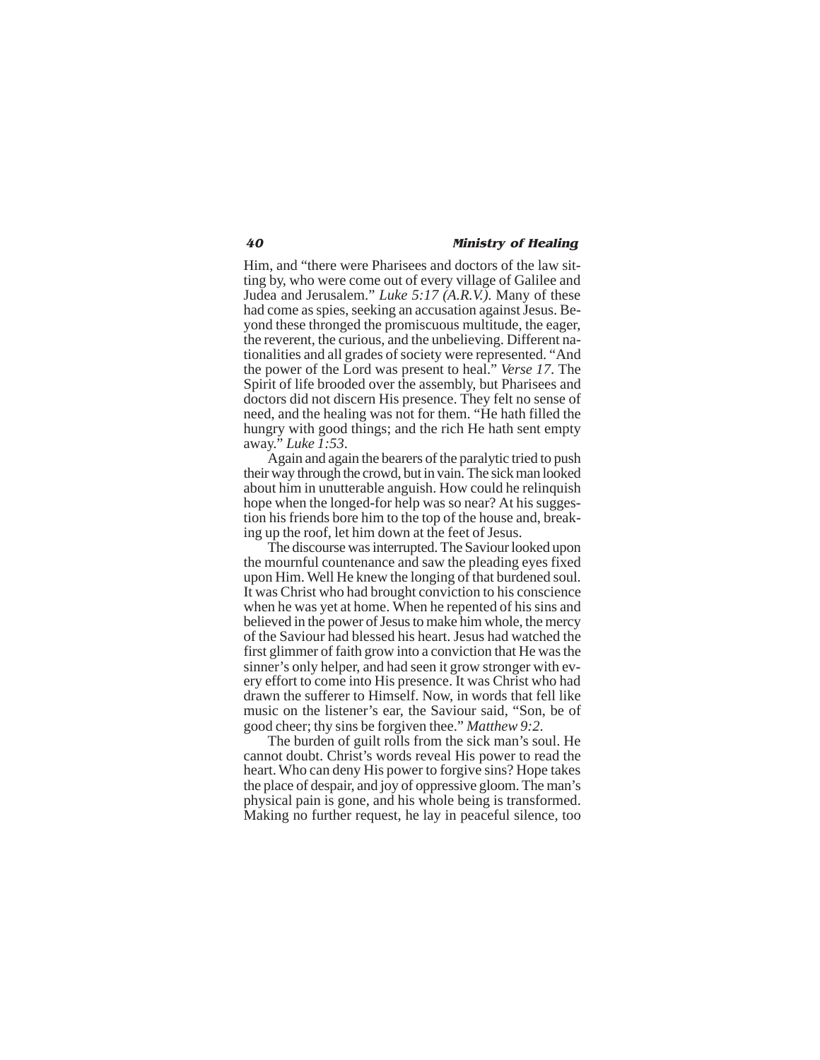Him, and "there were Pharisees and doctors of the law sitting by, who were come out of every village of Galilee and Judea and Jerusalem." *Luke 5:17 (A.R.V.)*. Many of these had come as spies, seeking an accusation against Jesus. Beyond these thronged the promiscuous multitude, the eager, the reverent, the curious, and the unbelieving. Different nationalities and all grades of society were represented. "And the power of the Lord was present to heal." *Verse 17*. The Spirit of life brooded over the assembly, but Pharisees and doctors did not discern His presence. They felt no sense of need, and the healing was not for them. "He hath filled the hungry with good things; and the rich He hath sent empty away." *Luke 1:53*.

Again and again the bearers of the paralytic tried to push their way through the crowd, but in vain. The sick man looked about him in unutterable anguish. How could he relinquish hope when the longed-for help was so near? At his suggestion his friends bore him to the top of the house and, breaking up the roof, let him down at the feet of Jesus.

The discourse was interrupted. The Saviour looked upon the mournful countenance and saw the pleading eyes fixed upon Him. Well He knew the longing of that burdened soul. It was Christ who had brought conviction to his conscience when he was yet at home. When he repented of his sins and believed in the power of Jesus to make him whole, the mercy of the Saviour had blessed his heart. Jesus had watched the first glimmer of faith grow into a conviction that He was the sinner's only helper, and had seen it grow stronger with every effort to come into His presence. It was Christ who had drawn the sufferer to Himself. Now, in words that fell like music on the listener's ear, the Saviour said, "Son, be of good cheer; thy sins be forgiven thee." *Matthew 9:2*.

The burden of guilt rolls from the sick man's soul. He cannot doubt. Christ's words reveal His power to read the heart. Who can deny His power to forgive sins? Hope takes the place of despair, and joy of oppressive gloom. The man's physical pain is gone, and his whole being is transformed. Making no further request, he lay in peaceful silence, too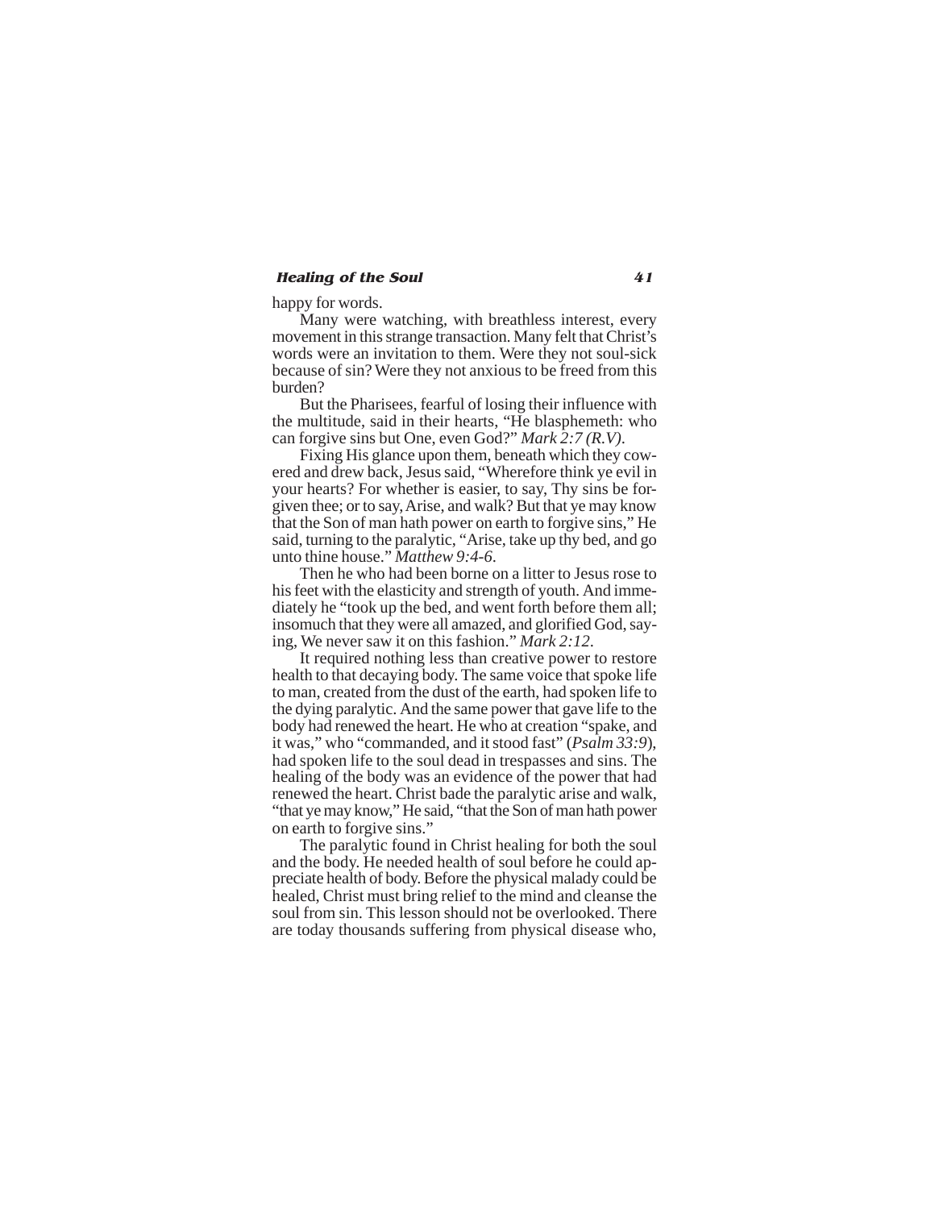happy for words.

Many were watching, with breathless interest, every movement in this strange transaction. Many felt that Christ's words were an invitation to them. Were they not soul-sick because of sin? Were they not anxious to be freed from this burden?

But the Pharisees, fearful of losing their influence with the multitude, said in their hearts, "He blasphemeth: who can forgive sins but One, even God?" *Mark 2:7 (R.V)*.

Fixing His glance upon them, beneath which they cowered and drew back, Jesus said, "Wherefore think ye evil in your hearts? For whether is easier, to say, Thy sins be forgiven thee; or to say, Arise, and walk? But that ye may know that the Son of man hath power on earth to forgive sins," He said, turning to the paralytic, "Arise, take up thy bed, and go unto thine house." *Matthew 9:4-6*.

Then he who had been borne on a litter to Jesus rose to his feet with the elasticity and strength of youth. And immediately he "took up the bed, and went forth before them all; insomuch that they were all amazed, and glorified God, saying, We never saw it on this fashion." *Mark 2:12*.

It required nothing less than creative power to restore health to that decaying body. The same voice that spoke life to man, created from the dust of the earth, had spoken life to the dying paralytic. And the same power that gave life to the body had renewed the heart. He who at creation "spake, and it was," who "commanded, and it stood fast" (*Psalm 33:9*), had spoken life to the soul dead in trespasses and sins. The healing of the body was an evidence of the power that had renewed the heart. Christ bade the paralytic arise and walk, "that ye may know," He said, "that the Son of man hath power on earth to forgive sins."

The paralytic found in Christ healing for both the soul and the body. He needed health of soul before he could appreciate health of body. Before the physical malady could be healed, Christ must bring relief to the mind and cleanse the soul from sin. This lesson should not be overlooked. There are today thousands suffering from physical disease who,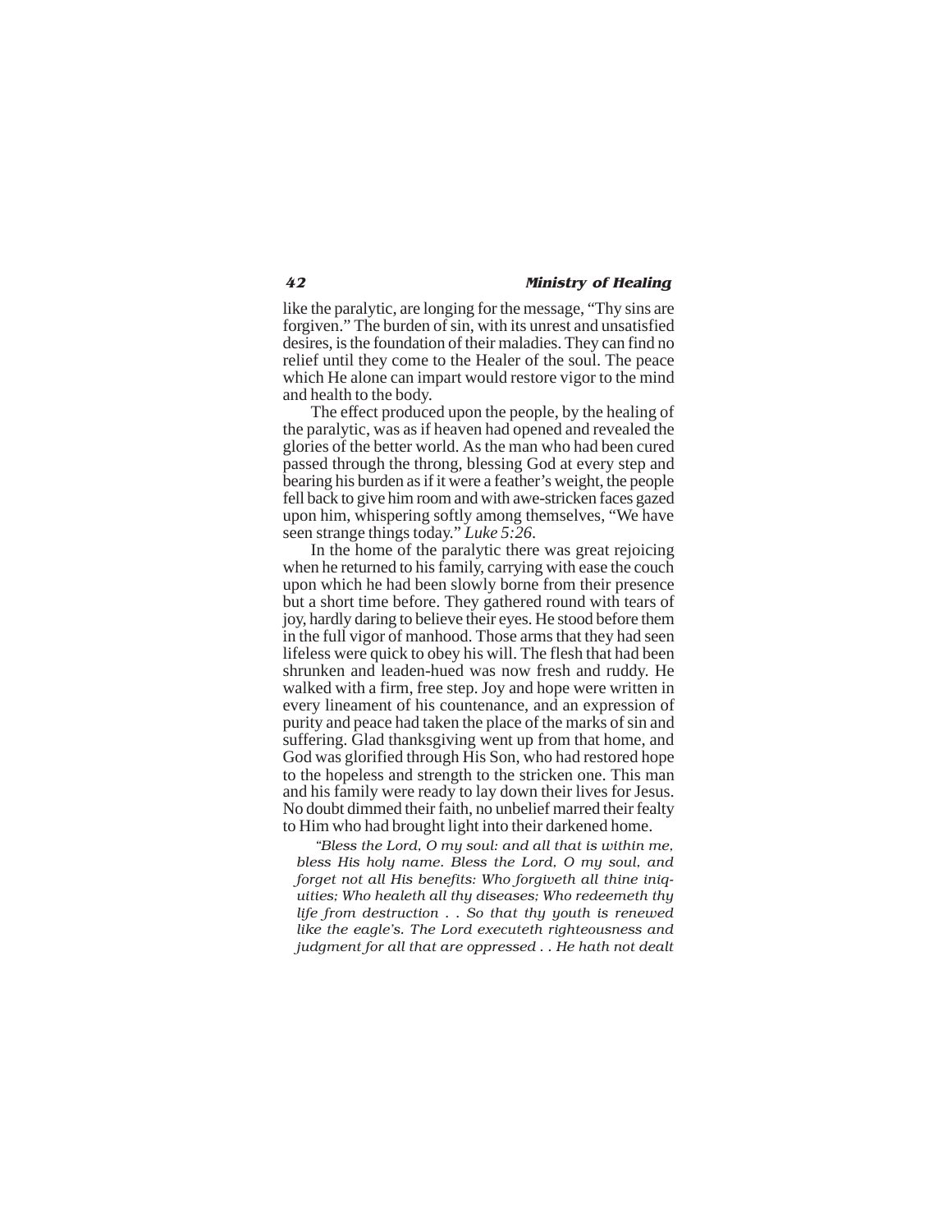like the paralytic, are longing for the message, "Thy sins are forgiven." The burden of sin, with its unrest and unsatisfied desires, is the foundation of their maladies. They can find no relief until they come to the Healer of the soul. The peace which He alone can impart would restore vigor to the mind and health to the body.

The effect produced upon the people, by the healing of the paralytic, was as if heaven had opened and revealed the glories of the better world. As the man who had been cured passed through the throng, blessing God at every step and bearing his burden as if it were a feather's weight, the people fell back to give him room and with awe-stricken faces gazed upon him, whispering softly among themselves, "We have seen strange things today." *Luke 5:26*.

In the home of the paralytic there was great rejoicing when he returned to his family, carrying with ease the couch upon which he had been slowly borne from their presence but a short time before. They gathered round with tears of joy, hardly daring to believe their eyes. He stood before them in the full vigor of manhood. Those arms that they had seen lifeless were quick to obey his will. The flesh that had been shrunken and leaden-hued was now fresh and ruddy. He walked with a firm, free step. Joy and hope were written in every lineament of his countenance, and an expression of purity and peace had taken the place of the marks of sin and suffering. Glad thanksgiving went up from that home, and God was glorified through His Son, who had restored hope to the hopeless and strength to the stricken one. This man and his family were ready to lay down their lives for Jesus. No doubt dimmed their faith, no unbelief marred their fealty to Him who had brought light into their darkened home.

> *"Bless the Lord, O my soul: and all that is within me, bless His holy name. Bless the Lord, O my soul, and forget not all His benefits: Who forgiveth all thine iniquities; Who healeth all thy diseases; Who redeemeth thy life from destruction . . So that thy youth is renewed like the eagle's. The Lord executeth righteousness and judgment for all that are oppressed . . He hath not dealt*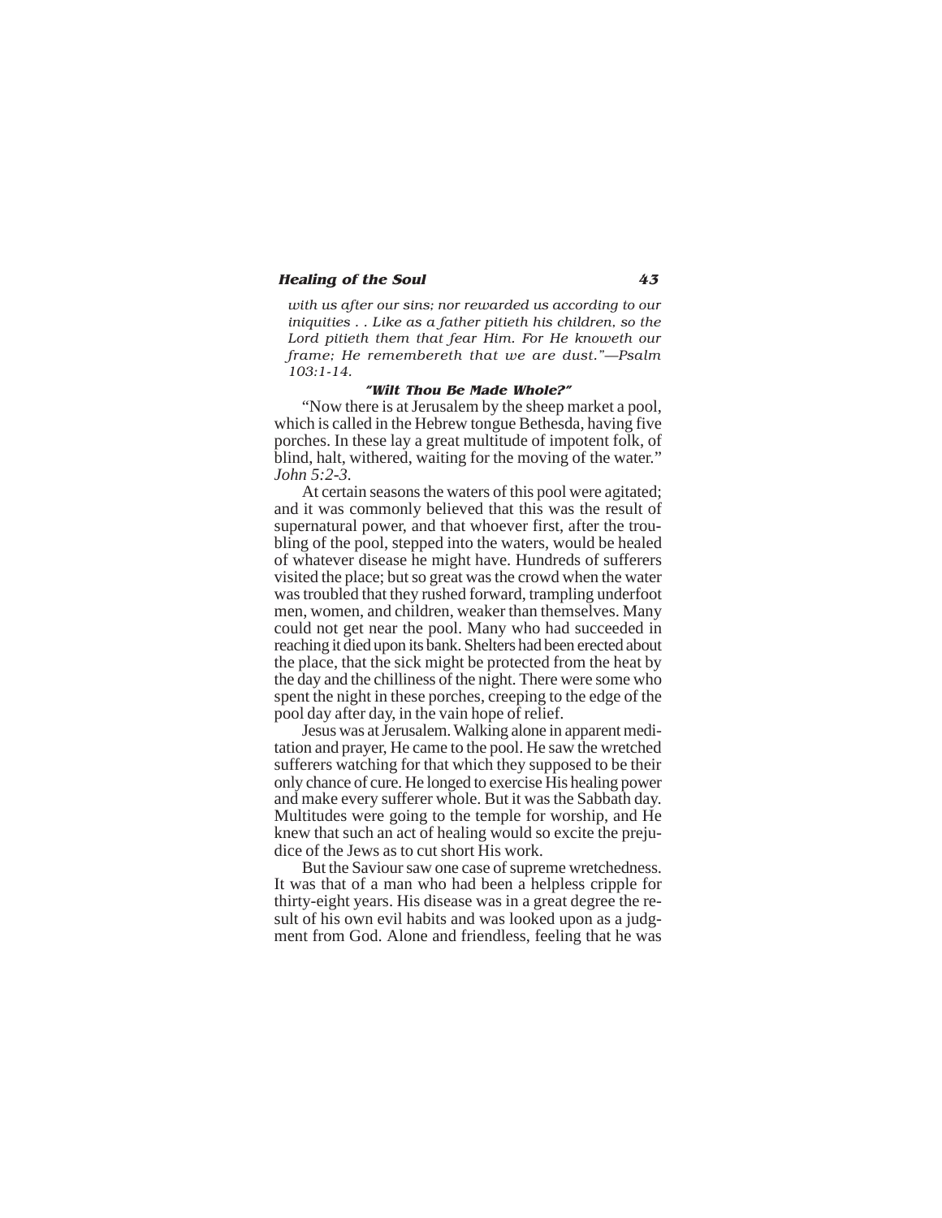*with us after our sins; nor rewarded us according to our iniquities . . Like as a father pitieth his children, so the Lord pitieth them that fear Him. For He knoweth our frame; He remembereth that we are dust."—Psalm 103:1-14.*

### *"Wilt Thou Be Made Whole?"*

"Now there is at Jerusalem by the sheep market a pool, which is called in the Hebrew tongue Bethesda, having five porches. In these lay a great multitude of impotent folk, of blind, halt, withered, waiting for the moving of the water." *John 5:2-3.*

At certain seasons the waters of this pool were agitated; and it was commonly believed that this was the result of supernatural power, and that whoever first, after the troubling of the pool, stepped into the waters, would be healed of whatever disease he might have. Hundreds of sufferers visited the place; but so great was the crowd when the water was troubled that they rushed forward, trampling underfoot men, women, and children, weaker than themselves. Many could not get near the pool. Many who had succeeded in reaching it died upon its bank. Shelters had been erected about the place, that the sick might be protected from the heat by the day and the chilliness of the night. There were some who spent the night in these porches, creeping to the edge of the pool day after day, in the vain hope of relief.

Jesus was at Jerusalem. Walking alone in apparent meditation and prayer, He came to the pool. He saw the wretched sufferers watching for that which they supposed to be their only chance of cure. He longed to exercise His healing power and make every sufferer whole. But it was the Sabbath day. Multitudes were going to the temple for worship, and He knew that such an act of healing would so excite the prejudice of the Jews as to cut short His work.

But the Saviour saw one case of supreme wretchedness. It was that of a man who had been a helpless cripple for thirty-eight years. His disease was in a great degree the result of his own evil habits and was looked upon as a judgment from God. Alone and friendless, feeling that he was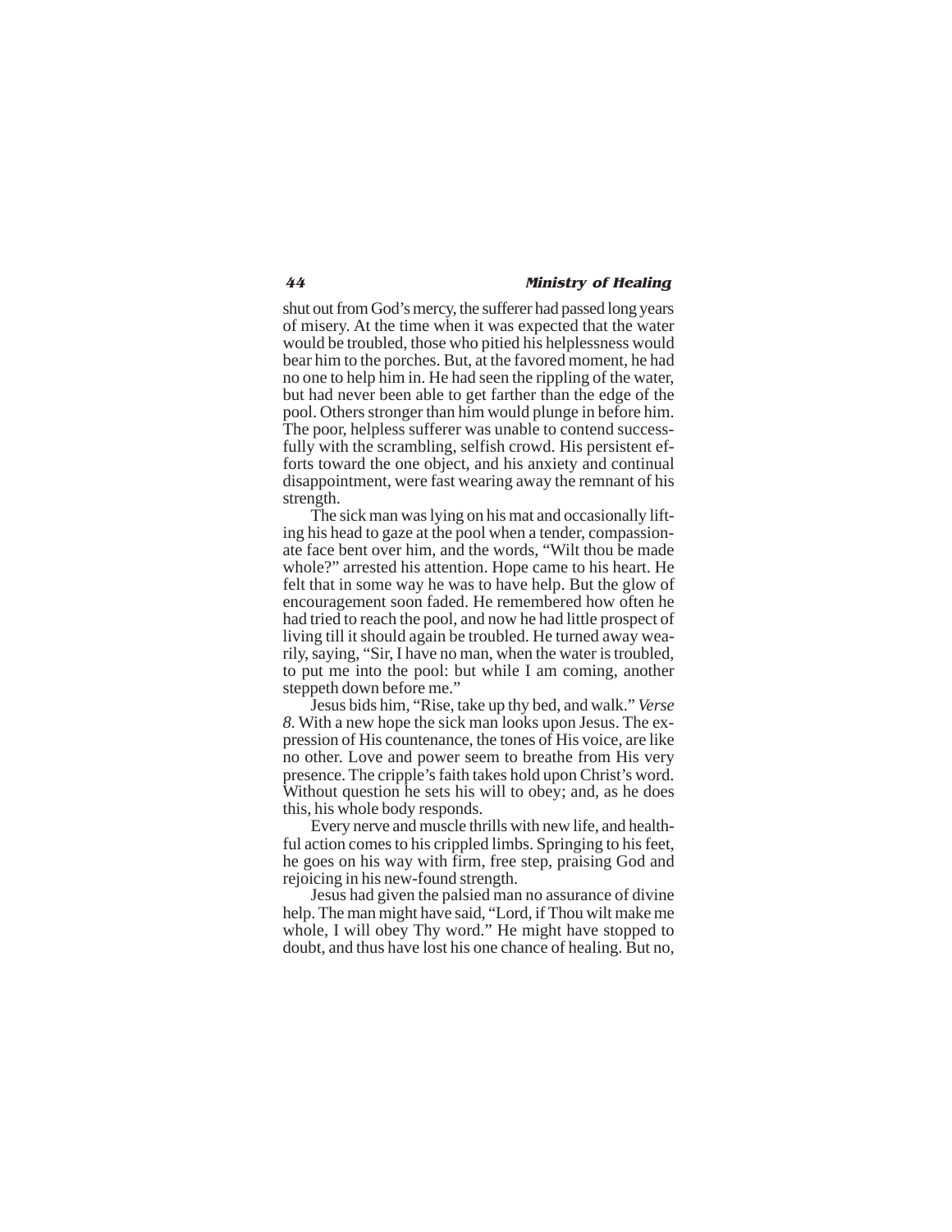shut out from God's mercy, the sufferer had passed long years of misery. At the time when it was expected that the water would be troubled, those who pitied his helplessness would bear him to the porches. But, at the favored moment, he had no one to help him in. He had seen the rippling of the water, but had never been able to get farther than the edge of the pool. Others stronger than him would plunge in before him. The poor, helpless sufferer was unable to contend successfully with the scrambling, selfish crowd. His persistent efforts toward the one object, and his anxiety and continual disappointment, were fast wearing away the remnant of his strength.

The sick man was lying on his mat and occasionally lifting his head to gaze at the pool when a tender, compassionate face bent over him, and the words, "Wilt thou be made whole?" arrested his attention. Hope came to his heart. He felt that in some way he was to have help. But the glow of encouragement soon faded. He remembered how often he had tried to reach the pool, and now he had little prospect of living till it should again be troubled. He turned away wearily, saying, "Sir, I have no man, when the water is troubled, to put me into the pool: but while I am coming, another steppeth down before me."

Jesus bids him, "Rise, take up thy bed, and walk." *Verse 8.* With a new hope the sick man looks upon Jesus. The expression of His countenance, the tones of His voice, are like no other. Love and power seem to breathe from His very presence. The cripple's faith takes hold upon Christ's word. Without question he sets his will to obey; and, as he does this, his whole body responds.

Every nerve and muscle thrills with new life, and healthful action comes to his crippled limbs. Springing to his feet, he goes on his way with firm, free step, praising God and rejoicing in his new-found strength.

Jesus had given the palsied man no assurance of divine help. The man might have said, "Lord, if Thou wilt make me whole, I will obey Thy word." He might have stopped to doubt, and thus have lost his one chance of healing. But no,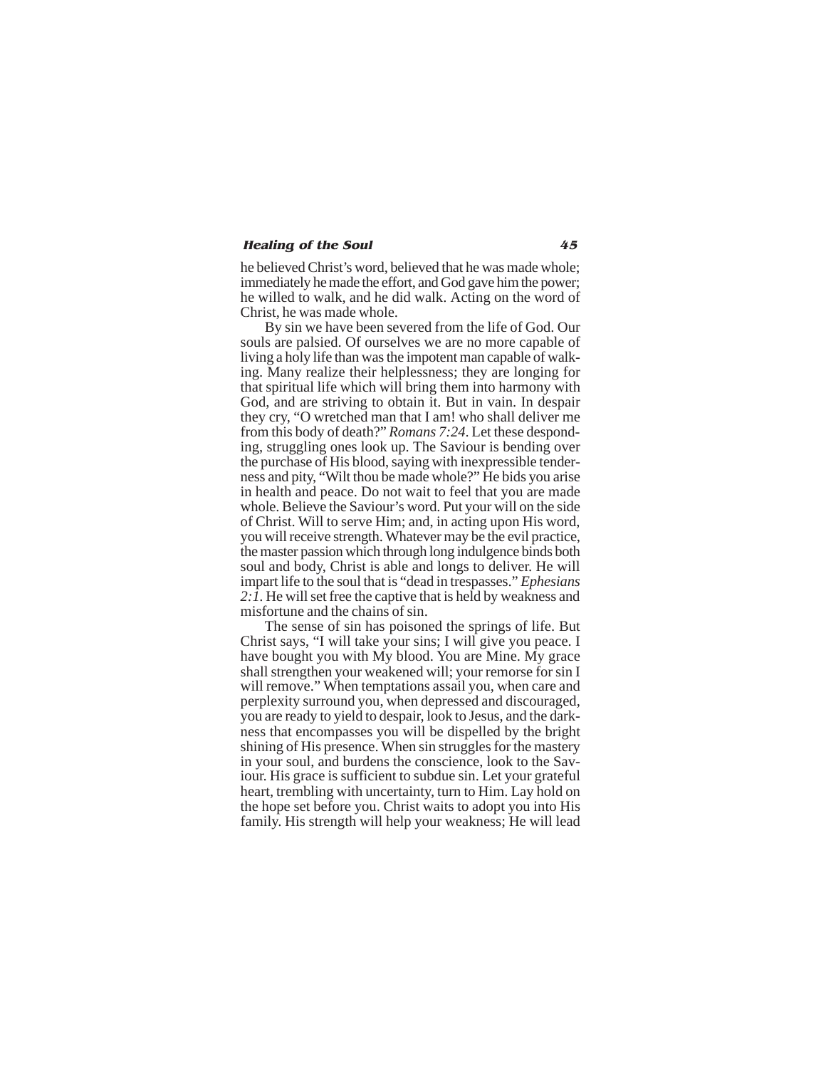he believed Christ's word, believed that he was made whole; immediately he made the effort, and God gave him the power; he willed to walk, and he did walk. Acting on the word of Christ, he was made whole.

By sin we have been severed from the life of God. Our souls are palsied. Of ourselves we are no more capable of living a holy life than was the impotent man capable of walking. Many realize their helplessness; they are longing for that spiritual life which will bring them into harmony with God, and are striving to obtain it. But in vain. In despair they cry, "O wretched man that I am! who shall deliver me from this body of death?" *Romans 7:24*. Let these desponding, struggling ones look up. The Saviour is bending over the purchase of His blood, saying with inexpressible tenderness and pity, "Wilt thou be made whole?" He bids you arise in health and peace. Do not wait to feel that you are made whole. Believe the Saviour's word. Put your will on the side of Christ. Will to serve Him; and, in acting upon His word, you will receive strength. Whatever may be the evil practice, the master passion which through long indulgence binds both soul and body, Christ is able and longs to deliver. He will impart life to the soul that is "dead in trespasses." *Ephesians 2:1*. He will set free the captive that is held by weakness and misfortune and the chains of sin.

The sense of sin has poisoned the springs of life. But Christ says, "I will take your sins; I will give you peace. I have bought you with My blood. You are Mine. My grace shall strengthen your weakened will; your remorse for sin I will remove." When temptations assail you, when care and perplexity surround you, when depressed and discouraged, you are ready to yield to despair, look to Jesus, and the darkness that encompasses you will be dispelled by the bright shining of His presence. When sin struggles for the mastery in your soul, and burdens the conscience, look to the Saviour. His grace is sufficient to subdue sin. Let your grateful heart, trembling with uncertainty, turn to Him. Lay hold on the hope set before you. Christ waits to adopt you into His family. His strength will help your weakness; He will lead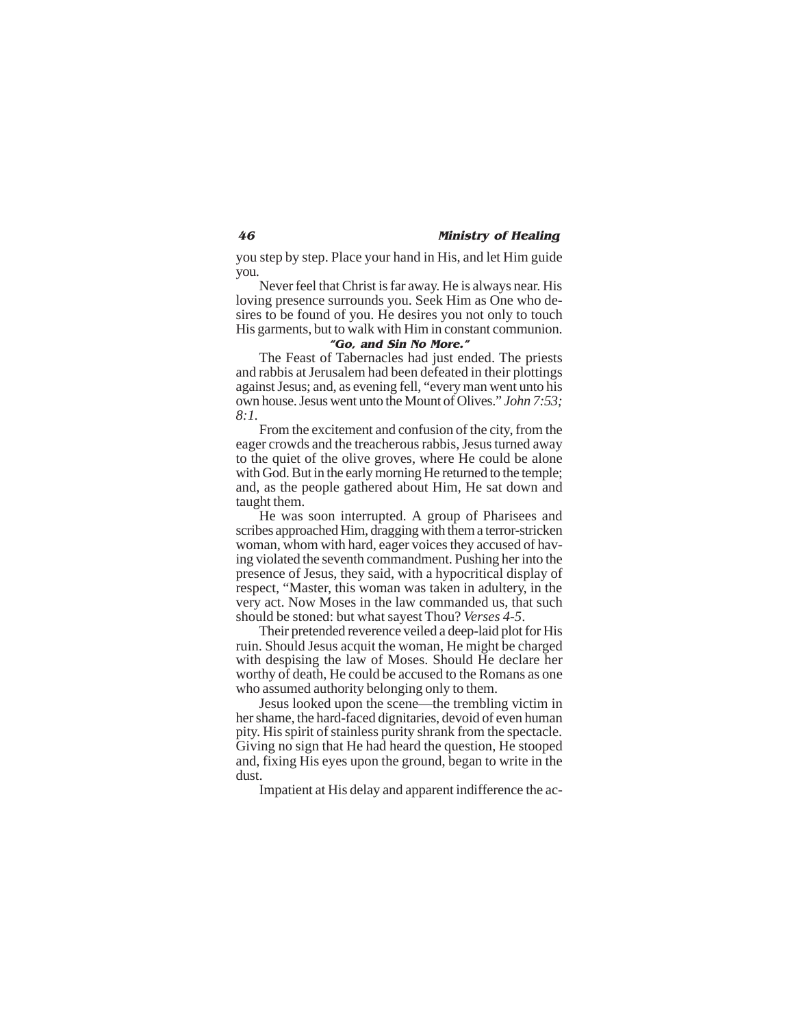you step by step. Place your hand in His, and let Him guide you.

Never feel that Christ is far away. He is always near. His loving presence surrounds you. Seek Him as One who desires to be found of you. He desires you not only to touch His garments, but to walk with Him in constant communion.

### "Go, and Sin No More."

The Feast of Tabernacles had just ended. The priests and rabbis at Jerusalem had been defeated in their plottings against Jesus; and, as evening fell, "every man went unto his own house. Jesus went unto the Mount of Olives." *John 7:53; 8:1*.

From the excitement and confusion of the city, from the eager crowds and the treacherous rabbis, Jesus turned away to the quiet of the olive groves, where He could be alone with God. But in the early morning He returned to the temple; and, as the people gathered about Him, He sat down and taught them.

He was soon interrupted. A group of Pharisees and scribes approached Him, dragging with them a terror-stricken woman, whom with hard, eager voices they accused of having violated the seventh commandment. Pushing her into the presence of Jesus, they said, with a hypocritical display of respect, "Master, this woman was taken in adultery, in the very act. Now Moses in the law commanded us, that such should be stoned: but what sayest Thou? *Verses 4-5*.

Their pretended reverence veiled a deep-laid plot for His ruin. Should Jesus acquit the woman, He might be charged with despising the law of Moses. Should He declare her worthy of death, He could be accused to the Romans as one who assumed authority belonging only to them.

Jesus looked upon the scene—the trembling victim in her shame, the hard-faced dignitaries, devoid of even human pity. His spirit of stainless purity shrank from the spectacle. Giving no sign that He had heard the question, He stooped and, fixing His eyes upon the ground, began to write in the dust.

Impatient at His delay and apparent indifference the ac-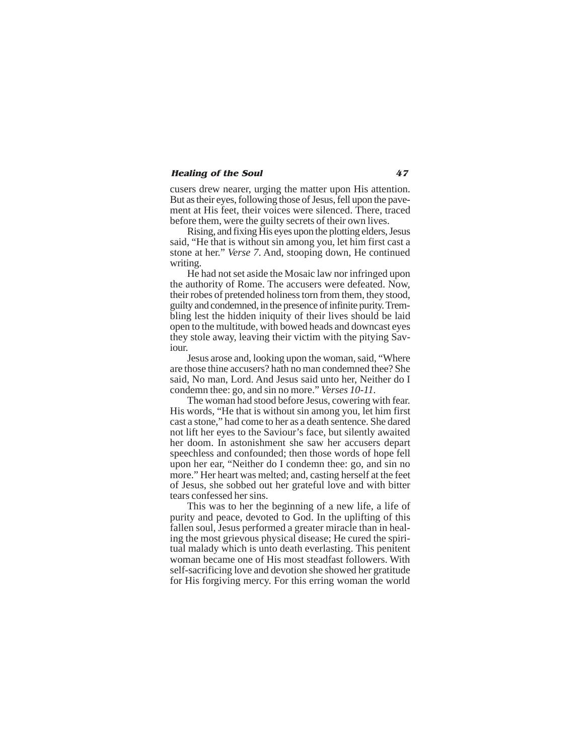cusers drew nearer, urging the matter upon His attention. But as their eyes, following those of Jesus, fell upon the pavement at His feet, their voices were silenced. There, traced before them, were the guilty secrets of their own lives.

Rising, and fixing His eyes upon the plotting elders, Jesus said, "He that is without sin among you, let him first cast a stone at her." *Verse 7*. And, stooping down, He continued writing.

He had not set aside the Mosaic law nor infringed upon the authority of Rome. The accusers were defeated. Now, their robes of pretended holiness torn from them, they stood, guilty and condemned, in the presence of infinite purity. Trembling lest the hidden iniquity of their lives should be laid open to the multitude, with bowed heads and downcast eyes they stole away, leaving their victim with the pitying Saviour.

Jesus arose and, looking upon the woman, said, "Where are those thine accusers? hath no man condemned thee? She said, No man, Lord. And Jesus said unto her, Neither do I condemn thee: go, and sin no more." *Verses 10-11*.

The woman had stood before Jesus, cowering with fear. His words, "He that is without sin among you, let him first cast a stone," had come to her as a death sentence. She dared not lift her eyes to the Saviour's face, but silently awaited her doom. In astonishment she saw her accusers depart speechless and confounded; then those words of hope fell upon her ear, "Neither do I condemn thee: go, and sin no more." Her heart was melted; and, casting herself at the feet of Jesus, she sobbed out her grateful love and with bitter tears confessed her sins.

This was to her the beginning of a new life, a life of purity and peace, devoted to God. In the uplifting of this fallen soul, Jesus performed a greater miracle than in healing the most grievous physical disease; He cured the spiritual malady which is unto death everlasting. This penitent woman became one of His most steadfast followers. With self-sacrificing love and devotion she showed her gratitude for His forgiving mercy. For this erring woman the world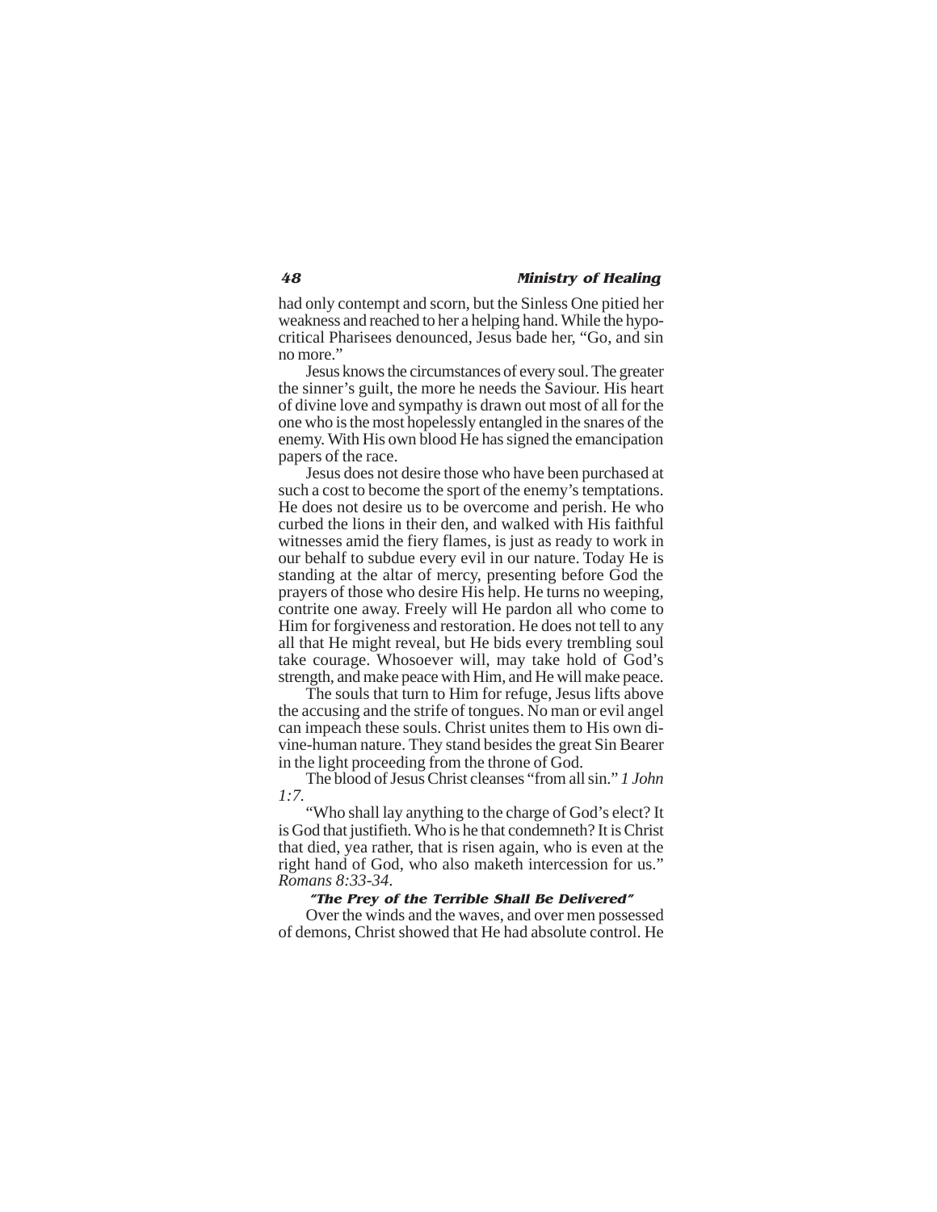had only contempt and scorn, but the Sinless One pitied her weakness and reached to her a helping hand. While the hypocritical Pharisees denounced, Jesus bade her, "Go, and sin no more."

Jesus knows the circumstances of every soul. The greater the sinner's guilt, the more he needs the Saviour. His heart of divine love and sympathy is drawn out most of all for the one who is the most hopelessly entangled in the snares of the enemy. With His own blood He has signed the emancipation papers of the race.

Jesus does not desire those who have been purchased at such a cost to become the sport of the enemy's temptations. He does not desire us to be overcome and perish. He who curbed the lions in their den, and walked with His faithful witnesses amid the fiery flames, is just as ready to work in our behalf to subdue every evil in our nature. Today He is standing at the altar of mercy, presenting before God the prayers of those who desire His help. He turns no weeping, contrite one away. Freely will He pardon all who come to Him for forgiveness and restoration. He does not tell to any all that He might reveal, but He bids every trembling soul take courage. Whosoever will, may take hold of God's strength, and make peace with Him, and He will make peace.

The souls that turn to Him for refuge, Jesus lifts above the accusing and the strife of tongues. No man or evil angel can impeach these souls. Christ unites them to His own divine-human nature. They stand besides the great Sin Bearer in the light proceeding from the throne of God.

The blood of Jesus Christ cleanses "from all sin." *1 John 1:7*.

"Who shall lay anything to the charge of God's elect? It is God that justifieth. Who is he that condemneth? It is Christ that died, yea rather, that is risen again, who is even at the right hand of God, who also maketh intercession for us." *Romans 8:33-34*.

### "The Prey of the Terrible Shall Be Delivered"

Over the winds and the waves, and over men possessed of demons, Christ showed that He had absolute control. He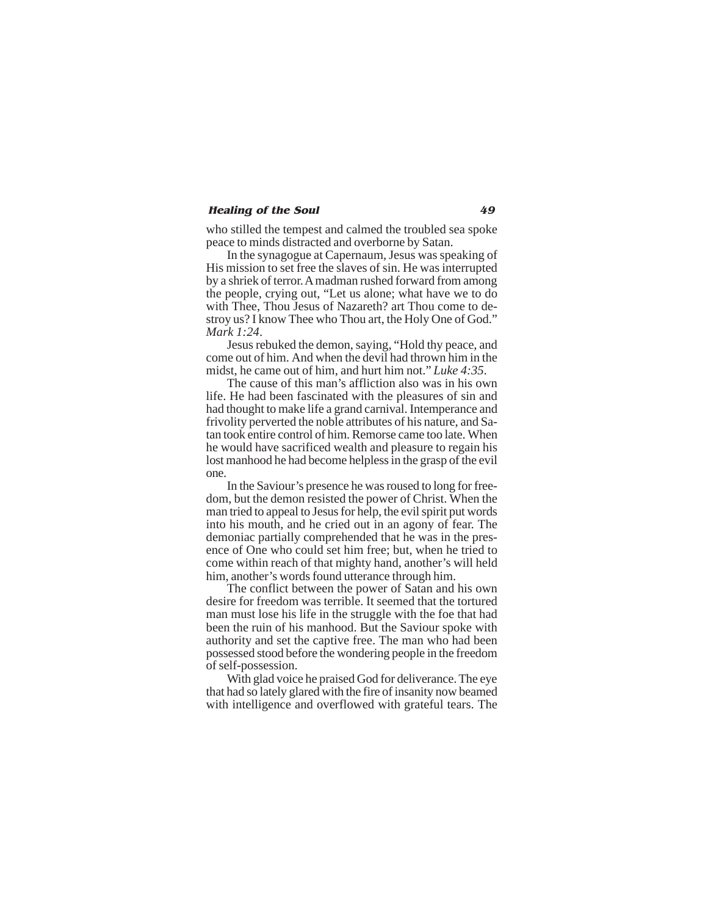who stilled the tempest and calmed the troubled sea spoke peace to minds distracted and overborne by Satan.

In the synagogue at Capernaum, Jesus was speaking of His mission to set free the slaves of sin. He was interrupted by a shriek of terror. A madman rushed forward from among the people, crying out, “Let us alone; what have we to do with Thee, Thou Jesus of Nazareth? art Thou come to destroy us? I know Thee who Thou art, the Holy One of God.” *Mark 1:24*.

Jesus rebuked the demon, saying, “Hold thy peace, and come out of him. And when the devil had thrown him in the midst, he came out of him, and hurt him not.” *Luke 4:35*.

The cause of this man’s affliction also was in his own life. He had been fascinated with the pleasures of sin and had thought to make life a grand carnival. Intemperance and frivolity perverted the noble attributes of his nature, and Satan took entire control of him. Remorse came too late. When he would have sacrificed wealth and pleasure to regain his lost manhood he had become helpless in the grasp of the evil one.

In the Saviour’s presence he was roused to long for freedom, but the demon resisted the power of Christ. When the man tried to appeal to Jesus for help, the evil spirit put words into his mouth, and he cried out in an agony of fear. The demoniac partially comprehended that he was in the presence of One who could set him free; but, when he tried to come within reach of that mighty hand, another’s will held him, another’s words found utterance through him.

The conflict between the power of Satan and his own desire for freedom was terrible. It seemed that the tortured man must lose his life in the struggle with the foe that had been the ruin of his manhood. But the Saviour spoke with authority and set the captive free. The man who had been possessed stood before the wondering people in the freedom of self-possession.

With glad voice he praised God for deliverance. The eye that had so lately glared with the fire of insanity now beamed with intelligence and overflowed with grateful tears. The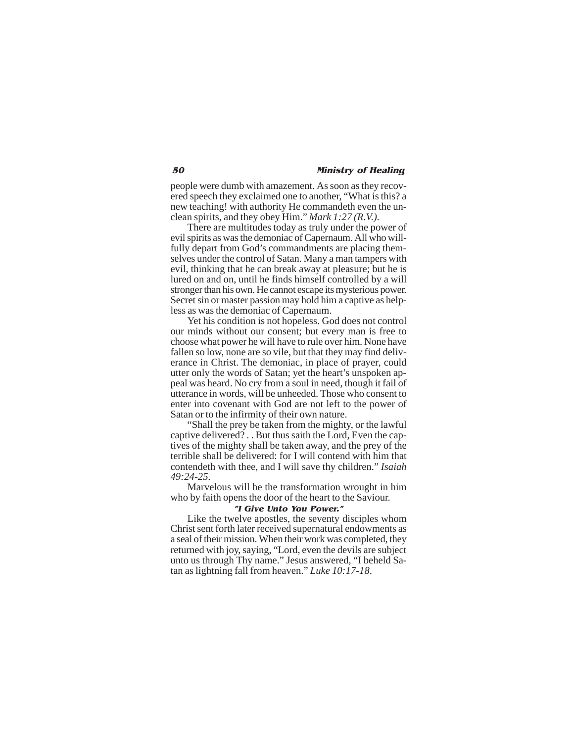people were dumb with amazement. As soon as they recovered speech they exclaimed one to another, "What is this? a new teaching! with authority He commandeth even the unclean spirits, and they obey Him." *Mark 1:27 (R.V.)*.

There are multitudes today as truly under the power of evil spirits as was the demoniac of Capernaum. All who willfully depart from God's commandments are placing themselves under the control of Satan. Many a man tampers with evil, thinking that he can break away at pleasure; but he is lured on and on, until he finds himself controlled by a will stronger than his own. He cannot escape its mysterious power. Secret sin or master passion may hold him a captive as helpless as was the demoniac of Capernaum.

Yet his condition is not hopeless. God does not control our minds without our consent; but every man is free to choose what power he will have to rule over him. None have fallen so low, none are so vile, but that they may find deliverance in Christ. The demoniac, in place of prayer, could utter only the words of Satan; yet the heart's unspoken appeal was heard. No cry from a soul in need, though it fail of utterance in words, will be unheeded. Those who consent to enter into covenant with God are not left to the power of Satan or to the infirmity of their own nature.

"Shall the prey be taken from the mighty, or the lawful captive delivered? . . But thus saith the Lord, Even the captives of the mighty shall be taken away, and the prey of the terrible shall be delivered: for I will contend with him that contendeth with thee, and I will save thy children." *Isaiah 49:24-25*.

Marvelous will be the transformation wrought in him who by faith opens the door of the heart to the Saviour.

### "I Give Unto You Power."

Like the twelve apostles, the seventy disciples whom Christ sent forth later received supernatural endowments as a seal of their mission. When their work was completed, they returned with joy, saying, "Lord, even the devils are subject unto us through Thy name." Jesus answered, "I beheld Satan as lightning fall from heaven." *Luke 10:17-18*.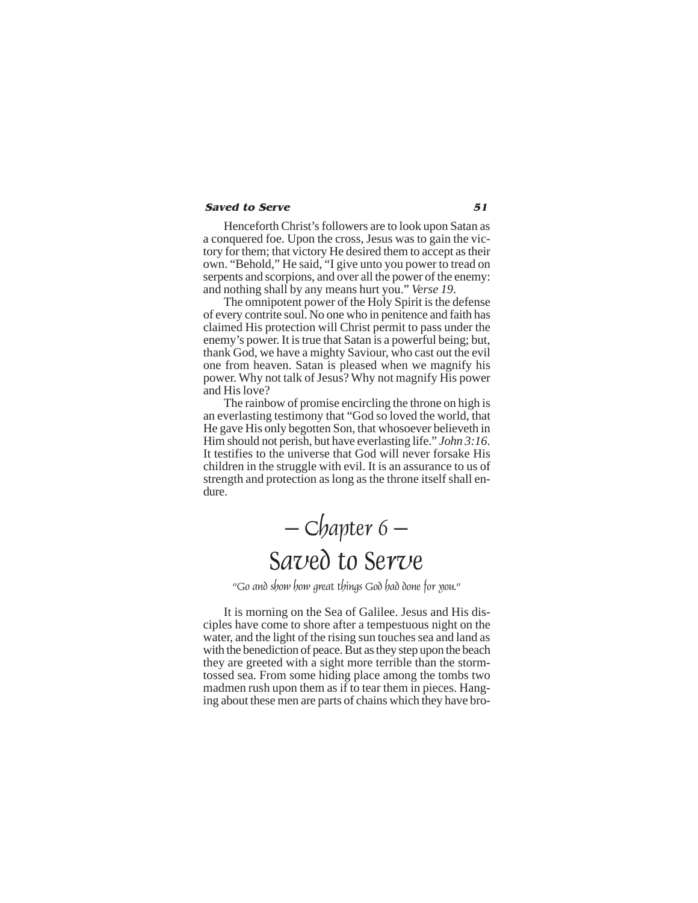Henceforth Christ's followers are to look upon Satan as a conquered foe. Upon the cross, Jesus was to gain the victory for them; that victory He desired them to accept as their own. "Behold," He said, "I give unto you power to tread on serpents and scorpions, and over all the power of the enemy: and nothing shall by any means hurt you." *Verse 19*.

The omnipotent power of the Holy Spirit is the defense of every contrite soul. No one who in penitence and faith has claimed His protection will Christ permit to pass under the enemy's power. It is true that Satan is a powerful being; but, thank God, we have a mighty Saviour, who cast out the evil one from heaven. Satan is pleased when we magnify his power. Why not talk of Jesus? Why not magnify His power and His love?

The rainbow of promise encircling the throne on high is an everlasting testimony that "God so loved the world, that He gave His only begotten Son, that whosoever believeth in Him should not perish, but have everlasting life." *John 3:16*. It testifies to the universe that God will never forsake His children in the struggle with evil. It is an assurance to us of strength and protection as long as the throne itself shall endure.

# — Chapter 6 —
# Saved to Serve

*"Go and show how great things God had done for you."*

It is morning on the Sea of Galilee. Jesus and His disciples have come to shore after a tempestuous night on the water, and the light of the rising sun touches sea and land as with the benediction of peace. But as they step upon the beach they are greeted with a sight more terrible than the storm-tossed sea. From some hiding place among the tombs two madmen rush upon them as if to tear them in pieces. Hanging about these men are parts of chains which they have bro-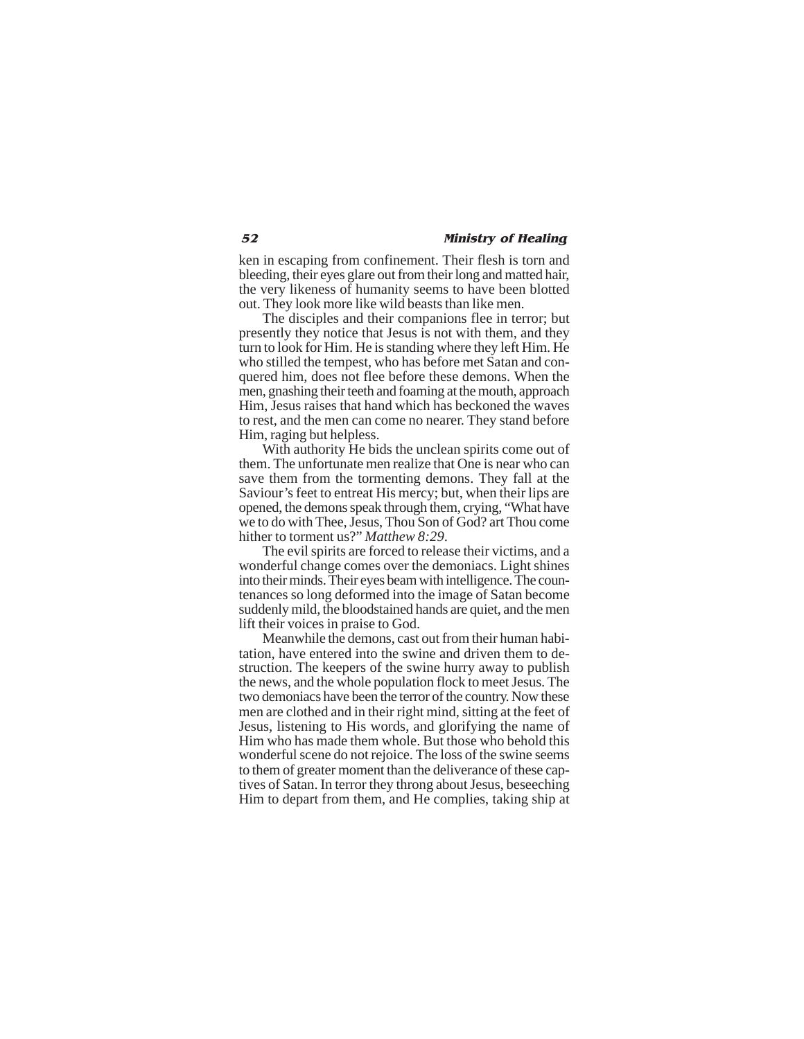ken in escaping from confinement. Their flesh is torn and bleeding, their eyes glare out from their long and matted hair, the very likeness of humanity seems to have been blotted out. They look more like wild beasts than like men.

The disciples and their companions flee in terror; but presently they notice that Jesus is not with them, and they turn to look for Him. He is standing where they left Him. He who stilled the tempest, who has before met Satan and conquered him, does not flee before these demons. When the men, gnashing their teeth and foaming at the mouth, approach Him, Jesus raises that hand which has beckoned the waves to rest, and the men can come no nearer. They stand before Him, raging but helpless.

With authority He bids the unclean spirits come out of them. The unfortunate men realize that One is near who can save them from the tormenting demons. They fall at the Saviour's feet to entreat His mercy; but, when their lips are opened, the demons speak through them, crying, "What have we to do with Thee, Jesus, Thou Son of God? art Thou come hither to torment us?" *Matthew 8:29*.

The evil spirits are forced to release their victims, and a wonderful change comes over the demoniacs. Light shines into their minds. Their eyes beam with intelligence. The countenances so long deformed into the image of Satan become suddenly mild, the bloodstained hands are quiet, and the men lift their voices in praise to God.

Meanwhile the demons, cast out from their human habitation, have entered into the swine and driven them to destruction. The keepers of the swine hurry away to publish the news, and the whole population flock to meet Jesus. The two demoniacs have been the terror of the country. Now these men are clothed and in their right mind, sitting at the feet of Jesus, listening to His words, and glorifying the name of Him who has made them whole. But those who behold this wonderful scene do not rejoice. The loss of the swine seems to them of greater moment than the deliverance of these captives of Satan. In terror they throng about Jesus, beseeching Him to depart from them, and He complies, taking ship at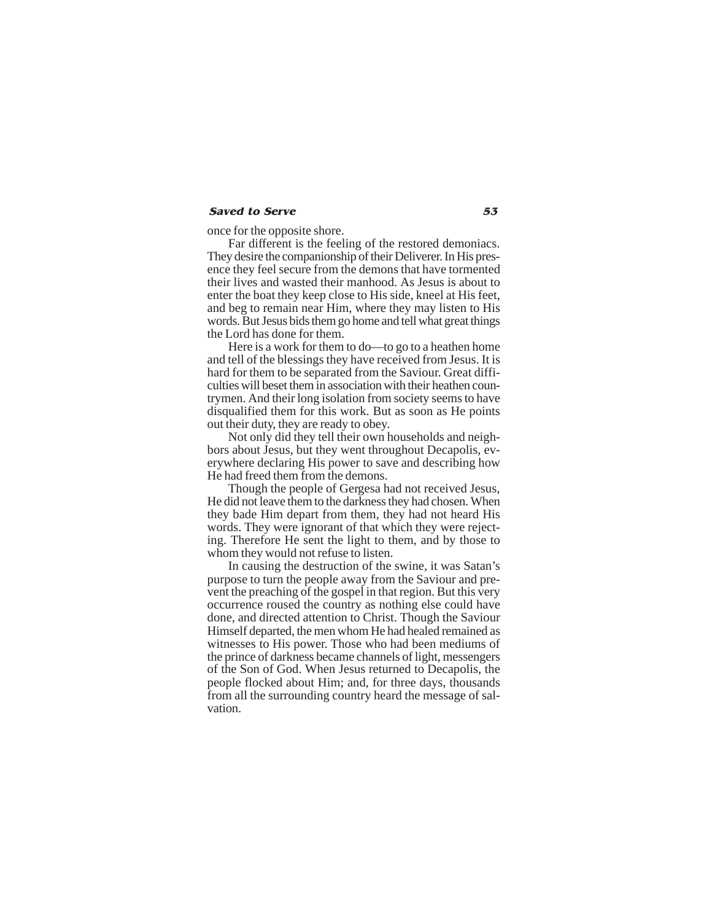once for the opposite shore.

Far different is the feeling of the restored demoniacs. They desire the companionship of their Deliverer. In His presence they feel secure from the demons that have tormented their lives and wasted their manhood. As Jesus is about to enter the boat they keep close to His side, kneel at His feet, and beg to remain near Him, where they may listen to His words. But Jesus bids them go home and tell what great things the Lord has done for them.

Here is a work for them to do—to go to a heathen home and tell of the blessings they have received from Jesus. It is hard for them to be separated from the Saviour. Great difficulties will beset them in association with their heathen countrymen. And their long isolation from society seems to have disqualified them for this work. But as soon as He points out their duty, they are ready to obey.

Not only did they tell their own households and neighbors about Jesus, but they went throughout Decapolis, everywhere declaring His power to save and describing how He had freed them from the demons.

Though the people of Gergesa had not received Jesus, He did not leave them to the darkness they had chosen. When they bade Him depart from them, they had not heard His words. They were ignorant of that which they were rejecting. Therefore He sent the light to them, and by those to whom they would not refuse to listen.

In causing the destruction of the swine, it was Satan's purpose to turn the people away from the Saviour and prevent the preaching of the gospel in that region. But this very occurrence roused the country as nothing else could have done, and directed attention to Christ. Though the Saviour Himself departed, the men whom He had healed remained as witnesses to His power. Those who had been mediums of the prince of darkness became channels of light, messengers of the Son of God. When Jesus returned to Decapolis, the people flocked about Him; and, for three days, thousands from all the surrounding country heard the message of salvation.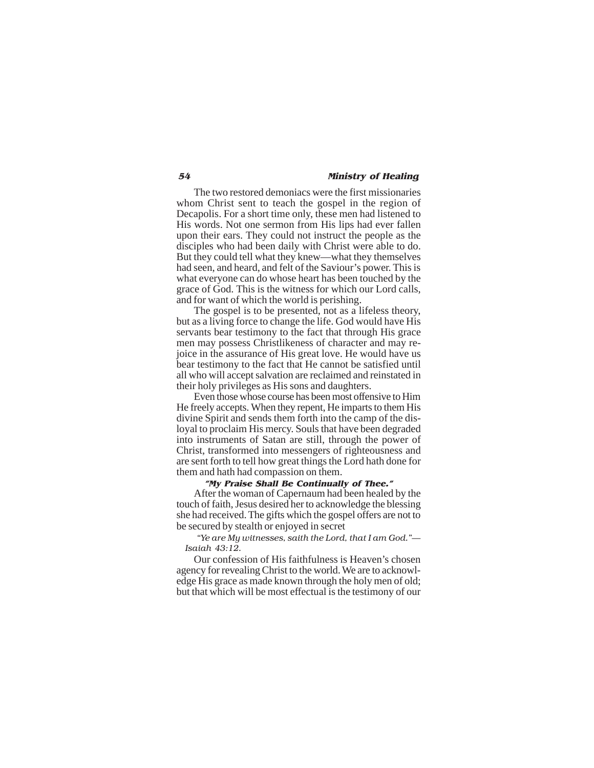The two restored demoniacs were the first missionaries whom Christ sent to teach the gospel in the region of Decapolis. For a short time only, these men had listened to His words. Not one sermon from His lips had ever fallen upon their ears. They could not instruct the people as the disciples who had been daily with Christ were able to do. But they could tell what they knew—what they themselves had seen, and heard, and felt of the Saviour's power. This is what everyone can do whose heart has been touched by the grace of God. This is the witness for which our Lord calls, and for want of which the world is perishing.

The gospel is to be presented, not as a lifeless theory, but as a living force to change the life. God would have His servants bear testimony to the fact that through His grace men may possess Christlikeness of character and may rejoice in the assurance of His great love. He would have us bear testimony to the fact that He cannot be satisfied until all who will accept salvation are reclaimed and reinstated in their holy privileges as His sons and daughters.

Even those whose course has been most offensive to Him He freely accepts. When they repent, He imparts to them His divine Spirit and sends them forth into the camp of the disloyal to proclaim His mercy. Souls that have been degraded into instruments of Satan are still, through the power of Christ, transformed into messengers of righteousness and are sent forth to tell how great things the Lord hath done for them and hath had compassion on them.

### "My Praise Shall Be Continually of Thee."

After the woman of Capernaum had been healed by the touch of faith, Jesus desired her to acknowledge the blessing she had received. The gifts which the gospel offers are not to be secured by stealth or enjoyed in secret

*"Ye are My witnesses, saith the Lord, that I am God."—Isaiah 43:12.*

Our confession of His faithfulness is Heaven's chosen agency for revealing Christ to the world. We are to acknowledge His grace as made known through the holy men of old; but that which will be most effectual is the testimony of our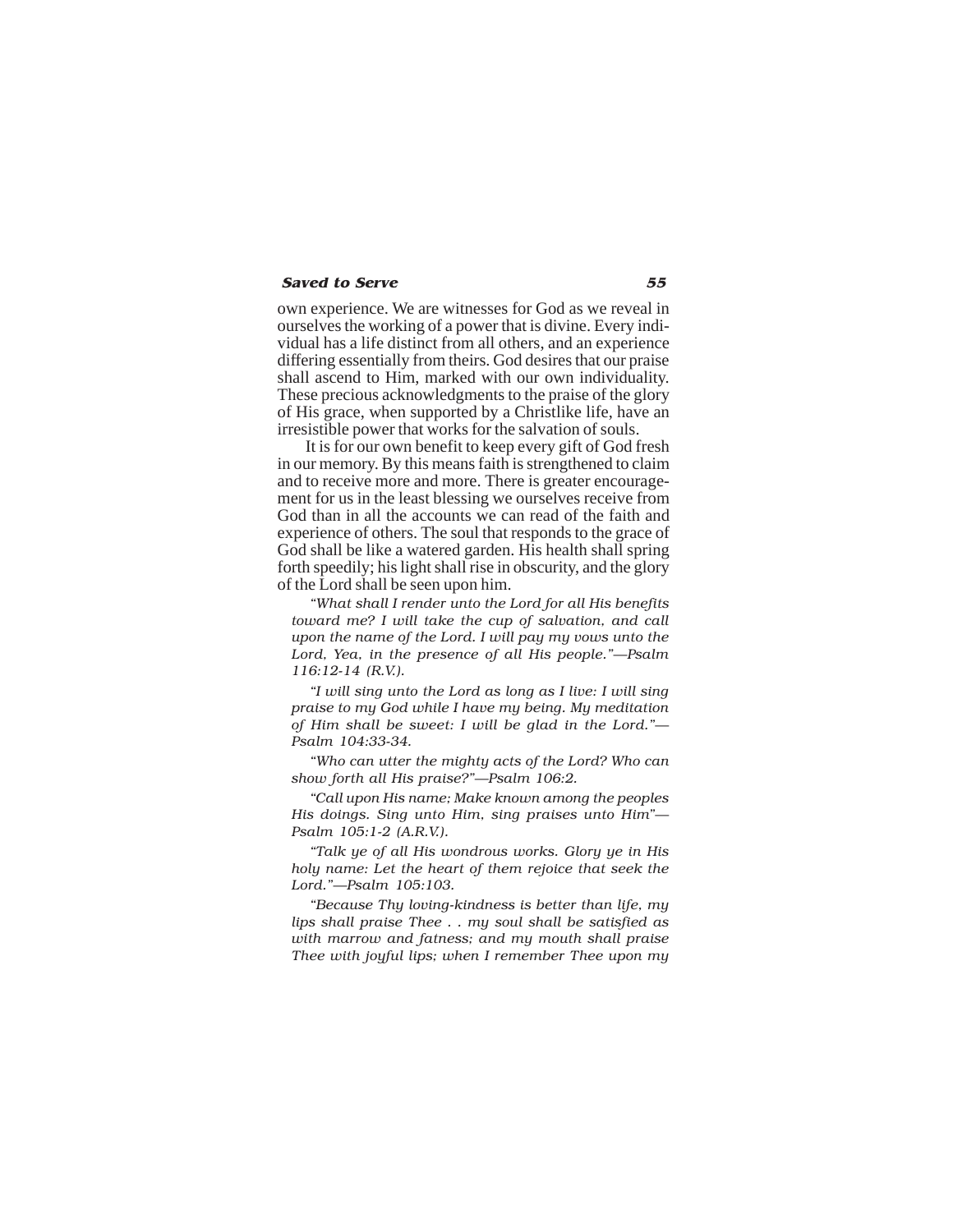own experience. We are witnesses for God as we reveal in ourselves the working of a power that is divine. Every individual has a life distinct from all others, and an experience differing essentially from theirs. God desires that our praise shall ascend to Him, marked with our own individuality. These precious acknowledgments to the praise of the glory of His grace, when supported by a Christlike life, have an irresistible power that works for the salvation of souls.

It is for our own benefit to keep every gift of God fresh in our memory. By this means faith is strengthened to claim and to receive more and more. There is greater encouragement for us in the least blessing we ourselves receive from God than in all the accounts we can read of the faith and experience of others. The soul that responds to the grace of God shall be like a watered garden. His health shall spring forth speedily; his light shall rise in obscurity, and the glory of the Lord shall be seen upon him.

*"What shall I render unto the Lord for all His benefits toward me? I will take the cup of salvation, and call upon the name of the Lord. I will pay my vows unto the Lord, Yea, in the presence of all His people."—Psalm 116:12-14 (R.V.).*

*"I will sing unto the Lord as long as I live: I will sing praise to my God while I have my being. My meditation of Him shall be sweet: I will be glad in the Lord."—Psalm 104:33-34.*

*"Who can utter the mighty acts of the Lord? Who can show forth all His praise?"—Psalm 106:2.*

*"Call upon His name; Make known among the peoples His doings. Sing unto Him, sing praises unto Him"—Psalm 105:1-2 (A.R.V.).*

*"Talk ye of all His wondrous works. Glory ye in His holy name: Let the heart of them rejoice that seek the Lord."—Psalm 105:103.*

*"Because Thy loving-kindness is better than life, my lips shall praise Thee . . my soul shall be satisfied as with marrow and fatness; and my mouth shall praise Thee with joyful lips; when I remember Thee upon my*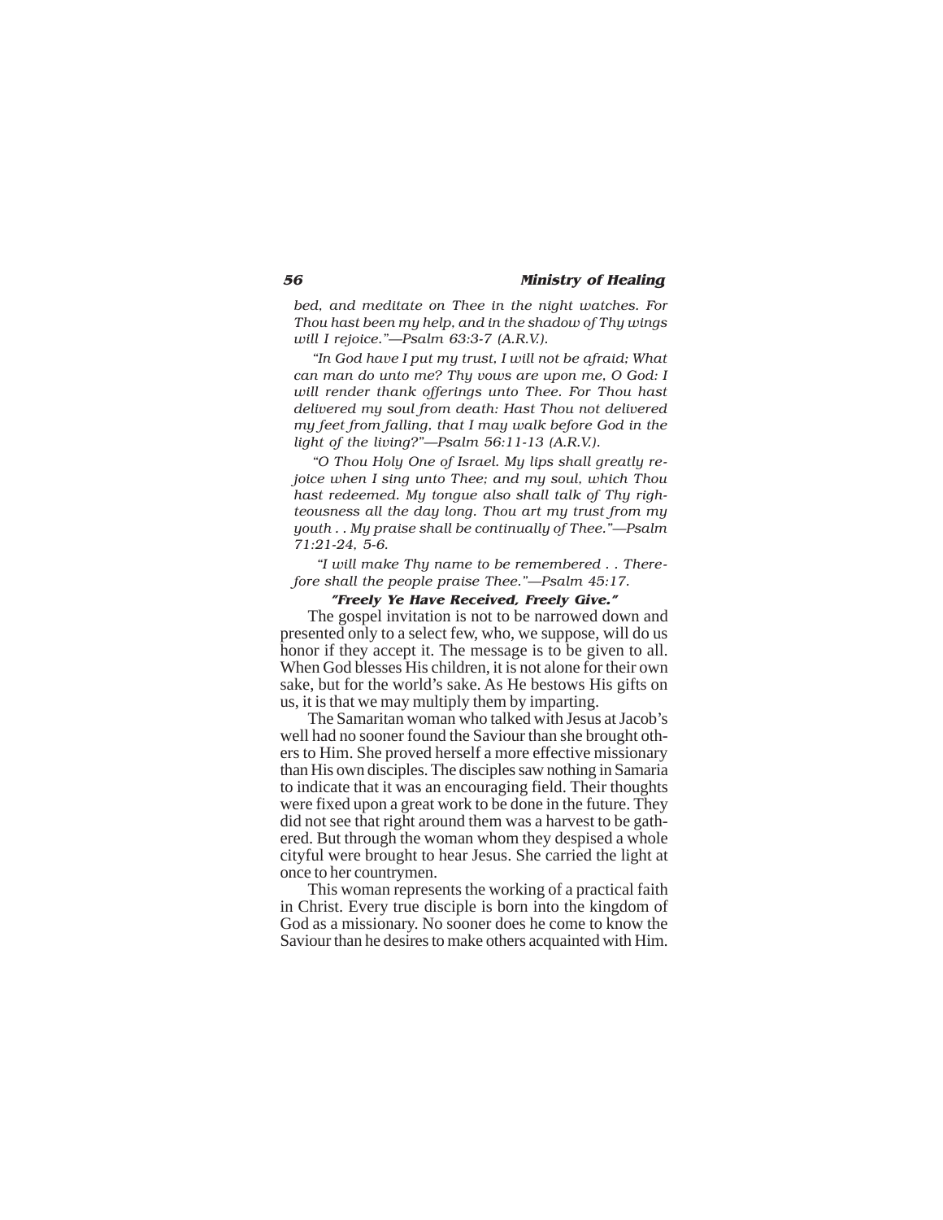*bed, and meditate on Thee in the night watches. For Thou hast been my help, and in the shadow of Thy wings will I rejoice."—Psalm 63:3-7 (A.R.V.).*

*"In God have I put my trust, I will not be afraid; What can man do unto me? Thy vows are upon me, O God: I will render thank offerings unto Thee. For Thou hast delivered my soul from death: Hast Thou not delivered my feet from falling, that I may walk before God in the light of the living?"—Psalm 56:11-13 (A.R.V.).*

*"O Thou Holy One of Israel. My lips shall greatly rejoice when I sing unto Thee; and my soul, which Thou hast redeemed. My tongue also shall talk of Thy righteousness all the day long. Thou art my trust from my youth . . My praise shall be continually of Thee."—Psalm 71:21-24, 5-6.*

*"I will make Thy name to be remembered . . Therefore shall the people praise Thee."—Psalm 45:17.*

### *"Freely Ye Have Received, Freely Give."*

The gospel invitation is not to be narrowed down and presented only to a select few, who, we suppose, will do us honor if they accept it. The message is to be given to all. When God blesses His children, it is not alone for their own sake, but for the world's sake. As He bestows His gifts on us, it is that we may multiply them by imparting.

The Samaritan woman who talked with Jesus at Jacob's well had no sooner found the Saviour than she brought others to Him. She proved herself a more effective missionary than His own disciples. The disciples saw nothing in Samaria to indicate that it was an encouraging field. Their thoughts were fixed upon a great work to be done in the future. They did not see that right around them was a harvest to be gathered. But through the woman whom they despised a whole cityful were brought to hear Jesus. She carried the light at once to her countrymen.

This woman represents the working of a practical faith in Christ. Every true disciple is born into the kingdom of God as a missionary. No sooner does he come to know the Saviour than he desires to make others acquainted with Him.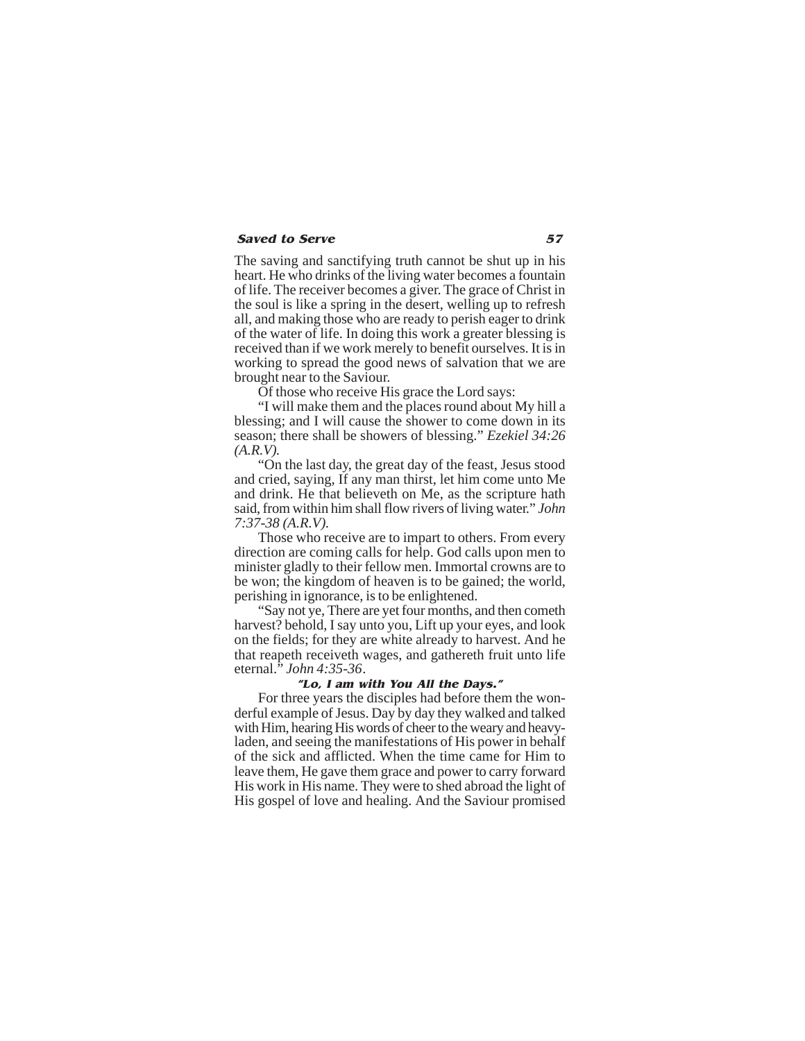The saving and sanctifying truth cannot be shut up in his heart. He who drinks of the living water becomes a fountain of life. The receiver becomes a giver. The grace of Christ in the soul is like a spring in the desert, welling up to refresh all, and making those who are ready to perish eager to drink of the water of life. In doing this work a greater blessing is received than if we work merely to benefit ourselves. It is in working to spread the good news of salvation that we are brought near to the Saviour.

Of those who receive His grace the Lord says:

"I will make them and the places round about My hill a blessing; and I will cause the shower to come down in its season; there shall be showers of blessing." *Ezekiel 34:26 (A.R.V).*

"On the last day, the great day of the feast, Jesus stood and cried, saying, If any man thirst, let him come unto Me and drink. He that believeth on Me, as the scripture hath said, from within him shall flow rivers of living water." *John 7:37-38 (A.R.V).*

Those who receive are to impart to others. From every direction are coming calls for help. God calls upon men to minister gladly to their fellow men. Immortal crowns are to be won; the kingdom of heaven is to be gained; the world, perishing in ignorance, is to be enlightened.

"Say not ye, There are yet four months, and then cometh harvest? behold, I say unto you, Lift up your eyes, and look on the fields; for they are white already to harvest. And he that reapeth receiveth wages, and gathereth fruit unto life eternal." *John 4:35-36*.

### "Lo, I am with You All the Days."

For three years the disciples had before them the wonderful example of Jesus. Day by day they walked and talked with Him, hearing His words of cheer to the weary and heavy-laden, and seeing the manifestations of His power in behalf of the sick and afflicted. When the time came for Him to leave them, He gave them grace and power to carry forward His work in His name. They were to shed abroad the light of His gospel of love and healing. And the Saviour promised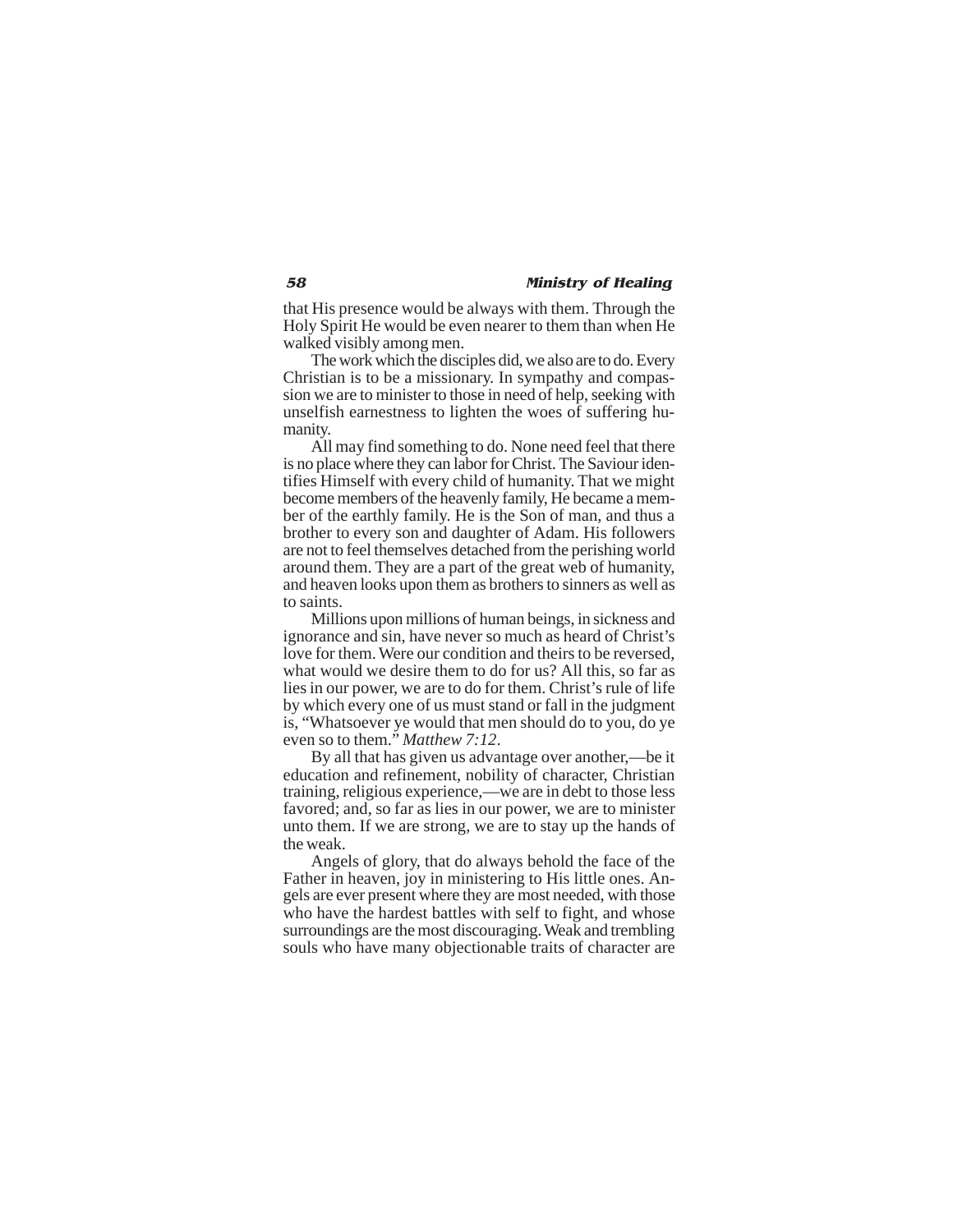that His presence would be always with them. Through the Holy Spirit He would be even nearer to them than when He walked visibly among men.

The work which the disciples did, we also are to do. Every Christian is to be a missionary. In sympathy and compassion we are to minister to those in need of help, seeking with unselfish earnestness to lighten the woes of suffering humanity.

All may find something to do. None need feel that there is no place where they can labor for Christ. The Saviour identifies Himself with every child of humanity. That we might become members of the heavenly family, He became a member of the earthly family. He is the Son of man, and thus a brother to every son and daughter of Adam. His followers are not to feel themselves detached from the perishing world around them. They are a part of the great web of humanity, and heaven looks upon them as brothers to sinners as well as to saints.

Millions upon millions of human beings, in sickness and ignorance and sin, have never so much as heard of Christ's love for them. Were our condition and theirs to be reversed, what would we desire them to do for us? All this, so far as lies in our power, we are to do for them. Christ's rule of life by which every one of us must stand or fall in the judgment is, "Whatsoever ye would that men should do to you, do ye even so to them." *Matthew 7:12*.

By all that has given us advantage over another,—be it education and refinement, nobility of character, Christian training, religious experience,—we are in debt to those less favored; and, so far as lies in our power, we are to minister unto them. If we are strong, we are to stay up the hands of the weak.

Angels of glory, that do always behold the face of the Father in heaven, joy in ministering to His little ones. Angels are ever present where they are most needed, with those who have the hardest battles with self to fight, and whose surroundings are the most discouraging. Weak and trembling souls who have many objectionable traits of character are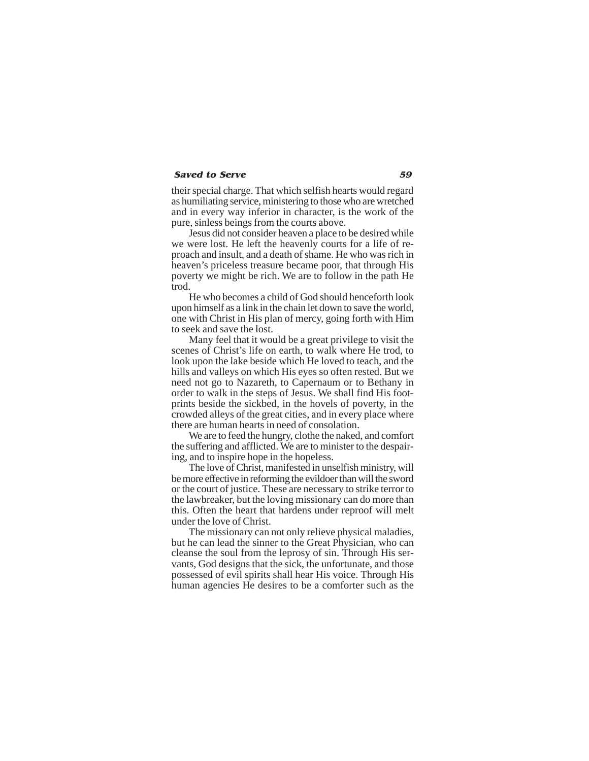their special charge. That which selfish hearts would regard as humiliating service, ministering to those who are wretched and in every way inferior in character, is the work of the pure, sinless beings from the courts above.

Jesus did not consider heaven a place to be desired while we were lost. He left the heavenly courts for a life of reproach and insult, and a death of shame. He who was rich in heaven's priceless treasure became poor, that through His poverty we might be rich. We are to follow in the path He trod.

He who becomes a child of God should henceforth look upon himself as a link in the chain let down to save the world, one with Christ in His plan of mercy, going forth with Him to seek and save the lost.

Many feel that it would be a great privilege to visit the scenes of Christ's life on earth, to walk where He trod, to look upon the lake beside which He loved to teach, and the hills and valleys on which His eyes so often rested. But we need not go to Nazareth, to Capernaum or to Bethany in order to walk in the steps of Jesus. We shall find His footprints beside the sickbed, in the hovels of poverty, in the crowded alleys of the great cities, and in every place where there are human hearts in need of consolation.

We are to feed the hungry, clothe the naked, and comfort the suffering and afflicted. We are to minister to the despairing, and to inspire hope in the hopeless.

The love of Christ, manifested in unselfish ministry, will be more effective in reforming the evildoer than will the sword or the court of justice. These are necessary to strike terror to the lawbreaker, but the loving missionary can do more than this. Often the heart that hardens under reproof will melt under the love of Christ.

The missionary can not only relieve physical maladies, but he can lead the sinner to the Great Physician, who can cleanse the soul from the leprosy of sin. Through His servants, God designs that the sick, the unfortunate, and those possessed of evil spirits shall hear His voice. Through His human agencies He desires to be a comforter such as the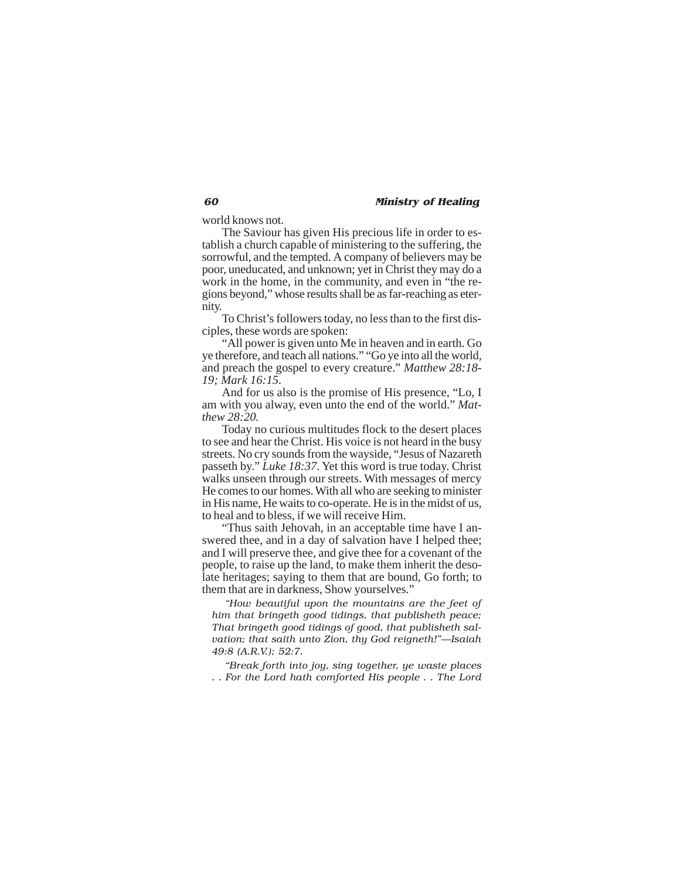world knows not.

The Saviour has given His precious life in order to establish a church capable of ministering to the suffering, the sorrowful, and the tempted. A company of believers may be poor, uneducated, and unknown; yet in Christ they may do a work in the home, in the community, and even in "the regions beyond," whose results shall be as far-reaching as eternity.

To Christ's followers today, no less than to the first disciples, these words are spoken:

"All power is given unto Me in heaven and in earth. Go ye therefore, and teach all nations." "Go ye into all the world, and preach the gospel to every creature." *Matthew 28:18-19; Mark 16:15.*

And for us also is the promise of His presence, "Lo, I am with you alway, even unto the end of the world." *Matthew 28:20.*

Today no curious multitudes flock to the desert places to see and hear the Christ. His voice is not heard in the busy streets. No cry sounds from the wayside, "Jesus of Nazareth passeth by." *Luke 18:37*. Yet this word is true today. Christ walks unseen through our streets. With messages of mercy He comes to our homes. With all who are seeking to minister in His name, He waits to co-operate. He is in the midst of us, to heal and to bless, if we will receive Him.

"Thus saith Jehovah, in an acceptable time have I answered thee, and in a day of salvation have I helped thee; and I will preserve thee, and give thee for a covenant of the people, to raise up the land, to make them inherit the desolate heritages; saying to them that are bound, Go forth; to them that are in darkness, Show yourselves."

> *"How beautiful upon the mountains are the feet of him that bringeth good tidings, that publisheth peace; That bringeth good tidings of good, that publisheth salvation; that saith unto Zion, thy God reigneth!"—Isaiah 49:8 (A.R.V.); 52:7.*

> *"Break forth into joy, sing together, ye waste places . . For the Lord hath comforted His people . . The Lord*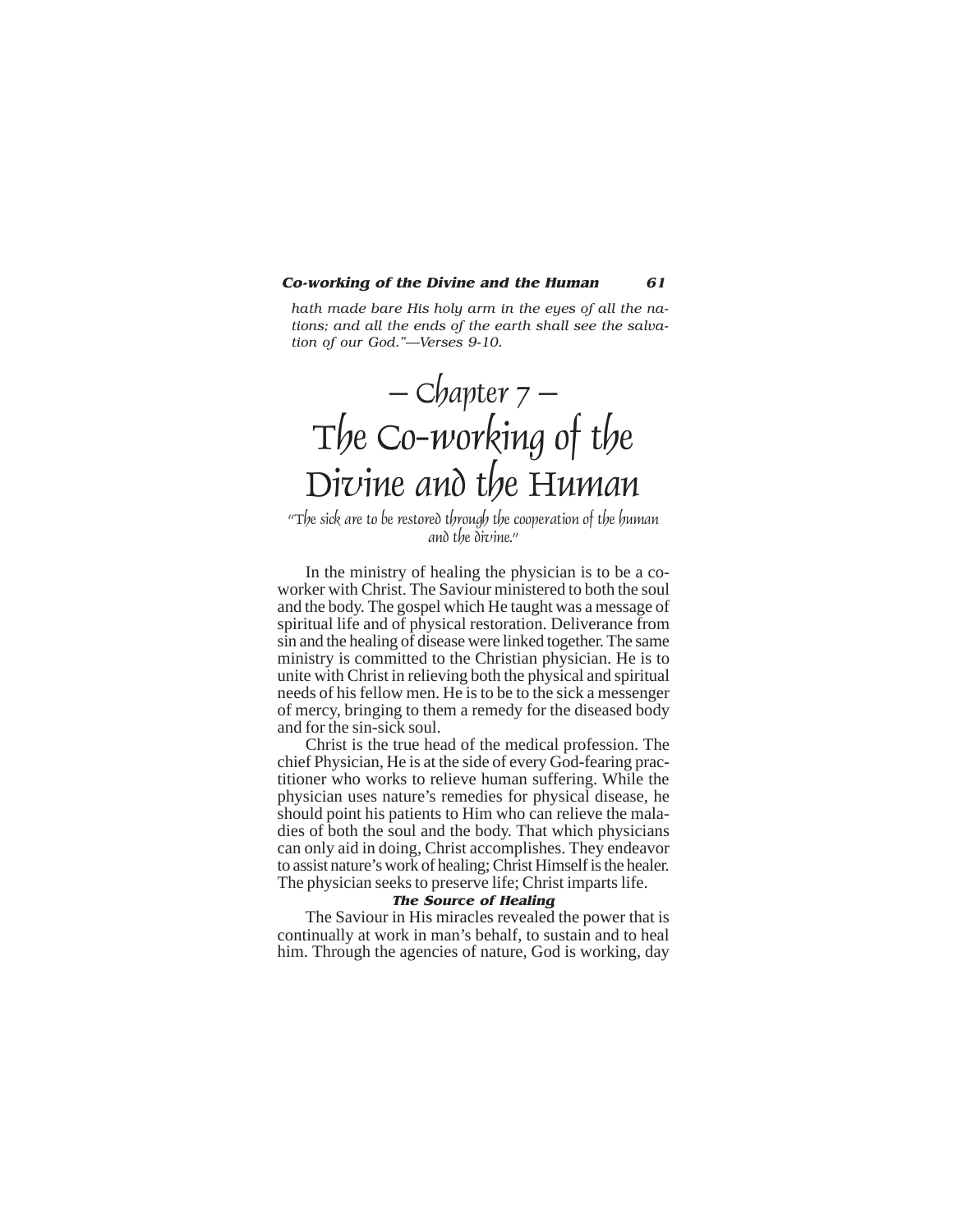*hath made bare His holy arm in the eyes of all the nations; and all the ends of the earth shall see the salvation of our God."—Verses 9-10.*

# – Chapter 7 – The Co-working of the Divine and the Human

*"The sick are to be restored through the cooperation of the human and the divine."*

In the ministry of healing the physician is to be a coworker with Christ. The Saviour ministered to both the soul and the body. The gospel which He taught was a message of spiritual life and of physical restoration. Deliverance from sin and the healing of disease were linked together. The same ministry is committed to the Christian physician. He is to unite with Christ in relieving both the physical and spiritual needs of his fellow men. He is to be to the sick a messenger of mercy, bringing to them a remedy for the diseased body and for the sin-sick soul.

Christ is the true head of the medical profession. The chief Physician, He is at the side of every God-fearing practitioner who works to relieve human suffering. While the physician uses nature's remedies for physical disease, he should point his patients to Him who can relieve the maladies of both the soul and the body. That which physicians can only aid in doing, Christ accomplishes. They endeavor to assist nature's work of healing; Christ Himself is the healer. The physician seeks to preserve life; Christ imparts life.

### The Source of Healing

The Saviour in His miracles revealed the power that is continually at work in man's behalf, to sustain and to heal him. Through the agencies of nature, God is working, day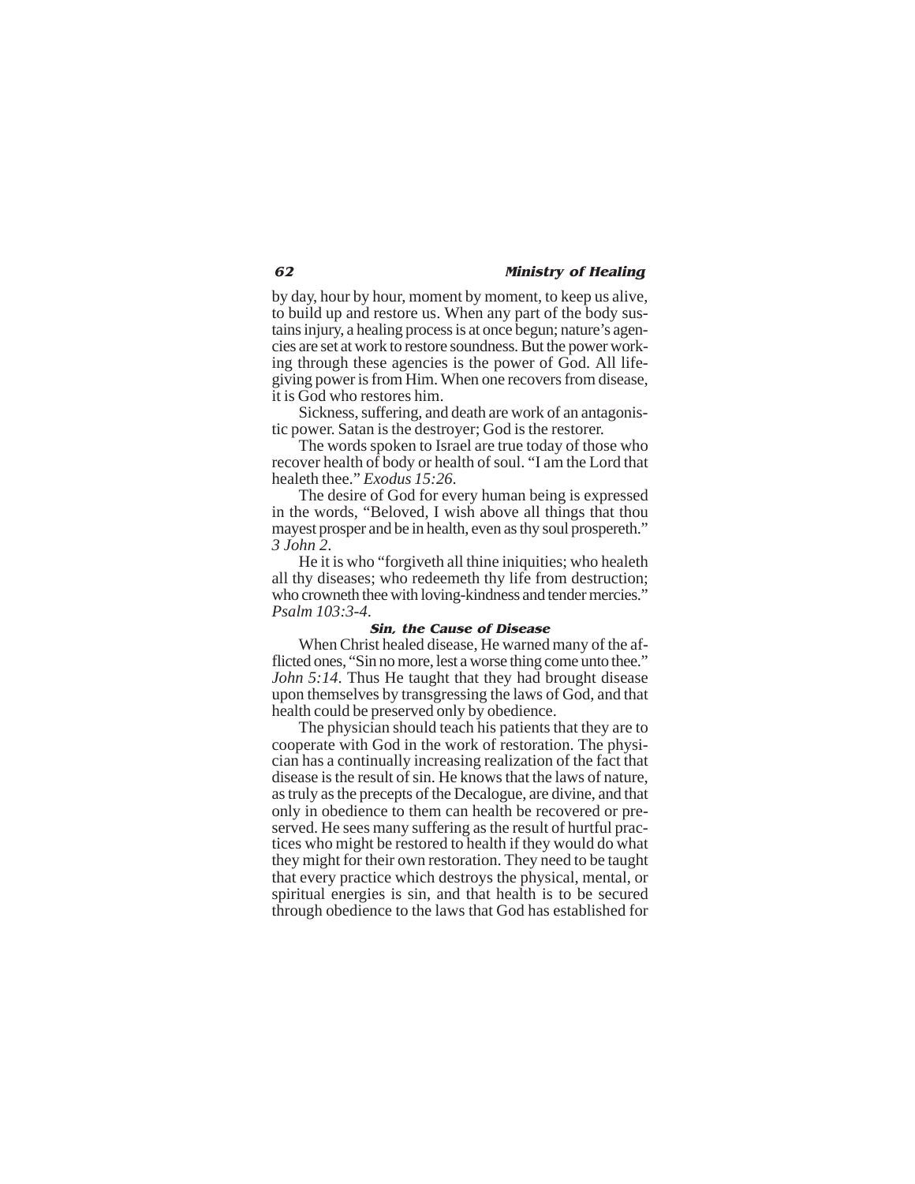by day, hour by hour, moment by moment, to keep us alive, to build up and restore us. When any part of the body sustains injury, a healing process is at once begun; nature's agencies are set at work to restore soundness. But the power working through these agencies is the power of God. All life-giving power is from Him. When one recovers from disease, it is God who restores him.

Sickness, suffering, and death are work of an antagonistic power. Satan is the destroyer; God is the restorer.

The words spoken to Israel are true today of those who recover health of body or health of soul. "I am the Lord that healeth thee." *Exodus 15:26*.

The desire of God for every human being is expressed in the words, "Beloved, I wish above all things that thou mayest prosper and be in health, even as thy soul prospereth." *3 John 2*.

He it is who "forgiveth all thine iniquities; who healeth all thy diseases; who redeemeth thy life from destruction; who crowneth thee with loving-kindness and tender mercies." *Psalm 103:3-4*.

### Sin, the Cause of Disease

When Christ healed disease, He warned many of the afflicted ones, "Sin no more, lest a worse thing come unto thee." *John 5:14*. Thus He taught that they had brought disease upon themselves by transgressing the laws of God, and that health could be preserved only by obedience.

The physician should teach his patients that they are to cooperate with God in the work of restoration. The physician has a continually increasing realization of the fact that disease is the result of sin. He knows that the laws of nature, as truly as the precepts of the Decalogue, are divine, and that only in obedience to them can health be recovered or preserved. He sees many suffering as the result of hurtful practices who might be restored to health if they would do what they might for their own restoration. They need to be taught that every practice which destroys the physical, mental, or spiritual energies is sin, and that health is to be secured through obedience to the laws that God has established for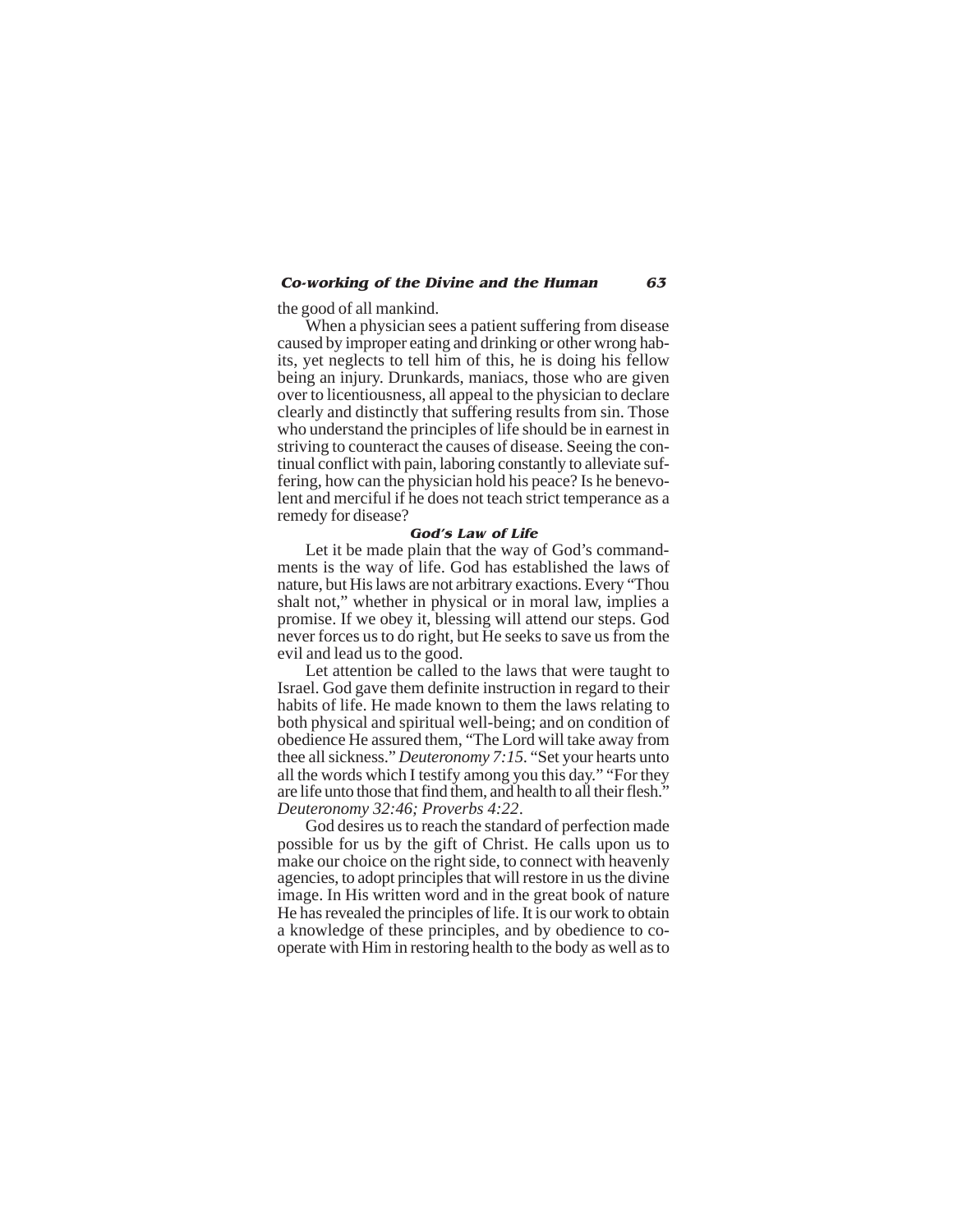the good of all mankind.

When a physician sees a patient suffering from disease caused by improper eating and drinking or other wrong habits, yet neglects to tell him of this, he is doing his fellow being an injury. Drunkards, maniacs, those who are given over to licentiousness, all appeal to the physician to declare clearly and distinctly that suffering results from sin. Those who understand the principles of life should be in earnest in striving to counteract the causes of disease. Seeing the continual conflict with pain, laboring constantly to alleviate suffering, how can the physician hold his peace? Is he benevolent and merciful if he does not teach strict temperance as a remedy for disease?

### God's Law of Life

Let it be made plain that the way of God's commandments is the way of life. God has established the laws of nature, but His laws are not arbitrary exactions. Every "Thou shalt not," whether in physical or in moral law, implies a promise. If we obey it, blessing will attend our steps. God never forces us to do right, but He seeks to save us from the evil and lead us to the good.

Let attention be called to the laws that were taught to Israel. God gave them definite instruction in regard to their habits of life. He made known to them the laws relating to both physical and spiritual well-being; and on condition of obedience He assured them, "The Lord will take away from thee all sickness." *Deuteronomy 7:15*. "Set your hearts unto all the words which I testify among you this day." "For they are life unto those that find them, and health to all their flesh." *Deuteronomy 32:46; Proverbs 4:22*.

God desires us to reach the standard of perfection made possible for us by the gift of Christ. He calls upon us to make our choice on the right side, to connect with heavenly agencies, to adopt principles that will restore in us the divine image. In His written word and in the great book of nature He has revealed the principles of life. It is our work to obtain a knowledge of these principles, and by obedience to co-operate with Him in restoring health to the body as well as to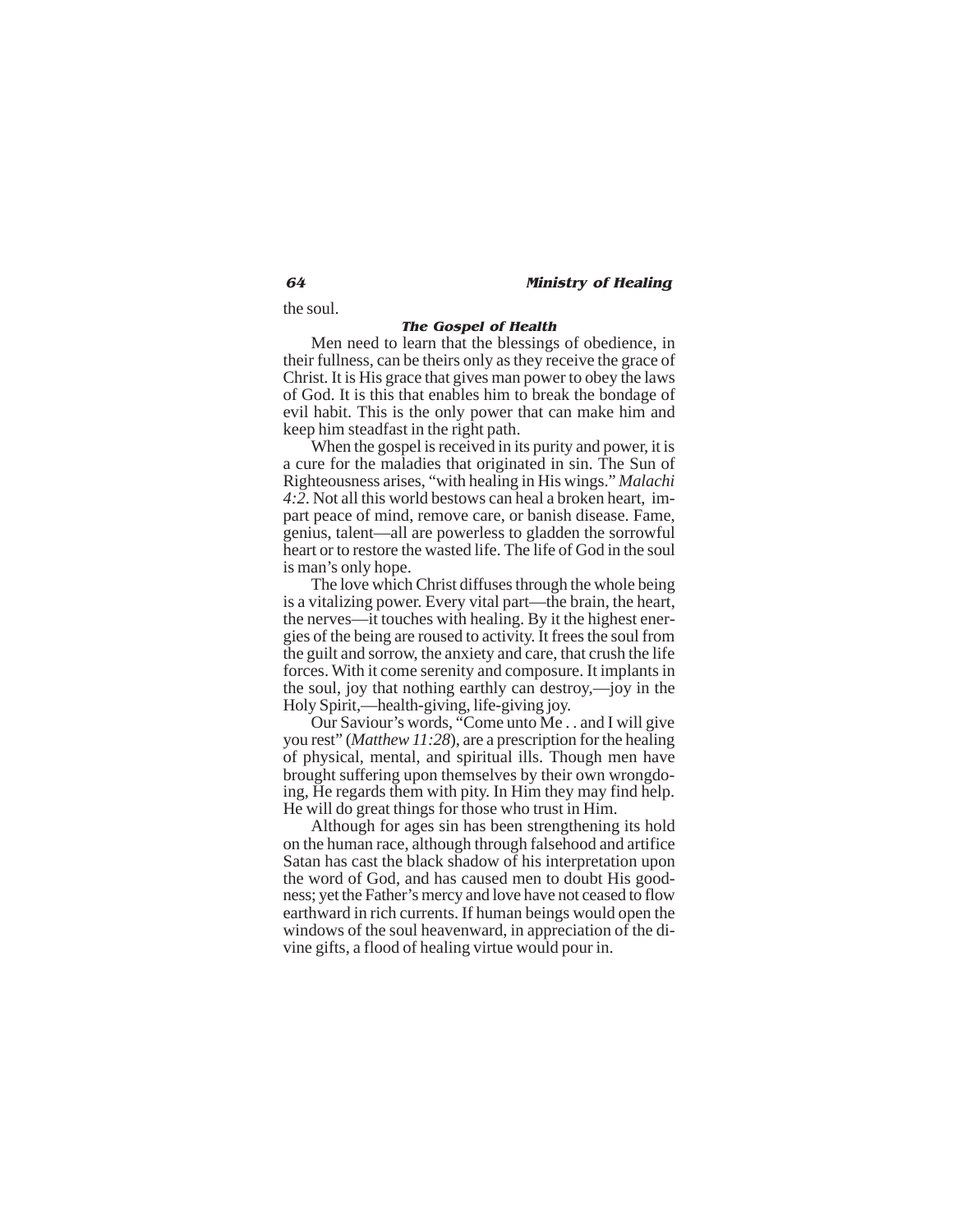the soul.

### *The Gospel of Health*

Men need to learn that the blessings of obedience, in their fullness, can be theirs only as they receive the grace of Christ. It is His grace that gives man power to obey the laws of God. It is this that enables him to break the bondage of evil habit. This is the only power that can make him and keep him steadfast in the right path.

When the gospel is received in its purity and power, it is a cure for the maladies that originated in sin. The Sun of Righteousness arises, "with healing in His wings." *Malachi 4:2*. Not all this world bestows can heal a broken heart, impart peace of mind, remove care, or banish disease. Fame, genius, talent—all are powerless to gladden the sorrowful heart or to restore the wasted life. The life of God in the soul is man's only hope.

The love which Christ diffuses through the whole being is a vitalizing power. Every vital part—the brain, the heart, the nerves—it touches with healing. By it the highest energies of the being are roused to activity. It frees the soul from the guilt and sorrow, the anxiety and care, that crush the life forces. With it come serenity and composure. It implants in the soul, joy that nothing earthly can destroy,—joy in the Holy Spirit,—health-giving, life-giving joy.

Our Saviour's words, "Come unto Me . . and I will give you rest" (*Matthew 11:28*), are a prescription for the healing of physical, mental, and spiritual ills. Though men have brought suffering upon themselves by their own wrongdoing, He regards them with pity. In Him they may find help. He will do great things for those who trust in Him.

Although for ages sin has been strengthening its hold on the human race, although through falsehood and artifice Satan has cast the black shadow of his interpretation upon the word of God, and has caused men to doubt His goodness; yet the Father's mercy and love have not ceased to flow earthward in rich currents. If human beings would open the windows of the soul heavenward, in appreciation of the divine gifts, a flood of healing virtue would pour in.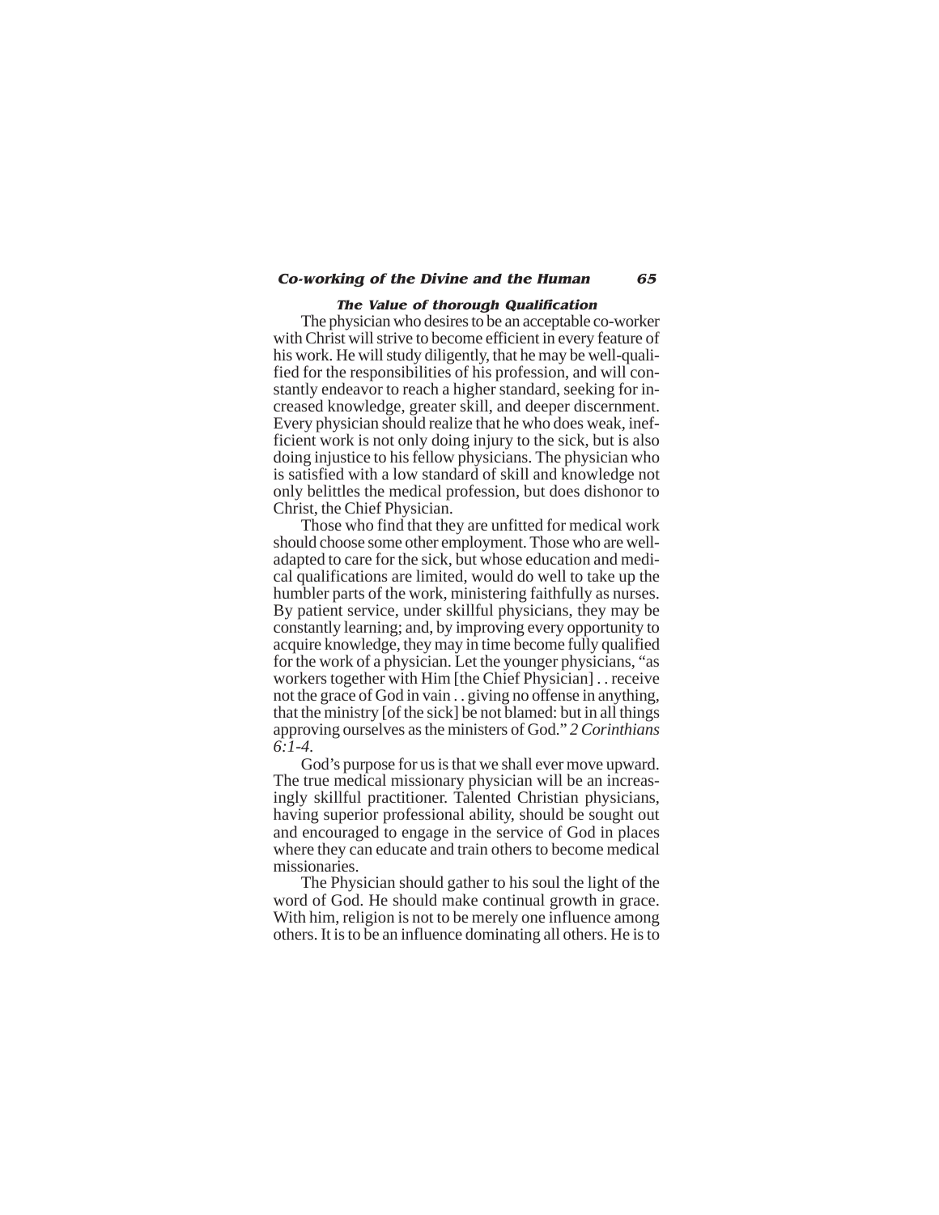### *The Value of thorough Qualification*

The physician who desires to be an acceptable co-worker with Christ will strive to become efficient in every feature of his work. He will study diligently, that he may be well-qualified for the responsibilities of his profession, and will constantly endeavor to reach a higher standard, seeking for increased knowledge, greater skill, and deeper discernment. Every physician should realize that he who does weak, inefficient work is not only doing injury to the sick, but is also doing injustice to his fellow physicians. The physician who is satisfied with a low standard of skill and knowledge not only belittles the medical profession, but does dishonor to Christ, the Chief Physician.

Those who find that they are unfitted for medical work should choose some other employment. Those who are well-adapted to care for the sick, but whose education and medical qualifications are limited, would do well to take up the humbler parts of the work, ministering faithfully as nurses. By patient service, under skillful physicians, they may be constantly learning; and, by improving every opportunity to acquire knowledge, they may in time become fully qualified for the work of a physician. Let the younger physicians, "as workers together with Him [the Chief Physician] . . receive not the grace of God in vain . . giving no offense in anything, that the ministry [of the sick] be not blamed: but in all things approving ourselves as the ministers of God." *2 Corinthians 6:1-4.*

God's purpose for us is that we shall ever move upward. The true medical missionary physician will be an increasingly skillful practitioner. Talented Christian physicians, having superior professional ability, should be sought out and encouraged to engage in the service of God in places where they can educate and train others to become medical missionaries.

The Physician should gather to his soul the light of the word of God. He should make continual growth in grace. With him, religion is not to be merely one influence among others. It is to be an influence dominating all others. He is to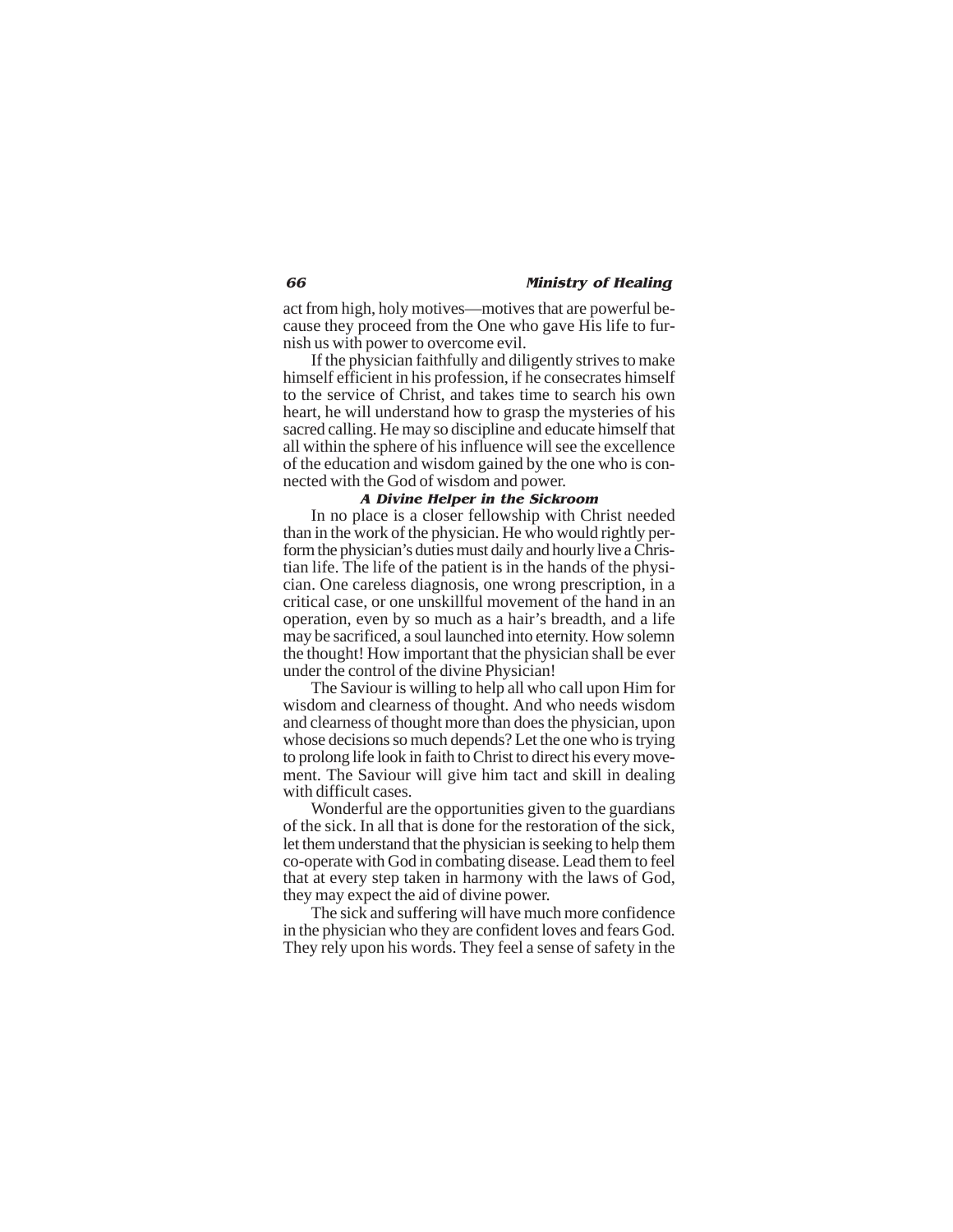act from high, holy motives—motives that are powerful because they proceed from the One who gave His life to furnish us with power to overcome evil.

If the physician faithfully and diligently strives to make himself efficient in his profession, if he consecrates himself to the service of Christ, and takes time to search his own heart, he will understand how to grasp the mysteries of his sacred calling. He may so discipline and educate himself that all within the sphere of his influence will see the excellence of the education and wisdom gained by the one who is connected with the God of wisdom and power.

### *A Divine Helper in the Sickroom*

In no place is a closer fellowship with Christ needed than in the work of the physician. He who would rightly perform the physician's duties must daily and hourly live a Christian life. The life of the patient is in the hands of the physician. One careless diagnosis, one wrong prescription, in a critical case, or one unskillful movement of the hand in an operation, even by so much as a hair's breadth, and a life may be sacrificed, a soul launched into eternity. How solemn the thought! How important that the physician shall be ever under the control of the divine Physician!

The Saviour is willing to help all who call upon Him for wisdom and clearness of thought. And who needs wisdom and clearness of thought more than does the physician, upon whose decisions so much depends? Let the one who is trying to prolong life look in faith to Christ to direct his every movement. The Saviour will give him tact and skill in dealing with difficult cases.

Wonderful are the opportunities given to the guardians of the sick. In all that is done for the restoration of the sick, let them understand that the physician is seeking to help them co-operate with God in combating disease. Lead them to feel that at every step taken in harmony with the laws of God, they may expect the aid of divine power.

The sick and suffering will have much more confidence in the physician who they are confident loves and fears God. They rely upon his words. They feel a sense of safety in the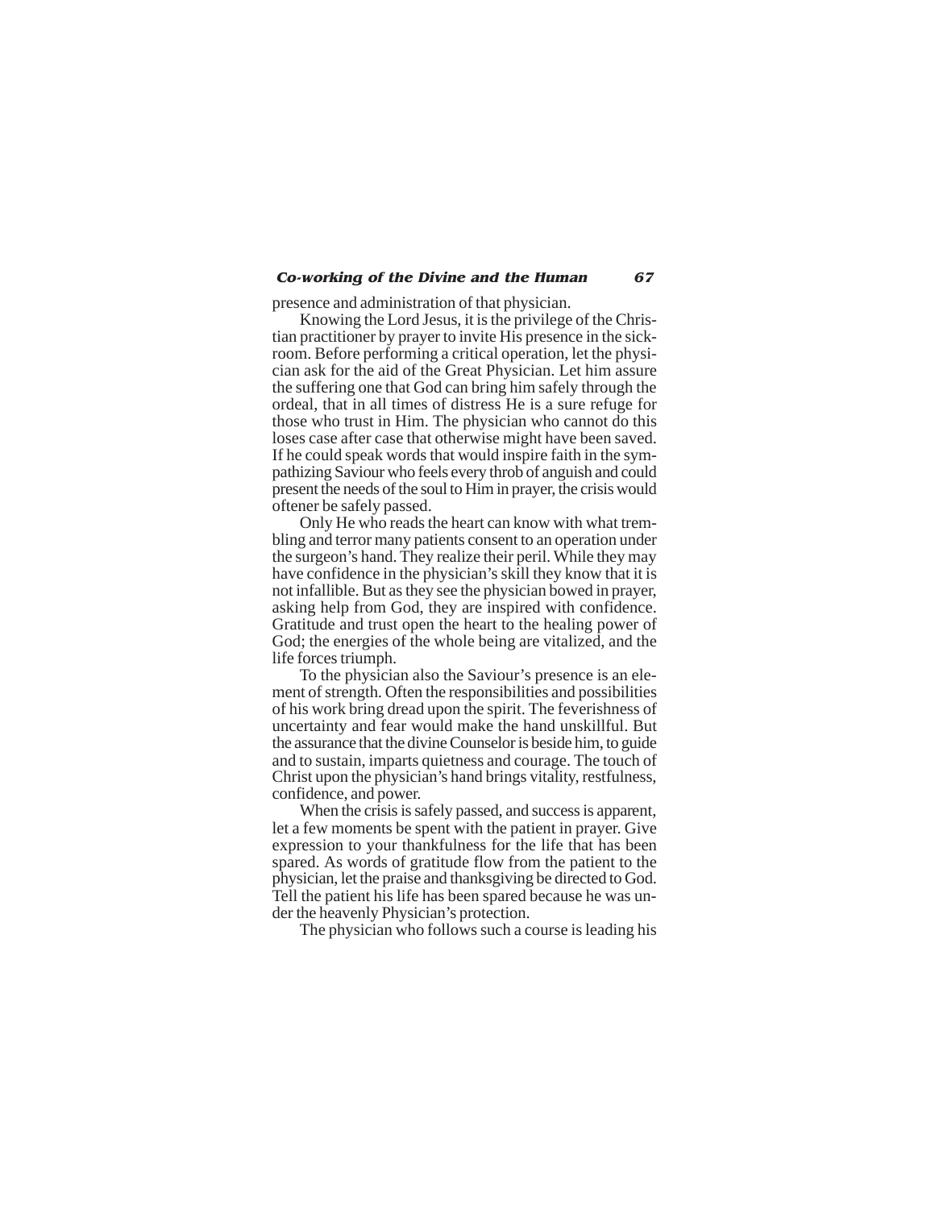presence and administration of that physician.

Knowing the Lord Jesus, it is the privilege of the Christian practitioner by prayer to invite His presence in the sickroom. Before performing a critical operation, let the physician ask for the aid of the Great Physician. Let him assure the suffering one that God can bring him safely through the ordeal, that in all times of distress He is a sure refuge for those who trust in Him. The physician who cannot do this loses case after case that otherwise might have been saved. If he could speak words that would inspire faith in the sympathizing Saviour who feels every throb of anguish and could present the needs of the soul to Him in prayer, the crisis would oftener be safely passed.

Only He who reads the heart can know with what trembling and terror many patients consent to an operation under the surgeon's hand. They realize their peril. While they may have confidence in the physician's skill they know that it is not infallible. But as they see the physician bowed in prayer, asking help from God, they are inspired with confidence. Gratitude and trust open the heart to the healing power of God; the energies of the whole being are vitalized, and the life forces triumph.

To the physician also the Saviour's presence is an element of strength. Often the responsibilities and possibilities of his work bring dread upon the spirit. The feverishness of uncertainty and fear would make the hand unskillful. But the assurance that the divine Counselor is beside him, to guide and to sustain, imparts quietness and courage. The touch of Christ upon the physician's hand brings vitality, restfulness, confidence, and power.

When the crisis is safely passed, and success is apparent, let a few moments be spent with the patient in prayer. Give expression to your thankfulness for the life that has been spared. As words of gratitude flow from the patient to the physician, let the praise and thanksgiving be directed to God. Tell the patient his life has been spared because he was under the heavenly Physician's protection.

The physician who follows such a course is leading his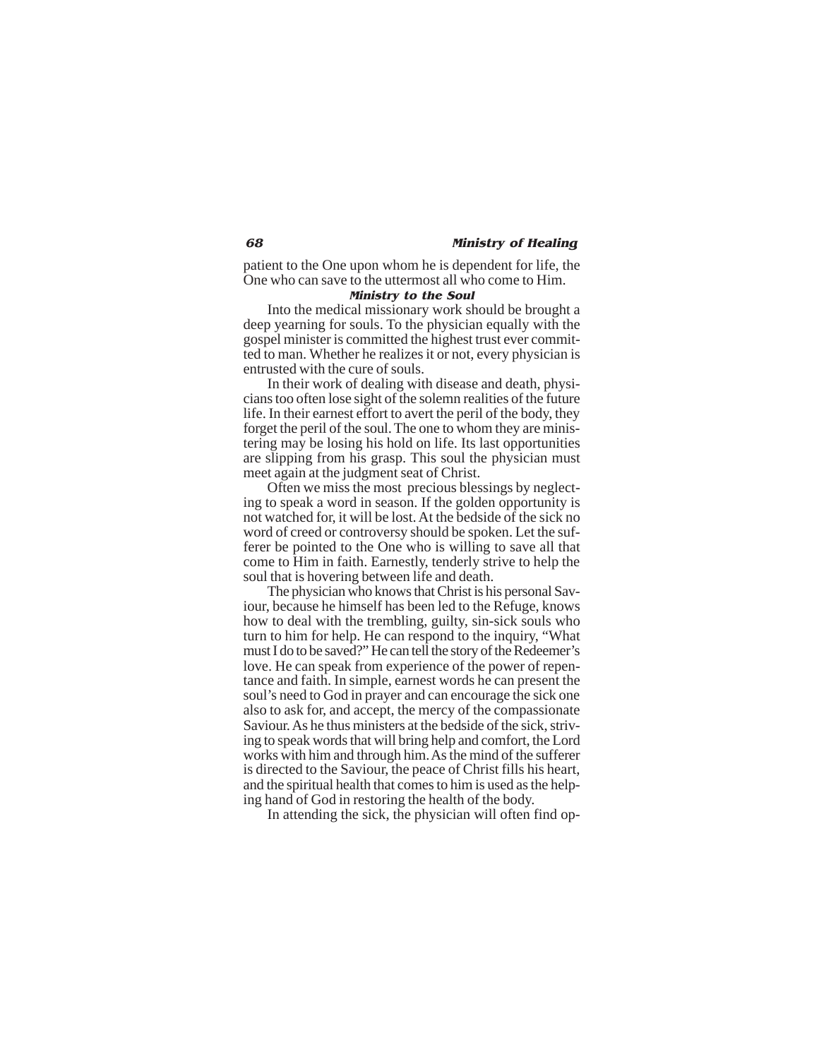patient to the One upon whom he is dependent for life, the One who can save to the uttermost all who come to Him.

### *Ministry to the Soul*

Into the medical missionary work should be brought a deep yearning for souls. To the physician equally with the gospel minister is committed the highest trust ever committed to man. Whether he realizes it or not, every physician is entrusted with the cure of souls.

In their work of dealing with disease and death, physicians too often lose sight of the solemn realities of the future life. In their earnest effort to avert the peril of the body, they forget the peril of the soul. The one to whom they are ministering may be losing his hold on life. Its last opportunities are slipping from his grasp. This soul the physician must meet again at the judgment seat of Christ.

Often we miss the most precious blessings by neglecting to speak a word in season. If the golden opportunity is not watched for, it will be lost. At the bedside of the sick no word of creed or controversy should be spoken. Let the sufferer be pointed to the One who is willing to save all that come to Him in faith. Earnestly, tenderly strive to help the soul that is hovering between life and death.

The physician who knows that Christ is his personal Saviour, because he himself has been led to the Refuge, knows how to deal with the trembling, guilty, sin-sick souls who turn to him for help. He can respond to the inquiry, "What must I do to be saved?" He can tell the story of the Redeemer's love. He can speak from experience of the power of repentance and faith. In simple, earnest words he can present the soul's need to God in prayer and can encourage the sick one also to ask for, and accept, the mercy of the compassionate Saviour. As he thus ministers at the bedside of the sick, striving to speak words that will bring help and comfort, the Lord works with him and through him. As the mind of the sufferer is directed to the Saviour, the peace of Christ fills his heart, and the spiritual health that comes to him is used as the helping hand of God in restoring the health of the body.

In attending the sick, the physician will often find op-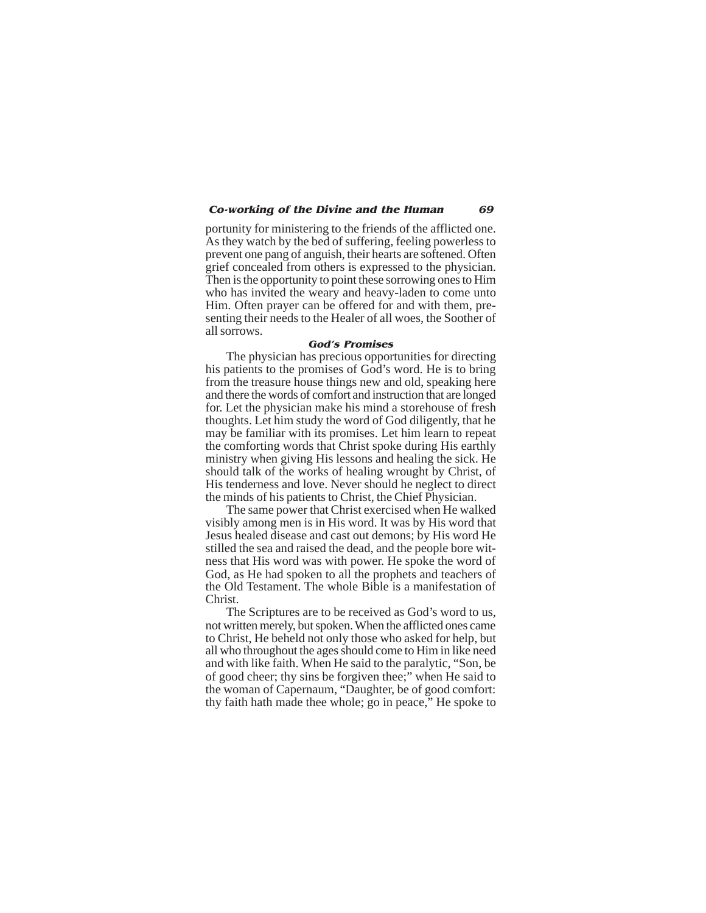portunity for ministering to the friends of the afflicted one. As they watch by the bed of suffering, feeling powerless to prevent one pang of anguish, their hearts are softened. Often grief concealed from others is expressed to the physician. Then is the opportunity to point these sorrowing ones to Him who has invited the weary and heavy-laden to come unto Him. Often prayer can be offered for and with them, presenting their needs to the Healer of all woes, the Soother of all sorrows.

### God's Promises

The physician has precious opportunities for directing his patients to the promises of God's word. He is to bring from the treasure house things new and old, speaking here and there the words of comfort and instruction that are longed for. Let the physician make his mind a storehouse of fresh thoughts. Let him study the word of God diligently, that he may be familiar with its promises. Let him learn to repeat the comforting words that Christ spoke during His earthly ministry when giving His lessons and healing the sick. He should talk of the works of healing wrought by Christ, of His tenderness and love. Never should he neglect to direct the minds of his patients to Christ, the Chief Physician.

The same power that Christ exercised when He walked visibly among men is in His word. It was by His word that Jesus healed disease and cast out demons; by His word He stilled the sea and raised the dead, and the people bore witness that His word was with power. He spoke the word of God, as He had spoken to all the prophets and teachers of the Old Testament. The whole Bible is a manifestation of Christ.

The Scriptures are to be received as God's word to us, not written merely, but spoken. When the afflicted ones came to Christ, He beheld not only those who asked for help, but all who throughout the ages should come to Him in like need and with like faith. When He said to the paralytic, "Son, be of good cheer; thy sins be forgiven thee;" when He said to the woman of Capernaum, "Daughter, be of good comfort: thy faith hath made thee whole; go in peace," He spoke to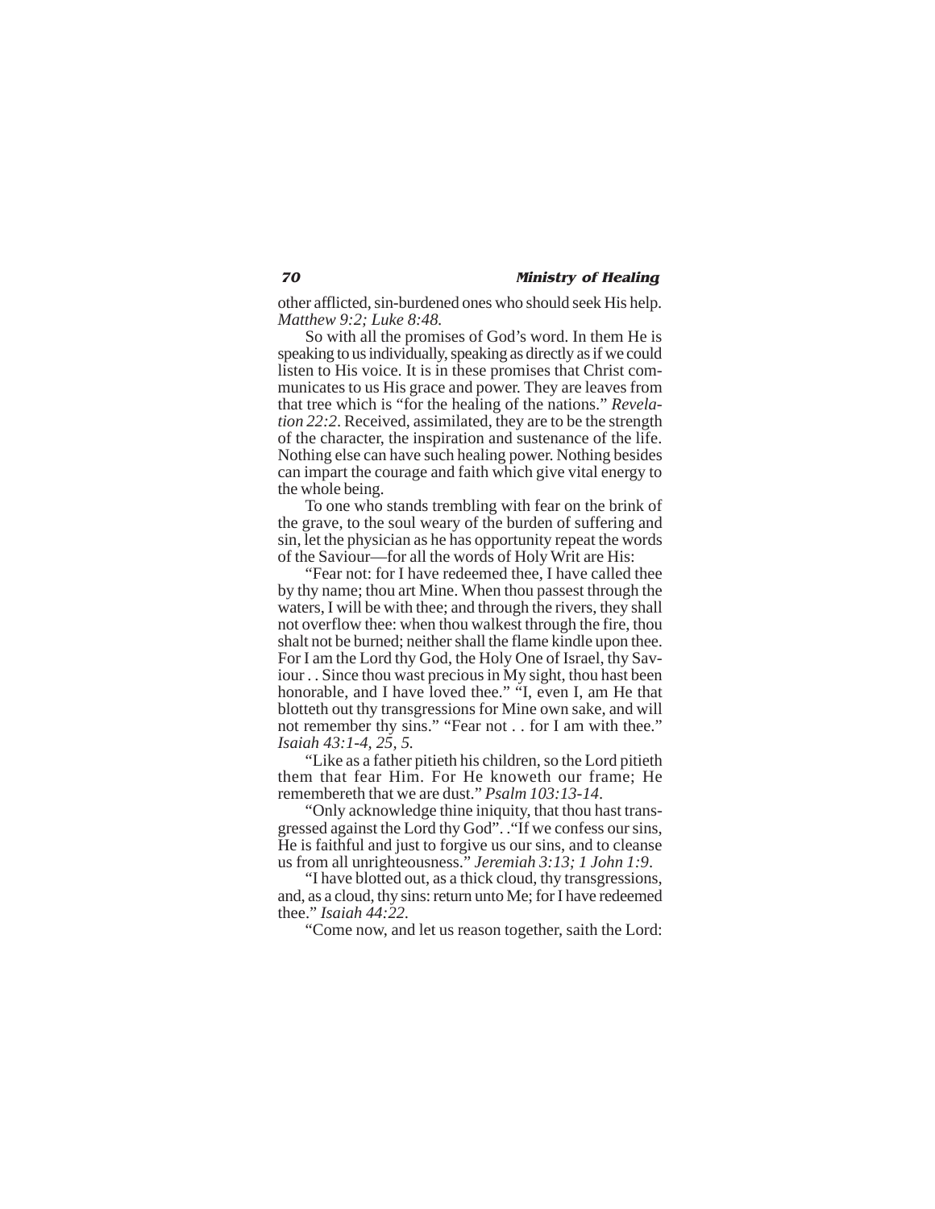other afflicted, sin-burdened ones who should seek His help. *Matthew 9:2; Luke 8:48.*

So with all the promises of God's word. In them He is speaking to us individually, speaking as directly as if we could listen to His voice. It is in these promises that Christ communicates to us His grace and power. They are leaves from that tree which is "for the healing of the nations." *Revelation 22:2*. Received, assimilated, they are to be the strength of the character, the inspiration and sustenance of the life. Nothing else can have such healing power. Nothing besides can impart the courage and faith which give vital energy to the whole being.

To one who stands trembling with fear on the brink of the grave, to the soul weary of the burden of suffering and sin, let the physician as he has opportunity repeat the words of the Saviour—for all the words of Holy Writ are His:

"Fear not: for I have redeemed thee, I have called thee by thy name; thou art Mine. When thou passest through the waters, I will be with thee; and through the rivers, they shall not overflow thee: when thou walkest through the fire, thou shalt not be burned; neither shall the flame kindle upon thee. For I am the Lord thy God, the Holy One of Israel, thy Saviour . . Since thou wast precious in My sight, thou hast been honorable, and I have loved thee." "I, even I, am He that blotteth out thy transgressions for Mine own sake, and will not remember thy sins." "Fear not . . for I am with thee." *Isaiah 43:1-4, 25, 5.*

"Like as a father pitieth his children, so the Lord pitieth them that fear Him. For He knoweth our frame; He remembereth that we are dust." *Psalm 103:13-14*.

"Only acknowledge thine iniquity, that thou hast transgressed against the Lord thy God". ."If we confess our sins, He is faithful and just to forgive us our sins, and to cleanse us from all unrighteousness." *Jeremiah 3:13; 1 John 1:9*.

"I have blotted out, as a thick cloud, thy transgressions, and, as a cloud, thy sins: return unto Me; for I have redeemed thee." *Isaiah 44:22*.

"Come now, and let us reason together, saith the Lord: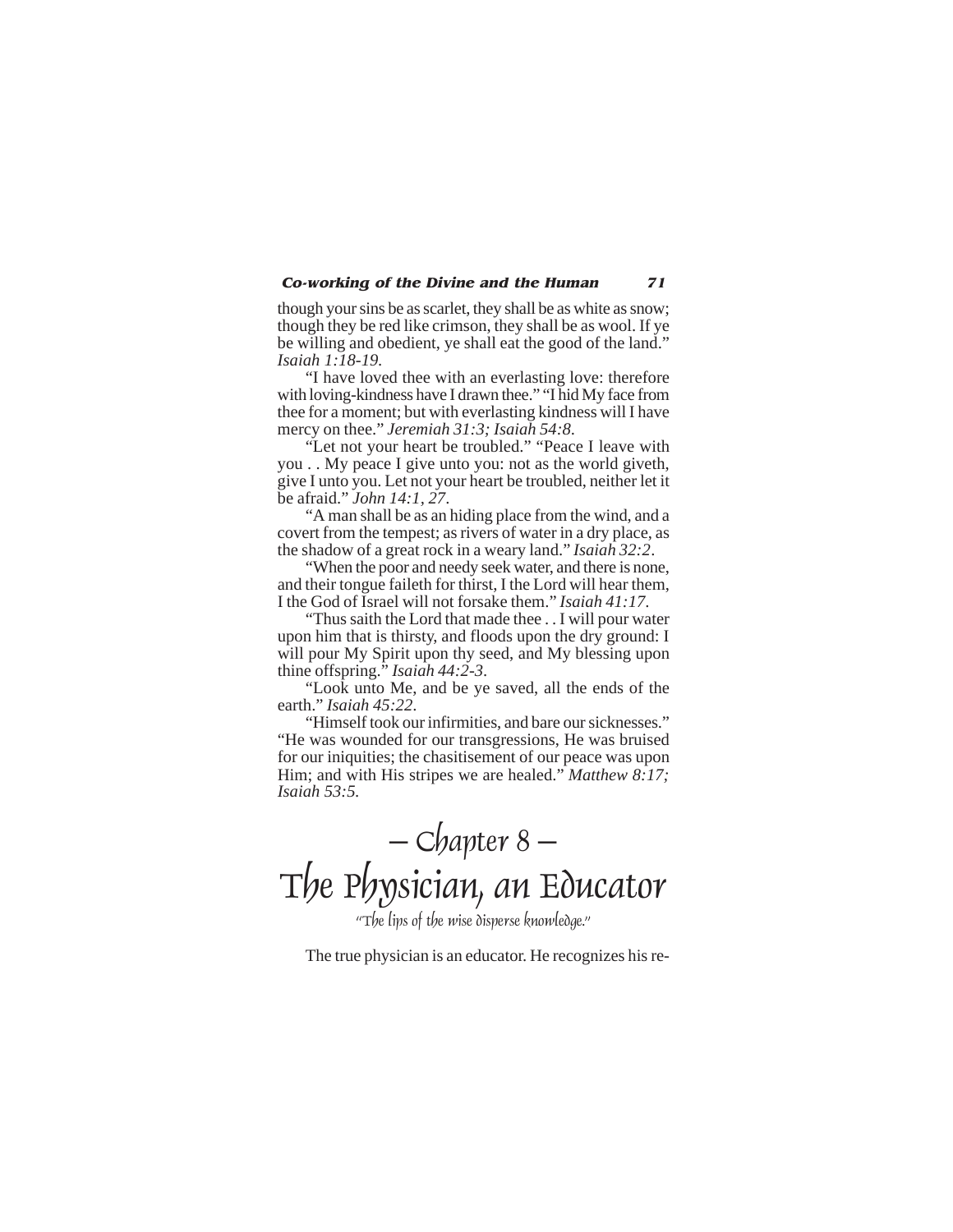though your sins be as scarlet, they shall be as white as snow; though they be red like crimson, they shall be as wool. If ye be willing and obedient, ye shall eat the good of the land." *Isaiah 1:18-19*.

"I have loved thee with an everlasting love: therefore with loving-kindness have I drawn thee." "I hid My face from thee for a moment; but with everlasting kindness will I have mercy on thee." *Jeremiah 31:3; Isaiah 54:8*.

"Let not your heart be troubled." "Peace I leave with you . . My peace I give unto you: not as the world giveth, give I unto you. Let not your heart be troubled, neither let it be afraid." *John 14:1, 27*.

"A man shall be as an hiding place from the wind, and a covert from the tempest; as rivers of water in a dry place, as the shadow of a great rock in a weary land." *Isaiah 32:2*.

"When the poor and needy seek water, and there is none, and their tongue faileth for thirst, I the Lord will hear them, I the God of Israel will not forsake them." *Isaiah 41:17*.

"Thus saith the Lord that made thee . . I will pour water upon him that is thirsty, and floods upon the dry ground: I will pour My Spirit upon thy seed, and My blessing upon thine offspring." *Isaiah 44:2-3*.

"Look unto Me, and be ye saved, all the ends of the earth." *Isaiah 45:22*.

"Himself took our infirmities, and bare our sicknesses." "He was wounded for our transgressions, He was bruised for our iniquities; the chastisement of our peace was upon Him; and with His stripes we are healed." *Matthew 8:17; Isaiah 53:5*.

# – Chapter 8 –
# The Physician, an Educator

"The lips of the wise disperse knowledge."

The true physician is an educator. He recognizes his re-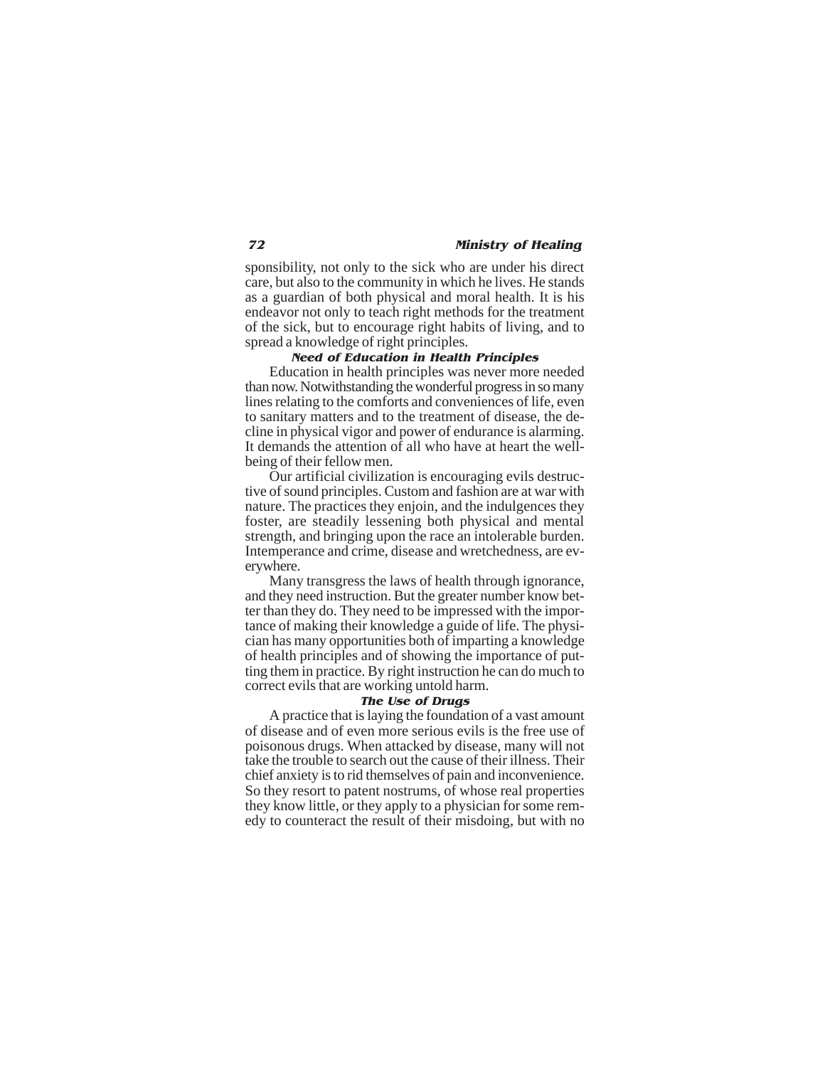sponsibility, not only to the sick who are under his direct care, but also to the community in which he lives. He stands as a guardian of both physical and moral health. It is his endeavor not only to teach right methods for the treatment of the sick, but to encourage right habits of living, and to spread a knowledge of right principles.

### *Need of Education in Health Principles*

Education in health principles was never more needed than now. Notwithstanding the wonderful progress in so many lines relating to the comforts and conveniences of life, even to sanitary matters and to the treatment of disease, the decline in physical vigor and power of endurance is alarming. It demands the attention of all who have at heart the well-being of their fellow men.

Our artificial civilization is encouraging evils destructive of sound principles. Custom and fashion are at war with nature. The practices they enjoin, and the indulgences they foster, are steadily lessening both physical and mental strength, and bringing upon the race an intolerable burden. Intemperance and crime, disease and wretchedness, are everywhere.

Many transgress the laws of health through ignorance, and they need instruction. But the greater number know better than they do. They need to be impressed with the importance of making their knowledge a guide of life. The physician has many opportunities both of imparting a knowledge of health principles and of showing the importance of putting them in practice. By right instruction he can do much to correct evils that are working untold harm.

### *The Use of Drugs*

A practice that is laying the foundation of a vast amount of disease and of even more serious evils is the free use of poisonous drugs. When attacked by disease, many will not take the trouble to search out the cause of their illness. Their chief anxiety is to rid themselves of pain and inconvenience. So they resort to patent nostrums, of whose real properties they know little, or they apply to a physician for some remedy to counteract the result of their misdoing, but with no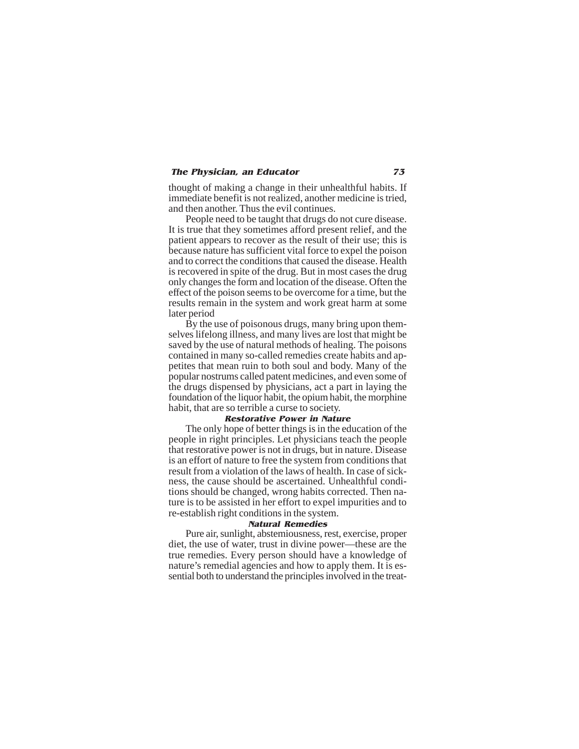thought of making a change in their unhealthful habits. If immediate benefit is not realized, another medicine is tried, and then another. Thus the evil continues.

People need to be taught that drugs do not cure disease. It is true that they sometimes afford present relief, and the patient appears to recover as the result of their use; this is because nature has sufficient vital force to expel the poison and to correct the conditions that caused the disease. Health is recovered in spite of the drug. But in most cases the drug only changes the form and location of the disease. Often the effect of the poison seems to be overcome for a time, but the results remain in the system and work great harm at some later period

By the use of poisonous drugs, many bring upon themselves lifelong illness, and many lives are lost that might be saved by the use of natural methods of healing. The poisons contained in many so-called remedies create habits and appetites that mean ruin to both soul and body. Many of the popular nostrums called patent medicines, and even some of the drugs dispensed by physicians, act a part in laying the foundation of the liquor habit, the opium habit, the morphine habit, that are so terrible a curse to society.

### Restorative Power in Nature

The only hope of better things is in the education of the people in right principles. Let physicians teach the people that restorative power is not in drugs, but in nature. Disease is an effort of nature to free the system from conditions that result from a violation of the laws of health. In case of sickness, the cause should be ascertained. Unhealthful conditions should be changed, wrong habits corrected. Then nature is to be assisted in her effort to expel impurities and to re-establish right conditions in the system.

### Natural Remedies

Pure air, sunlight, abstemiousness, rest, exercise, proper diet, the use of water, trust in divine power—these are the true remedies. Every person should have a knowledge of nature's remedial agencies and how to apply them. It is essential both to understand the principles involved in the treat-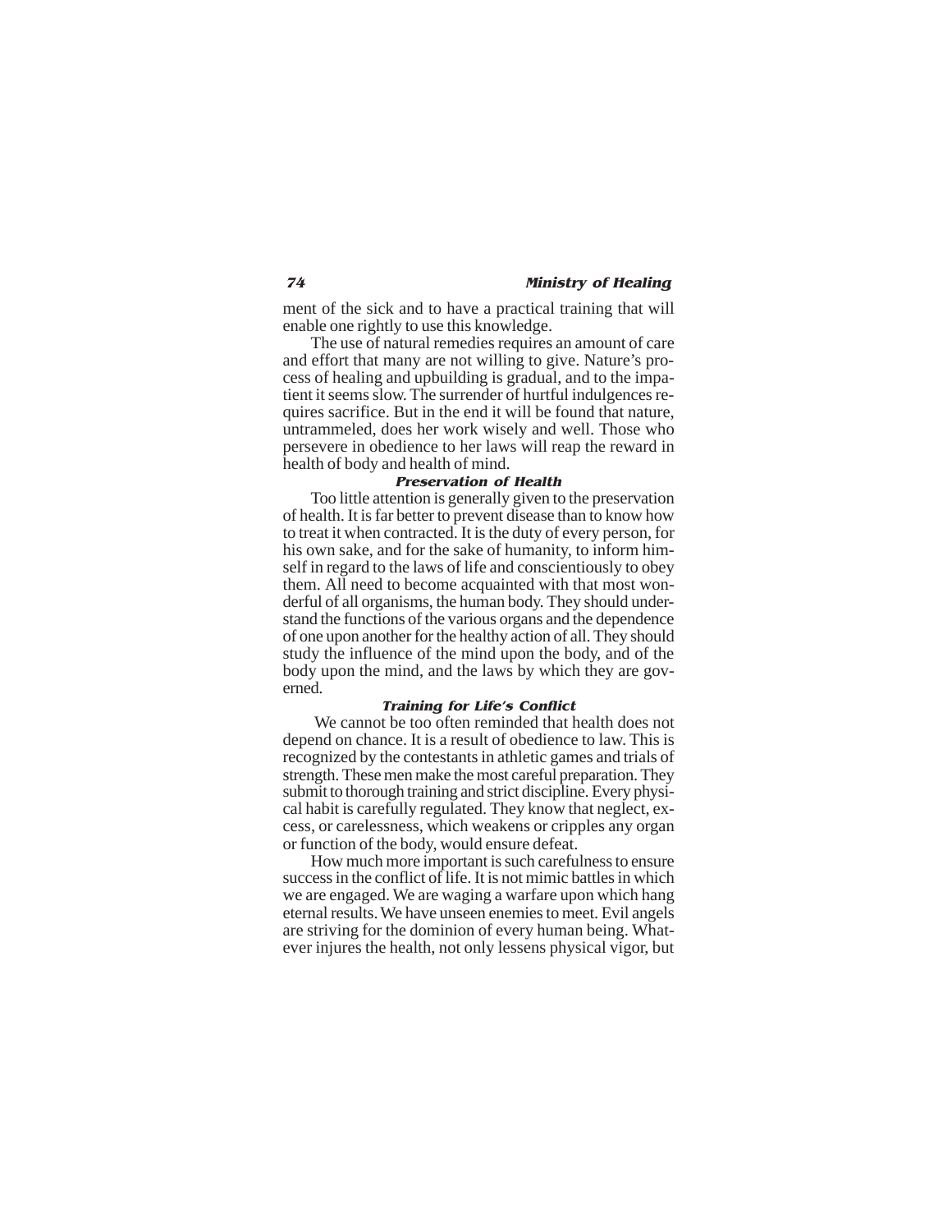ment of the sick and to have a practical training that will enable one rightly to use this knowledge.

The use of natural remedies requires an amount of care and effort that many are not willing to give. Nature's process of healing and upbuilding is gradual, and to the impatient it seems slow. The surrender of hurtful indulgences requires sacrifice. But in the end it will be found that nature, untrammeled, does her work wisely and well. Those who persevere in obedience to her laws will reap the reward in health of body and health of mind.

### *Preservation of Health*

Too little attention is generally given to the preservation of health. It is far better to prevent disease than to know how to treat it when contracted. It is the duty of every person, for his own sake, and for the sake of humanity, to inform himself in regard to the laws of life and conscientiously to obey them. All need to become acquainted with that most wonderful of all organisms, the human body. They should understand the functions of the various organs and the dependence of one upon another for the healthy action of all. They should study the influence of the mind upon the body, and of the body upon the mind, and the laws by which they are governed.

### *Training for Life's Conflict*

We cannot be too often reminded that health does not depend on chance. It is a result of obedience to law. This is recognized by the contestants in athletic games and trials of strength. These men make the most careful preparation. They submit to thorough training and strict discipline. Every physical habit is carefully regulated. They know that neglect, excess, or carelessness, which weakens or cripples any organ or function of the body, would ensure defeat.

How much more important is such carefulness to ensure success in the conflict of life. It is not mimic battles in which we are engaged. We are waging a warfare upon which hang eternal results. We have unseen enemies to meet. Evil angels are striving for the dominion of every human being. Whatever injures the health, not only lessens physical vigor, but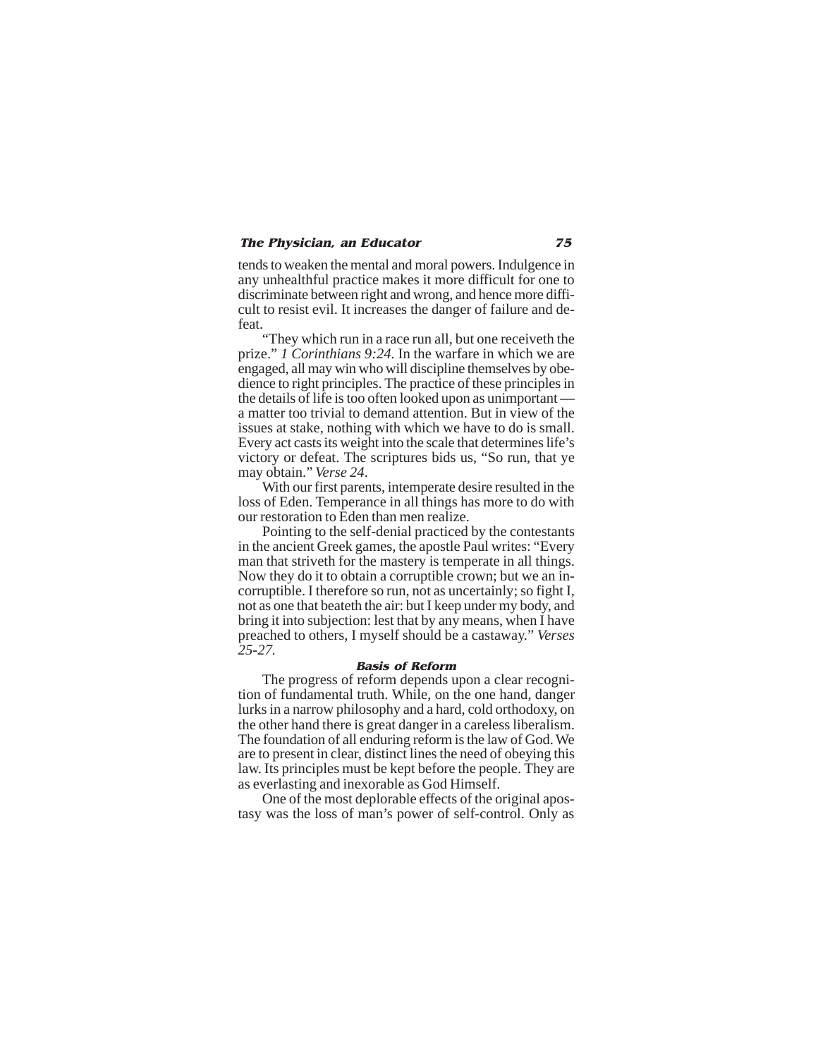tends to weaken the mental and moral powers. Indulgence in any unhealthful practice makes it more difficult for one to discriminate between right and wrong, and hence more difficult to resist evil. It increases the danger of failure and defeat.

"They which run in a race run all, but one receiveth the prize." *1 Corinthians 9:24.* In the warfare in which we are engaged, all may win who will discipline themselves by obedience to right principles. The practice of these principles in the details of life is too often looked upon as unimportant — a matter too trivial to demand attention. But in view of the issues at stake, nothing with which we have to do is small. Every act casts its weight into the scale that determines life's victory or defeat. The scriptures bids us, "So run, that ye may obtain." *Verse 24*.

With our first parents, intemperate desire resulted in the loss of Eden. Temperance in all things has more to do with our restoration to Eden than men realize.

Pointing to the self-denial practiced by the contestants in the ancient Greek games, the apostle Paul writes: "Every man that striveth for the mastery is temperate in all things. Now they do it to obtain a corruptible crown; but we an incorruptible. I therefore so run, not as uncertainly; so fight I, not as one that beateth the air: but I keep under my body, and bring it into subjection: lest that by any means, when I have preached to others, I myself should be a castaway." *Verses 25-27.*

### Basis of Reform

The progress of reform depends upon a clear recognition of fundamental truth. While, on the one hand, danger lurks in a narrow philosophy and a hard, cold orthodoxy, on the other hand there is great danger in a careless liberalism. The foundation of all enduring reform is the law of God. We are to present in clear, distinct lines the need of obeying this law. Its principles must be kept before the people. They are as everlasting and inexorable as God Himself.

One of the most deplorable effects of the original apostasy was the loss of man's power of self-control. Only as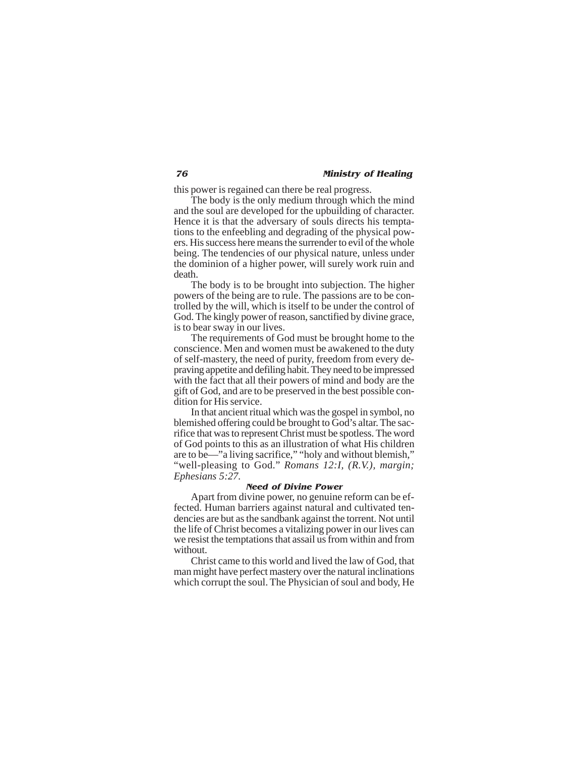this power is regained can there be real progress.

The body is the only medium through which the mind and the soul are developed for the upbuilding of character. Hence it is that the adversary of souls directs his temptations to the enfeebling and degrading of the physical powers. His success here means the surrender to evil of the whole being. The tendencies of our physical nature, unless under the dominion of a higher power, will surely work ruin and death.

The body is to be brought into subjection. The higher powers of the being are to rule. The passions are to be controlled by the will, which is itself to be under the control of God. The kingly power of reason, sanctified by divine grace, is to bear sway in our lives.

The requirements of God must be brought home to the conscience. Men and women must be awakened to the duty of self-mastery, the need of purity, freedom from every depraving appetite and defiling habit. They need to be impressed with the fact that all their powers of mind and body are the gift of God, and are to be preserved in the best possible condition for His service.

In that ancient ritual which was the gospel in symbol, no blemished offering could be brought to God's altar. The sacrifice that was to represent Christ must be spotless. The word of God points to this as an illustration of what His children are to be—"a living sacrifice," "holy and without blemish," "well-pleasing to God." *Romans 12:I, (R.V.), margin; Ephesians 5:27.*

### Need of Divine Power

Apart from divine power, no genuine reform can be effected. Human barriers against natural and cultivated tendencies are but as the sandbank against the torrent. Not until the life of Christ becomes a vitalizing power in our lives can we resist the temptations that assail us from within and from without.

Christ came to this world and lived the law of God, that man might have perfect mastery over the natural inclinations which corrupt the soul. The Physician of soul and body, He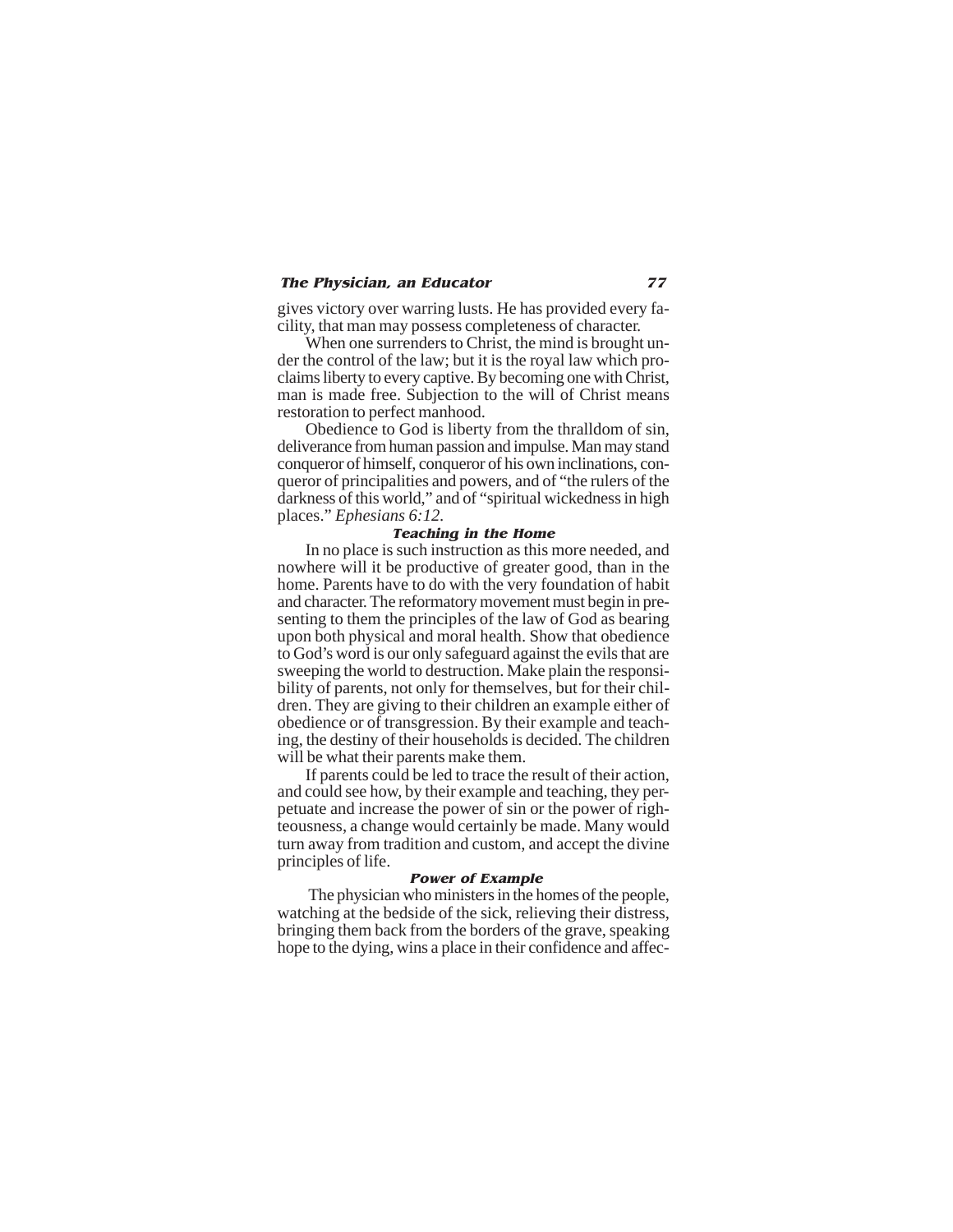gives victory over warring lusts. He has provided every facility, that man may possess completeness of character.

When one surrenders to Christ, the mind is brought under the control of the law; but it is the royal law which proclaims liberty to every captive. By becoming one with Christ, man is made free. Subjection to the will of Christ means restoration to perfect manhood.

Obedience to God is liberty from the thralldom of sin, deliverance from human passion and impulse. Man may stand conqueror of himself, conqueror of his own inclinations, conqueror of principalities and powers, and of "the rulers of the darkness of this world," and of "spiritual wickedness in high places." *Ephesians 6:12.*

### Teaching in the Home

In no place is such instruction as this more needed, and nowhere will it be productive of greater good, than in the home. Parents have to do with the very foundation of habit and character. The reformatory movement must begin in presenting to them the principles of the law of God as bearing upon both physical and moral health. Show that obedience to God's word is our only safeguard against the evils that are sweeping the world to destruction. Make plain the responsibility of parents, not only for themselves, but for their children. They are giving to their children an example either of obedience or of transgression. By their example and teaching, the destiny of their households is decided. The children will be what their parents make them.

If parents could be led to trace the result of their action, and could see how, by their example and teaching, they perpetuate and increase the power of sin or the power of righteousness, a change would certainly be made. Many would turn away from tradition and custom, and accept the divine principles of life.

### Power of Example

The physician who ministers in the homes of the people, watching at the bedside of the sick, relieving their distress, bringing them back from the borders of the grave, speaking hope to the dying, wins a place in their confidence and affec-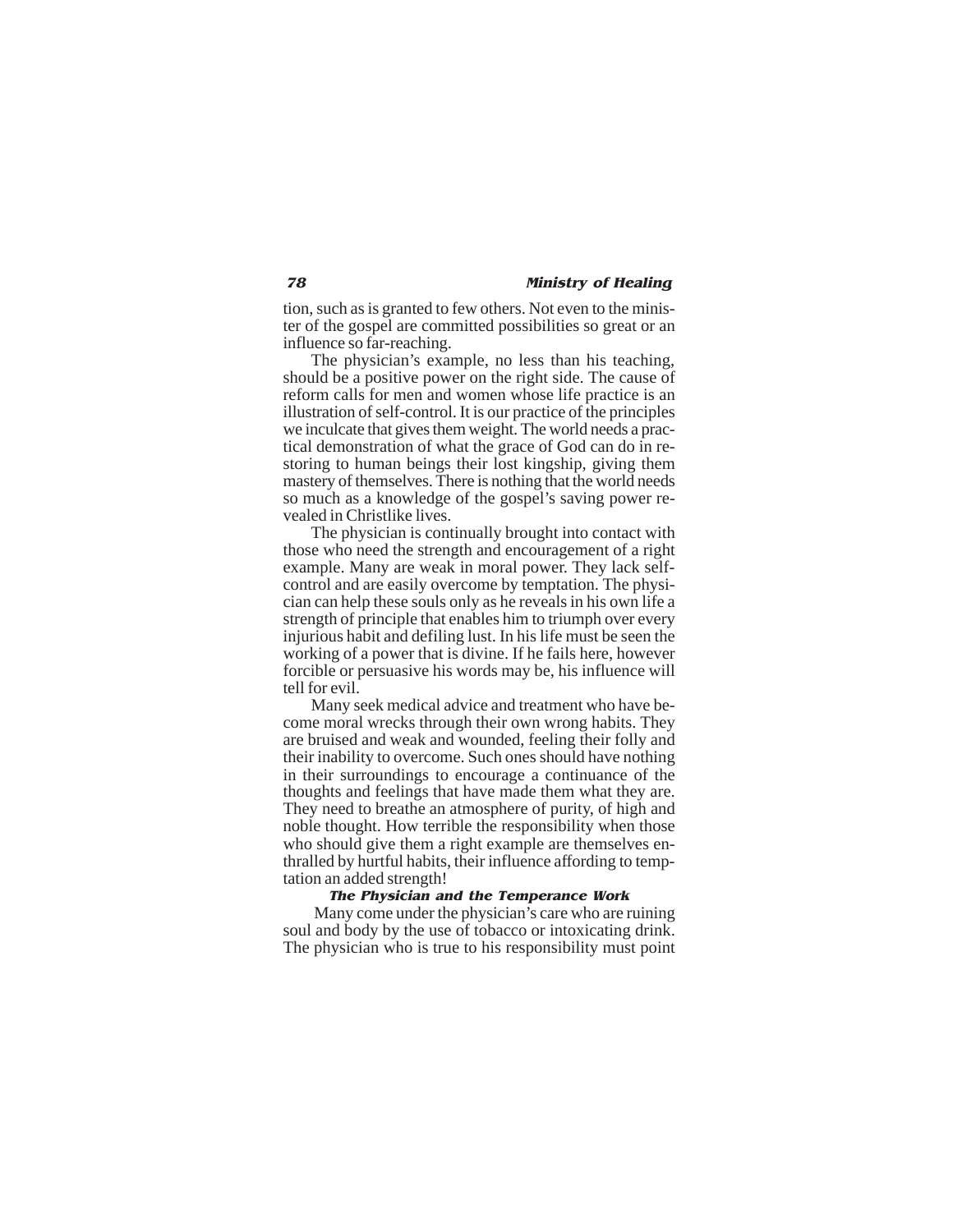tion, such as is granted to few others. Not even to the minister of the gospel are committed possibilities so great or an influence so far-reaching.

The physician's example, no less than his teaching, should be a positive power on the right side. The cause of reform calls for men and women whose life practice is an illustration of self-control. It is our practice of the principles we inculcate that gives them weight. The world needs a practical demonstration of what the grace of God can do in restoring to human beings their lost kingship, giving them mastery of themselves. There is nothing that the world needs so much as a knowledge of the gospel's saving power revealed in Christlike lives.

The physician is continually brought into contact with those who need the strength and encouragement of a right example. Many are weak in moral power. They lack self-control and are easily overcome by temptation. The physician can help these souls only as he reveals in his own life a strength of principle that enables him to triumph over every injurious habit and defiling lust. In his life must be seen the working of a power that is divine. If he fails here, however forcible or persuasive his words may be, his influence will tell for evil.

Many seek medical advice and treatment who have become moral wrecks through their own wrong habits. They are bruised and weak and wounded, feeling their folly and their inability to overcome. Such ones should have nothing in their surroundings to encourage a continuance of the thoughts and feelings that have made them what they are. They need to breathe an atmosphere of purity, of high and noble thought. How terrible the responsibility when those who should give them a right example are themselves enthralled by hurtful habits, their influence affording to temptation an added strength!

### The Physician and the Temperance Work

Many come under the physician's care who are ruining soul and body by the use of tobacco or intoxicating drink. The physician who is true to his responsibility must point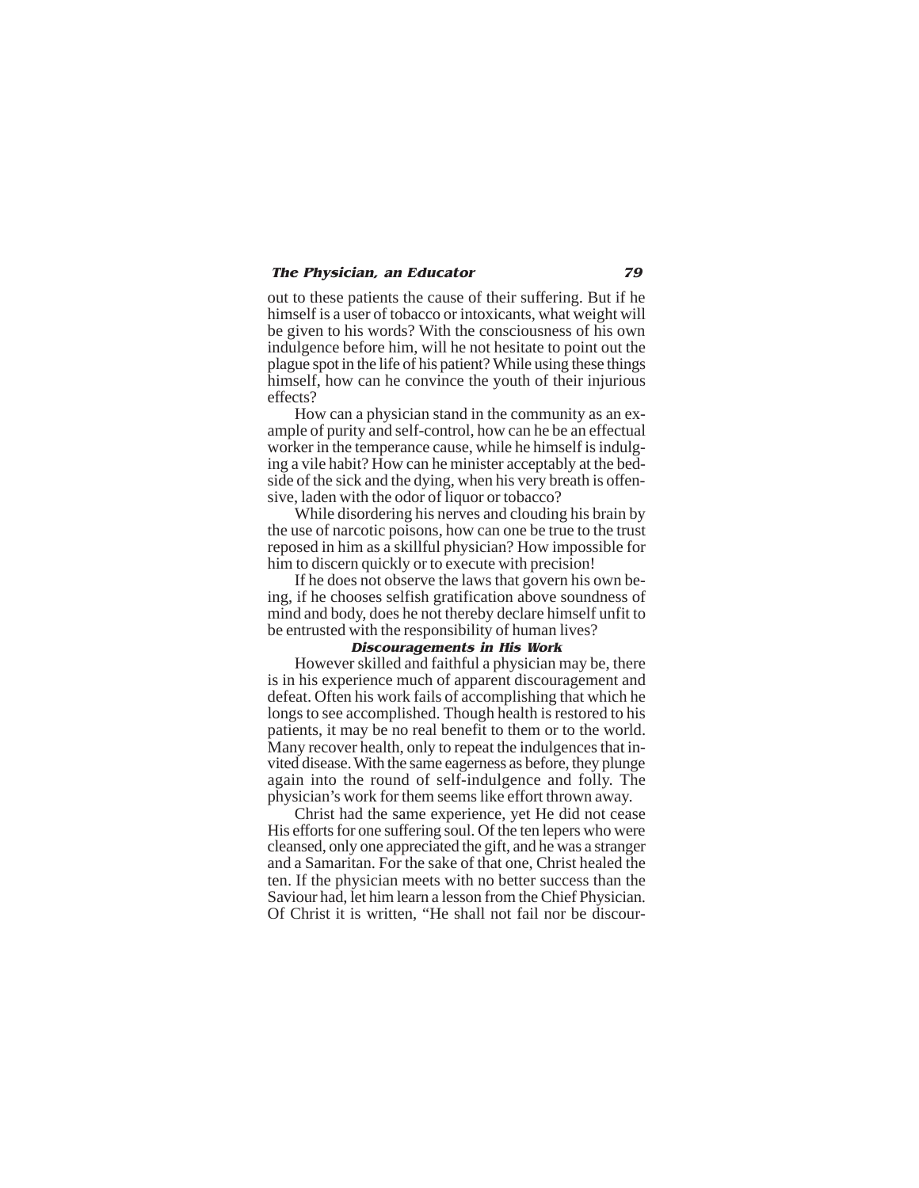out to these patients the cause of their suffering. But if he himself is a user of tobacco or intoxicants, what weight will be given to his words? With the consciousness of his own indulgence before him, will he not hesitate to point out the plague spot in the life of his patient? While using these things himself, how can he convince the youth of their injurious effects?

How can a physician stand in the community as an example of purity and self-control, how can he be an effectual worker in the temperance cause, while he himself is indulging a vile habit? How can he minister acceptably at the bedside of the sick and the dying, when his very breath is offensive, laden with the odor of liquor or tobacco?

While disordering his nerves and clouding his brain by the use of narcotic poisons, how can one be true to the trust reposed in him as a skillful physician? How impossible for him to discern quickly or to execute with precision!

If he does not observe the laws that govern his own being, if he chooses selfish gratification above soundness of mind and body, does he not thereby declare himself unfit to be entrusted with the responsibility of human lives?

### Discouragements in His Work

However skilled and faithful a physician may be, there is in his experience much of apparent discouragement and defeat. Often his work fails of accomplishing that which he longs to see accomplished. Though health is restored to his patients, it may be no real benefit to them or to the world. Many recover health, only to repeat the indulgences that invited disease. With the same eagerness as before, they plunge again into the round of self-indulgence and folly. The physician's work for them seems like effort thrown away.

Christ had the same experience, yet He did not cease His efforts for one suffering soul. Of the ten lepers who were cleansed, only one appreciated the gift, and he was a stranger and a Samaritan. For the sake of that one, Christ healed the ten. If the physician meets with no better success than the Saviour had, let him learn a lesson from the Chief Physician. Of Christ it is written, "He shall not fail nor be discour-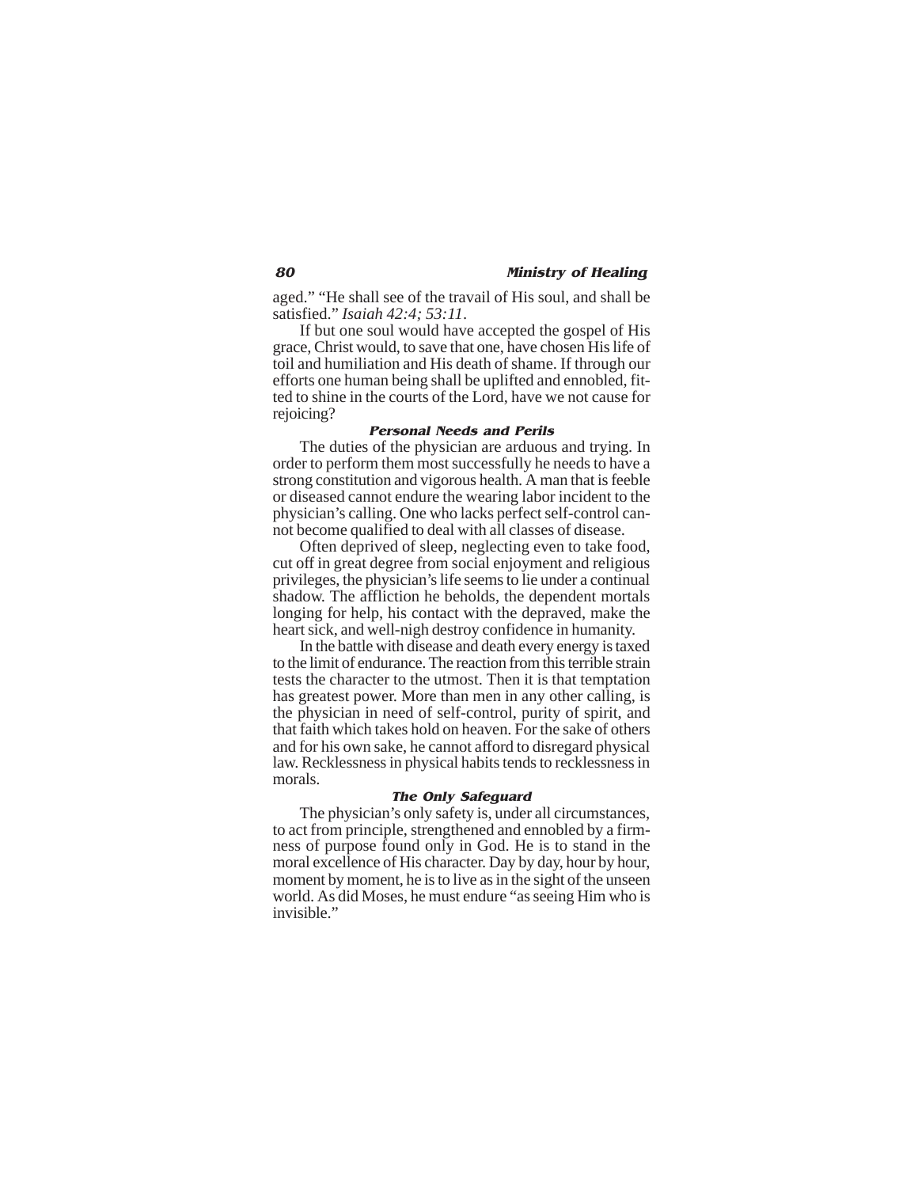aged." "He shall see of the travail of His soul, and shall be satisfied." *Isaiah 42:4; 53:11*.

If but one soul would have accepted the gospel of His grace, Christ would, to save that one, have chosen His life of toil and humiliation and His death of shame. If through our efforts one human being shall be uplifted and ennobled, fitted to shine in the courts of the Lord, have we not cause for rejoicing?

### Personal Needs and Perils

The duties of the physician are arduous and trying. In order to perform them most successfully he needs to have a strong constitution and vigorous health. A man that is feeble or diseased cannot endure the wearing labor incident to the physician's calling. One who lacks perfect self-control cannot become qualified to deal with all classes of disease.

Often deprived of sleep, neglecting even to take food, cut off in great degree from social enjoyment and religious privileges, the physician's life seems to lie under a continual shadow. The affliction he beholds, the dependent mortals longing for help, his contact with the depraved, make the heart sick, and well-nigh destroy confidence in humanity.

In the battle with disease and death every energy is taxed to the limit of endurance. The reaction from this terrible strain tests the character to the utmost. Then it is that temptation has greatest power. More than men in any other calling, is the physician in need of self-control, purity of spirit, and that faith which takes hold on heaven. For the sake of others and for his own sake, he cannot afford to disregard physical law. Recklessness in physical habits tends to recklessness in morals.

### The Only Safeguard

The physician's only safety is, under all circumstances, to act from principle, strengthened and ennobled by a firmness of purpose found only in God. He is to stand in the moral excellence of His character. Day by day, hour by hour, moment by moment, he is to live as in the sight of the unseen world. As did Moses, he must endure "as seeing Him who is invisible."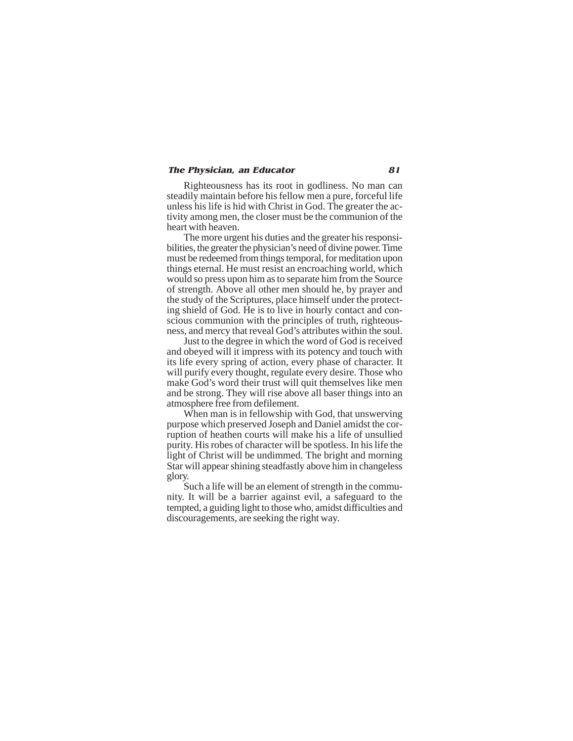Righteousness has its root in godliness. No man can steadily maintain before his fellow men a pure, forceful life unless his life is hid with Christ in God. The greater the activity among men, the closer must be the communion of the heart with heaven.

The more urgent his duties and the greater his responsibilities, the greater the physician's need of divine power. Time must be redeemed from things temporal, for meditation upon things eternal. He must resist an encroaching world, which would so press upon him as to separate him from the Source of strength. Above all other men should he, by prayer and the study of the Scriptures, place himself under the protecting shield of God. He is to live in hourly contact and conscious communion with the principles of truth, righteousness, and mercy that reveal God's attributes within the soul.

Just to the degree in which the word of God is received and obeyed will it impress with its potency and touch with its life every spring of action, every phase of character. It will purify every thought, regulate every desire. Those who make God's word their trust will quit themselves like men and be strong. They will rise above all baser things into an atmosphere free from defilement.

When man is in fellowship with God, that unswerving purpose which preserved Joseph and Daniel amidst the corruption of heathen courts will make his a life of unsullied purity. His robes of character will be spotless. In his life the light of Christ will be undimmed. The bright and morning Star will appear shining steadfastly above him in changeless glory.

Such a life will be an element of strength in the community. It will be a barrier against evil, a safeguard to the tempted, a guiding light to those who, amidst difficulties and discouragements, are seeking the right way.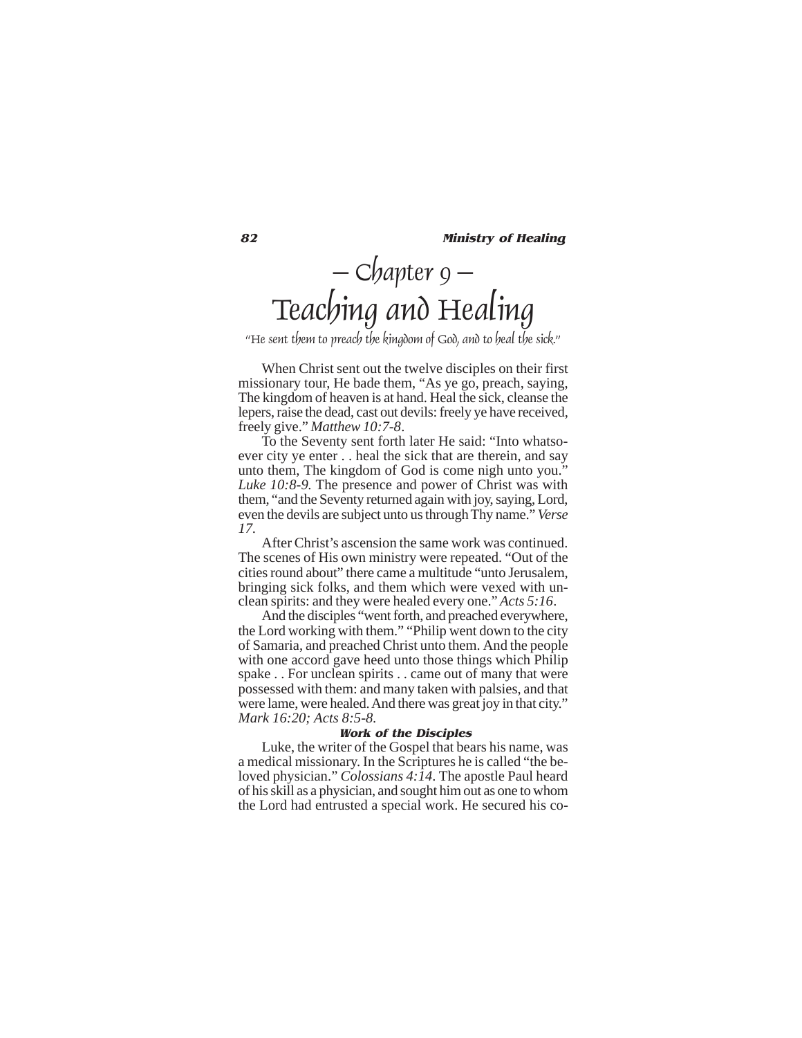# — Chapter 9 —
# Teaching and Healing

*"He sent them to preach the kingdom of God, and to heal the sick."*

When Christ sent out the twelve disciples on their first missionary tour, He bade them, "As ye go, preach, saying, The kingdom of heaven is at hand. Heal the sick, cleanse the lepers, raise the dead, cast out devils: freely ye have received, freely give." *Matthew 10:7-8*.

To the Seventy sent forth later He said: "Into whatsoever city ye enter . . heal the sick that are therein, and say unto them, The kingdom of God is come nigh unto you." *Luke 10:8-9.* The presence and power of Christ was with them, "and the Seventy returned again with joy, saying, Lord, even the devils are subject unto us through Thy name." *Verse 17.*

After Christ's ascension the same work was continued. The scenes of His own ministry were repeated. "Out of the cities round about" there came a multitude "unto Jerusalem, bringing sick folks, and them which were vexed with unclean spirits: and they were healed every one." *Acts 5:16*.

And the disciples "went forth, and preached everywhere, the Lord working with them." "Philip went down to the city of Samaria, and preached Christ unto them. And the people with one accord gave heed unto those things which Philip spake . . For unclean spirits . . came out of many that were possessed with them: and many taken with palsies, and that were lame, were healed. And there was great joy in that city." *Mark 16:20; Acts 8:5-8.*

### Work of the Disciples

Luke, the writer of the Gospel that bears his name, was a medical missionary. In the Scriptures he is called "the beloved physician." *Colossians 4:14*. The apostle Paul heard of his skill as a physician, and sought him out as one to whom the Lord had entrusted a special work. He secured his co-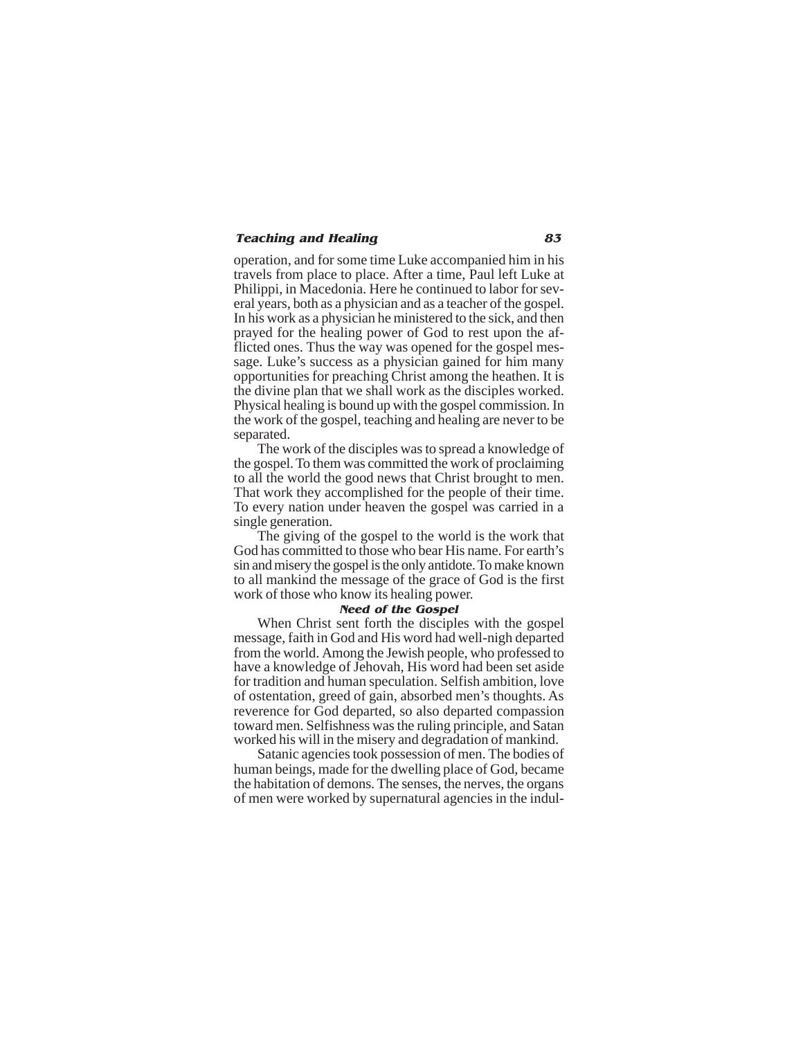operation, and for some time Luke accompanied him in his travels from place to place. After a time, Paul left Luke at Philippi, in Macedonia. Here he continued to labor for several years, both as a physician and as a teacher of the gospel. In his work as a physician he ministered to the sick, and then prayed for the healing power of God to rest upon the afflicted ones. Thus the way was opened for the gospel message. Luke's success as a physician gained for him many opportunities for preaching Christ among the heathen. It is the divine plan that we shall work as the disciples worked. Physical healing is bound up with the gospel commission. In the work of the gospel, teaching and healing are never to be separated.

The work of the disciples was to spread a knowledge of the gospel. To them was committed the work of proclaiming to all the world the good news that Christ brought to men. That work they accomplished for the people of their time. To every nation under heaven the gospel was carried in a single generation.

The giving of the gospel to the world is the work that God has committed to those who bear His name. For earth's sin and misery the gospel is the only antidote. To make known to all mankind the message of the grace of God is the first work of those who know its healing power.

### Need of the Gospel

When Christ sent forth the disciples with the gospel message, faith in God and His word had well-nigh departed from the world. Among the Jewish people, who professed to have a knowledge of Jehovah, His word had been set aside for tradition and human speculation. Selfish ambition, love of ostentation, greed of gain, absorbed men's thoughts. As reverence for God departed, so also departed compassion toward men. Selfishness was the ruling principle, and Satan worked his will in the misery and degradation of mankind.

Satanic agencies took possession of men. The bodies of human beings, made for the dwelling place of God, became the habitation of demons. The senses, the nerves, the organs of men were worked by supernatural agencies in the indul-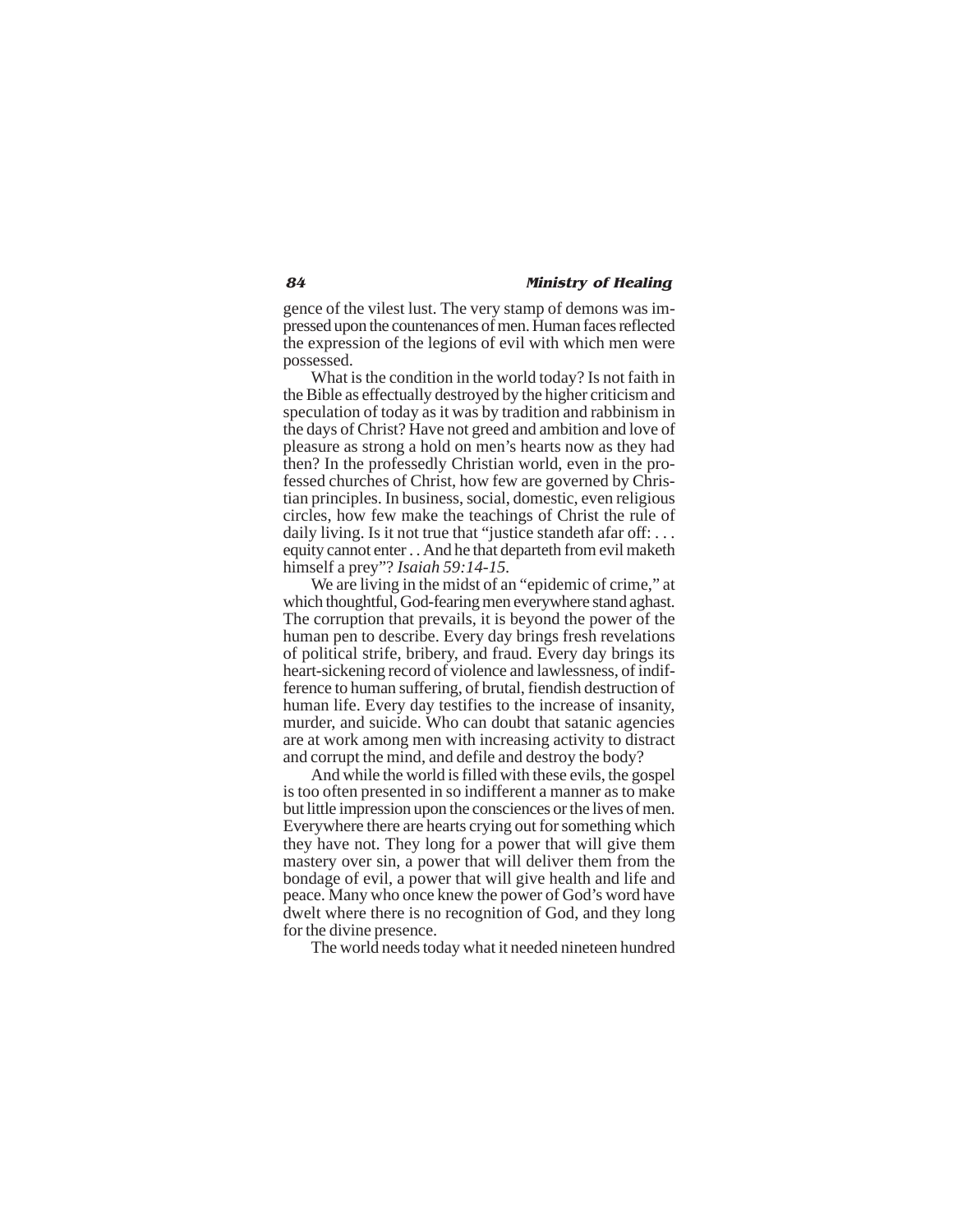gence of the vilest lust. The very stamp of demons was impressed upon the countenances of men. Human faces reflected the expression of the legions of evil with which men were possessed.

What is the condition in the world today? Is not faith in the Bible as effectually destroyed by the higher criticism and speculation of today as it was by tradition and rabbinism in the days of Christ? Have not greed and ambition and love of pleasure as strong a hold on men's hearts now as they had then? In the professedly Christian world, even in the professed churches of Christ, how few are governed by Christian principles. In business, social, domestic, even religious circles, how few make the teachings of Christ the rule of daily living. Is it not true that "justice standeth afar off: . . . equity cannot enter . . And he that departeth from evil maketh himself a prey"? *Isaiah 59:14-15*.

We are living in the midst of an "epidemic of crime," at which thoughtful, God-fearing men everywhere stand aghast. The corruption that prevails, it is beyond the power of the human pen to describe. Every day brings fresh revelations of political strife, bribery, and fraud. Every day brings its heart-sickening record of violence and lawlessness, of indifference to human suffering, of brutal, fiendish destruction of human life. Every day testifies to the increase of insanity, murder, and suicide. Who can doubt that satanic agencies are at work among men with increasing activity to distract and corrupt the mind, and defile and destroy the body?

And while the world is filled with these evils, the gospel is too often presented in so indifferent a manner as to make but little impression upon the consciences or the lives of men. Everywhere there are hearts crying out for something which they have not. They long for a power that will give them mastery over sin, a power that will deliver them from the bondage of evil, a power that will give health and life and peace. Many who once knew the power of God's word have dwelt where there is no recognition of God, and they long for the divine presence.

The world needs today what it needed nineteen hundred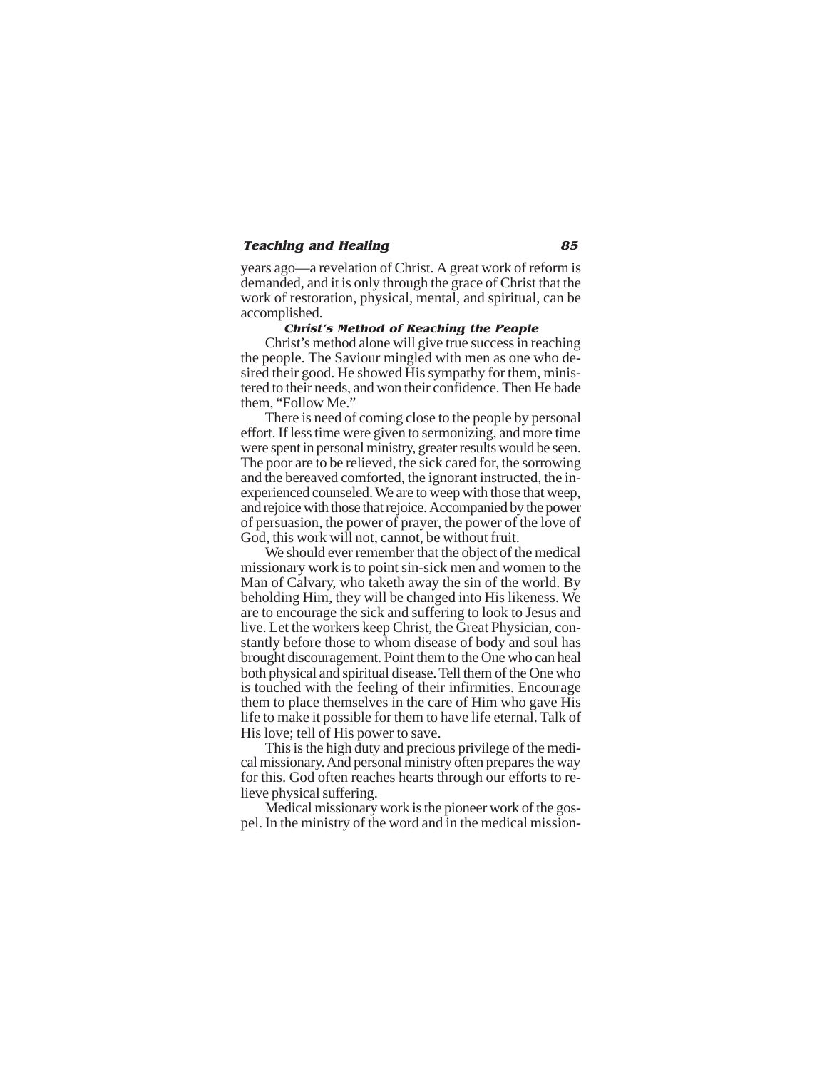years ago—a revelation of Christ. A great work of reform is demanded, and it is only through the grace of Christ that the work of restoration, physical, mental, and spiritual, can be accomplished.

### *Christ's Method of Reaching the People*

Christ's method alone will give true success in reaching the people. The Saviour mingled with men as one who desired their good. He showed His sympathy for them, ministered to their needs, and won their confidence. Then He bade them, "Follow Me."

There is need of coming close to the people by personal effort. If less time were given to sermonizing, and more time were spent in personal ministry, greater results would be seen. The poor are to be relieved, the sick cared for, the sorrowing and the bereaved comforted, the ignorant instructed, the inexperienced counseled. We are to weep with those that weep, and rejoice with those that rejoice. Accompanied by the power of persuasion, the power of prayer, the power of the love of God, this work will not, cannot, be without fruit.

We should ever remember that the object of the medical missionary work is to point sin-sick men and women to the Man of Calvary, who taketh away the sin of the world. By beholding Him, they will be changed into His likeness. We are to encourage the sick and suffering to look to Jesus and live. Let the workers keep Christ, the Great Physician, constantly before those to whom disease of body and soul has brought discouragement. Point them to the One who can heal both physical and spiritual disease. Tell them of the One who is touched with the feeling of their infirmities. Encourage them to place themselves in the care of Him who gave His life to make it possible for them to have life eternal. Talk of His love; tell of His power to save.

This is the high duty and precious privilege of the medical missionary. And personal ministry often prepares the way for this. God often reaches hearts through our efforts to relieve physical suffering.

Medical missionary work is the pioneer work of the gospel. In the ministry of the word and in the medical mission-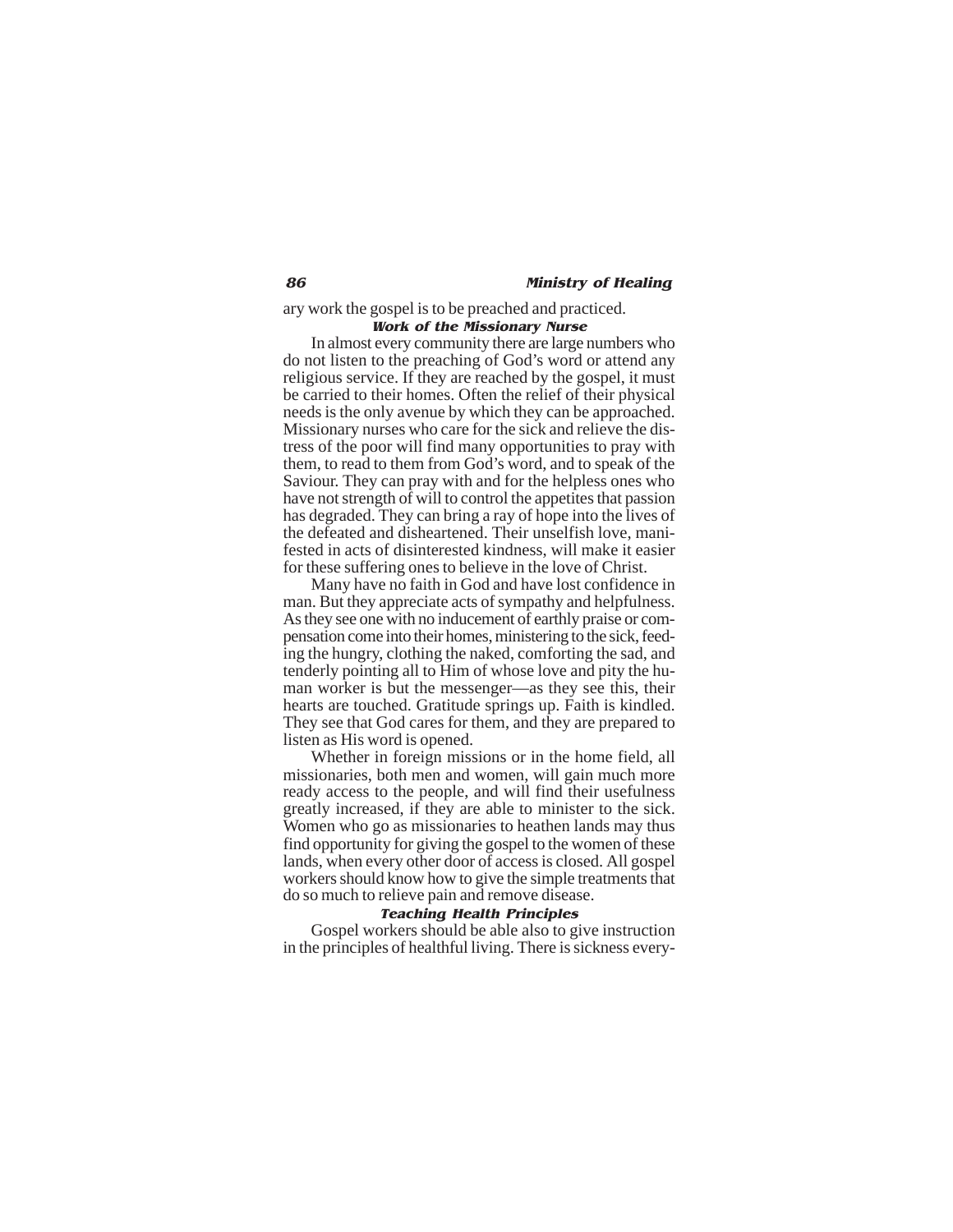ary work the gospel is to be preached and practiced.

### Work of the Missionary Nurse

In almost every community there are large numbers who do not listen to the preaching of God's word or attend any religious service. If they are reached by the gospel, it must be carried to their homes. Often the relief of their physical needs is the only avenue by which they can be approached. Missionary nurses who care for the sick and relieve the distress of the poor will find many opportunities to pray with them, to read to them from God's word, and to speak of the Saviour. They can pray with and for the helpless ones who have not strength of will to control the appetites that passion has degraded. They can bring a ray of hope into the lives of the defeated and disheartened. Their unselfish love, manifested in acts of disinterested kindness, will make it easier for these suffering ones to believe in the love of Christ.

Many have no faith in God and have lost confidence in man. But they appreciate acts of sympathy and helpfulness. As they see one with no inducement of earthly praise or compensation come into their homes, ministering to the sick, feeding the hungry, clothing the naked, comforting the sad, and tenderly pointing all to Him of whose love and pity the human worker is but the messenger—as they see this, their hearts are touched. Gratitude springs up. Faith is kindled. They see that God cares for them, and they are prepared to listen as His word is opened.

Whether in foreign missions or in the home field, all missionaries, both men and women, will gain much more ready access to the people, and will find their usefulness greatly increased, if they are able to minister to the sick. Women who go as missionaries to heathen lands may thus find opportunity for giving the gospel to the women of these lands, when every other door of access is closed. All gospel workers should know how to give the simple treatments that do so much to relieve pain and remove disease.

### Teaching Health Principles

Gospel workers should be able also to give instruction in the principles of healthful living. There is sickness every-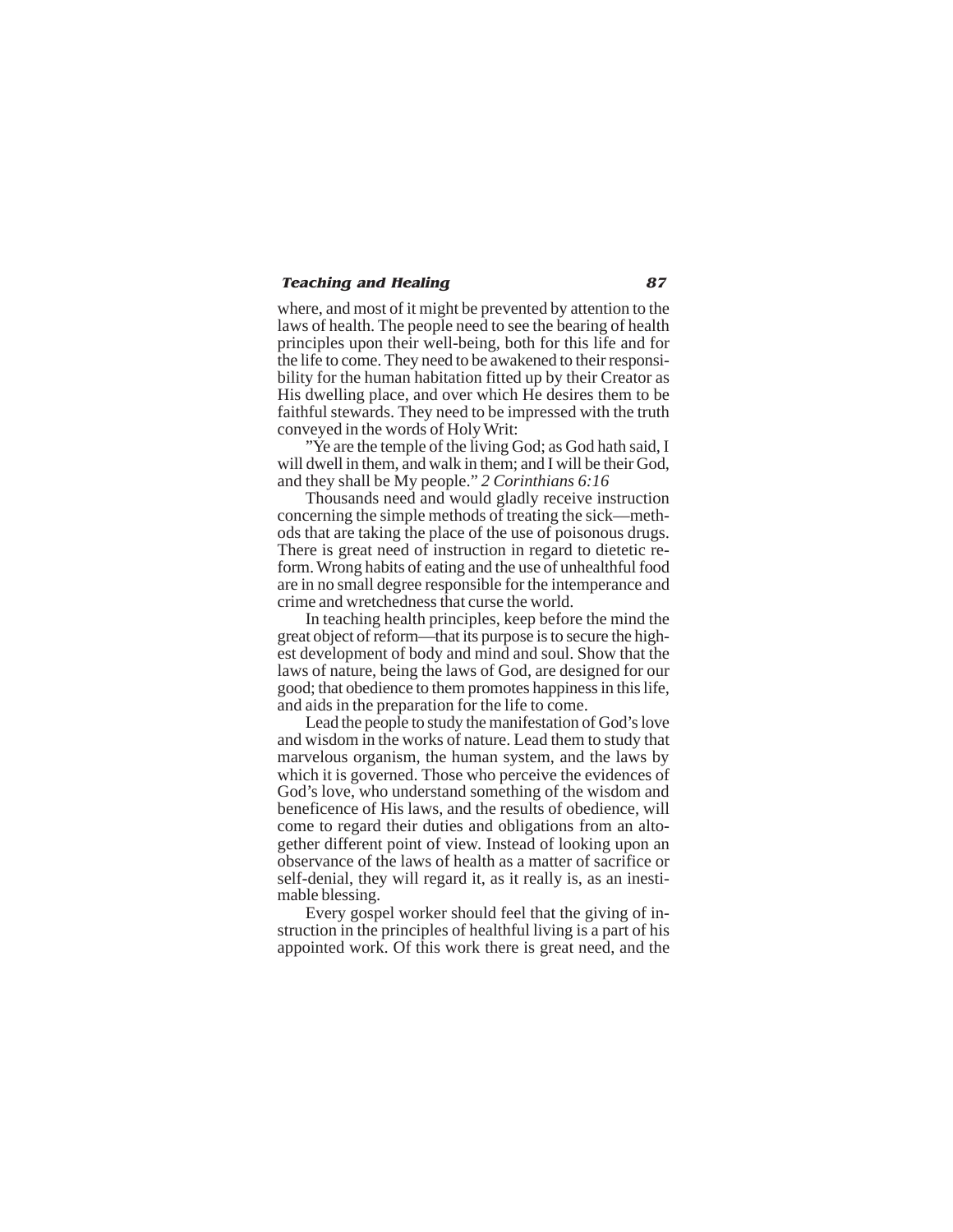where, and most of it might be prevented by attention to the laws of health. The people need to see the bearing of health principles upon their well-being, both for this life and for the life to come. They need to be awakened to their responsibility for the human habitation fitted up by their Creator as His dwelling place, and over which He desires them to be faithful stewards. They need to be impressed with the truth conveyed in the words of Holy Writ:

"Ye are the temple of the living God; as God hath said, I will dwell in them, and walk in them; and I will be their God, and they shall be My people." *2 Corinthians 6:16*

Thousands need and would gladly receive instruction concerning the simple methods of treating the sick—methods that are taking the place of the use of poisonous drugs. There is great need of instruction in regard to dietetic reform. Wrong habits of eating and the use of unhealthful food are in no small degree responsible for the intemperance and crime and wretchedness that curse the world.

In teaching health principles, keep before the mind the great object of reform—that its purpose is to secure the highest development of body and mind and soul. Show that the laws of nature, being the laws of God, are designed for our good; that obedience to them promotes happiness in this life, and aids in the preparation for the life to come.

Lead the people to study the manifestation of God's love and wisdom in the works of nature. Lead them to study that marvelous organism, the human system, and the laws by which it is governed. Those who perceive the evidences of God's love, who understand something of the wisdom and beneficence of His laws, and the results of obedience, will come to regard their duties and obligations from an altogether different point of view. Instead of looking upon an observance of the laws of health as a matter of sacrifice or self-denial, they will regard it, as it really is, as an inestimable blessing.

Every gospel worker should feel that the giving of instruction in the principles of healthful living is a part of his appointed work. Of this work there is great need, and the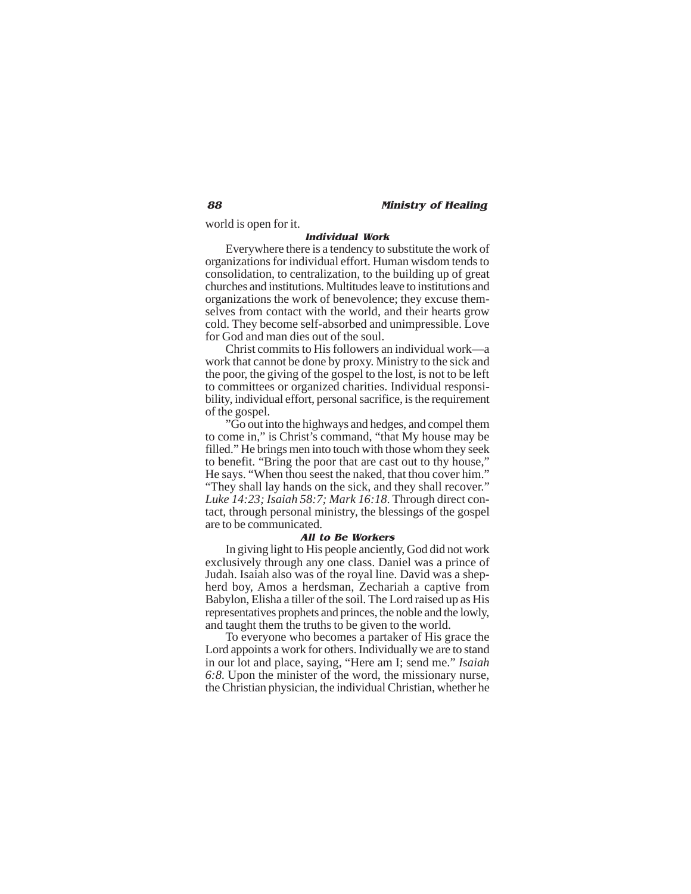world is open for it.

### Individual Work

Everywhere there is a tendency to substitute the work of organizations for individual effort. Human wisdom tends to consolidation, to centralization, to the building up of great churches and institutions. Multitudes leave to institutions and organizations the work of benevolence; they excuse themselves from contact with the world, and their hearts grow cold. They become self-absorbed and unimpressible. Love for God and man dies out of the soul.

Christ commits to His followers an individual work—a work that cannot be done by proxy. Ministry to the sick and the poor, the giving of the gospel to the lost, is not to be left to committees or organized charities. Individual responsibility, individual effort, personal sacrifice, is the requirement of the gospel.

"Go out into the highways and hedges, and compel them to come in," is Christ's command, "that My house may be filled." He brings men into touch with those whom they seek to benefit. "Bring the poor that are cast out to thy house," He says. "When thou seest the naked, that thou cover him." "They shall lay hands on the sick, and they shall recover." *Luke 14:23; Isaiah 58:7; Mark 16:18.* Through direct contact, through personal ministry, the blessings of the gospel are to be communicated.

### All to Be Workers

In giving light to His people anciently, God did not work exclusively through any one class. Daniel was a prince of Judah. Isaiah also was of the royal line. David was a shepherd boy, Amos a herdsman, Zechariah a captive from Babylon, Elisha a tiller of the soil. The Lord raised up as His representatives prophets and princes, the noble and the lowly, and taught them the truths to be given to the world.

To everyone who becomes a partaker of His grace the Lord appoints a work for others. Individually we are to stand in our lot and place, saying, "Here am I; send me." *Isaiah 6:8.* Upon the minister of the word, the missionary nurse, the Christian physician, the individual Christian, whether he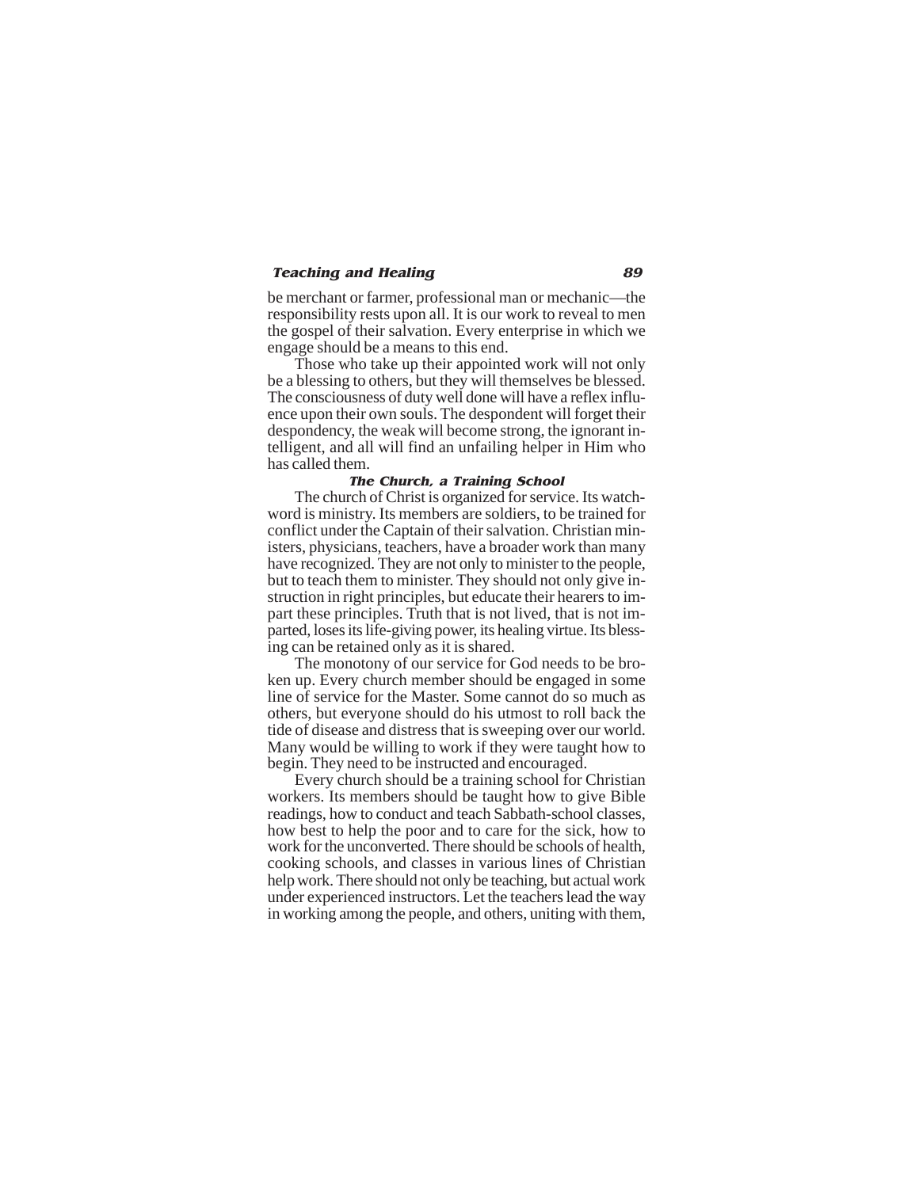be merchant or farmer, professional man or mechanic—the responsibility rests upon all. It is our work to reveal to men the gospel of their salvation. Every enterprise in which we engage should be a means to this end.

Those who take up their appointed work will not only be a blessing to others, but they will themselves be blessed. The consciousness of duty well done will have a reflex influence upon their own souls. The despondent will forget their despondency, the weak will become strong, the ignorant intelligent, and all will find an unfailing helper in Him who has called them.

### *The Church, a Training School*

The church of Christ is organized for service. Its watchword is ministry. Its members are soldiers, to be trained for conflict under the Captain of their salvation. Christian ministers, physicians, teachers, have a broader work than many have recognized. They are not only to minister to the people, but to teach them to minister. They should not only give instruction in right principles, but educate their hearers to impart these principles. Truth that is not lived, that is not imparted, loses its life-giving power, its healing virtue. Its blessing can be retained only as it is shared.

The monotony of our service for God needs to be broken up. Every church member should be engaged in some line of service for the Master. Some cannot do so much as others, but everyone should do his utmost to roll back the tide of disease and distress that is sweeping over our world. Many would be willing to work if they were taught how to begin. They need to be instructed and encouraged.

Every church should be a training school for Christian workers. Its members should be taught how to give Bible readings, how to conduct and teach Sabbath-school classes, how best to help the poor and to care for the sick, how to work for the unconverted. There should be schools of health, cooking schools, and classes in various lines of Christian help work. There should not only be teaching, but actual work under experienced instructors. Let the teachers lead the way in working among the people, and others, uniting with them,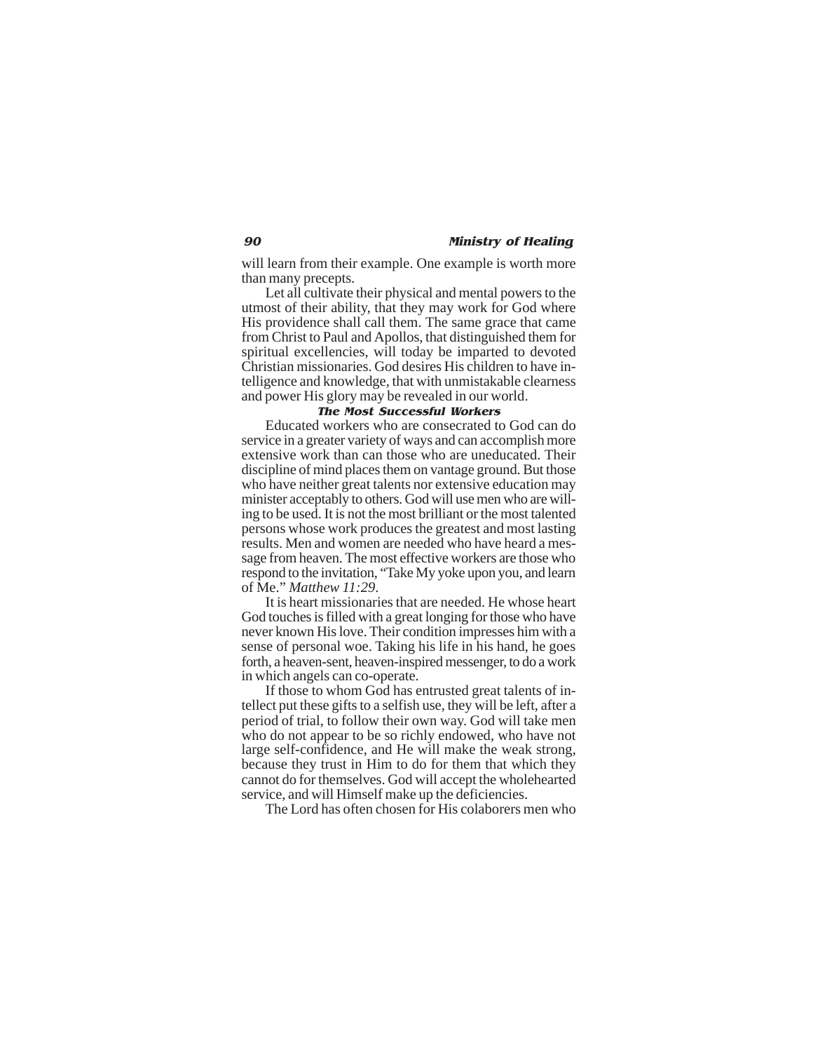will learn from their example. One example is worth more than many precepts.

Let all cultivate their physical and mental powers to the utmost of their ability, that they may work for God where His providence shall call them. The same grace that came from Christ to Paul and Apollos, that distinguished them for spiritual excellencies, will today be imparted to devoted Christian missionaries. God desires His children to have intelligence and knowledge, that with unmistakable clearness and power His glory may be revealed in our world.

### The Most Successful Workers

Educated workers who are consecrated to God can do service in a greater variety of ways and can accomplish more extensive work than can those who are uneducated. Their discipline of mind places them on vantage ground. But those who have neither great talents nor extensive education may minister acceptably to others. God will use men who are willing to be used. It is not the most brilliant or the most talented persons whose work produces the greatest and most lasting results. Men and women are needed who have heard a message from heaven. The most effective workers are those who respond to the invitation, "Take My yoke upon you, and learn of Me." *Matthew 11:29*.

It is heart missionaries that are needed. He whose heart God touches is filled with a great longing for those who have never known His love. Their condition impresses him with a sense of personal woe. Taking his life in his hand, he goes forth, a heaven-sent, heaven-inspired messenger, to do a work in which angels can co-operate.

If those to whom God has entrusted great talents of intellect put these gifts to a selfish use, they will be left, after a period of trial, to follow their own way. God will take men who do not appear to be so richly endowed, who have not large self-confidence, and He will make the weak strong, because they trust in Him to do for them that which they cannot do for themselves. God will accept the wholehearted service, and will Himself make up the deficiencies.

The Lord has often chosen for His colaborers men who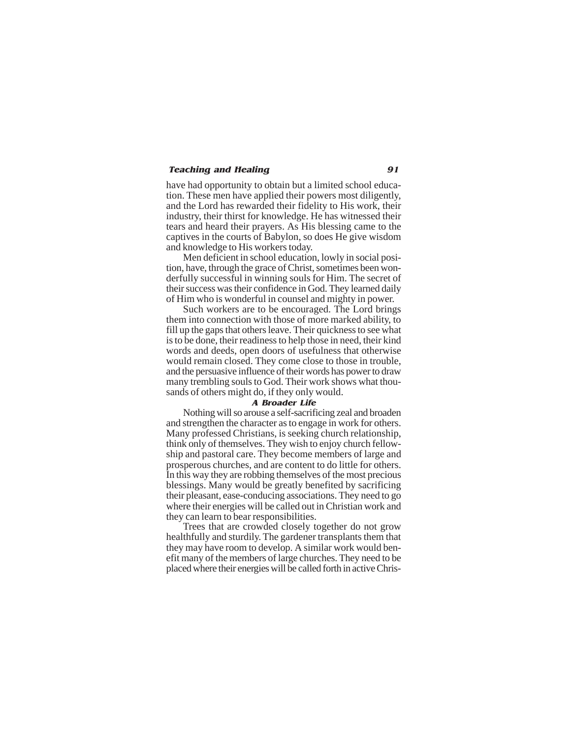have had opportunity to obtain but a limited school education. These men have applied their powers most diligently, and the Lord has rewarded their fidelity to His work, their industry, their thirst for knowledge. He has witnessed their tears and heard their prayers. As His blessing came to the captives in the courts of Babylon, so does He give wisdom and knowledge to His workers today.

Men deficient in school education, lowly in social position, have, through the grace of Christ, sometimes been wonderfully successful in winning souls for Him. The secret of their success was their confidence in God. They learned daily of Him who is wonderful in counsel and mighty in power.

Such workers are to be encouraged. The Lord brings them into connection with those of more marked ability, to fill up the gaps that others leave. Their quickness to see what is to be done, their readiness to help those in need, their kind words and deeds, open doors of usefulness that otherwise would remain closed. They come close to those in trouble, and the persuasive influence of their words has power to draw many trembling souls to God. Their work shows what thousands of others might do, if they only would.

### *A Broader Life*

Nothing will so arouse a self-sacrificing zeal and broaden and strengthen the character as to engage in work for others. Many professed Christians, is seeking church relationship, think only of themselves. They wish to enjoy church fellowship and pastoral care. They become members of large and prosperous churches, and are content to do little for others. In this way they are robbing themselves of the most precious blessings. Many would be greatly benefited by sacrificing their pleasant, ease-conducing associations. They need to go where their energies will be called out in Christian work and they can learn to bear responsibilities.

Trees that are crowded closely together do not grow healthfully and sturdily. The gardener transplants them that they may have room to develop. A similar work would benefit many of the members of large churches. They need to be placed where their energies will be called forth in active Chris-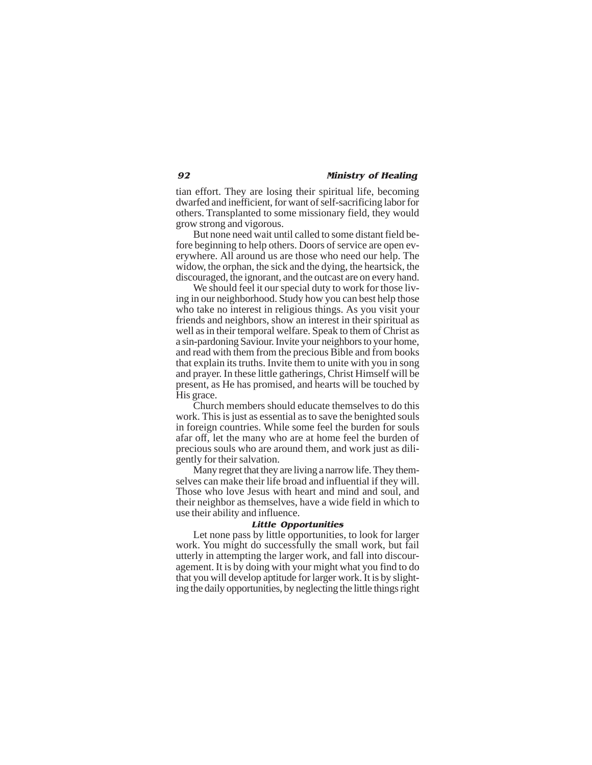tian effort. They are losing their spiritual life, becoming dwarfed and inefficient, for want of self-sacrificing labor for others. Transplanted to some missionary field, they would grow strong and vigorous.

But none need wait until called to some distant field before beginning to help others. Doors of service are open everywhere. All around us are those who need our help. The widow, the orphan, the sick and the dying, the heartsick, the discouraged, the ignorant, and the outcast are on every hand.

We should feel it our special duty to work for those living in our neighborhood. Study how you can best help those who take no interest in religious things. As you visit your friends and neighbors, show an interest in their spiritual as well as in their temporal welfare. Speak to them of Christ as a sin-pardoning Saviour. Invite your neighbors to your home, and read with them from the precious Bible and from books that explain its truths. Invite them to unite with you in song and prayer. In these little gatherings, Christ Himself will be present, as He has promised, and hearts will be touched by His grace.

Church members should educate themselves to do this work. This is just as essential as to save the benighted souls in foreign countries. While some feel the burden for souls afar off, let the many who are at home feel the burden of precious souls who are around them, and work just as diligently for their salvation.

Many regret that they are living a narrow life. They themselves can make their life broad and influential if they will. Those who love Jesus with heart and mind and soul, and their neighbor as themselves, have a wide field in which to use their ability and influence.

### *Little Opportunities*

Let none pass by little opportunities, to look for larger work. You might do successfully the small work, but fail utterly in attempting the larger work, and fall into discouragement. It is by doing with your might what you find to do that you will develop aptitude for larger work. It is by slighting the daily opportunities, by neglecting the little things right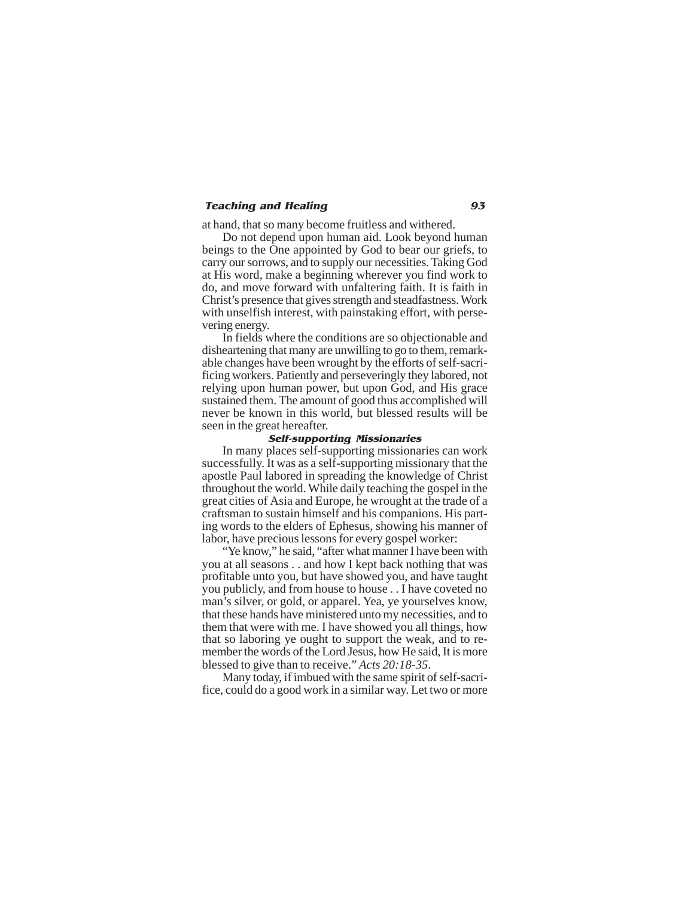at hand, that so many become fruitless and withered.

Do not depend upon human aid. Look beyond human beings to the One appointed by God to bear our griefs, to carry our sorrows, and to supply our necessities. Taking God at His word, make a beginning wherever you find work to do, and move forward with unfaltering faith. It is faith in Christ's presence that gives strength and steadfastness. Work with unselfish interest, with painstaking effort, with persevering energy.

In fields where the conditions are so objectionable and disheartening that many are unwilling to go to them, remarkable changes have been wrought by the efforts of self-sacrificing workers. Patiently and perseveringly they labored, not relying upon human power, but upon God, and His grace sustained them. The amount of good thus accomplished will never be known in this world, but blessed results will be seen in the great hereafter.

### Self-supporting Missionaries

In many places self-supporting missionaries can work successfully. It was as a self-supporting missionary that the apostle Paul labored in spreading the knowledge of Christ throughout the world. While daily teaching the gospel in the great cities of Asia and Europe, he wrought at the trade of a craftsman to sustain himself and his companions. His parting words to the elders of Ephesus, showing his manner of labor, have precious lessons for every gospel worker:

"Ye know," he said, "after what manner I have been with you at all seasons . . and how I kept back nothing that was profitable unto you, but have showed you, and have taught you publicly, and from house to house . . I have coveted no man's silver, or gold, or apparel. Yea, ye yourselves know, that these hands have ministered unto my necessities, and to them that were with me. I have showed you all things, how that so laboring ye ought to support the weak, and to remember the words of the Lord Jesus, how He said, It is more blessed to give than to receive." *Acts 20:18-35*.

Many today, if imbued with the same spirit of self-sacrifice, could do a good work in a similar way. Let two or more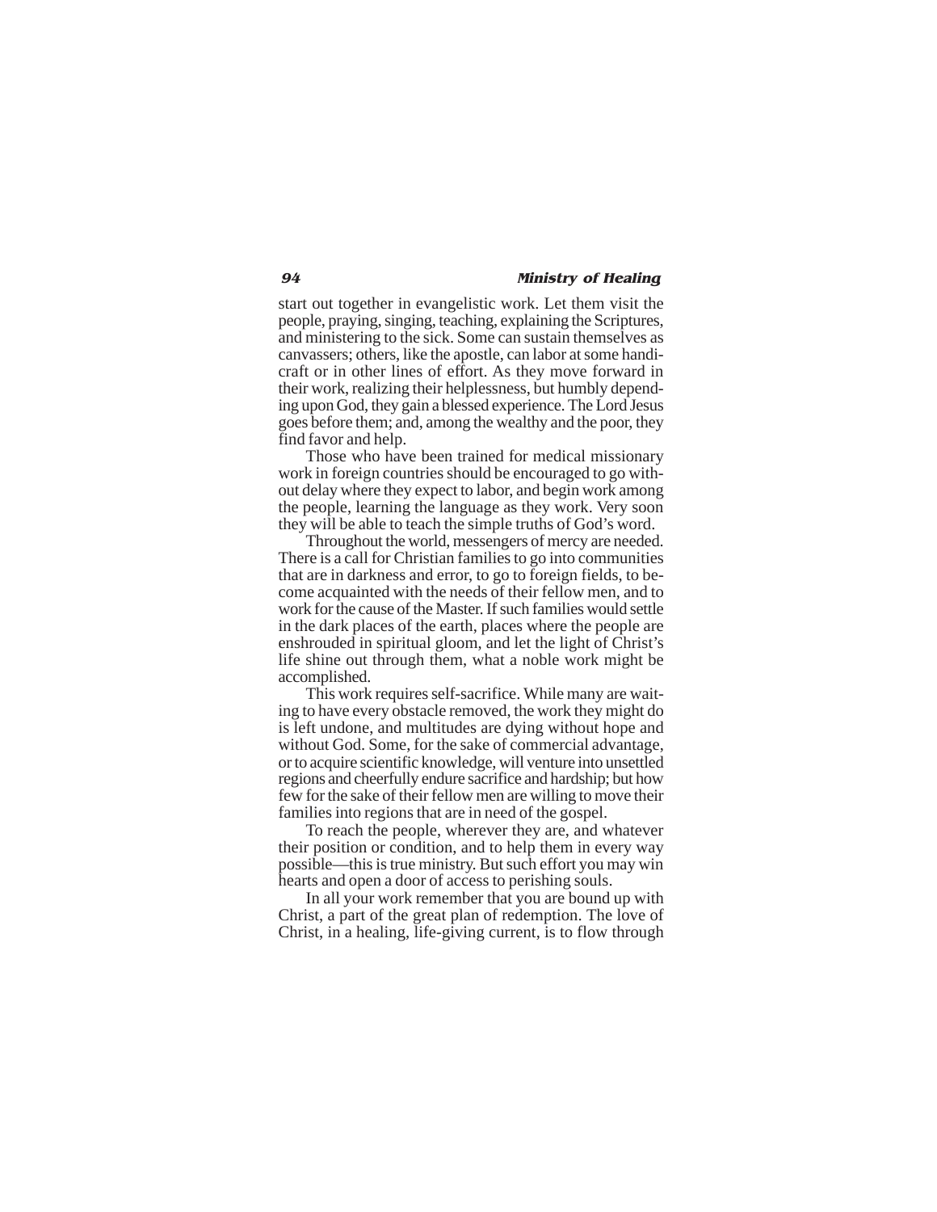start out together in evangelistic work. Let them visit the people, praying, singing, teaching, explaining the Scriptures, and ministering to the sick. Some can sustain themselves as canvassers; others, like the apostle, can labor at some handicraft or in other lines of effort. As they move forward in their work, realizing their helplessness, but humbly depending upon God, they gain a blessed experience. The Lord Jesus goes before them; and, among the wealthy and the poor, they find favor and help.

Those who have been trained for medical missionary work in foreign countries should be encouraged to go without delay where they expect to labor, and begin work among the people, learning the language as they work. Very soon they will be able to teach the simple truths of God's word.

Throughout the world, messengers of mercy are needed. There is a call for Christian families to go into communities that are in darkness and error, to go to foreign fields, to become acquainted with the needs of their fellow men, and to work for the cause of the Master. If such families would settle in the dark places of the earth, places where the people are enshrouded in spiritual gloom, and let the light of Christ's life shine out through them, what a noble work might be accomplished.

This work requires self-sacrifice. While many are waiting to have every obstacle removed, the work they might do is left undone, and multitudes are dying without hope and without God. Some, for the sake of commercial advantage, or to acquire scientific knowledge, will venture into unsettled regions and cheerfully endure sacrifice and hardship; but how few for the sake of their fellow men are willing to move their families into regions that are in need of the gospel.

To reach the people, wherever they are, and whatever their position or condition, and to help them in every way possible—this is true ministry. But such effort you may win hearts and open a door of access to perishing souls.

In all your work remember that you are bound up with Christ, a part of the great plan of redemption. The love of Christ, in a healing, life-giving current, is to flow through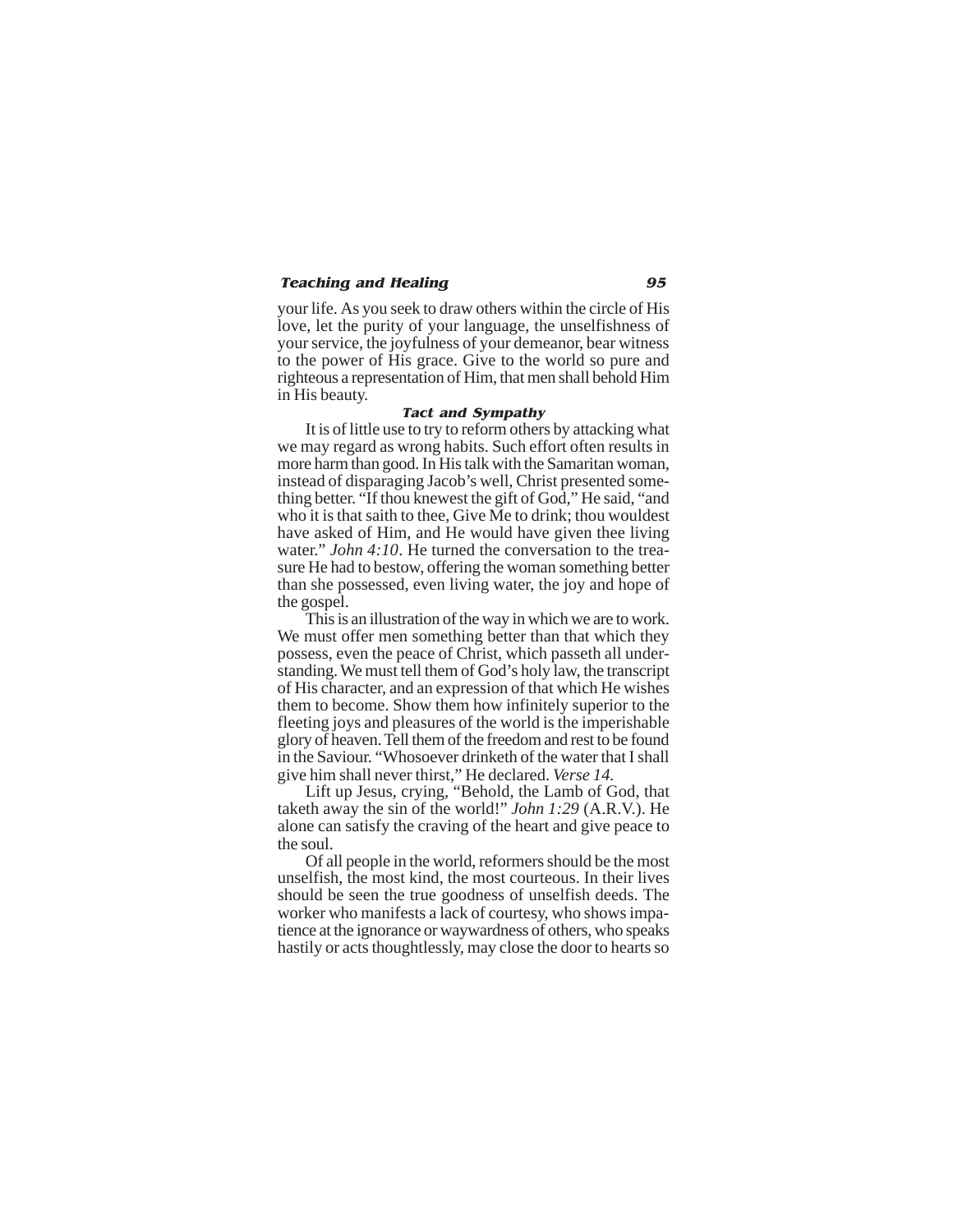your life. As you seek to draw others within the circle of His love, let the purity of your language, the unselfishness of your service, the joyfulness of your demeanor, bear witness to the power of His grace. Give to the world so pure and righteous a representation of Him, that men shall behold Him in His beauty.

### Tact and Sympathy

It is of little use to try to reform others by attacking what we may regard as wrong habits. Such effort often results in more harm than good. In His talk with the Samaritan woman, instead of disparaging Jacob's well, Christ presented something better. "If thou knewest the gift of God," He said, "and who it is that saith to thee, Give Me to drink; thou wouldest have asked of Him, and He would have given thee living water." *John 4:10*. He turned the conversation to the treasure He had to bestow, offering the woman something better than she possessed, even living water, the joy and hope of the gospel.

This is an illustration of the way in which we are to work. We must offer men something better than that which they possess, even the peace of Christ, which passeth all understanding. We must tell them of God's holy law, the transcript of His character, and an expression of that which He wishes them to become. Show them how infinitely superior to the fleeting joys and pleasures of the world is the imperishable glory of heaven. Tell them of the freedom and rest to be found in the Saviour. "Whosoever drinketh of the water that I shall give him shall never thirst," He declared. *Verse 14.*

Lift up Jesus, crying, "Behold, the Lamb of God, that taketh away the sin of the world!" *John 1:29* (A.R.V.). He alone can satisfy the craving of the heart and give peace to the soul.

Of all people in the world, reformers should be the most unselfish, the most kind, the most courteous. In their lives should be seen the true goodness of unselfish deeds. The worker who manifests a lack of courtesy, who shows impatience at the ignorance or waywardness of others, who speaks hastily or acts thoughtlessly, may close the door to hearts so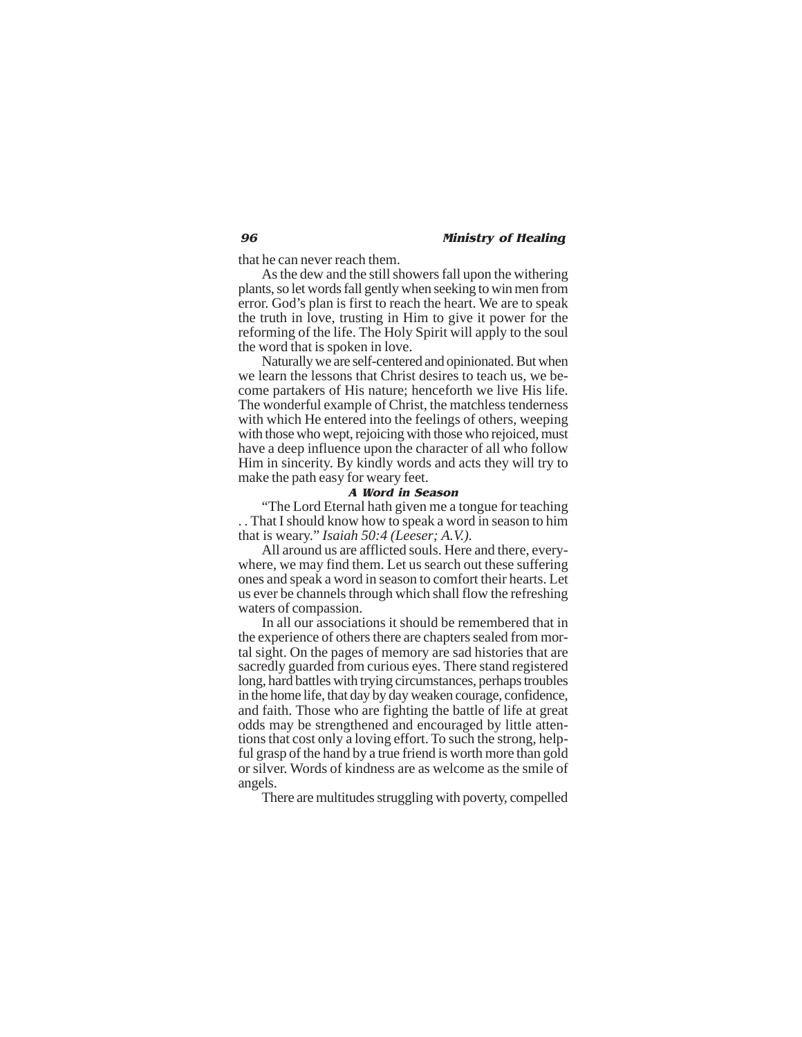that he can never reach them.

As the dew and the still showers fall upon the withering plants, so let words fall gently when seeking to win men from error. God's plan is first to reach the heart. We are to speak the truth in love, trusting in Him to give it power for the reforming of the life. The Holy Spirit will apply to the soul the word that is spoken in love.

Naturally we are self-centered and opinionated. But when we learn the lessons that Christ desires to teach us, we become partakers of His nature; henceforth we live His life. The wonderful example of Christ, the matchless tenderness with which He entered into the feelings of others, weeping with those who wept, rejoicing with those who rejoiced, must have a deep influence upon the character of all who follow Him in sincerity. By kindly words and acts they will try to make the path easy for weary feet.

### A Word in Season

"The Lord Eternal hath given me a tongue for teaching . . That I should know how to speak a word in season to him that is weary." *Isaiah 50:4 (Leeser; A.V.).*

All around us are afflicted souls. Here and there, everywhere, we may find them. Let us search out these suffering ones and speak a word in season to comfort their hearts. Let us ever be channels through which shall flow the refreshing waters of compassion.

In all our associations it should be remembered that in the experience of others there are chapters sealed from mortal sight. On the pages of memory are sad histories that are sacredly guarded from curious eyes. There stand registered long, hard battles with trying circumstances, perhaps troubles in the home life, that day by day weaken courage, confidence, and faith. Those who are fighting the battle of life at great odds may be strengthened and encouraged by little attentions that cost only a loving effort. To such the strong, helpful grasp of the hand by a true friend is worth more than gold or silver. Words of kindness are as welcome as the smile of angels.

There are multitudes struggling with poverty, compelled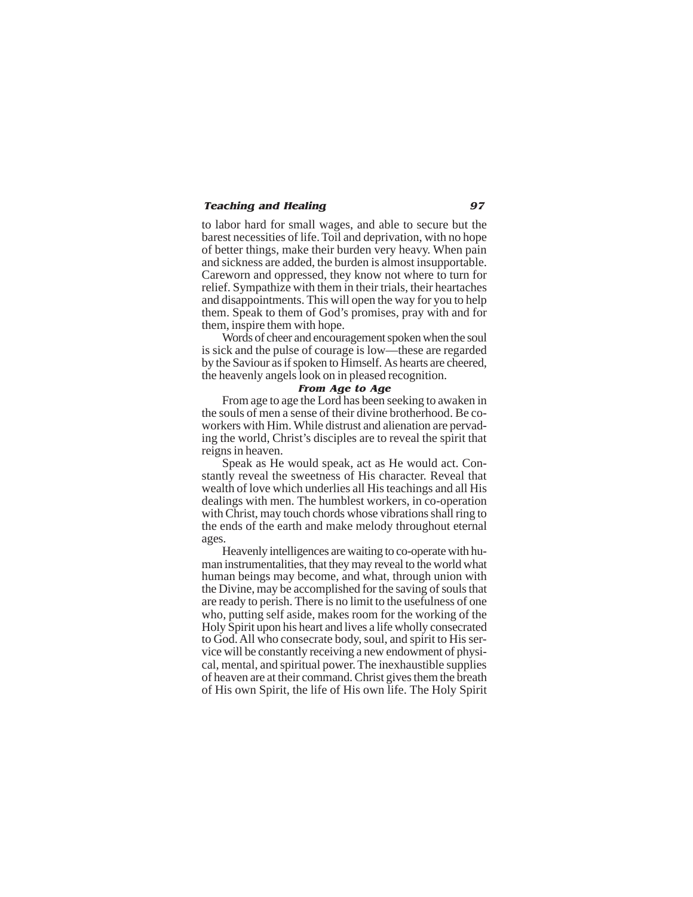to labor hard for small wages, and able to secure but the barest necessities of life. Toil and deprivation, with no hope of better things, make their burden very heavy. When pain and sickness are added, the burden is almost insupportable. Careworn and oppressed, they know not where to turn for relief. Sympathize with them in their trials, their heartaches and disappointments. This will open the way for you to help them. Speak to them of God's promises, pray with and for them, inspire them with hope.

Words of cheer and encouragement spoken when the soul is sick and the pulse of courage is low—these are regarded by the Saviour as if spoken to Himself. As hearts are cheered, the heavenly angels look on in pleased recognition.

### *From Age to Age*

From age to age the Lord has been seeking to awaken in the souls of men a sense of their divine brotherhood. Be co-workers with Him. While distrust and alienation are pervading the world, Christ's disciples are to reveal the spirit that reigns in heaven.

Speak as He would speak, act as He would act. Constantly reveal the sweetness of His character. Reveal that wealth of love which underlies all His teachings and all His dealings with men. The humblest workers, in co-operation with Christ, may touch chords whose vibrations shall ring to the ends of the earth and make melody throughout eternal ages.

Heavenly intelligences are waiting to co-operate with human instrumentalities, that they may reveal to the world what human beings may become, and what, through union with the Divine, may be accomplished for the saving of souls that are ready to perish. There is no limit to the usefulness of one who, putting self aside, makes room for the working of the Holy Spirit upon his heart and lives a life wholly consecrated to God. All who consecrate body, soul, and spirit to His service will be constantly receiving a new endowment of physical, mental, and spiritual power. The inexhaustible supplies of heaven are at their command. Christ gives them the breath of His own Spirit, the life of His own life. The Holy Spirit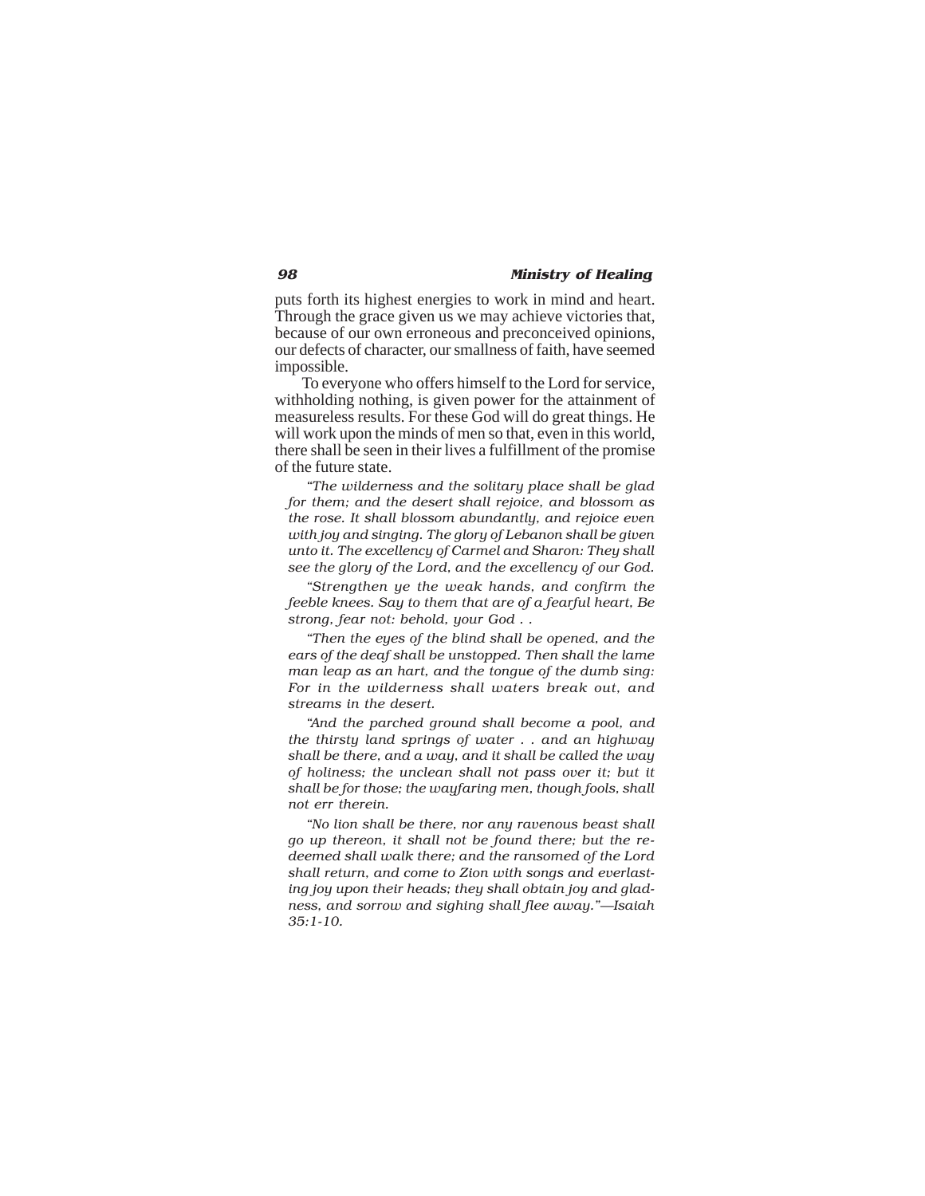puts forth its highest energies to work in mind and heart. Through the grace given us we may achieve victories that, because of our own erroneous and preconceived opinions, our defects of character, our smallness of faith, have seemed impossible.

To everyone who offers himself to the Lord for service, withholding nothing, is given power for the attainment of measureless results. For these God will do great things. He will work upon the minds of men so that, even in this world, there shall be seen in their lives a fulfillment of the promise of the future state.

> *"The wilderness and the solitary place shall be glad for them; and the desert shall rejoice, and blossom as the rose. It shall blossom abundantly, and rejoice even with joy and singing. The glory of Lebanon shall be given unto it. The excellency of Carmel and Sharon: They shall see the glory of the Lord, and the excellency of our God.*
>
> *"Strengthen ye the weak hands, and confirm the feeble knees. Say to them that are of a fearful heart, Be strong, fear not: behold, your God . .*
>
> *"Then the eyes of the blind shall be opened, and the ears of the deaf shall be unstopped. Then shall the lame man leap as an hart, and the tongue of the dumb sing: For in the wilderness shall waters break out, and streams in the desert.*
>
> *"And the parched ground shall become a pool, and the thirsty land springs of water . . and an highway shall be there, and a way, and it shall be called the way of holiness; the unclean shall not pass over it; but it shall be for those; the wayfaring men, though fools, shall not err therein.*
>
> *"No lion shall be there, nor any ravenous beast shall go up thereon, it shall not be found there; but the redeemed shall walk there; and the ransomed of the Lord shall return, and come to Zion with songs and everlasting joy upon their heads; they shall obtain joy and gladness, and sorrow and sighing shall flee away."—Isaiah 35:1-10.*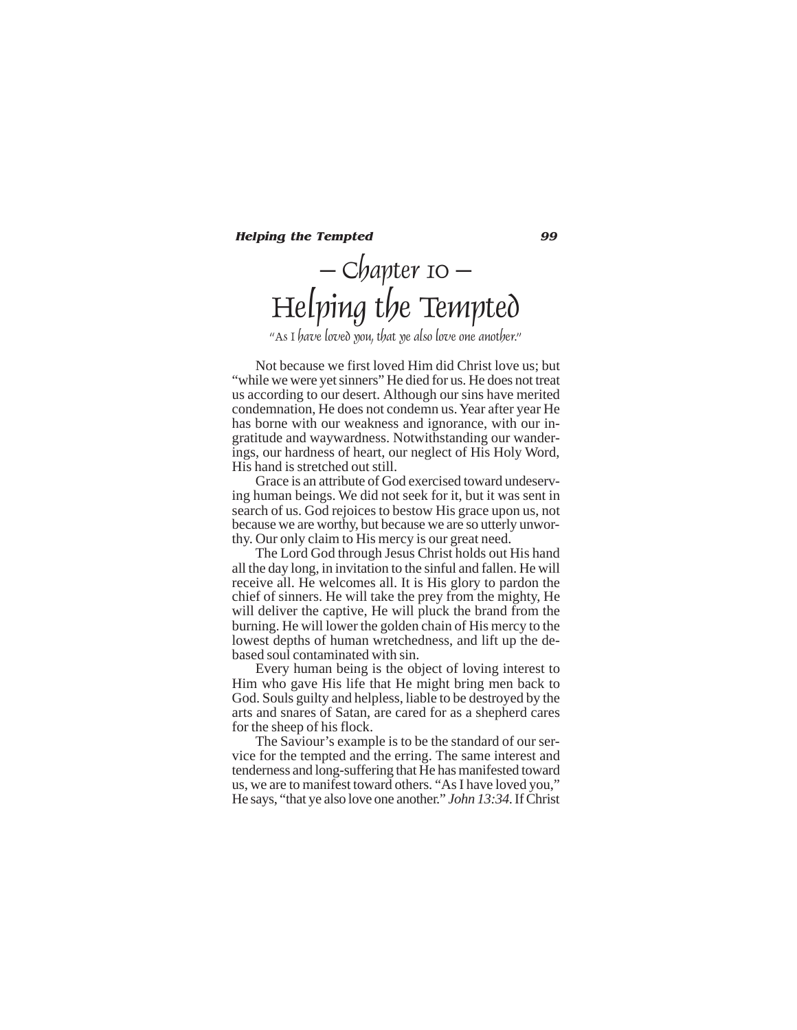# – Chapter 10 –
# Helping the Tempted

*"As I have loved you, that ye also love one another."*

Not because we first loved Him did Christ love us; but "while we were yet sinners" He died for us. He does not treat us according to our desert. Although our sins have merited condemnation, He does not condemn us. Year after year He has borne with our weakness and ignorance, with our ingratitude and waywardness. Notwithstanding our wanderings, our hardness of heart, our neglect of His Holy Word, His hand is stretched out still.

Grace is an attribute of God exercised toward undeserving human beings. We did not seek for it, but it was sent in search of us. God rejoices to bestow His grace upon us, not because we are worthy, but because we are so utterly unworthy. Our only claim to His mercy is our great need.

The Lord God through Jesus Christ holds out His hand all the day long, in invitation to the sinful and fallen. He will receive all. He welcomes all. It is His glory to pardon the chief of sinners. He will take the prey from the mighty, He will deliver the captive, He will pluck the brand from the burning. He will lower the golden chain of His mercy to the lowest depths of human wretchedness, and lift up the debased soul contaminated with sin.

Every human being is the object of loving interest to Him who gave His life that He might bring men back to God. Souls guilty and helpless, liable to be destroyed by the arts and snares of Satan, are cared for as a shepherd cares for the sheep of his flock.

The Saviour's example is to be the standard of our service for the tempted and the erring. The same interest and tenderness and long-suffering that He has manifested toward us, we are to manifest toward others. "As I have loved you," He says, "that ye also love one another." *John 13:34.* If Christ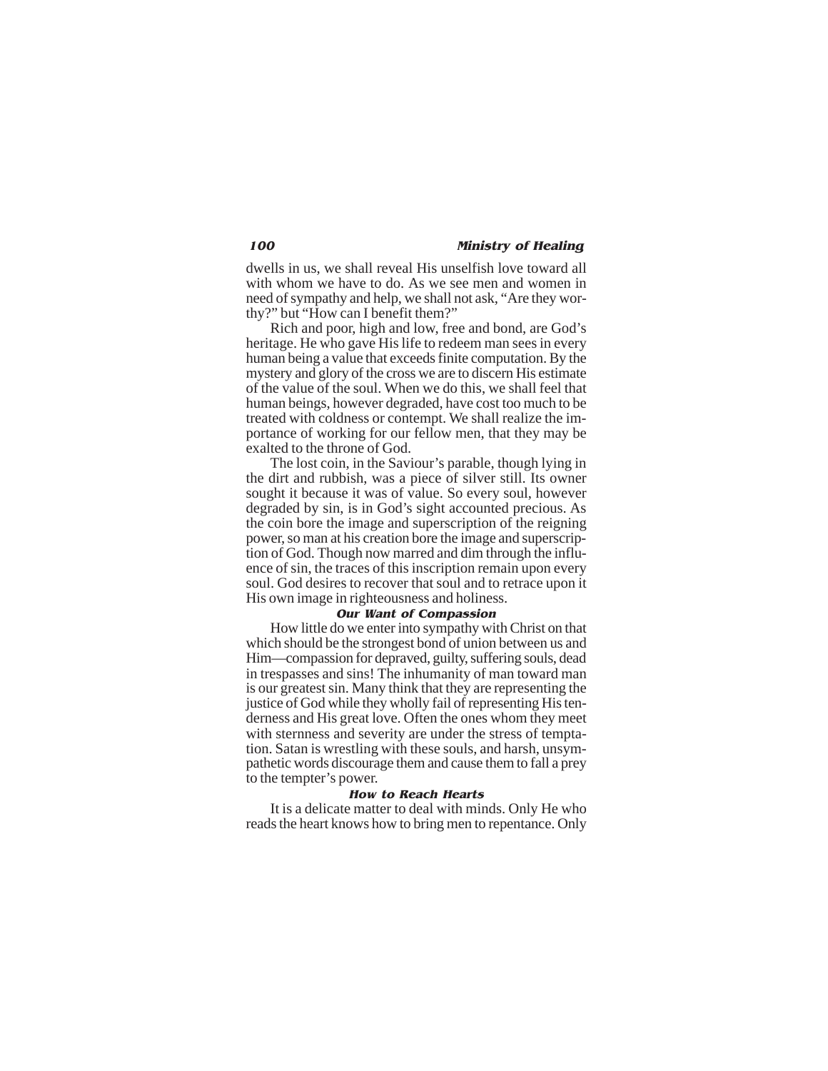dwells in us, we shall reveal His unselfish love toward all with whom we have to do. As we see men and women in need of sympathy and help, we shall not ask, "Are they worthy?" but "How can I benefit them?"

Rich and poor, high and low, free and bond, are God's heritage. He who gave His life to redeem man sees in every human being a value that exceeds finite computation. By the mystery and glory of the cross we are to discern His estimate of the value of the soul. When we do this, we shall feel that human beings, however degraded, have cost too much to be treated with coldness or contempt. We shall realize the importance of working for our fellow men, that they may be exalted to the throne of God.

The lost coin, in the Saviour's parable, though lying in the dirt and rubbish, was a piece of silver still. Its owner sought it because it was of value. So every soul, however degraded by sin, is in God's sight accounted precious. As the coin bore the image and superscription of the reigning power, so man at his creation bore the image and superscription of God. Though now marred and dim through the influence of sin, the traces of this inscription remain upon every soul. God desires to recover that soul and to retrace upon it His own image in righteousness and holiness.

### Our Want of Compassion

How little do we enter into sympathy with Christ on that which should be the strongest bond of union between us and Him—compassion for depraved, guilty, suffering souls, dead in trespasses and sins! The inhumanity of man toward man is our greatest sin. Many think that they are representing the justice of God while they wholly fail of representing His tenderness and His great love. Often the ones whom they meet with sternness and severity are under the stress of temptation. Satan is wrestling with these souls, and harsh, unsympathetic words discourage them and cause them to fall a prey to the tempter's power.

### How to Reach Hearts

It is a delicate matter to deal with minds. Only He who reads the heart knows how to bring men to repentance. Only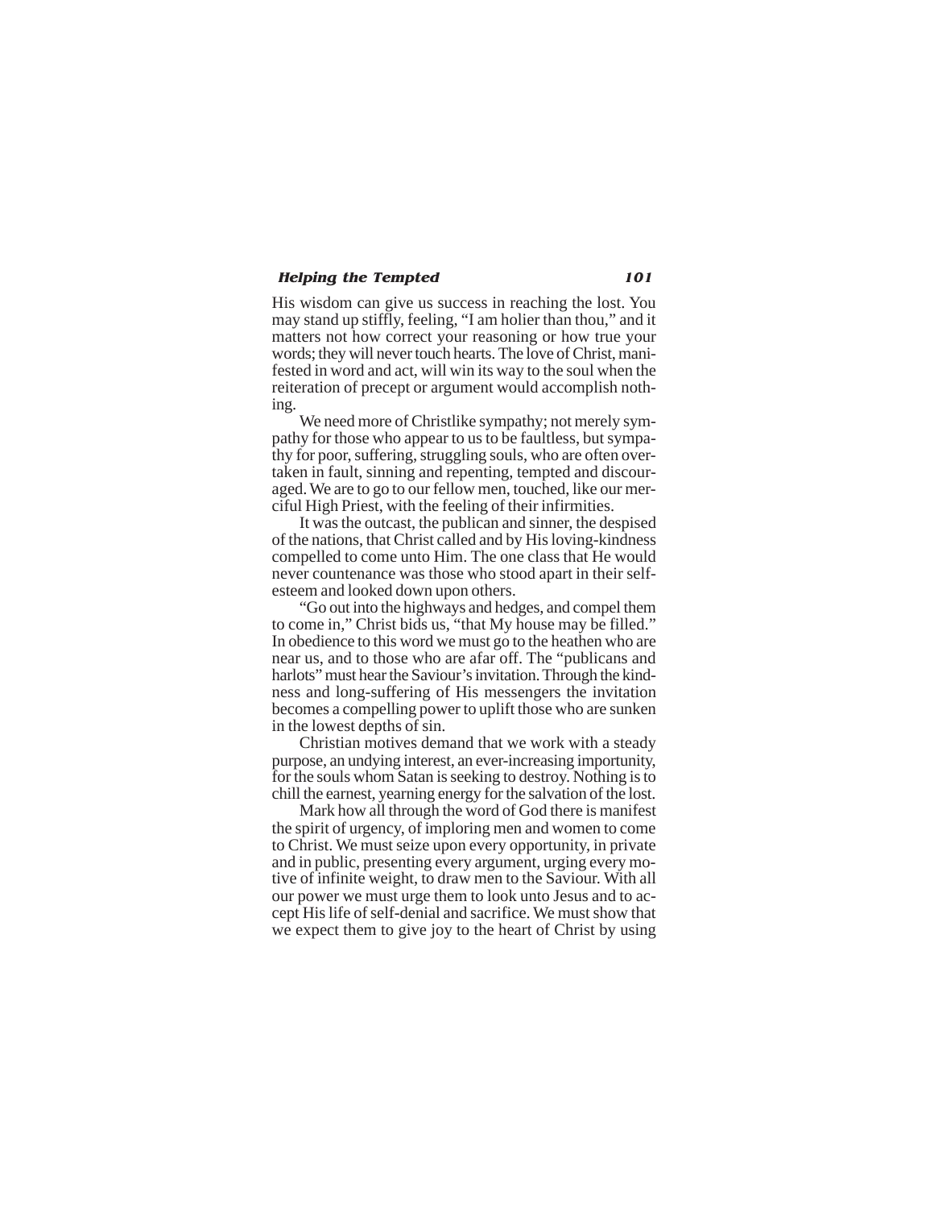His wisdom can give us success in reaching the lost. You may stand up stiffly, feeling, "I am holier than thou," and it matters not how correct your reasoning or how true your words; they will never touch hearts. The love of Christ, manifested in word and act, will win its way to the soul when the reiteration of precept or argument would accomplish nothing.

We need more of Christlike sympathy; not merely sympathy for those who appear to us to be faultless, but sympathy for poor, suffering, struggling souls, who are often overtaken in fault, sinning and repenting, tempted and discouraged. We are to go to our fellow men, touched, like our merciful High Priest, with the feeling of their infirmities.

It was the outcast, the publican and sinner, the despised of the nations, that Christ called and by His loving-kindness compelled to come unto Him. The one class that He would never countenance was those who stood apart in their self-esteem and looked down upon others.

"Go out into the highways and hedges, and compel them to come in," Christ bids us, "that My house may be filled." In obedience to this word we must go to the heathen who are near us, and to those who are afar off. The "publicans and harlots" must hear the Saviour's invitation. Through the kindness and long-suffering of His messengers the invitation becomes a compelling power to uplift those who are sunken in the lowest depths of sin.

Christian motives demand that we work with a steady purpose, an undying interest, an ever-increasing importunity, for the souls whom Satan is seeking to destroy. Nothing is to chill the earnest, yearning energy for the salvation of the lost.

Mark how all through the word of God there is manifest the spirit of urgency, of imploring men and women to come to Christ. We must seize upon every opportunity, in private and in public, presenting every argument, urging every motive of infinite weight, to draw men to the Saviour. With all our power we must urge them to look unto Jesus and to accept His life of self-denial and sacrifice. We must show that we expect them to give joy to the heart of Christ by using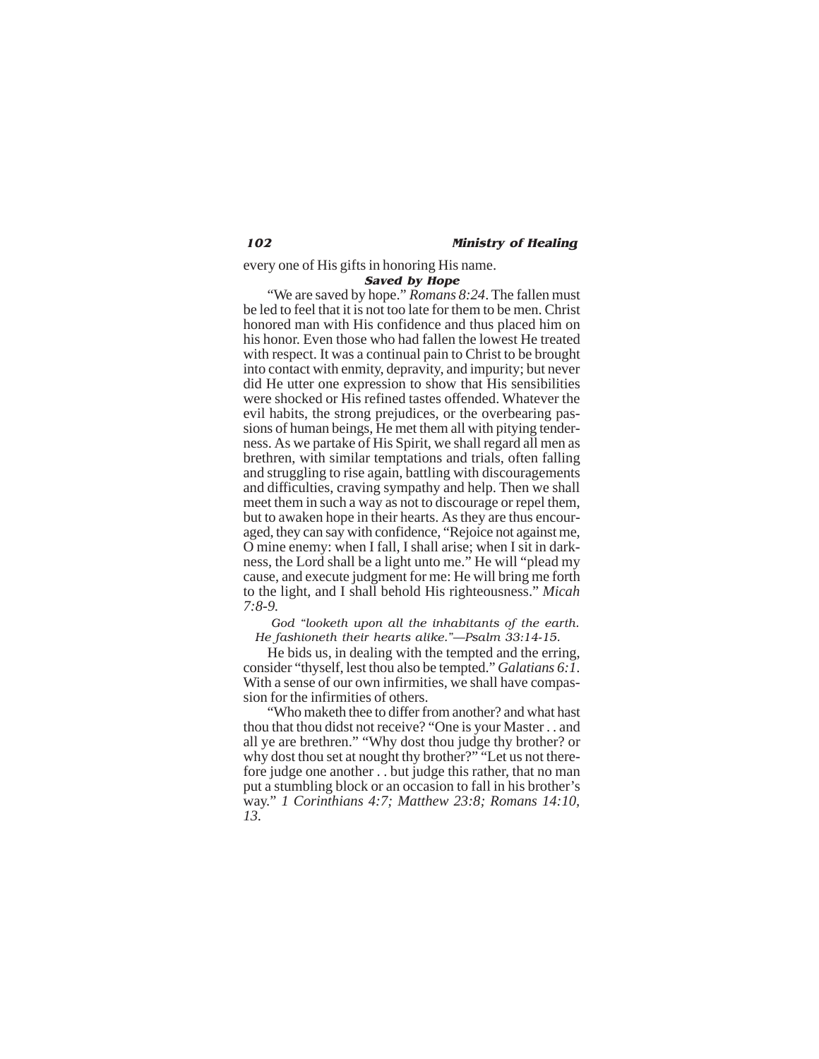every one of His gifts in honoring His name.

### Saved by Hope

"We are saved by hope." *Romans 8:24*. The fallen must be led to feel that it is not too late for them to be men. Christ honored man with His confidence and thus placed him on his honor. Even those who had fallen the lowest He treated with respect. It was a continual pain to Christ to be brought into contact with enmity, depravity, and impurity; but never did He utter one expression to show that His sensibilities were shocked or His refined tastes offended. Whatever the evil habits, the strong prejudices, or the overbearing passions of human beings, He met them all with pitying tenderness. As we partake of His Spirit, we shall regard all men as brethren, with similar temptations and trials, often falling and struggling to rise again, battling with discouragements and difficulties, craving sympathy and help. Then we shall meet them in such a way as not to discourage or repel them, but to awaken hope in their hearts. As they are thus encouraged, they can say with confidence, "Rejoice not against me, O mine enemy: when I fall, I shall arise; when I sit in darkness, the Lord shall be a light unto me." He will "plead my cause, and execute judgment for me: He will bring me forth to the light, and I shall behold His righteousness." *Micah 7:8-9*.

*God "looketh upon all the inhabitants of the earth. He fashioneth their hearts alike."—Psalm 33:14-15.*

He bids us, in dealing with the tempted and the erring, consider "thyself, lest thou also be tempted." *Galatians 6:1*. With a sense of our own infirmities, we shall have compassion for the infirmities of others.

"Who maketh thee to differ from another? and what hast thou that thou didst not receive? "One is your Master . . and all ye are brethren." "Why dost thou judge thy brother? or why dost thou set at nought thy brother?" "Let us not therefore judge one another . . but judge this rather, that no man put a stumbling block or an occasion to fall in his brother's way." *1 Corinthians 4:7; Matthew 23:8; Romans 14:10, 13*.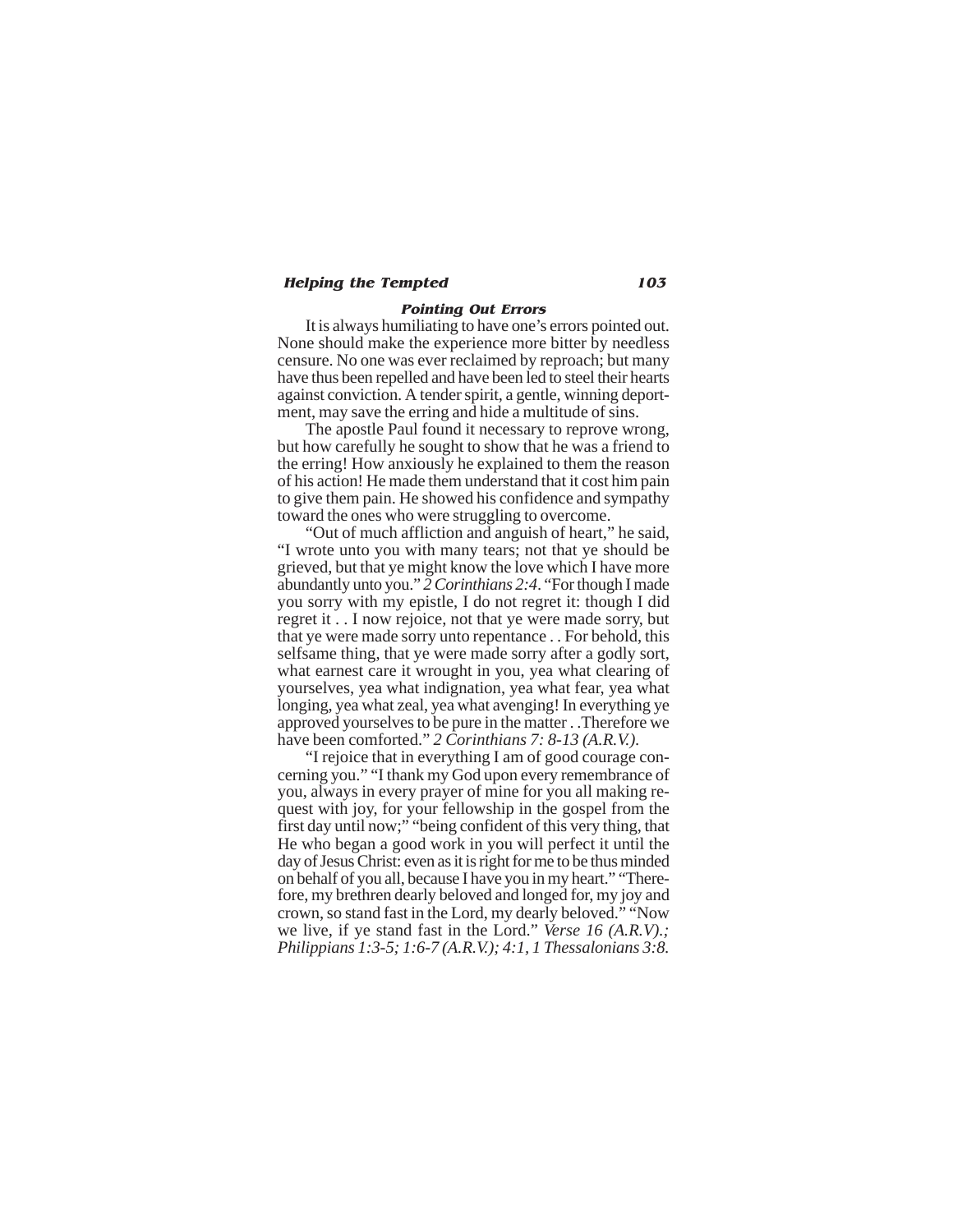### *Pointing Out Errors*

It is always humiliating to have one's errors pointed out. None should make the experience more bitter by needless censure. No one was ever reclaimed by reproach; but many have thus been repelled and have been led to steel their hearts against conviction. A tender spirit, a gentle, winning deportment, may save the erring and hide a multitude of sins.

The apostle Paul found it necessary to reprove wrong, but how carefully he sought to show that he was a friend to the erring! How anxiously he explained to them the reason of his action! He made them understand that it cost him pain to give them pain. He showed his confidence and sympathy toward the ones who were struggling to overcome.

"Out of much affliction and anguish of heart," he said, "I wrote unto you with many tears; not that ye should be grieved, but that ye might know the love which I have more abundantly unto you." *2 Corinthians 2:4*. "For though I made you sorry with my epistle, I do not regret it: though I did regret it . . I now rejoice, not that ye were made sorry, but that ye were made sorry unto repentance . . For behold, this selfsame thing, that ye were made sorry after a godly sort, what earnest care it wrought in you, yea what clearing of yourselves, yea what indignation, yea what fear, yea what longing, yea what zeal, yea what avenging! In everything ye approved yourselves to be pure in the matter . .Therefore we have been comforted." *2 Corinthians 7: 8-13 (A.R.V.).*

"I rejoice that in everything I am of good courage concerning you." "I thank my God upon every remembrance of you, always in every prayer of mine for you all making request with joy, for your fellowship in the gospel from the first day until now;" "being confident of this very thing, that He who began a good work in you will perfect it until the day of Jesus Christ: even as it is right for me to be thus minded on behalf of you all, because I have you in my heart." "Therefore, my brethren dearly beloved and longed for, my joy and crown, so stand fast in the Lord, my dearly beloved." "Now we live, if ye stand fast in the Lord." *Verse 16 (A.R.V).; Philippians 1:3-5; 1:6-7 (A.R.V.); 4:1, 1 Thessalonians 3:8.*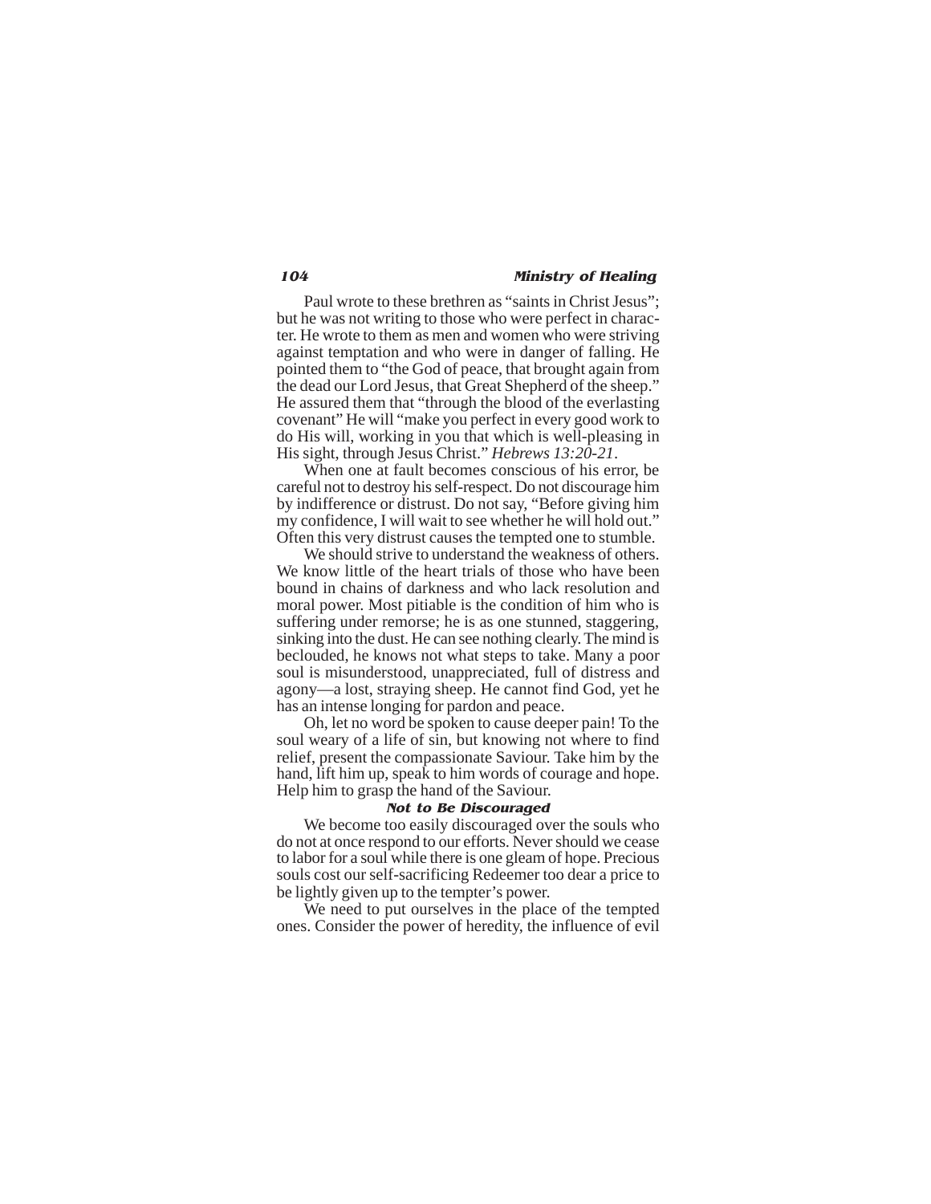Paul wrote to these brethren as "saints in Christ Jesus"; but he was not writing to those who were perfect in character. He wrote to them as men and women who were striving against temptation and who were in danger of falling. He pointed them to "the God of peace, that brought again from the dead our Lord Jesus, that Great Shepherd of the sheep." He assured them that "through the blood of the everlasting covenant" He will "make you perfect in every good work to do His will, working in you that which is well-pleasing in His sight, through Jesus Christ." *Hebrews 13:20-21*.

When one at fault becomes conscious of his error, be careful not to destroy his self-respect. Do not discourage him by indifference or distrust. Do not say, "Before giving him my confidence, I will wait to see whether he will hold out." Often this very distrust causes the tempted one to stumble.

We should strive to understand the weakness of others. We know little of the heart trials of those who have been bound in chains of darkness and who lack resolution and moral power. Most pitiable is the condition of him who is suffering under remorse; he is as one stunned, staggering, sinking into the dust. He can see nothing clearly. The mind is beclouded, he knows not what steps to take. Many a poor soul is misunderstood, unappreciated, full of distress and agony—a lost, straying sheep. He cannot find God, yet he has an intense longing for pardon and peace.

Oh, let no word be spoken to cause deeper pain! To the soul weary of a life of sin, but knowing not where to find relief, present the compassionate Saviour. Take him by the hand, lift him up, speak to him words of courage and hope. Help him to grasp the hand of the Saviour.

### Not to Be Discouraged

We become too easily discouraged over the souls who do not at once respond to our efforts. Never should we cease to labor for a soul while there is one gleam of hope. Precious souls cost our self-sacrificing Redeemer too dear a price to be lightly given up to the tempter's power.

We need to put ourselves in the place of the tempted ones. Consider the power of heredity, the influence of evil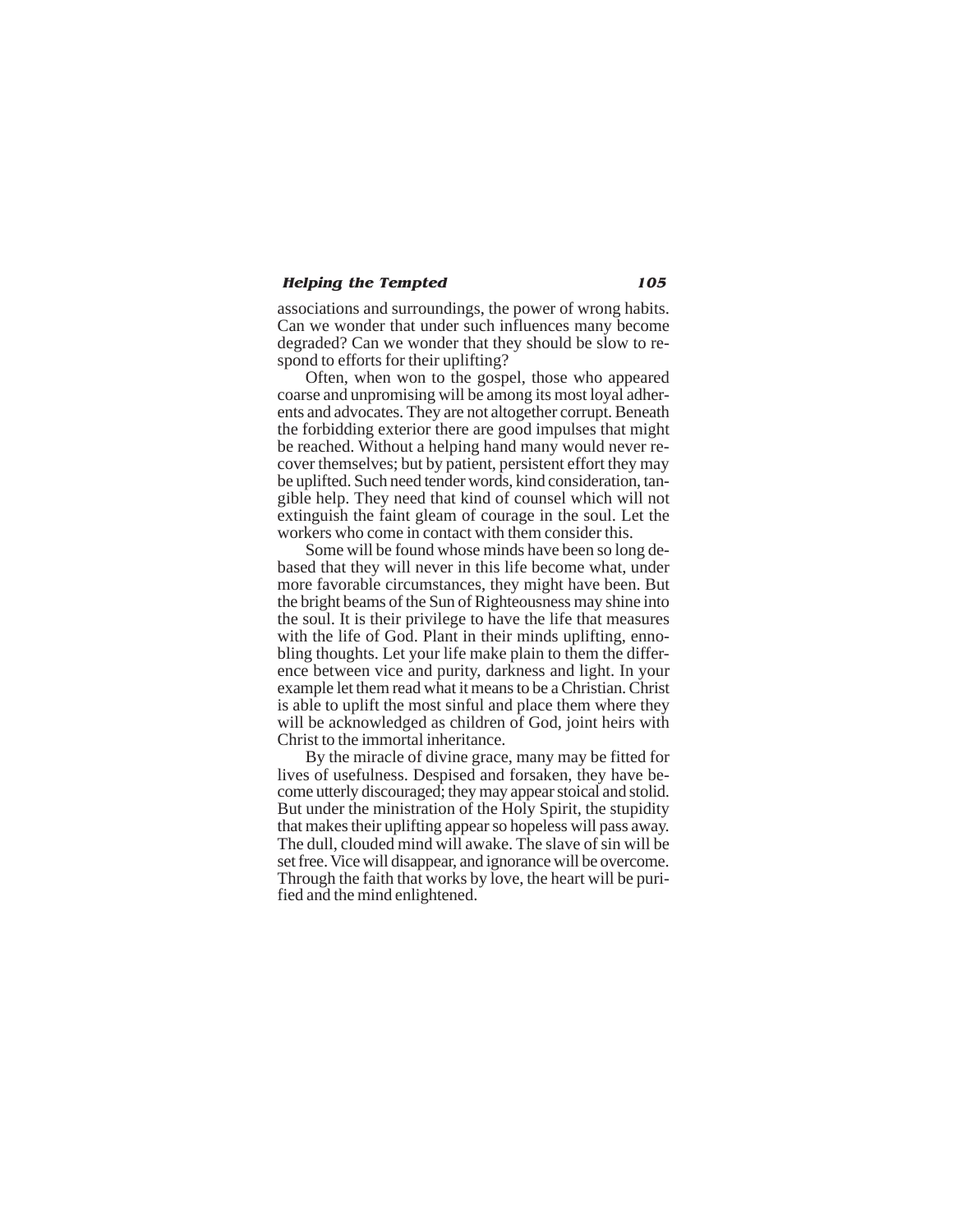associations and surroundings, the power of wrong habits. Can we wonder that under such influences many become degraded? Can we wonder that they should be slow to respond to efforts for their uplifting?

Often, when won to the gospel, those who appeared coarse and unpromising will be among its most loyal adherents and advocates. They are not altogether corrupt. Beneath the forbidding exterior there are good impulses that might be reached. Without a helping hand many would never recover themselves; but by patient, persistent effort they may be uplifted. Such need tender words, kind consideration, tangible help. They need that kind of counsel which will not extinguish the faint gleam of courage in the soul. Let the workers who come in contact with them consider this.

Some will be found whose minds have been so long debased that they will never in this life become what, under more favorable circumstances, they might have been. But the bright beams of the Sun of Righteousness may shine into the soul. It is their privilege to have the life that measures with the life of God. Plant in their minds uplifting, ennobling thoughts. Let your life make plain to them the difference between vice and purity, darkness and light. In your example let them read what it means to be a Christian. Christ is able to uplift the most sinful and place them where they will be acknowledged as children of God, joint heirs with Christ to the immortal inheritance.

By the miracle of divine grace, many may be fitted for lives of usefulness. Despised and forsaken, they have become utterly discouraged; they may appear stoical and stolid. But under the ministration of the Holy Spirit, the stupidity that makes their uplifting appear so hopeless will pass away. The dull, clouded mind will awake. The slave of sin will be set free. Vice will disappear, and ignorance will be overcome. Through the faith that works by love, the heart will be purified and the mind enlightened.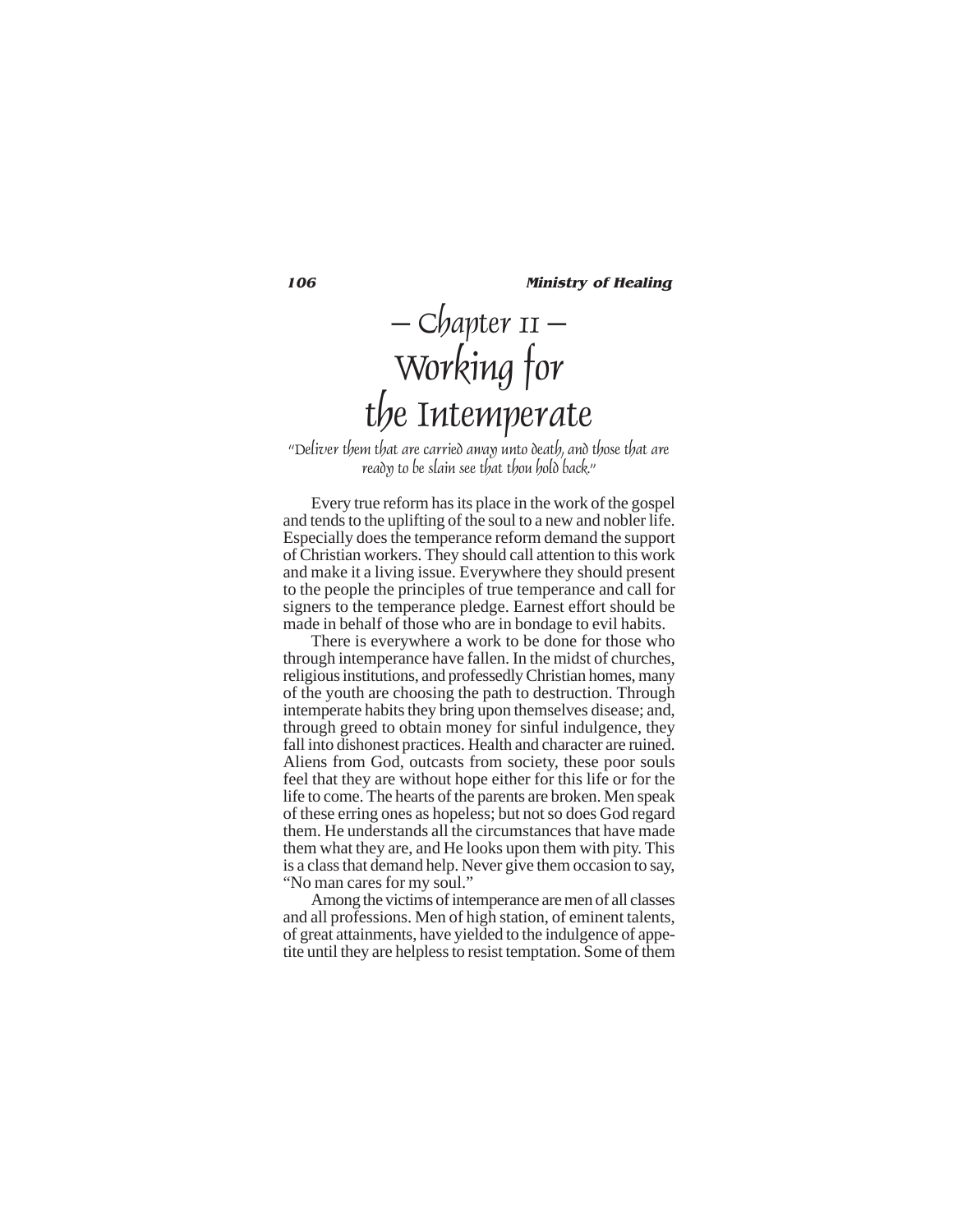# — Chapter 11 —
# Working for the Intemperate

"Deliver them that are carried away unto death, and those that are ready to be slain see that thou hold back."

Every true reform has its place in the work of the gospel and tends to the uplifting of the soul to a new and nobler life. Especially does the temperance reform demand the support of Christian workers. They should call attention to this work and make it a living issue. Everywhere they should present to the people the principles of true temperance and call for signers to the temperance pledge. Earnest effort should be made in behalf of those who are in bondage to evil habits.

There is everywhere a work to be done for those who through intemperance have fallen. In the midst of churches, religious institutions, and professedly Christian homes, many of the youth are choosing the path to destruction. Through intemperate habits they bring upon themselves disease; and, through greed to obtain money for sinful indulgence, they fall into dishonest practices. Health and character are ruined. Aliens from God, outcasts from society, these poor souls feel that they are without hope either for this life or for the life to come. The hearts of the parents are broken. Men speak of these erring ones as hopeless; but not so does God regard them. He understands all the circumstances that have made them what they are, and He looks upon them with pity. This is a class that demand help. Never give them occasion to say, "No man cares for my soul."

Among the victims of intemperance are men of all classes and all professions. Men of high station, of eminent talents, of great attainments, have yielded to the indulgence of appetite until they are helpless to resist temptation. Some of them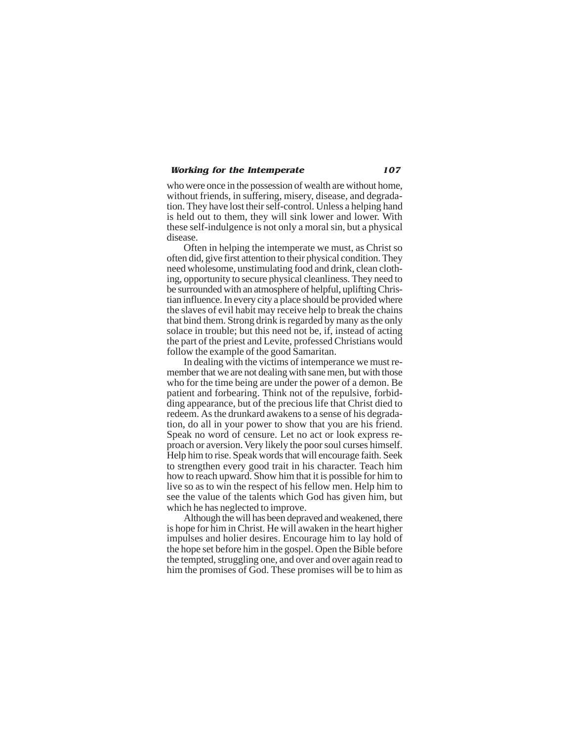who were once in the possession of wealth are without home, without friends, in suffering, misery, disease, and degradation. They have lost their self-control. Unless a helping hand is held out to them, they will sink lower and lower. With these self-indulgence is not only a moral sin, but a physical disease.

Often in helping the intemperate we must, as Christ so often did, give first attention to their physical condition. They need wholesome, unstimulating food and drink, clean clothing, opportunity to secure physical cleanliness. They need to be surrounded with an atmosphere of helpful, uplifting Christian influence. In every city a place should be provided where the slaves of evil habit may receive help to break the chains that bind them. Strong drink is regarded by many as the only solace in trouble; but this need not be, if, instead of acting the part of the priest and Levite, professed Christians would follow the example of the good Samaritan.

In dealing with the victims of intemperance we must remember that we are not dealing with sane men, but with those who for the time being are under the power of a demon. Be patient and forbearing. Think not of the repulsive, forbidding appearance, but of the precious life that Christ died to redeem. As the drunkard awakens to a sense of his degradation, do all in your power to show that you are his friend. Speak no word of censure. Let no act or look express reproach or aversion. Very likely the poor soul curses himself. Help him to rise. Speak words that will encourage faith. Seek to strengthen every good trait in his character. Teach him how to reach upward. Show him that it is possible for him to live so as to win the respect of his fellow men. Help him to see the value of the talents which God has given him, but which he has neglected to improve.

Although the will has been depraved and weakened, there is hope for him in Christ. He will awaken in the heart higher impulses and holier desires. Encourage him to lay hold of the hope set before him in the gospel. Open the Bible before the tempted, struggling one, and over and over again read to him the promises of God. These promises will be to him as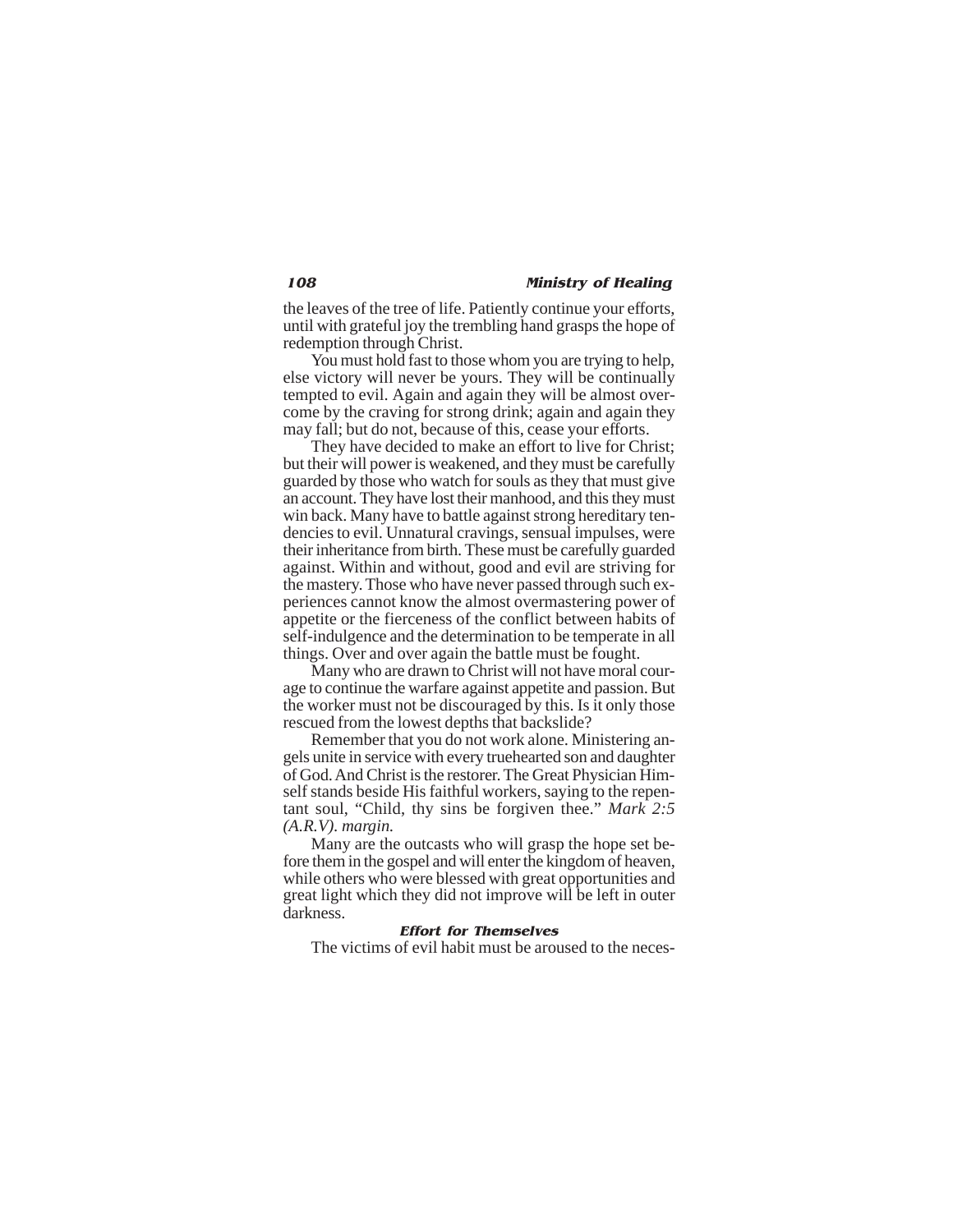the leaves of the tree of life. Patiently continue your efforts, until with grateful joy the trembling hand grasps the hope of redemption through Christ.

You must hold fast to those whom you are trying to help, else victory will never be yours. They will be continually tempted to evil. Again and again they will be almost overcome by the craving for strong drink; again and again they may fall; but do not, because of this, cease your efforts.

They have decided to make an effort to live for Christ; but their will power is weakened, and they must be carefully guarded by those who watch for souls as they that must give an account. They have lost their manhood, and this they must win back. Many have to battle against strong hereditary tendencies to evil. Unnatural cravings, sensual impulses, were their inheritance from birth. These must be carefully guarded against. Within and without, good and evil are striving for the mastery. Those who have never passed through such experiences cannot know the almost overmastering power of appetite or the fierceness of the conflict between habits of self-indulgence and the determination to be temperate in all things. Over and over again the battle must be fought.

Many who are drawn to Christ will not have moral courage to continue the warfare against appetite and passion. But the worker must not be discouraged by this. Is it only those rescued from the lowest depths that backslide?

Remember that you do not work alone. Ministering angels unite in service with every truehearted son and daughter of God. And Christ is the restorer. The Great Physician Himself stands beside His faithful workers, saying to the repentant soul, "Child, thy sins be forgiven thee." *Mark 2:5 (A.R.V). margin.*

Many are the outcasts who will grasp the hope set before them in the gospel and will enter the kingdom of heaven, while others who were blessed with great opportunities and great light which they did not improve will be left in outer darkness.

### Effort for Themselves

The victims of evil habit must be aroused to the neces-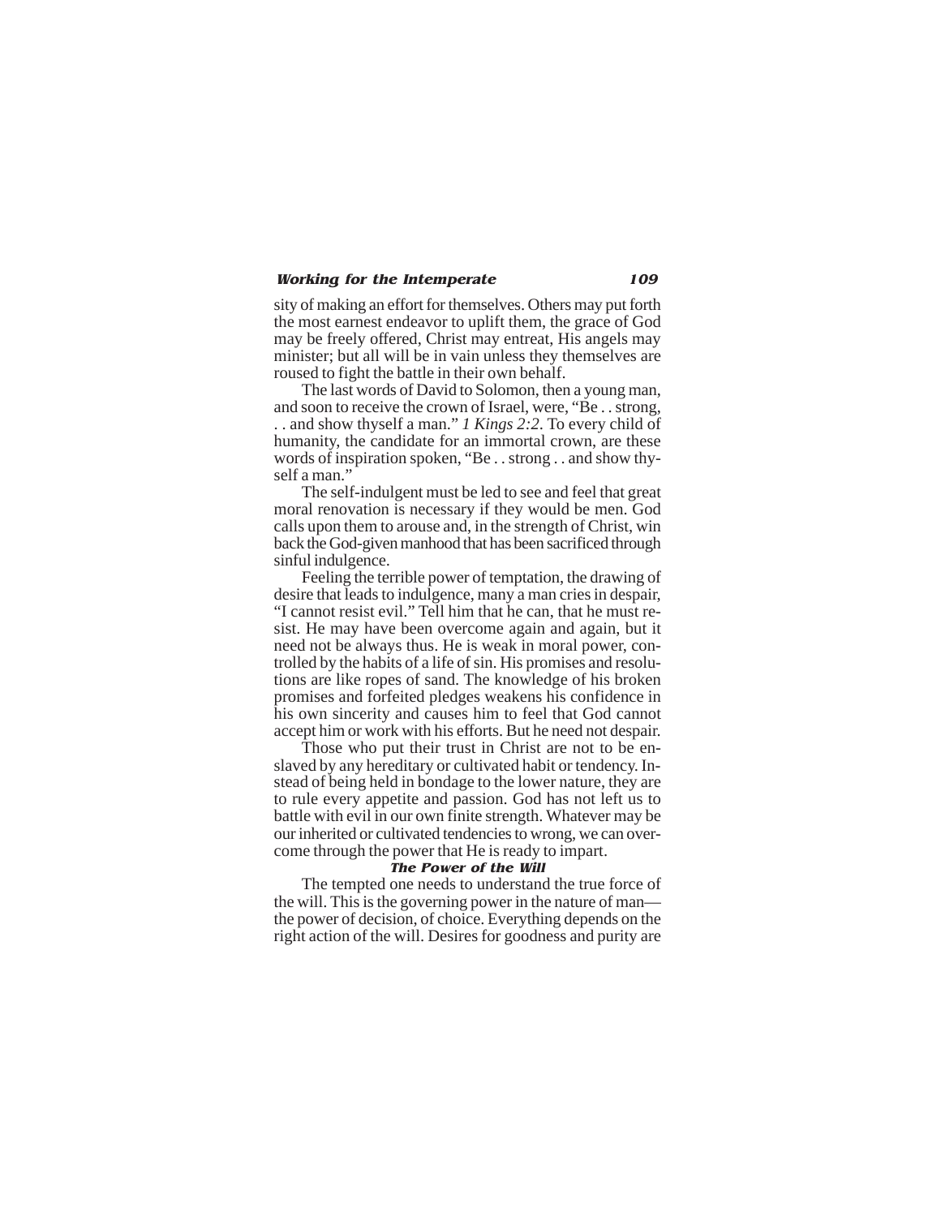sity of making an effort for themselves. Others may put forth the most earnest endeavor to uplift them, the grace of God may be freely offered, Christ may entreat, His angels may minister; but all will be in vain unless they themselves are roused to fight the battle in their own behalf.

The last words of David to Solomon, then a young man, and soon to receive the crown of Israel, were, "Be . . strong, . . and show thyself a man." *1 Kings 2:2*. To every child of humanity, the candidate for an immortal crown, are these words of inspiration spoken, "Be . . strong . . and show thyself a man."

The self-indulgent must be led to see and feel that great moral renovation is necessary if they would be men. God calls upon them to arouse and, in the strength of Christ, win back the God-given manhood that has been sacrificed through sinful indulgence.

Feeling the terrible power of temptation, the drawing of desire that leads to indulgence, many a man cries in despair, "I cannot resist evil." Tell him that he can, that he must resist. He may have been overcome again and again, but it need not be always thus. He is weak in moral power, controlled by the habits of a life of sin. His promises and resolutions are like ropes of sand. The knowledge of his broken promises and forfeited pledges weakens his confidence in his own sincerity and causes him to feel that God cannot accept him or work with his efforts. But he need not despair.

Those who put their trust in Christ are not to be enslaved by any hereditary or cultivated habit or tendency. Instead of being held in bondage to the lower nature, they are to rule every appetite and passion. God has not left us to battle with evil in our own finite strength. Whatever may be our inherited or cultivated tendencies to wrong, we can overcome through the power that He is ready to impart.

### The Power of the Will

The tempted one needs to understand the true force of the will. This is the governing power in the nature of man—the power of decision, of choice. Everything depends on the right action of the will. Desires for goodness and purity are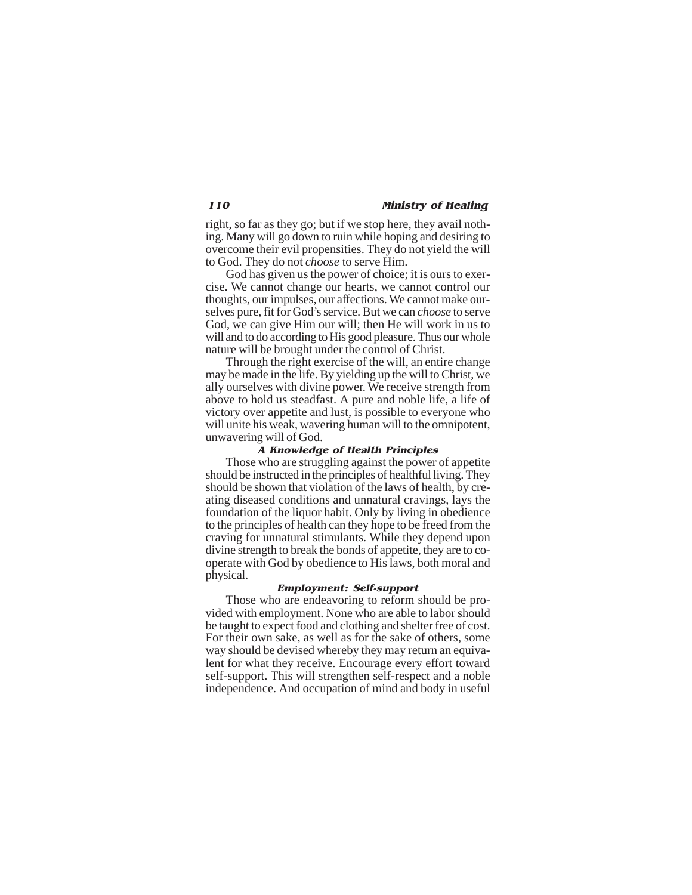right, so far as they go; but if we stop here, they avail nothing. Many will go down to ruin while hoping and desiring to overcome their evil propensities. They do not yield the will to God. They do not *choose* to serve Him.

God has given us the power of choice; it is ours to exercise. We cannot change our hearts, we cannot control our thoughts, our impulses, our affections. We cannot make ourselves pure, fit for God's service. But we can *choose* to serve God, we can give Him our will; then He will work in us to will and to do according to His good pleasure. Thus our whole nature will be brought under the control of Christ.

Through the right exercise of the will, an entire change may be made in the life. By yielding up the will to Christ, we ally ourselves with divine power. We receive strength from above to hold us steadfast. A pure and noble life, a life of victory over appetite and lust, is possible to everyone who will unite his weak, wavering human will to the omnipotent, unwavering will of God.

### A Knowledge of Health Principles

Those who are struggling against the power of appetite should be instructed in the principles of healthful living. They should be shown that violation of the laws of health, by creating diseased conditions and unnatural cravings, lays the foundation of the liquor habit. Only by living in obedience to the principles of health can they hope to be freed from the craving for unnatural stimulants. While they depend upon divine strength to break the bonds of appetite, they are to cooperate with God by obedience to His laws, both moral and physical.

### Employment: Self-support

Those who are endeavoring to reform should be provided with employment. None who are able to labor should be taught to expect food and clothing and shelter free of cost. For their own sake, as well as for the sake of others, some way should be devised whereby they may return an equivalent for what they receive. Encourage every effort toward self-support. This will strengthen self-respect and a noble independence. And occupation of mind and body in useful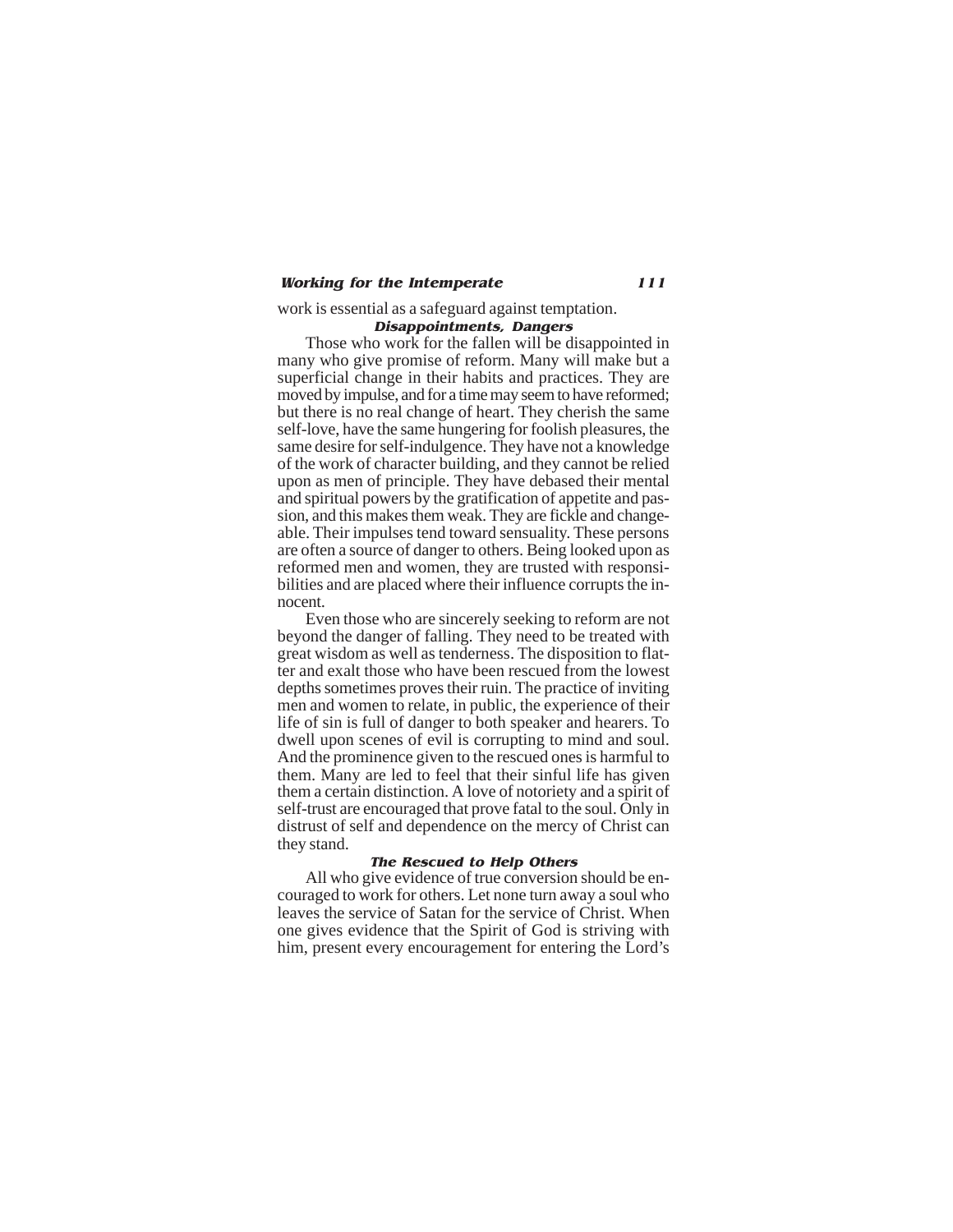work is essential as a safeguard against temptation.

### Disappointments, Dangers

Those who work for the fallen will be disappointed in many who give promise of reform. Many will make but a superficial change in their habits and practices. They are moved by impulse, and for a time may seem to have reformed; but there is no real change of heart. They cherish the same self-love, have the same hungering for foolish pleasures, the same desire for self-indulgence. They have not a knowledge of the work of character building, and they cannot be relied upon as men of principle. They have debased their mental and spiritual powers by the gratification of appetite and passion, and this makes them weak. They are fickle and changeable. Their impulses tend toward sensuality. These persons are often a source of danger to others. Being looked upon as reformed men and women, they are trusted with responsibilities and are placed where their influence corrupts the innocent.

Even those who are sincerely seeking to reform are not beyond the danger of falling. They need to be treated with great wisdom as well as tenderness. The disposition to flatter and exalt those who have been rescued from the lowest depths sometimes proves their ruin. The practice of inviting men and women to relate, in public, the experience of their life of sin is full of danger to both speaker and hearers. To dwell upon scenes of evil is corrupting to mind and soul. And the prominence given to the rescued ones is harmful to them. Many are led to feel that their sinful life has given them a certain distinction. A love of notoriety and a spirit of self-trust are encouraged that prove fatal to the soul. Only in distrust of self and dependence on the mercy of Christ can they stand.

### The Rescued to Help Others

All who give evidence of true conversion should be encouraged to work for others. Let none turn away a soul who leaves the service of Satan for the service of Christ. When one gives evidence that the Spirit of God is striving with him, present every encouragement for entering the Lord's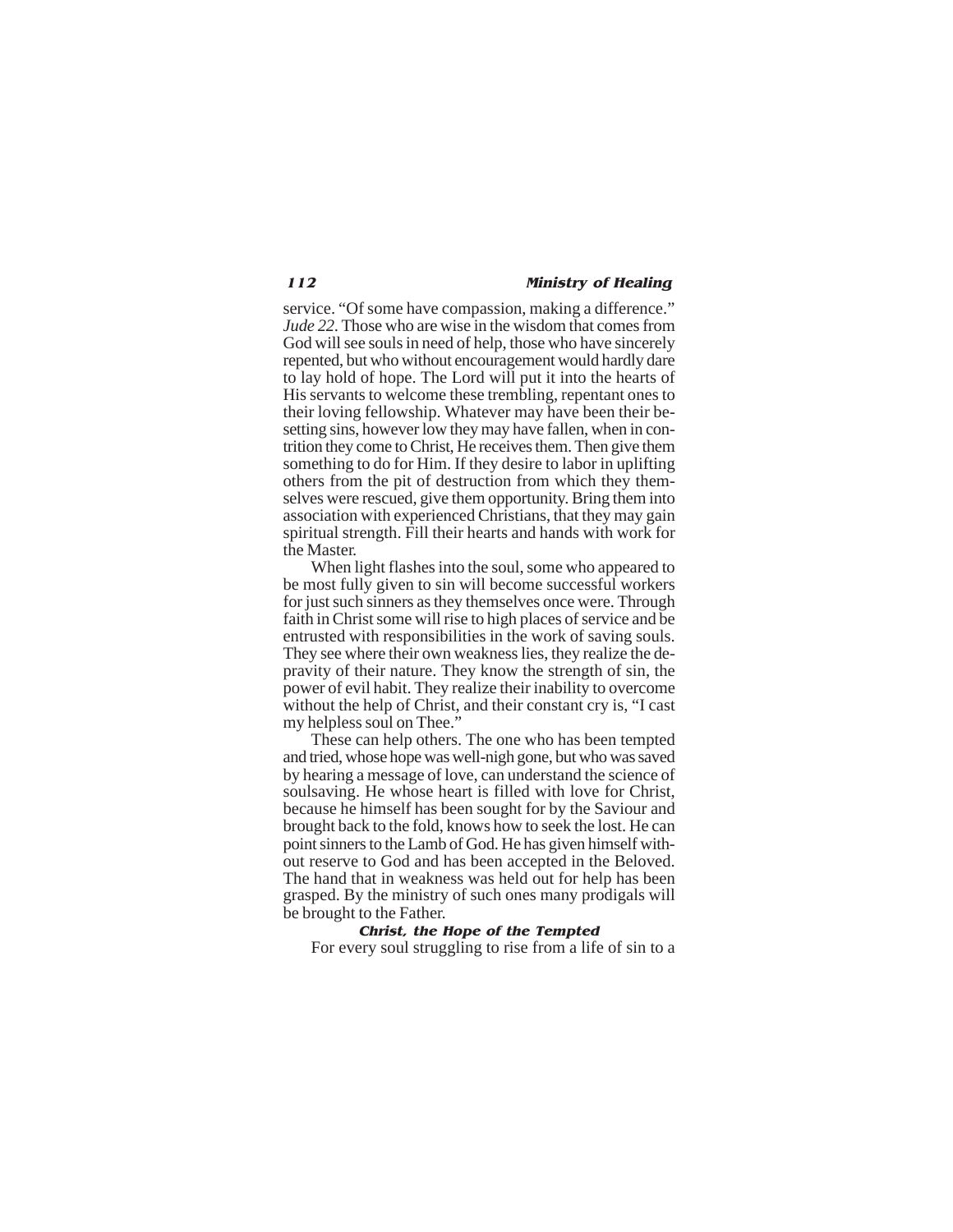service. "Of some have compassion, making a difference." *Jude 22*. Those who are wise in the wisdom that comes from God will see souls in need of help, those who have sincerely repented, but who without encouragement would hardly dare to lay hold of hope. The Lord will put it into the hearts of His servants to welcome these trembling, repentant ones to their loving fellowship. Whatever may have been their besetting sins, however low they may have fallen, when in contrition they come to Christ, He receives them. Then give them something to do for Him. If they desire to labor in uplifting others from the pit of destruction from which they themselves were rescued, give them opportunity. Bring them into association with experienced Christians, that they may gain spiritual strength. Fill their hearts and hands with work for the Master.

When light flashes into the soul, some who appeared to be most fully given to sin will become successful workers for just such sinners as they themselves once were. Through faith in Christ some will rise to high places of service and be entrusted with responsibilities in the work of saving souls. They see where their own weakness lies, they realize the depravity of their nature. They know the strength of sin, the power of evil habit. They realize their inability to overcome without the help of Christ, and their constant cry is, "I cast my helpless soul on Thee."

These can help others. The one who has been tempted and tried, whose hope was well-nigh gone, but who was saved by hearing a message of love, can understand the science of soulsaving. He whose heart is filled with love for Christ, because he himself has been sought for by the Saviour and brought back to the fold, knows how to seek the lost. He can point sinners to the Lamb of God. He has given himself without reserve to God and has been accepted in the Beloved. The hand that in weakness was held out for help has been grasped. By the ministry of such ones many prodigals will be brought to the Father.

### Christ, the Hope of the Tempted

For every soul struggling to rise from a life of sin to a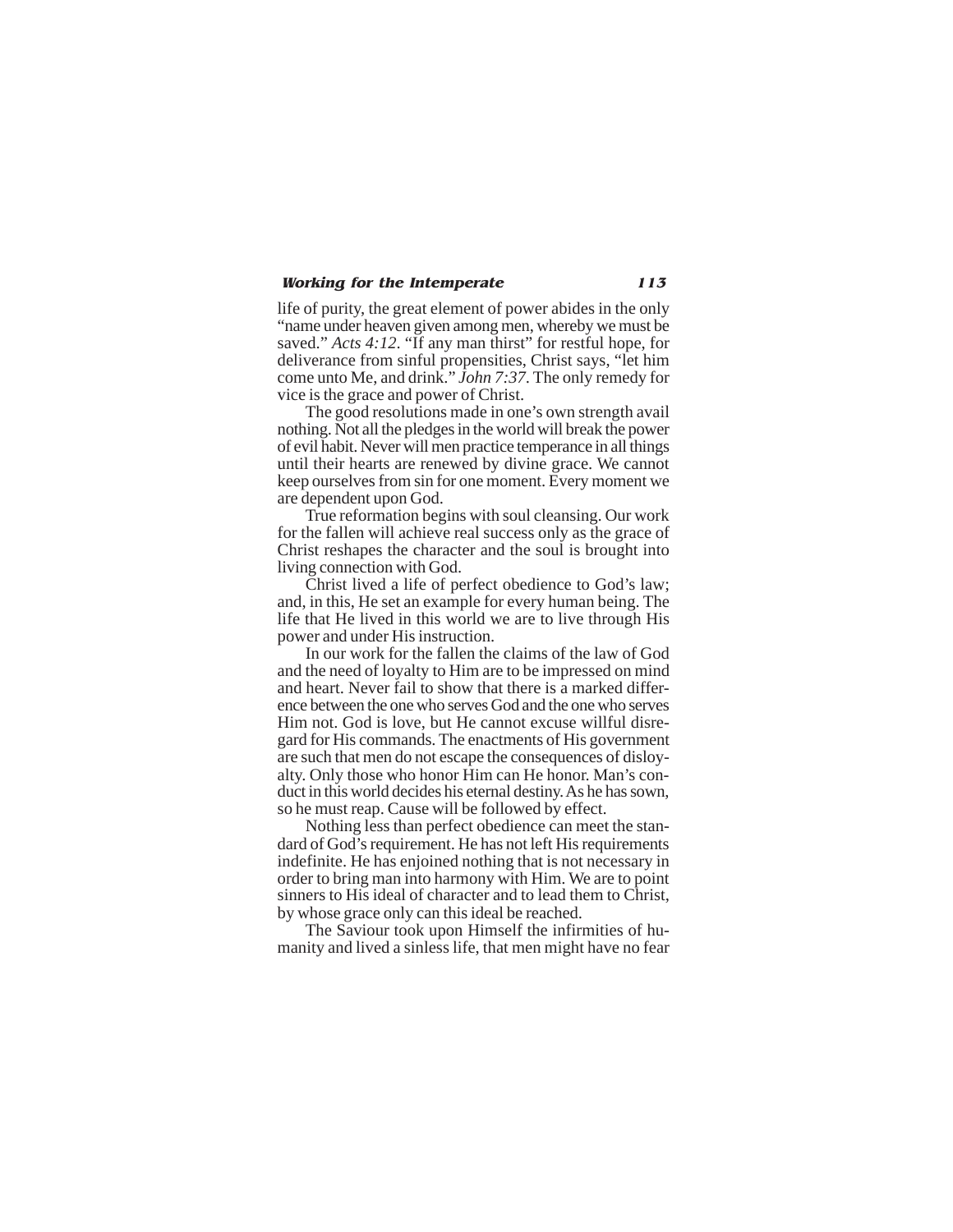life of purity, the great element of power abides in the only "name under heaven given among men, whereby we must be saved." *Acts 4:12*. "If any man thirst" for restful hope, for deliverance from sinful propensities, Christ says, "let him come unto Me, and drink." *John 7:37*. The only remedy for vice is the grace and power of Christ.

The good resolutions made in one's own strength avail nothing. Not all the pledges in the world will break the power of evil habit. Never will men practice temperance in all things until their hearts are renewed by divine grace. We cannot keep ourselves from sin for one moment. Every moment we are dependent upon God.

True reformation begins with soul cleansing. Our work for the fallen will achieve real success only as the grace of Christ reshapes the character and the soul is brought into living connection with God.

Christ lived a life of perfect obedience to God's law; and, in this, He set an example for every human being. The life that He lived in this world we are to live through His power and under His instruction.

In our work for the fallen the claims of the law of God and the need of loyalty to Him are to be impressed on mind and heart. Never fail to show that there is a marked difference between the one who serves God and the one who serves Him not. God is love, but He cannot excuse willful disregard for His commands. The enactments of His government are such that men do not escape the consequences of disloyalty. Only those who honor Him can He honor. Man's conduct in this world decides his eternal destiny. As he has sown, so he must reap. Cause will be followed by effect.

Nothing less than perfect obedience can meet the standard of God's requirement. He has not left His requirements indefinite. He has enjoined nothing that is not necessary in order to bring man into harmony with Him. We are to point sinners to His ideal of character and to lead them to Christ, by whose grace only can this ideal be reached.

The Saviour took upon Himself the infirmities of humanity and lived a sinless life, that men might have no fear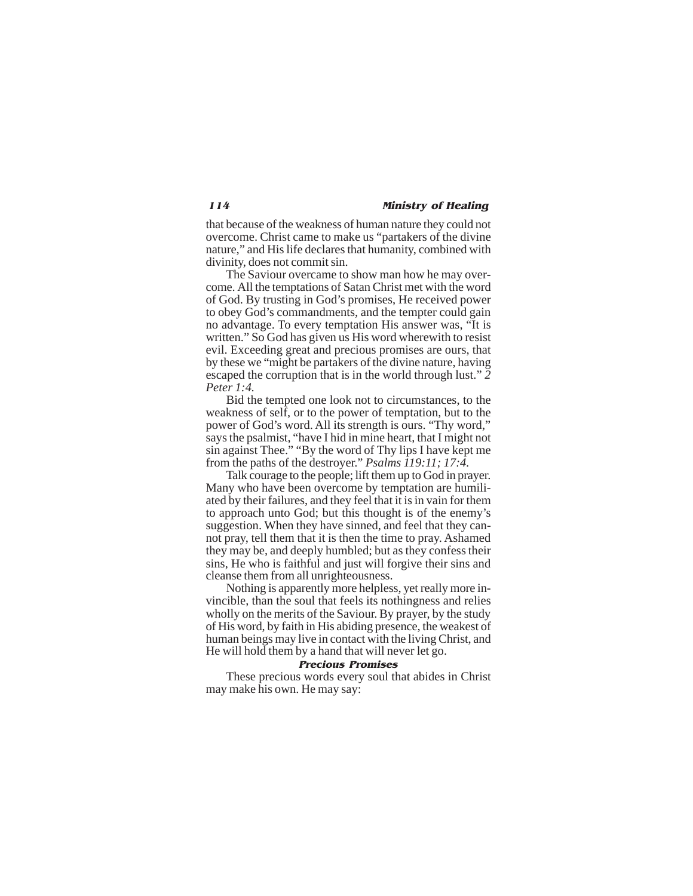that because of the weakness of human nature they could not overcome. Christ came to make us "partakers of the divine nature," and His life declares that humanity, combined with divinity, does not commit sin.

The Saviour overcame to show man how he may overcome. All the temptations of Satan Christ met with the word of God. By trusting in God's promises, He received power to obey God's commandments, and the tempter could gain no advantage. To every temptation His answer was, "It is written." So God has given us His word wherewith to resist evil. Exceeding great and precious promises are ours, that by these we "might be partakers of the divine nature, having escaped the corruption that is in the world through lust." *2 Peter 1:4.*

Bid the tempted one look not to circumstances, to the weakness of self, or to the power of temptation, but to the power of God's word. All its strength is ours. "Thy word," says the psalmist, "have I hid in mine heart, that I might not sin against Thee." "By the word of Thy lips I have kept me from the paths of the destroyer." *Psalms 119:11; 17:4.*

Talk courage to the people; lift them up to God in prayer. Many who have been overcome by temptation are humiliated by their failures, and they feel that it is in vain for them to approach unto God; but this thought is of the enemy's suggestion. When they have sinned, and feel that they cannot pray, tell them that it is then the time to pray. Ashamed they may be, and deeply humbled; but as they confess their sins, He who is faithful and just will forgive their sins and cleanse them from all unrighteousness.

Nothing is apparently more helpless, yet really more invincible, than the soul that feels its nothingness and relies wholly on the merits of the Saviour. By prayer, by the study of His word, by faith in His abiding presence, the weakest of human beings may live in contact with the living Christ, and He will hold them by a hand that will never let go.

### Precious Promises

These precious words every soul that abides in Christ may make his own. He may say: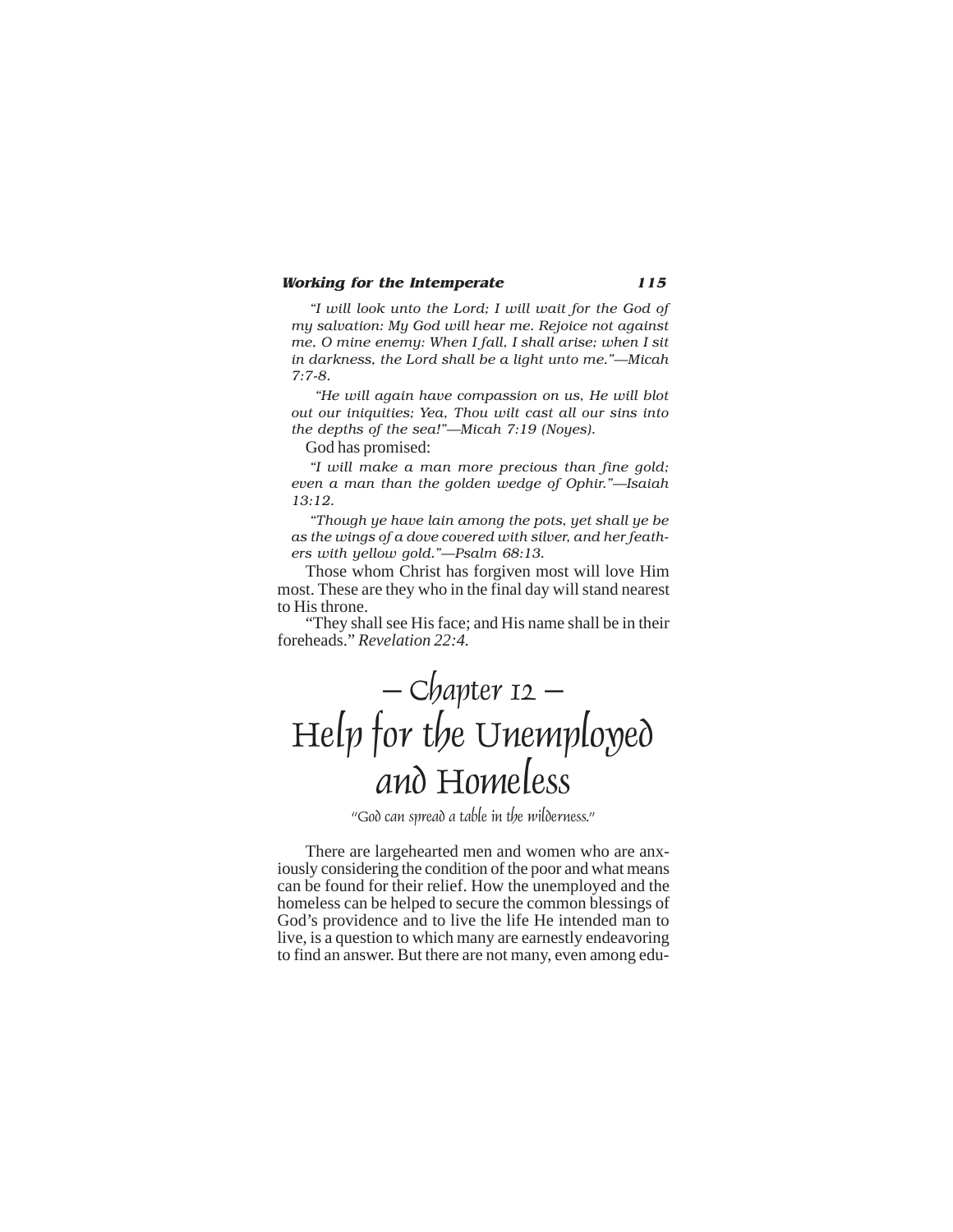*"I will look unto the Lord; I will wait for the God of my salvation: My God will hear me. Rejoice not against me, O mine enemy: When I fall, I shall arise; when I sit in darkness, the Lord shall be a light unto me."—Micah 7:7-8.*

*"He will again have compassion on us, He will blot out our iniquities; Yea, Thou wilt cast all our sins into the depths of the sea!"—Micah 7:19 (Noyes).*

God has promised:

*"I will make a man more precious than fine gold; even a man than the golden wedge of Ophir."—Isaiah 13:12.*

*"Though ye have lain among the pots, yet shall ye be as the wings of a dove covered with silver, and her feathers with yellow gold."—Psalm 68:13.*

Those whom Christ has forgiven most will love Him most. These are they who in the final day will stand nearest to His throne.

"They shall see His face; and His name shall be in their foreheads." *Revelation 22:4.*

# – Chapter 12 – Help for the Unemployed and Homeless

*"God can spread a table in the wilderness."*

There are largehearted men and women who are anxiously considering the condition of the poor and what means can be found for their relief. How the unemployed and the homeless can be helped to secure the common blessings of God's providence and to live the life He intended man to live, is a question to which many are earnestly endeavoring to find an answer. But there are not many, even among edu-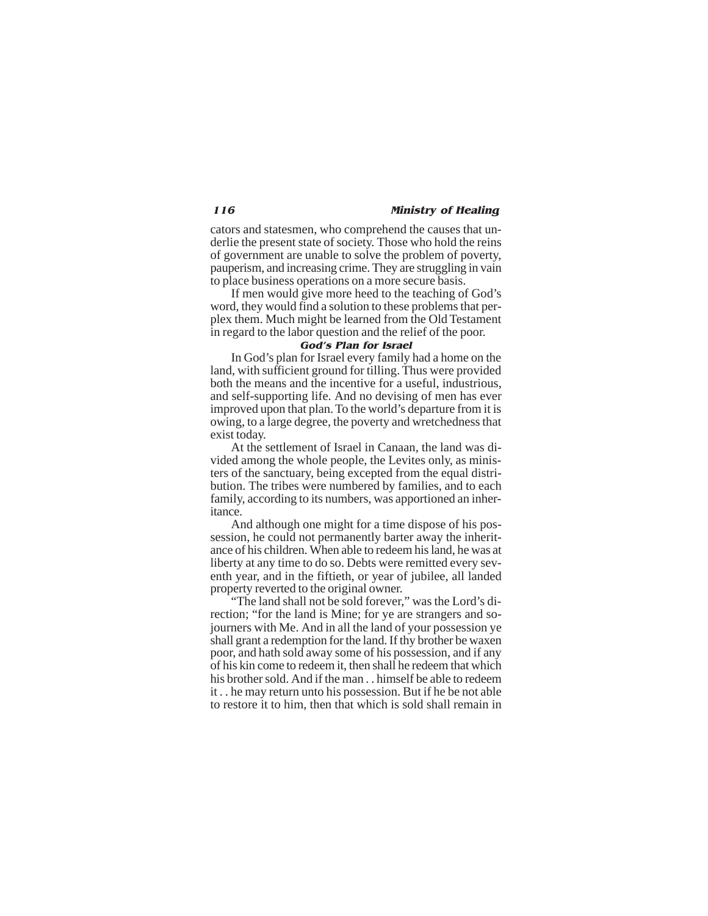cators and statesmen, who comprehend the causes that underlie the present state of society. Those who hold the reins of government are unable to solve the problem of poverty, pauperism, and increasing crime. They are struggling in vain to place business operations on a more secure basis.

If men would give more heed to the teaching of God's word, they would find a solution to these problems that perplex them. Much might be learned from the Old Testament in regard to the labor question and the relief of the poor.

### *God's Plan for Israel*

In God's plan for Israel every family had a home on the land, with sufficient ground for tilling. Thus were provided both the means and the incentive for a useful, industrious, and self-supporting life. And no devising of men has ever improved upon that plan. To the world's departure from it is owing, to a large degree, the poverty and wretchedness that exist today.

At the settlement of Israel in Canaan, the land was divided among the whole people, the Levites only, as ministers of the sanctuary, being excepted from the equal distribution. The tribes were numbered by families, and to each family, according to its numbers, was apportioned an inheritance.

And although one might for a time dispose of his possession, he could not permanently barter away the inheritance of his children. When able to redeem his land, he was at liberty at any time to do so. Debts were remitted every seventh year, and in the fiftieth, or year of jubilee, all landed property reverted to the original owner.

"The land shall not be sold forever," was the Lord's direction; "for the land is Mine; for ye are strangers and sojourners with Me. And in all the land of your possession ye shall grant a redemption for the land. If thy brother be waxen poor, and hath sold away some of his possession, and if any of his kin come to redeem it, then shall he redeem that which his brother sold. And if the man . . himself be able to redeem it . . he may return unto his possession. But if he be not able to restore it to him, then that which is sold shall remain in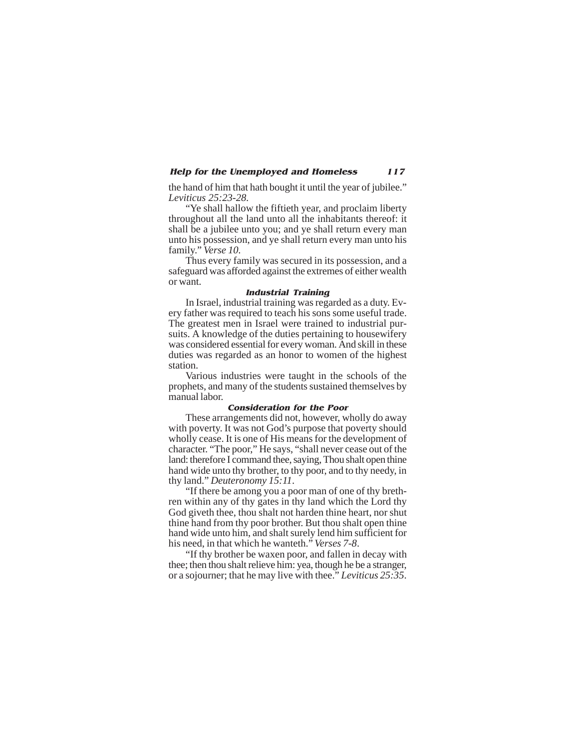the hand of him that hath bought it until the year of jubilee." *Leviticus 25:23-28*.

"Ye shall hallow the fiftieth year, and proclaim liberty throughout all the land unto all the inhabitants thereof: it shall be a jubilee unto you; and ye shall return every man unto his possession, and ye shall return every man unto his family." *Verse 10*.

Thus every family was secured in its possession, and a safeguard was afforded against the extremes of either wealth or want.

### Industrial Training

In Israel, industrial training was regarded as a duty. Every father was required to teach his sons some useful trade. The greatest men in Israel were trained to industrial pursuits. A knowledge of the duties pertaining to housewifery was considered essential for every woman. And skill in these duties was regarded as an honor to women of the highest station.

Various industries were taught in the schools of the prophets, and many of the students sustained themselves by manual labor.

### Consideration for the Poor

These arrangements did not, however, wholly do away with poverty. It was not God's purpose that poverty should wholly cease. It is one of His means for the development of character. "The poor," He says, "shall never cease out of the land: therefore I command thee, saying, Thou shalt open thine hand wide unto thy brother, to thy poor, and to thy needy, in thy land." *Deuteronomy 15:11*.

"If there be among you a poor man of one of thy brethren within any of thy gates in thy land which the Lord thy God giveth thee, thou shalt not harden thine heart, nor shut thine hand from thy poor brother. But thou shalt open thine hand wide unto him, and shalt surely lend him sufficient for his need, in that which he wanteth." *Verses 7-8*.

"If thy brother be waxen poor, and fallen in decay with thee; then thou shalt relieve him: yea, though he be a stranger, or a sojourner; that he may live with thee." *Leviticus 25:35*.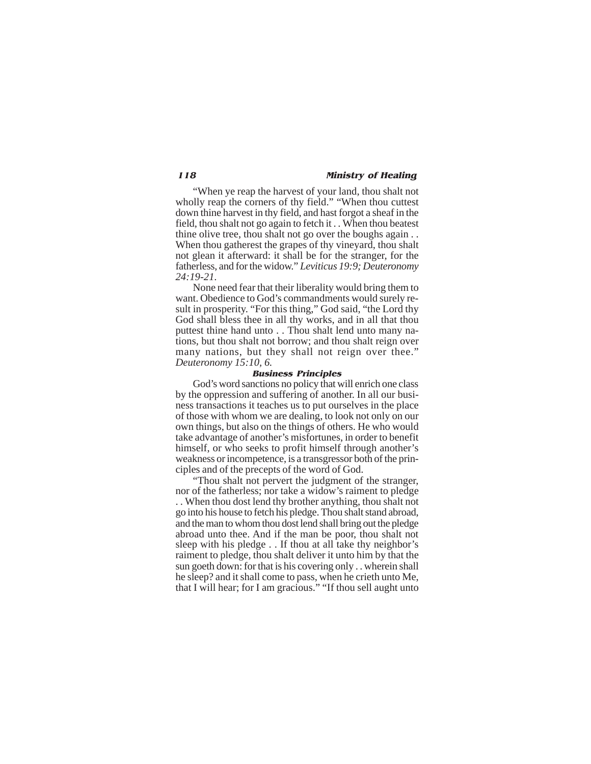"When ye reap the harvest of your land, thou shalt not wholly reap the corners of thy field." "When thou cuttest down thine harvest in thy field, and hast forgot a sheaf in the field, thou shalt not go again to fetch it . . When thou beatest thine olive tree, thou shalt not go over the boughs again . . When thou gatherest the grapes of thy vineyard, thou shalt not glean it afterward: it shall be for the stranger, for the fatherless, and for the widow." *Leviticus 19:9; Deuteronomy 24:19-21.*

None need fear that their liberality would bring them to want. Obedience to God's commandments would surely result in prosperity. "For this thing," God said, "the Lord thy God shall bless thee in all thy works, and in all that thou puttest thine hand unto . . Thou shalt lend unto many nations, but thou shalt not borrow; and thou shalt reign over many nations, but they shall not reign over thee." *Deuteronomy 15:10, 6.*

### Business Principles

God's word sanctions no policy that will enrich one class by the oppression and suffering of another. In all our business transactions it teaches us to put ourselves in the place of those with whom we are dealing, to look not only on our own things, but also on the things of others. He who would take advantage of another's misfortunes, in order to benefit himself, or who seeks to profit himself through another's weakness or incompetence, is a transgressor both of the principles and of the precepts of the word of God.

"Thou shalt not pervert the judgment of the stranger, nor of the fatherless; nor take a widow's raiment to pledge . . When thou dost lend thy brother anything, thou shalt not go into his house to fetch his pledge. Thou shalt stand abroad, and the man to whom thou dost lend shall bring out the pledge abroad unto thee. And if the man be poor, thou shalt not sleep with his pledge . . If thou at all take thy neighbor's raiment to pledge, thou shalt deliver it unto him by that the sun goeth down: for that is his covering only . . wherein shall he sleep? and it shall come to pass, when he crieth unto Me, that I will hear; for I am gracious." "If thou sell aught unto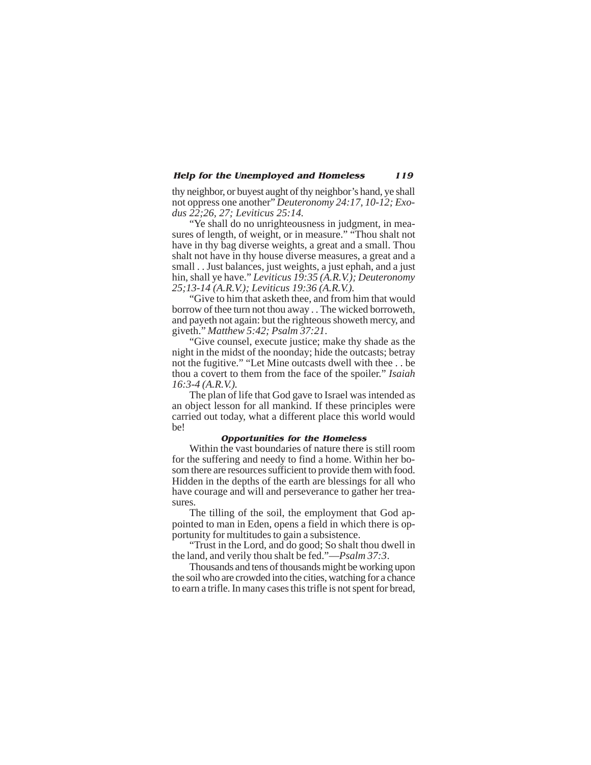thy neighbor, or buyest aught of thy neighbor's hand, ye shall not oppress one another" *Deuteronomy 24:17, 10-12; Exodus 22;26, 27; Leviticus 25:14.*

"Ye shall do no unrighteousness in judgment, in measures of length, of weight, or in measure." "Thou shalt not have in thy bag diverse weights, a great and a small. Thou shalt not have in thy house diverse measures, a great and a small . . Just balances, just weights, a just ephah, and a just hin, shall ye have." *Leviticus 19:35 (A.R.V.); Deuteronomy 25;13-14 (A.R.V.); Leviticus 19:36 (A.R.V.).*

"Give to him that asketh thee, and from him that would borrow of thee turn not thou away . . The wicked borroweth, and payeth not again: but the righteous showeth mercy, and giveth." *Matthew 5:42; Psalm 37:21*.

"Give counsel, execute justice; make thy shade as the night in the midst of the noonday; hide the outcasts; betray not the fugitive." "Let Mine outcasts dwell with thee . . be thou a covert to them from the face of the spoiler." *Isaiah 16:3-4 (A.R.V.).*

The plan of life that God gave to Israel was intended as an object lesson for all mankind. If these principles were carried out today, what a different place this world would be!

### Opportunities for the Homeless

Within the vast boundaries of nature there is still room for the suffering and needy to find a home. Within her bosom there are resources sufficient to provide them with food. Hidden in the depths of the earth are blessings for all who have courage and will and perseverance to gather her treasures.

The tilling of the soil, the employment that God appointed to man in Eden, opens a field in which there is opportunity for multitudes to gain a subsistence.

"Trust in the Lord, and do good; So shalt thou dwell in the land, and verily thou shalt be fed."—*Psalm 37:3*.

Thousands and tens of thousands might be working upon the soil who are crowded into the cities, watching for a chance to earn a trifle. In many cases this trifle is not spent for bread,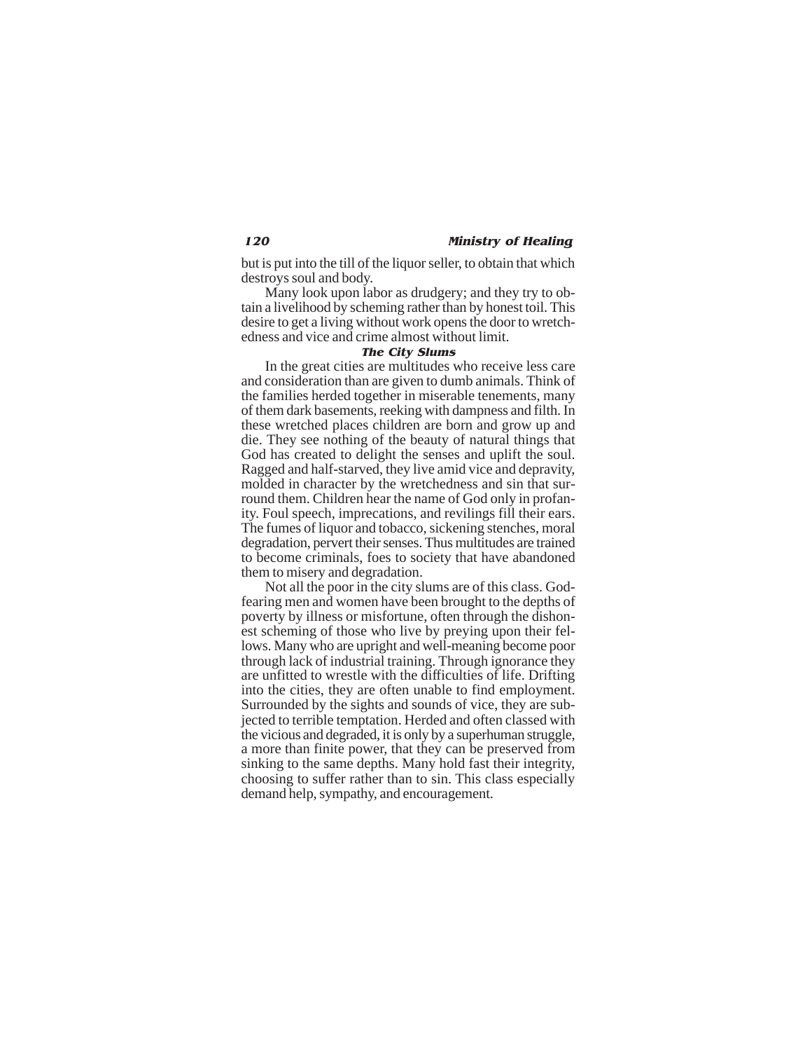but is put into the till of the liquor seller, to obtain that which destroys soul and body.

Many look upon labor as drudgery; and they try to obtain a livelihood by scheming rather than by honest toil. This desire to get a living without work opens the door to wretchedness and vice and crime almost without limit.

### The City Slums

In the great cities are multitudes who receive less care and consideration than are given to dumb animals. Think of the families herded together in miserable tenements, many of them dark basements, reeking with dampness and filth. In these wretched places children are born and grow up and die. They see nothing of the beauty of natural things that God has created to delight the senses and uplift the soul. Ragged and half-starved, they live amid vice and depravity, molded in character by the wretchedness and sin that surround them. Children hear the name of God only in profanity. Foul speech, imprecations, and revilings fill their ears. The fumes of liquor and tobacco, sickening stenches, moral degradation, pervert their senses. Thus multitudes are trained to become criminals, foes to society that have abandoned them to misery and degradation.

Not all the poor in the city slums are of this class. God-fearing men and women have been brought to the depths of poverty by illness or misfortune, often through the dishonest scheming of those who live by preying upon their fellows. Many who are upright and well-meaning become poor through lack of industrial training. Through ignorance they are unfitted to wrestle with the difficulties of life. Drifting into the cities, they are often unable to find employment. Surrounded by the sights and sounds of vice, they are subjected to terrible temptation. Herded and often classed with the vicious and degraded, it is only by a superhuman struggle, a more than finite power, that they can be preserved from sinking to the same depths. Many hold fast their integrity, choosing to suffer rather than to sin. This class especially demand help, sympathy, and encouragement.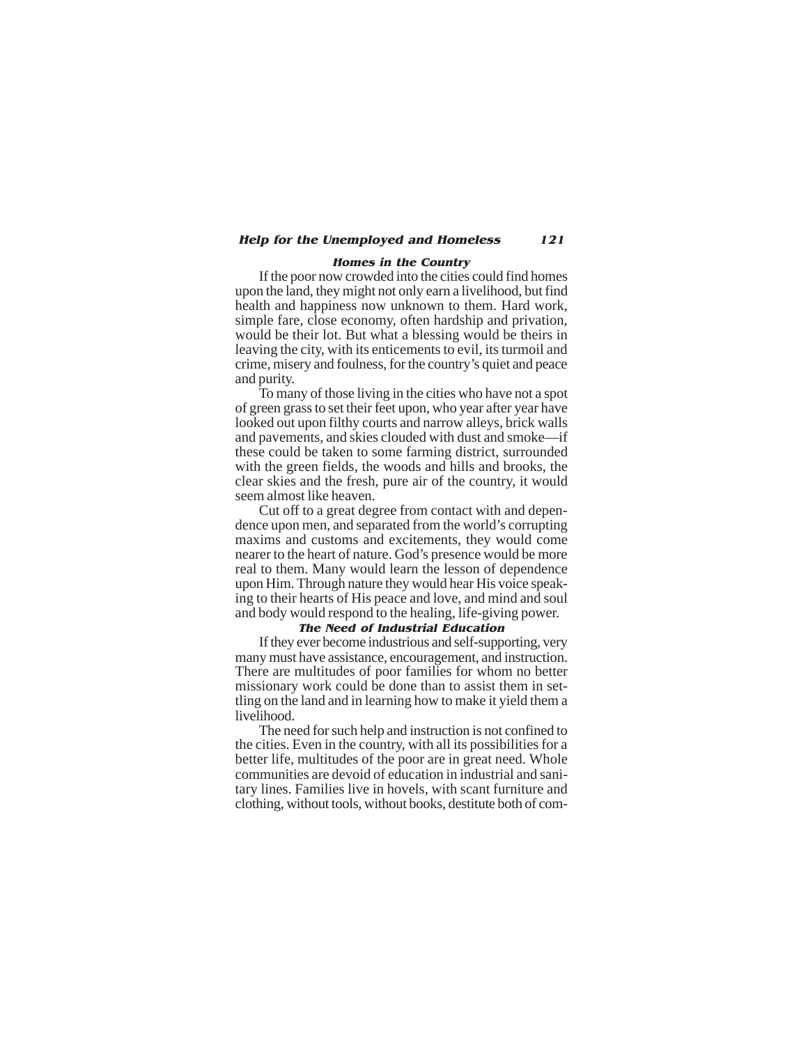### Homes in the Country

If the poor now crowded into the cities could find homes upon the land, they might not only earn a livelihood, but find health and happiness now unknown to them. Hard work, simple fare, close economy, often hardship and privation, would be their lot. But what a blessing would be theirs in leaving the city, with its enticements to evil, its turmoil and crime, misery and foulness, for the country's quiet and peace and purity.

To many of those living in the cities who have not a spot of green grass to set their feet upon, who year after year have looked out upon filthy courts and narrow alleys, brick walls and pavements, and skies clouded with dust and smoke—if these could be taken to some farming district, surrounded with the green fields, the woods and hills and brooks, the clear skies and the fresh, pure air of the country, it would seem almost like heaven.

Cut off to a great degree from contact with and dependence upon men, and separated from the world's corrupting maxims and customs and excitements, they would come nearer to the heart of nature. God's presence would be more real to them. Many would learn the lesson of dependence upon Him. Through nature they would hear His voice speaking to their hearts of His peace and love, and mind and soul and body would respond to the healing, life-giving power.

### The Need of Industrial Education

If they ever become industrious and self-supporting, very many must have assistance, encouragement, and instruction. There are multitudes of poor families for whom no better missionary work could be done than to assist them in settling on the land and in learning how to make it yield them a livelihood.

The need for such help and instruction is not confined to the cities. Even in the country, with all its possibilities for a better life, multitudes of the poor are in great need. Whole communities are devoid of education in industrial and sanitary lines. Families live in hovels, with scant furniture and clothing, without tools, without books, destitute both of com-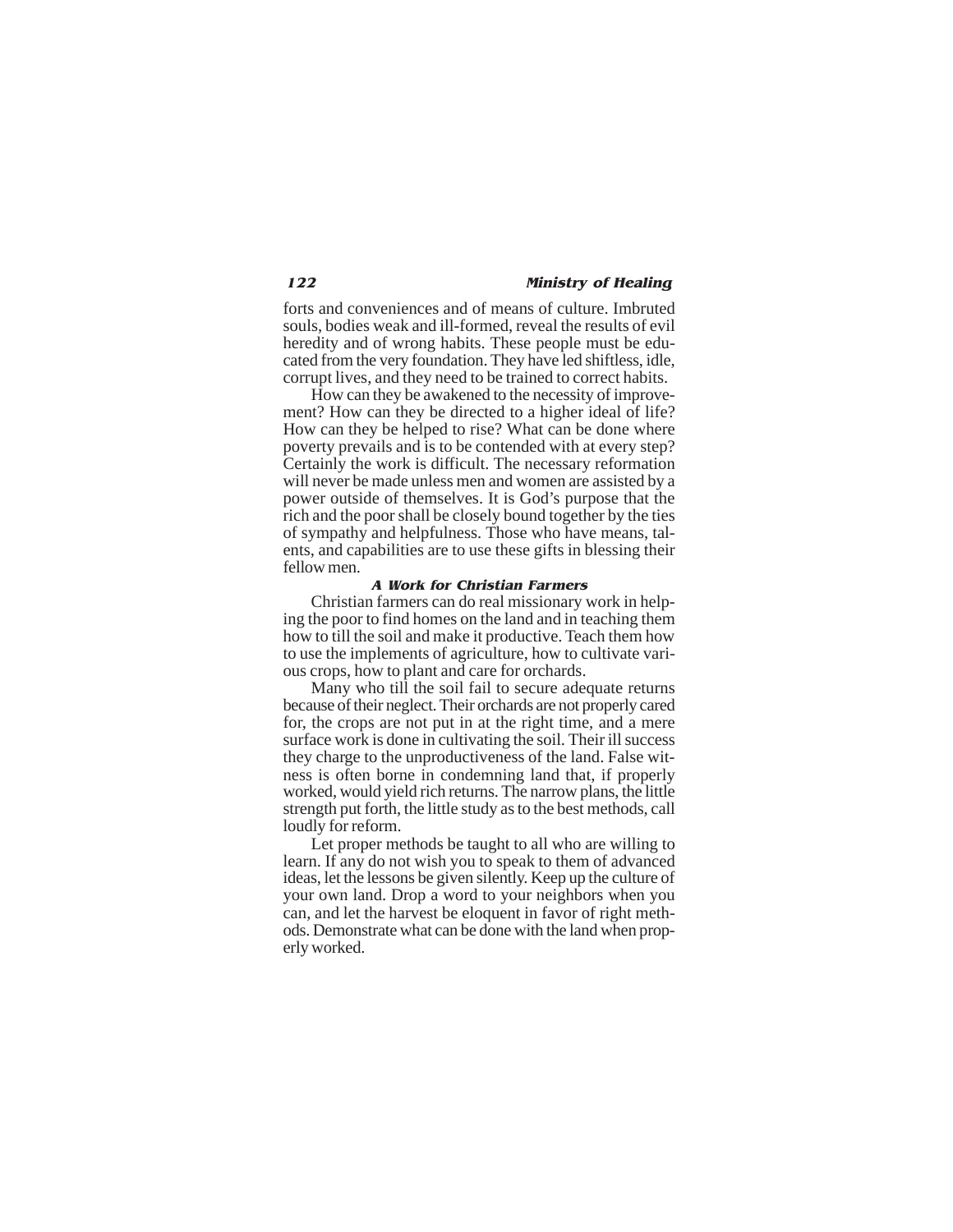forts and conveniences and of means of culture. Imbruted souls, bodies weak and ill-formed, reveal the results of evil heredity and of wrong habits. These people must be educated from the very foundation. They have led shiftless, idle, corrupt lives, and they need to be trained to correct habits.

How can they be awakened to the necessity of improvement? How can they be directed to a higher ideal of life? How can they be helped to rise? What can be done where poverty prevails and is to be contended with at every step? Certainly the work is difficult. The necessary reformation will never be made unless men and women are assisted by a power outside of themselves. It is God's purpose that the rich and the poor shall be closely bound together by the ties of sympathy and helpfulness. Those who have means, talents, and capabilities are to use these gifts in blessing their fellow men.

### A Work for Christian Farmers

Christian farmers can do real missionary work in helping the poor to find homes on the land and in teaching them how to till the soil and make it productive. Teach them how to use the implements of agriculture, how to cultivate various crops, how to plant and care for orchards.

Many who till the soil fail to secure adequate returns because of their neglect. Their orchards are not properly cared for, the crops are not put in at the right time, and a mere surface work is done in cultivating the soil. Their ill success they charge to the unproductiveness of the land. False witness is often borne in condemning land that, if properly worked, would yield rich returns. The narrow plans, the little strength put forth, the little study as to the best methods, call loudly for reform.

Let proper methods be taught to all who are willing to learn. If any do not wish you to speak to them of advanced ideas, let the lessons be given silently. Keep up the culture of your own land. Drop a word to your neighbors when you can, and let the harvest be eloquent in favor of right methods. Demonstrate what can be done with the land when properly worked.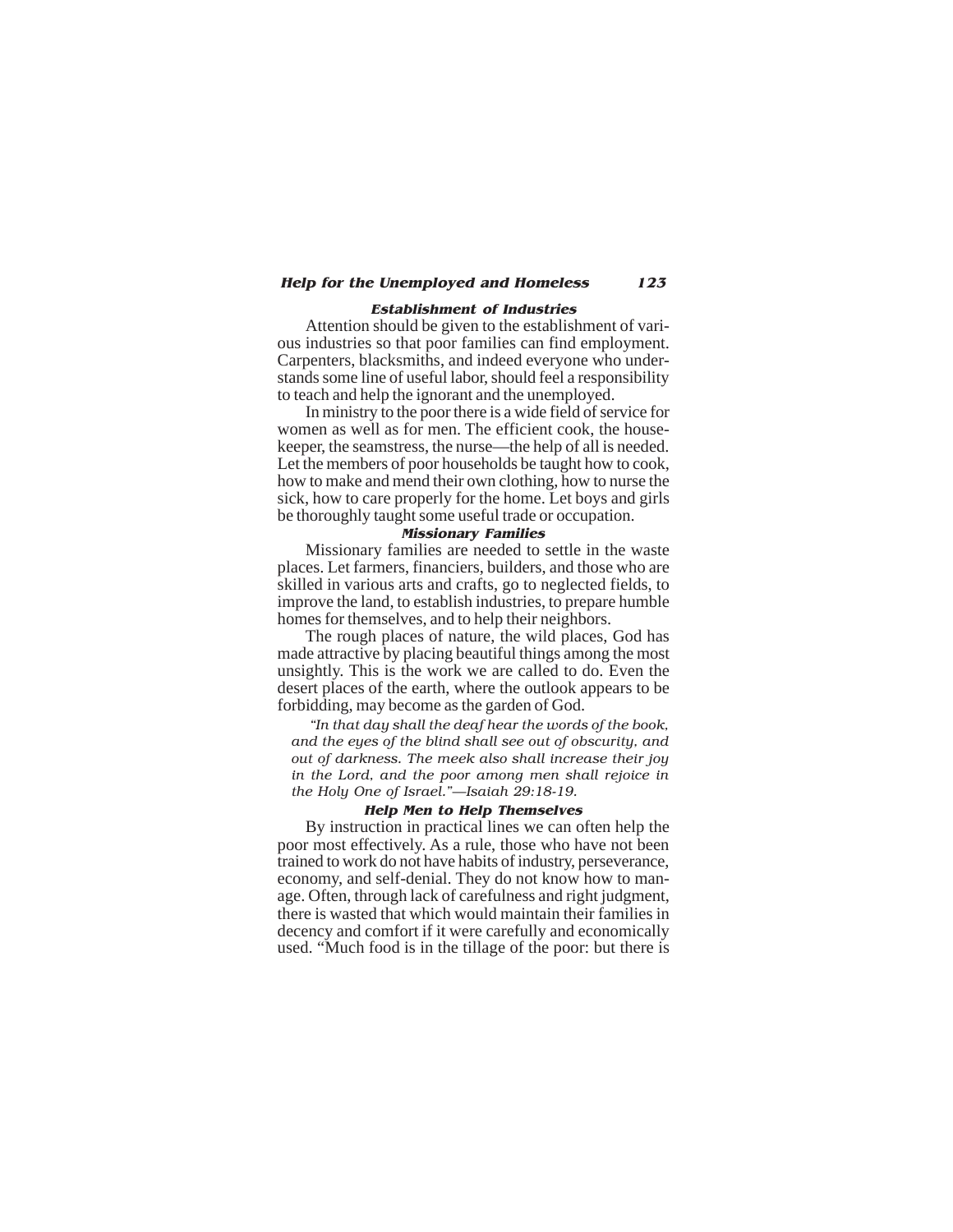### Establishment of Industries

Attention should be given to the establishment of various industries so that poor families can find employment. Carpenters, blacksmiths, and indeed everyone who understands some line of useful labor, should feel a responsibility to teach and help the ignorant and the unemployed.

In ministry to the poor there is a wide field of service for women as well as for men. The efficient cook, the housekeeper, the seamstress, the nurse—the help of all is needed. Let the members of poor households be taught how to cook, how to make and mend their own clothing, how to nurse the sick, how to care properly for the home. Let boys and girls be thoroughly taught some useful trade or occupation.

### Missionary Families

Missionary families are needed to settle in the waste places. Let farmers, financiers, builders, and those who are skilled in various arts and crafts, go to neglected fields, to improve the land, to establish industries, to prepare humble homes for themselves, and to help their neighbors.

The rough places of nature, the wild places, God has made attractive by placing beautiful things among the most unsightly. This is the work we are called to do. Even the desert places of the earth, where the outlook appears to be forbidding, may become as the garden of God.

*"In that day shall the deaf hear the words of the book, and the eyes of the blind shall see out of obscurity, and out of darkness. The meek also shall increase their joy in the Lord, and the poor among men shall rejoice in the Holy One of Israel."—Isaiah 29:18-19.*

### Help Men to Help Themselves

By instruction in practical lines we can often help the poor most effectively. As a rule, those who have not been trained to work do not have habits of industry, perseverance, economy, and self-denial. They do not know how to manage. Often, through lack of carefulness and right judgment, there is wasted that which would maintain their families in decency and comfort if it were carefully and economically used. "Much food is in the tillage of the poor: but there is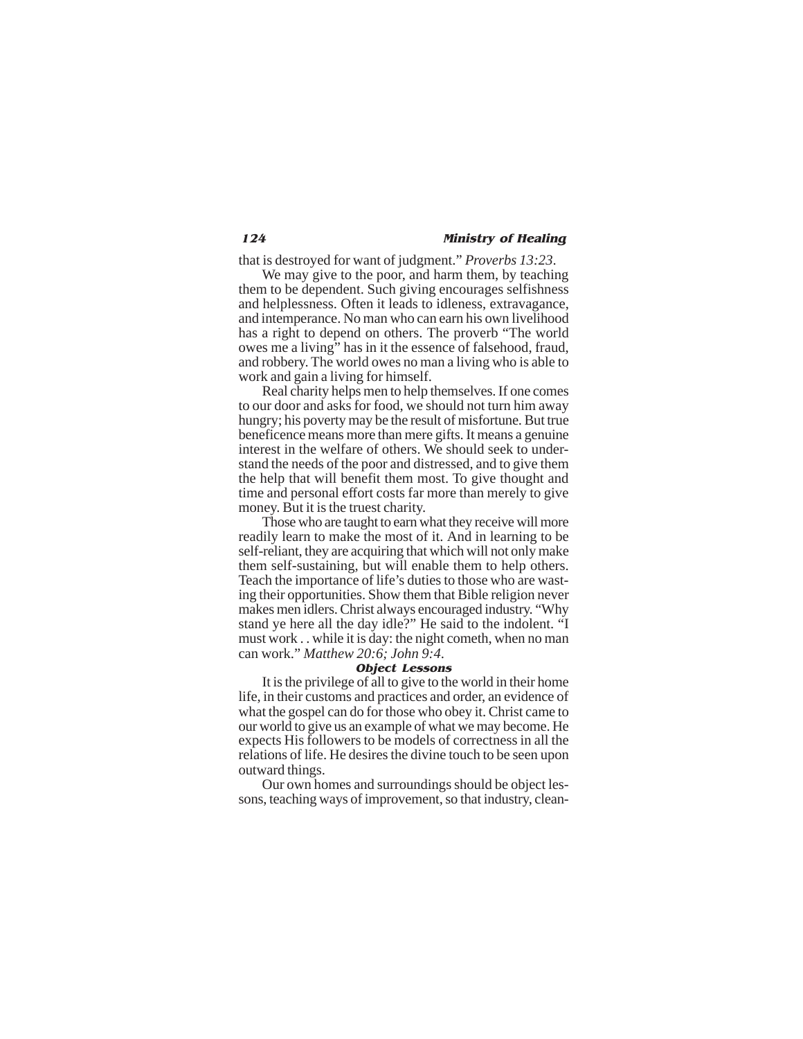that is destroyed for want of judgment." *Proverbs 13:23*.

We may give to the poor, and harm them, by teaching them to be dependent. Such giving encourages selfishness and helplessness. Often it leads to idleness, extravagance, and intemperance. No man who can earn his own livelihood has a right to depend on others. The proverb "The world owes me a living" has in it the essence of falsehood, fraud, and robbery. The world owes no man a living who is able to work and gain a living for himself.

Real charity helps men to help themselves. If one comes to our door and asks for food, we should not turn him away hungry; his poverty may be the result of misfortune. But true beneficence means more than mere gifts. It means a genuine interest in the welfare of others. We should seek to understand the needs of the poor and distressed, and to give them the help that will benefit them most. To give thought and time and personal effort costs far more than merely to give money. But it is the truest charity.

Those who are taught to earn what they receive will more readily learn to make the most of it. And in learning to be self-reliant, they are acquiring that which will not only make them self-sustaining, but will enable them to help others. Teach the importance of life's duties to those who are wasting their opportunities. Show them that Bible religion never makes men idlers. Christ always encouraged industry. "Why stand ye here all the day idle?" He said to the indolent. "I must work . . while it is day: the night cometh, when no man can work." *Matthew 20:6; John 9:4*.

### Object Lessons

It is the privilege of all to give to the world in their home life, in their customs and practices and order, an evidence of what the gospel can do for those who obey it. Christ came to our world to give us an example of what we may become. He expects His followers to be models of correctness in all the relations of life. He desires the divine touch to be seen upon outward things.

Our own homes and surroundings should be object lessons, teaching ways of improvement, so that industry, clean-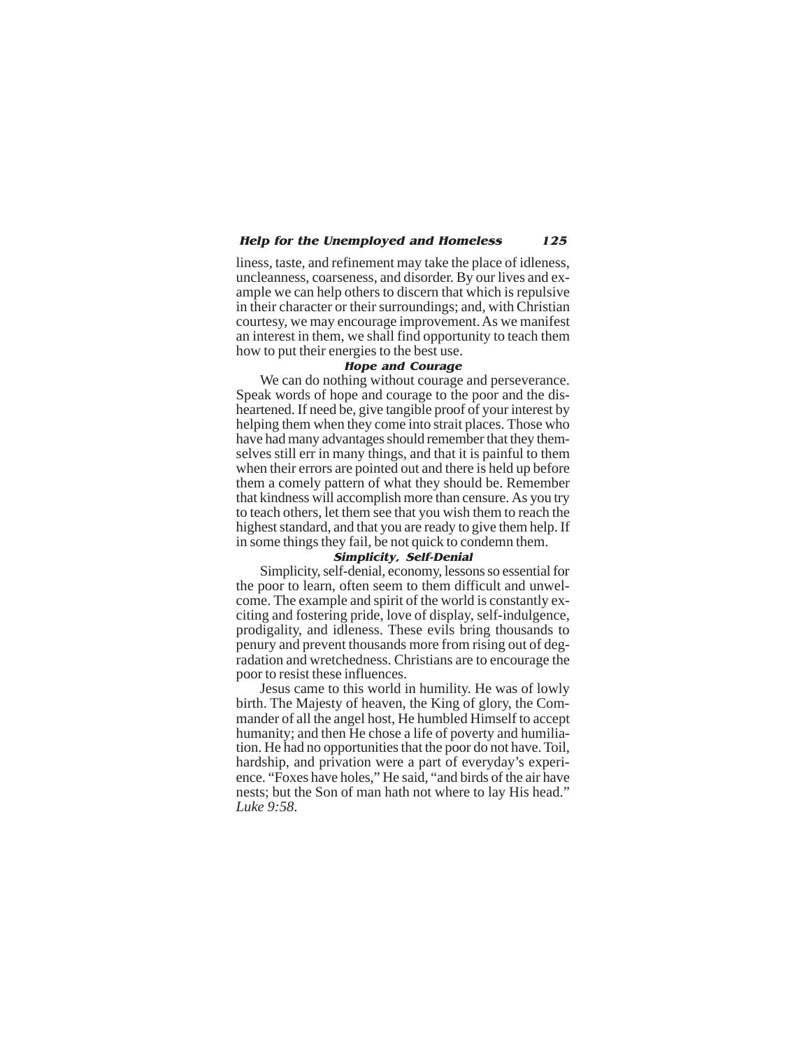liness, taste, and refinement may take the place of idleness, uncleanness, coarseness, and disorder. By our lives and example we can help others to discern that which is repulsive in their character or their surroundings; and, with Christian courtesy, we may encourage improvement. As we manifest an interest in them, we shall find opportunity to teach them how to put their energies to the best use.

### Hope and Courage

We can do nothing without courage and perseverance. Speak words of hope and courage to the poor and the disheartened. If need be, give tangible proof of your interest by helping them when they come into strait places. Those who have had many advantages should remember that they themselves still err in many things, and that it is painful to them when their errors are pointed out and there is held up before them a comely pattern of what they should be. Remember that kindness will accomplish more than censure. As you try to teach others, let them see that you wish them to reach the highest standard, and that you are ready to give them help. If in some things they fail, be not quick to condemn them.

### Simplicity, Self-Denial

Simplicity, self-denial, economy, lessons so essential for the poor to learn, often seem to them difficult and unwelcome. The example and spirit of the world is constantly exciting and fostering pride, love of display, self-indulgence, prodigality, and idleness. These evils bring thousands to penury and prevent thousands more from rising out of degradation and wretchedness. Christians are to encourage the poor to resist these influences.

Jesus came to this world in humility. He was of lowly birth. The Majesty of heaven, the King of glory, the Commander of all the angel host, He humbled Himself to accept humanity; and then He chose a life of poverty and humiliation. He had no opportunities that the poor do not have. Toil, hardship, and privation were a part of everyday's experience. "Foxes have holes," He said, "and birds of the air have nests; but the Son of man hath not where to lay His head." *Luke 9:58*.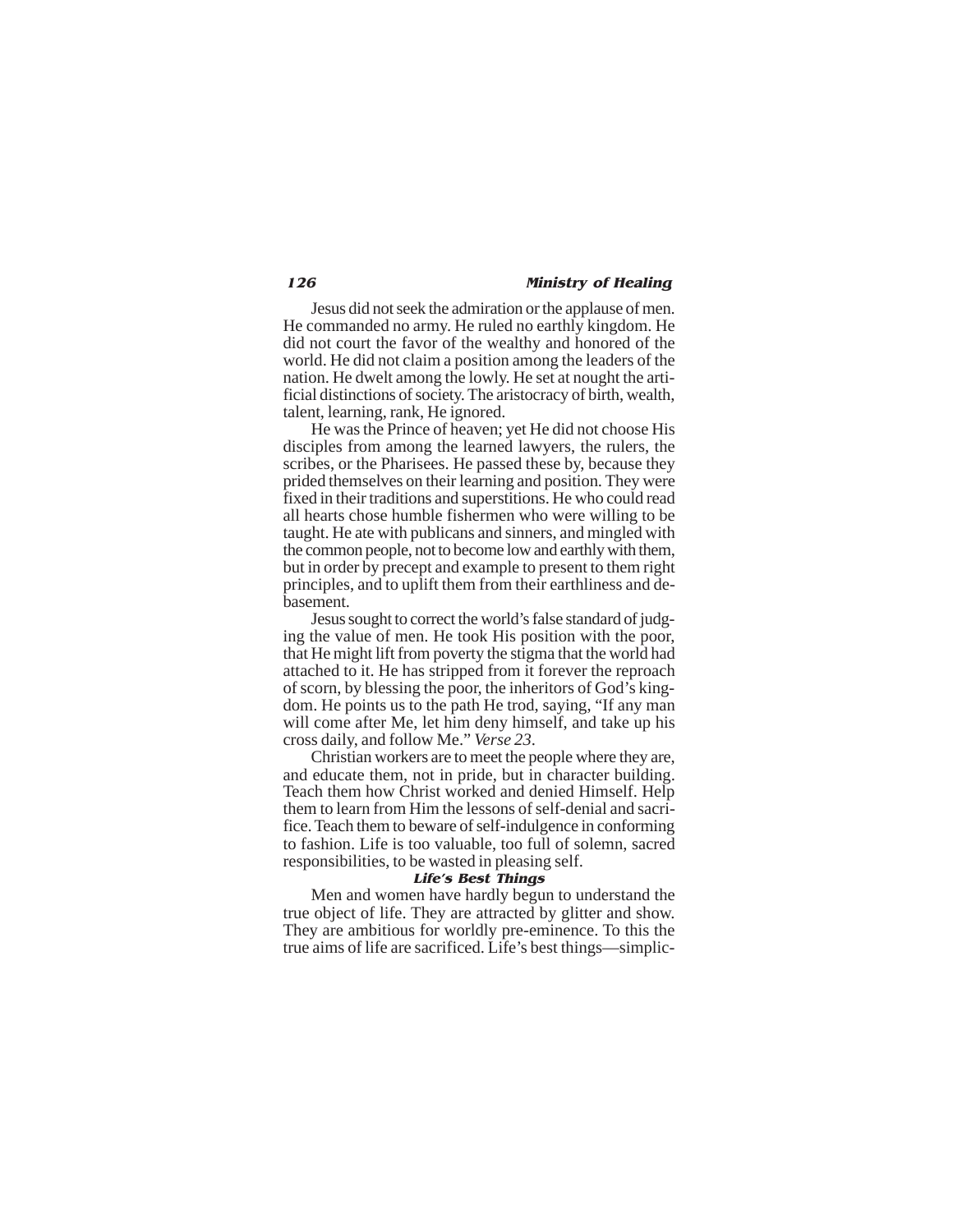Jesus did not seek the admiration or the applause of men. He commanded no army. He ruled no earthly kingdom. He did not court the favor of the wealthy and honored of the world. He did not claim a position among the leaders of the nation. He dwelt among the lowly. He set at nought the artificial distinctions of society. The aristocracy of birth, wealth, talent, learning, rank, He ignored.

He was the Prince of heaven; yet He did not choose His disciples from among the learned lawyers, the rulers, the scribes, or the Pharisees. He passed these by, because they prided themselves on their learning and position. They were fixed in their traditions and superstitions. He who could read all hearts chose humble fishermen who were willing to be taught. He ate with publicans and sinners, and mingled with the common people, not to become low and earthly with them, but in order by precept and example to present to them right principles, and to uplift them from their earthliness and debasement.

Jesus sought to correct the world's false standard of judging the value of men. He took His position with the poor, that He might lift from poverty the stigma that the world had attached to it. He has stripped from it forever the reproach of scorn, by blessing the poor, the inheritors of God's kingdom. He points us to the path He trod, saying, "If any man will come after Me, let him deny himself, and take up his cross daily, and follow Me." *Verse 23*.

Christian workers are to meet the people where they are, and educate them, not in pride, but in character building. Teach them how Christ worked and denied Himself. Help them to learn from Him the lessons of self-denial and sacrifice. Teach them to beware of self-indulgence in conforming to fashion. Life is too valuable, too full of solemn, sacred responsibilities, to be wasted in pleasing self.

### Life's Best Things

Men and women have hardly begun to understand the true object of life. They are attracted by glitter and show. They are ambitious for worldly pre-eminence. To this the true aims of life are sacrificed. Life's best things—simplic-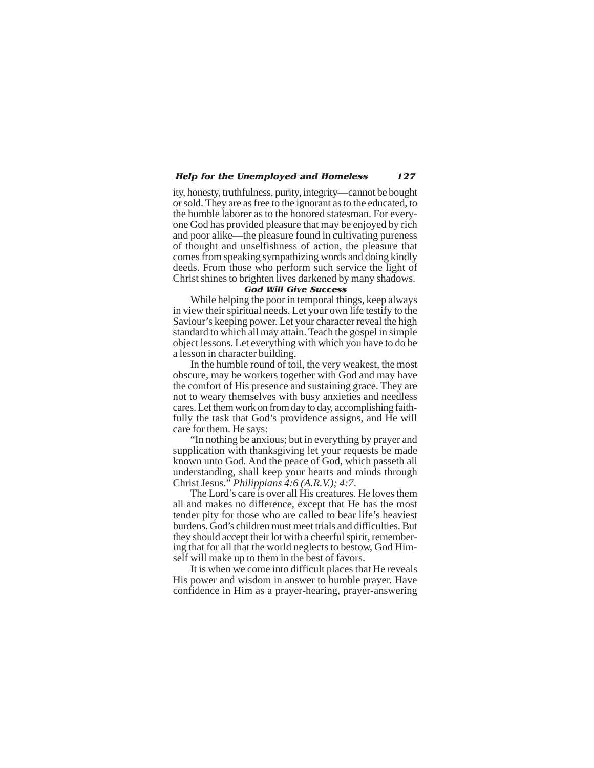ity, honesty, truthfulness, purity, integrity—cannot be bought or sold. They are as free to the ignorant as to the educated, to the humble laborer as to the honored statesman. For everyone God has provided pleasure that may be enjoyed by rich and poor alike—the pleasure found in cultivating pureness of thought and unselfishness of action, the pleasure that comes from speaking sympathizing words and doing kindly deeds. From those who perform such service the light of Christ shines to brighten lives darkened by many shadows.

### God Will Give Success

While helping the poor in temporal things, keep always in view their spiritual needs. Let your own life testify to the Saviour's keeping power. Let your character reveal the high standard to which all may attain. Teach the gospel in simple object lessons. Let everything with which you have to do be a lesson in character building.

In the humble round of toil, the very weakest, the most obscure, may be workers together with God and may have the comfort of His presence and sustaining grace. They are not to weary themselves with busy anxieties and needless cares. Let them work on from day to day, accomplishing faithfully the task that God's providence assigns, and He will care for them. He says:

"In nothing be anxious; but in everything by prayer and supplication with thanksgiving let your requests be made known unto God. And the peace of God, which passeth all understanding, shall keep your hearts and minds through Christ Jesus." *Philippians 4:6 (A.R.V.); 4:7*.

The Lord's care is over all His creatures. He loves them all and makes no difference, except that He has the most tender pity for those who are called to bear life's heaviest burdens. God's children must meet trials and difficulties. But they should accept their lot with a cheerful spirit, remembering that for all that the world neglects to bestow, God Himself will make up to them in the best of favors.

It is when we come into difficult places that He reveals His power and wisdom in answer to humble prayer. Have confidence in Him as a prayer-hearing, prayer-answering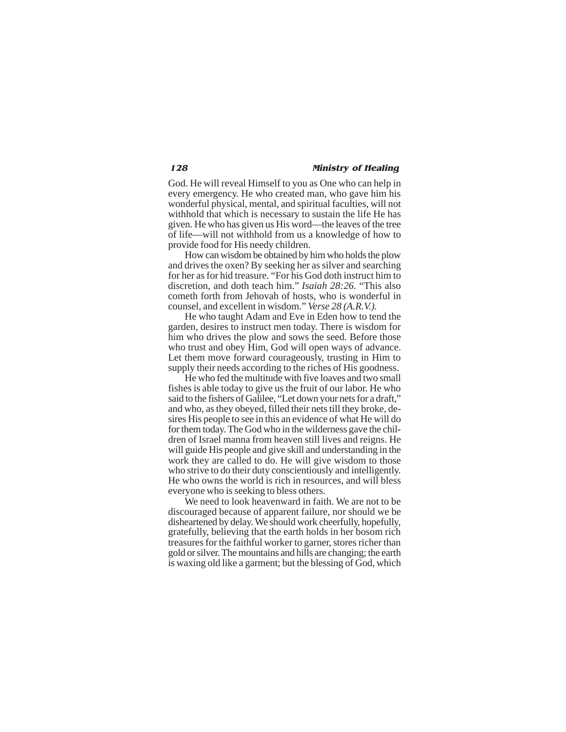God. He will reveal Himself to you as One who can help in every emergency. He who created man, who gave him his wonderful physical, mental, and spiritual faculties, will not withhold that which is necessary to sustain the life He has given. He who has given us His word—the leaves of the tree of life—will not withhold from us a knowledge of how to provide food for His needy children.

How can wisdom be obtained by him who holds the plow and drives the oxen? By seeking her as silver and searching for her as for hid treasure. "For his God doth instruct him to discretion, and doth teach him." *Isaiah 28:26*. "This also cometh forth from Jehovah of hosts, who is wonderful in counsel, and excellent in wisdom." *Verse 28 (A.R.V.).*

He who taught Adam and Eve in Eden how to tend the garden, desires to instruct men today. There is wisdom for him who drives the plow and sows the seed. Before those who trust and obey Him, God will open ways of advance. Let them move forward courageously, trusting in Him to supply their needs according to the riches of His goodness.

He who fed the multitude with five loaves and two small fishes is able today to give us the fruit of our labor. He who said to the fishers of Galilee, "Let down your nets for a draft," and who, as they obeyed, filled their nets till they broke, desires His people to see in this an evidence of what He will do for them today. The God who in the wilderness gave the children of Israel manna from heaven still lives and reigns. He will guide His people and give skill and understanding in the work they are called to do. He will give wisdom to those who strive to do their duty conscientiously and intelligently. He who owns the world is rich in resources, and will bless everyone who is seeking to bless others.

We need to look heavenward in faith. We are not to be discouraged because of apparent failure, nor should we be disheartened by delay. We should work cheerfully, hopefully, gratefully, believing that the earth holds in her bosom rich treasures for the faithful worker to garner, stores richer than gold or silver. The mountains and hills are changing; the earth is waxing old like a garment; but the blessing of God, which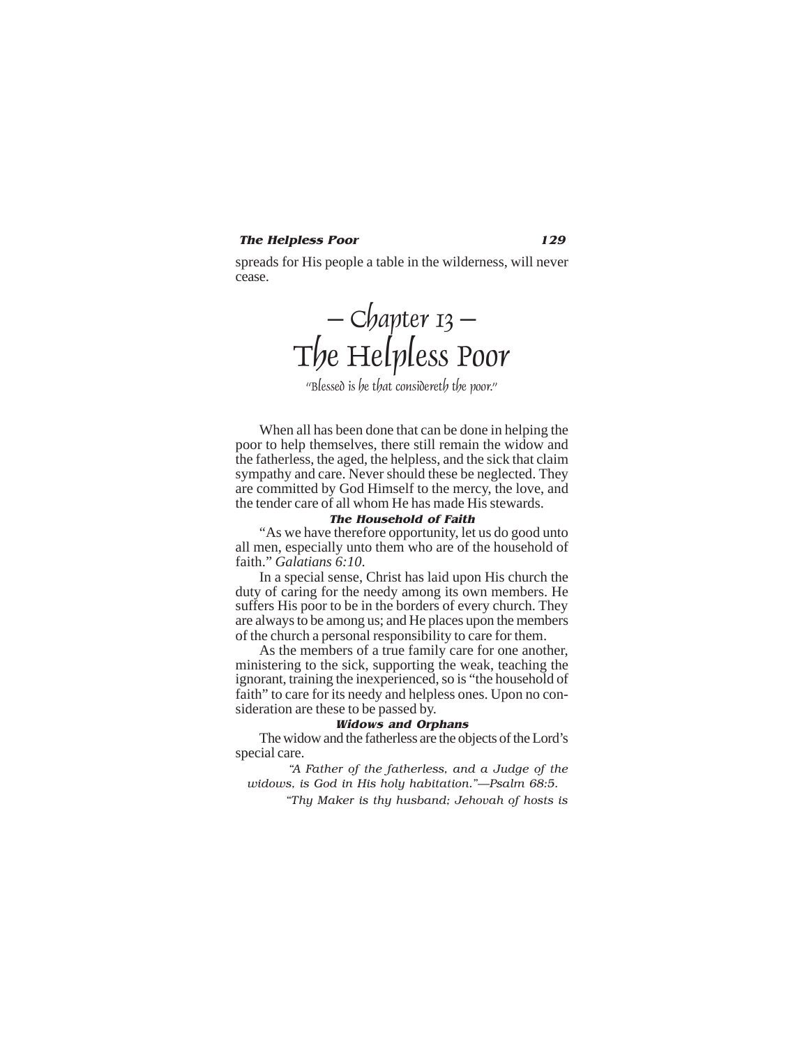spreads for His people a table in the wilderness, will never cease.

# – Chapter 13 – The Helpless Poor

"Blessed is he that considereth the poor."

When all has been done that can be done in helping the poor to help themselves, there still remain the widow and the fatherless, the aged, the helpless, and the sick that claim sympathy and care. Never should these be neglected. They are committed by God Himself to the mercy, the love, and the tender care of all whom He has made His stewards.

### The Household of Faith

"As we have therefore opportunity, let us do good unto all men, especially unto them who are of the household of faith." *Galatians 6:10.*

In a special sense, Christ has laid upon His church the duty of caring for the needy among its own members. He suffers His poor to be in the borders of every church. They are always to be among us; and He places upon the members of the church a personal responsibility to care for them.

As the members of a true family care for one another, ministering to the sick, supporting the weak, teaching the ignorant, training the inexperienced, so is "the household of faith" to care for its needy and helpless ones. Upon no consideration are these to be passed by.

### Widows and Orphans

The widow and the fatherless are the objects of the Lord's special care.

*"A Father of the fatherless, and a Judge of the widows, is God in His holy habitation."—Psalm 68:5.*

*"Thy Maker is thy husband; Jehovah of hosts is*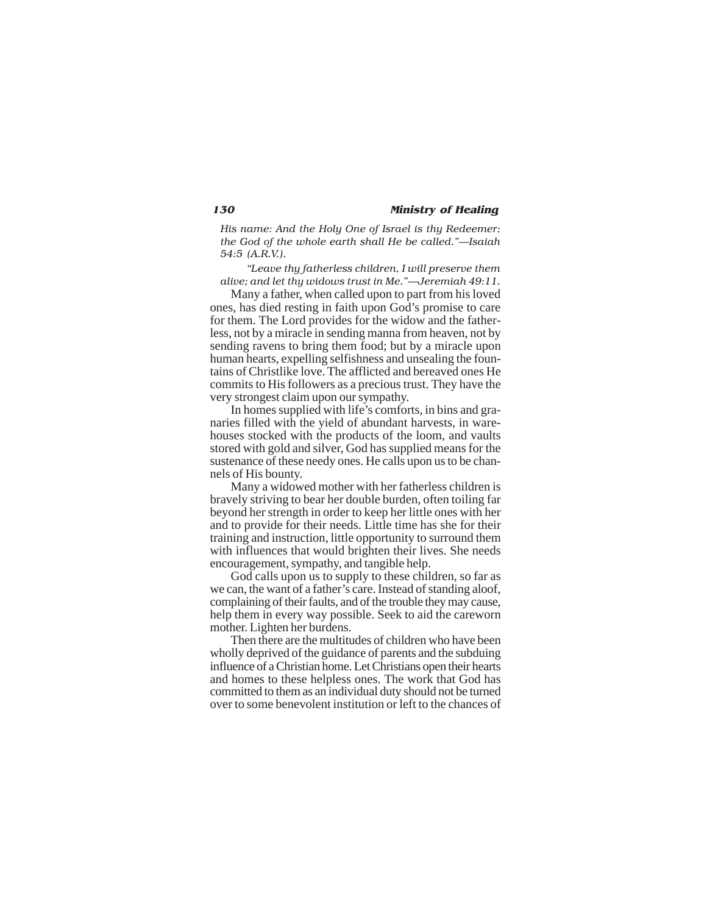*His name: And the Holy One of Israel is thy Redeemer; the God of the whole earth shall He be called."—Isaiah 54:5 (A.R.V.).*

*"Leave thy fatherless children, I will preserve them alive; and let thy widows trust in Me."—Jeremiah 49:11.*

Many a father, when called upon to part from his loved ones, has died resting in faith upon God's promise to care for them. The Lord provides for the widow and the fatherless, not by a miracle in sending manna from heaven, not by sending ravens to bring them food; but by a miracle upon human hearts, expelling selfishness and unsealing the fountains of Christlike love. The afflicted and bereaved ones He commits to His followers as a precious trust. They have the very strongest claim upon our sympathy.

In homes supplied with life's comforts, in bins and granaries filled with the yield of abundant harvests, in warehouses stocked with the products of the loom, and vaults stored with gold and silver, God has supplied means for the sustenance of these needy ones. He calls upon us to be channels of His bounty.

Many a widowed mother with her fatherless children is bravely striving to bear her double burden, often toiling far beyond her strength in order to keep her little ones with her and to provide for their needs. Little time has she for their training and instruction, little opportunity to surround them with influences that would brighten their lives. She needs encouragement, sympathy, and tangible help.

God calls upon us to supply to these children, so far as we can, the want of a father's care. Instead of standing aloof, complaining of their faults, and of the trouble they may cause, help them in every way possible. Seek to aid the careworn mother. Lighten her burdens.

Then there are the multitudes of children who have been wholly deprived of the guidance of parents and the subduing influence of a Christian home. Let Christians open their hearts and homes to these helpless ones. The work that God has committed to them as an individual duty should not be turned over to some benevolent institution or left to the chances of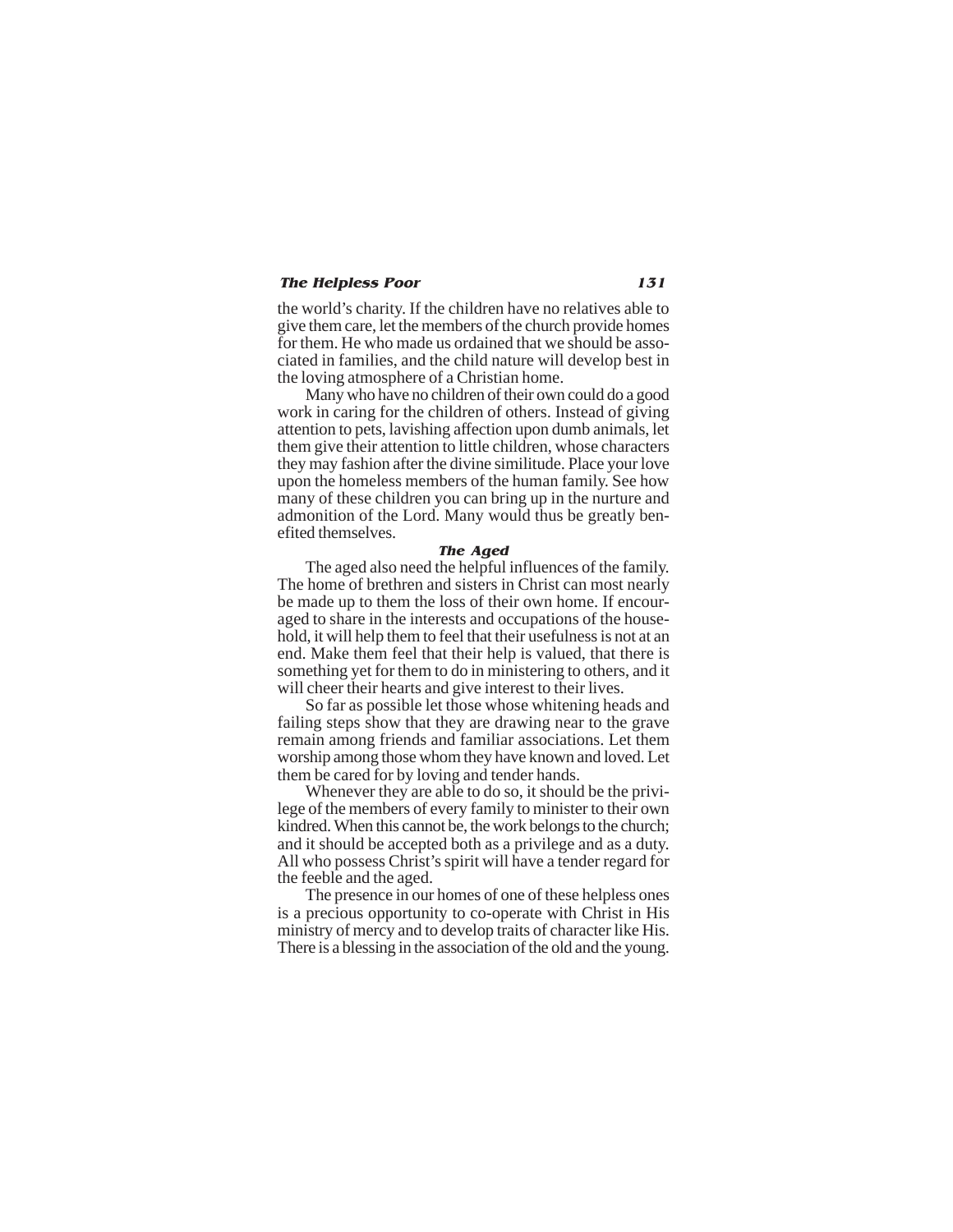the world's charity. If the children have no relatives able to give them care, let the members of the church provide homes for them. He who made us ordained that we should be associated in families, and the child nature will develop best in the loving atmosphere of a Christian home.

Many who have no children of their own could do a good work in caring for the children of others. Instead of giving attention to pets, lavishing affection upon dumb animals, let them give their attention to little children, whose characters they may fashion after the divine similitude. Place your love upon the homeless members of the human family. See how many of these children you can bring up in the nurture and admonition of the Lord. Many would thus be greatly benefited themselves.

### *The Aged*

The aged also need the helpful influences of the family. The home of brethren and sisters in Christ can most nearly be made up to them the loss of their own home. If encouraged to share in the interests and occupations of the household, it will help them to feel that their usefulness is not at an end. Make them feel that their help is valued, that there is something yet for them to do in ministering to others, and it will cheer their hearts and give interest to their lives.

So far as possible let those whose whitening heads and failing steps show that they are drawing near to the grave remain among friends and familiar associations. Let them worship among those whom they have known and loved. Let them be cared for by loving and tender hands.

Whenever they are able to do so, it should be the privilege of the members of every family to minister to their own kindred. When this cannot be, the work belongs to the church; and it should be accepted both as a privilege and as a duty. All who possess Christ's spirit will have a tender regard for the feeble and the aged.

The presence in our homes of one of these helpless ones is a precious opportunity to co-operate with Christ in His ministry of mercy and to develop traits of character like His. There is a blessing in the association of the old and the young.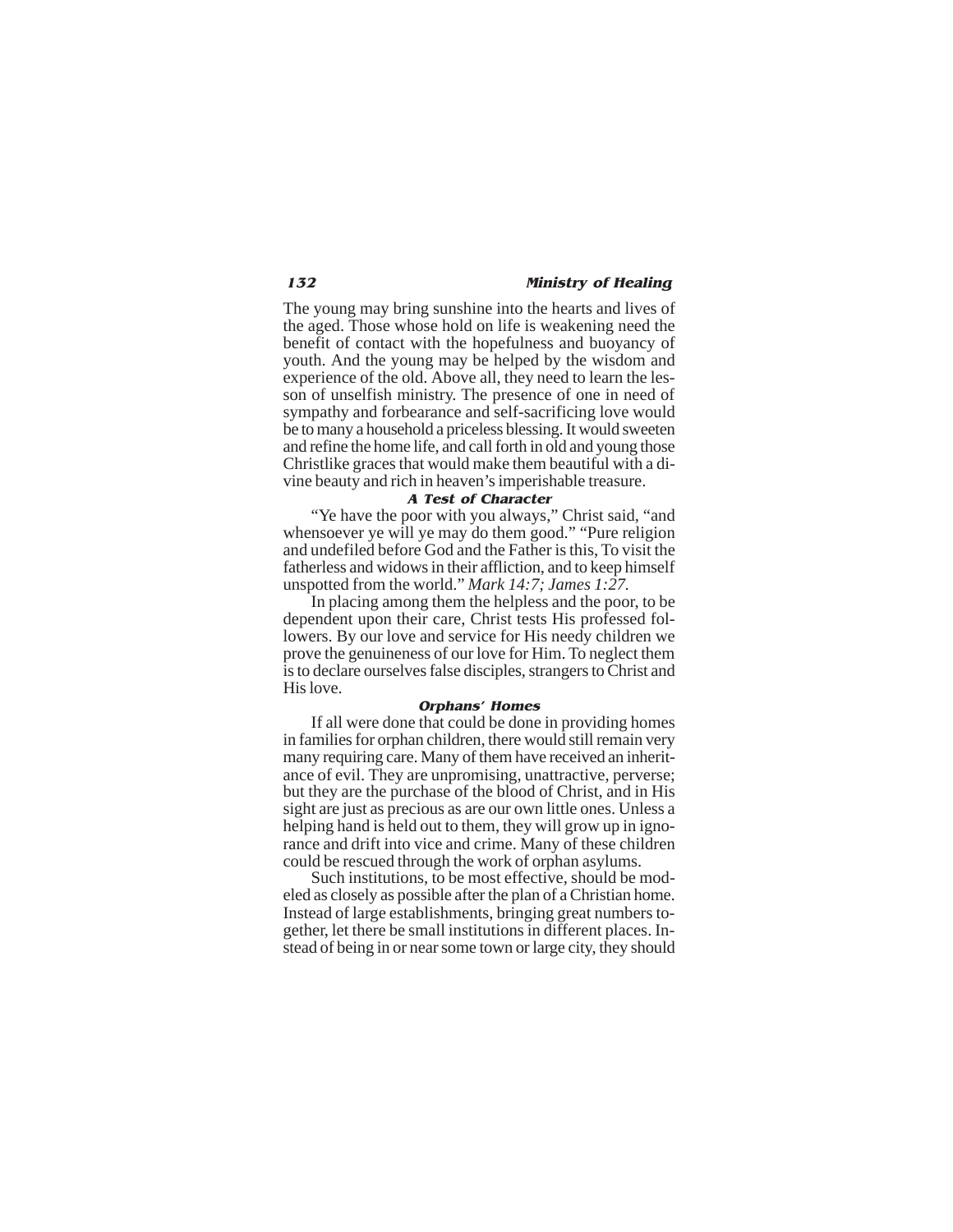The young may bring sunshine into the hearts and lives of the aged. Those whose hold on life is weakening need the benefit of contact with the hopefulness and buoyancy of youth. And the young may be helped by the wisdom and experience of the old. Above all, they need to learn the lesson of unselfish ministry. The presence of one in need of sympathy and forbearance and self-sacrificing love would be to many a household a priceless blessing. It would sweeten and refine the home life, and call forth in old and young those Christlike graces that would make them beautiful with a divine beauty and rich in heaven's imperishable treasure.

### A Test of Character

"Ye have the poor with you always," Christ said, "and whensoever ye will ye may do them good." "Pure religion and undefiled before God and the Father is this, To visit the fatherless and widows in their affliction, and to keep himself unspotted from the world." *Mark 14:7; James 1:27.*

In placing among them the helpless and the poor, to be dependent upon their care, Christ tests His professed followers. By our love and service for His needy children we prove the genuineness of our love for Him. To neglect them is to declare ourselves false disciples, strangers to Christ and His love.

### Orphans' Homes

If all were done that could be done in providing homes in families for orphan children, there would still remain very many requiring care. Many of them have received an inheritance of evil. They are unpromising, unattractive, perverse; but they are the purchase of the blood of Christ, and in His sight are just as precious as are our own little ones. Unless a helping hand is held out to them, they will grow up in ignorance and drift into vice and crime. Many of these children could be rescued through the work of orphan asylums.

Such institutions, to be most effective, should be modeled as closely as possible after the plan of a Christian home. Instead of large establishments, bringing great numbers together, let there be small institutions in different places. Instead of being in or near some town or large city, they should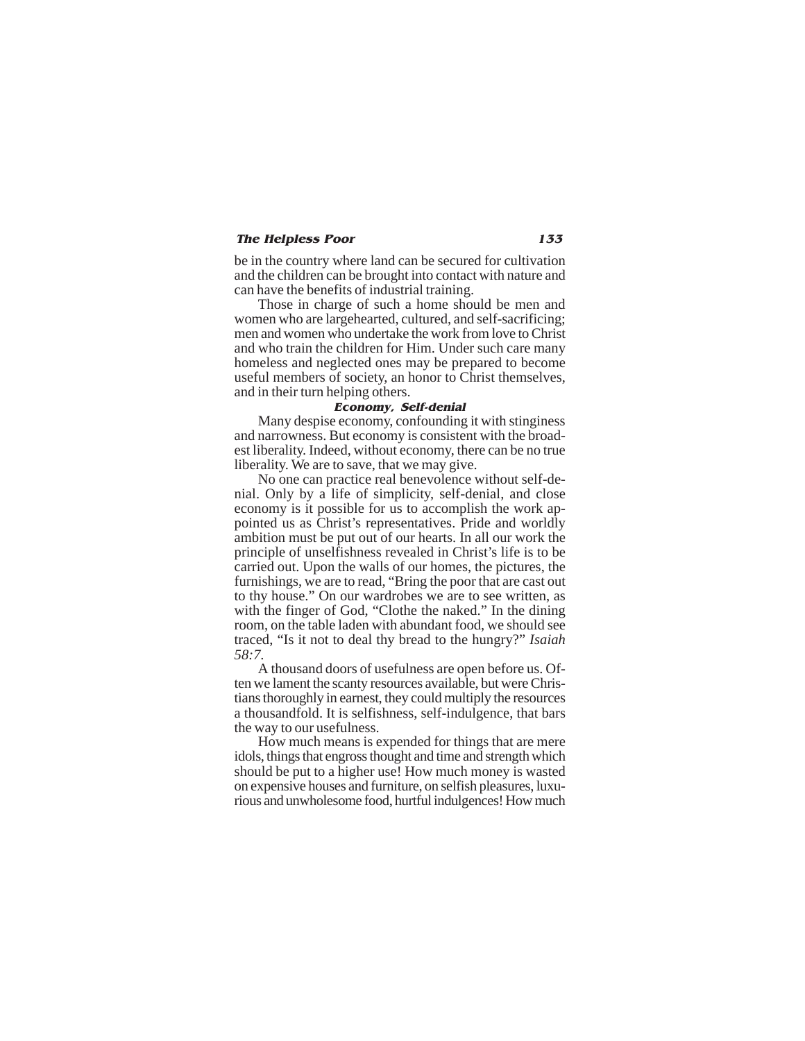be in the country where land can be secured for cultivation and the children can be brought into contact with nature and can have the benefits of industrial training.

Those in charge of such a home should be men and women who are largehearted, cultured, and self-sacrificing; men and women who undertake the work from love to Christ and who train the children for Him. Under such care many homeless and neglected ones may be prepared to become useful members of society, an honor to Christ themselves, and in their turn helping others.

### *Economy, Self-denial*

Many despise economy, confounding it with stinginess and narrowness. But economy is consistent with the broadest liberality. Indeed, without economy, there can be no true liberality. We are to save, that we may give.

No one can practice real benevolence without self-denial. Only by a life of simplicity, self-denial, and close economy is it possible for us to accomplish the work appointed us as Christ's representatives. Pride and worldly ambition must be put out of our hearts. In all our work the principle of unselfishness revealed in Christ's life is to be carried out. Upon the walls of our homes, the pictures, the furnishings, we are to read, "Bring the poor that are cast out to thy house." On our wardrobes we are to see written, as with the finger of God, "Clothe the naked." In the dining room, on the table laden with abundant food, we should see traced, "Is it not to deal thy bread to the hungry?" *Isaiah 58:7*.

A thousand doors of usefulness are open before us. Often we lament the scanty resources available, but were Christians thoroughly in earnest, they could multiply the resources a thousandfold. It is selfishness, self-indulgence, that bars the way to our usefulness.

How much means is expended for things that are mere idols, things that engross thought and time and strength which should be put to a higher use! How much money is wasted on expensive houses and furniture, on selfish pleasures, luxurious and unwholesome food, hurtful indulgences! How much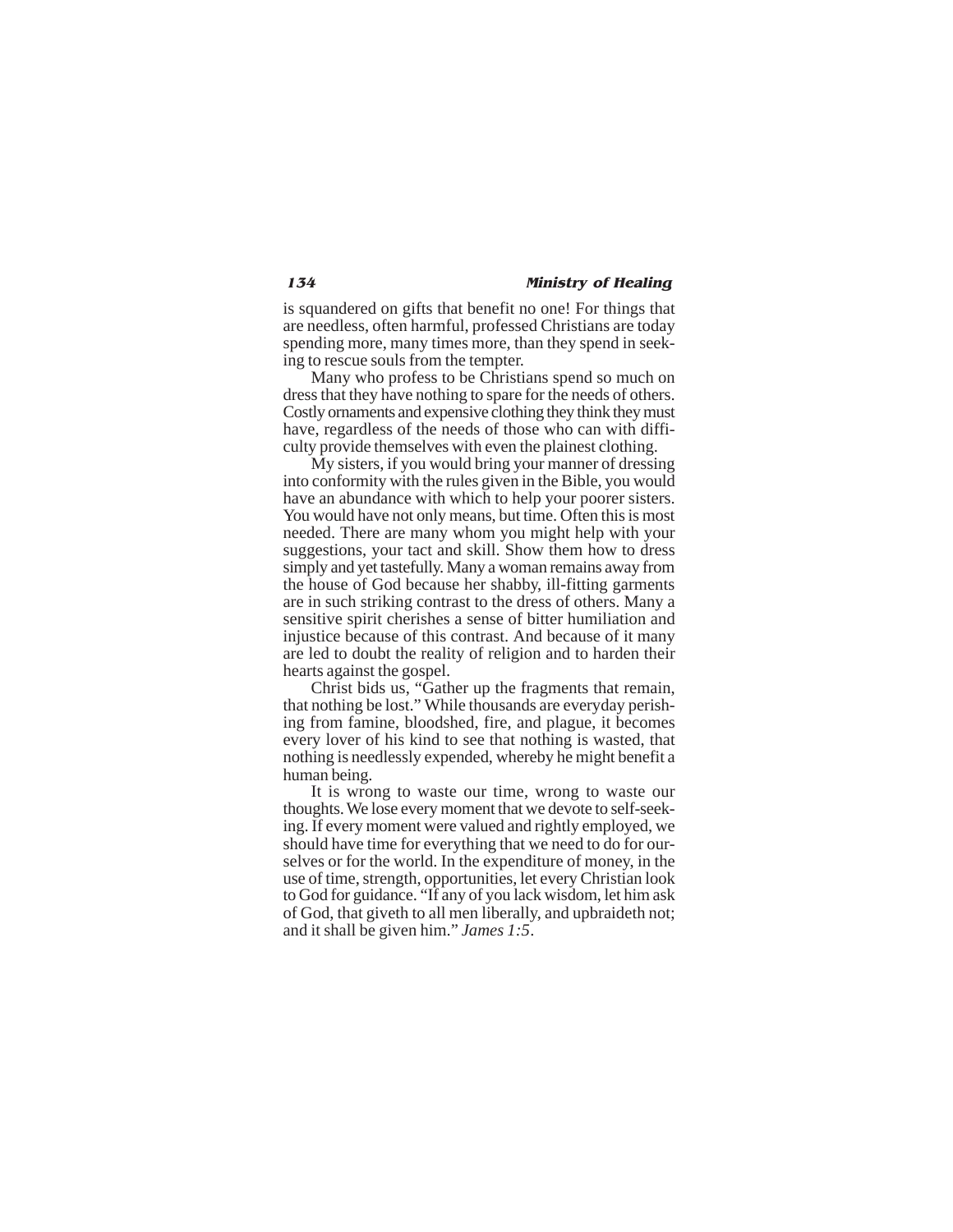is squandered on gifts that benefit no one! For things that are needless, often harmful, professed Christians are today spending more, many times more, than they spend in seeking to rescue souls from the tempter.

Many who profess to be Christians spend so much on dress that they have nothing to spare for the needs of others. Costly ornaments and expensive clothing they think they must have, regardless of the needs of those who can with difficulty provide themselves with even the plainest clothing.

My sisters, if you would bring your manner of dressing into conformity with the rules given in the Bible, you would have an abundance with which to help your poorer sisters. You would have not only means, but time. Often this is most needed. There are many whom you might help with your suggestions, your tact and skill. Show them how to dress simply and yet tastefully. Many a woman remains away from the house of God because her shabby, ill-fitting garments are in such striking contrast to the dress of others. Many a sensitive spirit cherishes a sense of bitter humiliation and injustice because of this contrast. And because of it many are led to doubt the reality of religion and to harden their hearts against the gospel.

Christ bids us, "Gather up the fragments that remain, that nothing be lost." While thousands are everyday perishing from famine, bloodshed, fire, and plague, it becomes every lover of his kind to see that nothing is wasted, that nothing is needlessly expended, whereby he might benefit a human being.

It is wrong to waste our time, wrong to waste our thoughts. We lose every moment that we devote to self-seeking. If every moment were valued and rightly employed, we should have time for everything that we need to do for ourselves or for the world. In the expenditure of money, in the use of time, strength, opportunities, let every Christian look to God for guidance. "If any of you lack wisdom, let him ask of God, that giveth to all men liberally, and upbraideth not; and it shall be given him." *James 1:5*.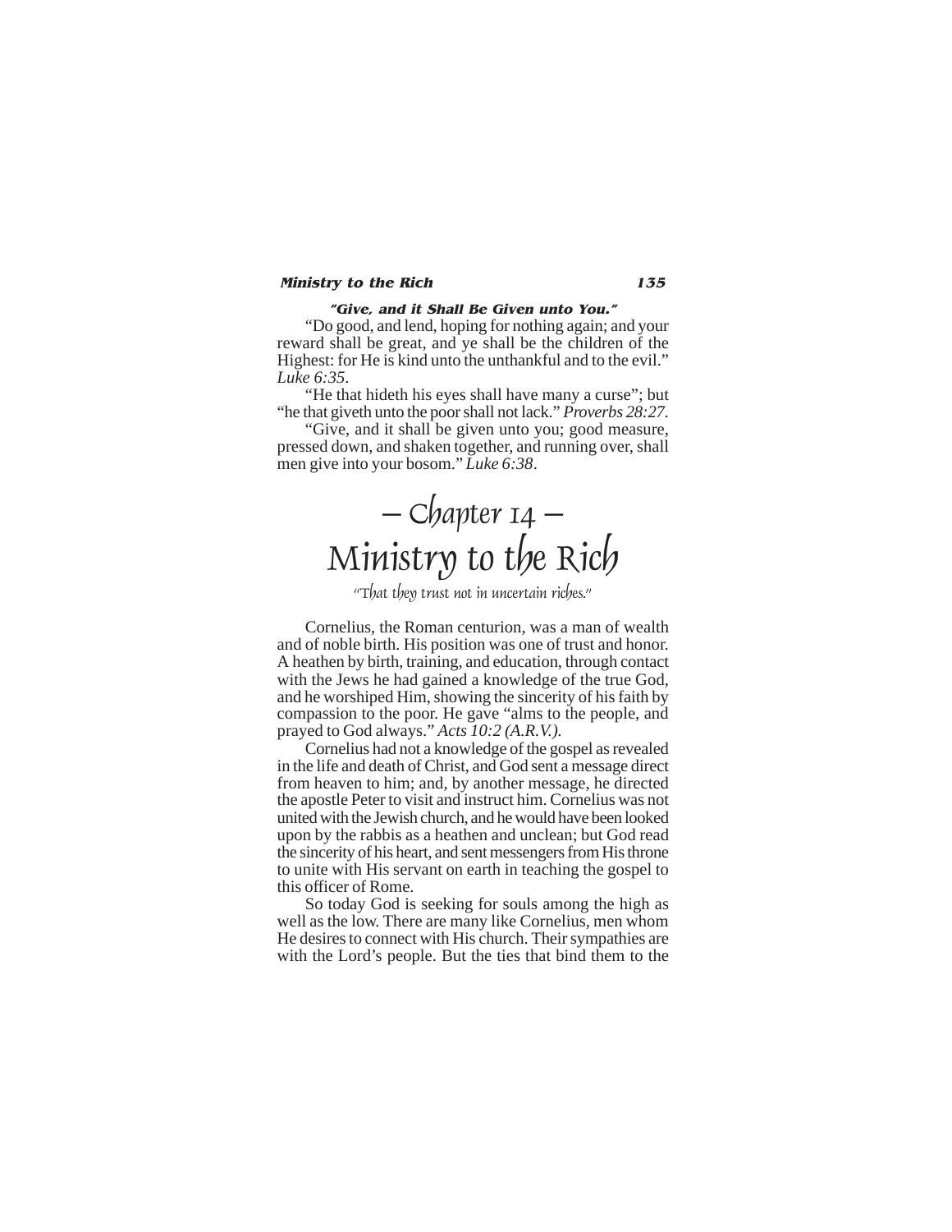### "Give, and it Shall Be Given unto You."

"Do good, and lend, hoping for nothing again; and your reward shall be great, and ye shall be the children of the Highest: for He is kind unto the unthankful and to the evil." *Luke 6:35*.

"He that hideth his eyes shall have many a curse"; but "he that giveth unto the poor shall not lack." *Proverbs 28:27*.

"Give, and it shall be given unto you; good measure, pressed down, and shaken together, and running over, shall men give into your bosom." *Luke 6:38*.

# – Chapter 14 – Ministry to the Rich

*"That they trust not in uncertain riches."*

Cornelius, the Roman centurion, was a man of wealth and of noble birth. His position was one of trust and honor. A heathen by birth, training, and education, through contact with the Jews he had gained a knowledge of the true God, and he worshiped Him, showing the sincerity of his faith by compassion to the poor. He gave "alms to the people, and prayed to God always." *Acts 10:2 (A.R.V.)*.

Cornelius had not a knowledge of the gospel as revealed in the life and death of Christ, and God sent a message direct from heaven to him; and, by another message, he directed the apostle Peter to visit and instruct him. Cornelius was not united with the Jewish church, and he would have been looked upon by the rabbis as a heathen and unclean; but God read the sincerity of his heart, and sent messengers from His throne to unite with His servant on earth in teaching the gospel to this officer of Rome.

So today God is seeking for souls among the high as well as the low. There are many like Cornelius, men whom He desires to connect with His church. Their sympathies are with the Lord's people. But the ties that bind them to the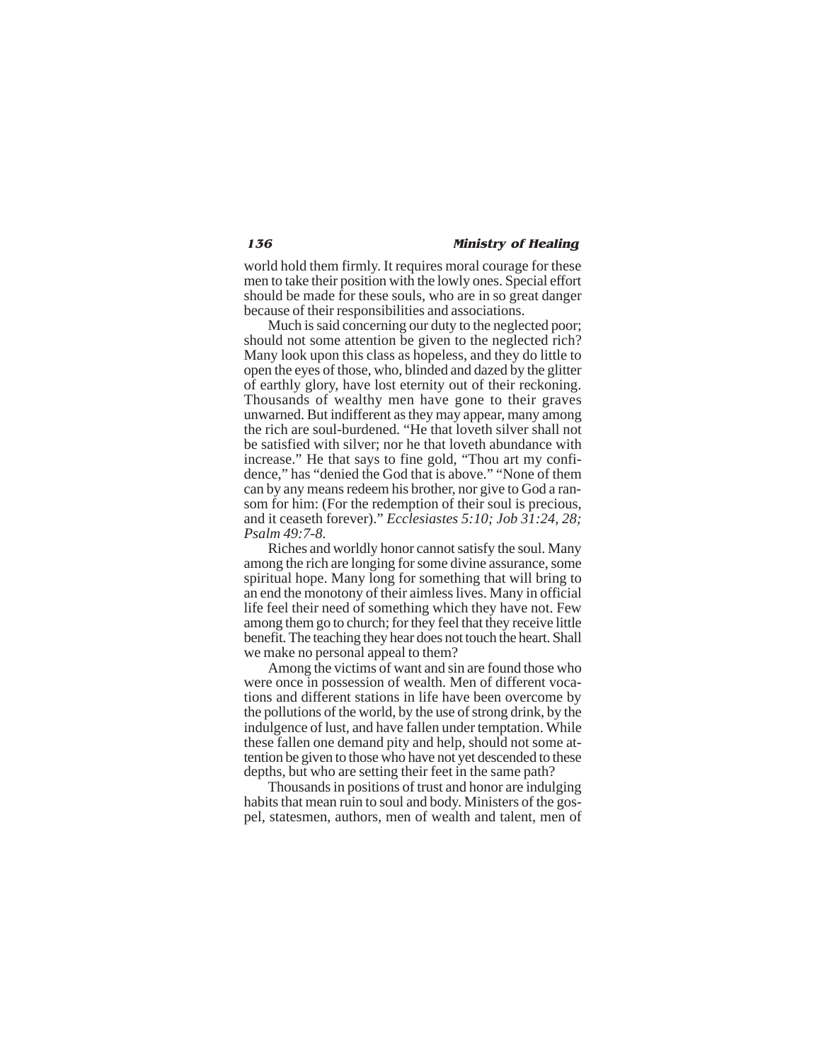world hold them firmly. It requires moral courage for these men to take their position with the lowly ones. Special effort should be made for these souls, who are in so great danger because of their responsibilities and associations.

Much is said concerning our duty to the neglected poor; should not some attention be given to the neglected rich? Many look upon this class as hopeless, and they do little to open the eyes of those, who, blinded and dazed by the glitter of earthly glory, have lost eternity out of their reckoning. Thousands of wealthy men have gone to their graves unwarned. But indifferent as they may appear, many among the rich are soul-burdened. "He that loveth silver shall not be satisfied with silver; nor he that loveth abundance with increase." He that says to fine gold, "Thou art my confidence," has "denied the God that is above." "None of them can by any means redeem his brother, nor give to God a ransom for him: (For the redemption of their soul is precious, and it ceaseth forever)." *Ecclesiastes 5:10; Job 31:24, 28; Psalm 49:7-8.*

Riches and worldly honor cannot satisfy the soul. Many among the rich are longing for some divine assurance, some spiritual hope. Many long for something that will bring to an end the monotony of their aimless lives. Many in official life feel their need of something which they have not. Few among them go to church; for they feel that they receive little benefit. The teaching they hear does not touch the heart. Shall we make no personal appeal to them?

Among the victims of want and sin are found those who were once in possession of wealth. Men of different vocations and different stations in life have been overcome by the pollutions of the world, by the use of strong drink, by the indulgence of lust, and have fallen under temptation. While these fallen one demand pity and help, should not some attention be given to those who have not yet descended to these depths, but who are setting their feet in the same path?

Thousands in positions of trust and honor are indulging habits that mean ruin to soul and body. Ministers of the gospel, statesmen, authors, men of wealth and talent, men of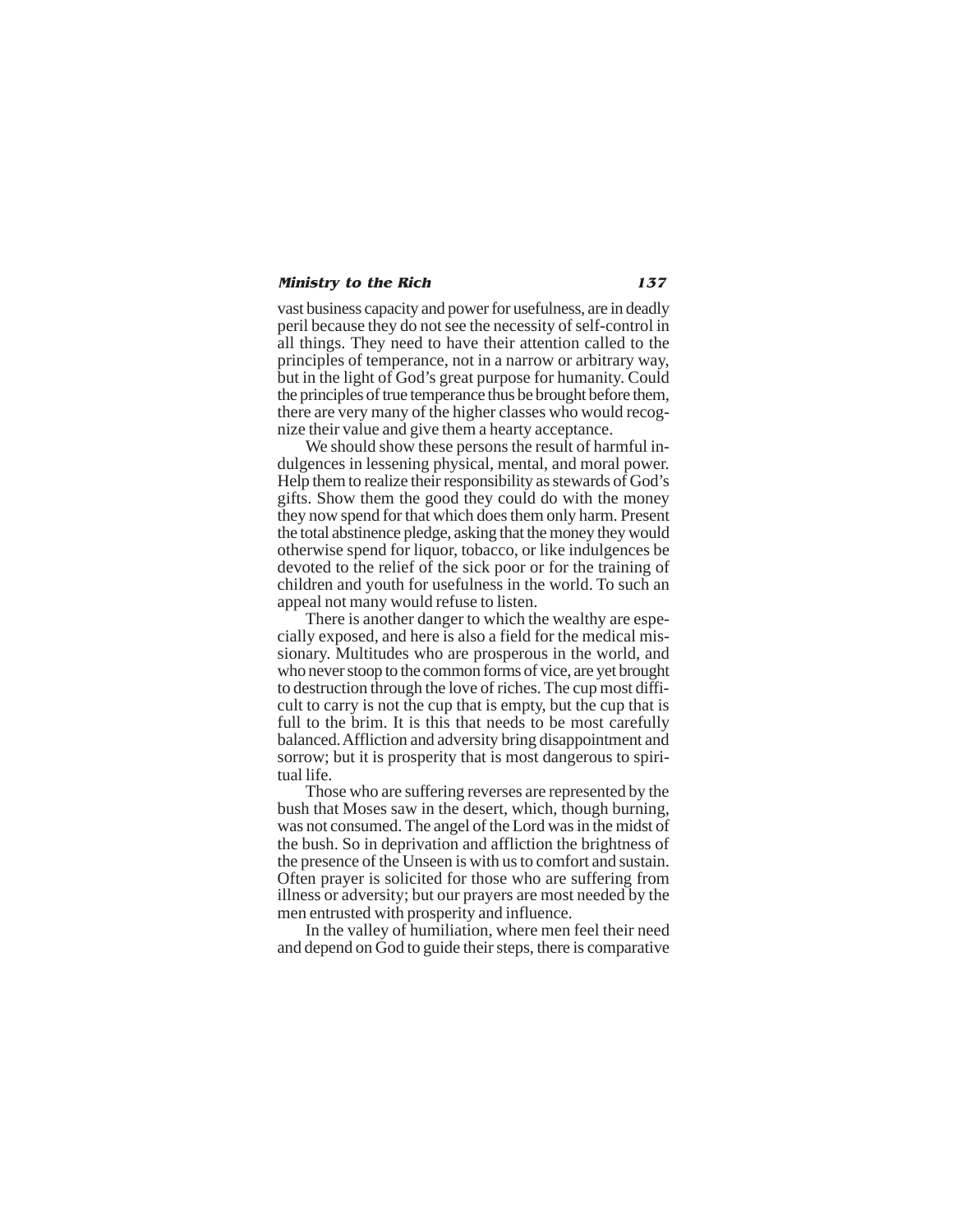vast business capacity and power for usefulness, are in deadly peril because they do not see the necessity of self-control in all things. They need to have their attention called to the principles of temperance, not in a narrow or arbitrary way, but in the light of God's great purpose for humanity. Could the principles of true temperance thus be brought before them, there are very many of the higher classes who would recognize their value and give them a hearty acceptance.

We should show these persons the result of harmful indulgences in lessening physical, mental, and moral power. Help them to realize their responsibility as stewards of God's gifts. Show them the good they could do with the money they now spend for that which does them only harm. Present the total abstinence pledge, asking that the money they would otherwise spend for liquor, tobacco, or like indulgences be devoted to the relief of the sick poor or for the training of children and youth for usefulness in the world. To such an appeal not many would refuse to listen.

There is another danger to which the wealthy are especially exposed, and here is also a field for the medical missionary. Multitudes who are prosperous in the world, and who never stoop to the common forms of vice, are yet brought to destruction through the love of riches. The cup most difficult to carry is not the cup that is empty, but the cup that is full to the brim. It is this that needs to be most carefully balanced. Affliction and adversity bring disappointment and sorrow; but it is prosperity that is most dangerous to spiritual life.

Those who are suffering reverses are represented by the bush that Moses saw in the desert, which, though burning, was not consumed. The angel of the Lord was in the midst of the bush. So in deprivation and affliction the brightness of the presence of the Unseen is with us to comfort and sustain. Often prayer is solicited for those who are suffering from illness or adversity; but our prayers are most needed by the men entrusted with prosperity and influence.

In the valley of humiliation, where men feel their need and depend on God to guide their steps, there is comparative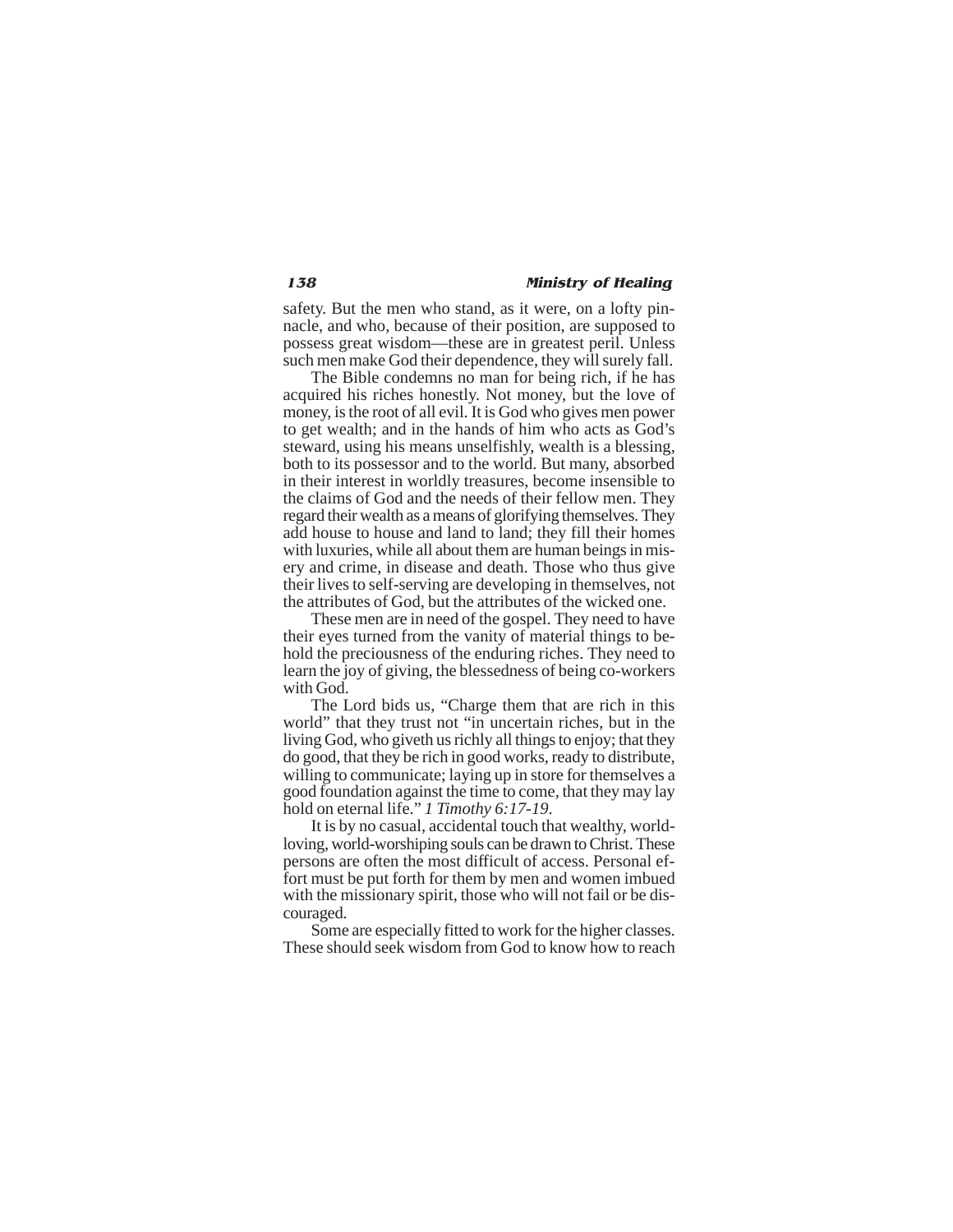safety. But the men who stand, as it were, on a lofty pinnacle, and who, because of their position, are supposed to possess great wisdom—these are in greatest peril. Unless such men make God their dependence, they will surely fall.

The Bible condemns no man for being rich, if he has acquired his riches honestly. Not money, but the love of money, is the root of all evil. It is God who gives men power to get wealth; and in the hands of him who acts as God's steward, using his means unselfishly, wealth is a blessing, both to its possessor and to the world. But many, absorbed in their interest in worldly treasures, become insensible to the claims of God and the needs of their fellow men. They regard their wealth as a means of glorifying themselves. They add house to house and land to land; they fill their homes with luxuries, while all about them are human beings in misery and crime, in disease and death. Those who thus give their lives to self-serving are developing in themselves, not the attributes of God, but the attributes of the wicked one.

These men are in need of the gospel. They need to have their eyes turned from the vanity of material things to behold the preciousness of the enduring riches. They need to learn the joy of giving, the blessedness of being co-workers with God.

The Lord bids us, "Charge them that are rich in this world" that they trust not "in uncertain riches, but in the living God, who giveth us richly all things to enjoy; that they do good, that they be rich in good works, ready to distribute, willing to communicate; laying up in store for themselves a good foundation against the time to come, that they may lay hold on eternal life." *1 Timothy 6:17-19*.

It is by no casual, accidental touch that wealthy, world-loving, world-worshiping souls can be drawn to Christ. These persons are often the most difficult of access. Personal effort must be put forth for them by men and women imbued with the missionary spirit, those who will not fail or be discouraged.

Some are especially fitted to work for the higher classes. These should seek wisdom from God to know how to reach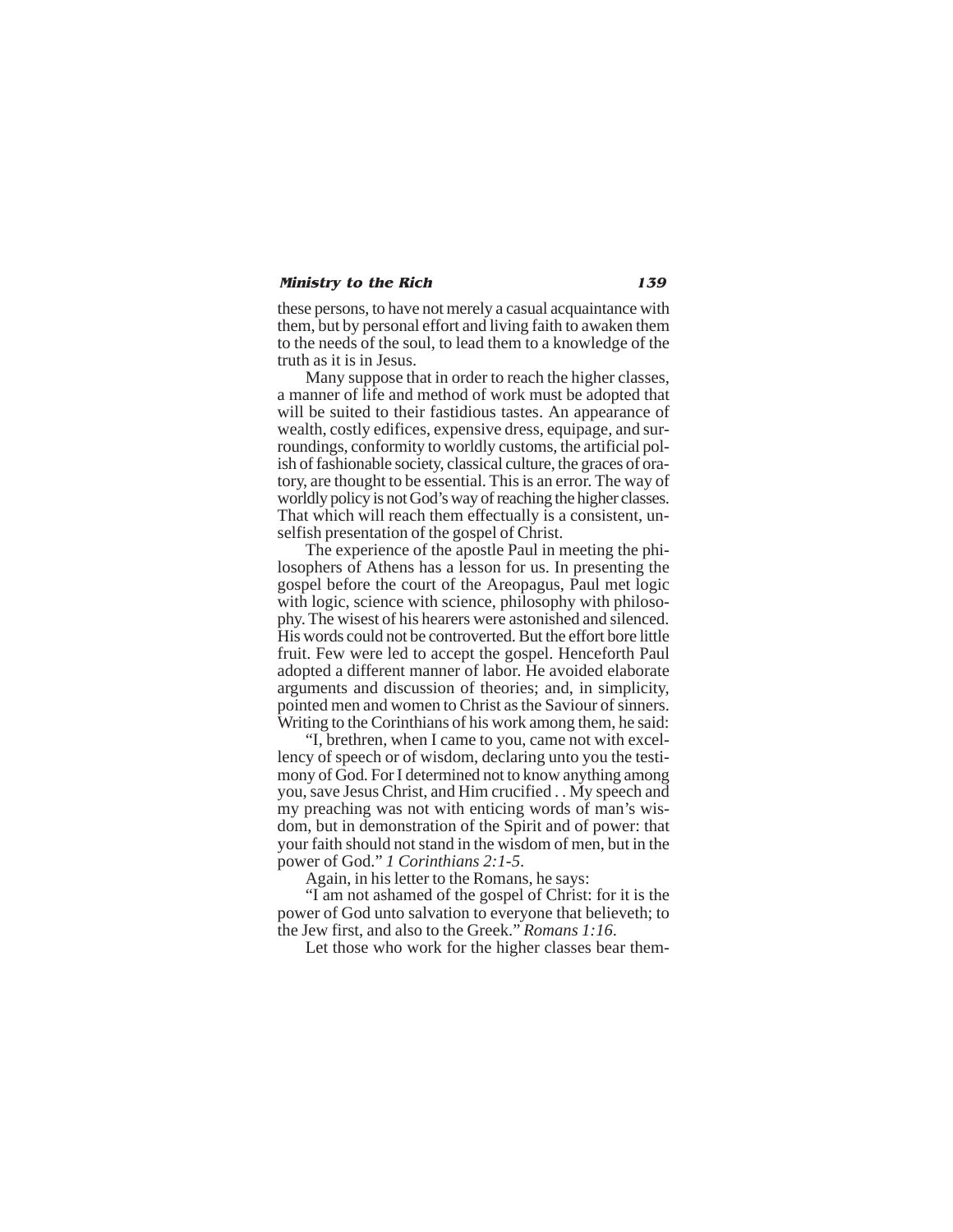these persons, to have not merely a casual acquaintance with them, but by personal effort and living faith to awaken them to the needs of the soul, to lead them to a knowledge of the truth as it is in Jesus.

Many suppose that in order to reach the higher classes, a manner of life and method of work must be adopted that will be suited to their fastidious tastes. An appearance of wealth, costly edifices, expensive dress, equipage, and surroundings, conformity to worldly customs, the artificial polish of fashionable society, classical culture, the graces of oratory, are thought to be essential. This is an error. The way of worldly policy is not God's way of reaching the higher classes. That which will reach them effectually is a consistent, unselfish presentation of the gospel of Christ.

The experience of the apostle Paul in meeting the philosophers of Athens has a lesson for us. In presenting the gospel before the court of the Areopagus, Paul met logic with logic, science with science, philosophy with philosophy. The wisest of his hearers were astonished and silenced. His words could not be controverted. But the effort bore little fruit. Few were led to accept the gospel. Henceforth Paul adopted a different manner of labor. He avoided elaborate arguments and discussion of theories; and, in simplicity, pointed men and women to Christ as the Saviour of sinners. Writing to the Corinthians of his work among them, he said:

"I, brethren, when I came to you, came not with excellency of speech or of wisdom, declaring unto you the testimony of God. For I determined not to know anything among you, save Jesus Christ, and Him crucified . . My speech and my preaching was not with enticing words of man's wisdom, but in demonstration of the Spirit and of power: that your faith should not stand in the wisdom of men, but in the power of God." *1 Corinthians 2:1-5*.

Again, in his letter to the Romans, he says:

"I am not ashamed of the gospel of Christ: for it is the power of God unto salvation to everyone that believeth; to the Jew first, and also to the Greek." *Romans 1:16*.

Let those who work for the higher classes bear them-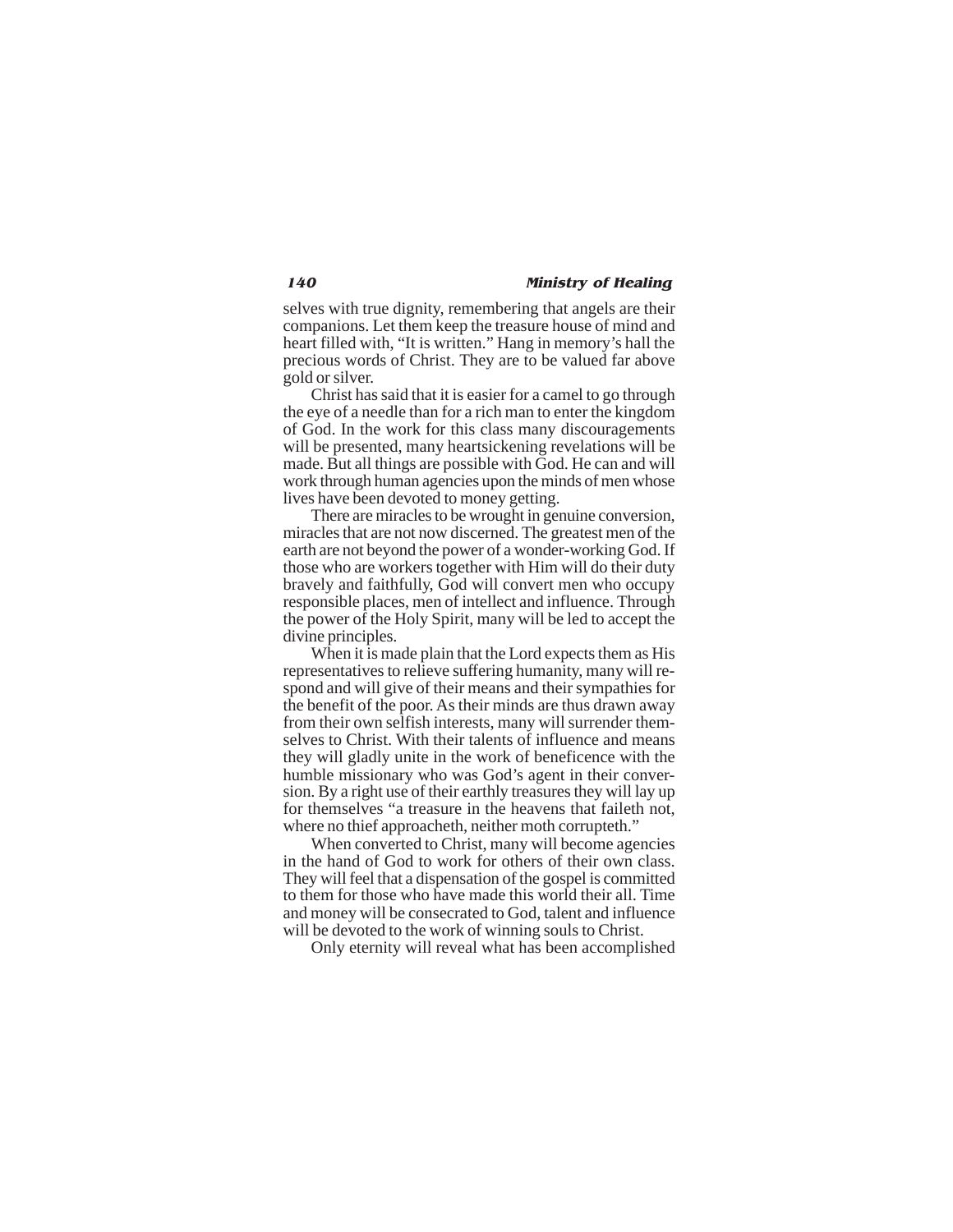selves with true dignity, remembering that angels are their companions. Let them keep the treasure house of mind and heart filled with, "It is written." Hang in memory's hall the precious words of Christ. They are to be valued far above gold or silver.

Christ has said that it is easier for a camel to go through the eye of a needle than for a rich man to enter the kingdom of God. In the work for this class many discouragements will be presented, many heartsickening revelations will be made. But all things are possible with God. He can and will work through human agencies upon the minds of men whose lives have been devoted to money getting.

There are miracles to be wrought in genuine conversion, miracles that are not now discerned. The greatest men of the earth are not beyond the power of a wonder-working God. If those who are workers together with Him will do their duty bravely and faithfully, God will convert men who occupy responsible places, men of intellect and influence. Through the power of the Holy Spirit, many will be led to accept the divine principles.

When it is made plain that the Lord expects them as His representatives to relieve suffering humanity, many will respond and will give of their means and their sympathies for the benefit of the poor. As their minds are thus drawn away from their own selfish interests, many will surrender themselves to Christ. With their talents of influence and means they will gladly unite in the work of beneficence with the humble missionary who was God's agent in their conversion. By a right use of their earthly treasures they will lay up for themselves "a treasure in the heavens that faileth not, where no thief approacheth, neither moth corrupteth."

When converted to Christ, many will become agencies in the hand of God to work for others of their own class. They will feel that a dispensation of the gospel is committed to them for those who have made this world their all. Time and money will be consecrated to God, talent and influence will be devoted to the work of winning souls to Christ.

Only eternity will reveal what has been accomplished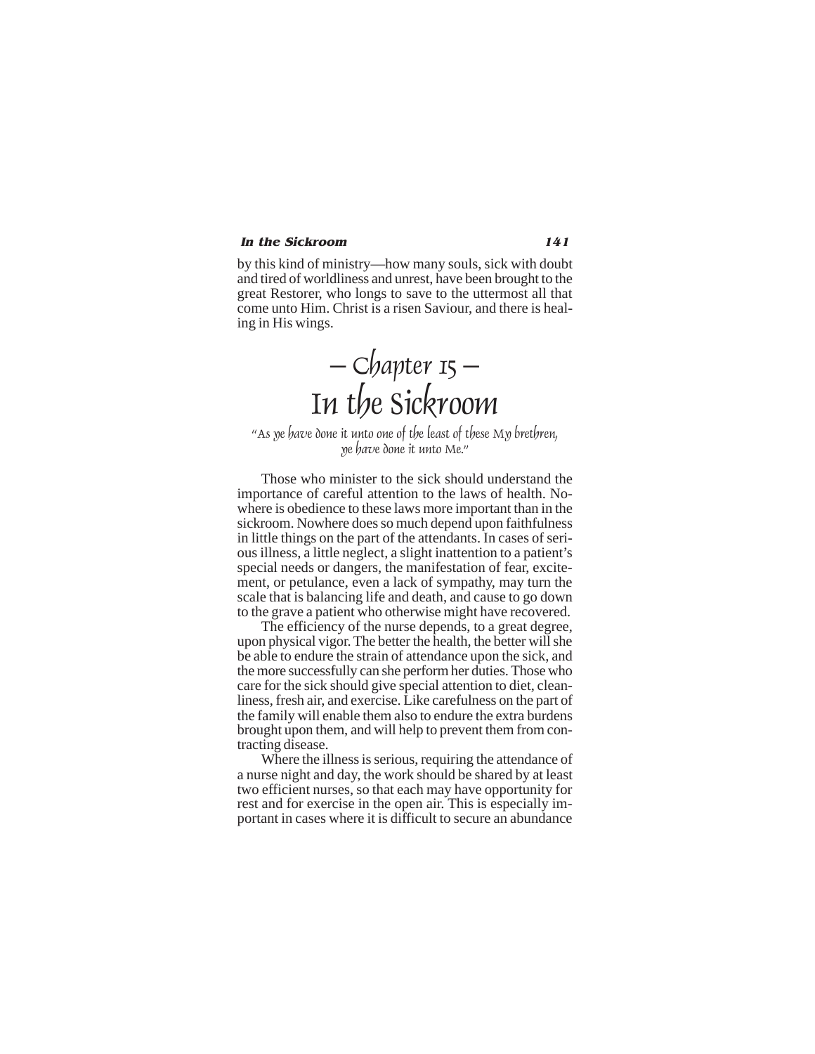by this kind of ministry—how many souls, sick with doubt and tired of worldliness and unrest, have been brought to the great Restorer, who longs to save to the uttermost all that come unto Him. Christ is a risen Saviour, and there is healing in His wings.

# — Chapter 15 — In the Sickroom

*"As ye have done it unto one of the least of these My brethren, ye have done it unto Me."*

Those who minister to the sick should understand the importance of careful attention to the laws of health. Nowhere is obedience to these laws more important than in the sickroom. Nowhere does so much depend upon faithfulness in little things on the part of the attendants. In cases of serious illness, a little neglect, a slight inattention to a patient's special needs or dangers, the manifestation of fear, excitement, or petulance, even a lack of sympathy, may turn the scale that is balancing life and death, and cause to go down to the grave a patient who otherwise might have recovered.

The efficiency of the nurse depends, to a great degree, upon physical vigor. The better the health, the better will she be able to endure the strain of attendance upon the sick, and the more successfully can she perform her duties. Those who care for the sick should give special attention to diet, cleanliness, fresh air, and exercise. Like carefulness on the part of the family will enable them also to endure the extra burdens brought upon them, and will help to prevent them from contracting disease.

Where the illness is serious, requiring the attendance of a nurse night and day, the work should be shared by at least two efficient nurses, so that each may have opportunity for rest and for exercise in the open air. This is especially important in cases where it is difficult to secure an abundance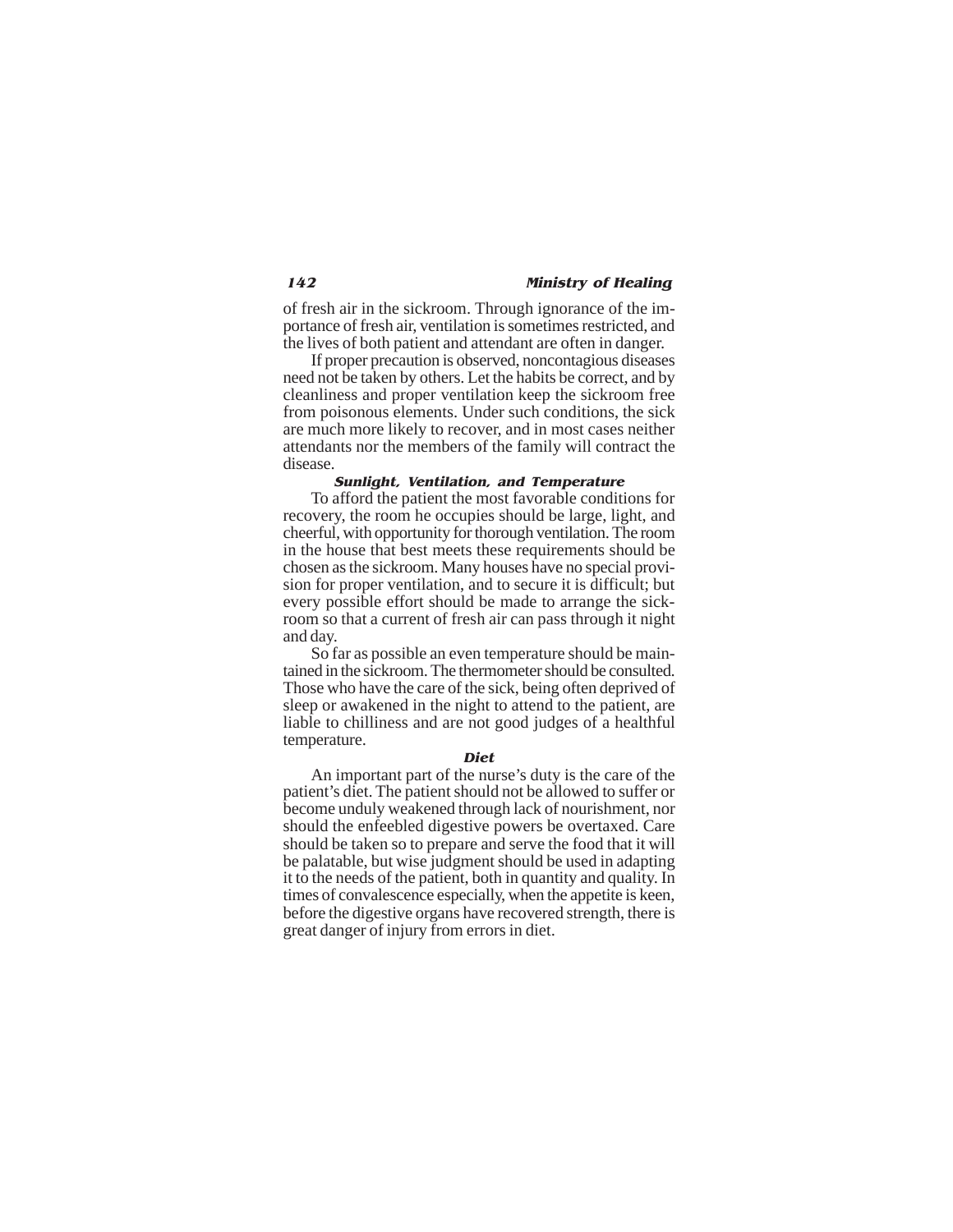of fresh air in the sickroom. Through ignorance of the importance of fresh air, ventilation is sometimes restricted, and the lives of both patient and attendant are often in danger.

If proper precaution is observed, noncontagious diseases need not be taken by others. Let the habits be correct, and by cleanliness and proper ventilation keep the sickroom free from poisonous elements. Under such conditions, the sick are much more likely to recover, and in most cases neither attendants nor the members of the family will contract the disease.

### Sunlight, Ventilation, and Temperature

To afford the patient the most favorable conditions for recovery, the room he occupies should be large, light, and cheerful, with opportunity for thorough ventilation. The room in the house that best meets these requirements should be chosen as the sickroom. Many houses have no special provision for proper ventilation, and to secure it is difficult; but every possible effort should be made to arrange the sickroom so that a current of fresh air can pass through it night and day.

So far as possible an even temperature should be maintained in the sickroom. The thermometer should be consulted. Those who have the care of the sick, being often deprived of sleep or awakened in the night to attend to the patient, are liable to chilliness and are not good judges of a healthful temperature.

### Diet

An important part of the nurse's duty is the care of the patient's diet. The patient should not be allowed to suffer or become unduly weakened through lack of nourishment, nor should the enfeebled digestive powers be overtaxed. Care should be taken so to prepare and serve the food that it will be palatable, but wise judgment should be used in adapting it to the needs of the patient, both in quantity and quality. In times of convalescence especially, when the appetite is keen, before the digestive organs have recovered strength, there is great danger of injury from errors in diet.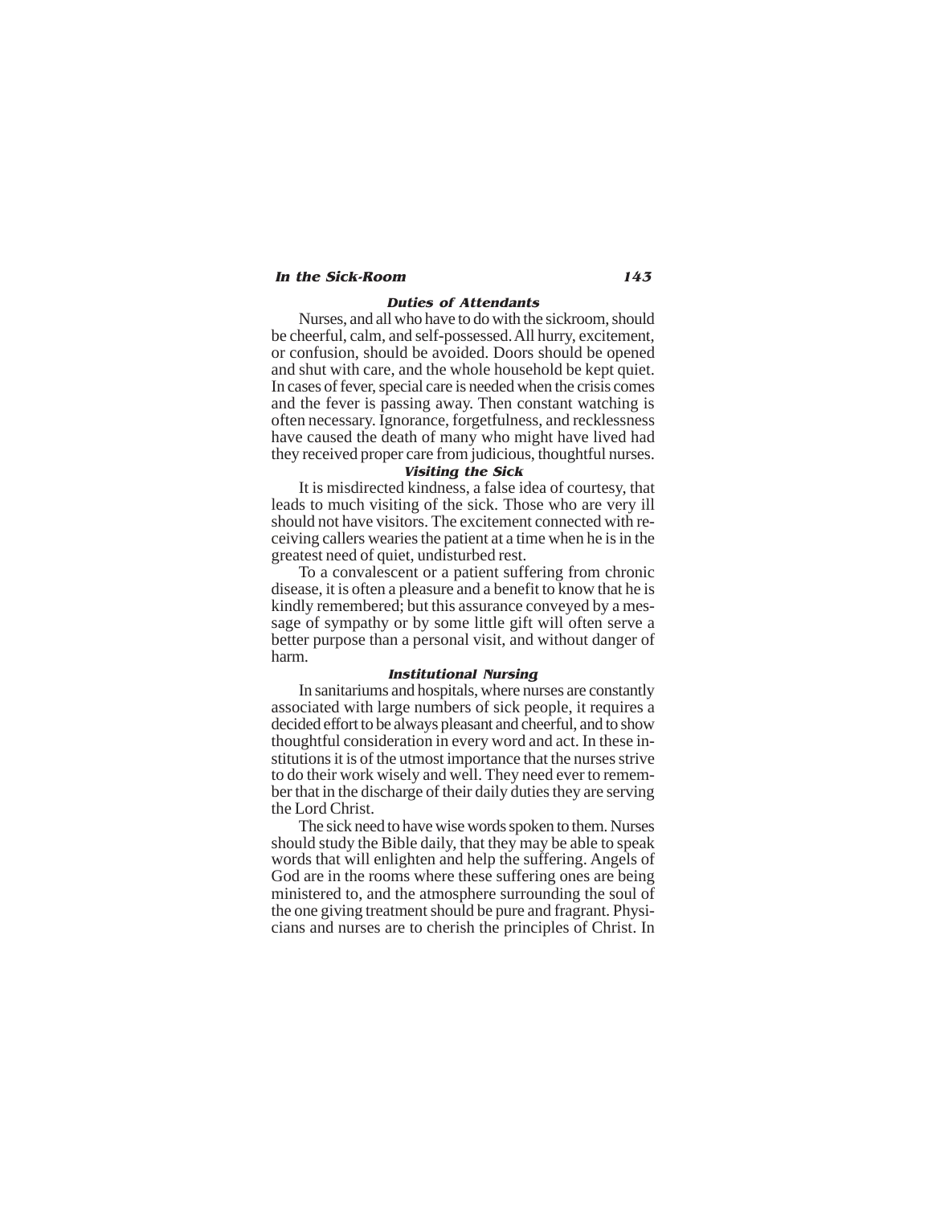### Duties of Attendants

Nurses, and all who have to do with the sickroom, should be cheerful, calm, and self-possessed. All hurry, excitement, or confusion, should be avoided. Doors should be opened and shut with care, and the whole household be kept quiet. In cases of fever, special care is needed when the crisis comes and the fever is passing away. Then constant watching is often necessary. Ignorance, forgetfulness, and recklessness have caused the death of many who might have lived had they received proper care from judicious, thoughtful nurses.

### Visiting the Sick

It is misdirected kindness, a false idea of courtesy, that leads to much visiting of the sick. Those who are very ill should not have visitors. The excitement connected with receiving callers wearies the patient at a time when he is in the greatest need of quiet, undisturbed rest.

To a convalescent or a patient suffering from chronic disease, it is often a pleasure and a benefit to know that he is kindly remembered; but this assurance conveyed by a message of sympathy or by some little gift will often serve a better purpose than a personal visit, and without danger of harm.

### Institutional Nursing

In sanitariums and hospitals, where nurses are constantly associated with large numbers of sick people, it requires a decided effort to be always pleasant and cheerful, and to show thoughtful consideration in every word and act. In these institutions it is of the utmost importance that the nurses strive to do their work wisely and well. They need ever to remember that in the discharge of their daily duties they are serving the Lord Christ.

The sick need to have wise words spoken to them. Nurses should study the Bible daily, that they may be able to speak words that will enlighten and help the suffering. Angels of God are in the rooms where these suffering ones are being ministered to, and the atmosphere surrounding the soul of the one giving treatment should be pure and fragrant. Physicians and nurses are to cherish the principles of Christ. In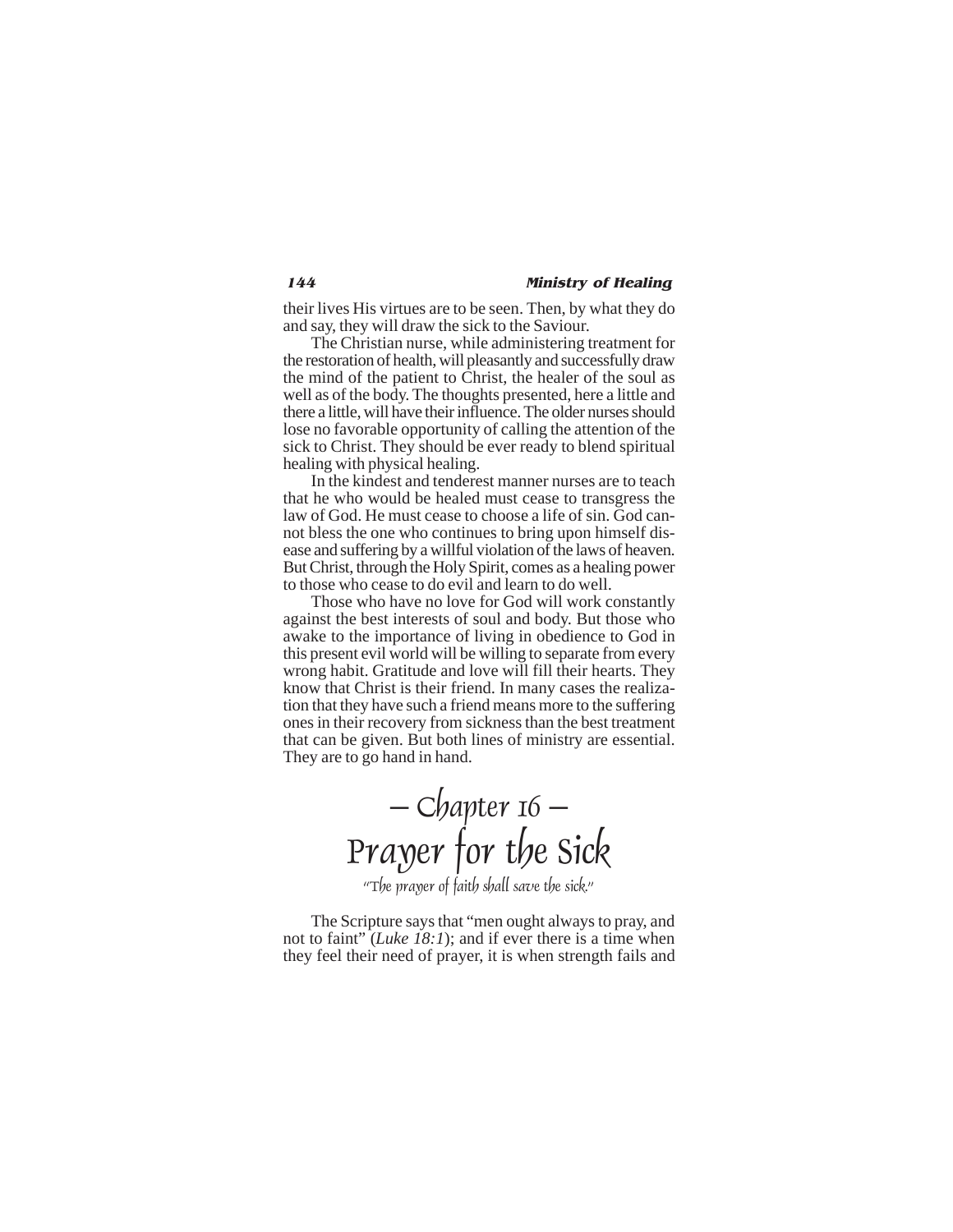their lives His virtues are to be seen. Then, by what they do and say, they will draw the sick to the Saviour.

The Christian nurse, while administering treatment for the restoration of health, will pleasantly and successfully draw the mind of the patient to Christ, the healer of the soul as well as of the body. The thoughts presented, here a little and there a little, will have their influence. The older nurses should lose no favorable opportunity of calling the attention of the sick to Christ. They should be ever ready to blend spiritual healing with physical healing.

In the kindest and tenderest manner nurses are to teach that he who would be healed must cease to transgress the law of God. He must cease to choose a life of sin. God cannot bless the one who continues to bring upon himself disease and suffering by a willful violation of the laws of heaven. But Christ, through the Holy Spirit, comes as a healing power to those who cease to do evil and learn to do well.

Those who have no love for God will work constantly against the best interests of soul and body. But those who awake to the importance of living in obedience to God in this present evil world will be willing to separate from every wrong habit. Gratitude and love will fill their hearts. They know that Christ is their friend. In many cases the realization that they have such a friend means more to the suffering ones in their recovery from sickness than the best treatment that can be given. But both lines of ministry are essential. They are to go hand in hand.

# — Chapter 16 — Prayer for the Sick

*"The prayer of faith shall save the sick."*

The Scripture says that "men ought always to pray, and not to faint" (*Luke 18:1*); and if ever there is a time when they feel their need of prayer, it is when strength fails and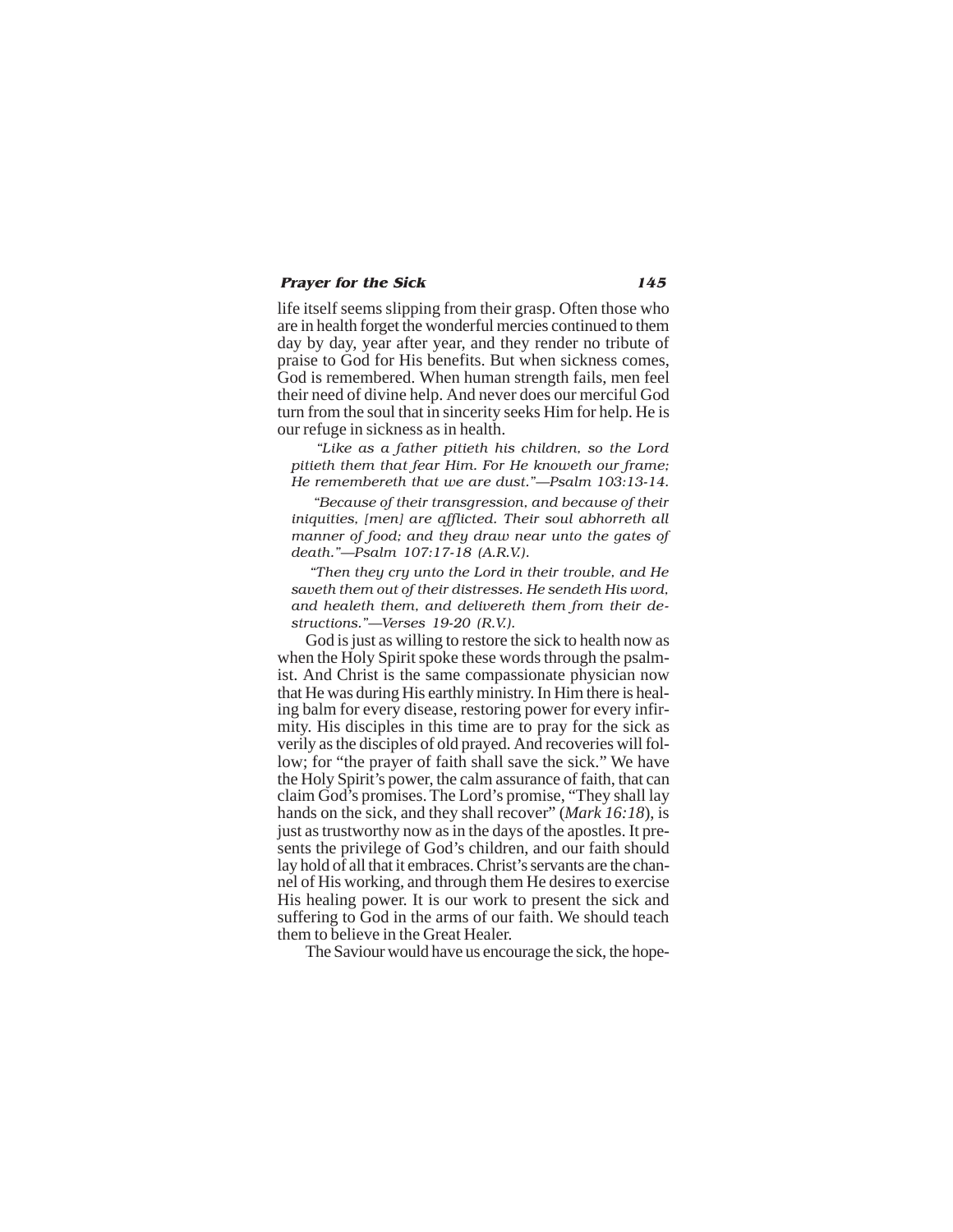life itself seems slipping from their grasp. Often those who are in health forget the wonderful mercies continued to them day by day, year after year, and they render no tribute of praise to God for His benefits. But when sickness comes, God is remembered. When human strength fails, men feel their need of divine help. And never does our merciful God turn from the soul that in sincerity seeks Him for help. He is our refuge in sickness as in health.

*"Like as a father pitieth his children, so the Lord pitieth them that fear Him. For He knoweth our frame; He remembereth that we are dust."—Psalm 103:13-14.*

*"Because of their transgression, and because of their iniquities, [men] are afflicted. Their soul abhorreth all manner of food; and they draw near unto the gates of death."—Psalm 107:17-18 (A.R.V.).*

*"Then they cry unto the Lord in their trouble, and He saveth them out of their distresses. He sendeth His word, and healeth them, and delivereth them from their destructions."—Verses 19-20 (R.V.).*

God is just as willing to restore the sick to health now as when the Holy Spirit spoke these words through the psalmist. And Christ is the same compassionate physician now that He was during His earthly ministry. In Him there is healing balm for every disease, restoring power for every infirmity. His disciples in this time are to pray for the sick as verily as the disciples of old prayed. And recoveries will follow; for "the prayer of faith shall save the sick." We have the Holy Spirit's power, the calm assurance of faith, that can claim God's promises. The Lord's promise, "They shall lay hands on the sick, and they shall recover" (*Mark 16:18*), is just as trustworthy now as in the days of the apostles. It presents the privilege of God's children, and our faith should lay hold of all that it embraces. Christ's servants are the channel of His working, and through them He desires to exercise His healing power. It is our work to present the sick and suffering to God in the arms of our faith. We should teach them to believe in the Great Healer.

The Saviour would have us encourage the sick, the hope-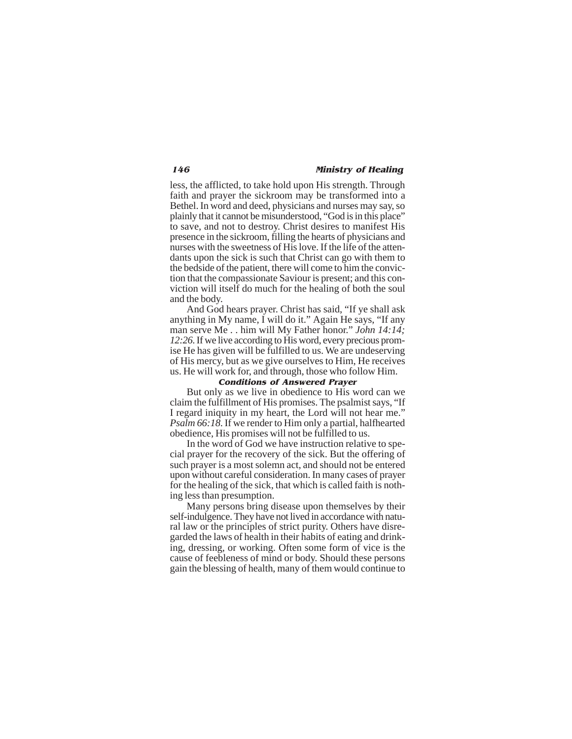less, the afflicted, to take hold upon His strength. Through faith and prayer the sickroom may be transformed into a Bethel. In word and deed, physicians and nurses may say, so plainly that it cannot be misunderstood, "God is in this place" to save, and not to destroy. Christ desires to manifest His presence in the sickroom, filling the hearts of physicians and nurses with the sweetness of His love. If the life of the attendants upon the sick is such that Christ can go with them to the bedside of the patient, there will come to him the conviction that the compassionate Saviour is present; and this conviction will itself do much for the healing of both the soul and the body.

And God hears prayer. Christ has said, "If ye shall ask anything in My name, I will do it." Again He says, "If any man serve Me . . him will My Father honor." *John 14:14; 12:26.* If we live according to His word, every precious promise He has given will be fulfilled to us. We are undeserving of His mercy, but as we give ourselves to Him, He receives us. He will work for, and through, those who follow Him.

### Conditions of Answered Prayer

But only as we live in obedience to His word can we claim the fulfillment of His promises. The psalmist says, "If I regard iniquity in my heart, the Lord will not hear me." *Psalm 66:18.* If we render to Him only a partial, halfhearted obedience, His promises will not be fulfilled to us.

In the word of God we have instruction relative to special prayer for the recovery of the sick. But the offering of such prayer is a most solemn act, and should not be entered upon without careful consideration. In many cases of prayer for the healing of the sick, that which is called faith is nothing less than presumption.

Many persons bring disease upon themselves by their self-indulgence. They have not lived in accordance with natural law or the principles of strict purity. Others have disregarded the laws of health in their habits of eating and drinking, dressing, or working. Often some form of vice is the cause of feebleness of mind or body. Should these persons gain the blessing of health, many of them would continue to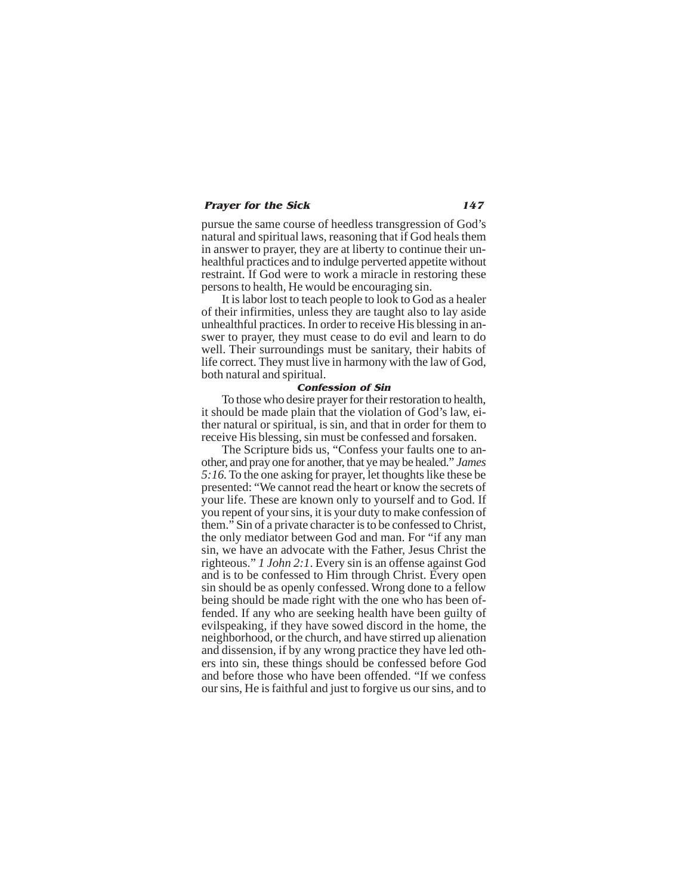pursue the same course of heedless transgression of God's natural and spiritual laws, reasoning that if God heals them in answer to prayer, they are at liberty to continue their unhealthful practices and to indulge perverted appetite without restraint. If God were to work a miracle in restoring these persons to health, He would be encouraging sin.

It is labor lost to teach people to look to God as a healer of their infirmities, unless they are taught also to lay aside unhealthful practices. In order to receive His blessing in answer to prayer, they must cease to do evil and learn to do well. Their surroundings must be sanitary, their habits of life correct. They must live in harmony with the law of God, both natural and spiritual.

### Confession of Sin

To those who desire prayer for their restoration to health, it should be made plain that the violation of God's law, either natural or spiritual, is sin, and that in order for them to receive His blessing, sin must be confessed and forsaken.

The Scripture bids us, "Confess your faults one to another, and pray one for another, that ye may be healed." *James 5:16.* To the one asking for prayer, let thoughts like these be presented: "We cannot read the heart or know the secrets of your life. These are known only to yourself and to God. If you repent of your sins, it is your duty to make confession of them." Sin of a private character is to be confessed to Christ, the only mediator between God and man. For "if any man sin, we have an advocate with the Father, Jesus Christ the righteous." *1 John 2:1*. Every sin is an offense against God and is to be confessed to Him through Christ. Every open sin should be as openly confessed. Wrong done to a fellow being should be made right with the one who has been offended. If any who are seeking health have been guilty of evilspeaking, if they have sowed discord in the home, the neighborhood, or the church, and have stirred up alienation and dissension, if by any wrong practice they have led others into sin, these things should be confessed before God and before those who have been offended. "If we confess our sins, He is faithful and just to forgive us our sins, and to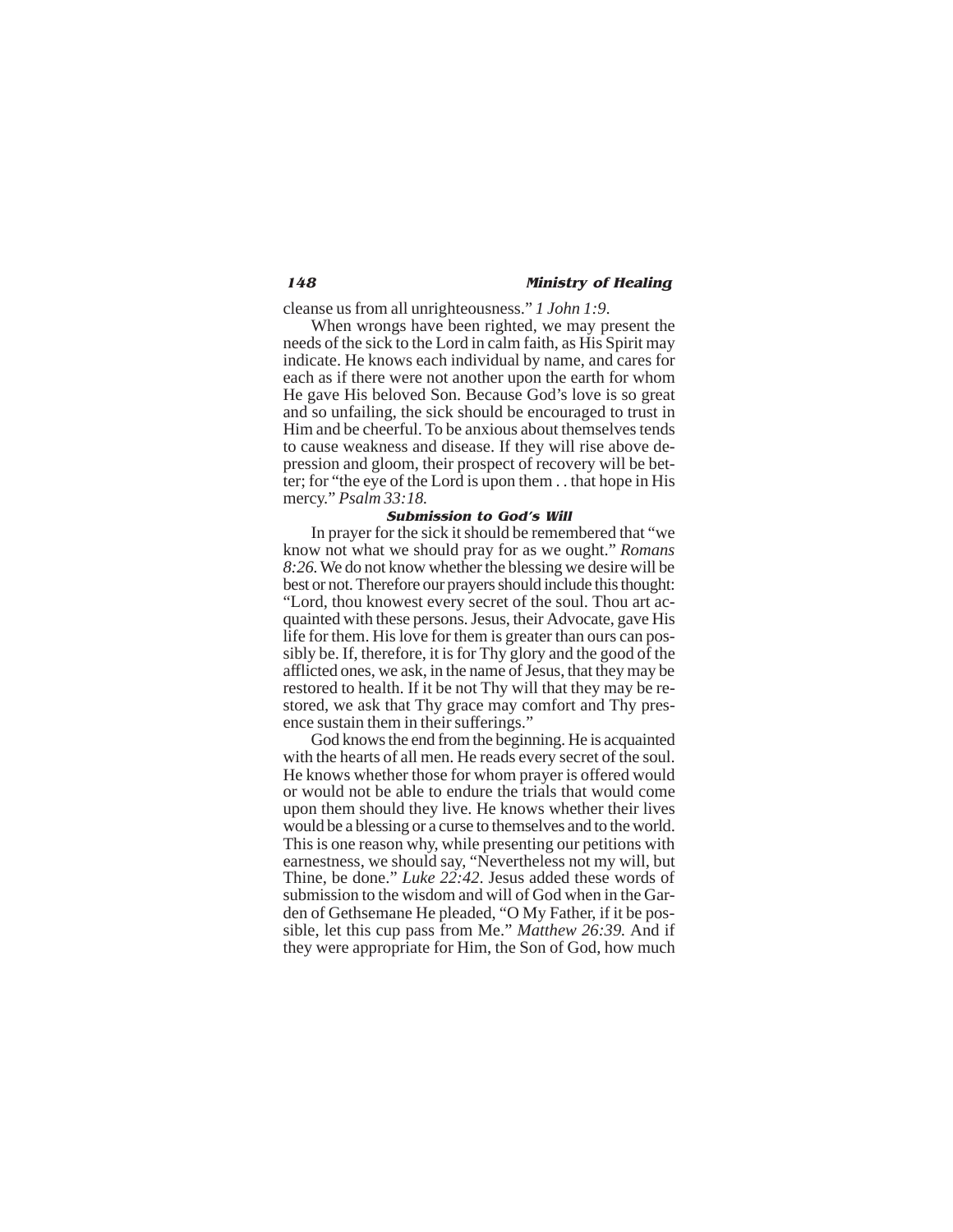cleanse us from all unrighteousness." *1 John 1:9*.

When wrongs have been righted, we may present the needs of the sick to the Lord in calm faith, as His Spirit may indicate. He knows each individual by name, and cares for each as if there were not another upon the earth for whom He gave His beloved Son. Because God's love is so great and so unfailing, the sick should be encouraged to trust in Him and be cheerful. To be anxious about themselves tends to cause weakness and disease. If they will rise above depression and gloom, their prospect of recovery will be better; for "the eye of the Lord is upon them . . that hope in His mercy." *Psalm 33:18.*

### Submission to God's Will

In prayer for the sick it should be remembered that "we know not what we should pray for as we ought." *Romans 8:26.* We do not know whether the blessing we desire will be best or not. Therefore our prayers should include this thought: "Lord, thou knowest every secret of the soul. Thou art acquainted with these persons. Jesus, their Advocate, gave His life for them. His love for them is greater than ours can possibly be. If, therefore, it is for Thy glory and the good of the afflicted ones, we ask, in the name of Jesus, that they may be restored to health. If it be not Thy will that they may be restored, we ask that Thy grace may comfort and Thy presence sustain them in their sufferings."

God knows the end from the beginning. He is acquainted with the hearts of all men. He reads every secret of the soul. He knows whether those for whom prayer is offered would or would not be able to endure the trials that would come upon them should they live. He knows whether their lives would be a blessing or a curse to themselves and to the world. This is one reason why, while presenting our petitions with earnestness, we should say, "Nevertheless not my will, but Thine, be done." *Luke 22:42*. Jesus added these words of submission to the wisdom and will of God when in the Garden of Gethsemane He pleaded, "O My Father, if it be possible, let this cup pass from Me." *Matthew 26:39.* And if they were appropriate for Him, the Son of God, how much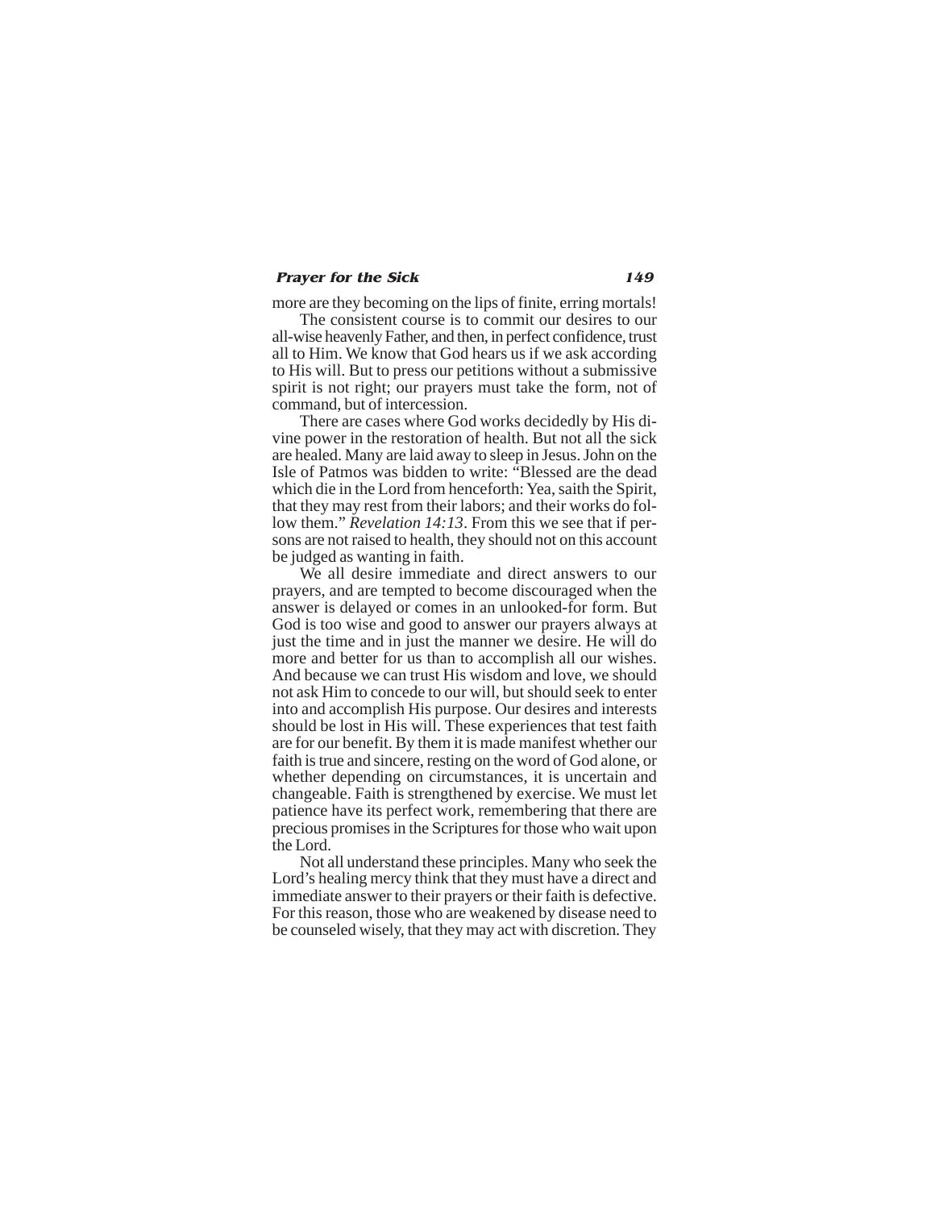more are they becoming on the lips of finite, erring mortals!

The consistent course is to commit our desires to our all-wise heavenly Father, and then, in perfect confidence, trust all to Him. We know that God hears us if we ask according to His will. But to press our petitions without a submissive spirit is not right; our prayers must take the form, not of command, but of intercession.

There are cases where God works decidedly by His divine power in the restoration of health. But not all the sick are healed. Many are laid away to sleep in Jesus. John on the Isle of Patmos was bidden to write: "Blessed are the dead which die in the Lord from henceforth: Yea, saith the Spirit, that they may rest from their labors; and their works do follow them." *Revelation 14:13*. From this we see that if persons are not raised to health, they should not on this account be judged as wanting in faith.

We all desire immediate and direct answers to our prayers, and are tempted to become discouraged when the answer is delayed or comes in an unlooked-for form. But God is too wise and good to answer our prayers always at just the time and in just the manner we desire. He will do more and better for us than to accomplish all our wishes. And because we can trust His wisdom and love, we should not ask Him to concede to our will, but should seek to enter into and accomplish His purpose. Our desires and interests should be lost in His will. These experiences that test faith are for our benefit. By them it is made manifest whether our faith is true and sincere, resting on the word of God alone, or whether depending on circumstances, it is uncertain and changeable. Faith is strengthened by exercise. We must let patience have its perfect work, remembering that there are precious promises in the Scriptures for those who wait upon the Lord.

Not all understand these principles. Many who seek the Lord's healing mercy think that they must have a direct and immediate answer to their prayers or their faith is defective. For this reason, those who are weakened by disease need to be counseled wisely, that they may act with discretion. They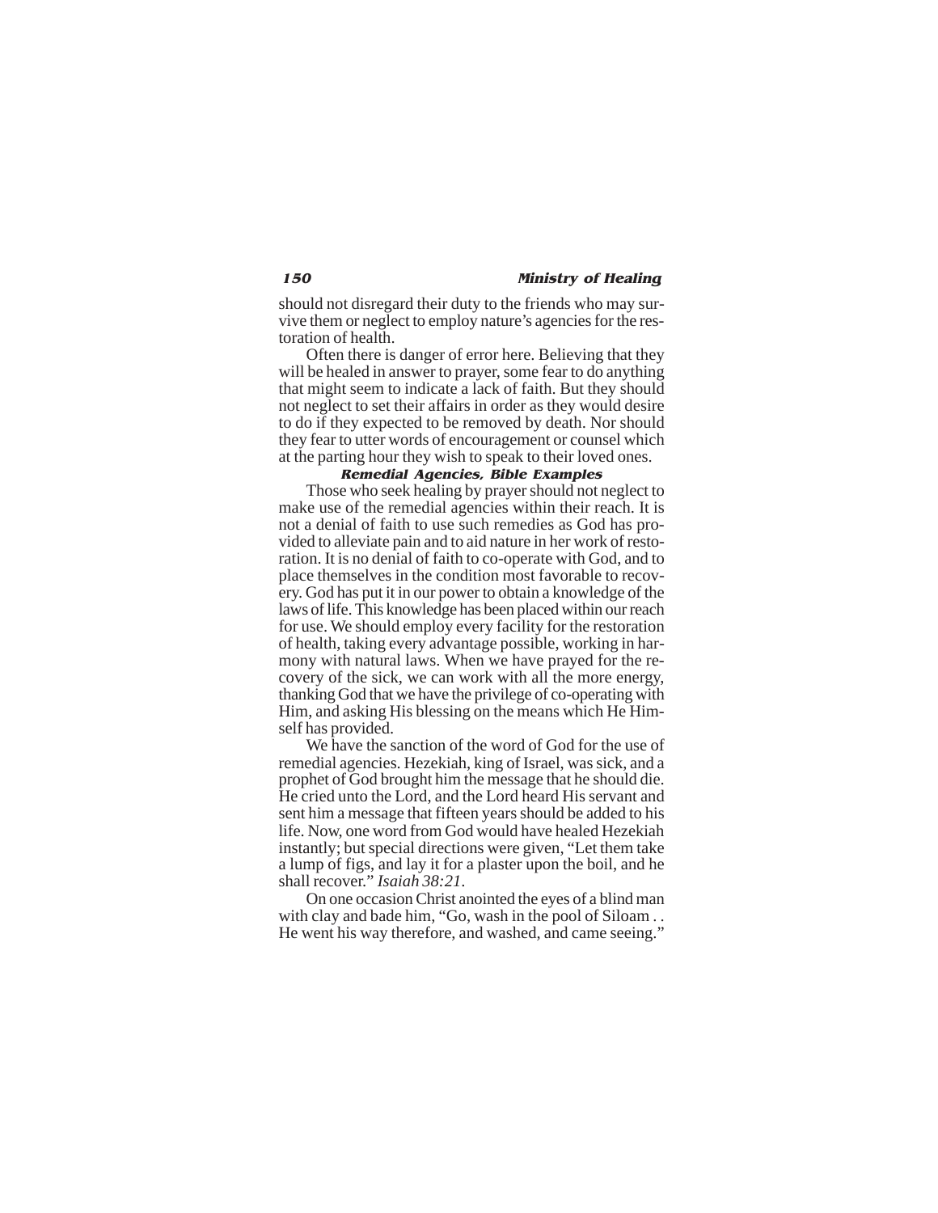should not disregard their duty to the friends who may survive them or neglect to employ nature's agencies for the restoration of health.

Often there is danger of error here. Believing that they will be healed in answer to prayer, some fear to do anything that might seem to indicate a lack of faith. But they should not neglect to set their affairs in order as they would desire to do if they expected to be removed by death. Nor should they fear to utter words of encouragement or counsel which at the parting hour they wish to speak to their loved ones.

### Remedial Agencies, Bible Examples

Those who seek healing by prayer should not neglect to make use of the remedial agencies within their reach. It is not a denial of faith to use such remedies as God has provided to alleviate pain and to aid nature in her work of restoration. It is no denial of faith to co-operate with God, and to place themselves in the condition most favorable to recovery. God has put it in our power to obtain a knowledge of the laws of life. This knowledge has been placed within our reach for use. We should employ every facility for the restoration of health, taking every advantage possible, working in harmony with natural laws. When we have prayed for the recovery of the sick, we can work with all the more energy, thanking God that we have the privilege of co-operating with Him, and asking His blessing on the means which He Himself has provided.

We have the sanction of the word of God for the use of remedial agencies. Hezekiah, king of Israel, was sick, and a prophet of God brought him the message that he should die. He cried unto the Lord, and the Lord heard His servant and sent him a message that fifteen years should be added to his life. Now, one word from God would have healed Hezekiah instantly; but special directions were given, "Let them take a lump of figs, and lay it for a plaster upon the boil, and he shall recover." *Isaiah 38:21*.

On one occasion Christ anointed the eyes of a blind man with clay and bade him, "Go, wash in the pool of Siloam . . He went his way therefore, and washed, and came seeing."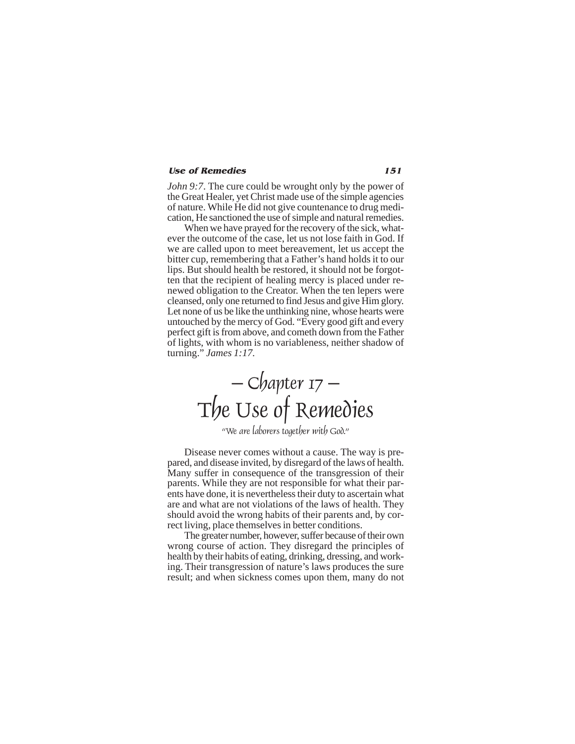*John 9:7*. The cure could be wrought only by the power of the Great Healer, yet Christ made use of the simple agencies of nature. While He did not give countenance to drug medication, He sanctioned the use of simple and natural remedies.

When we have prayed for the recovery of the sick, whatever the outcome of the case, let us not lose faith in God. If we are called upon to meet bereavement, let us accept the bitter cup, remembering that a Father's hand holds it to our lips. But should health be restored, it should not be forgotten that the recipient of healing mercy is placed under renewed obligation to the Creator. When the ten lepers were cleansed, only one returned to find Jesus and give Him glory. Let none of us be like the unthinking nine, whose hearts were untouched by the mercy of God. "Every good gift and every perfect gift is from above, and cometh down from the Father of lights, with whom is no variableness, neither shadow of turning." *James 1:17*.

# — Chapter 17 —
# The Use of Remedies

*"We are laborers together with God."*

Disease never comes without a cause. The way is prepared, and disease invited, by disregard of the laws of health. Many suffer in consequence of the transgression of their parents. While they are not responsible for what their parents have done, it is nevertheless their duty to ascertain what are and what are not violations of the laws of health. They should avoid the wrong habits of their parents and, by correct living, place themselves in better conditions.

The greater number, however, suffer because of their own wrong course of action. They disregard the principles of health by their habits of eating, drinking, dressing, and working. Their transgression of nature's laws produces the sure result; and when sickness comes upon them, many do not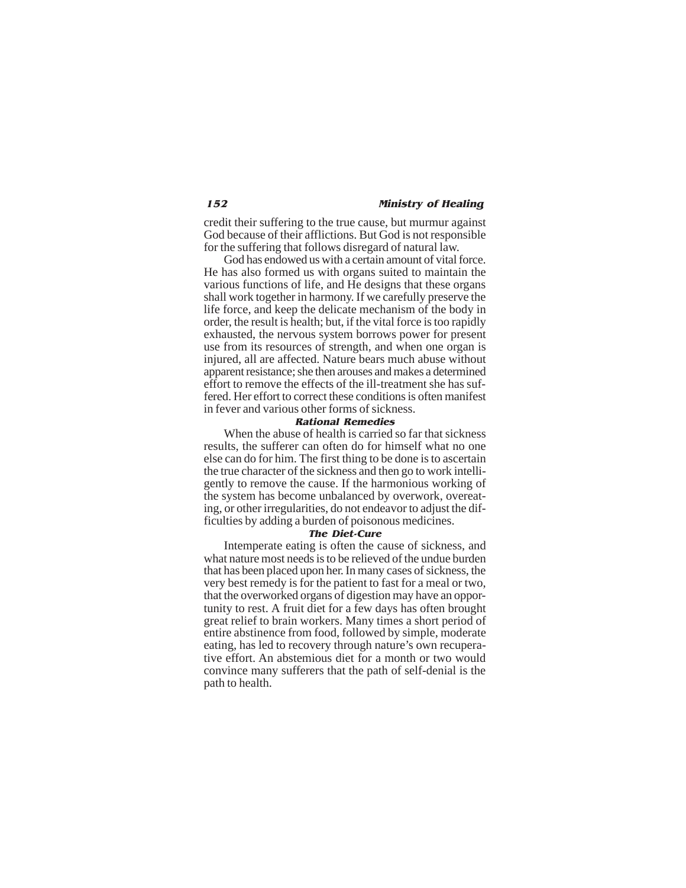credit their suffering to the true cause, but murmur against God because of their afflictions. But God is not responsible for the suffering that follows disregard of natural law.

God has endowed us with a certain amount of vital force. He has also formed us with organs suited to maintain the various functions of life, and He designs that these organs shall work together in harmony. If we carefully preserve the life force, and keep the delicate mechanism of the body in order, the result is health; but, if the vital force is too rapidly exhausted, the nervous system borrows power for present use from its resources of strength, and when one organ is injured, all are affected. Nature bears much abuse without apparent resistance; she then arouses and makes a determined effort to remove the effects of the ill-treatment she has suffered. Her effort to correct these conditions is often manifest in fever and various other forms of sickness.

### Rational Remedies

When the abuse of health is carried so far that sickness results, the sufferer can often do for himself what no one else can do for him. The first thing to be done is to ascertain the true character of the sickness and then go to work intelligently to remove the cause. If the harmonious working of the system has become unbalanced by overwork, overeating, or other irregularities, do not endeavor to adjust the difficulties by adding a burden of poisonous medicines.

### The Diet-Cure

Intemperate eating is often the cause of sickness, and what nature most needs is to be relieved of the undue burden that has been placed upon her. In many cases of sickness, the very best remedy is for the patient to fast for a meal or two, that the overworked organs of digestion may have an opportunity to rest. A fruit diet for a few days has often brought great relief to brain workers. Many times a short period of entire abstinence from food, followed by simple, moderate eating, has led to recovery through nature's own recuperative effort. An abstemious diet for a month or two would convince many sufferers that the path of self-denial is the path to health.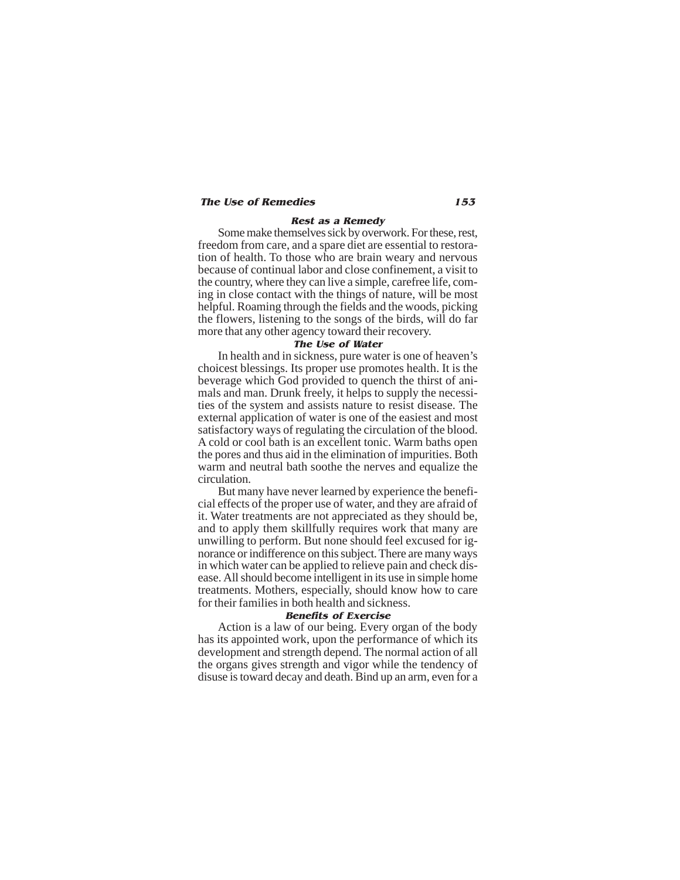### Rest as a Remedy

Some make themselves sick by overwork. For these, rest, freedom from care, and a spare diet are essential to restoration of health. To those who are brain weary and nervous because of continual labor and close confinement, a visit to the country, where they can live a simple, carefree life, coming in close contact with the things of nature, will be most helpful. Roaming through the fields and the woods, picking the flowers, listening to the songs of the birds, will do far more that any other agency toward their recovery.

### The Use of Water

In health and in sickness, pure water is one of heaven's choicest blessings. Its proper use promotes health. It is the beverage which God provided to quench the thirst of animals and man. Drunk freely, it helps to supply the necessities of the system and assists nature to resist disease. The external application of water is one of the easiest and most satisfactory ways of regulating the circulation of the blood. A cold or cool bath is an excellent tonic. Warm baths open the pores and thus aid in the elimination of impurities. Both warm and neutral bath soothe the nerves and equalize the circulation.

But many have never learned by experience the beneficial effects of the proper use of water, and they are afraid of it. Water treatments are not appreciated as they should be, and to apply them skillfully requires work that many are unwilling to perform. But none should feel excused for ignorance or indifference on this subject. There are many ways in which water can be applied to relieve pain and check disease. All should become intelligent in its use in simple home treatments. Mothers, especially, should know how to care for their families in both health and sickness.

### Benefits of Exercise

Action is a law of our being. Every organ of the body has its appointed work, upon the performance of which its development and strength depend. The normal action of all the organs gives strength and vigor while the tendency of disuse is toward decay and death. Bind up an arm, even for a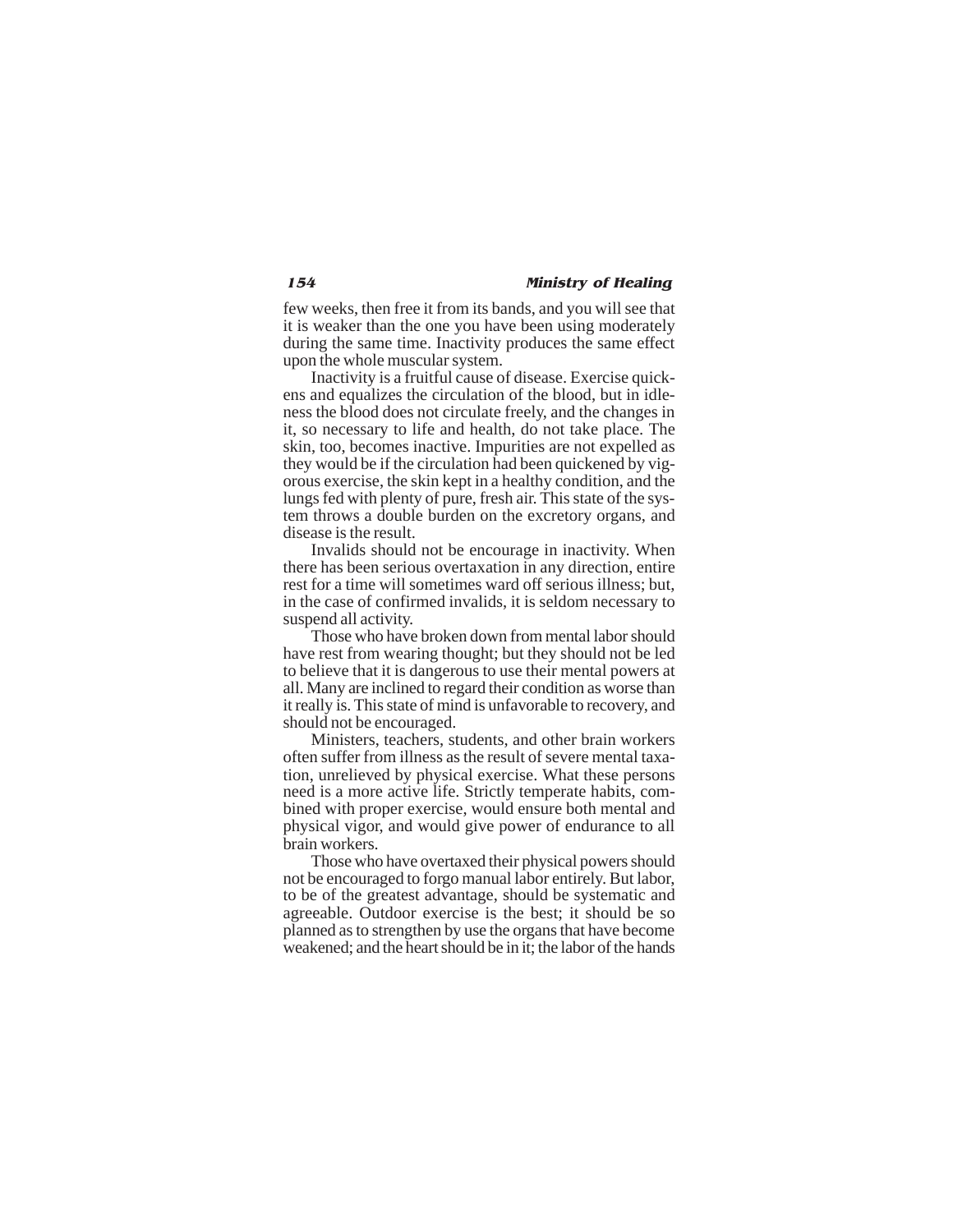few weeks, then free it from its bands, and you will see that it is weaker than the one you have been using moderately during the same time. Inactivity produces the same effect upon the whole muscular system.

Inactivity is a fruitful cause of disease. Exercise quickens and equalizes the circulation of the blood, but in idleness the blood does not circulate freely, and the changes in it, so necessary to life and health, do not take place. The skin, too, becomes inactive. Impurities are not expelled as they would be if the circulation had been quickened by vigorous exercise, the skin kept in a healthy condition, and the lungs fed with plenty of pure, fresh air. This state of the system throws a double burden on the excretory organs, and disease is the result.

Invalids should not be encourage in inactivity. When there has been serious overtaxation in any direction, entire rest for a time will sometimes ward off serious illness; but, in the case of confirmed invalids, it is seldom necessary to suspend all activity.

Those who have broken down from mental labor should have rest from wearing thought; but they should not be led to believe that it is dangerous to use their mental powers at all. Many are inclined to regard their condition as worse than it really is. This state of mind is unfavorable to recovery, and should not be encouraged.

Ministers, teachers, students, and other brain workers often suffer from illness as the result of severe mental taxation, unrelieved by physical exercise. What these persons need is a more active life. Strictly temperate habits, combined with proper exercise, would ensure both mental and physical vigor, and would give power of endurance to all brain workers.

Those who have overtaxed their physical powers should not be encouraged to forgo manual labor entirely. But labor, to be of the greatest advantage, should be systematic and agreeable. Outdoor exercise is the best; it should be so planned as to strengthen by use the organs that have become weakened; and the heart should be in it; the labor of the hands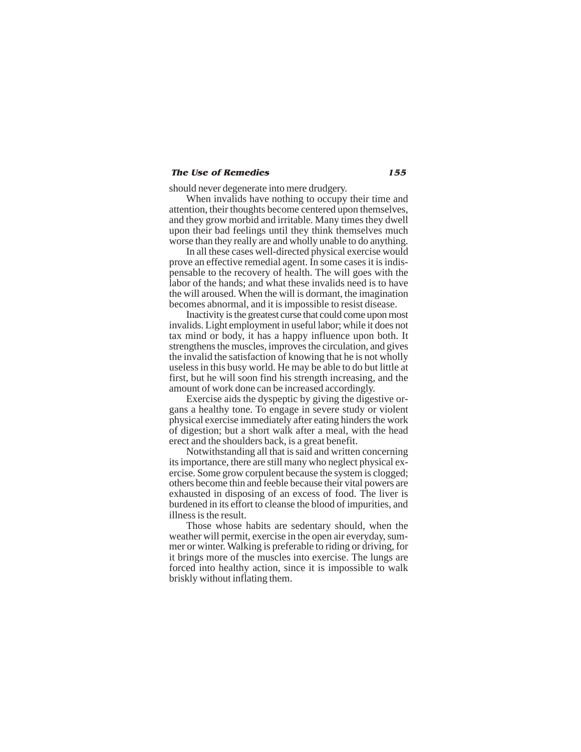should never degenerate into mere drudgery.

When invalids have nothing to occupy their time and attention, their thoughts become centered upon themselves, and they grow morbid and irritable. Many times they dwell upon their bad feelings until they think themselves much worse than they really are and wholly unable to do anything.

In all these cases well-directed physical exercise would prove an effective remedial agent. In some cases it is indispensable to the recovery of health. The will goes with the labor of the hands; and what these invalids need is to have the will aroused. When the will is dormant, the imagination becomes abnormal, and it is impossible to resist disease.

Inactivity is the greatest curse that could come upon most invalids. Light employment in useful labor; while it does not tax mind or body, it has a happy influence upon both. It strengthens the muscles, improves the circulation, and gives the invalid the satisfaction of knowing that he is not wholly useless in this busy world. He may be able to do but little at first, but he will soon find his strength increasing, and the amount of work done can be increased accordingly.

Exercise aids the dyspeptic by giving the digestive organs a healthy tone. To engage in severe study or violent physical exercise immediately after eating hinders the work of digestion; but a short walk after a meal, with the head erect and the shoulders back, is a great benefit.

Notwithstanding all that is said and written concerning its importance, there are still many who neglect physical exercise. Some grow corpulent because the system is clogged; others become thin and feeble because their vital powers are exhausted in disposing of an excess of food. The liver is burdened in its effort to cleanse the blood of impurities, and illness is the result.

Those whose habits are sedentary should, when the weather will permit, exercise in the open air everyday, summer or winter. Walking is preferable to riding or driving, for it brings more of the muscles into exercise. The lungs are forced into healthy action, since it is impossible to walk briskly without inflating them.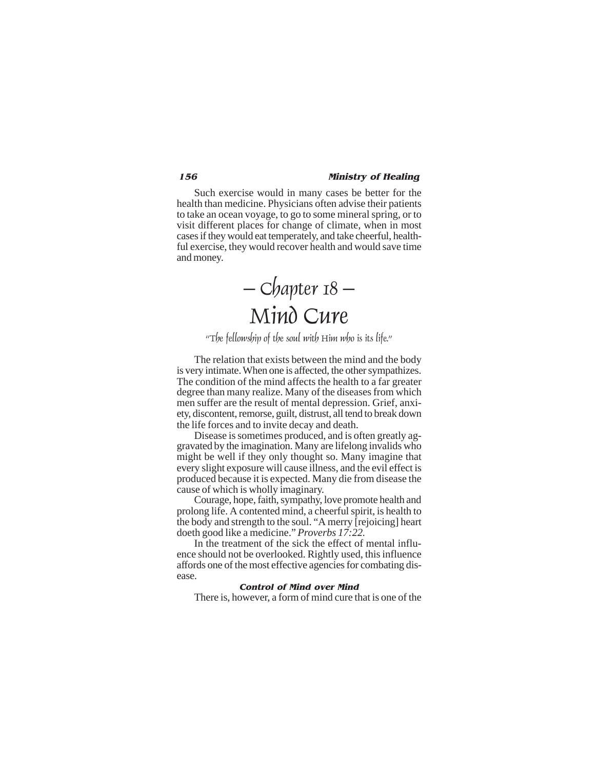Such exercise would in many cases be better for the health than medicine. Physicians often advise their patients to take an ocean voyage, to go to some mineral spring, or to visit different places for change of climate, when in most cases if they would eat temperately, and take cheerful, healthful exercise, they would recover health and would save time and money.

# — Chapter 18 — Mind Cure

*"The fellowship of the soul with Him who is its life."*

The relation that exists between the mind and the body is very intimate. When one is affected, the other sympathizes. The condition of the mind affects the health to a far greater degree than many realize. Many of the diseases from which men suffer are the result of mental depression. Grief, anxiety, discontent, remorse, guilt, distrust, all tend to break down the life forces and to invite decay and death.

Disease is sometimes produced, and is often greatly aggravated by the imagination. Many are lifelong invalids who might be well if they only thought so. Many imagine that every slight exposure will cause illness, and the evil effect is produced because it is expected. Many die from disease the cause of which is wholly imaginary.

Courage, hope, faith, sympathy, love promote health and prolong life. A contented mind, a cheerful spirit, is health to the body and strength to the soul. "A merry [rejoicing] heart doeth good like a medicine." *Proverbs 17:22.*

In the treatment of the sick the effect of mental influence should not be overlooked. Rightly used, this influence affords one of the most effective agencies for combating disease.

### Control of Mind over Mind

There is, however, a form of mind cure that is one of the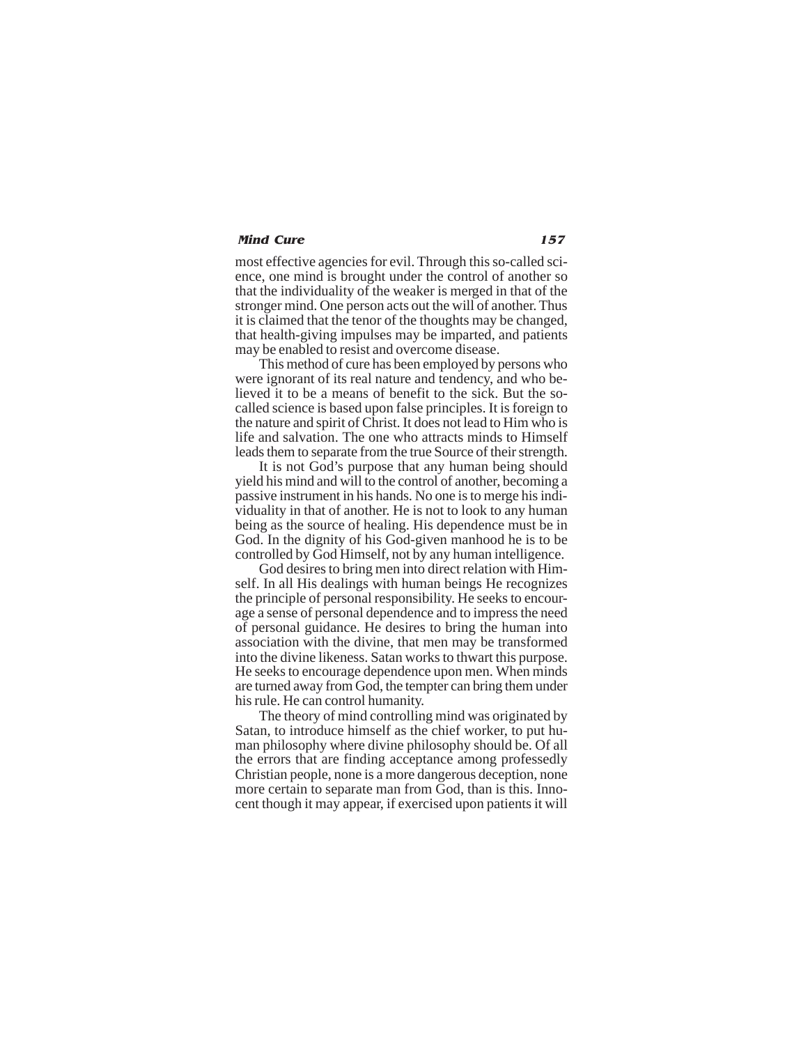most effective agencies for evil. Through this so-called science, one mind is brought under the control of another so that the individuality of the weaker is merged in that of the stronger mind. One person acts out the will of another. Thus it is claimed that the tenor of the thoughts may be changed, that health-giving impulses may be imparted, and patients may be enabled to resist and overcome disease.

This method of cure has been employed by persons who were ignorant of its real nature and tendency, and who believed it to be a means of benefit to the sick. But the so-called science is based upon false principles. It is foreign to the nature and spirit of Christ. It does not lead to Him who is life and salvation. The one who attracts minds to Himself leads them to separate from the true Source of their strength.

It is not God's purpose that any human being should yield his mind and will to the control of another, becoming a passive instrument in his hands. No one is to merge his individuality in that of another. He is not to look to any human being as the source of healing. His dependence must be in God. In the dignity of his God-given manhood he is to be controlled by God Himself, not by any human intelligence.

God desires to bring men into direct relation with Himself. In all His dealings with human beings He recognizes the principle of personal responsibility. He seeks to encourage a sense of personal dependence and to impress the need of personal guidance. He desires to bring the human into association with the divine, that men may be transformed into the divine likeness. Satan works to thwart this purpose. He seeks to encourage dependence upon men. When minds are turned away from God, the tempter can bring them under his rule. He can control humanity.

The theory of mind controlling mind was originated by Satan, to introduce himself as the chief worker, to put human philosophy where divine philosophy should be. Of all the errors that are finding acceptance among professedly Christian people, none is a more dangerous deception, none more certain to separate man from God, than is this. Innocent though it may appear, if exercised upon patients it will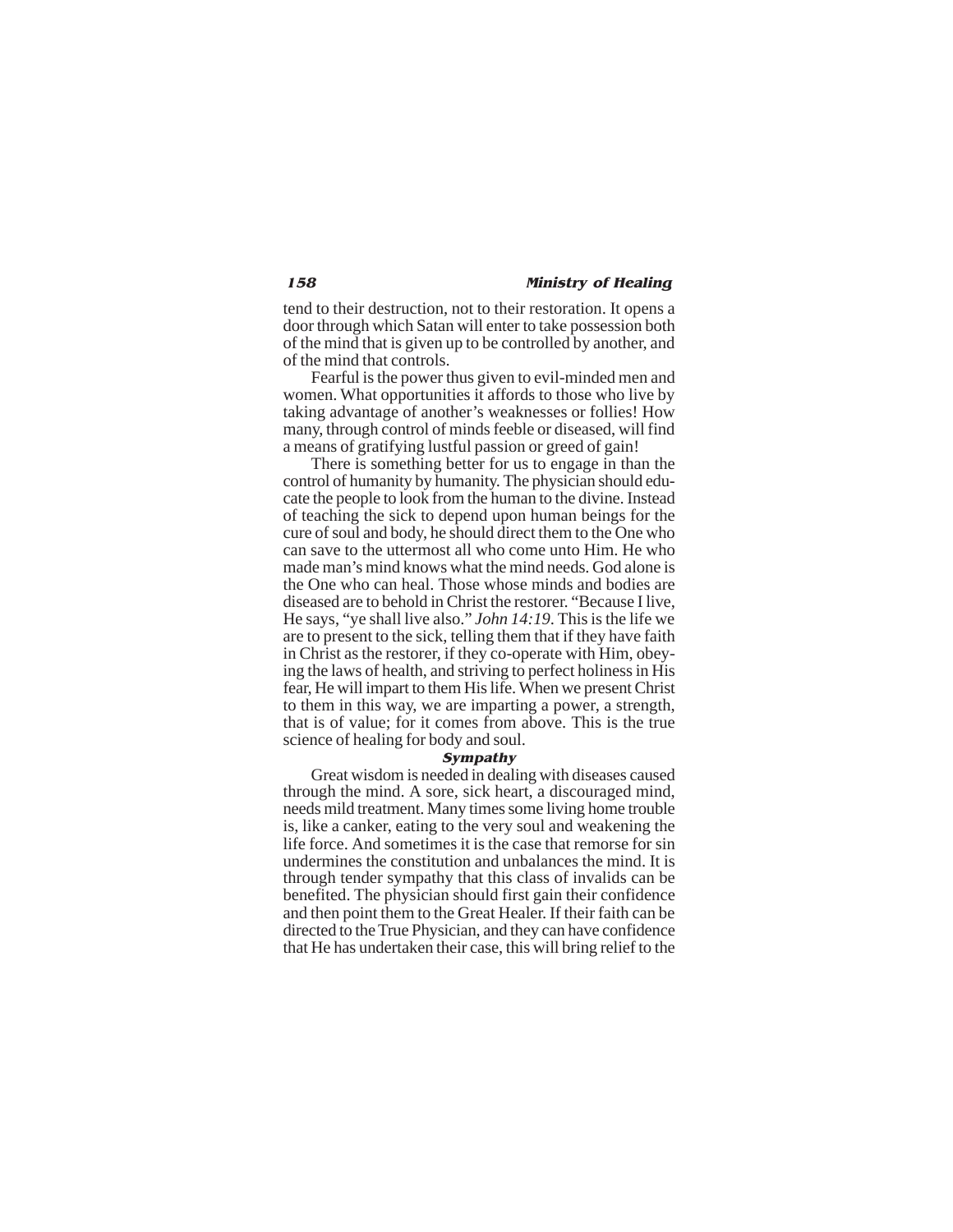tend to their destruction, not to their restoration. It opens a door through which Satan will enter to take possession both of the mind that is given up to be controlled by another, and of the mind that controls.

Fearful is the power thus given to evil-minded men and women. What opportunities it affords to those who live by taking advantage of another's weaknesses or follies! How many, through control of minds feeble or diseased, will find a means of gratifying lustful passion or greed of gain!

There is something better for us to engage in than the control of humanity by humanity. The physician should educate the people to look from the human to the divine. Instead of teaching the sick to depend upon human beings for the cure of soul and body, he should direct them to the One who can save to the uttermost all who come unto Him. He who made man's mind knows what the mind needs. God alone is the One who can heal. Those whose minds and bodies are diseased are to behold in Christ the restorer. "Because I live, He says, "ye shall live also." *John 14:19*. This is the life we are to present to the sick, telling them that if they have faith in Christ as the restorer, if they co-operate with Him, obeying the laws of health, and striving to perfect holiness in His fear, He will impart to them His life. When we present Christ to them in this way, we are imparting a power, a strength, that is of value; for it comes from above. This is the true science of healing for body and soul.

### Sympathy

Great wisdom is needed in dealing with diseases caused through the mind. A sore, sick heart, a discouraged mind, needs mild treatment. Many times some living home trouble is, like a canker, eating to the very soul and weakening the life force. And sometimes it is the case that remorse for sin undermines the constitution and unbalances the mind. It is through tender sympathy that this class of invalids can be benefited. The physician should first gain their confidence and then point them to the Great Healer. If their faith can be directed to the True Physician, and they can have confidence that He has undertaken their case, this will bring relief to the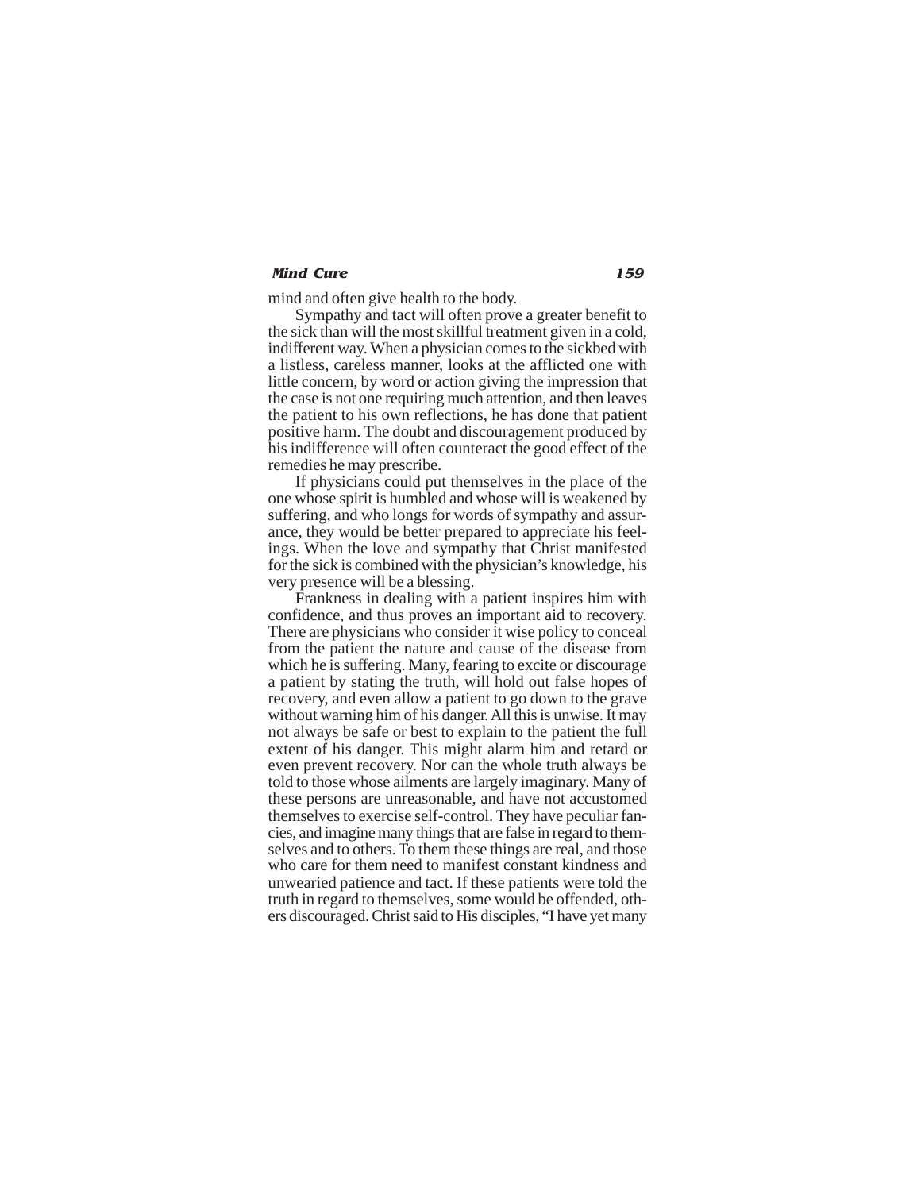mind and often give health to the body.

Sympathy and tact will often prove a greater benefit to the sick than will the most skillful treatment given in a cold, indifferent way. When a physician comes to the sickbed with a listless, careless manner, looks at the afflicted one with little concern, by word or action giving the impression that the case is not one requiring much attention, and then leaves the patient to his own reflections, he has done that patient positive harm. The doubt and discouragement produced by his indifference will often counteract the good effect of the remedies he may prescribe.

If physicians could put themselves in the place of the one whose spirit is humbled and whose will is weakened by suffering, and who longs for words of sympathy and assurance, they would be better prepared to appreciate his feelings. When the love and sympathy that Christ manifested for the sick is combined with the physician's knowledge, his very presence will be a blessing.

Frankness in dealing with a patient inspires him with confidence, and thus proves an important aid to recovery. There are physicians who consider it wise policy to conceal from the patient the nature and cause of the disease from which he is suffering. Many, fearing to excite or discourage a patient by stating the truth, will hold out false hopes of recovery, and even allow a patient to go down to the grave without warning him of his danger. All this is unwise. It may not always be safe or best to explain to the patient the full extent of his danger. This might alarm him and retard or even prevent recovery. Nor can the whole truth always be told to those whose ailments are largely imaginary. Many of these persons are unreasonable, and have not accustomed themselves to exercise self-control. They have peculiar fancies, and imagine many things that are false in regard to themselves and to others. To them these things are real, and those who care for them need to manifest constant kindness and unwearied patience and tact. If these patients were told the truth in regard to themselves, some would be offended, others discouraged. Christ said to His disciples, "I have yet many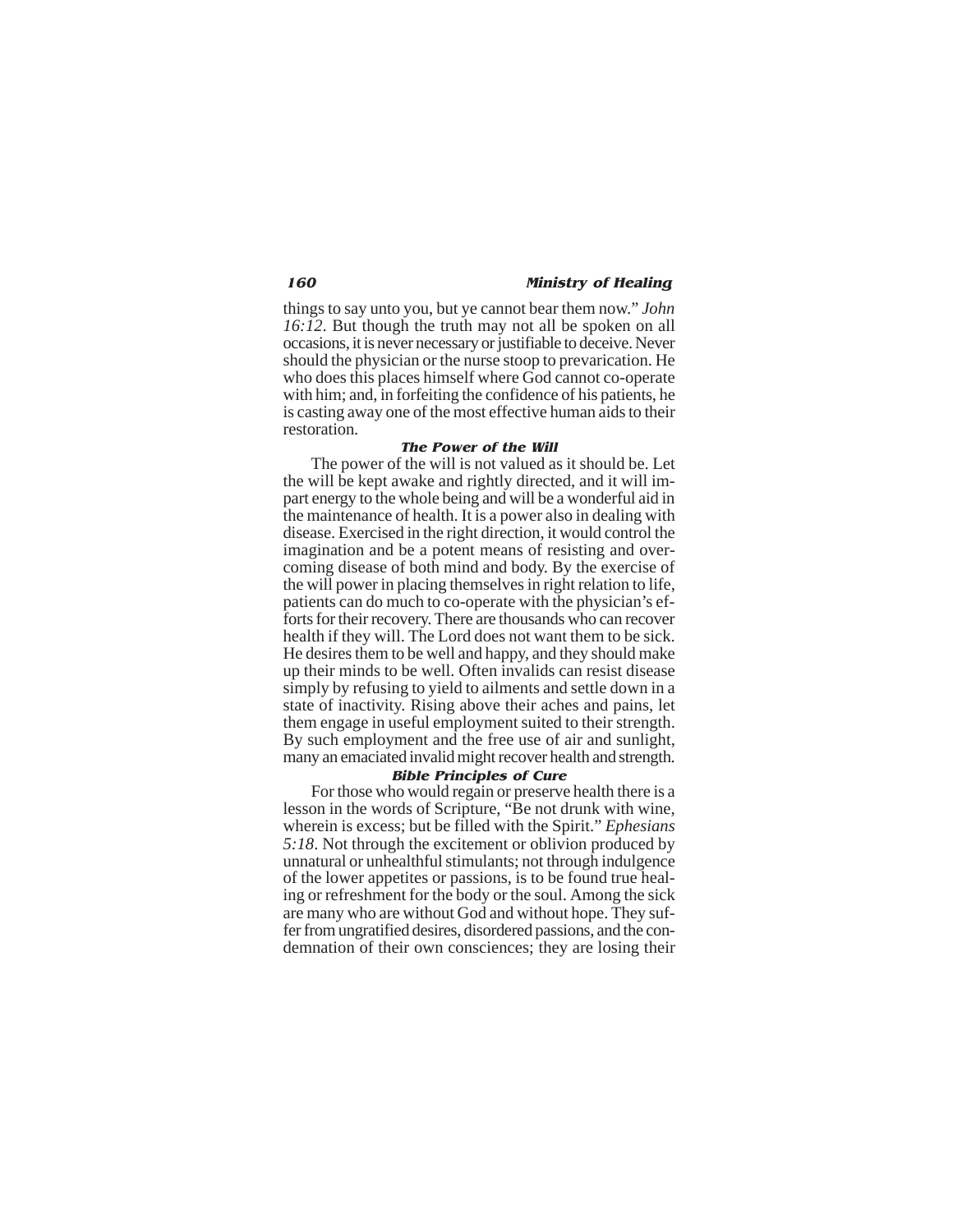things to say unto you, but ye cannot bear them now." *John 16:12*. But though the truth may not all be spoken on all occasions, it is never necessary or justifiable to deceive. Never should the physician or the nurse stoop to prevarication. He who does this places himself where God cannot co-operate with him; and, in forfeiting the confidence of his patients, he is casting away one of the most effective human aids to their restoration.

### The Power of the Will

The power of the will is not valued as it should be. Let the will be kept awake and rightly directed, and it will impart energy to the whole being and will be a wonderful aid in the maintenance of health. It is a power also in dealing with disease. Exercised in the right direction, it would control the imagination and be a potent means of resisting and overcoming disease of both mind and body. By the exercise of the will power in placing themselves in right relation to life, patients can do much to co-operate with the physician's efforts for their recovery. There are thousands who can recover health if they will. The Lord does not want them to be sick. He desires them to be well and happy, and they should make up their minds to be well. Often invalids can resist disease simply by refusing to yield to ailments and settle down in a state of inactivity. Rising above their aches and pains, let them engage in useful employment suited to their strength. By such employment and the free use of air and sunlight, many an emaciated invalid might recover health and strength.

### Bible Principles of Cure

For those who would regain or preserve health there is a lesson in the words of Scripture, "Be not drunk with wine, wherein is excess; but be filled with the Spirit." *Ephesians 5:18*. Not through the excitement or oblivion produced by unnatural or unhealthful stimulants; not through indulgence of the lower appetites or passions, is to be found true healing or refreshment for the body or the soul. Among the sick are many who are without God and without hope. They suffer from ungratified desires, disordered passions, and the condemnation of their own consciences; they are losing their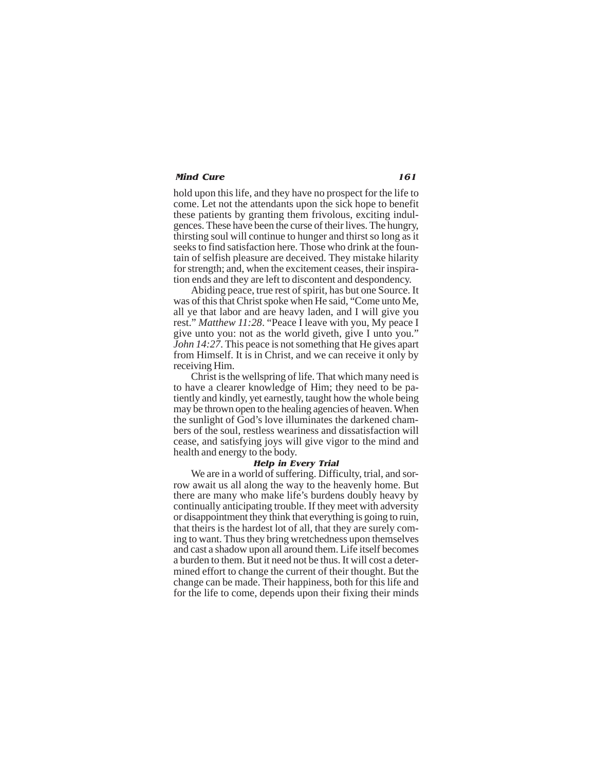hold upon this life, and they have no prospect for the life to come. Let not the attendants upon the sick hope to benefit these patients by granting them frivolous, exciting indulgences. These have been the curse of their lives. The hungry, thirsting soul will continue to hunger and thirst so long as it seeks to find satisfaction here. Those who drink at the fountain of selfish pleasure are deceived. They mistake hilarity for strength; and, when the excitement ceases, their inspiration ends and they are left to discontent and despondency.

Abiding peace, true rest of spirit, has but one Source. It was of this that Christ spoke when He said, "Come unto Me, all ye that labor and are heavy laden, and I will give you rest." *Matthew 11:28*. "Peace I leave with you, My peace I give unto you: not as the world giveth, give I unto you." *John 14:27*. This peace is not something that He gives apart from Himself. It is in Christ, and we can receive it only by receiving Him.

Christ is the wellspring of life. That which many need is to have a clearer knowledge of Him; they need to be patiently and kindly, yet earnestly, taught how the whole being may be thrown open to the healing agencies of heaven. When the sunlight of God's love illuminates the darkened chambers of the soul, restless weariness and dissatisfaction will cease, and satisfying joys will give vigor to the mind and health and energy to the body.

### *Help in Every Trial*

We are in a world of suffering. Difficulty, trial, and sorrow await us all along the way to the heavenly home. But there are many who make life's burdens doubly heavy by continually anticipating trouble. If they meet with adversity or disappointment they think that everything is going to ruin, that theirs is the hardest lot of all, that they are surely coming to want. Thus they bring wretchedness upon themselves and cast a shadow upon all around them. Life itself becomes a burden to them. But it need not be thus. It will cost a determined effort to change the current of their thought. But the change can be made. Their happiness, both for this life and for the life to come, depends upon their fixing their minds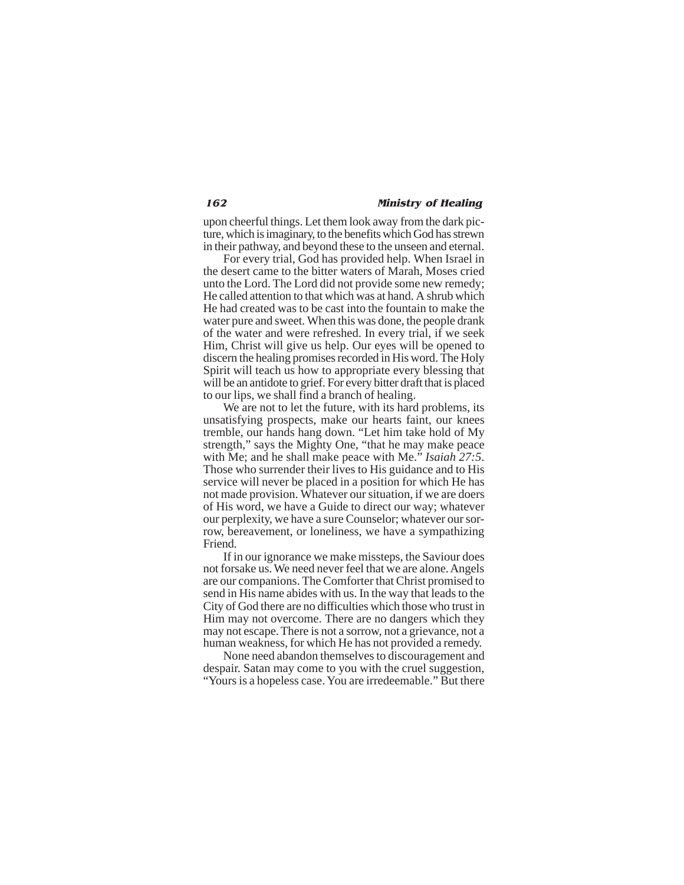upon cheerful things. Let them look away from the dark picture, which is imaginary, to the benefits which God has strewn in their pathway, and beyond these to the unseen and eternal.

For every trial, God has provided help. When Israel in the desert came to the bitter waters of Marah, Moses cried unto the Lord. The Lord did not provide some new remedy; He called attention to that which was at hand. A shrub which He had created was to be cast into the fountain to make the water pure and sweet. When this was done, the people drank of the water and were refreshed. In every trial, if we seek Him, Christ will give us help. Our eyes will be opened to discern the healing promises recorded in His word. The Holy Spirit will teach us how to appropriate every blessing that will be an antidote to grief. For every bitter draft that is placed to our lips, we shall find a branch of healing.

We are not to let the future, with its hard problems, its unsatisfying prospects, make our hearts faint, our knees tremble, our hands hang down. "Let him take hold of My strength," says the Mighty One, "that he may make peace with Me; and he shall make peace with Me." *Isaiah 27:5.* Those who surrender their lives to His guidance and to His service will never be placed in a position for which He has not made provision. Whatever our situation, if we are doers of His word, we have a Guide to direct our way; whatever our perplexity, we have a sure Counselor; whatever our sorrow, bereavement, or loneliness, we have a sympathizing Friend.

If in our ignorance we make missteps, the Saviour does not forsake us. We need never feel that we are alone. Angels are our companions. The Comforter that Christ promised to send in His name abides with us. In the way that leads to the City of God there are no difficulties which those who trust in Him may not overcome. There are no dangers which they may not escape. There is not a sorrow, not a grievance, not a human weakness, for which He has not provided a remedy.

None need abandon themselves to discouragement and despair. Satan may come to you with the cruel suggestion, "Yours is a hopeless case. You are irredeemable." But there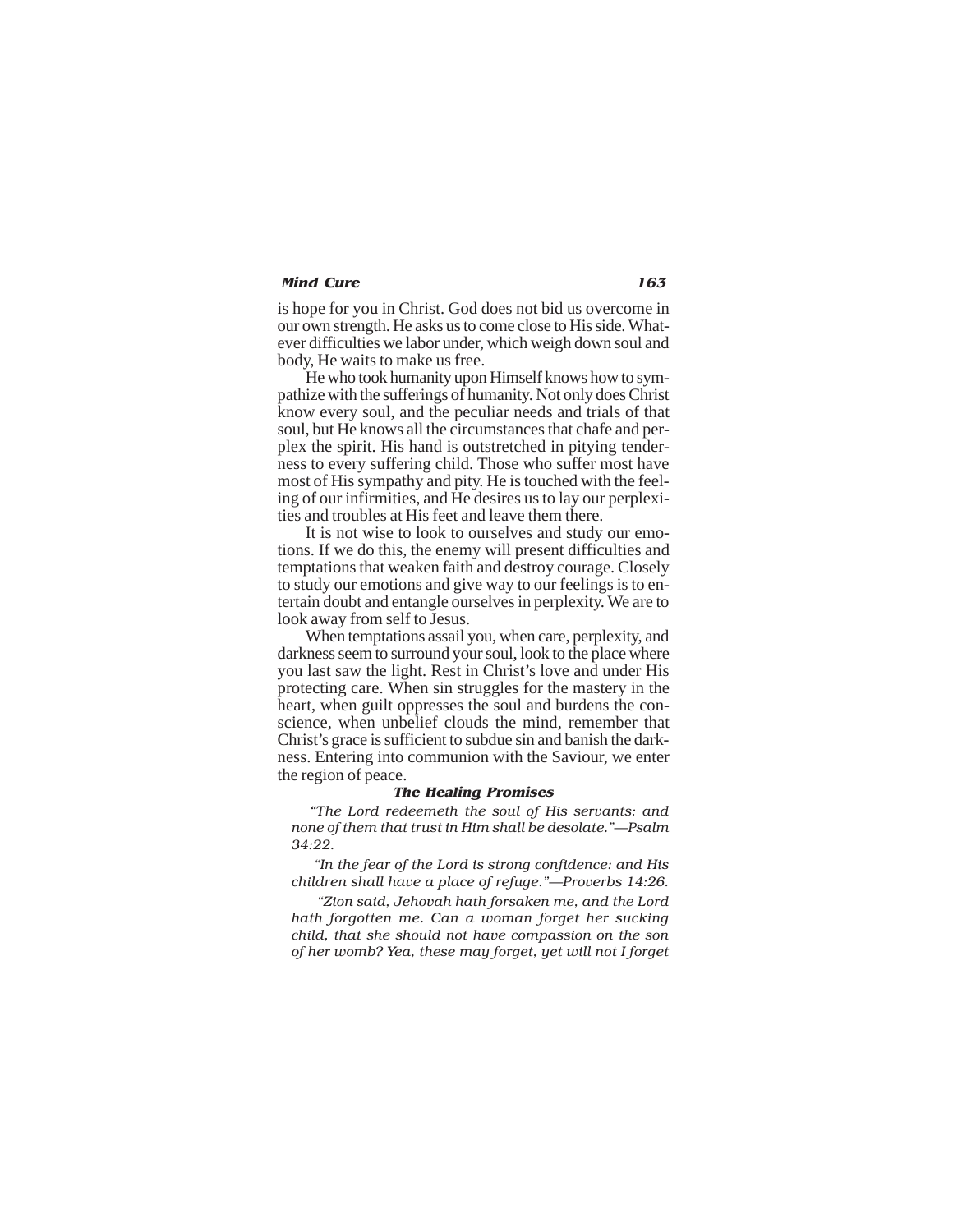is hope for you in Christ. God does not bid us overcome in our own strength. He asks us to come close to His side. Whatever difficulties we labor under, which weigh down soul and body, He waits to make us free.

He who took humanity upon Himself knows how to sympathize with the sufferings of humanity. Not only does Christ know every soul, and the peculiar needs and trials of that soul, but He knows all the circumstances that chafe and perplex the spirit. His hand is outstretched in pitying tenderness to every suffering child. Those who suffer most have most of His sympathy and pity. He is touched with the feeling of our infirmities, and He desires us to lay our perplexities and troubles at His feet and leave them there.

It is not wise to look to ourselves and study our emotions. If we do this, the enemy will present difficulties and temptations that weaken faith and destroy courage. Closely to study our emotions and give way to our feelings is to entertain doubt and entangle ourselves in perplexity. We are to look away from self to Jesus.

When temptations assail you, when care, perplexity, and darkness seem to surround your soul, look to the place where you last saw the light. Rest in Christ's love and under His protecting care. When sin struggles for the mastery in the heart, when guilt oppresses the soul and burdens the conscience, when unbelief clouds the mind, remember that Christ's grace is sufficient to subdue sin and banish the darkness. Entering into communion with the Saviour, we enter the region of peace.

### The Healing Promises

*"The Lord redeemeth the soul of His servants: and none of them that trust in Him shall be desolate."—Psalm 34:22.*

*"In the fear of the Lord is strong confidence: and His children shall have a place of refuge."—Proverbs 14:26.*

*"Zion said, Jehovah hath forsaken me, and the Lord hath forgotten me. Can a woman forget her sucking child, that she should not have compassion on the son of her womb? Yea, these may forget, yet will not I forget*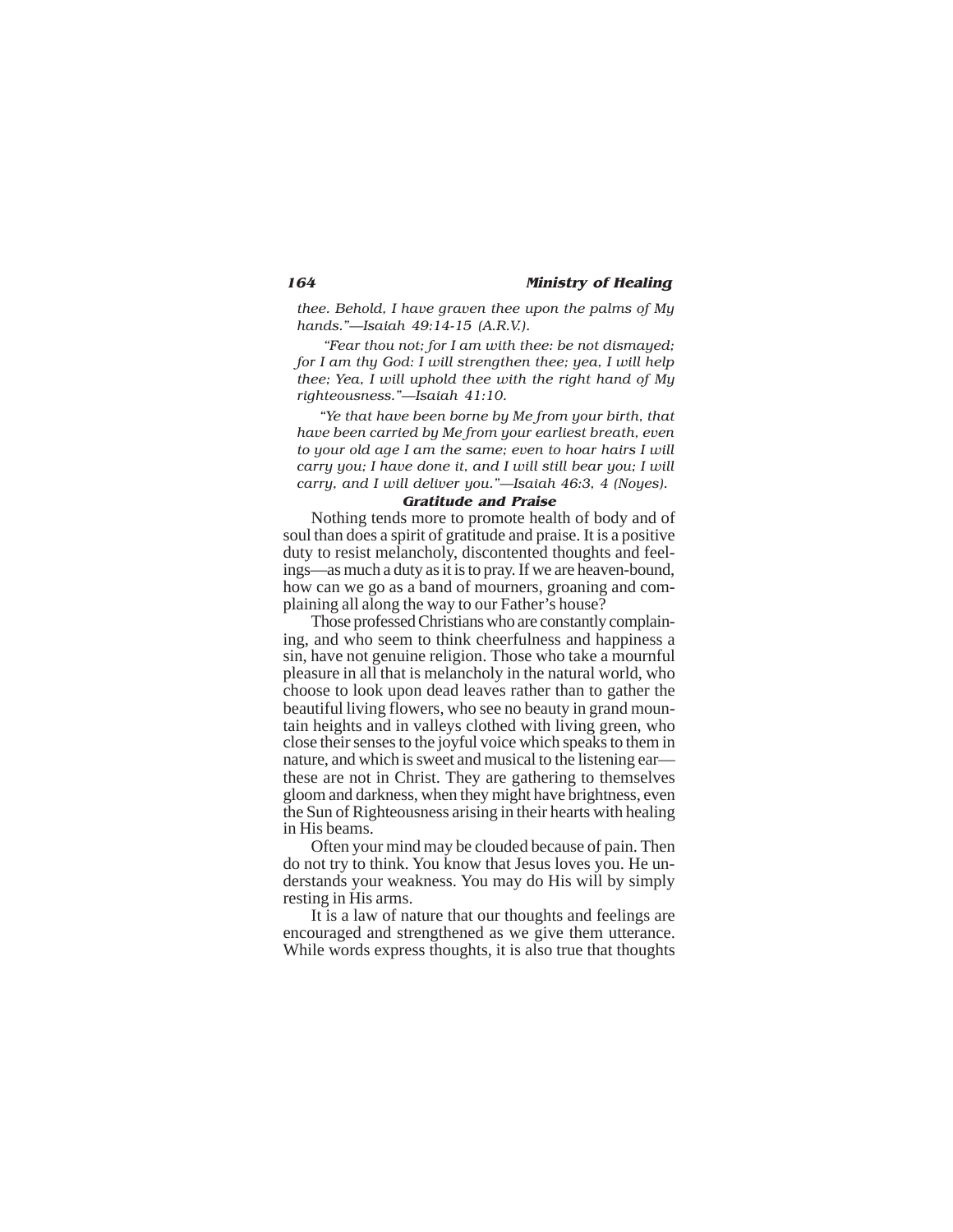*thee. Behold, I have graven thee upon the palms of My hands."—Isaiah 49:14-15 (A.R.V.).*

*"Fear thou not; for I am with thee: be not dismayed; for I am thy God: I will strengthen thee; yea, I will help thee; Yea, I will uphold thee with the right hand of My righteousness."—Isaiah 41:10.*

*"Ye that have been borne by Me from your birth, that have been carried by Me from your earliest breath, even to your old age I am the same; even to hoar hairs I will carry you; I have done it, and I will still bear you; I will carry, and I will deliver you."—Isaiah 46:3, 4 (Noyes).*

### Gratitude and Praise

Nothing tends more to promote health of body and of soul than does a spirit of gratitude and praise. It is a positive duty to resist melancholy, discontented thoughts and feelings—as much a duty as it is to pray. If we are heaven-bound, how can we go as a band of mourners, groaning and complaining all along the way to our Father's house?

Those professed Christians who are constantly complaining, and who seem to think cheerfulness and happiness a sin, have not genuine religion. Those who take a mournful pleasure in all that is melancholy in the natural world, who choose to look upon dead leaves rather than to gather the beautiful living flowers, who see no beauty in grand mountain heights and in valleys clothed with living green, who close their senses to the joyful voice which speaks to them in nature, and which is sweet and musical to the listening ear—these are not in Christ. They are gathering to themselves gloom and darkness, when they might have brightness, even the Sun of Righteousness arising in their hearts with healing in His beams.

Often your mind may be clouded because of pain. Then do not try to think. You know that Jesus loves you. He understands your weakness. You may do His will by simply resting in His arms.

It is a law of nature that our thoughts and feelings are encouraged and strengthened as we give them utterance. While words express thoughts, it is also true that thoughts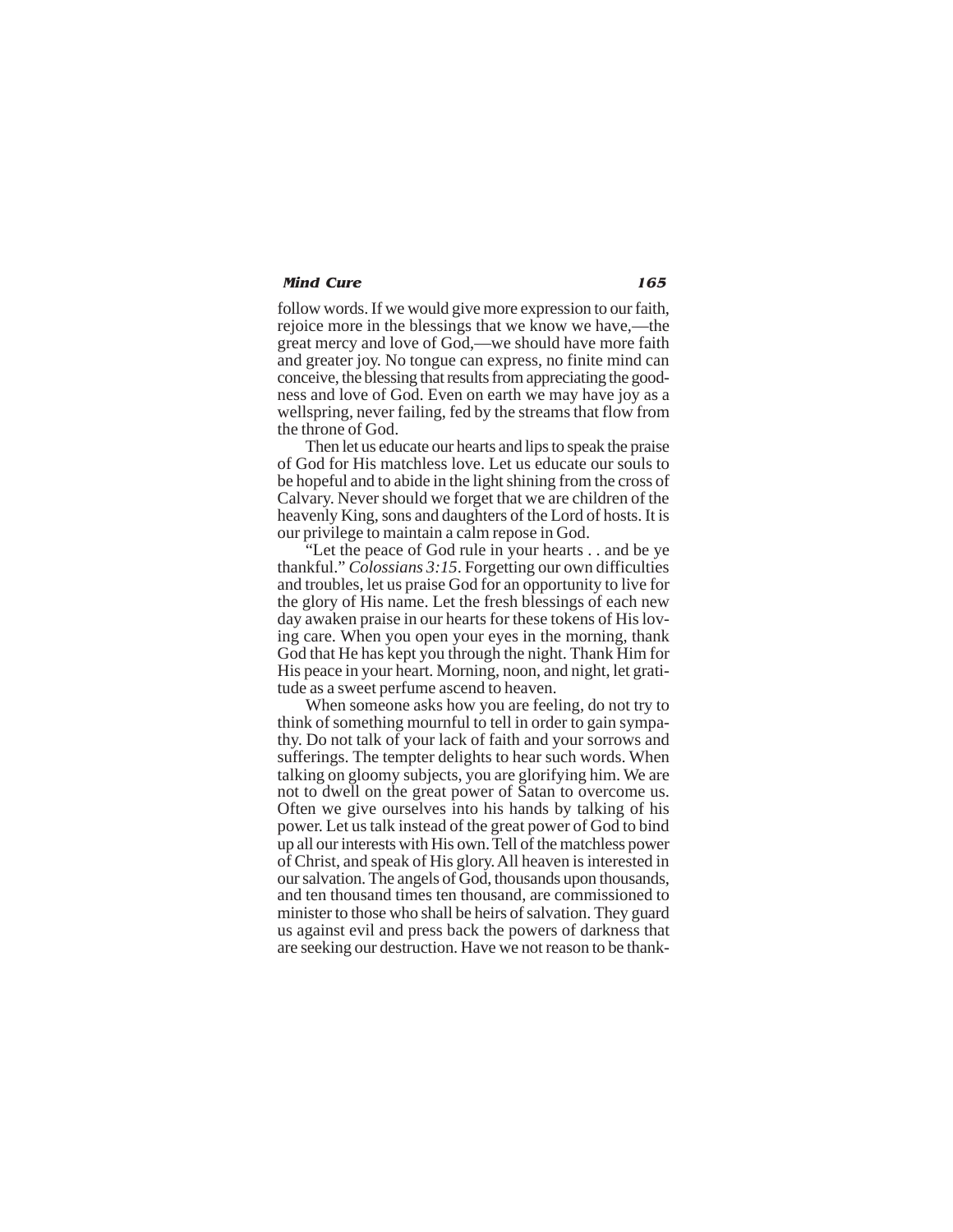follow words. If we would give more expression to our faith, rejoice more in the blessings that we know we have,—the great mercy and love of God,—we should have more faith and greater joy. No tongue can express, no finite mind can conceive, the blessing that results from appreciating the goodness and love of God. Even on earth we may have joy as a wellspring, never failing, fed by the streams that flow from the throne of God.

Then let us educate our hearts and lips to speak the praise of God for His matchless love. Let us educate our souls to be hopeful and to abide in the light shining from the cross of Calvary. Never should we forget that we are children of the heavenly King, sons and daughters of the Lord of hosts. It is our privilege to maintain a calm repose in God.

"Let the peace of God rule in your hearts . . and be ye thankful." *Colossians 3:15*. Forgetting our own difficulties and troubles, let us praise God for an opportunity to live for the glory of His name. Let the fresh blessings of each new day awaken praise in our hearts for these tokens of His loving care. When you open your eyes in the morning, thank God that He has kept you through the night. Thank Him for His peace in your heart. Morning, noon, and night, let gratitude as a sweet perfume ascend to heaven.

When someone asks how you are feeling, do not try to think of something mournful to tell in order to gain sympathy. Do not talk of your lack of faith and your sorrows and sufferings. The tempter delights to hear such words. When talking on gloomy subjects, you are glorifying him. We are not to dwell on the great power of Satan to overcome us. Often we give ourselves into his hands by talking of his power. Let us talk instead of the great power of God to bind up all our interests with His own. Tell of the matchless power of Christ, and speak of His glory. All heaven is interested in our salvation. The angels of God, thousands upon thousands, and ten thousand times ten thousand, are commissioned to minister to those who shall be heirs of salvation. They guard us against evil and press back the powers of darkness that are seeking our destruction. Have we not reason to be thank-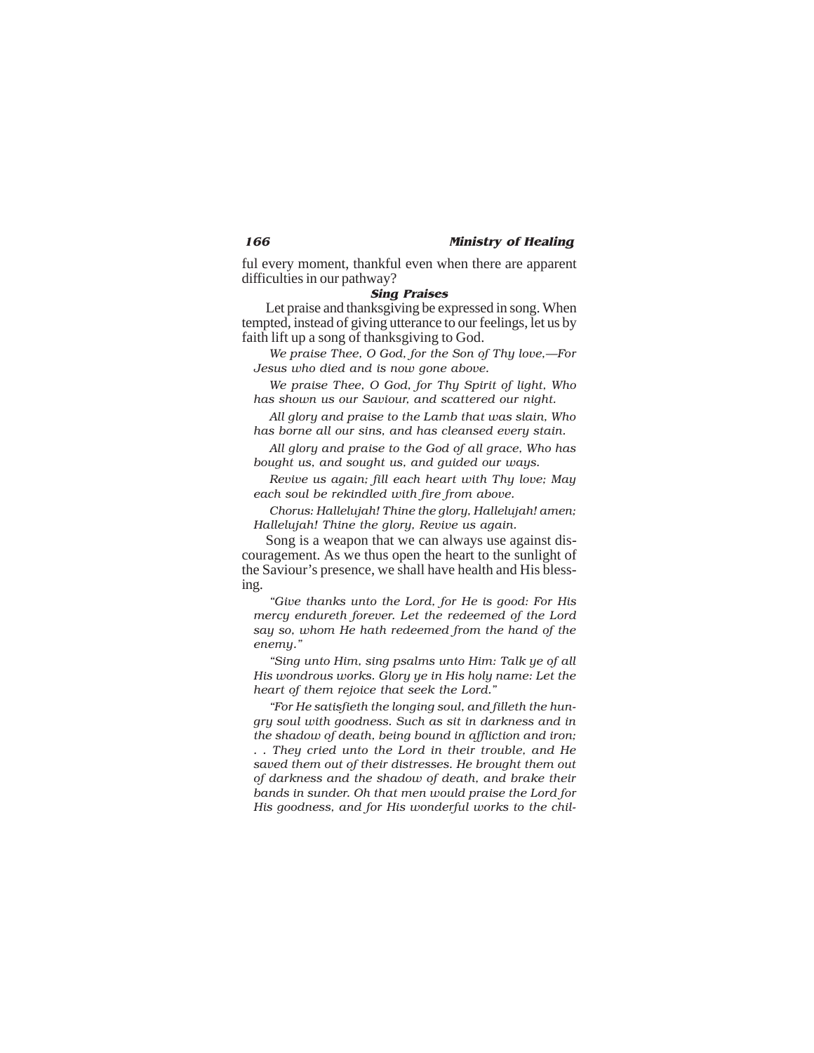ful every moment, thankful even when there are apparent difficulties in our pathway?

### *Sing Praises*

Let praise and thanksgiving be expressed in song. When tempted, instead of giving utterance to our feelings, let us by faith lift up a song of thanksgiving to God.

*We praise Thee, O God, for the Son of Thy love,—For Jesus who died and is now gone above.*

*We praise Thee, O God, for Thy Spirit of light, Who has shown us our Saviour, and scattered our night.*

*All glory and praise to the Lamb that was slain, Who has borne all our sins, and has cleansed every stain.*

*All glory and praise to the God of all grace, Who has bought us, and sought us, and guided our ways.*

*Revive us again; fill each heart with Thy love; May each soul be rekindled with fire from above.*

*Chorus: Hallelujah! Thine the glory, Hallelujah! amen; Hallelujah! Thine the glory, Revive us again.*

Song is a weapon that we can always use against discouragement. As we thus open the heart to the sunlight of the Saviour's presence, we shall have health and His blessing.

*"Give thanks unto the Lord, for He is good: For His mercy endureth forever. Let the redeemed of the Lord say so, whom He hath redeemed from the hand of the enemy."*

*"Sing unto Him, sing psalms unto Him: Talk ye of all His wondrous works. Glory ye in His holy name: Let the heart of them rejoice that seek the Lord."*

*"For He satisfieth the longing soul, and filleth the hungry soul with goodness. Such as sit in darkness and in the shadow of death, being bound in affliction and iron; . . They cried unto the Lord in their trouble, and He saved them out of their distresses. He brought them out of darkness and the shadow of death, and brake their bands in sunder. Oh that men would praise the Lord for His goodness, and for His wonderful works to the chil-*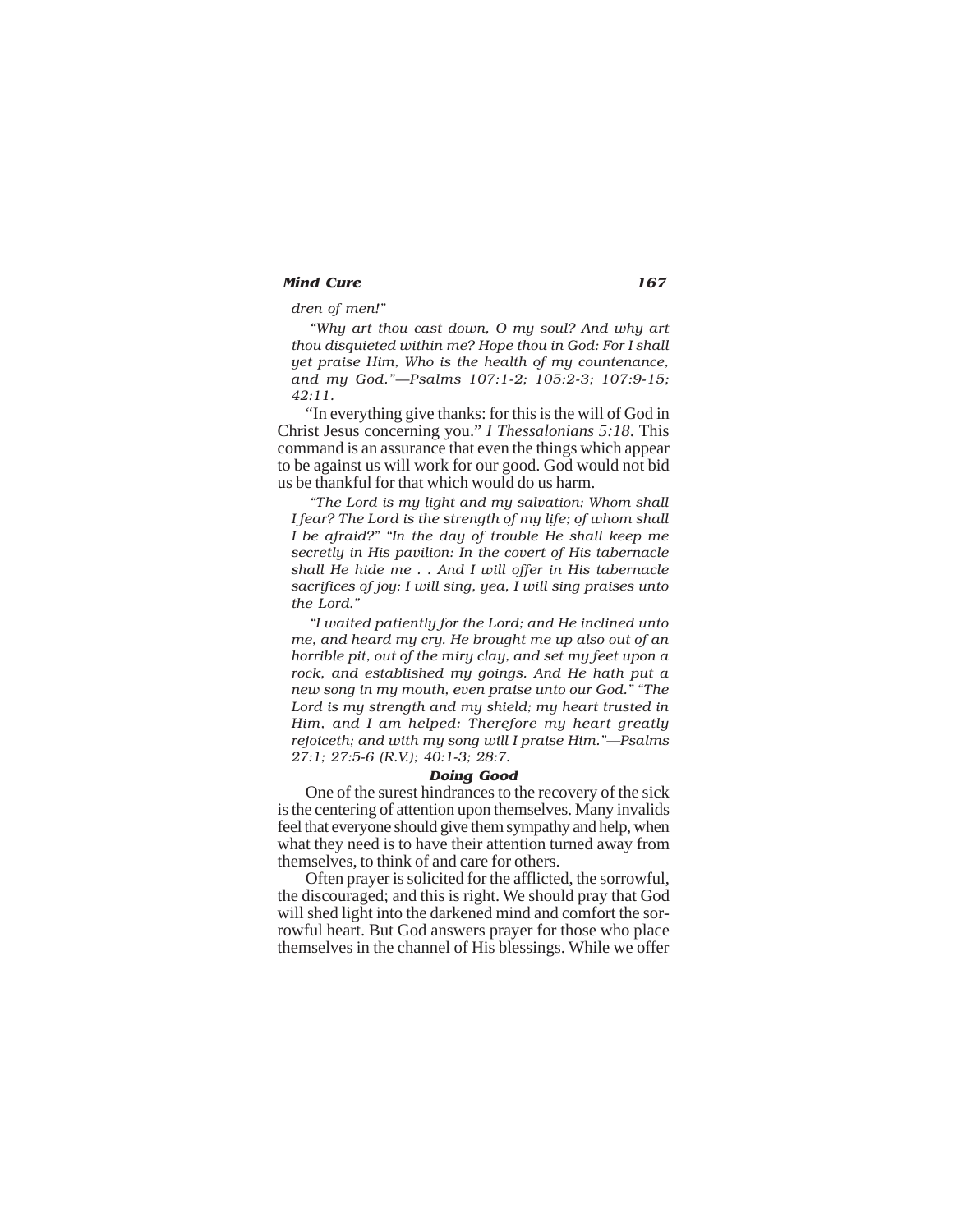*dren of men!"*

*"Why art thou cast down, O my soul? And why art thou disquieted within me? Hope thou in God: For I shall yet praise Him, Who is the health of my countenance, and my God."—Psalms 107:1-2; 105:2-3; 107:9-15; 42:11.*

"In everything give thanks: for this is the will of God in Christ Jesus concerning you." *I Thessalonians 5:18.* This command is an assurance that even the things which appear to be against us will work for our good. God would not bid us be thankful for that which would do us harm.

*"The Lord is my light and my salvation; Whom shall I fear? The Lord is the strength of my life; of whom shall I be afraid?" "In the day of trouble He shall keep me secretly in His pavilion: In the covert of His tabernacle shall He hide me . . And I will offer in His tabernacle sacrifices of joy; I will sing, yea, I will sing praises unto the Lord."*

*"I waited patiently for the Lord; and He inclined unto me, and heard my cry. He brought me up also out of an horrible pit, out of the miry clay, and set my feet upon a rock, and established my goings. And He hath put a new song in my mouth, even praise unto our God." "The Lord is my strength and my shield; my heart trusted in Him, and I am helped: Therefore my heart greatly rejoiceth; and with my song will I praise Him."—Psalms 27:1; 27:5-6 (R.V.); 40:1-3; 28:7.*

### Doing Good

One of the surest hindrances to the recovery of the sick is the centering of attention upon themselves. Many invalids feel that everyone should give them sympathy and help, when what they need is to have their attention turned away from themselves, to think of and care for others.

Often prayer is solicited for the afflicted, the sorrowful, the discouraged; and this is right. We should pray that God will shed light into the darkened mind and comfort the sorrowful heart. But God answers prayer for those who place themselves in the channel of His blessings. While we offer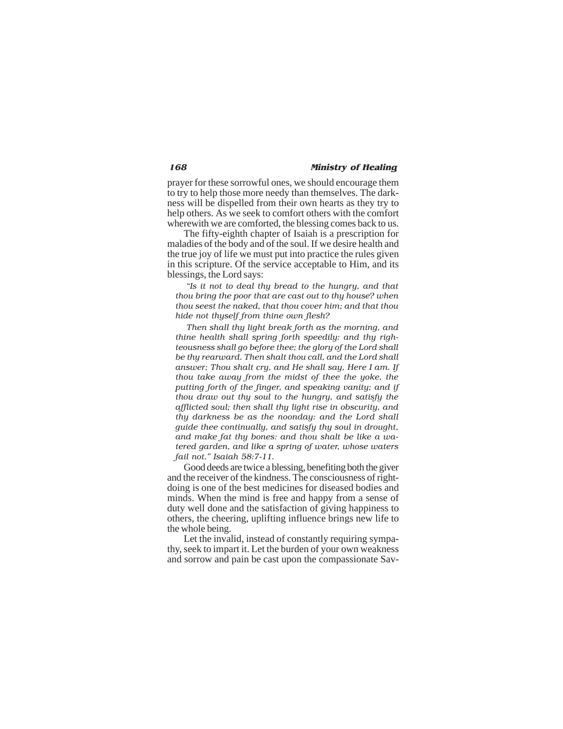prayer for these sorrowful ones, we should encourage them to try to help those more needy than themselves. The darkness will be dispelled from their own hearts as they try to help others. As we seek to comfort others with the comfort wherewith we are comforted, the blessing comes back to us.

The fifty-eighth chapter of Isaiah is a prescription for maladies of the body and of the soul. If we desire health and the true joy of life we must put into practice the rules given in this scripture. Of the service acceptable to Him, and its blessings, the Lord says:

> *"Is it not to deal thy bread to the hungry, and that thou bring the poor that are cast out to thy house? when thou seest the naked, that thou cover him; and that thou hide not thyself from thine own flesh?*
>
> *Then shall thy light break forth as the morning, and thine health shall spring forth speedily: and thy righteousness shall go before thee; the glory of the Lord shall be thy rearward. Then shalt thou call, and the Lord shall answer; Thou shalt cry, and He shall say, Here I am. If thou take away from the midst of thee the yoke, the putting forth of the finger, and speaking vanity; and if thou draw out thy soul to the hungry, and satisfy the afflicted soul; then shall thy light rise in obscurity, and thy darkness be as the noonday: and the Lord shall guide thee continually, and satisfy thy soul in drought, and make fat thy bones: and thou shalt be like a watered garden, and like a spring of water, whose waters fail not." Isaiah 58:7-11.*

Good deeds are twice a blessing, benefiting both the giver and the receiver of the kindness. The consciousness of right-doing is one of the best medicines for diseased bodies and minds. When the mind is free and happy from a sense of duty well done and the satisfaction of giving happiness to others, the cheering, uplifting influence brings new life to the whole being.

Let the invalid, instead of constantly requiring sympathy, seek to impart it. Let the burden of your own weakness and sorrow and pain be cast upon the compassionate Sav-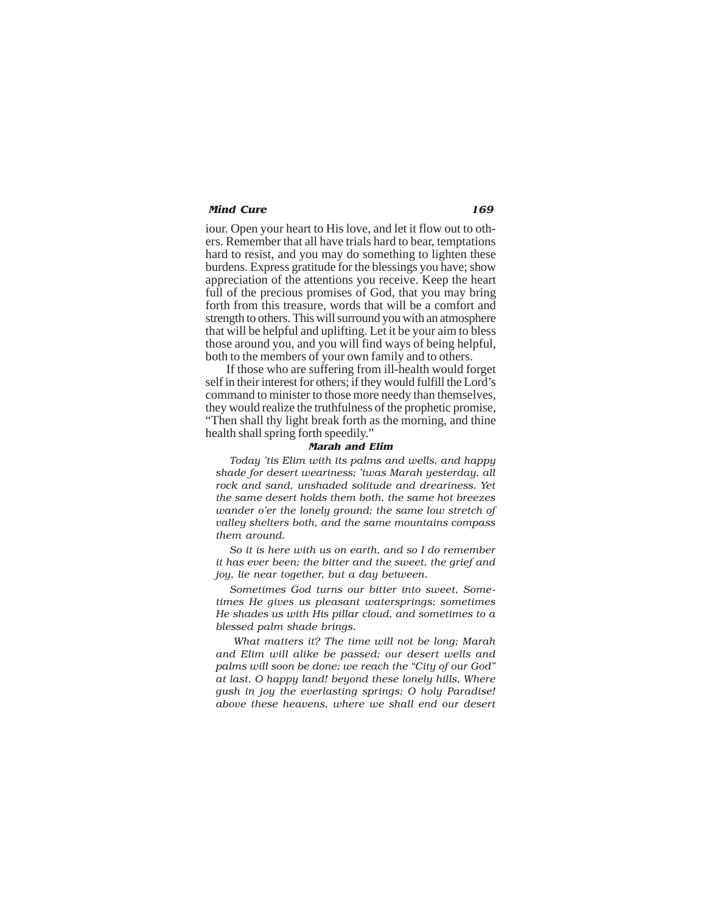iour. Open your heart to His love, and let it flow out to others. Remember that all have trials hard to bear, temptations hard to resist, and you may do something to lighten these burdens. Express gratitude for the blessings you have; show appreciation of the attentions you receive. Keep the heart full of the precious promises of God, that you may bring forth from this treasure, words that will be a comfort and strength to others. This will surround you with an atmosphere that will be helpful and uplifting. Let it be your aim to bless those around you, and you will find ways of being helpful, both to the members of your own family and to others.

If those who are suffering from ill-health would forget self in their interest for others; if they would fulfill the Lord's command to minister to those more needy than themselves, they would realize the truthfulness of the prophetic promise, "Then shall thy light break forth as the morning, and thine health shall spring forth speedily."

**Marah and Elim**

*Today 'tis Elim with its palms and wells, and happy shade for desert weariness; 'twas Marah yesterday, all rock and sand, unshaded solitude and dreariness. Yet the same desert holds them both, the same hot breezes wander o'er the lonely ground; the same low stretch of valley shelters both, and the same mountains compass them around.*

*So it is here with us on earth, and so I do remember it has ever been; the bitter and the sweet, the grief and joy, lie near together, but a day between.*

*Sometimes God turns our bitter into sweet, Sometimes He gives us pleasant watersprings; sometimes He shades us with His pillar cloud, and sometimes to a blessed palm shade brings.*

*What matters it? The time will not be long; Marah and Elim will alike be passed; our desert wells and palms will soon be done; we reach the "City of our God" at last. O happy land! beyond these lonely hills, Where gush in joy the everlasting springs; O holy Paradise! above these heavens, where we shall end our desert*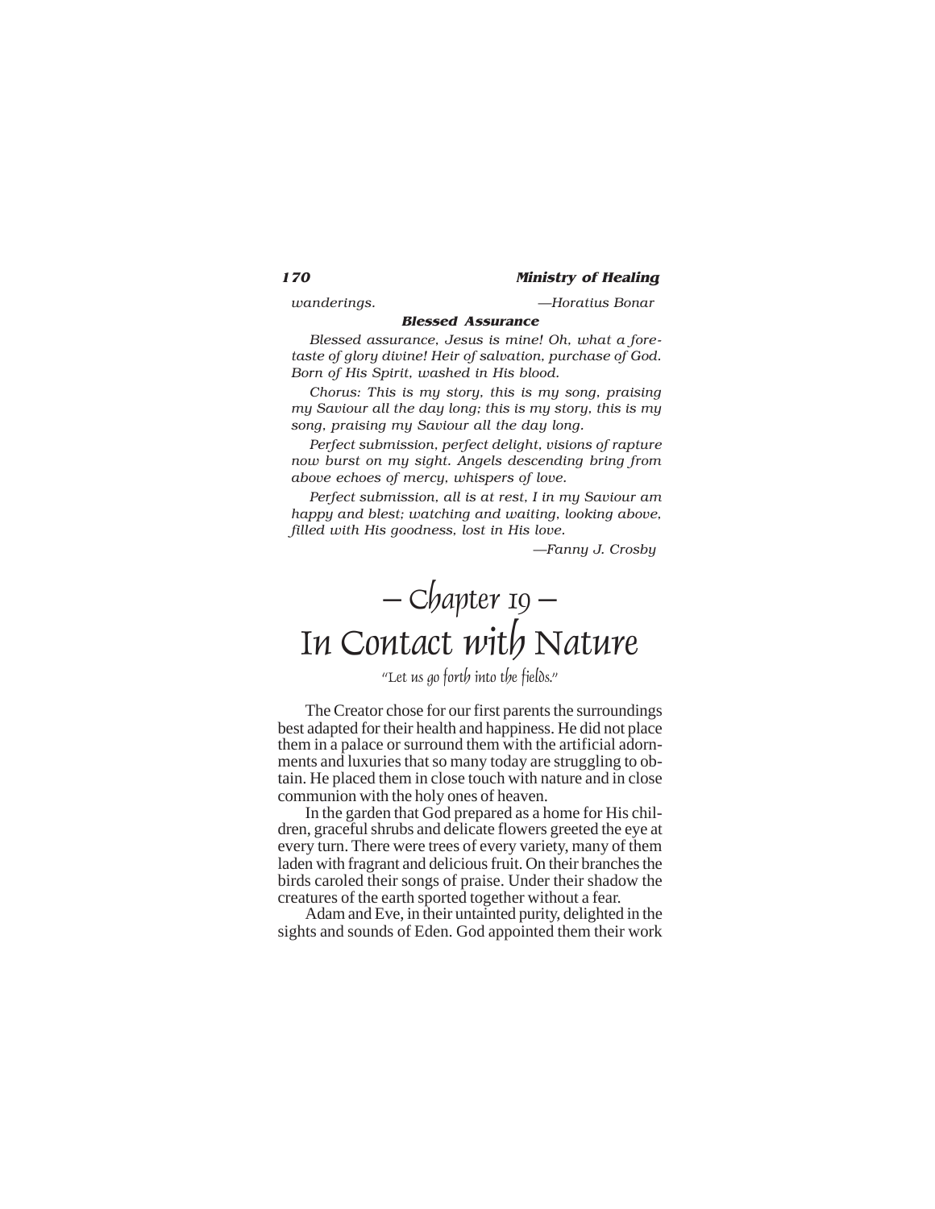*wanderings.* —*Horatius Bonar*

**Blessed Assurance**

*Blessed assurance, Jesus is mine! Oh, what a foretaste of glory divine! Heir of salvation, purchase of God. Born of His Spirit, washed in His blood.*

*Chorus: This is my story, this is my song, praising my Saviour all the day long; this is my story, this is my song, praising my Saviour all the day long.*

*Perfect submission, perfect delight, visions of rapture now burst on my sight. Angels descending bring from above echoes of mercy, whispers of love.*

*Perfect submission, all is at rest, I in my Saviour am happy and blest; watching and waiting, looking above, filled with His goodness, lost in His love.*

—*Fanny J. Crosby*

# — Chapter 19 — In Contact with Nature

"Let us go forth into the fields."

The Creator chose for our first parents the surroundings best adapted for their health and happiness. He did not place them in a palace or surround them with the artificial adornments and luxuries that so many today are struggling to obtain. He placed them in close touch with nature and in close communion with the holy ones of heaven.

In the garden that God prepared as a home for His children, graceful shrubs and delicate flowers greeted the eye at every turn. There were trees of every variety, many of them laden with fragrant and delicious fruit. On their branches the birds caroled their songs of praise. Under their shadow the creatures of the earth sported together without a fear.

Adam and Eve, in their untainted purity, delighted in the sights and sounds of Eden. God appointed them their work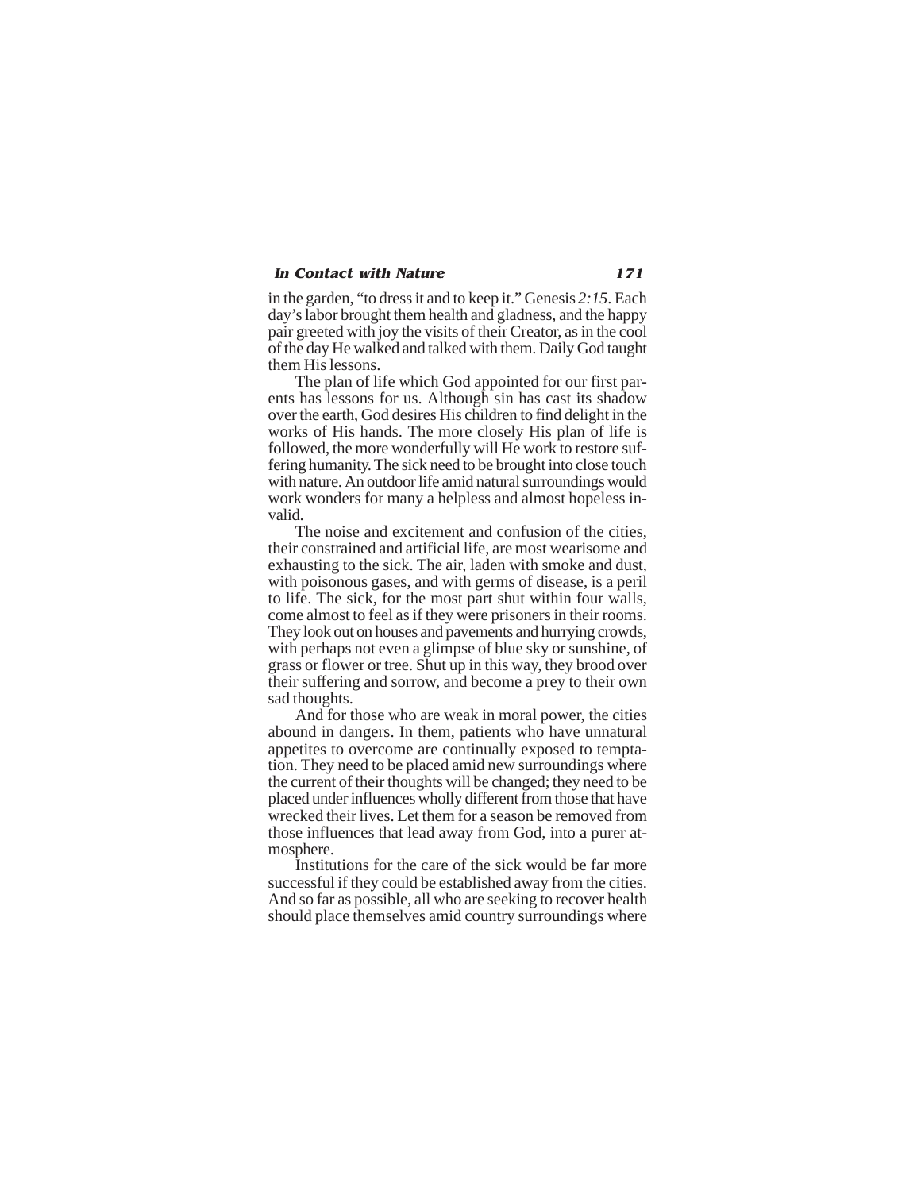in the garden, "to dress it and to keep it." Genesis *2:15*. Each day's labor brought them health and gladness, and the happy pair greeted with joy the visits of their Creator, as in the cool of the day He walked and talked with them. Daily God taught them His lessons.

The plan of life which God appointed for our first parents has lessons for us. Although sin has cast its shadow over the earth, God desires His children to find delight in the works of His hands. The more closely His plan of life is followed, the more wonderfully will He work to restore suffering humanity. The sick need to be brought into close touch with nature. An outdoor life amid natural surroundings would work wonders for many a helpless and almost hopeless invalid.

The noise and excitement and confusion of the cities, their constrained and artificial life, are most wearisome and exhausting to the sick. The air, laden with smoke and dust, with poisonous gases, and with germs of disease, is a peril to life. The sick, for the most part shut within four walls, come almost to feel as if they were prisoners in their rooms. They look out on houses and pavements and hurrying crowds, with perhaps not even a glimpse of blue sky or sunshine, of grass or flower or tree. Shut up in this way, they brood over their suffering and sorrow, and become a prey to their own sad thoughts.

And for those who are weak in moral power, the cities abound in dangers. In them, patients who have unnatural appetites to overcome are continually exposed to temptation. They need to be placed amid new surroundings where the current of their thoughts will be changed; they need to be placed under influences wholly different from those that have wrecked their lives. Let them for a season be removed from those influences that lead away from God, into a purer atmosphere.

Institutions for the care of the sick would be far more successful if they could be established away from the cities. And so far as possible, all who are seeking to recover health should place themselves amid country surroundings where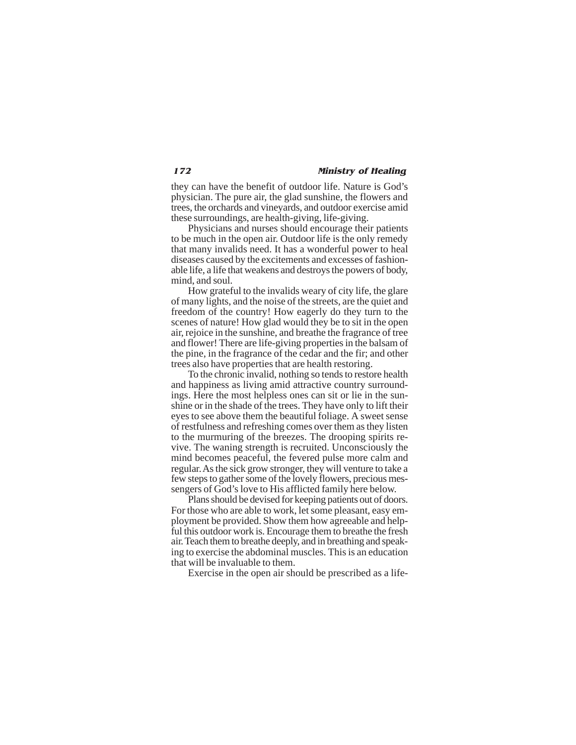they can have the benefit of outdoor life. Nature is God's physician. The pure air, the glad sunshine, the flowers and trees, the orchards and vineyards, and outdoor exercise amid these surroundings, are health-giving, life-giving.

Physicians and nurses should encourage their patients to be much in the open air. Outdoor life is the only remedy that many invalids need. It has a wonderful power to heal diseases caused by the excitements and excesses of fashionable life, a life that weakens and destroys the powers of body, mind, and soul.

How grateful to the invalids weary of city life, the glare of many lights, and the noise of the streets, are the quiet and freedom of the country! How eagerly do they turn to the scenes of nature! How glad would they be to sit in the open air, rejoice in the sunshine, and breathe the fragrance of tree and flower! There are life-giving properties in the balsam of the pine, in the fragrance of the cedar and the fir; and other trees also have properties that are health restoring.

To the chronic invalid, nothing so tends to restore health and happiness as living amid attractive country surroundings. Here the most helpless ones can sit or lie in the sunshine or in the shade of the trees. They have only to lift their eyes to see above them the beautiful foliage. A sweet sense of restfulness and refreshing comes over them as they listen to the murmuring of the breezes. The drooping spirits revive. The waning strength is recruited. Unconsciously the mind becomes peaceful, the fevered pulse more calm and regular. As the sick grow stronger, they will venture to take a few steps to gather some of the lovely flowers, precious messengers of God's love to His afflicted family here below.

Plans should be devised for keeping patients out of doors. For those who are able to work, let some pleasant, easy employment be provided. Show them how agreeable and helpful this outdoor work is. Encourage them to breathe the fresh air. Teach them to breathe deeply, and in breathing and speaking to exercise the abdominal muscles. This is an education that will be invaluable to them.

Exercise in the open air should be prescribed as a life-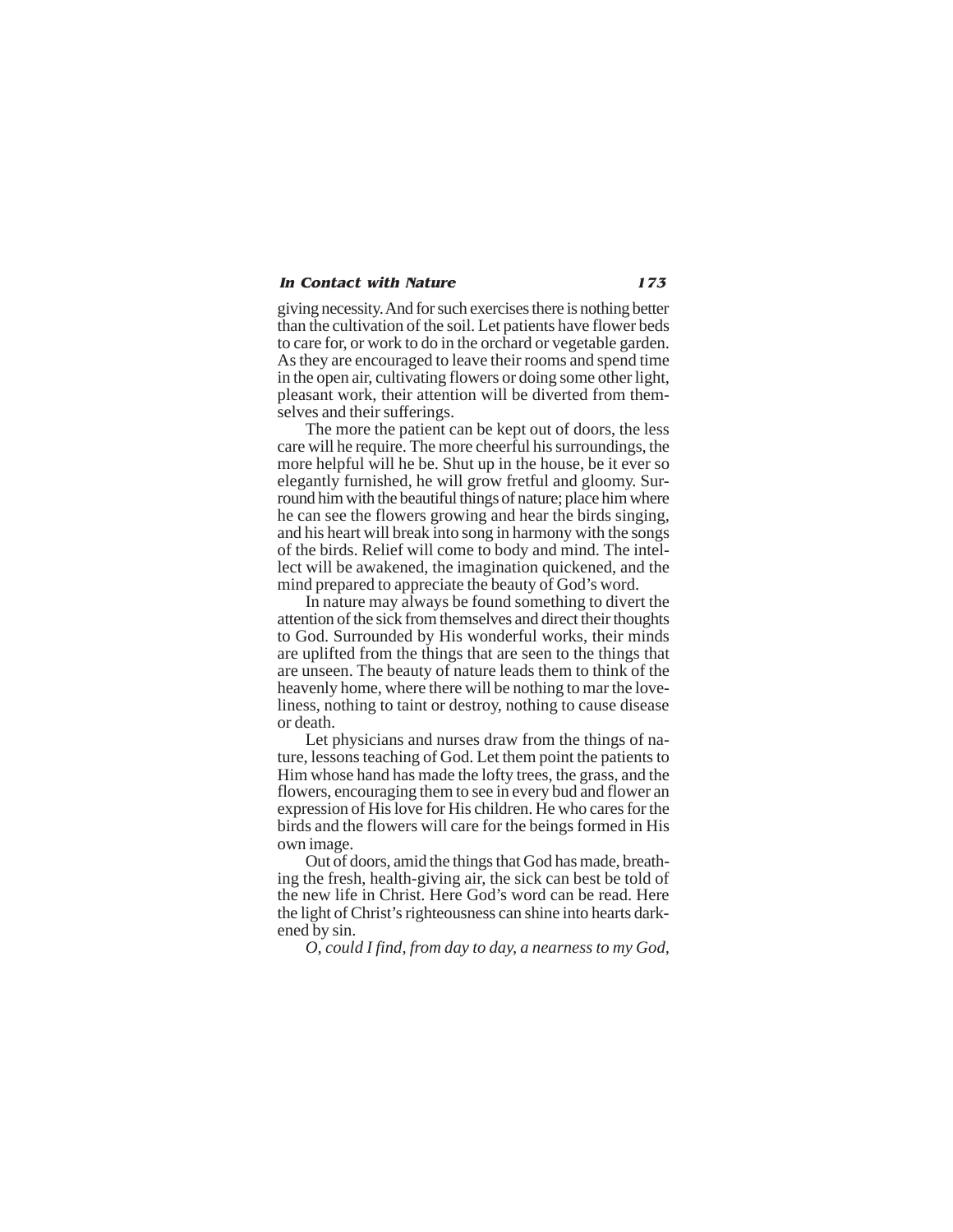giving necessity. And for such exercises there is nothing better than the cultivation of the soil. Let patients have flower beds to care for, or work to do in the orchard or vegetable garden. As they are encouraged to leave their rooms and spend time in the open air, cultivating flowers or doing some other light, pleasant work, their attention will be diverted from themselves and their sufferings.

The more the patient can be kept out of doors, the less care will he require. The more cheerful his surroundings, the more helpful will he be. Shut up in the house, be it ever so elegantly furnished, he will grow fretful and gloomy. Surround him with the beautiful things of nature; place him where he can see the flowers growing and hear the birds singing, and his heart will break into song in harmony with the songs of the birds. Relief will come to body and mind. The intellect will be awakened, the imagination quickened, and the mind prepared to appreciate the beauty of God's word.

In nature may always be found something to divert the attention of the sick from themselves and direct their thoughts to God. Surrounded by His wonderful works, their minds are uplifted from the things that are seen to the things that are unseen. The beauty of nature leads them to think of the heavenly home, where there will be nothing to mar the loveliness, nothing to taint or destroy, nothing to cause disease or death.

Let physicians and nurses draw from the things of nature, lessons teaching of God. Let them point the patients to Him whose hand has made the lofty trees, the grass, and the flowers, encouraging them to see in every bud and flower an expression of His love for His children. He who cares for the birds and the flowers will care for the beings formed in His own image.

Out of doors, amid the things that God has made, breathing the fresh, health-giving air, the sick can best be told of the new life in Christ. Here God's word can be read. Here the light of Christ's righteousness can shine into hearts darkened by sin.

*O, could I find, from day to day, a nearness to my God,*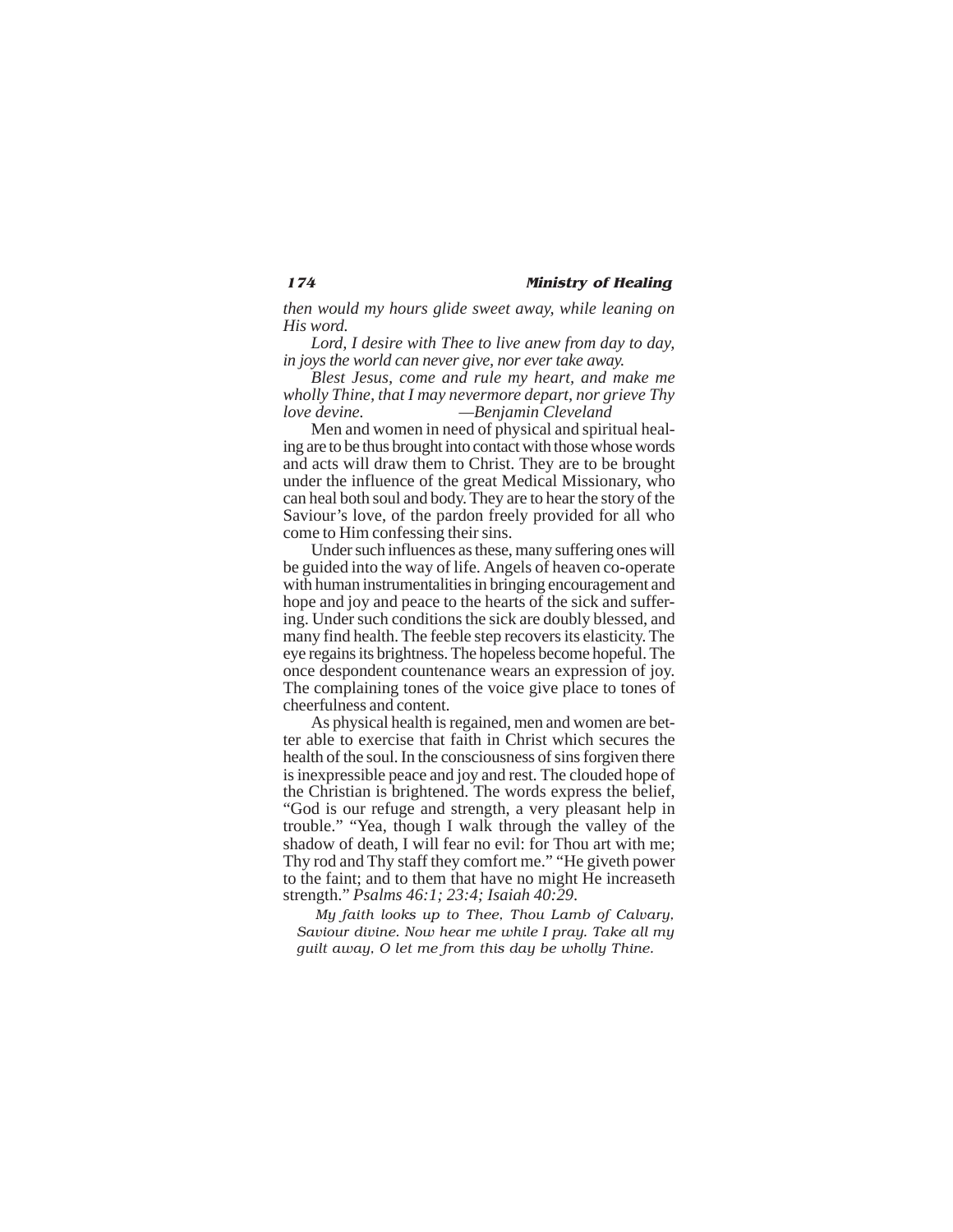*then would my hours glide sweet away, while leaning on His word.*

*Lord, I desire with Thee to live anew from day to day, in joys the world can never give, nor ever take away.*

*Blest Jesus, come and rule my heart, and make me wholly Thine, that I may nevermore depart, nor grieve Thy love devine. —Benjamin Cleveland*

Men and women in need of physical and spiritual healing are to be thus brought into contact with those whose words and acts will draw them to Christ. They are to be brought under the influence of the great Medical Missionary, who can heal both soul and body. They are to hear the story of the Saviour's love, of the pardon freely provided for all who come to Him confessing their sins.

Under such influences as these, many suffering ones will be guided into the way of life. Angels of heaven co-operate with human instrumentalities in bringing encouragement and hope and joy and peace to the hearts of the sick and suffering. Under such conditions the sick are doubly blessed, and many find health. The feeble step recovers its elasticity. The eye regains its brightness. The hopeless become hopeful. The once despondent countenance wears an expression of joy. The complaining tones of the voice give place to tones of cheerfulness and content.

As physical health is regained, men and women are better able to exercise that faith in Christ which secures the health of the soul. In the consciousness of sins forgiven there is inexpressible peace and joy and rest. The clouded hope of the Christian is brightened. The words express the belief, "God is our refuge and strength, a very pleasant help in trouble." "Yea, though I walk through the valley of the shadow of death, I will fear no evil: for Thou art with me; Thy rod and Thy staff they comfort me." "He giveth power to the faint; and to them that have no might He increaseth strength." *Psalms 46:1; 23:4; Isaiah 40:29.*

*My faith looks up to Thee, Thou Lamb of Calvary, Saviour divine. Now hear me while I pray. Take all my guilt away, O let me from this day be wholly Thine.*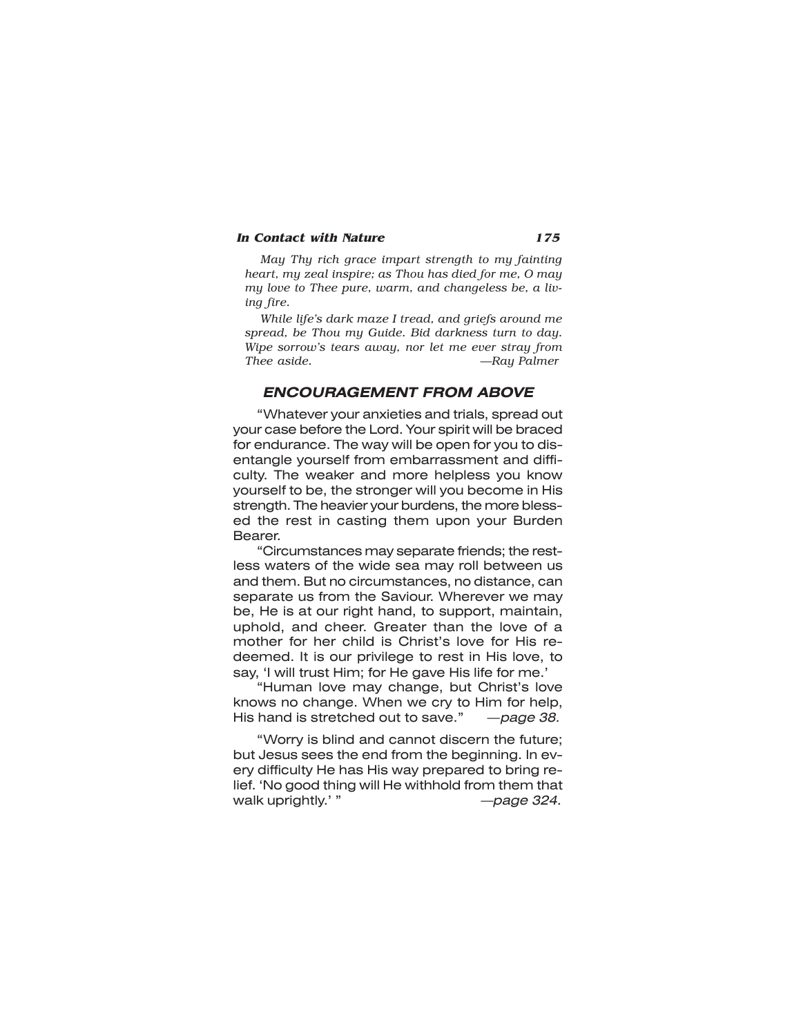*May Thy rich grace impart strength to my fainting heart, my zeal inspire; as Thou has died for me, O may my love to Thee pure, warm, and changeless be, a living fire.*

*While life's dark maze I tread, and griefs around me spread, be Thou my Guide. Bid darkness turn to day. Wipe sorrow's tears away, nor let me ever stray from Thee aside.* —*Ray Palmer*

## ENCOURAGEMENT FROM ABOVE

"Whatever your anxieties and trials, spread out your case before the Lord. Your spirit will be braced for endurance. The way will be open for you to disentangle yourself from embarrassment and difficulty. The weaker and more helpless you know yourself to be, the stronger will you become in His strength. The heavier your burdens, the more blessed the rest in casting them upon your Burden Bearer.

"Circumstances may separate friends; the restless waters of the wide sea may roll between us and them. But no circumstances, no distance, can separate us from the Saviour. Wherever we may be, He is at our right hand, to support, maintain, uphold, and cheer. Greater than the love of a mother for her child is Christ's love for His redeemed. It is our privilege to rest in His love, to say, 'I will trust Him; for He gave His life for me.'

"Human love may change, but Christ's love knows no change. When we cry to Him for help, His hand is stretched out to save." —*page 38.*

"Worry is blind and cannot discern the future; but Jesus sees the end from the beginning. In every difficulty He has His way prepared to bring relief. 'No good thing will He withhold from them that walk uprightly.' " —*page 324.*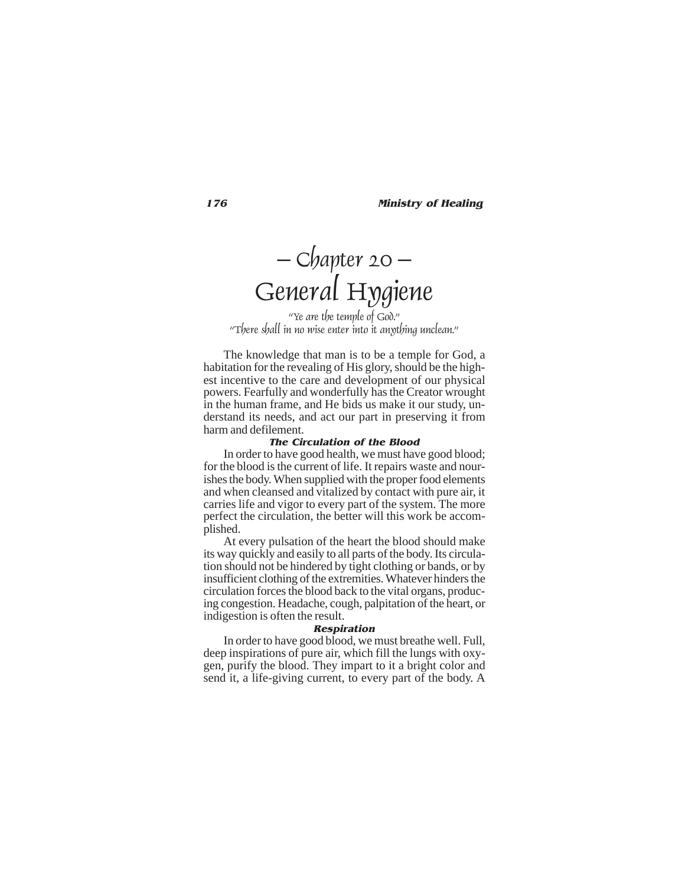# — Chapter 20 —
# General Hygiene

*"Ye are the temple of God."*
*"There shall in no wise enter into it anything unclean."*

The knowledge that man is to be a temple for God, a habitation for the revealing of His glory, should be the highest incentive to the care and development of our physical powers. Fearfully and wonderfully has the Creator wrought in the human frame, and He bids us make it our study, understand its needs, and act our part in preserving it from harm and defilement.

### *The Circulation of the Blood*

In order to have good health, we must have good blood; for the blood is the current of life. It repairs waste and nourishes the body. When supplied with the proper food elements and when cleansed and vitalized by contact with pure air, it carries life and vigor to every part of the system. The more perfect the circulation, the better will this work be accomplished.

At every pulsation of the heart the blood should make its way quickly and easily to all parts of the body. Its circulation should not be hindered by tight clothing or bands, or by insufficient clothing of the extremities. Whatever hinders the circulation forces the blood back to the vital organs, producing congestion. Headache, cough, palpitation of the heart, or indigestion is often the result.

### *Respiration*

In order to have good blood, we must breathe well. Full, deep inspirations of pure air, which fill the lungs with oxygen, purify the blood. They impart to it a bright color and send it, a life-giving current, to every part of the body. A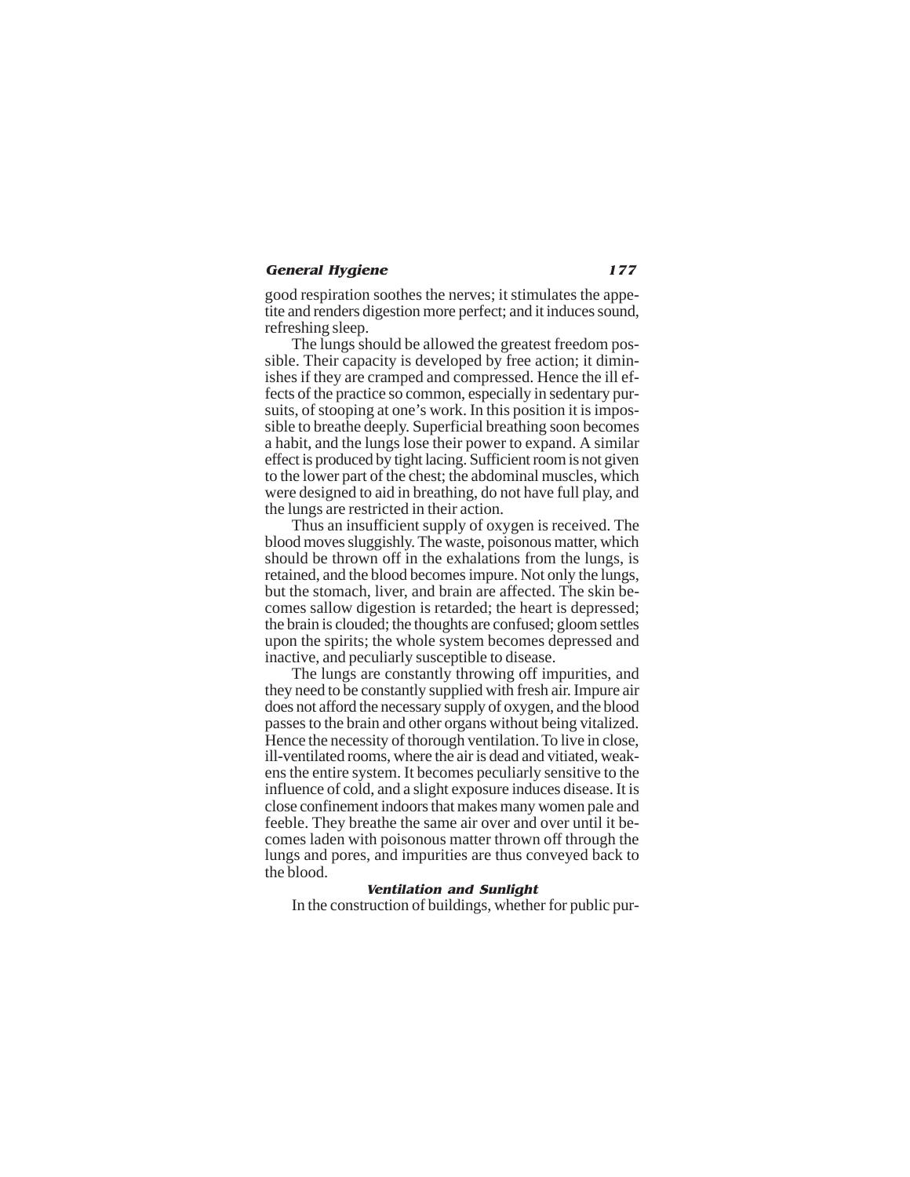good respiration soothes the nerves; it stimulates the appetite and renders digestion more perfect; and it induces sound, refreshing sleep.

The lungs should be allowed the greatest freedom possible. Their capacity is developed by free action; it diminishes if they are cramped and compressed. Hence the ill effects of the practice so common, especially in sedentary pursuits, of stooping at one's work. In this position it is impossible to breathe deeply. Superficial breathing soon becomes a habit, and the lungs lose their power to expand. A similar effect is produced by tight lacing. Sufficient room is not given to the lower part of the chest; the abdominal muscles, which were designed to aid in breathing, do not have full play, and the lungs are restricted in their action.

Thus an insufficient supply of oxygen is received. The blood moves sluggishly. The waste, poisonous matter, which should be thrown off in the exhalations from the lungs, is retained, and the blood becomes impure. Not only the lungs, but the stomach, liver, and brain are affected. The skin becomes sallow digestion is retarded; the heart is depressed; the brain is clouded; the thoughts are confused; gloom settles upon the spirits; the whole system becomes depressed and inactive, and peculiarly susceptible to disease.

The lungs are constantly throwing off impurities, and they need to be constantly supplied with fresh air. Impure air does not afford the necessary supply of oxygen, and the blood passes to the brain and other organs without being vitalized. Hence the necessity of thorough ventilation. To live in close, ill-ventilated rooms, where the air is dead and vitiated, weakens the entire system. It becomes peculiarly sensitive to the influence of cold, and a slight exposure induces disease. It is close confinement indoors that makes many women pale and feeble. They breathe the same air over and over until it becomes laden with poisonous matter thrown off through the lungs and pores, and impurities are thus conveyed back to the blood.

### Ventilation and Sunlight

In the construction of buildings, whether for public pur-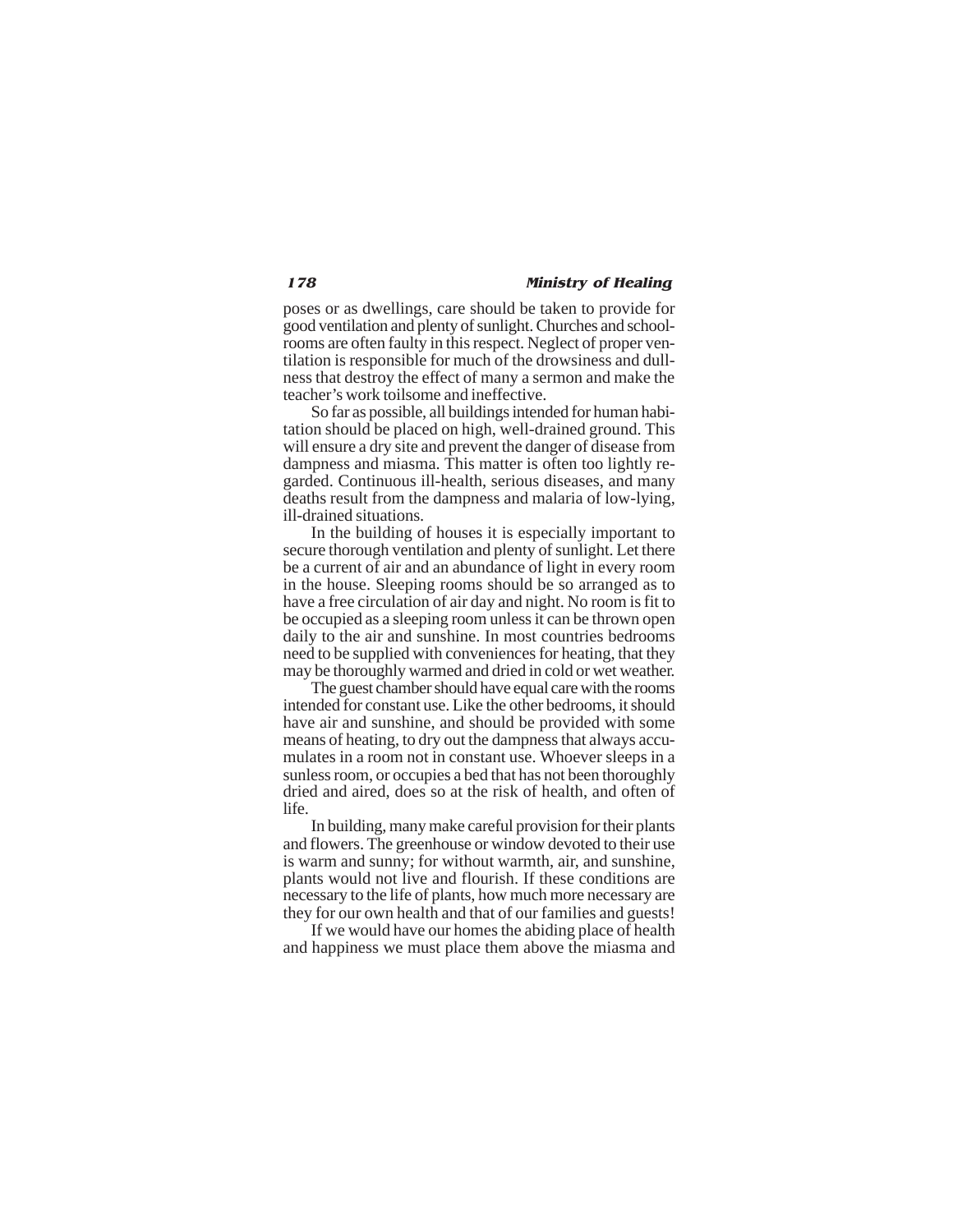poses or as dwellings, care should be taken to provide for good ventilation and plenty of sunlight. Churches and schoolrooms are often faulty in this respect. Neglect of proper ventilation is responsible for much of the drowsiness and dullness that destroy the effect of many a sermon and make the teacher's work toilsome and ineffective.

So far as possible, all buildings intended for human habitation should be placed on high, well-drained ground. This will ensure a dry site and prevent the danger of disease from dampness and miasma. This matter is often too lightly regarded. Continuous ill-health, serious diseases, and many deaths result from the dampness and malaria of low-lying, ill-drained situations.

In the building of houses it is especially important to secure thorough ventilation and plenty of sunlight. Let there be a current of air and an abundance of light in every room in the house. Sleeping rooms should be so arranged as to have a free circulation of air day and night. No room is fit to be occupied as a sleeping room unless it can be thrown open daily to the air and sunshine. In most countries bedrooms need to be supplied with conveniences for heating, that they may be thoroughly warmed and dried in cold or wet weather.

The guest chamber should have equal care with the rooms intended for constant use. Like the other bedrooms, it should have air and sunshine, and should be provided with some means of heating, to dry out the dampness that always accumulates in a room not in constant use. Whoever sleeps in a sunless room, or occupies a bed that has not been thoroughly dried and aired, does so at the risk of health, and often of life.

In building, many make careful provision for their plants and flowers. The greenhouse or window devoted to their use is warm and sunny; for without warmth, air, and sunshine, plants would not live and flourish. If these conditions are necessary to the life of plants, how much more necessary are they for our own health and that of our families and guests!

If we would have our homes the abiding place of health and happiness we must place them above the miasma and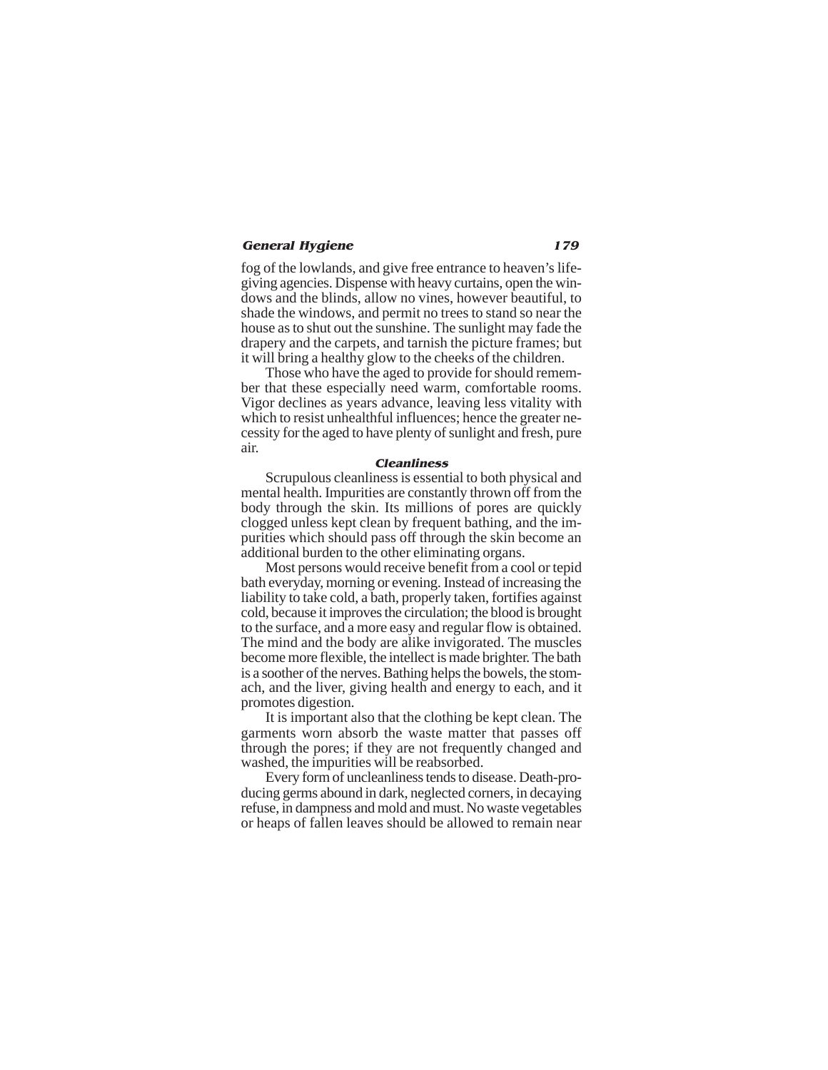fog of the lowlands, and give free entrance to heaven's life-giving agencies. Dispense with heavy curtains, open the windows and the blinds, allow no vines, however beautiful, to shade the windows, and permit no trees to stand so near the house as to shut out the sunshine. The sunlight may fade the drapery and the carpets, and tarnish the picture frames; but it will bring a healthy glow to the cheeks of the children.

Those who have the aged to provide for should remember that these especially need warm, comfortable rooms. Vigor declines as years advance, leaving less vitality with which to resist unhealthful influences; hence the greater necessity for the aged to have plenty of sunlight and fresh, pure air.

### *Cleanliness*

Scrupulous cleanliness is essential to both physical and mental health. Impurities are constantly thrown off from the body through the skin. Its millions of pores are quickly clogged unless kept clean by frequent bathing, and the impurities which should pass off through the skin become an additional burden to the other eliminating organs.

Most persons would receive benefit from a cool or tepid bath everyday, morning or evening. Instead of increasing the liability to take cold, a bath, properly taken, fortifies against cold, because it improves the circulation; the blood is brought to the surface, and a more easy and regular flow is obtained. The mind and the body are alike invigorated. The muscles become more flexible, the intellect is made brighter. The bath is a soother of the nerves. Bathing helps the bowels, the stomach, and the liver, giving health and energy to each, and it promotes digestion.

It is important also that the clothing be kept clean. The garments worn absorb the waste matter that passes off through the pores; if they are not frequently changed and washed, the impurities will be reabsorbed.

Every form of uncleanliness tends to disease. Death-producing germs abound in dark, neglected corners, in decaying refuse, in dampness and mold and must. No waste vegetables or heaps of fallen leaves should be allowed to remain near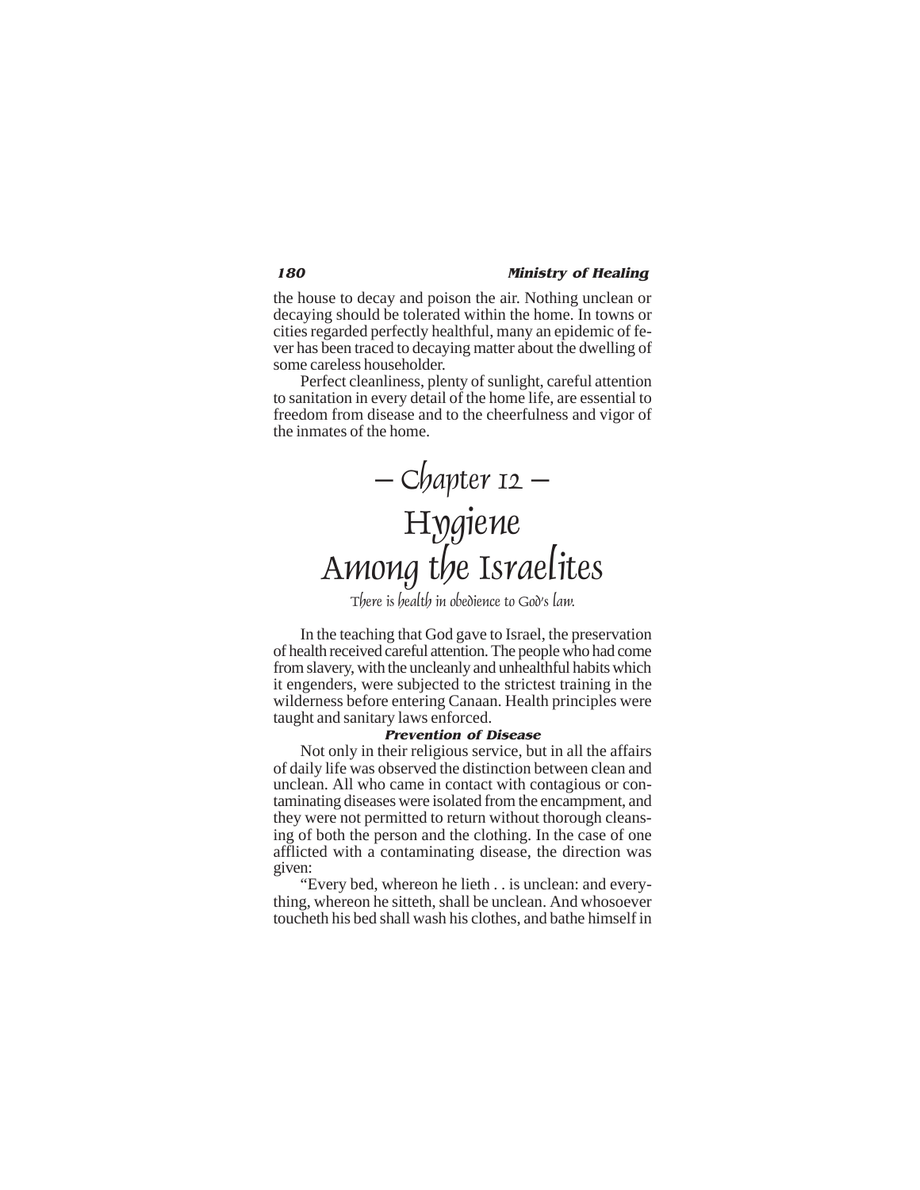the house to decay and poison the air. Nothing unclean or decaying should be tolerated within the home. In towns or cities regarded perfectly healthful, many an epidemic of fever has been traced to decaying matter about the dwelling of some careless householder.

Perfect cleanliness, plenty of sunlight, careful attention to sanitation in every detail of the home life, are essential to freedom from disease and to the cheerfulness and vigor of the inmates of the home.

# — Chapter 12 —
# Hygiene Among the Israelites

*There is health in obedience to God's law.*

In the teaching that God gave to Israel, the preservation of health received careful attention. The people who had come from slavery, with the uncleanly and unhealthful habits which it engenders, were subjected to the strictest training in the wilderness before entering Canaan. Health principles were taught and sanitary laws enforced.

### Prevention of Disease

Not only in their religious service, but in all the affairs of daily life was observed the distinction between clean and unclean. All who came in contact with contagious or contaminating diseases were isolated from the encampment, and they were not permitted to return without thorough cleansing of both the person and the clothing. In the case of one afflicted with a contaminating disease, the direction was given:

"Every bed, whereon he lieth . . is unclean: and everything, whereon he sitteth, shall be unclean. And whosoever toucheth his bed shall wash his clothes, and bathe himself in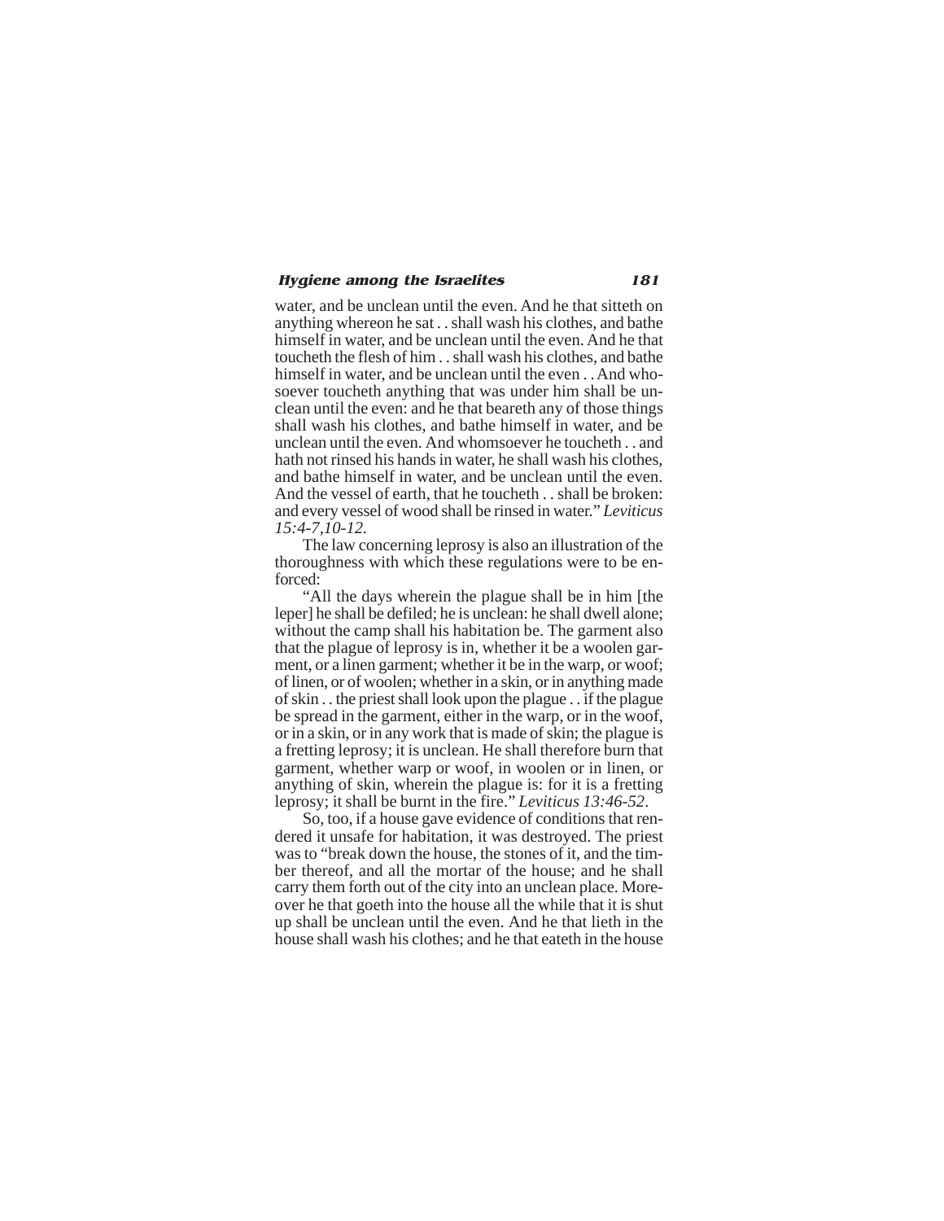water, and be unclean until the even. And he that sitteth on anything whereon he sat . . shall wash his clothes, and bathe himself in water, and be unclean until the even. And he that toucheth the flesh of him . . shall wash his clothes, and bathe himself in water, and be unclean until the even . . And whosoever toucheth anything that was under him shall be unclean until the even: and he that beareth any of those things shall wash his clothes, and bathe himself in water, and be unclean until the even. And whomsoever he toucheth . . and hath not rinsed his hands in water, he shall wash his clothes, and bathe himself in water, and be unclean until the even. And the vessel of earth, that he toucheth . . shall be broken: and every vessel of wood shall be rinsed in water." *Leviticus 15:4-7,10-12*.

The law concerning leprosy is also an illustration of the thoroughness with which these regulations were to be enforced:

"All the days wherein the plague shall be in him [the leper] he shall be defiled; he is unclean: he shall dwell alone; without the camp shall his habitation be. The garment also that the plague of leprosy is in, whether it be a woolen garment, or a linen garment; whether it be in the warp, or woof; of linen, or of woolen; whether in a skin, or in anything made of skin . . the priest shall look upon the plague . . if the plague be spread in the garment, either in the warp, or in the woof, or in a skin, or in any work that is made of skin; the plague is a fretting leprosy; it is unclean. He shall therefore burn that garment, whether warp or woof, in woolen or in linen, or anything of skin, wherein the plague is: for it is a fretting leprosy; it shall be burnt in the fire." *Leviticus 13:46-52*.

So, too, if a house gave evidence of conditions that rendered it unsafe for habitation, it was destroyed. The priest was to "break down the house, the stones of it, and the timber thereof, and all the mortar of the house; and he shall carry them forth out of the city into an unclean place. Moreover he that goeth into the house all the while that it is shut up shall be unclean until the even. And he that lieth in the house shall wash his clothes; and he that eateth in the house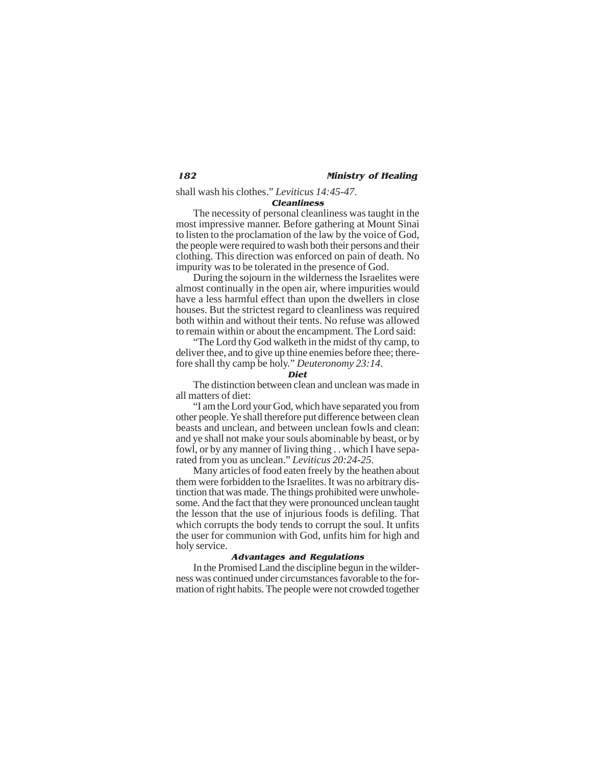shall wash his clothes." *Leviticus 14:45-47*.

### Cleanliness

The necessity of personal cleanliness was taught in the most impressive manner. Before gathering at Mount Sinai to listen to the proclamation of the law by the voice of God, the people were required to wash both their persons and their clothing. This direction was enforced on pain of death. No impurity was to be tolerated in the presence of God.

During the sojourn in the wilderness the Israelites were almost continually in the open air, where impurities would have a less harmful effect than upon the dwellers in close houses. But the strictest regard to cleanliness was required both within and without their tents. No refuse was allowed to remain within or about the encampment. The Lord said:

"The Lord thy God walketh in the midst of thy camp, to deliver thee, and to give up thine enemies before thee; therefore shall thy camp be holy." *Deuteronomy 23:14*.

### Diet

The distinction between clean and unclean was made in all matters of diet:

"I am the Lord your God, which have separated you from other people. Ye shall therefore put difference between clean beasts and unclean, and between unclean fowls and clean: and ye shall not make your souls abominable by beast, or by fowl, or by any manner of living thing . . which I have separated from you as unclean." *Leviticus 20:24-25*.

Many articles of food eaten freely by the heathen about them were forbidden to the Israelites. It was no arbitrary distinction that was made. The things prohibited were unwholesome. And the fact that they were pronounced unclean taught the lesson that the use of injurious foods is defiling. That which corrupts the body tends to corrupt the soul. It unfits the user for communion with God, unfits him for high and holy service.

### Advantages and Regulations

In the Promised Land the discipline begun in the wilderness was continued under circumstances favorable to the formation of right habits. The people were not crowded together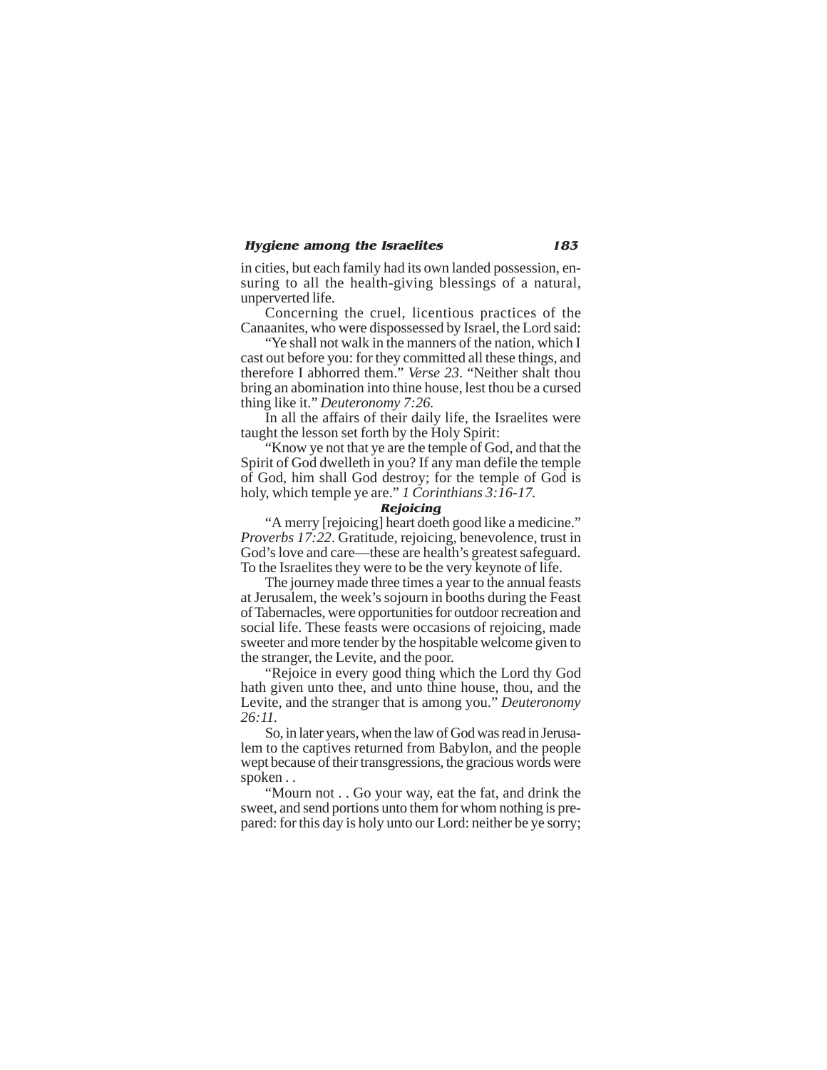in cities, but each family had its own landed possession, ensuring to all the health-giving blessings of a natural, unperverted life.

Concerning the cruel, licentious practices of the Canaanites, who were dispossessed by Israel, the Lord said:

"Ye shall not walk in the manners of the nation, which I cast out before you: for they committed all these things, and therefore I abhorred them." *Verse 23*. "Neither shalt thou bring an abomination into thine house, lest thou be a cursed thing like it." *Deuteronomy 7:26.*

In all the affairs of their daily life, the Israelites were taught the lesson set forth by the Holy Spirit:

"Know ye not that ye are the temple of God, and that the Spirit of God dwelleth in you? If any man defile the temple of God, him shall God destroy; for the temple of God is holy, which temple ye are." *1 Corinthians 3:16-17.*

### Rejoicing

"A merry [rejoicing] heart doeth good like a medicine." *Proverbs 17:22*. Gratitude, rejoicing, benevolence, trust in God's love and care—these are health's greatest safeguard. To the Israelites they were to be the very keynote of life.

The journey made three times a year to the annual feasts at Jerusalem, the week's sojourn in booths during the Feast of Tabernacles, were opportunities for outdoor recreation and social life. These feasts were occasions of rejoicing, made sweeter and more tender by the hospitable welcome given to the stranger, the Levite, and the poor.

"Rejoice in every good thing which the Lord thy God hath given unto thee, and unto thine house, thou, and the Levite, and the stranger that is among you." *Deuteronomy 26:11.*

So, in later years, when the law of God was read in Jerusalem to the captives returned from Babylon, and the people wept because of their transgressions, the gracious words were spoken . .

"Mourn not . . Go your way, eat the fat, and drink the sweet, and send portions unto them for whom nothing is prepared: for this day is holy unto our Lord: neither be ye sorry;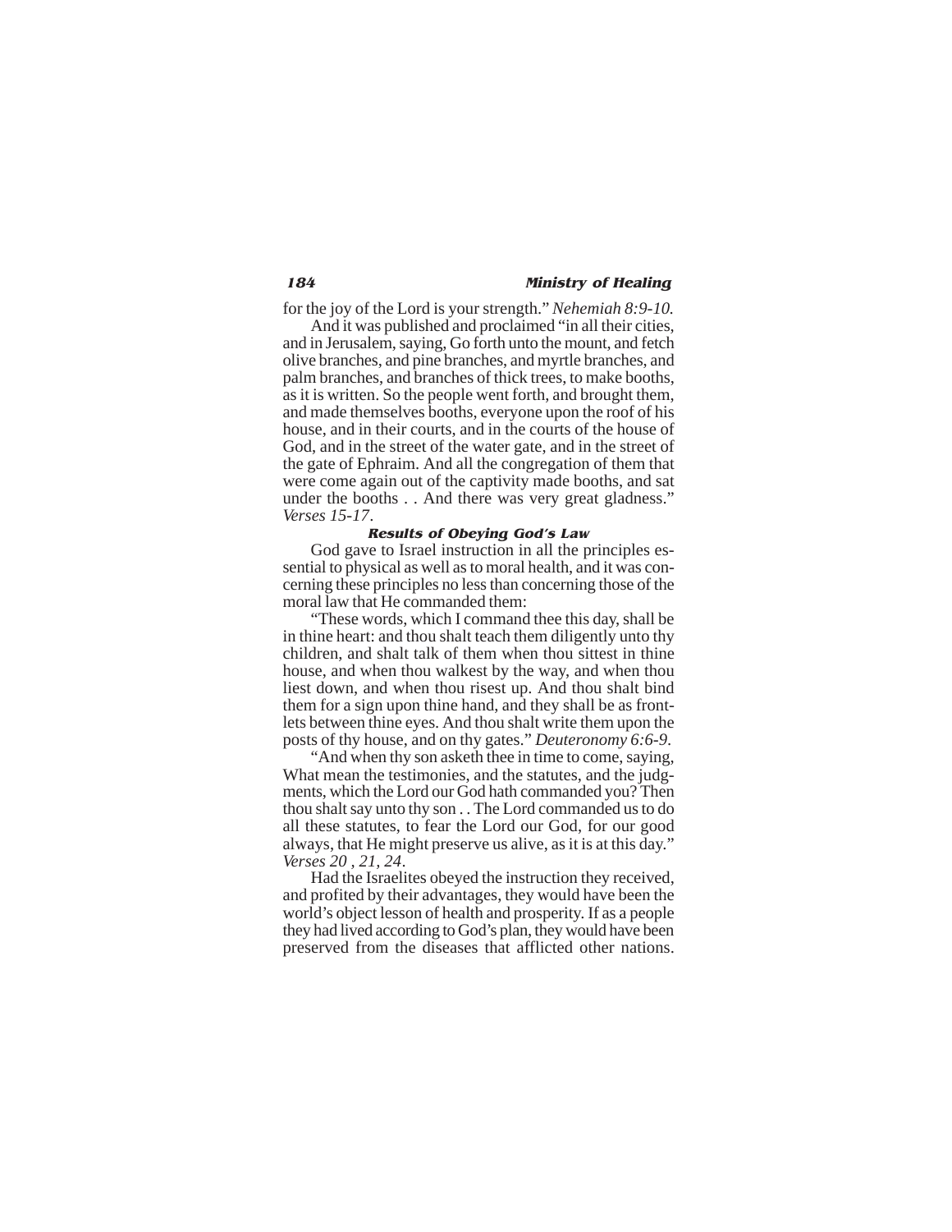for the joy of the Lord is your strength." *Nehemiah 8:9-10.*

And it was published and proclaimed "in all their cities, and in Jerusalem, saying, Go forth unto the mount, and fetch olive branches, and pine branches, and myrtle branches, and palm branches, and branches of thick trees, to make booths, as it is written. So the people went forth, and brought them, and made themselves booths, everyone upon the roof of his house, and in their courts, and in the courts of the house of God, and in the street of the water gate, and in the street of the gate of Ephraim. And all the congregation of them that were come again out of the captivity made booths, and sat under the booths . . And there was very great gladness." *Verses 15-17*.

#### Results of Obeying God's Law

God gave to Israel instruction in all the principles essential to physical as well as to moral health, and it was concerning these principles no less than concerning those of the moral law that He commanded them:

"These words, which I command thee this day, shall be in thine heart: and thou shalt teach them diligently unto thy children, and shalt talk of them when thou sittest in thine house, and when thou walkest by the way, and when thou liest down, and when thou risest up. And thou shalt bind them for a sign upon thine hand, and they shall be as frontlets between thine eyes. And thou shalt write them upon the posts of thy house, and on thy gates." *Deuteronomy 6:6-9.*

"And when thy son asketh thee in time to come, saying, What mean the testimonies, and the statutes, and the judgments, which the Lord our God hath commanded you? Then thou shalt say unto thy son . . The Lord commanded us to do all these statutes, to fear the Lord our God, for our good always, that He might preserve us alive, as it is at this day." *Verses 20 , 21, 24*.

Had the Israelites obeyed the instruction they received, and profited by their advantages, they would have been the world's object lesson of health and prosperity. If as a people they had lived according to God's plan, they would have been preserved from the diseases that afflicted other nations.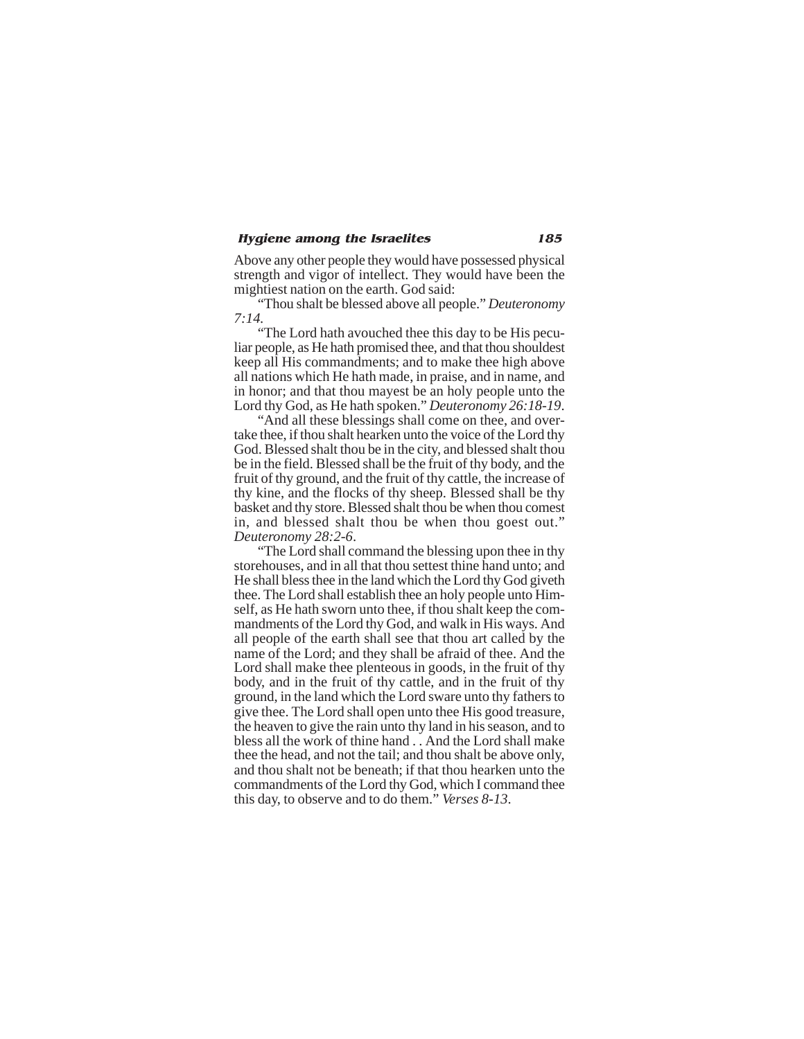Above any other people they would have possessed physical strength and vigor of intellect. They would have been the mightiest nation on the earth. God said:

"Thou shalt be blessed above all people." *Deuteronomy 7:14.*

"The Lord hath avouched thee this day to be His peculiar people, as He hath promised thee, and that thou shouldest keep all His commandments; and to make thee high above all nations which He hath made, in praise, and in name, and in honor; and that thou mayest be an holy people unto the Lord thy God, as He hath spoken." *Deuteronomy 26:18-19*.

"And all these blessings shall come on thee, and overtake thee, if thou shalt hearken unto the voice of the Lord thy God. Blessed shalt thou be in the city, and blessed shalt thou be in the field. Blessed shall be the fruit of thy body, and the fruit of thy ground, and the fruit of thy cattle, the increase of thy kine, and the flocks of thy sheep. Blessed shall be thy basket and thy store. Blessed shalt thou be when thou comest in, and blessed shalt thou be when thou goest out." *Deuteronomy 28:2-6*.

"The Lord shall command the blessing upon thee in thy storehouses, and in all that thou settest thine hand unto; and He shall bless thee in the land which the Lord thy God giveth thee. The Lord shall establish thee an holy people unto Himself, as He hath sworn unto thee, if thou shalt keep the commandments of the Lord thy God, and walk in His ways. And all people of the earth shall see that thou art called by the name of the Lord; and they shall be afraid of thee. And the Lord shall make thee plenteous in goods, in the fruit of thy body, and in the fruit of thy cattle, and in the fruit of thy ground, in the land which the Lord sware unto thy fathers to give thee. The Lord shall open unto thee His good treasure, the heaven to give the rain unto thy land in his season, and to bless all the work of thine hand . . And the Lord shall make thee the head, and not the tail; and thou shalt be above only, and thou shalt not be beneath; if that thou hearken unto the commandments of the Lord thy God, which I command thee this day, to observe and to do them." *Verses 8-13*.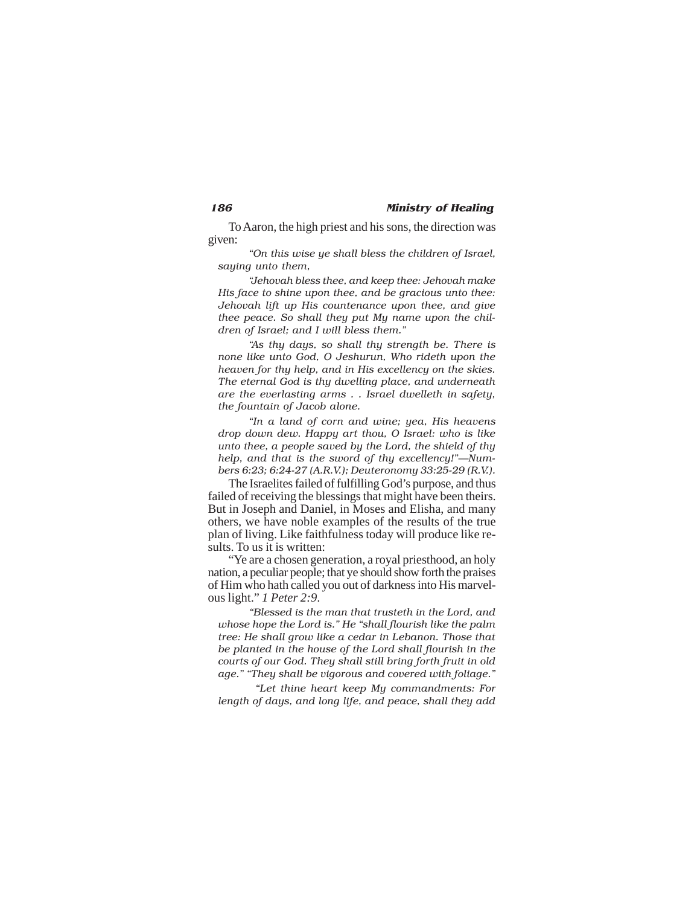To Aaron, the high priest and his sons, the direction was given:

*"On this wise ye shall bless the children of Israel, saying unto them,*

*"Jehovah bless thee, and keep thee: Jehovah make His face to shine upon thee, and be gracious unto thee: Jehovah lift up His countenance upon thee, and give thee peace. So shall they put My name upon the children of Israel; and I will bless them."*

*"As thy days, so shall thy strength be. There is none like unto God, O Jeshurun, Who rideth upon the heaven for thy help, and in His excellency on the skies. The eternal God is thy dwelling place, and underneath are the everlasting arms . . Israel dwelleth in safety, the fountain of Jacob alone.*

*"In a land of corn and wine; yea, His heavens drop down dew. Happy art thou, O Israel: who is like unto thee, a people saved by the Lord, the shield of thy help, and that is the sword of thy excellency!"—Numbers 6:23; 6:24-27 (A.R.V.); Deuteronomy 33:25-29 (R.V.).*

The Israelites failed of fulfilling God's purpose, and thus failed of receiving the blessings that might have been theirs. But in Joseph and Daniel, in Moses and Elisha, and many others, we have noble examples of the results of the true plan of living. Like faithfulness today will produce like results. To us it is written:

"Ye are a chosen generation, a royal priesthood, an holy nation, a peculiar people; that ye should show forth the praises of Him who hath called you out of darkness into His marvelous light." *1 Peter 2:9.*

*"Blessed is the man that trusteth in the Lord, and whose hope the Lord is." He "shall flourish like the palm tree: He shall grow like a cedar in Lebanon. Those that be planted in the house of the Lord shall flourish in the courts of our God. They shall still bring forth fruit in old age." "They shall be vigorous and covered with foliage."*

*"Let thine heart keep My commandments: For length of days, and long life, and peace, shall they add*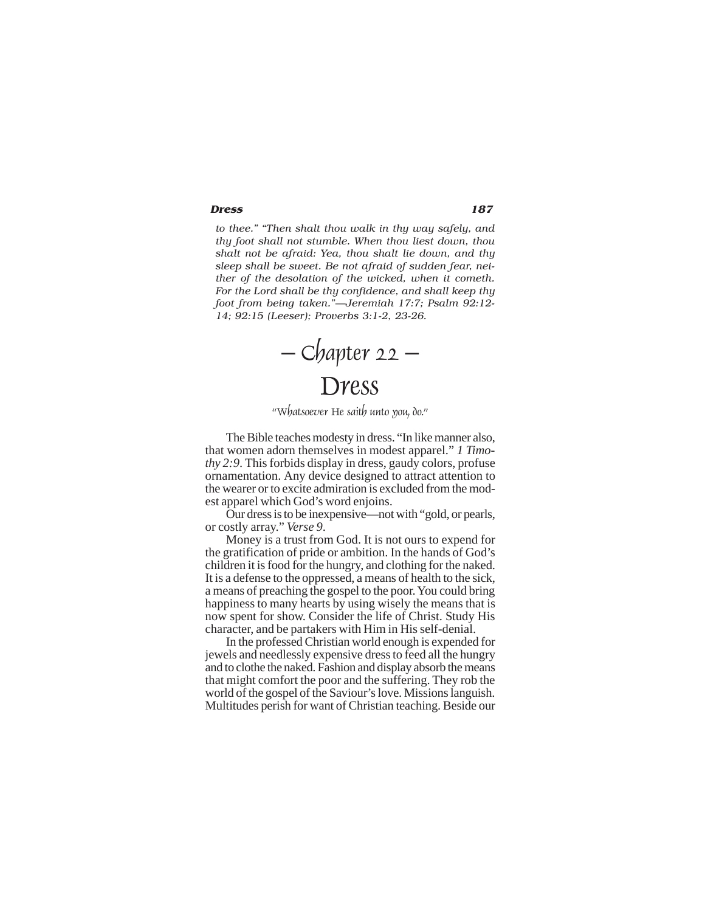*to thee." "Then shalt thou walk in thy way safely, and thy foot shall not stumble. When thou liest down, thou shalt not be afraid: Yea, thou shalt lie down, and thy sleep shall be sweet. Be not afraid of sudden fear, neither of the desolation of the wicked, when it cometh. For the Lord shall be thy confidence, and shall keep thy foot from being taken."—Jeremiah 17:7; Psalm 92:12-14; 92:15 (Leeser); Proverbs 3:1-2, 23-26.*

# – Chapter 22 –

# Dress

*"Whatsoever He saith unto you, do."*

The Bible teaches modesty in dress. "In like manner also, that women adorn themselves in modest apparel." *1 Timothy 2:9*. This forbids display in dress, gaudy colors, profuse ornamentation. Any device designed to attract attention to the wearer or to excite admiration is excluded from the modest apparel which God's word enjoins.

Our dress is to be inexpensive—not with "gold, or pearls, or costly array." *Verse 9*.

Money is a trust from God. It is not ours to expend for the gratification of pride or ambition. In the hands of God's children it is food for the hungry, and clothing for the naked. It is a defense to the oppressed, a means of health to the sick, a means of preaching the gospel to the poor. You could bring happiness to many hearts by using wisely the means that is now spent for show. Consider the life of Christ. Study His character, and be partakers with Him in His self-denial.

In the professed Christian world enough is expended for jewels and needlessly expensive dress to feed all the hungry and to clothe the naked. Fashion and display absorb the means that might comfort the poor and the suffering. They rob the world of the gospel of the Saviour's love. Missions languish. Multitudes perish for want of Christian teaching. Beside our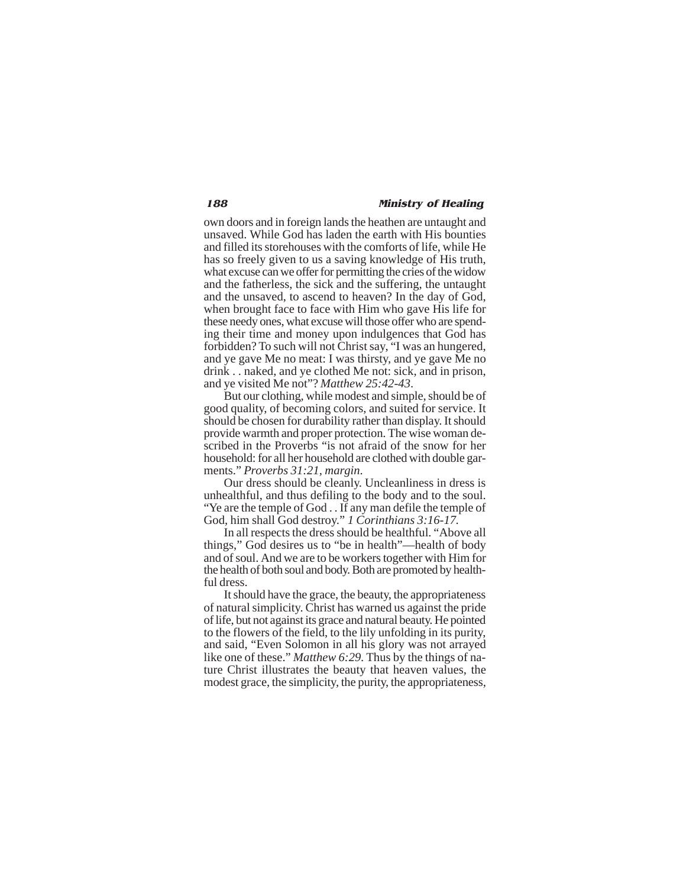own doors and in foreign lands the heathen are untaught and unsaved. While God has laden the earth with His bounties and filled its storehouses with the comforts of life, while He has so freely given to us a saving knowledge of His truth, what excuse can we offer for permitting the cries of the widow and the fatherless, the sick and the suffering, the untaught and the unsaved, to ascend to heaven? In the day of God, when brought face to face with Him who gave His life for these needy ones, what excuse will those offer who are spending their time and money upon indulgences that God has forbidden? To such will not Christ say, "I was an hungered, and ye gave Me no meat: I was thirsty, and ye gave Me no drink . . naked, and ye clothed Me not: sick, and in prison, and ye visited Me not"? *Matthew 25:42-43*.

But our clothing, while modest and simple, should be of good quality, of becoming colors, and suited for service. It should be chosen for durability rather than display. It should provide warmth and proper protection. The wise woman described in the Proverbs "is not afraid of the snow for her household: for all her household are clothed with double garments." *Proverbs 31:21, margin*.

Our dress should be cleanly. Uncleanliness in dress is unhealthful, and thus defiling to the body and to the soul. "Ye are the temple of God . . If any man defile the temple of God, him shall God destroy." *1 Corinthians 3:16-17*.

In all respects the dress should be healthful. "Above all things," God desires us to "be in health"—health of body and of soul. And we are to be workers together with Him for the health of both soul and body. Both are promoted by healthful dress.

It should have the grace, the beauty, the appropriateness of natural simplicity. Christ has warned us against the pride of life, but not against its grace and natural beauty. He pointed to the flowers of the field, to the lily unfolding in its purity, and said, "Even Solomon in all his glory was not arrayed like one of these." *Matthew 6:29*. Thus by the things of nature Christ illustrates the beauty that heaven values, the modest grace, the simplicity, the purity, the appropriateness,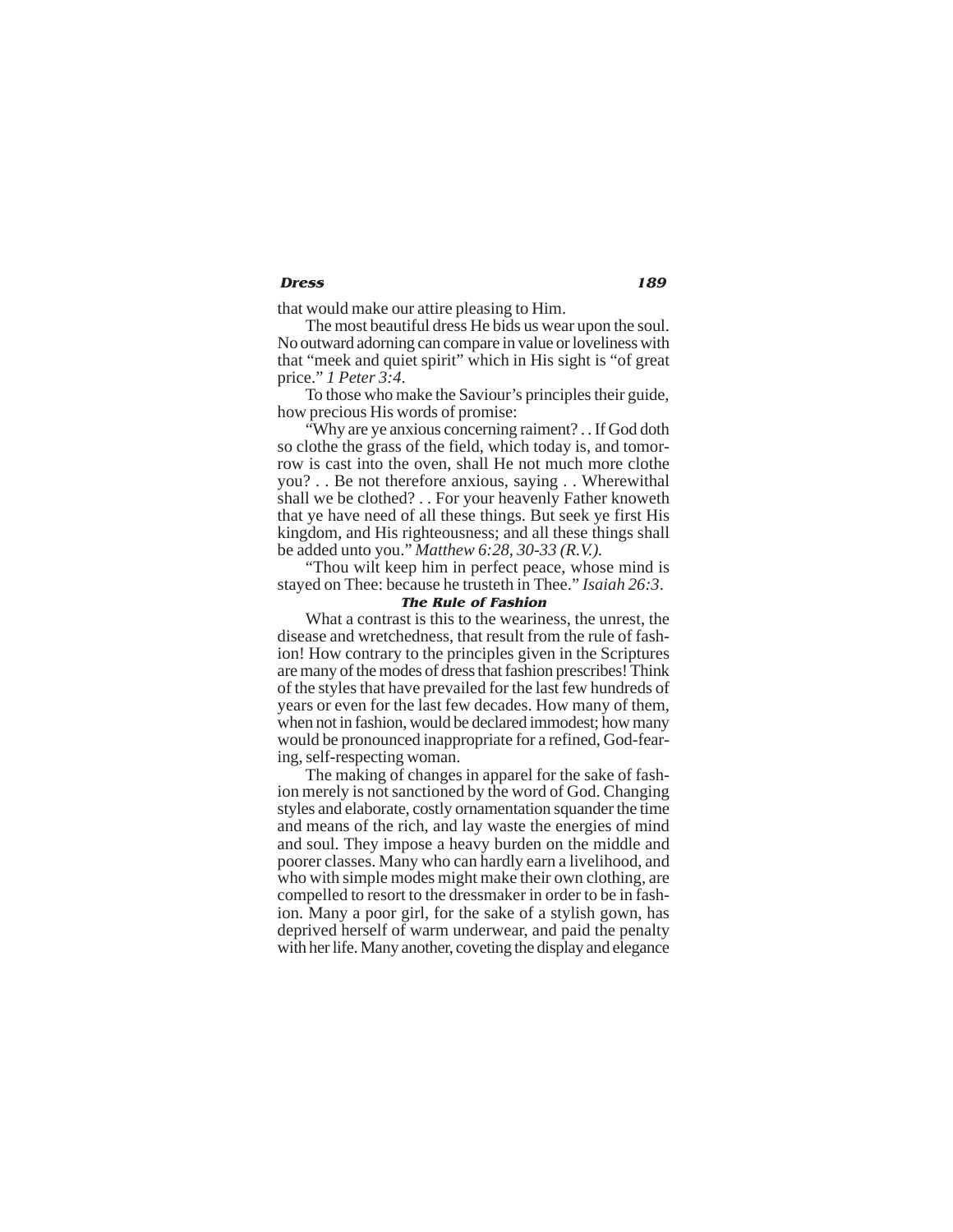that would make our attire pleasing to Him.

The most beautiful dress He bids us wear upon the soul. No outward adorning can compare in value or loveliness with that "meek and quiet spirit" which in His sight is "of great price." *1 Peter 3:4*.

To those who make the Saviour's principles their guide, how precious His words of promise:

"Why are ye anxious concerning raiment? . . If God doth so clothe the grass of the field, which today is, and tomorrow is cast into the oven, shall He not much more clothe you? . . Be not therefore anxious, saying . . Wherewithal shall we be clothed? . . For your heavenly Father knoweth that ye have need of all these things. But seek ye first His kingdom, and His righteousness; and all these things shall be added unto you." *Matthew 6:28, 30-33 (R.V.).*

"Thou wilt keep him in perfect peace, whose mind is stayed on Thee: because he trusteth in Thee." *Isaiah 26:3*.

### The Rule of Fashion

What a contrast is this to the weariness, the unrest, the disease and wretchedness, that result from the rule of fashion! How contrary to the principles given in the Scriptures are many of the modes of dress that fashion prescribes! Think of the styles that have prevailed for the last few hundreds of years or even for the last few decades. How many of them, when not in fashion, would be declared immodest; how many would be pronounced inappropriate for a refined, God-fearing, self-respecting woman.

The making of changes in apparel for the sake of fashion merely is not sanctioned by the word of God. Changing styles and elaborate, costly ornamentation squander the time and means of the rich, and lay waste the energies of mind and soul. They impose a heavy burden on the middle and poorer classes. Many who can hardly earn a livelihood, and who with simple modes might make their own clothing, are compelled to resort to the dressmaker in order to be in fashion. Many a poor girl, for the sake of a stylish gown, has deprived herself of warm underwear, and paid the penalty with her life. Many another, coveting the display and elegance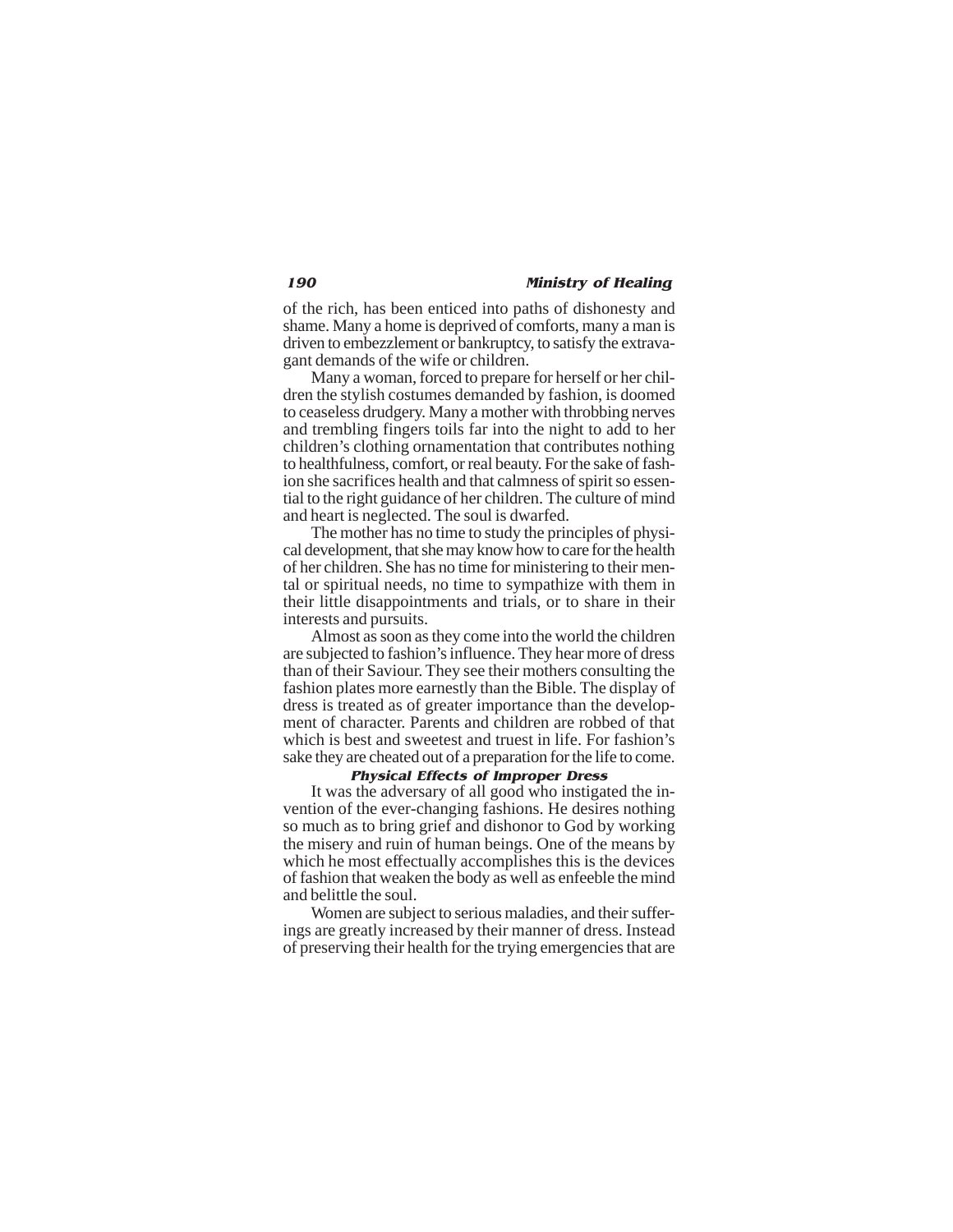of the rich, has been enticed into paths of dishonesty and shame. Many a home is deprived of comforts, many a man is driven to embezzlement or bankruptcy, to satisfy the extravagant demands of the wife or children.

Many a woman, forced to prepare for herself or her children the stylish costumes demanded by fashion, is doomed to ceaseless drudgery. Many a mother with throbbing nerves and trembling fingers toils far into the night to add to her children's clothing ornamentation that contributes nothing to healthfulness, comfort, or real beauty. For the sake of fashion she sacrifices health and that calmness of spirit so essential to the right guidance of her children. The culture of mind and heart is neglected. The soul is dwarfed.

The mother has no time to study the principles of physical development, that she may know how to care for the health of her children. She has no time for ministering to their mental or spiritual needs, no time to sympathize with them in their little disappointments and trials, or to share in their interests and pursuits.

Almost as soon as they come into the world the children are subjected to fashion's influence. They hear more of dress than of their Saviour. They see their mothers consulting the fashion plates more earnestly than the Bible. The display of dress is treated as of greater importance than the development of character. Parents and children are robbed of that which is best and sweetest and truest in life. For fashion's sake they are cheated out of a preparation for the life to come.

### *Physical Effects of Improper Dress*

It was the adversary of all good who instigated the invention of the ever-changing fashions. He desires nothing so much as to bring grief and dishonor to God by working the misery and ruin of human beings. One of the means by which he most effectually accomplishes this is the devices of fashion that weaken the body as well as enfeeble the mind and belittle the soul.

Women are subject to serious maladies, and their sufferings are greatly increased by their manner of dress. Instead of preserving their health for the trying emergencies that are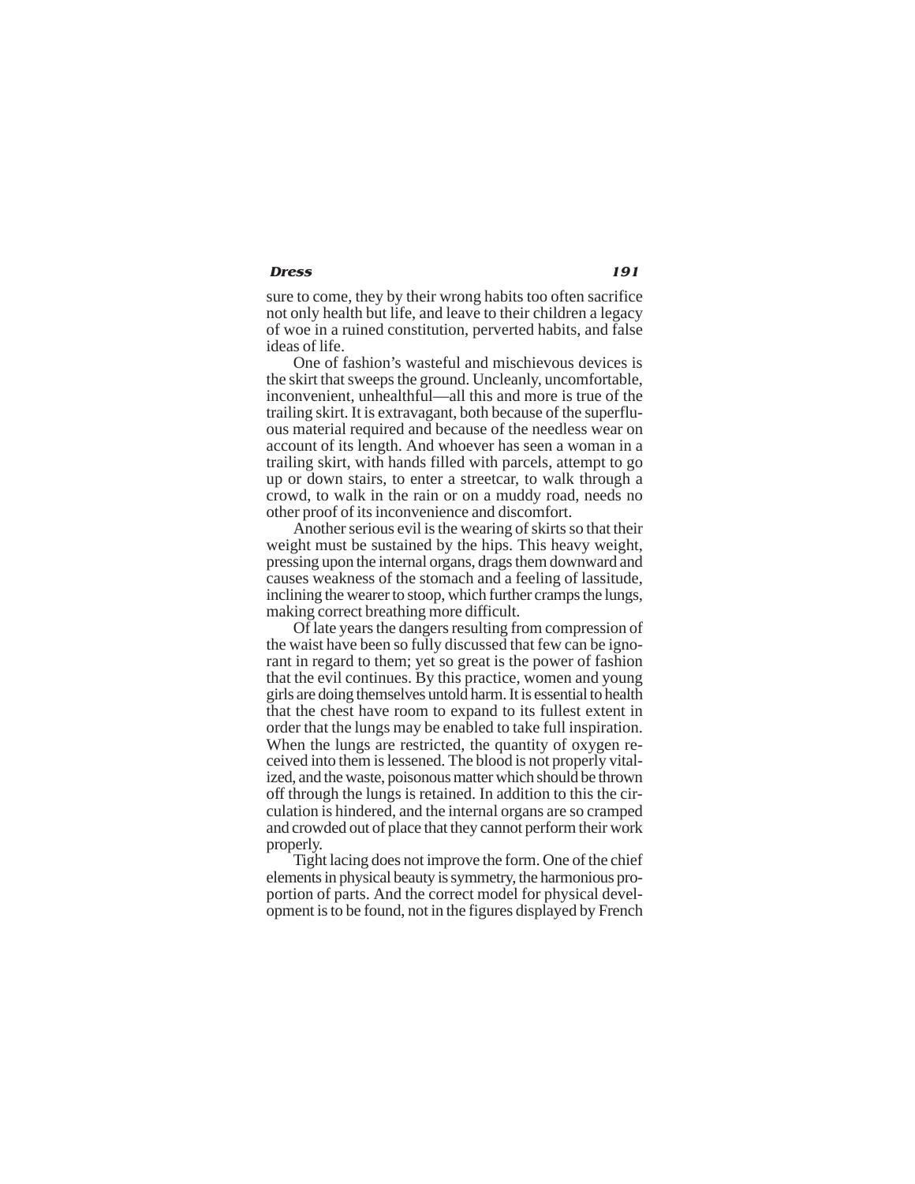sure to come, they by their wrong habits too often sacrifice not only health but life, and leave to their children a legacy of woe in a ruined constitution, perverted habits, and false ideas of life.

One of fashion's wasteful and mischievous devices is the skirt that sweeps the ground. Uncleanly, uncomfortable, inconvenient, unhealthful—all this and more is true of the trailing skirt. It is extravagant, both because of the superfluous material required and because of the needless wear on account of its length. And whoever has seen a woman in a trailing skirt, with hands filled with parcels, attempt to go up or down stairs, to enter a streetcar, to walk through a crowd, to walk in the rain or on a muddy road, needs no other proof of its inconvenience and discomfort.

Another serious evil is the wearing of skirts so that their weight must be sustained by the hips. This heavy weight, pressing upon the internal organs, drags them downward and causes weakness of the stomach and a feeling of lassitude, inclining the wearer to stoop, which further cramps the lungs, making correct breathing more difficult.

Of late years the dangers resulting from compression of the waist have been so fully discussed that few can be ignorant in regard to them; yet so great is the power of fashion that the evil continues. By this practice, women and young girls are doing themselves untold harm. It is essential to health that the chest have room to expand to its fullest extent in order that the lungs may be enabled to take full inspiration. When the lungs are restricted, the quantity of oxygen received into them is lessened. The blood is not properly vitalized, and the waste, poisonous matter which should be thrown off through the lungs is retained. In addition to this the circulation is hindered, and the internal organs are so cramped and crowded out of place that they cannot perform their work properly.

Tight lacing does not improve the form. One of the chief elements in physical beauty is symmetry, the harmonious proportion of parts. And the correct model for physical development is to be found, not in the figures displayed by French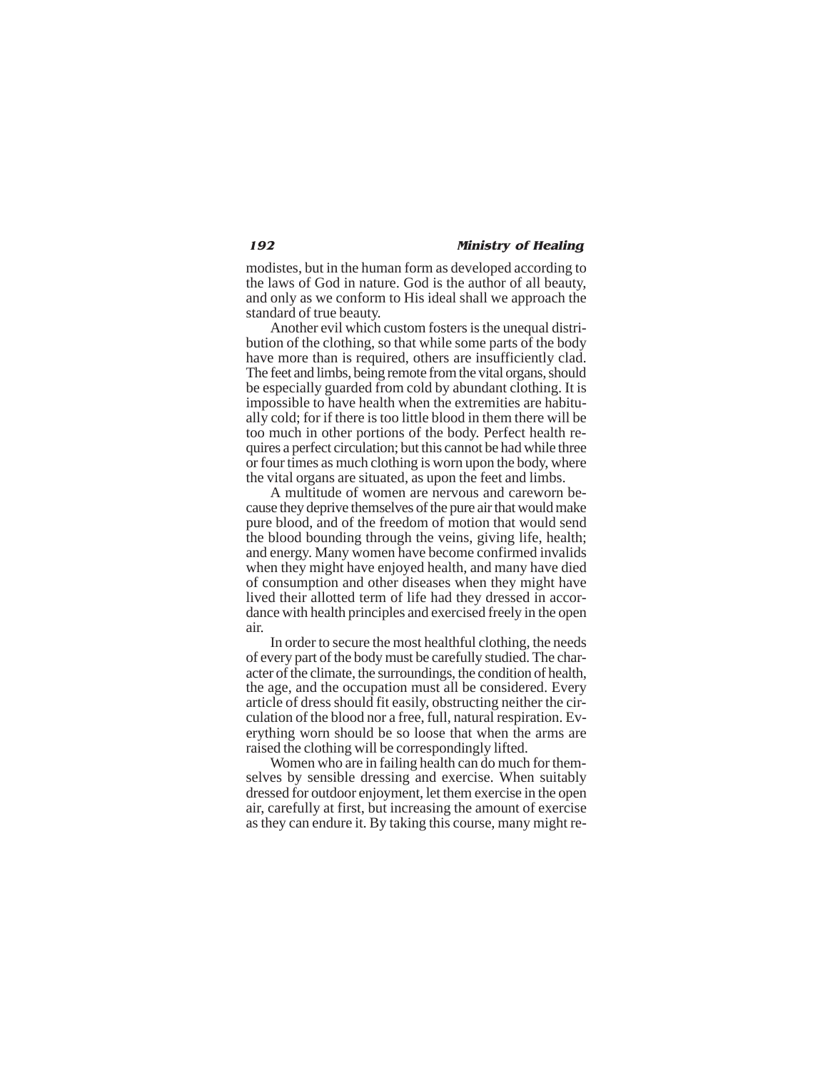modistes, but in the human form as developed according to the laws of God in nature. God is the author of all beauty, and only as we conform to His ideal shall we approach the standard of true beauty.

Another evil which custom fosters is the unequal distribution of the clothing, so that while some parts of the body have more than is required, others are insufficiently clad. The feet and limbs, being remote from the vital organs, should be especially guarded from cold by abundant clothing. It is impossible to have health when the extremities are habitually cold; for if there is too little blood in them there will be too much in other portions of the body. Perfect health requires a perfect circulation; but this cannot be had while three or four times as much clothing is worn upon the body, where the vital organs are situated, as upon the feet and limbs.

A multitude of women are nervous and careworn because they deprive themselves of the pure air that would make pure blood, and of the freedom of motion that would send the blood bounding through the veins, giving life, health; and energy. Many women have become confirmed invalids when they might have enjoyed health, and many have died of consumption and other diseases when they might have lived their allotted term of life had they dressed in accordance with health principles and exercised freely in the open air.

In order to secure the most healthful clothing, the needs of every part of the body must be carefully studied. The character of the climate, the surroundings, the condition of health, the age, and the occupation must all be considered. Every article of dress should fit easily, obstructing neither the circulation of the blood nor a free, full, natural respiration. Everything worn should be so loose that when the arms are raised the clothing will be correspondingly lifted.

Women who are in failing health can do much for themselves by sensible dressing and exercise. When suitably dressed for outdoor enjoyment, let them exercise in the open air, carefully at first, but increasing the amount of exercise as they can endure it. By taking this course, many might re-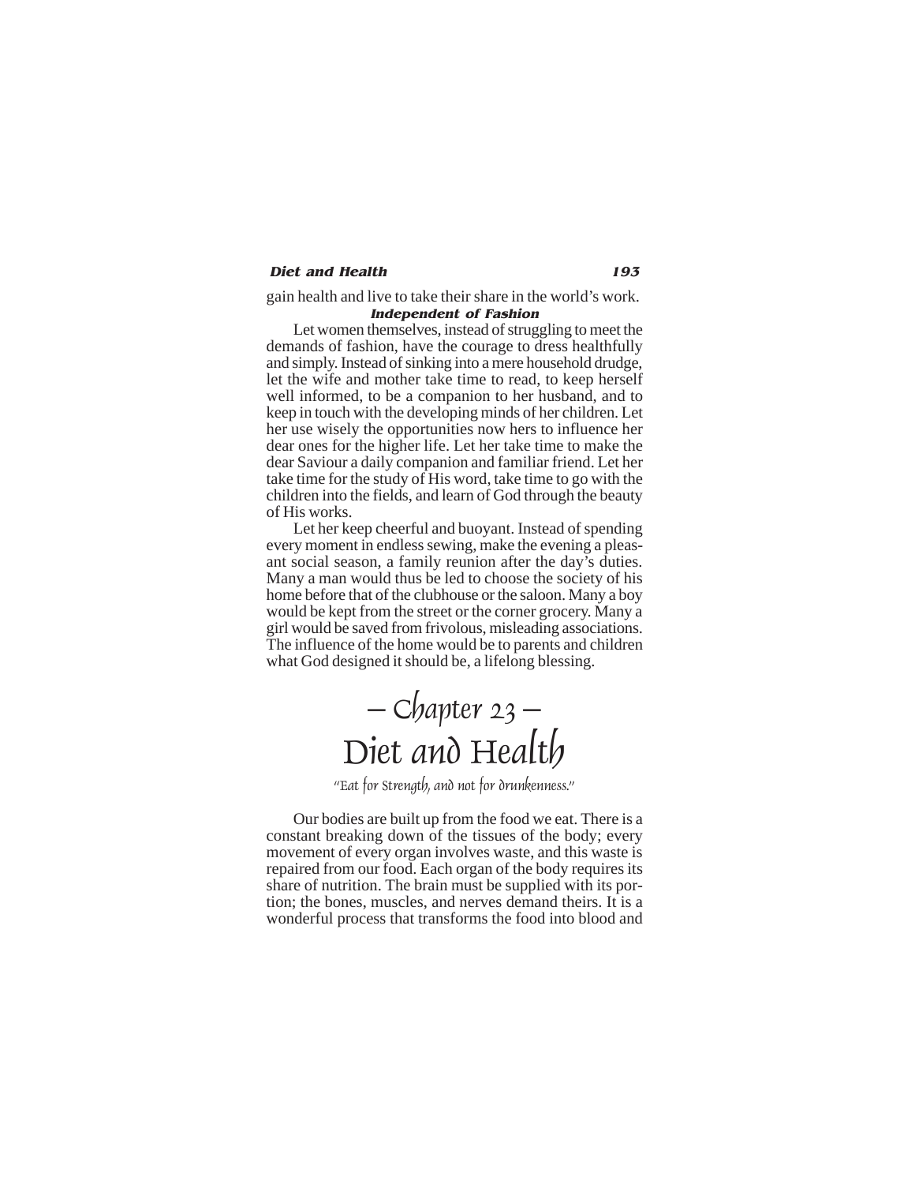gain health and live to take their share in the world's work.

### Independent of Fashion

Let women themselves, instead of struggling to meet the demands of fashion, have the courage to dress healthfully and simply. Instead of sinking into a mere household drudge, let the wife and mother take time to read, to keep herself well informed, to be a companion to her husband, and to keep in touch with the developing minds of her children. Let her use wisely the opportunities now hers to influence her dear ones for the higher life. Let her take time to make the dear Saviour a daily companion and familiar friend. Let her take time for the study of His word, take time to go with the children into the fields, and learn of God through the beauty of His works.

Let her keep cheerful and buoyant. Instead of spending every moment in endless sewing, make the evening a pleasant social season, a family reunion after the day's duties. Many a man would thus be led to choose the society of his home before that of the clubhouse or the saloon. Many a boy would be kept from the street or the corner grocery. Many a girl would be saved from frivolous, misleading associations. The influence of the home would be to parents and children what God designed it should be, a lifelong blessing.

# – Chapter 23 –
# Diet and Health

*"Eat for Strength, and not for drunkenness."*

Our bodies are built up from the food we eat. There is a constant breaking down of the tissues of the body; every movement of every organ involves waste, and this waste is repaired from our food. Each organ of the body requires its share of nutrition. The brain must be supplied with its portion; the bones, muscles, and nerves demand theirs. It is a wonderful process that transforms the food into blood and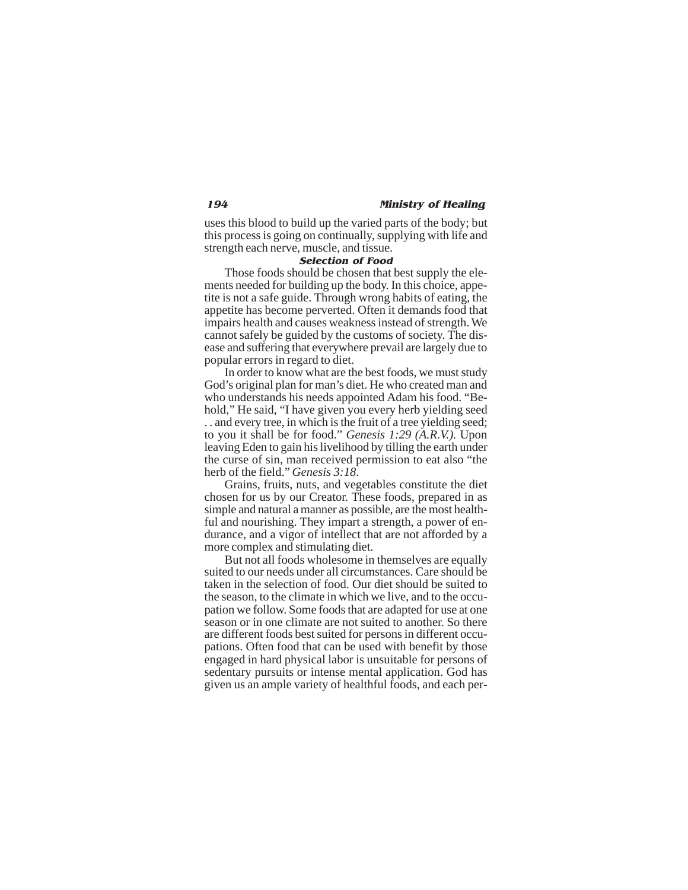uses this blood to build up the varied parts of the body; but this process is going on continually, supplying with life and strength each nerve, muscle, and tissue.

### Selection of Food

Those foods should be chosen that best supply the elements needed for building up the body. In this choice, appetite is not a safe guide. Through wrong habits of eating, the appetite has become perverted. Often it demands food that impairs health and causes weakness instead of strength. We cannot safely be guided by the customs of society. The disease and suffering that everywhere prevail are largely due to popular errors in regard to diet.

In order to know what are the best foods, we must study God's original plan for man's diet. He who created man and who understands his needs appointed Adam his food. "Behold," He said, "I have given you every herb yielding seed . . and every tree, in which is the fruit of a tree yielding seed; to you it shall be for food." *Genesis 1:29 (A.R.V.).* Upon leaving Eden to gain his livelihood by tilling the earth under the curse of sin, man received permission to eat also "the herb of the field." *Genesis 3:18.*

Grains, fruits, nuts, and vegetables constitute the diet chosen for us by our Creator. These foods, prepared in as simple and natural a manner as possible, are the most healthful and nourishing. They impart a strength, a power of endurance, and a vigor of intellect that are not afforded by a more complex and stimulating diet.

But not all foods wholesome in themselves are equally suited to our needs under all circumstances. Care should be taken in the selection of food. Our diet should be suited to the season, to the climate in which we live, and to the occupation we follow. Some foods that are adapted for use at one season or in one climate are not suited to another. So there are different foods best suited for persons in different occupations. Often food that can be used with benefit by those engaged in hard physical labor is unsuitable for persons of sedentary pursuits or intense mental application. God has given us an ample variety of healthful foods, and each per-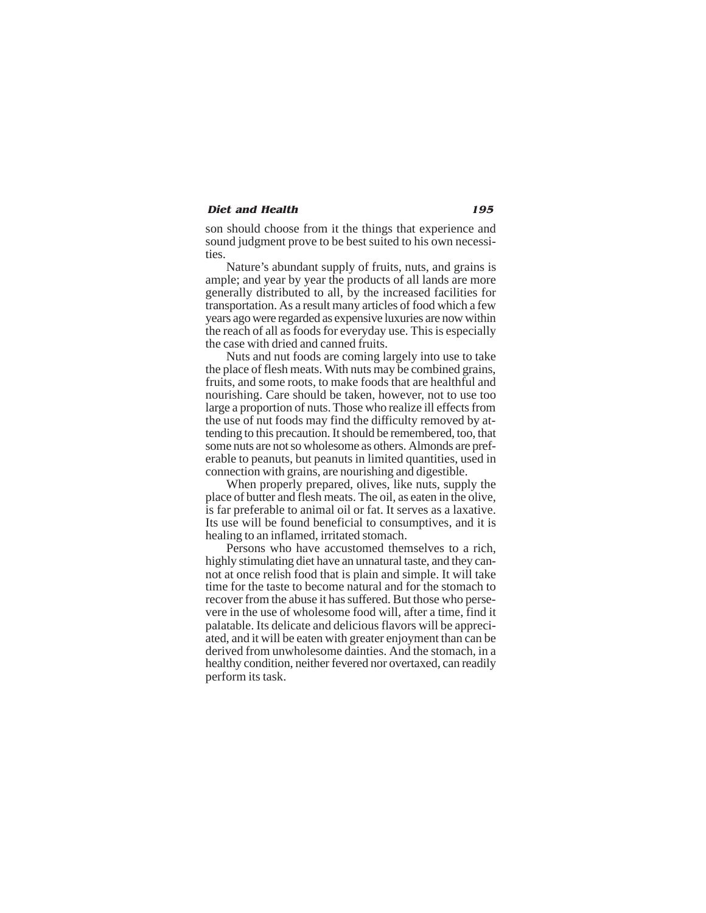son should choose from it the things that experience and sound judgment prove to be best suited to his own necessities.

Nature's abundant supply of fruits, nuts, and grains is ample; and year by year the products of all lands are more generally distributed to all, by the increased facilities for transportation. As a result many articles of food which a few years ago were regarded as expensive luxuries are now within the reach of all as foods for everyday use. This is especially the case with dried and canned fruits.

Nuts and nut foods are coming largely into use to take the place of flesh meats. With nuts may be combined grains, fruits, and some roots, to make foods that are healthful and nourishing. Care should be taken, however, not to use too large a proportion of nuts. Those who realize ill effects from the use of nut foods may find the difficulty removed by attending to this precaution. It should be remembered, too, that some nuts are not so wholesome as others. Almonds are preferable to peanuts, but peanuts in limited quantities, used in connection with grains, are nourishing and digestible.

When properly prepared, olives, like nuts, supply the place of butter and flesh meats. The oil, as eaten in the olive, is far preferable to animal oil or fat. It serves as a laxative. Its use will be found beneficial to consumptives, and it is healing to an inflamed, irritated stomach.

Persons who have accustomed themselves to a rich, highly stimulating diet have an unnatural taste, and they cannot at once relish food that is plain and simple. It will take time for the taste to become natural and for the stomach to recover from the abuse it has suffered. But those who persevere in the use of wholesome food will, after a time, find it palatable. Its delicate and delicious flavors will be appreciated, and it will be eaten with greater enjoyment than can be derived from unwholesome dainties. And the stomach, in a healthy condition, neither fevered nor overtaxed, can readily perform its task.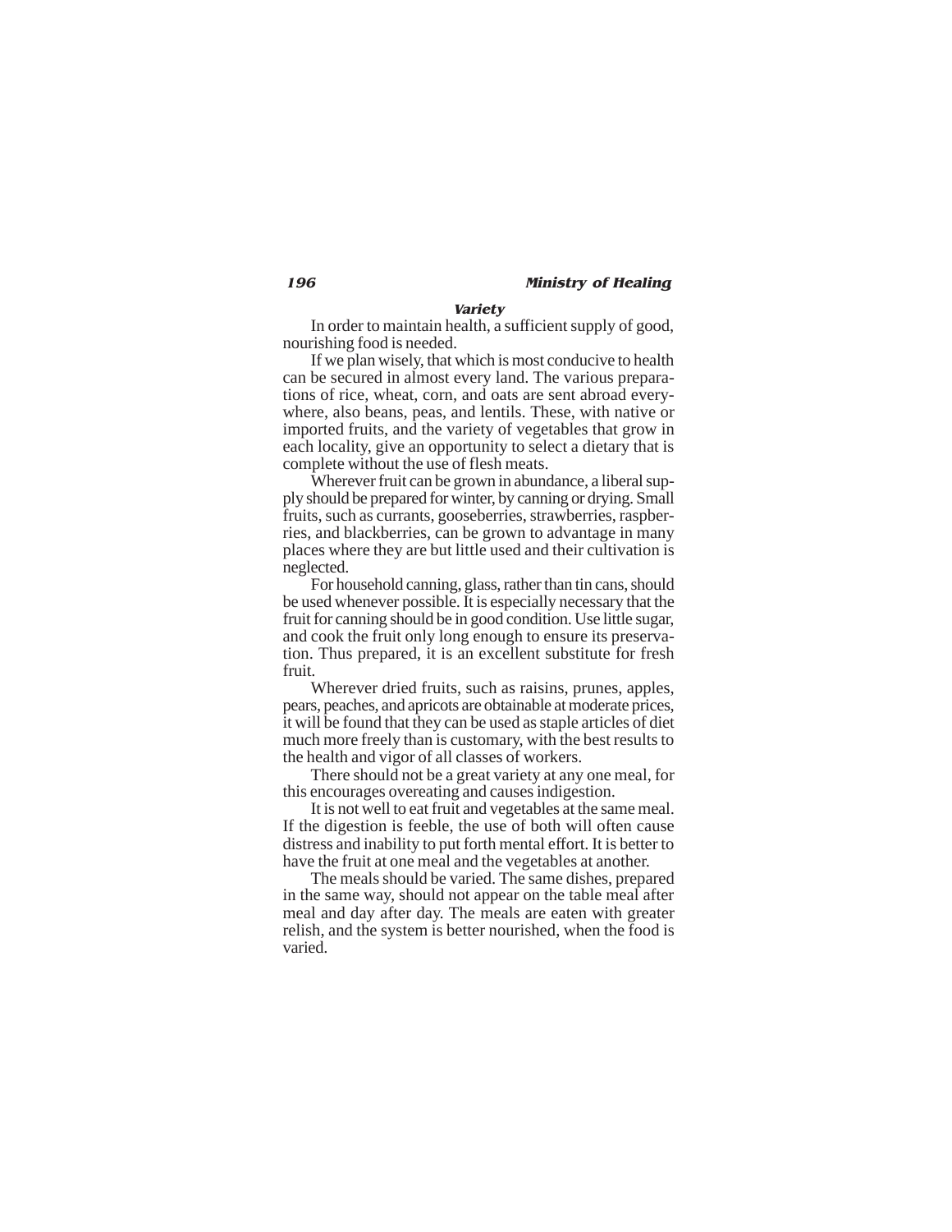### *Variety*

In order to maintain health, a sufficient supply of good, nourishing food is needed.

If we plan wisely, that which is most conducive to health can be secured in almost every land. The various preparations of rice, wheat, corn, and oats are sent abroad everywhere, also beans, peas, and lentils. These, with native or imported fruits, and the variety of vegetables that grow in each locality, give an opportunity to select a dietary that is complete without the use of flesh meats.

Wherever fruit can be grown in abundance, a liberal supply should be prepared for winter, by canning or drying. Small fruits, such as currants, gooseberries, strawberries, raspberries, and blackberries, can be grown to advantage in many places where they are but little used and their cultivation is neglected.

For household canning, glass, rather than tin cans, should be used whenever possible. It is especially necessary that the fruit for canning should be in good condition. Use little sugar, and cook the fruit only long enough to ensure its preservation. Thus prepared, it is an excellent substitute for fresh fruit.

Wherever dried fruits, such as raisins, prunes, apples, pears, peaches, and apricots are obtainable at moderate prices, it will be found that they can be used as staple articles of diet much more freely than is customary, with the best results to the health and vigor of all classes of workers.

There should not be a great variety at any one meal, for this encourages overeating and causes indigestion.

It is not well to eat fruit and vegetables at the same meal. If the digestion is feeble, the use of both will often cause distress and inability to put forth mental effort. It is better to have the fruit at one meal and the vegetables at another.

The meals should be varied. The same dishes, prepared in the same way, should not appear on the table meal after meal and day after day. The meals are eaten with greater relish, and the system is better nourished, when the food is varied.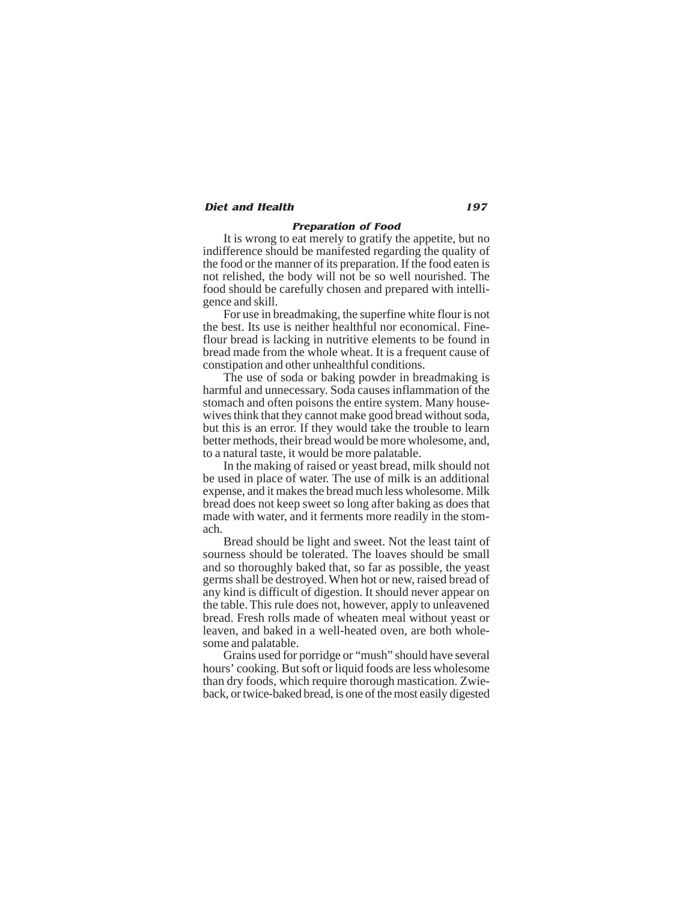### *Preparation of Food*

It is wrong to eat merely to gratify the appetite, but no indifference should be manifested regarding the quality of the food or the manner of its preparation. If the food eaten is not relished, the body will not be so well nourished. The food should be carefully chosen and prepared with intelligence and skill.

For use in breadmaking, the superfine white flour is not the best. Its use is neither healthful nor economical. Fine-flour bread is lacking in nutritive elements to be found in bread made from the whole wheat. It is a frequent cause of constipation and other unhealthful conditions.

The use of soda or baking powder in breadmaking is harmful and unnecessary. Soda causes inflammation of the stomach and often poisons the entire system. Many housewives think that they cannot make good bread without soda, but this is an error. If they would take the trouble to learn better methods, their bread would be more wholesome, and, to a natural taste, it would be more palatable.

In the making of raised or yeast bread, milk should not be used in place of water. The use of milk is an additional expense, and it makes the bread much less wholesome. Milk bread does not keep sweet so long after baking as does that made with water, and it ferments more readily in the stomach.

Bread should be light and sweet. Not the least taint of sourness should be tolerated. The loaves should be small and so thoroughly baked that, so far as possible, the yeast germs shall be destroyed. When hot or new, raised bread of any kind is difficult of digestion. It should never appear on the table. This rule does not, however, apply to unleavened bread. Fresh rolls made of wheaten meal without yeast or leaven, and baked in a well-heated oven, are both wholesome and palatable.

Grains used for porridge or "mush" should have several hours' cooking. But soft or liquid foods are less wholesome than dry foods, which require thorough mastication. Zwieback, or twice-baked bread, is one of the most easily digested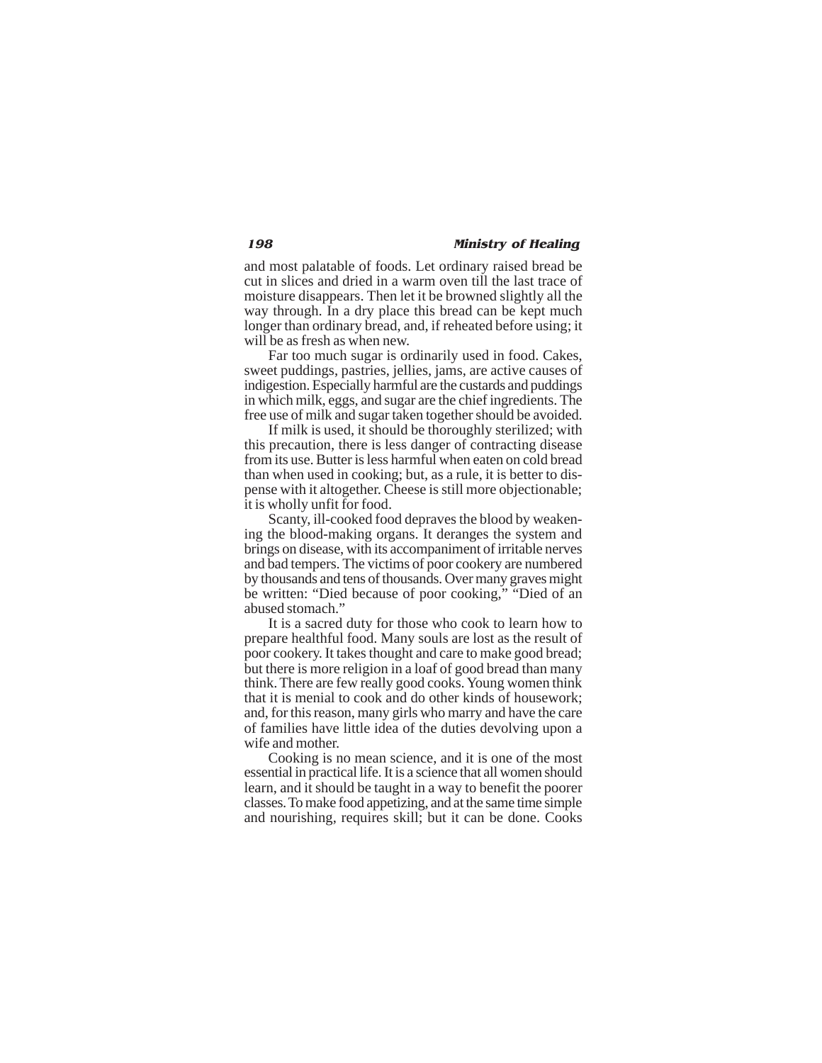and most palatable of foods. Let ordinary raised bread be cut in slices and dried in a warm oven till the last trace of moisture disappears. Then let it be browned slightly all the way through. In a dry place this bread can be kept much longer than ordinary bread, and, if reheated before using; it will be as fresh as when new.

Far too much sugar is ordinarily used in food. Cakes, sweet puddings, pastries, jellies, jams, are active causes of indigestion. Especially harmful are the custards and puddings in which milk, eggs, and sugar are the chief ingredients. The free use of milk and sugar taken together should be avoided.

If milk is used, it should be thoroughly sterilized; with this precaution, there is less danger of contracting disease from its use. Butter is less harmful when eaten on cold bread than when used in cooking; but, as a rule, it is better to dispense with it altogether. Cheese is still more objectionable; it is wholly unfit for food.

Scanty, ill-cooked food depraves the blood by weakening the blood-making organs. It deranges the system and brings on disease, with its accompaniment of irritable nerves and bad tempers. The victims of poor cookery are numbered by thousands and tens of thousands. Over many graves might be written: "Died because of poor cooking," "Died of an abused stomach."

It is a sacred duty for those who cook to learn how to prepare healthful food. Many souls are lost as the result of poor cookery. It takes thought and care to make good bread; but there is more religion in a loaf of good bread than many think. There are few really good cooks. Young women think that it is menial to cook and do other kinds of housework; and, for this reason, many girls who marry and have the care of families have little idea of the duties devolving upon a wife and mother.

Cooking is no mean science, and it is one of the most essential in practical life. It is a science that all women should learn, and it should be taught in a way to benefit the poorer classes. To make food appetizing, and at the same time simple and nourishing, requires skill; but it can be done. Cooks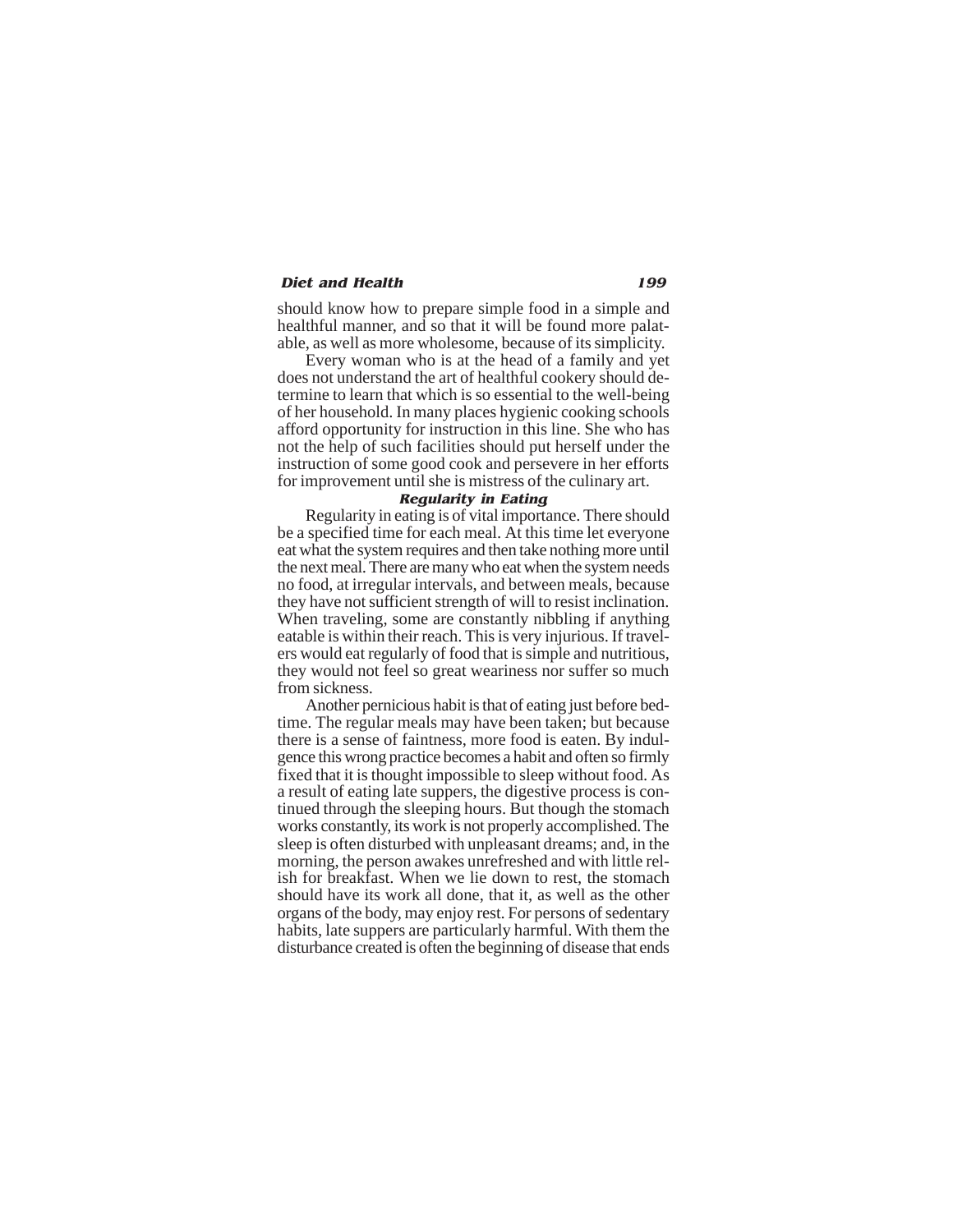should know how to prepare simple food in a simple and healthful manner, and so that it will be found more palatable, as well as more wholesome, because of its simplicity.

Every woman who is at the head of a family and yet does not understand the art of healthful cookery should determine to learn that which is so essential to the well-being of her household. In many places hygienic cooking schools afford opportunity for instruction in this line. She who has not the help of such facilities should put herself under the instruction of some good cook and persevere in her efforts for improvement until she is mistress of the culinary art.

### Regularity in Eating

Regularity in eating is of vital importance. There should be a specified time for each meal. At this time let everyone eat what the system requires and then take nothing more until the next meal. There are many who eat when the system needs no food, at irregular intervals, and between meals, because they have not sufficient strength of will to resist inclination. When traveling, some are constantly nibbling if anything eatable is within their reach. This is very injurious. If travelers would eat regularly of food that is simple and nutritious, they would not feel so great weariness nor suffer so much from sickness.

Another pernicious habit is that of eating just before bedtime. The regular meals may have been taken; but because there is a sense of faintness, more food is eaten. By indulgence this wrong practice becomes a habit and often so firmly fixed that it is thought impossible to sleep without food. As a result of eating late suppers, the digestive process is continued through the sleeping hours. But though the stomach works constantly, its work is not properly accomplished. The sleep is often disturbed with unpleasant dreams; and, in the morning, the person awakes unrefreshed and with little relish for breakfast. When we lie down to rest, the stomach should have its work all done, that it, as well as the other organs of the body, may enjoy rest. For persons of sedentary habits, late suppers are particularly harmful. With them the disturbance created is often the beginning of disease that ends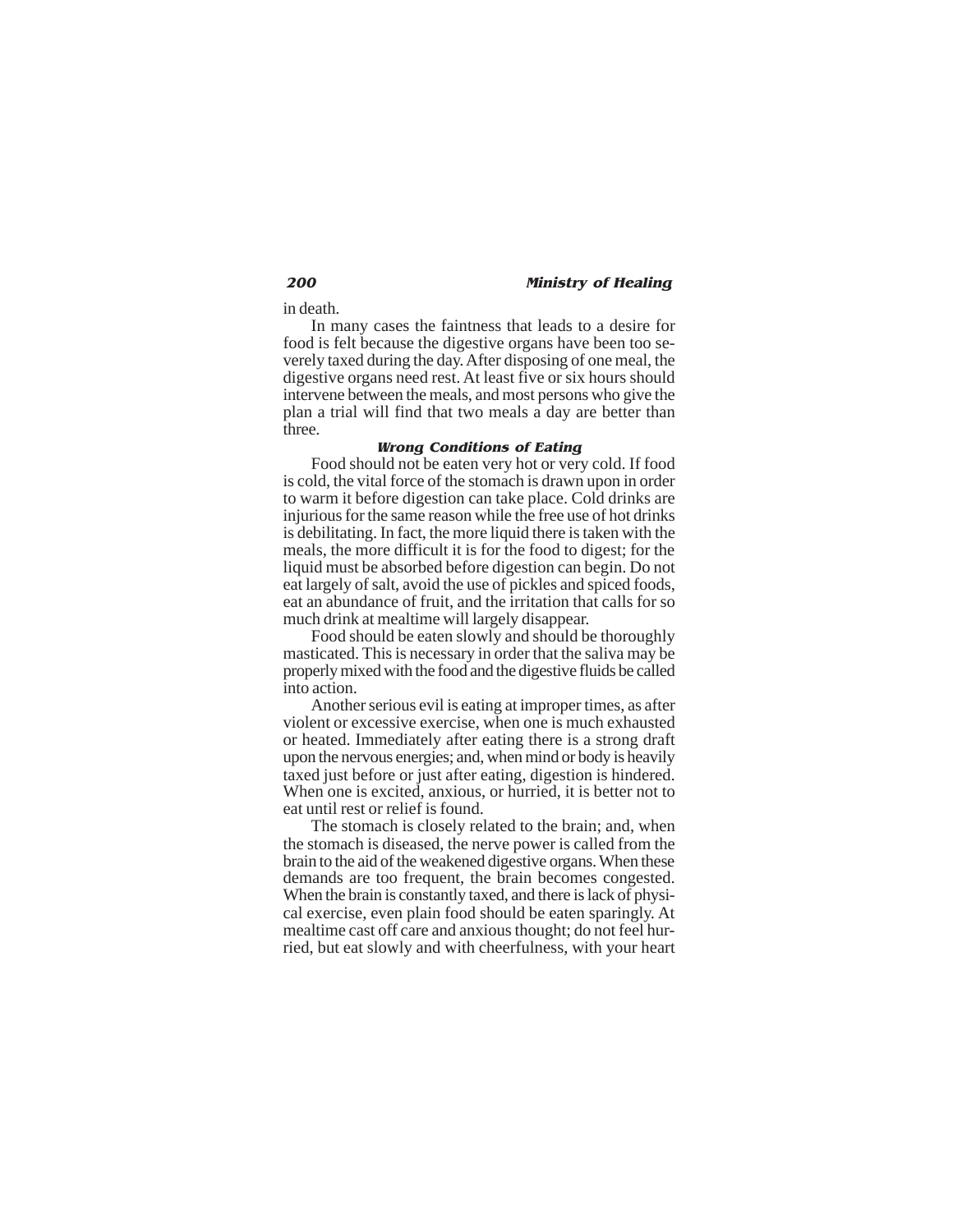in death.

In many cases the faintness that leads to a desire for food is felt because the digestive organs have been too severely taxed during the day. After disposing of one meal, the digestive organs need rest. At least five or six hours should intervene between the meals, and most persons who give the plan a trial will find that two meals a day are better than three.

### *Wrong Conditions of Eating*

Food should not be eaten very hot or very cold. If food is cold, the vital force of the stomach is drawn upon in order to warm it before digestion can take place. Cold drinks are injurious for the same reason while the free use of hot drinks is debilitating. In fact, the more liquid there is taken with the meals, the more difficult it is for the food to digest; for the liquid must be absorbed before digestion can begin. Do not eat largely of salt, avoid the use of pickles and spiced foods, eat an abundance of fruit, and the irritation that calls for so much drink at mealtime will largely disappear.

Food should be eaten slowly and should be thoroughly masticated. This is necessary in order that the saliva may be properly mixed with the food and the digestive fluids be called into action.

Another serious evil is eating at improper times, as after violent or excessive exercise, when one is much exhausted or heated. Immediately after eating there is a strong draft upon the nervous energies; and, when mind or body is heavily taxed just before or just after eating, digestion is hindered. When one is excited, anxious, or hurried, it is better not to eat until rest or relief is found.

The stomach is closely related to the brain; and, when the stomach is diseased, the nerve power is called from the brain to the aid of the weakened digestive organs. When these demands are too frequent, the brain becomes congested. When the brain is constantly taxed, and there is lack of physical exercise, even plain food should be eaten sparingly. At mealtime cast off care and anxious thought; do not feel hurried, but eat slowly and with cheerfulness, with your heart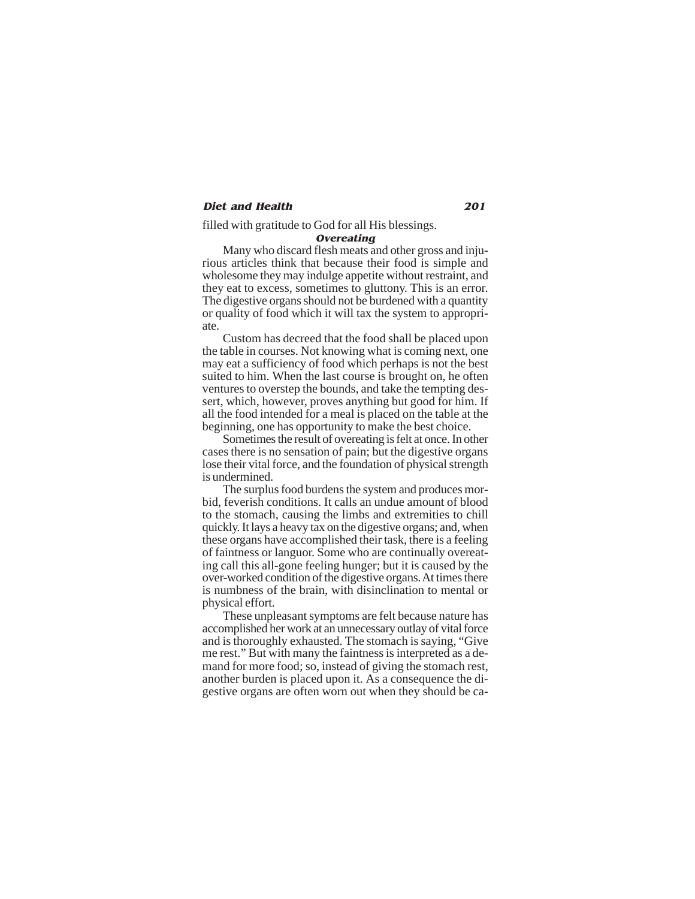filled with gratitude to God for all His blessings.

### *Overeating*

Many who discard flesh meats and other gross and injurious articles think that because their food is simple and wholesome they may indulge appetite without restraint, and they eat to excess, sometimes to gluttony. This is an error. The digestive organs should not be burdened with a quantity or quality of food which it will tax the system to appropriate.

Custom has decreed that the food shall be placed upon the table in courses. Not knowing what is coming next, one may eat a sufficiency of food which perhaps is not the best suited to him. When the last course is brought on, he often ventures to overstep the bounds, and take the tempting dessert, which, however, proves anything but good for him. If all the food intended for a meal is placed on the table at the beginning, one has opportunity to make the best choice.

Sometimes the result of overeating is felt at once. In other cases there is no sensation of pain; but the digestive organs lose their vital force, and the foundation of physical strength is undermined.

The surplus food burdens the system and produces morbid, feverish conditions. It calls an undue amount of blood to the stomach, causing the limbs and extremities to chill quickly. It lays a heavy tax on the digestive organs; and, when these organs have accomplished their task, there is a feeling of faintness or languor. Some who are continually overeating call this all-gone feeling hunger; but it is caused by the over-worked condition of the digestive organs. At times there is numbness of the brain, with disinclination to mental or physical effort.

These unpleasant symptoms are felt because nature has accomplished her work at an unnecessary outlay of vital force and is thoroughly exhausted. The stomach is saying, "Give me rest." But with many the faintness is interpreted as a demand for more food; so, instead of giving the stomach rest, another burden is placed upon it. As a consequence the digestive organs are often worn out when they should be ca-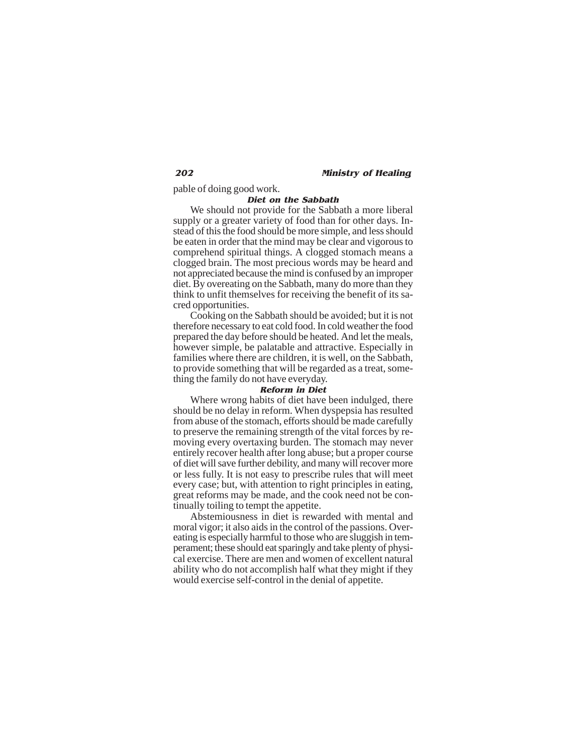pable of doing good work.

### *Diet on the Sabbath*

We should not provide for the Sabbath a more liberal supply or a greater variety of food than for other days. Instead of this the food should be more simple, and less should be eaten in order that the mind may be clear and vigorous to comprehend spiritual things. A clogged stomach means a clogged brain. The most precious words may be heard and not appreciated because the mind is confused by an improper diet. By overeating on the Sabbath, many do more than they think to unfit themselves for receiving the benefit of its sacred opportunities.

Cooking on the Sabbath should be avoided; but it is not therefore necessary to eat cold food. In cold weather the food prepared the day before should be heated. And let the meals, however simple, be palatable and attractive. Especially in families where there are children, it is well, on the Sabbath, to provide something that will be regarded as a treat, something the family do not have everyday.

### *Reform in Diet*

Where wrong habits of diet have been indulged, there should be no delay in reform. When dyspepsia has resulted from abuse of the stomach, efforts should be made carefully to preserve the remaining strength of the vital forces by removing every overtaxing burden. The stomach may never entirely recover health after long abuse; but a proper course of diet will save further debility, and many will recover more or less fully. It is not easy to prescribe rules that will meet every case; but, with attention to right principles in eating, great reforms may be made, and the cook need not be continually toiling to tempt the appetite.

Abstemiousness in diet is rewarded with mental and moral vigor; it also aids in the control of the passions. Overeating is especially harmful to those who are sluggish in temperament; these should eat sparingly and take plenty of physical exercise. There are men and women of excellent natural ability who do not accomplish half what they might if they would exercise self-control in the denial of appetite.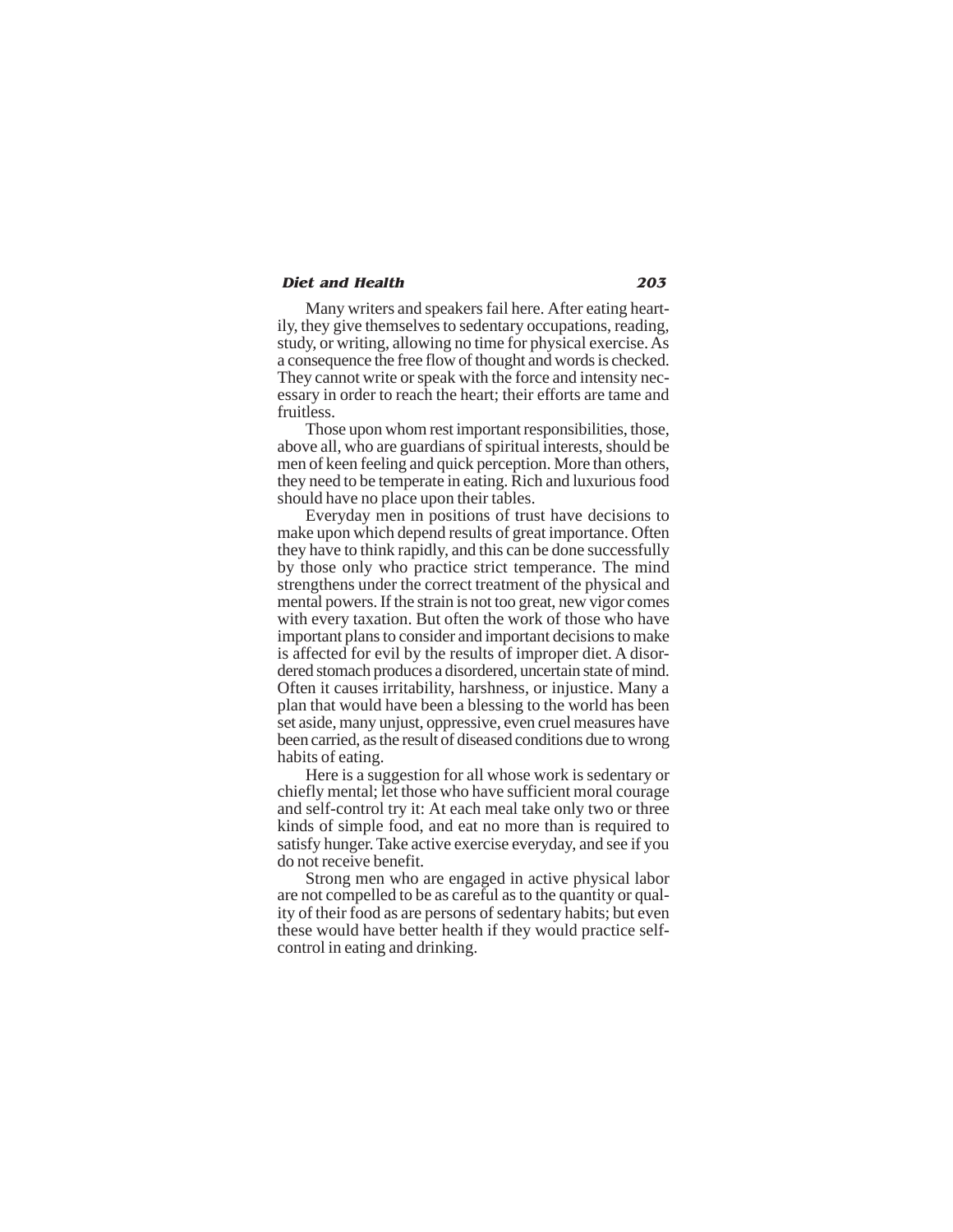Many writers and speakers fail here. After eating heartily, they give themselves to sedentary occupations, reading, study, or writing, allowing no time for physical exercise. As a consequence the free flow of thought and words is checked. They cannot write or speak with the force and intensity necessary in order to reach the heart; their efforts are tame and fruitless.

Those upon whom rest important responsibilities, those, above all, who are guardians of spiritual interests, should be men of keen feeling and quick perception. More than others, they need to be temperate in eating. Rich and luxurious food should have no place upon their tables.

Everyday men in positions of trust have decisions to make upon which depend results of great importance. Often they have to think rapidly, and this can be done successfully by those only who practice strict temperance. The mind strengthens under the correct treatment of the physical and mental powers. If the strain is not too great, new vigor comes with every taxation. But often the work of those who have important plans to consider and important decisions to make is affected for evil by the results of improper diet. A disordered stomach produces a disordered, uncertain state of mind. Often it causes irritability, harshness, or injustice. Many a plan that would have been a blessing to the world has been set aside, many unjust, oppressive, even cruel measures have been carried, as the result of diseased conditions due to wrong habits of eating.

Here is a suggestion for all whose work is sedentary or chiefly mental; let those who have sufficient moral courage and self-control try it: At each meal take only two or three kinds of simple food, and eat no more than is required to satisfy hunger. Take active exercise everyday, and see if you do not receive benefit.

Strong men who are engaged in active physical labor are not compelled to be as careful as to the quantity or quality of their food as are persons of sedentary habits; but even these would have better health if they would practice self-control in eating and drinking.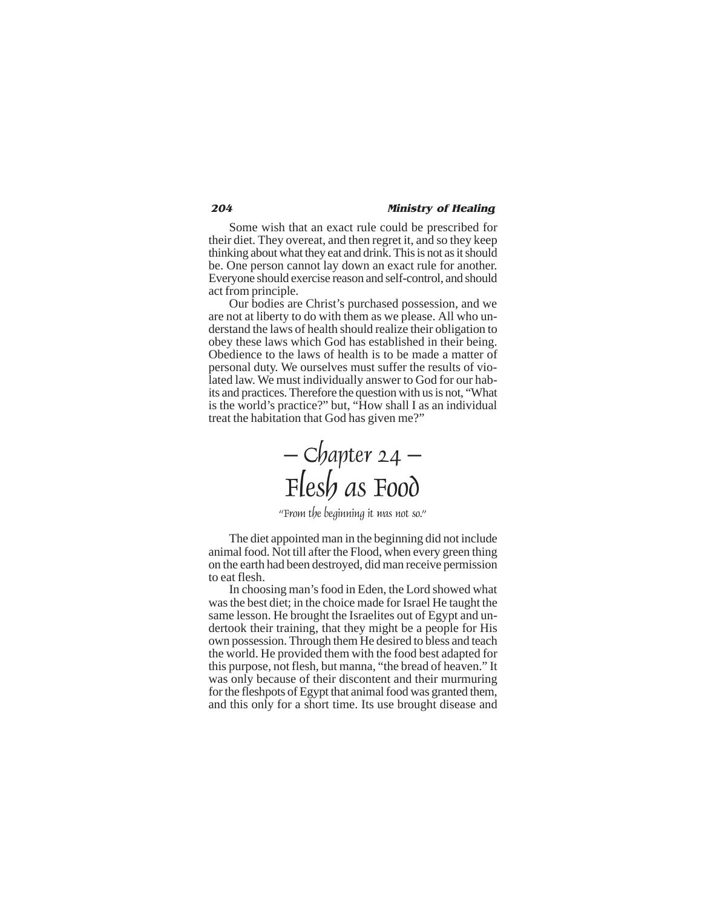Some wish that an exact rule could be prescribed for their diet. They overeat, and then regret it, and so they keep thinking about what they eat and drink. This is not as it should be. One person cannot lay down an exact rule for another. Everyone should exercise reason and self-control, and should act from principle.

Our bodies are Christ's purchased possession, and we are not at liberty to do with them as we please. All who understand the laws of health should realize their obligation to obey these laws which God has established in their being. Obedience to the laws of health is to be made a matter of personal duty. We ourselves must suffer the results of violated law. We must individually answer to God for our habits and practices. Therefore the question with us is not, "What is the world's practice?" but, "How shall I as an individual treat the habitation that God has given me?"

# — Chapter 24 — Flesh as Food

*"From the beginning it was not so."*

The diet appointed man in the beginning did not include animal food. Not till after the Flood, when every green thing on the earth had been destroyed, did man receive permission to eat flesh.

In choosing man's food in Eden, the Lord showed what was the best diet; in the choice made for Israel He taught the same lesson. He brought the Israelites out of Egypt and undertook their training, that they might be a people for His own possession. Through them He desired to bless and teach the world. He provided them with the food best adapted for this purpose, not flesh, but manna, "the bread of heaven." It was only because of their discontent and their murmuring for the fleshpots of Egypt that animal food was granted them, and this only for a short time. Its use brought disease and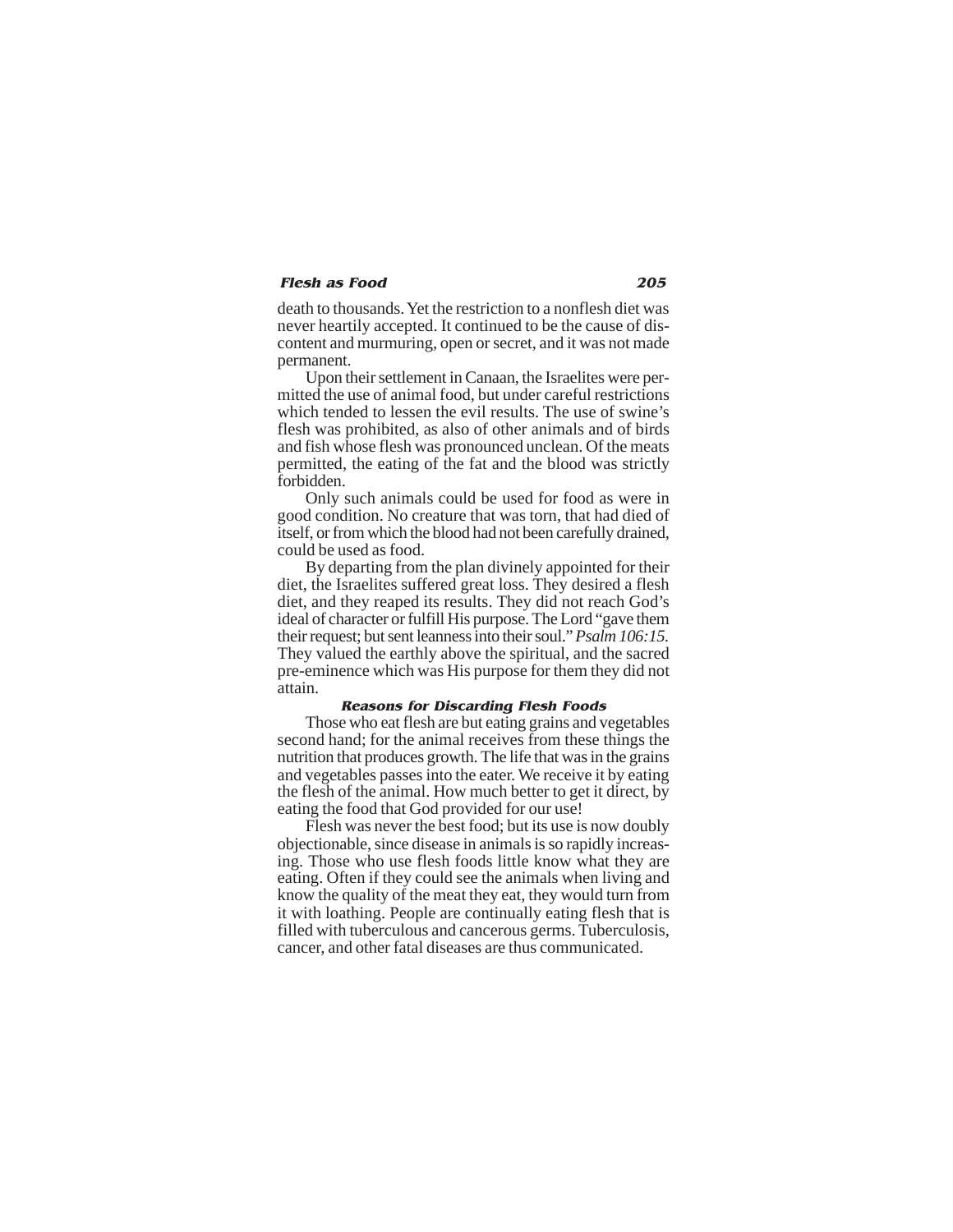death to thousands. Yet the restriction to a nonflesh diet was never heartily accepted. It continued to be the cause of discontent and murmuring, open or secret, and it was not made permanent.

Upon their settlement in Canaan, the Israelites were permitted the use of animal food, but under careful restrictions which tended to lessen the evil results. The use of swine's flesh was prohibited, as also of other animals and of birds and fish whose flesh was pronounced unclean. Of the meats permitted, the eating of the fat and the blood was strictly forbidden.

Only such animals could be used for food as were in good condition. No creature that was torn, that had died of itself, or from which the blood had not been carefully drained, could be used as food.

By departing from the plan divinely appointed for their diet, the Israelites suffered great loss. They desired a flesh diet, and they reaped its results. They did not reach God's ideal of character or fulfill His purpose. The Lord "gave them their request; but sent leanness into their soul." *Psalm 106:15.* They valued the earthly above the spiritual, and the sacred pre-eminence which was His purpose for them they did not attain.

### Reasons for Discarding Flesh Foods

Those who eat flesh are but eating grains and vegetables second hand; for the animal receives from these things the nutrition that produces growth. The life that was in the grains and vegetables passes into the eater. We receive it by eating the flesh of the animal. How much better to get it direct, by eating the food that God provided for our use!

Flesh was never the best food; but its use is now doubly objectionable, since disease in animals is so rapidly increasing. Those who use flesh foods little know what they are eating. Often if they could see the animals when living and know the quality of the meat they eat, they would turn from it with loathing. People are continually eating flesh that is filled with tuberculous and cancerous germs. Tuberculosis, cancer, and other fatal diseases are thus communicated.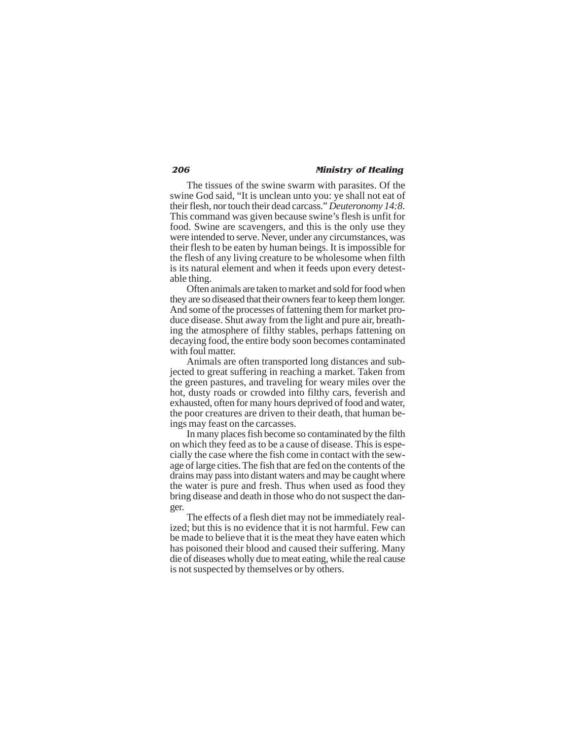The tissues of the swine swarm with parasites. Of the swine God said, "It is unclean unto you: ye shall not eat of their flesh, nor touch their dead carcass." *Deuteronomy 14:8*. This command was given because swine's flesh is unfit for food. Swine are scavengers, and this is the only use they were intended to serve. Never, under any circumstances, was their flesh to be eaten by human beings. It is impossible for the flesh of any living creature to be wholesome when filth is its natural element and when it feeds upon every detestable thing.

Often animals are taken to market and sold for food when they are so diseased that their owners fear to keep them longer. And some of the processes of fattening them for market produce disease. Shut away from the light and pure air, breathing the atmosphere of filthy stables, perhaps fattening on decaying food, the entire body soon becomes contaminated with foul matter.

Animals are often transported long distances and subjected to great suffering in reaching a market. Taken from the green pastures, and traveling for weary miles over the hot, dusty roads or crowded into filthy cars, feverish and exhausted, often for many hours deprived of food and water, the poor creatures are driven to their death, that human beings may feast on the carcasses.

In many places fish become so contaminated by the filth on which they feed as to be a cause of disease. This is especially the case where the fish come in contact with the sewage of large cities. The fish that are fed on the contents of the drains may pass into distant waters and may be caught where the water is pure and fresh. Thus when used as food they bring disease and death in those who do not suspect the danger.

The effects of a flesh diet may not be immediately realized; but this is no evidence that it is not harmful. Few can be made to believe that it is the meat they have eaten which has poisoned their blood and caused their suffering. Many die of diseases wholly due to meat eating, while the real cause is not suspected by themselves or by others.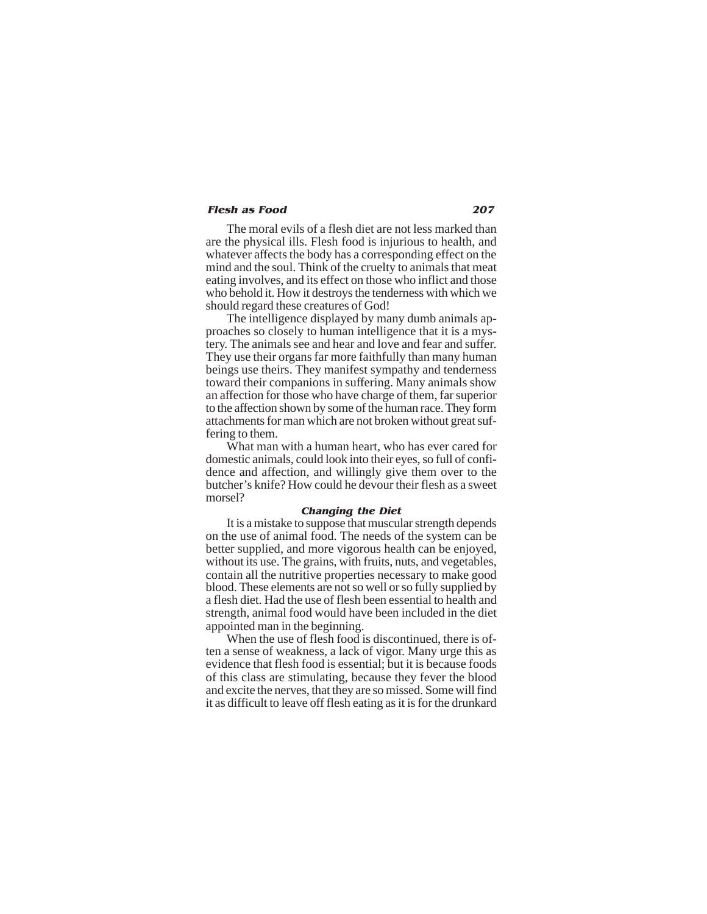The moral evils of a flesh diet are not less marked than are the physical ills. Flesh food is injurious to health, and whatever affects the body has a corresponding effect on the mind and the soul. Think of the cruelty to animals that meat eating involves, and its effect on those who inflict and those who behold it. How it destroys the tenderness with which we should regard these creatures of God!

The intelligence displayed by many dumb animals approaches so closely to human intelligence that it is a mystery. The animals see and hear and love and fear and suffer. They use their organs far more faithfully than many human beings use theirs. They manifest sympathy and tenderness toward their companions in suffering. Many animals show an affection for those who have charge of them, far superior to the affection shown by some of the human race. They form attachments for man which are not broken without great suffering to them.

What man with a human heart, who has ever cared for domestic animals, could look into their eyes, so full of confidence and affection, and willingly give them over to the butcher's knife? How could he devour their flesh as a sweet morsel?

### *Changing the Diet*

It is a mistake to suppose that muscular strength depends on the use of animal food. The needs of the system can be better supplied, and more vigorous health can be enjoyed, without its use. The grains, with fruits, nuts, and vegetables, contain all the nutritive properties necessary to make good blood. These elements are not so well or so fully supplied by a flesh diet. Had the use of flesh been essential to health and strength, animal food would have been included in the diet appointed man in the beginning.

When the use of flesh food is discontinued, there is often a sense of weakness, a lack of vigor. Many urge this as evidence that flesh food is essential; but it is because foods of this class are stimulating, because they fever the blood and excite the nerves, that they are so missed. Some will find it as difficult to leave off flesh eating as it is for the drunkard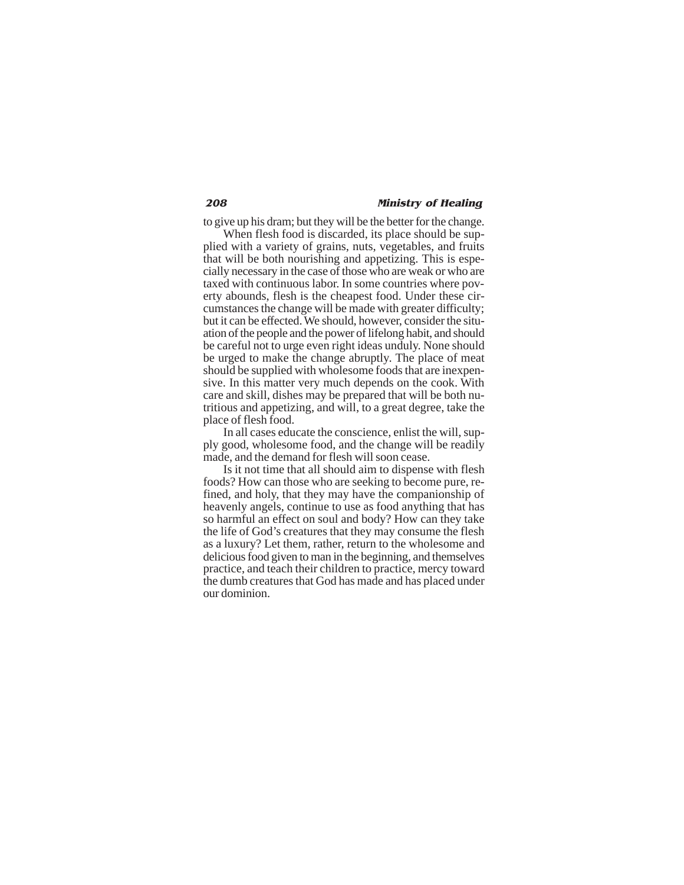to give up his dram; but they will be the better for the change.

When flesh food is discarded, its place should be supplied with a variety of grains, nuts, vegetables, and fruits that will be both nourishing and appetizing. This is especially necessary in the case of those who are weak or who are taxed with continuous labor. In some countries where poverty abounds, flesh is the cheapest food. Under these circumstances the change will be made with greater difficulty; but it can be effected. We should, however, consider the situation of the people and the power of lifelong habit, and should be careful not to urge even right ideas unduly. None should be urged to make the change abruptly. The place of meat should be supplied with wholesome foods that are inexpensive. In this matter very much depends on the cook. With care and skill, dishes may be prepared that will be both nutritious and appetizing, and will, to a great degree, take the place of flesh food.

In all cases educate the conscience, enlist the will, supply good, wholesome food, and the change will be readily made, and the demand for flesh will soon cease.

Is it not time that all should aim to dispense with flesh foods? How can those who are seeking to become pure, refined, and holy, that they may have the companionship of heavenly angels, continue to use as food anything that has so harmful an effect on soul and body? How can they take the life of God's creatures that they may consume the flesh as a luxury? Let them, rather, return to the wholesome and delicious food given to man in the beginning, and themselves practice, and teach their children to practice, mercy toward the dumb creatures that God has made and has placed under our dominion.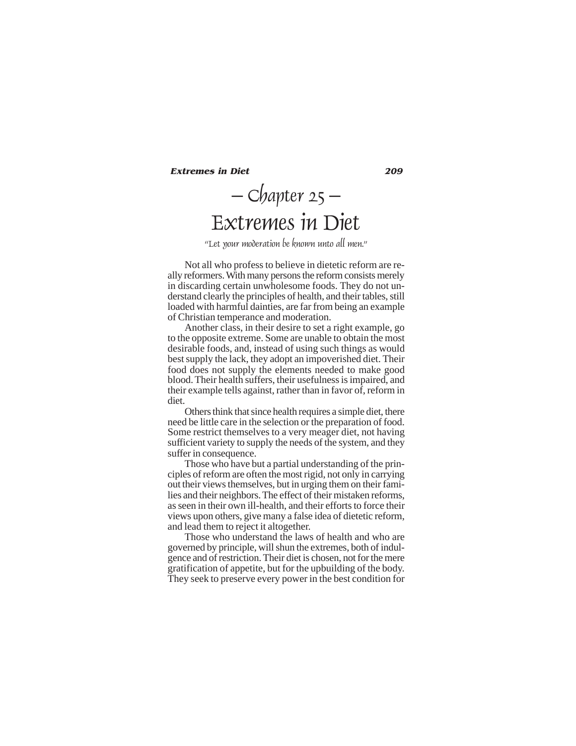# – Chapter 25 –
# Extremes in Diet

*"Let your moderation be known unto all men."*

Not all who profess to believe in dietetic reform are really reformers. With many persons the reform consists merely in discarding certain unwholesome foods. They do not understand clearly the principles of health, and their tables, still loaded with harmful dainties, are far from being an example of Christian temperance and moderation.

Another class, in their desire to set a right example, go to the opposite extreme. Some are unable to obtain the most desirable foods, and, instead of using such things as would best supply the lack, they adopt an impoverished diet. Their food does not supply the elements needed to make good blood. Their health suffers, their usefulness is impaired, and their example tells against, rather than in favor of, reform in diet.

Others think that since health requires a simple diet, there need be little care in the selection or the preparation of food. Some restrict themselves to a very meager diet, not having sufficient variety to supply the needs of the system, and they suffer in consequence.

Those who have but a partial understanding of the principles of reform are often the most rigid, not only in carrying out their views themselves, but in urging them on their families and their neighbors. The effect of their mistaken reforms, as seen in their own ill-health, and their efforts to force their views upon others, give many a false idea of dietetic reform, and lead them to reject it altogether.

Those who understand the laws of health and who are governed by principle, will shun the extremes, both of indulgence and of restriction. Their diet is chosen, not for the mere gratification of appetite, but for the upbuilding of the body. They seek to preserve every power in the best condition for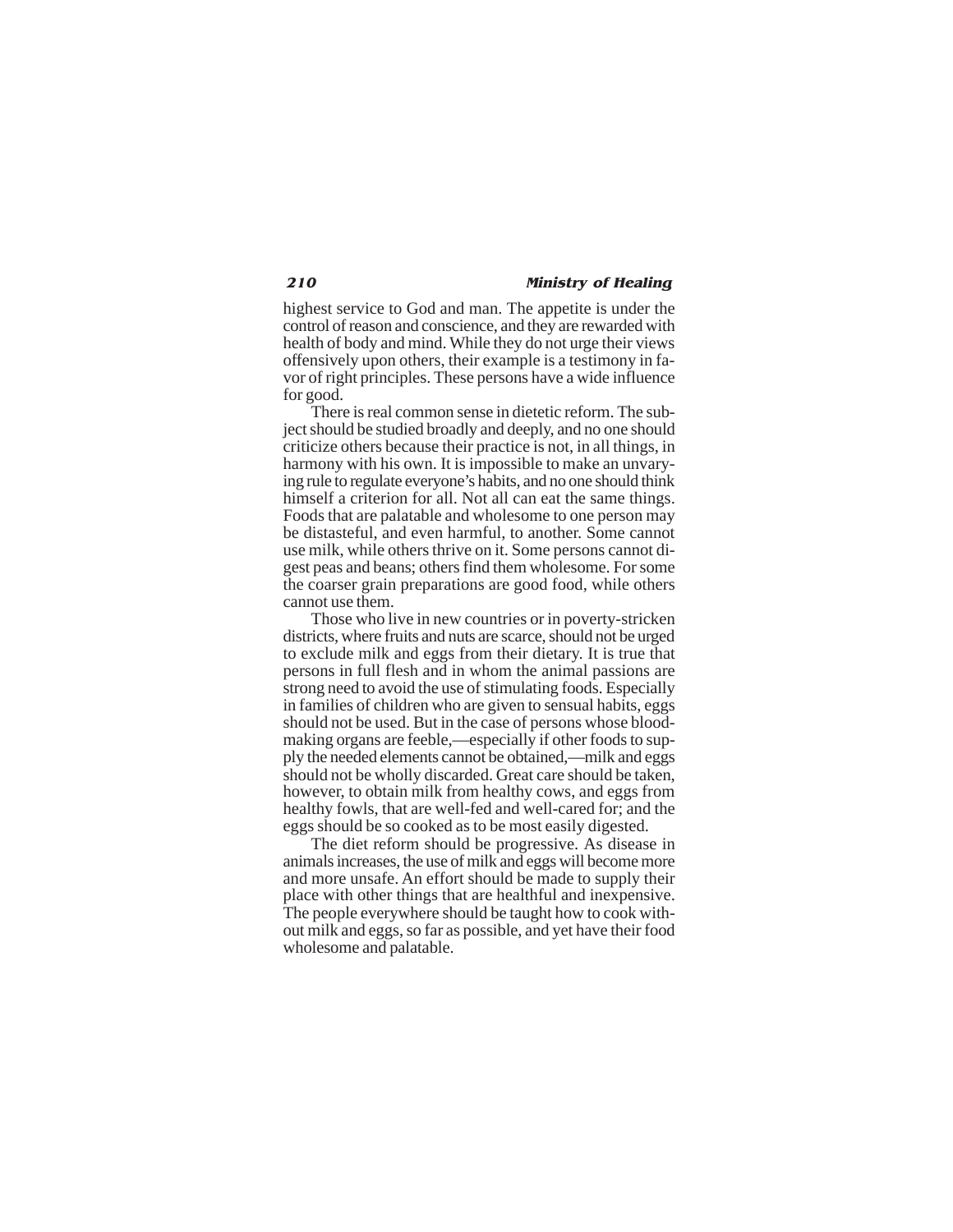highest service to God and man. The appetite is under the control of reason and conscience, and they are rewarded with health of body and mind. While they do not urge their views offensively upon others, their example is a testimony in favor of right principles. These persons have a wide influence for good.

There is real common sense in dietetic reform. The subject should be studied broadly and deeply, and no one should criticize others because their practice is not, in all things, in harmony with his own. It is impossible to make an unvarying rule to regulate everyone's habits, and no one should think himself a criterion for all. Not all can eat the same things. Foods that are palatable and wholesome to one person may be distasteful, and even harmful, to another. Some cannot use milk, while others thrive on it. Some persons cannot digest peas and beans; others find them wholesome. For some the coarser grain preparations are good food, while others cannot use them.

Those who live in new countries or in poverty-stricken districts, where fruits and nuts are scarce, should not be urged to exclude milk and eggs from their dietary. It is true that persons in full flesh and in whom the animal passions are strong need to avoid the use of stimulating foods. Especially in families of children who are given to sensual habits, eggs should not be used. But in the case of persons whose blood-making organs are feeble,—especially if other foods to supply the needed elements cannot be obtained,—milk and eggs should not be wholly discarded. Great care should be taken, however, to obtain milk from healthy cows, and eggs from healthy fowls, that are well-fed and well-cared for; and the eggs should be so cooked as to be most easily digested.

The diet reform should be progressive. As disease in animals increases, the use of milk and eggs will become more and more unsafe. An effort should be made to supply their place with other things that are healthful and inexpensive. The people everywhere should be taught how to cook without milk and eggs, so far as possible, and yet have their food wholesome and palatable.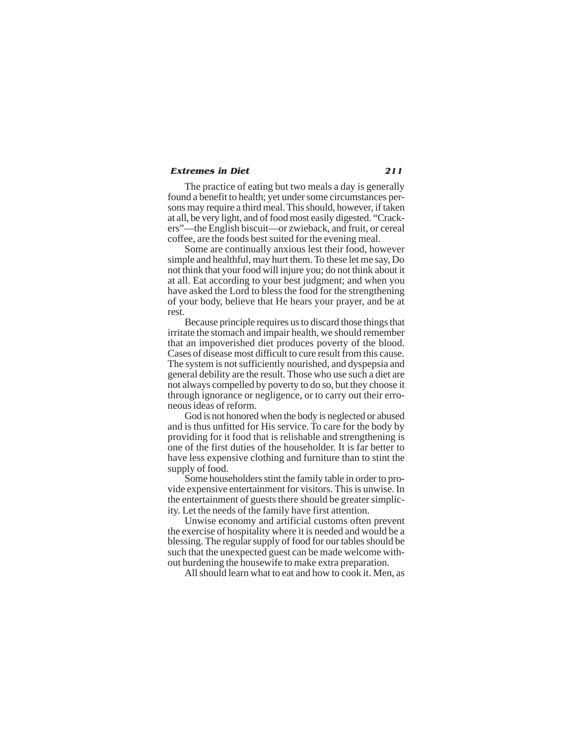The practice of eating but two meals a day is generally found a benefit to health; yet under some circumstances persons may require a third meal. This should, however, if taken at all, be very light, and of food most easily digested. "Crackers"—the English biscuit—or zwieback, and fruit, or cereal coffee, are the foods best suited for the evening meal.

Some are continually anxious lest their food, however simple and healthful, may hurt them. To these let me say, Do not think that your food will injure you; do not think about it at all. Eat according to your best judgment; and when you have asked the Lord to bless the food for the strengthening of your body, believe that He hears your prayer, and be at rest.

Because principle requires us to discard those things that irritate the stomach and impair health, we should remember that an impoverished diet produces poverty of the blood. Cases of disease most difficult to cure result from this cause. The system is not sufficiently nourished, and dyspepsia and general debility are the result. Those who use such a diet are not always compelled by poverty to do so, but they choose it through ignorance or negligence, or to carry out their erroneous ideas of reform.

God is not honored when the body is neglected or abused and is thus unfitted for His service. To care for the body by providing for it food that is relishable and strengthening is one of the first duties of the householder. It is far better to have less expensive clothing and furniture than to stint the supply of food.

Some householders stint the family table in order to provide expensive entertainment for visitors. This is unwise. In the entertainment of guests there should be greater simplicity. Let the needs of the family have first attention.

Unwise economy and artificial customs often prevent the exercise of hospitality where it is needed and would be a blessing. The regular supply of food for our tables should be such that the unexpected guest can be made welcome without burdening the housewife to make extra preparation.

All should learn what to eat and how to cook it. Men, as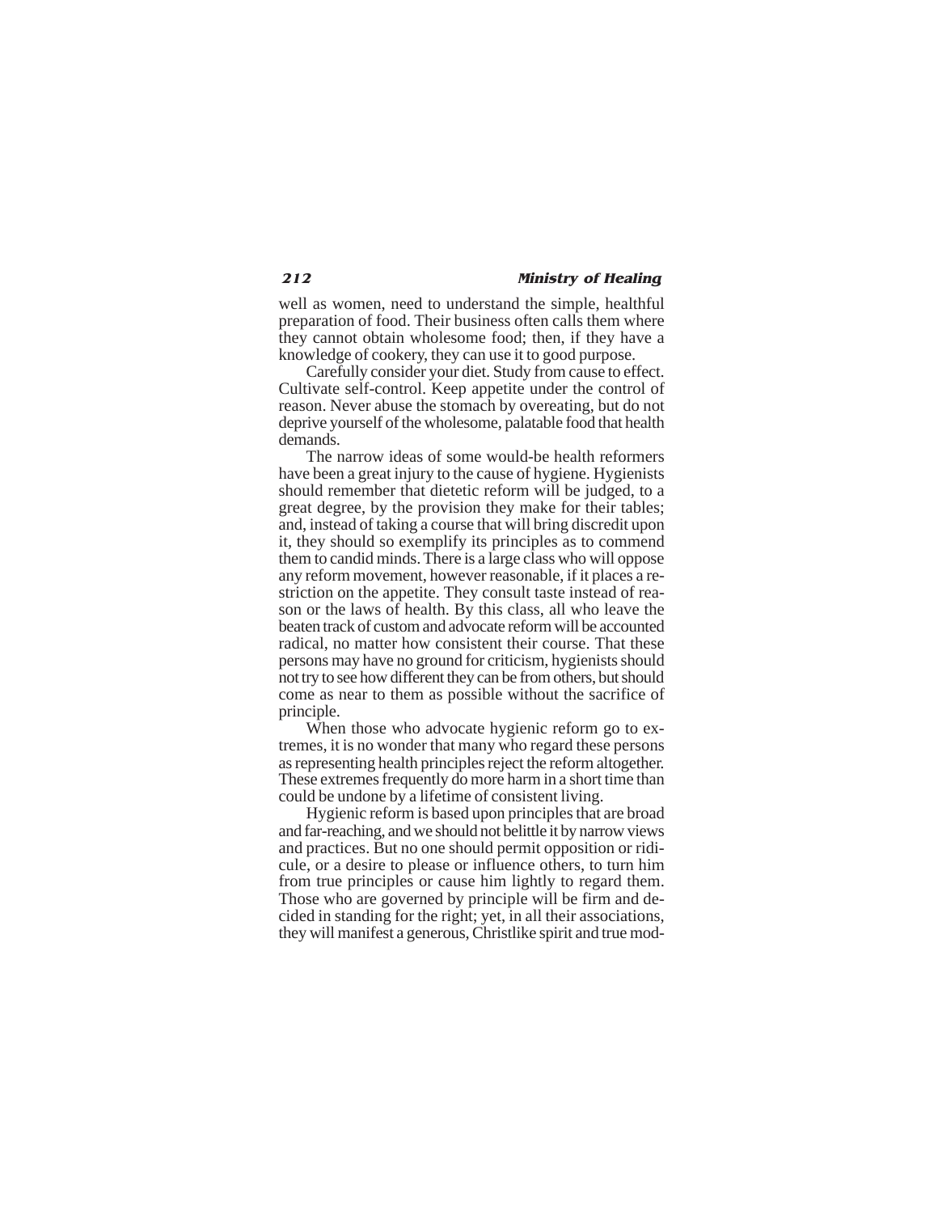well as women, need to understand the simple, healthful preparation of food. Their business often calls them where they cannot obtain wholesome food; then, if they have a knowledge of cookery, they can use it to good purpose.

Carefully consider your diet. Study from cause to effect. Cultivate self-control. Keep appetite under the control of reason. Never abuse the stomach by overeating, but do not deprive yourself of the wholesome, palatable food that health demands.

The narrow ideas of some would-be health reformers have been a great injury to the cause of hygiene. Hygienists should remember that dietetic reform will be judged, to a great degree, by the provision they make for their tables; and, instead of taking a course that will bring discredit upon it, they should so exemplify its principles as to commend them to candid minds. There is a large class who will oppose any reform movement, however reasonable, if it places a restriction on the appetite. They consult taste instead of reason or the laws of health. By this class, all who leave the beaten track of custom and advocate reform will be accounted radical, no matter how consistent their course. That these persons may have no ground for criticism, hygienists should not try to see how different they can be from others, but should come as near to them as possible without the sacrifice of principle.

When those who advocate hygienic reform go to extremes, it is no wonder that many who regard these persons as representing health principles reject the reform altogether. These extremes frequently do more harm in a short time than could be undone by a lifetime of consistent living.

Hygienic reform is based upon principles that are broad and far-reaching, and we should not belittle it by narrow views and practices. But no one should permit opposition or ridicule, or a desire to please or influence others, to turn him from true principles or cause him lightly to regard them. Those who are governed by principle will be firm and decided in standing for the right; yet, in all their associations, they will manifest a generous, Christlike spirit and true mod-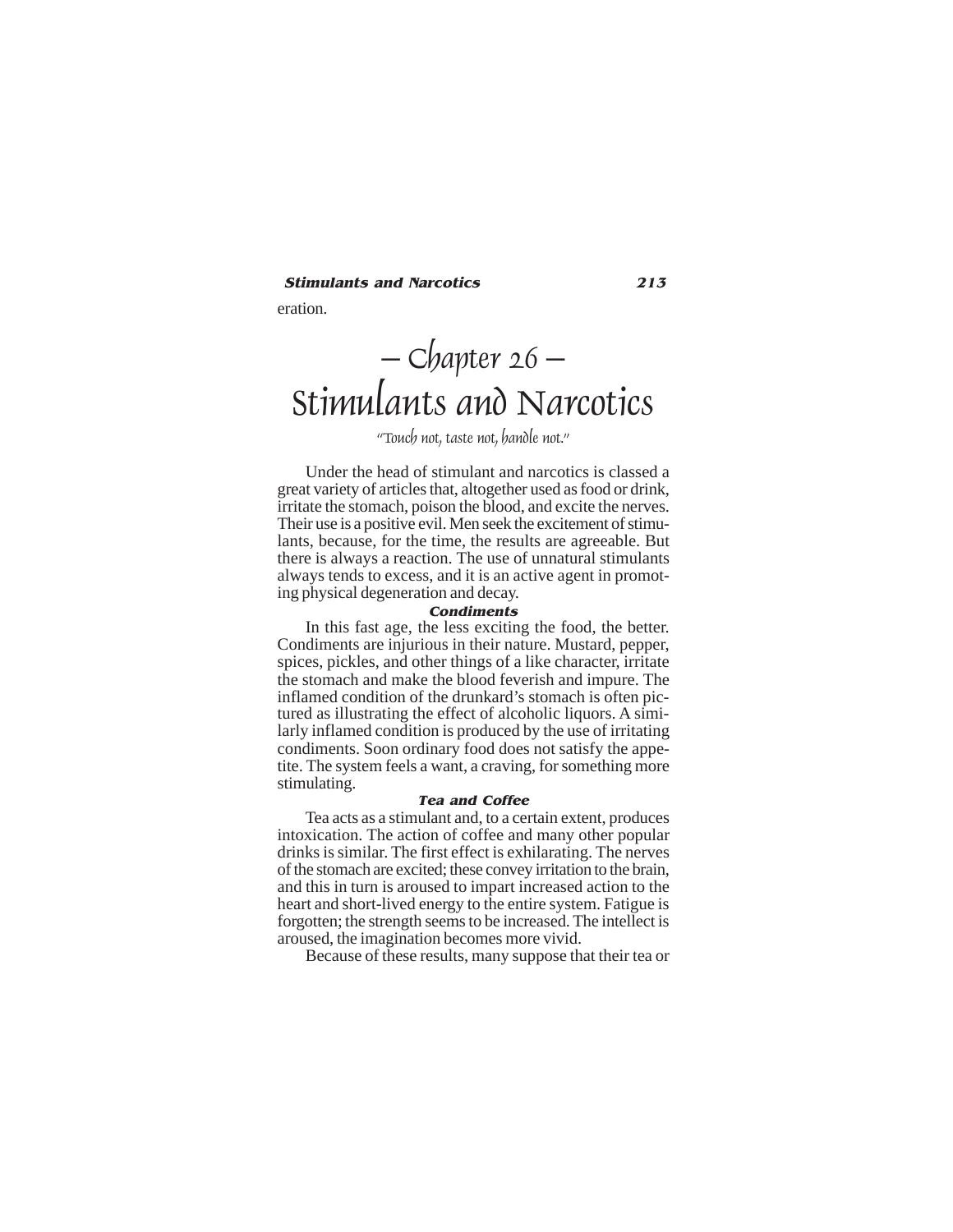eration.

# — Chapter 26 — Stimulants and Narcotics

*"Touch not, taste not, handle not."*

Under the head of stimulant and narcotics is classed a great variety of articles that, altogether used as food or drink, irritate the stomach, poison the blood, and excite the nerves. Their use is a positive evil. Men seek the excitement of stimulants, because, for the time, the results are agreeable. But there is always a reaction. The use of unnatural stimulants always tends to excess, and it is an active agent in promoting physical degeneration and decay.

### Condiments

In this fast age, the less exciting the food, the better. Condiments are injurious in their nature. Mustard, pepper, spices, pickles, and other things of a like character, irritate the stomach and make the blood feverish and impure. The inflamed condition of the drunkard's stomach is often pictured as illustrating the effect of alcoholic liquors. A similarly inflamed condition is produced by the use of irritating condiments. Soon ordinary food does not satisfy the appetite. The system feels a want, a craving, for something more stimulating.

### Tea and Coffee

Tea acts as a stimulant and, to a certain extent, produces intoxication. The action of coffee and many other popular drinks is similar. The first effect is exhilarating. The nerves of the stomach are excited; these convey irritation to the brain, and this in turn is aroused to impart increased action to the heart and short-lived energy to the entire system. Fatigue is forgotten; the strength seems to be increased. The intellect is aroused, the imagination becomes more vivid.

Because of these results, many suppose that their tea or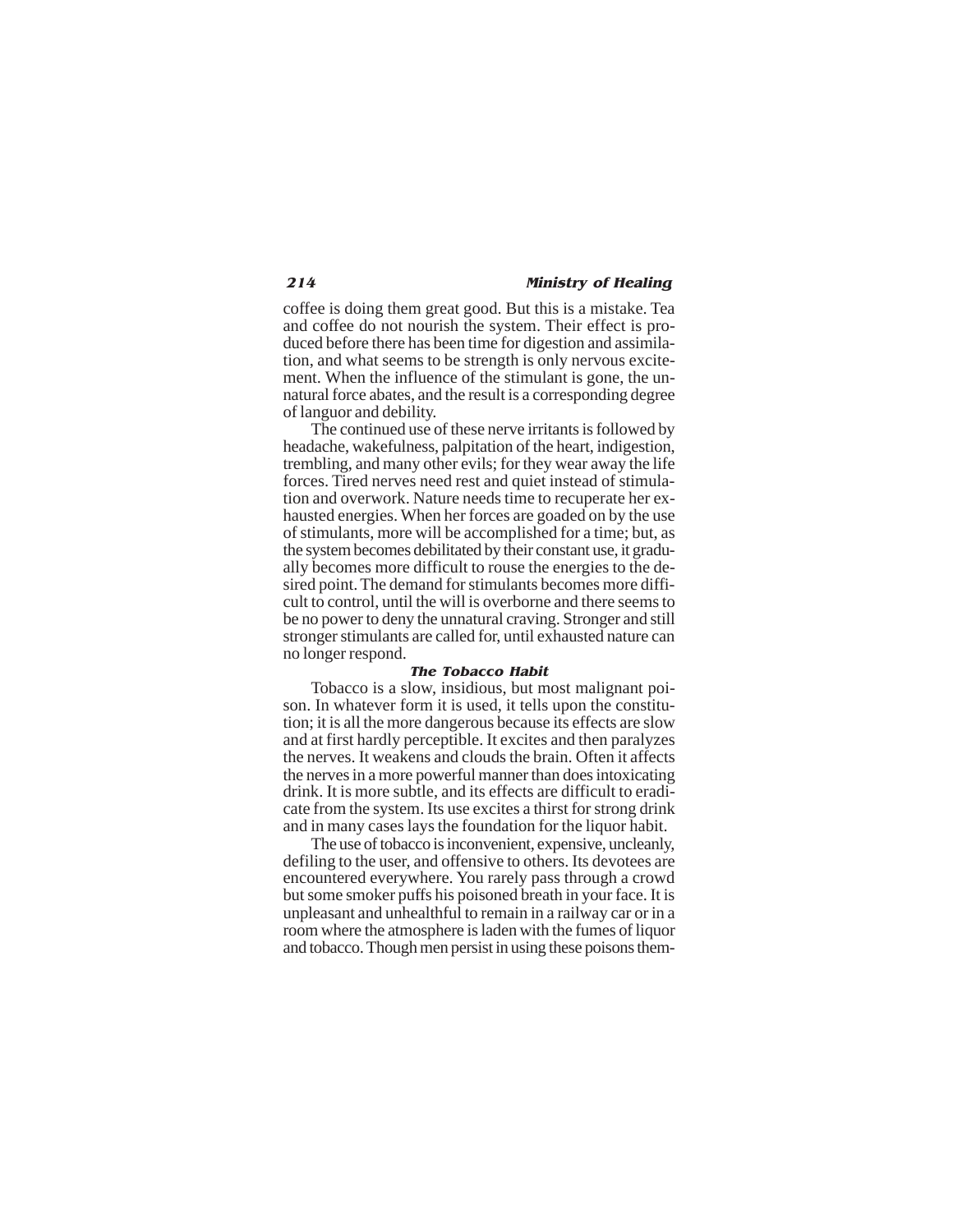coffee is doing them great good. But this is a mistake. Tea and coffee do not nourish the system. Their effect is produced before there has been time for digestion and assimilation, and what seems to be strength is only nervous excitement. When the influence of the stimulant is gone, the unnatural force abates, and the result is a corresponding degree of languor and debility.

The continued use of these nerve irritants is followed by headache, wakefulness, palpitation of the heart, indigestion, trembling, and many other evils; for they wear away the life forces. Tired nerves need rest and quiet instead of stimulation and overwork. Nature needs time to recuperate her exhausted energies. When her forces are goaded on by the use of stimulants, more will be accomplished for a time; but, as the system becomes debilitated by their constant use, it gradually becomes more difficult to rouse the energies to the desired point. The demand for stimulants becomes more difficult to control, until the will is overborne and there seems to be no power to deny the unnatural craving. Stronger and still stronger stimulants are called for, until exhausted nature can no longer respond.

### The Tobacco Habit

Tobacco is a slow, insidious, but most malignant poison. In whatever form it is used, it tells upon the constitution; it is all the more dangerous because its effects are slow and at first hardly perceptible. It excites and then paralyzes the nerves. It weakens and clouds the brain. Often it affects the nerves in a more powerful manner than does intoxicating drink. It is more subtle, and its effects are difficult to eradicate from the system. Its use excites a thirst for strong drink and in many cases lays the foundation for the liquor habit.

The use of tobacco is inconvenient, expensive, uncleanly, defiling to the user, and offensive to others. Its devotees are encountered everywhere. You rarely pass through a crowd but some smoker puffs his poisoned breath in your face. It is unpleasant and unhealthful to remain in a railway car or in a room where the atmosphere is laden with the fumes of liquor and tobacco. Though men persist in using these poisons them-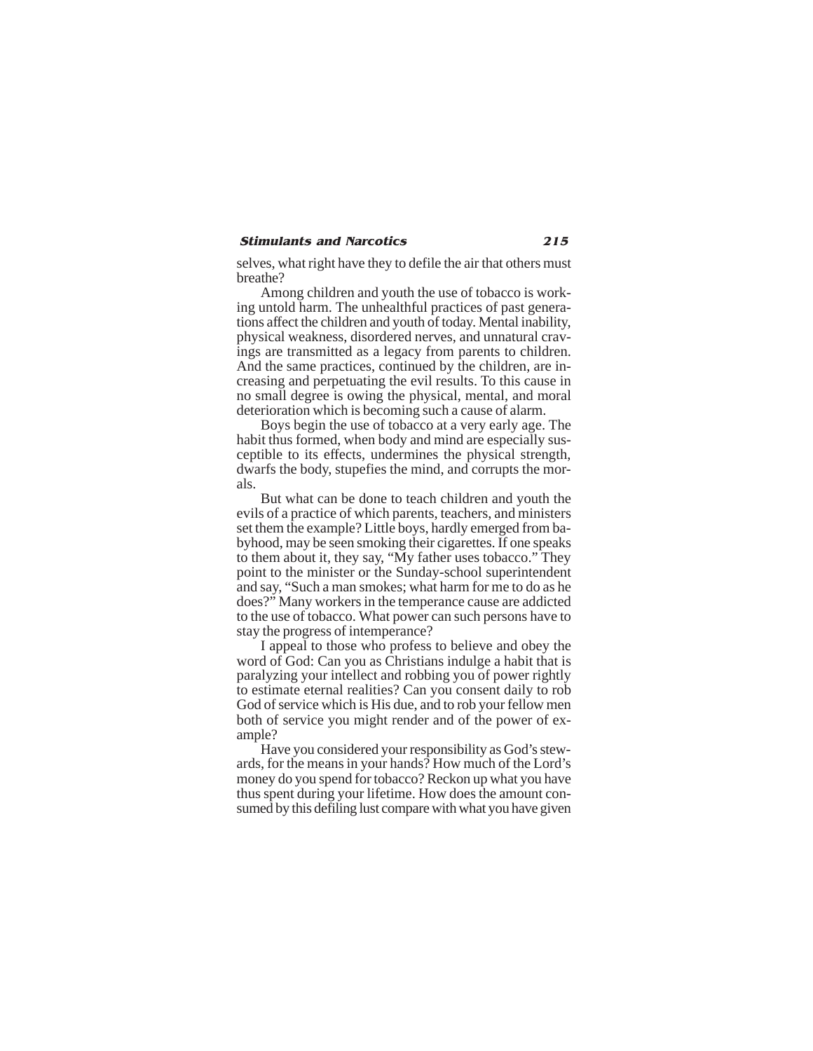selves, what right have they to defile the air that others must breathe?

Among children and youth the use of tobacco is working untold harm. The unhealthful practices of past generations affect the children and youth of today. Mental inability, physical weakness, disordered nerves, and unnatural cravings are transmitted as a legacy from parents to children. And the same practices, continued by the children, are increasing and perpetuating the evil results. To this cause in no small degree is owing the physical, mental, and moral deterioration which is becoming such a cause of alarm.

Boys begin the use of tobacco at a very early age. The habit thus formed, when body and mind are especially susceptible to its effects, undermines the physical strength, dwarfs the body, stupefies the mind, and corrupts the morals.

But what can be done to teach children and youth the evils of a practice of which parents, teachers, and ministers set them the example? Little boys, hardly emerged from babyhood, may be seen smoking their cigarettes. If one speaks to them about it, they say, "My father uses tobacco." They point to the minister or the Sunday-school superintendent and say, "Such a man smokes; what harm for me to do as he does?" Many workers in the temperance cause are addicted to the use of tobacco. What power can such persons have to stay the progress of intemperance?

I appeal to those who profess to believe and obey the word of God: Can you as Christians indulge a habit that is paralyzing your intellect and robbing you of power rightly to estimate eternal realities? Can you consent daily to rob God of service which is His due, and to rob your fellow men both of service you might render and of the power of example?

Have you considered your responsibility as God's stewards, for the means in your hands? How much of the Lord's money do you spend for tobacco? Reckon up what you have thus spent during your lifetime. How does the amount consumed by this defiling lust compare with what you have given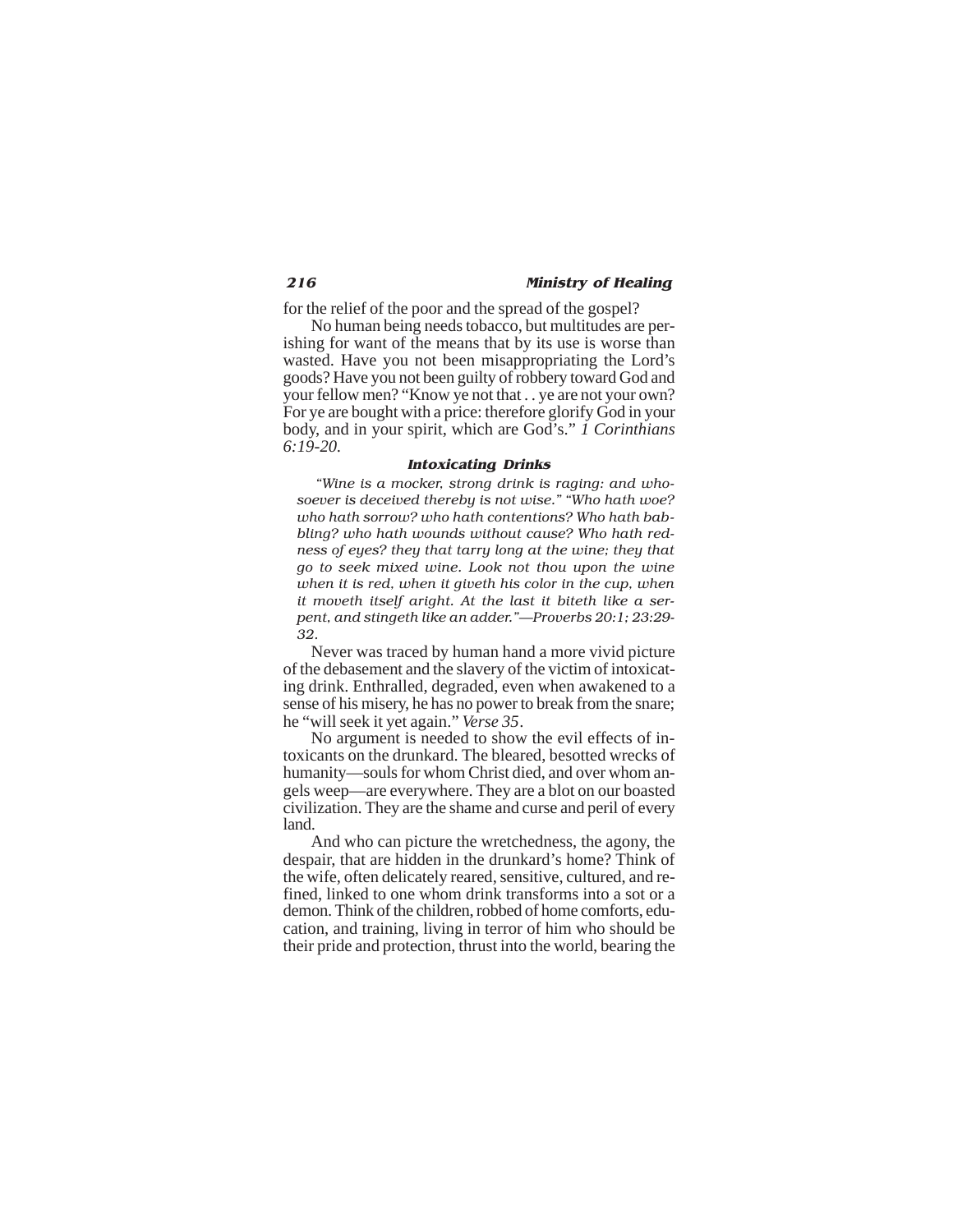for the relief of the poor and the spread of the gospel?

No human being needs tobacco, but multitudes are perishing for want of the means that by its use is worse than wasted. Have you not been misappropriating the Lord's goods? Have you not been guilty of robbery toward God and your fellow men? "Know ye not that . . ye are not your own? For ye are bought with a price: therefore glorify God in your body, and in your spirit, which are God's." *1 Corinthians 6:19-20.*

#### Intoxicating Drinks

*"Wine is a mocker, strong drink is raging: and whosoever is deceived thereby is not wise." "Who hath woe? who hath sorrow? who hath contentions? Who hath babbling? who hath wounds without cause? Who hath redness of eyes? they that tarry long at the wine; they that go to seek mixed wine. Look not thou upon the wine when it is red, when it giveth his color in the cup, when it moveth itself aright. At the last it biteth like a serpent, and stingeth like an adder."—Proverbs 20:1; 23:29-32.*

Never was traced by human hand a more vivid picture of the debasement and the slavery of the victim of intoxicating drink. Enthralled, degraded, even when awakened to a sense of his misery, he has no power to break from the snare; he "will seek it yet again." *Verse 35*.

No argument is needed to show the evil effects of intoxicants on the drunkard. The bleared, besotted wrecks of humanity—souls for whom Christ died, and over whom angels weep—are everywhere. They are a blot on our boasted civilization. They are the shame and curse and peril of every land.

And who can picture the wretchedness, the agony, the despair, that are hidden in the drunkard's home? Think of the wife, often delicately reared, sensitive, cultured, and refined, linked to one whom drink transforms into a sot or a demon. Think of the children, robbed of home comforts, education, and training, living in terror of him who should be their pride and protection, thrust into the world, bearing the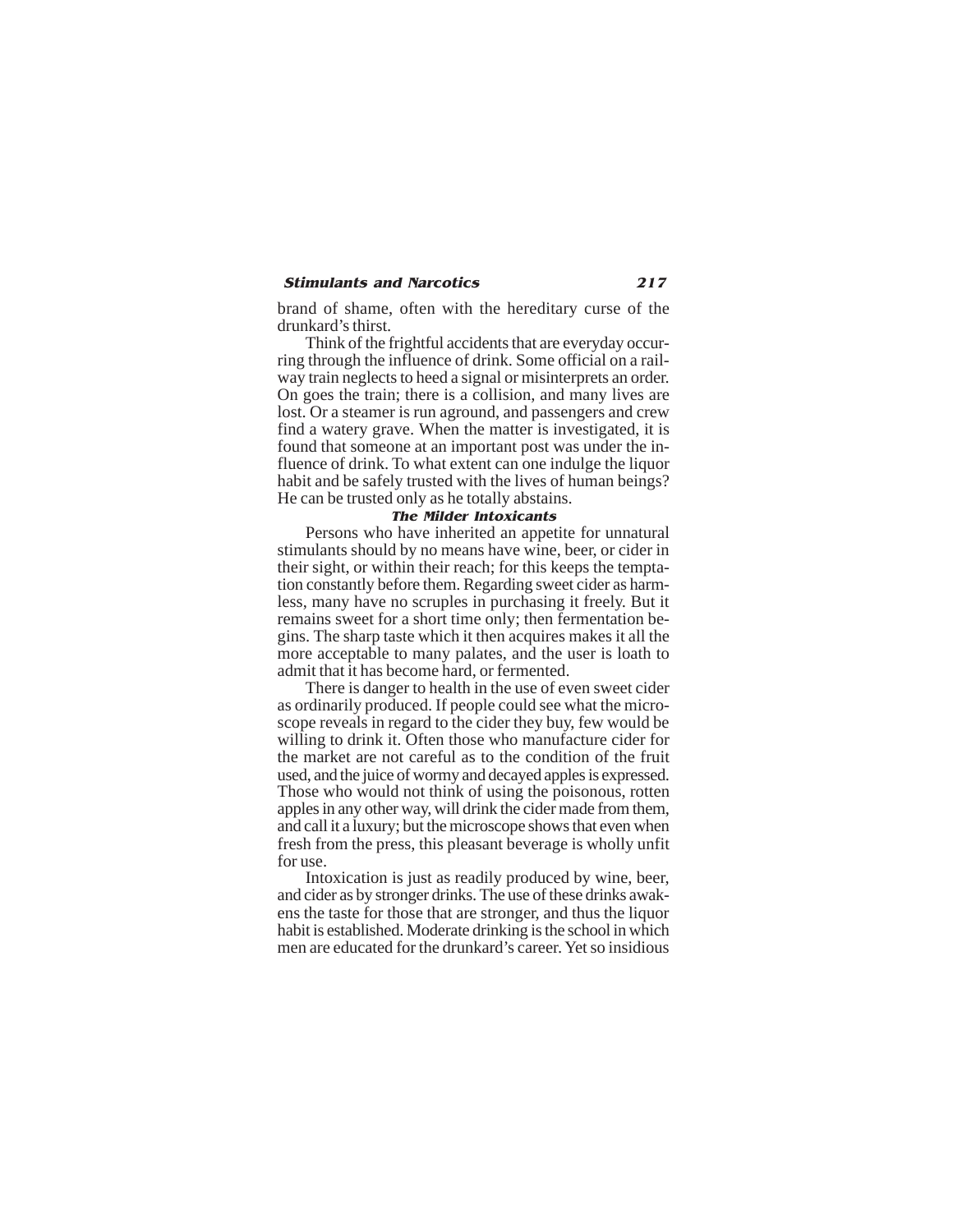brand of shame, often with the hereditary curse of the drunkard's thirst.

Think of the frightful accidents that are everyday occurring through the influence of drink. Some official on a railway train neglects to heed a signal or misinterprets an order. On goes the train; there is a collision, and many lives are lost. Or a steamer is run aground, and passengers and crew find a watery grave. When the matter is investigated, it is found that someone at an important post was under the influence of drink. To what extent can one indulge the liquor habit and be safely trusted with the lives of human beings? He can be trusted only as he totally abstains.

### The Milder Intoxicants

Persons who have inherited an appetite for unnatural stimulants should by no means have wine, beer, or cider in their sight, or within their reach; for this keeps the temptation constantly before them. Regarding sweet cider as harmless, many have no scruples in purchasing it freely. But it remains sweet for a short time only; then fermentation begins. The sharp taste which it then acquires makes it all the more acceptable to many palates, and the user is loath to admit that it has become hard, or fermented.

There is danger to health in the use of even sweet cider as ordinarily produced. If people could see what the microscope reveals in regard to the cider they buy, few would be willing to drink it. Often those who manufacture cider for the market are not careful as to the condition of the fruit used, and the juice of wormy and decayed apples is expressed. Those who would not think of using the poisonous, rotten apples in any other way, will drink the cider made from them, and call it a luxury; but the microscope shows that even when fresh from the press, this pleasant beverage is wholly unfit for use.

Intoxication is just as readily produced by wine, beer, and cider as by stronger drinks. The use of these drinks awakens the taste for those that are stronger, and thus the liquor habit is established. Moderate drinking is the school in which men are educated for the drunkard's career. Yet so insidious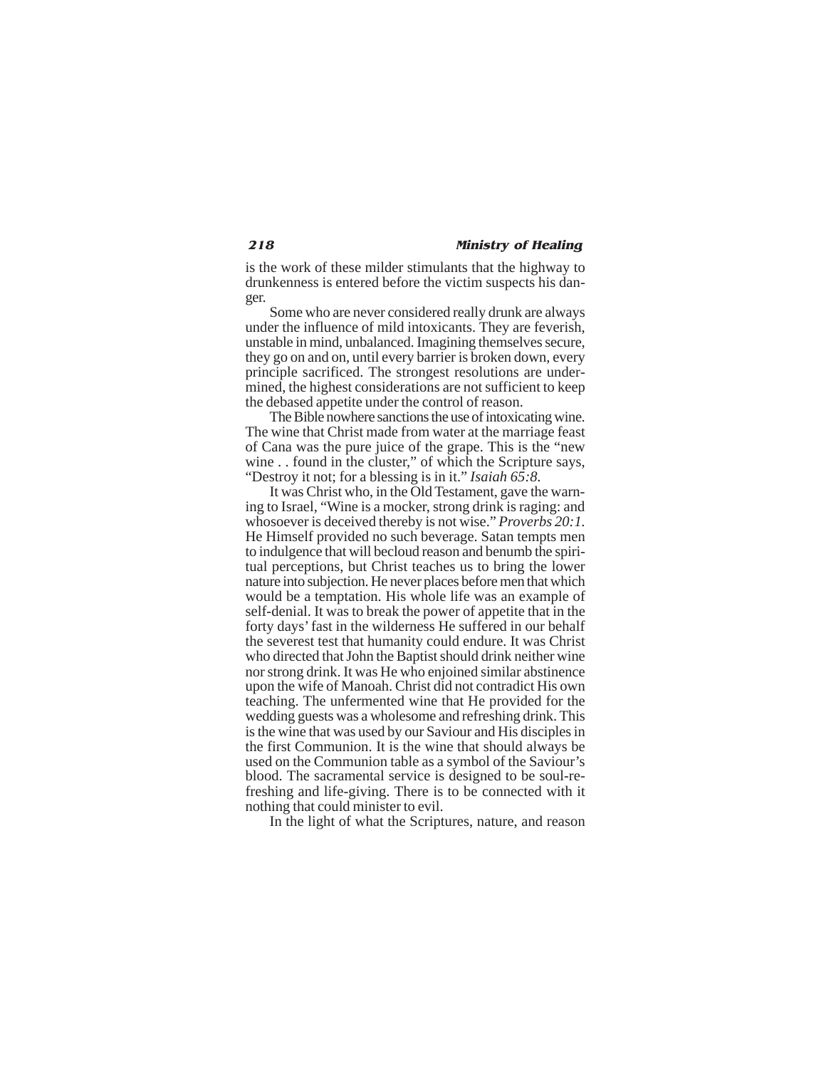is the work of these milder stimulants that the highway to drunkenness is entered before the victim suspects his danger.

Some who are never considered really drunk are always under the influence of mild intoxicants. They are feverish, unstable in mind, unbalanced. Imagining themselves secure, they go on and on, until every barrier is broken down, every principle sacrificed. The strongest resolutions are undermined, the highest considerations are not sufficient to keep the debased appetite under the control of reason.

The Bible nowhere sanctions the use of intoxicating wine. The wine that Christ made from water at the marriage feast of Cana was the pure juice of the grape. This is the "new wine . . found in the cluster," of which the Scripture says, "Destroy it not; for a blessing is in it." *Isaiah 65:8.*

It was Christ who, in the Old Testament, gave the warning to Israel, "Wine is a mocker, strong drink is raging: and whosoever is deceived thereby is not wise." *Proverbs 20:1.* He Himself provided no such beverage. Satan tempts men to indulgence that will becloud reason and benumb the spiritual perceptions, but Christ teaches us to bring the lower nature into subjection. He never places before men that which would be a temptation. His whole life was an example of self-denial. It was to break the power of appetite that in the forty days' fast in the wilderness He suffered in our behalf the severest test that humanity could endure. It was Christ who directed that John the Baptist should drink neither wine nor strong drink. It was He who enjoined similar abstinence upon the wife of Manoah. Christ did not contradict His own teaching. The unfermented wine that He provided for the wedding guests was a wholesome and refreshing drink. This is the wine that was used by our Saviour and His disciples in the first Communion. It is the wine that should always be used on the Communion table as a symbol of the Saviour's blood. The sacramental service is designed to be soul-refreshing and life-giving. There is to be connected with it nothing that could minister to evil.

In the light of what the Scriptures, nature, and reason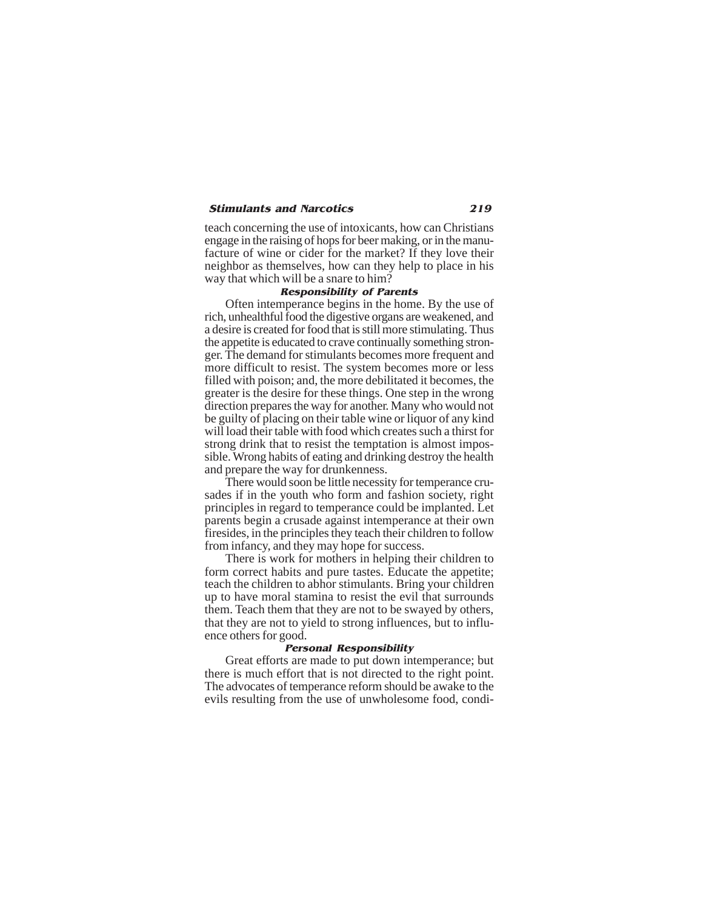teach concerning the use of intoxicants, how can Christians engage in the raising of hops for beer making, or in the manufacture of wine or cider for the market? If they love their neighbor as themselves, how can they help to place in his way that which will be a snare to him?

### *Responsibility of Parents*

Often intemperance begins in the home. By the use of rich, unhealthful food the digestive organs are weakened, and a desire is created for food that is still more stimulating. Thus the appetite is educated to crave continually something stronger. The demand for stimulants becomes more frequent and more difficult to resist. The system becomes more or less filled with poison; and, the more debilitated it becomes, the greater is the desire for these things. One step in the wrong direction prepares the way for another. Many who would not be guilty of placing on their table wine or liquor of any kind will load their table with food which creates such a thirst for strong drink that to resist the temptation is almost impossible. Wrong habits of eating and drinking destroy the health and prepare the way for drunkenness.

There would soon be little necessity for temperance crusades if in the youth who form and fashion society, right principles in regard to temperance could be implanted. Let parents begin a crusade against intemperance at their own firesides, in the principles they teach their children to follow from infancy, and they may hope for success.

There is work for mothers in helping their children to form correct habits and pure tastes. Educate the appetite; teach the children to abhor stimulants. Bring your children up to have moral stamina to resist the evil that surrounds them. Teach them that they are not to be swayed by others, that they are not to yield to strong influences, but to influence others for good.

### *Personal Responsibility*

Great efforts are made to put down intemperance; but there is much effort that is not directed to the right point. The advocates of temperance reform should be awake to the evils resulting from the use of unwholesome food, condi-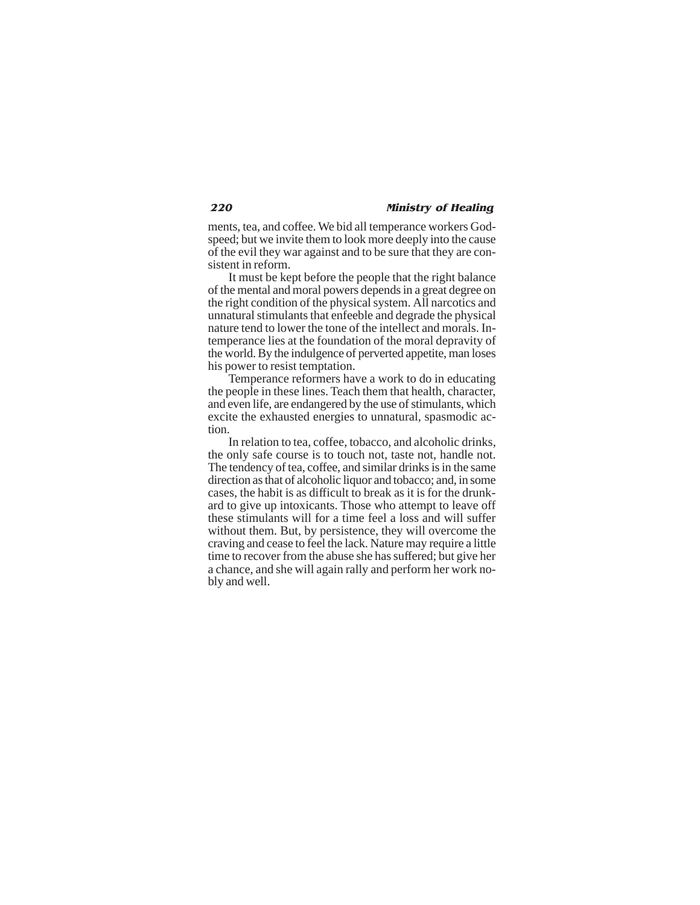ments, tea, and coffee. We bid all temperance workers God-speed; but we invite them to look more deeply into the cause of the evil they war against and to be sure that they are consistent in reform.

It must be kept before the people that the right balance of the mental and moral powers depends in a great degree on the right condition of the physical system. All narcotics and unnatural stimulants that enfeeble and degrade the physical nature tend to lower the tone of the intellect and morals. Intemperance lies at the foundation of the moral depravity of the world. By the indulgence of perverted appetite, man loses his power to resist temptation.

Temperance reformers have a work to do in educating the people in these lines. Teach them that health, character, and even life, are endangered by the use of stimulants, which excite the exhausted energies to unnatural, spasmodic action.

In relation to tea, coffee, tobacco, and alcoholic drinks, the only safe course is to touch not, taste not, handle not. The tendency of tea, coffee, and similar drinks is in the same direction as that of alcoholic liquor and tobacco; and, in some cases, the habit is as difficult to break as it is for the drunkard to give up intoxicants. Those who attempt to leave off these stimulants will for a time feel a loss and will suffer without them. But, by persistence, they will overcome the craving and cease to feel the lack. Nature may require a little time to recover from the abuse she has suffered; but give her a chance, and she will again rally and perform her work nobly and well.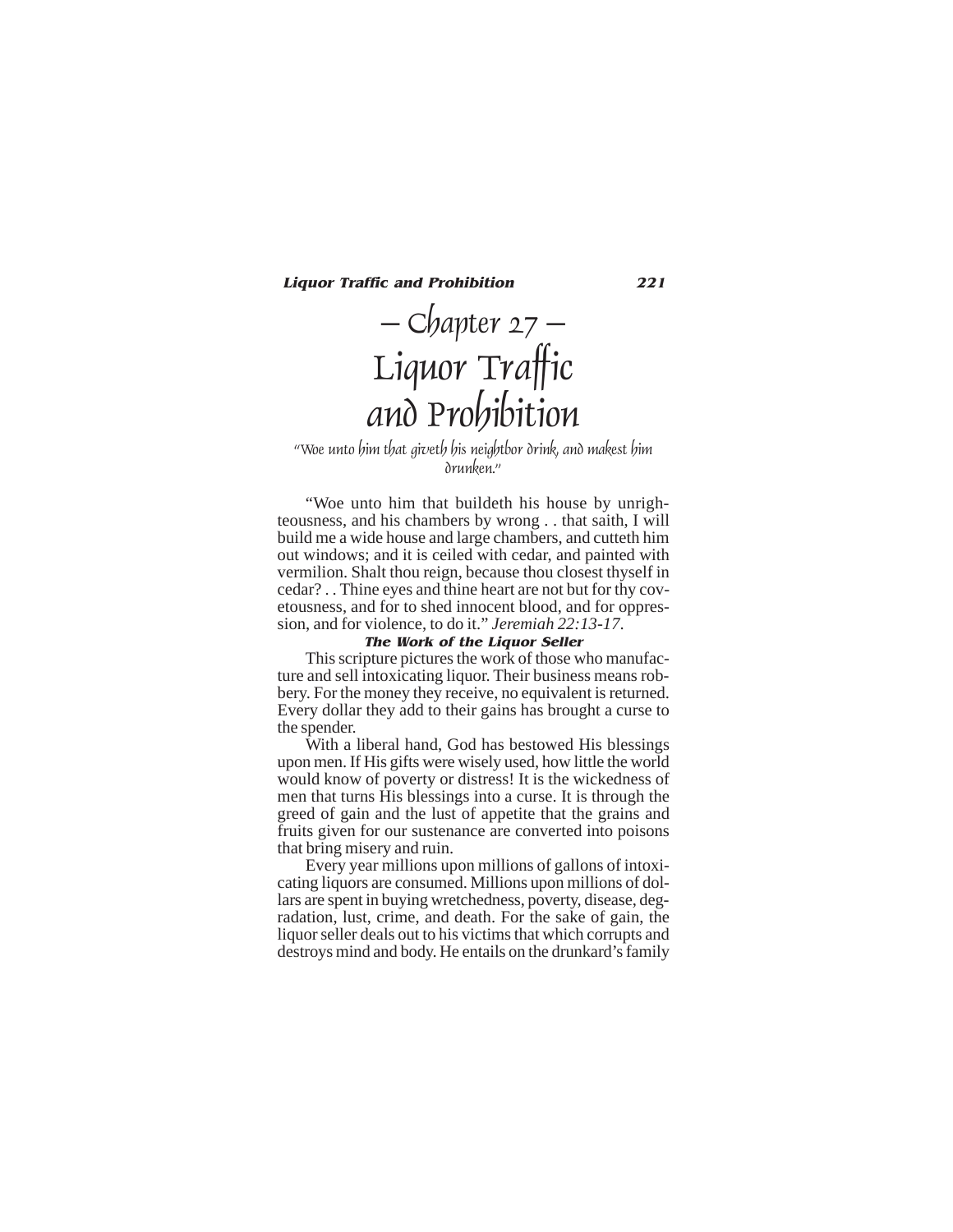# – Chapter 27 –
# Liquor Traffic and Prohibition

*"Woe unto him that giveth his neighbor drink, and makest him drunken."*

"Woe unto him that buildeth his house by unrighteousness, and his chambers by wrong . . that saith, I will build me a wide house and large chambers, and cutteth him out windows; and it is ceiled with cedar, and painted with vermilion. Shalt thou reign, because thou closest thyself in cedar? . . Thine eyes and thine heart are not but for thy covetousness, and for to shed innocent blood, and for oppression, and for violence, to do it." *Jeremiah 22:13-17*.

### The Work of the Liquor Seller

This scripture pictures the work of those who manufacture and sell intoxicating liquor. Their business means robbery. For the money they receive, no equivalent is returned. Every dollar they add to their gains has brought a curse to the spender.

With a liberal hand, God has bestowed His blessings upon men. If His gifts were wisely used, how little the world would know of poverty or distress! It is the wickedness of men that turns His blessings into a curse. It is through the greed of gain and the lust of appetite that the grains and fruits given for our sustenance are converted into poisons that bring misery and ruin.

Every year millions upon millions of gallons of intoxicating liquors are consumed. Millions upon millions of dollars are spent in buying wretchedness, poverty, disease, degradation, lust, crime, and death. For the sake of gain, the liquor seller deals out to his victims that which corrupts and destroys mind and body. He entails on the drunkard's family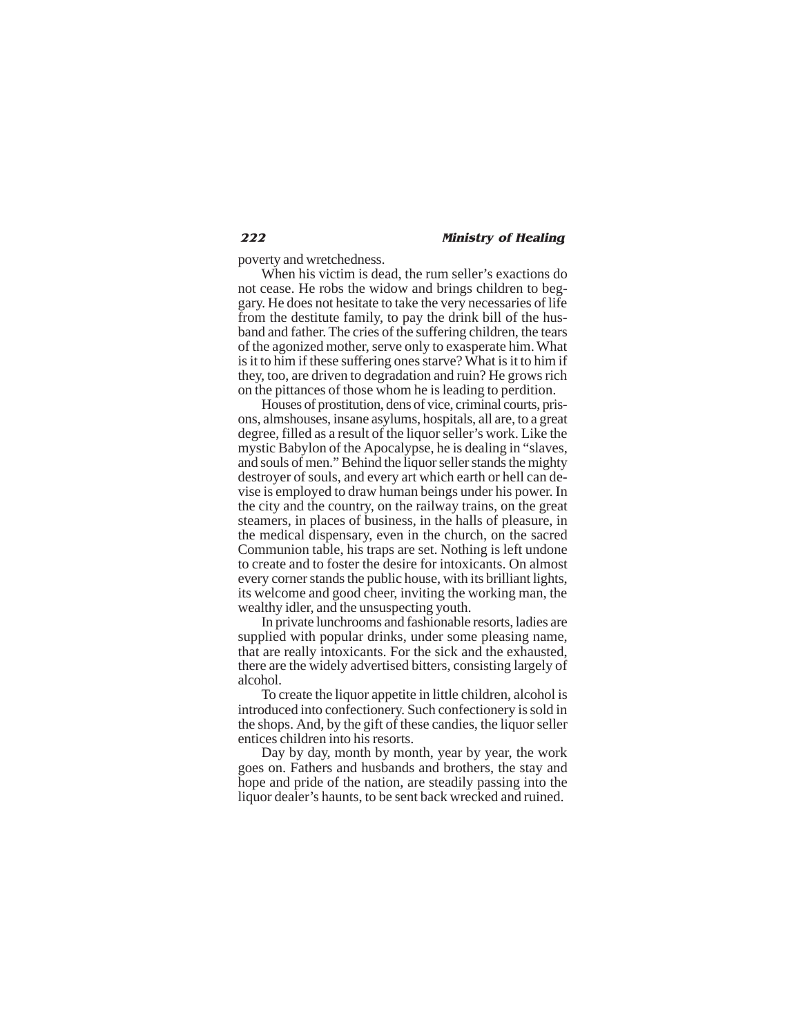poverty and wretchedness.

When his victim is dead, the rum seller's exactions do not cease. He robs the widow and brings children to beggary. He does not hesitate to take the very necessaries of life from the destitute family, to pay the drink bill of the husband and father. The cries of the suffering children, the tears of the agonized mother, serve only to exasperate him. What is it to him if these suffering ones starve? What is it to him if they, too, are driven to degradation and ruin? He grows rich on the pittances of those whom he is leading to perdition.

Houses of prostitution, dens of vice, criminal courts, prisons, almshouses, insane asylums, hospitals, all are, to a great degree, filled as a result of the liquor seller's work. Like the mystic Babylon of the Apocalypse, he is dealing in "slaves, and souls of men." Behind the liquor seller stands the mighty destroyer of souls, and every art which earth or hell can devise is employed to draw human beings under his power. In the city and the country, on the railway trains, on the great steamers, in places of business, in the halls of pleasure, in the medical dispensary, even in the church, on the sacred Communion table, his traps are set. Nothing is left undone to create and to foster the desire for intoxicants. On almost every corner stands the public house, with its brilliant lights, its welcome and good cheer, inviting the working man, the wealthy idler, and the unsuspecting youth.

In private lunchrooms and fashionable resorts, ladies are supplied with popular drinks, under some pleasing name, that are really intoxicants. For the sick and the exhausted, there are the widely advertised bitters, consisting largely of alcohol.

To create the liquor appetite in little children, alcohol is introduced into confectionery. Such confectionery is sold in the shops. And, by the gift of these candies, the liquor seller entices children into his resorts.

Day by day, month by month, year by year, the work goes on. Fathers and husbands and brothers, the stay and hope and pride of the nation, are steadily passing into the liquor dealer's haunts, to be sent back wrecked and ruined.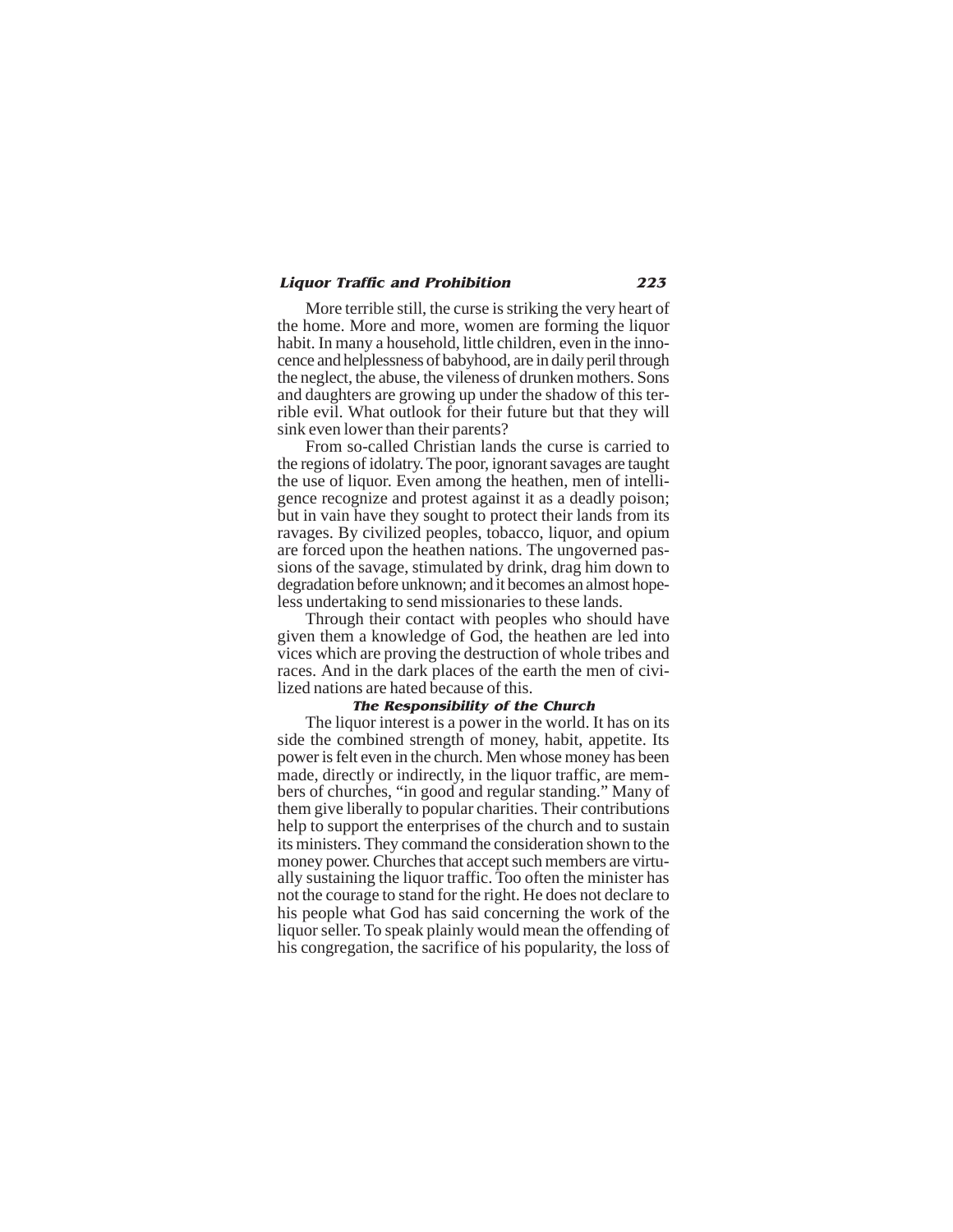More terrible still, the curse is striking the very heart of the home. More and more, women are forming the liquor habit. In many a household, little children, even in the innocence and helplessness of babyhood, are in daily peril through the neglect, the abuse, the vileness of drunken mothers. Sons and daughters are growing up under the shadow of this terrible evil. What outlook for their future but that they will sink even lower than their parents?

From so-called Christian lands the curse is carried to the regions of idolatry. The poor, ignorant savages are taught the use of liquor. Even among the heathen, men of intelligence recognize and protest against it as a deadly poison; but in vain have they sought to protect their lands from its ravages. By civilized peoples, tobacco, liquor, and opium are forced upon the heathen nations. The ungoverned passions of the savage, stimulated by drink, drag him down to degradation before unknown; and it becomes an almost hopeless undertaking to send missionaries to these lands.

Through their contact with peoples who should have given them a knowledge of God, the heathen are led into vices which are proving the destruction of whole tribes and races. And in the dark places of the earth the men of civilized nations are hated because of this.

### *The Responsibility of the Church*

The liquor interest is a power in the world. It has on its side the combined strength of money, habit, appetite. Its power is felt even in the church. Men whose money has been made, directly or indirectly, in the liquor traffic, are members of churches, "in good and regular standing." Many of them give liberally to popular charities. Their contributions help to support the enterprises of the church and to sustain its ministers. They command the consideration shown to the money power. Churches that accept such members are virtually sustaining the liquor traffic. Too often the minister has not the courage to stand for the right. He does not declare to his people what God has said concerning the work of the liquor seller. To speak plainly would mean the offending of his congregation, the sacrifice of his popularity, the loss of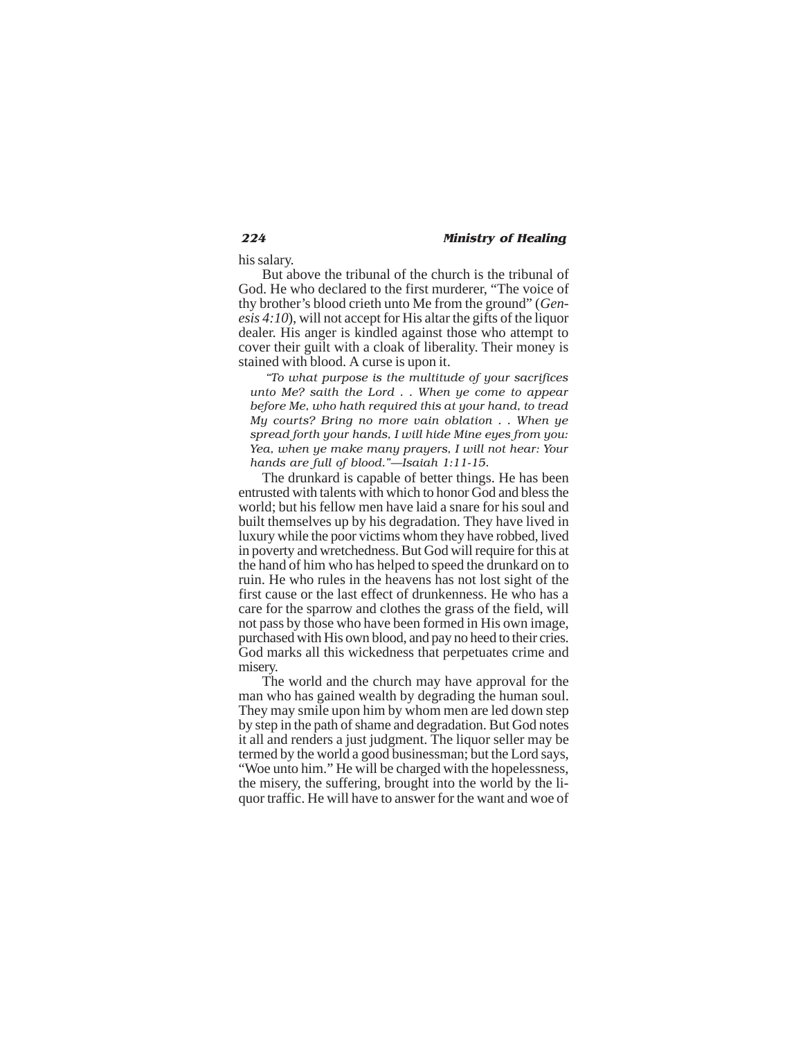his salary.

But above the tribunal of the church is the tribunal of God. He who declared to the first murderer, "The voice of thy brother's blood crieth unto Me from the ground" (*Genesis 4:10*), will not accept for His altar the gifts of the liquor dealer. His anger is kindled against those who attempt to cover their guilt with a cloak of liberality. Their money is stained with blood. A curse is upon it.

> *"To what purpose is the multitude of your sacrifices unto Me? saith the Lord . . When ye come to appear before Me, who hath required this at your hand, to tread My courts? Bring no more vain oblation . . When ye spread forth your hands, I will hide Mine eyes from you: Yea, when ye make many prayers, I will not hear: Your hands are full of blood."—Isaiah 1:11-15.*

The drunkard is capable of better things. He has been entrusted with talents with which to honor God and bless the world; but his fellow men have laid a snare for his soul and built themselves up by his degradation. They have lived in luxury while the poor victims whom they have robbed, lived in poverty and wretchedness. But God will require for this at the hand of him who has helped to speed the drunkard on to ruin. He who rules in the heavens has not lost sight of the first cause or the last effect of drunkenness. He who has a care for the sparrow and clothes the grass of the field, will not pass by those who have been formed in His own image, purchased with His own blood, and pay no heed to their cries. God marks all this wickedness that perpetuates crime and misery.

The world and the church may have approval for the man who has gained wealth by degrading the human soul. They may smile upon him by whom men are led down step by step in the path of shame and degradation. But God notes it all and renders a just judgment. The liquor seller may be termed by the world a good businessman; but the Lord says, "Woe unto him." He will be charged with the hopelessness, the misery, the suffering, brought into the world by the liquor traffic. He will have to answer for the want and woe of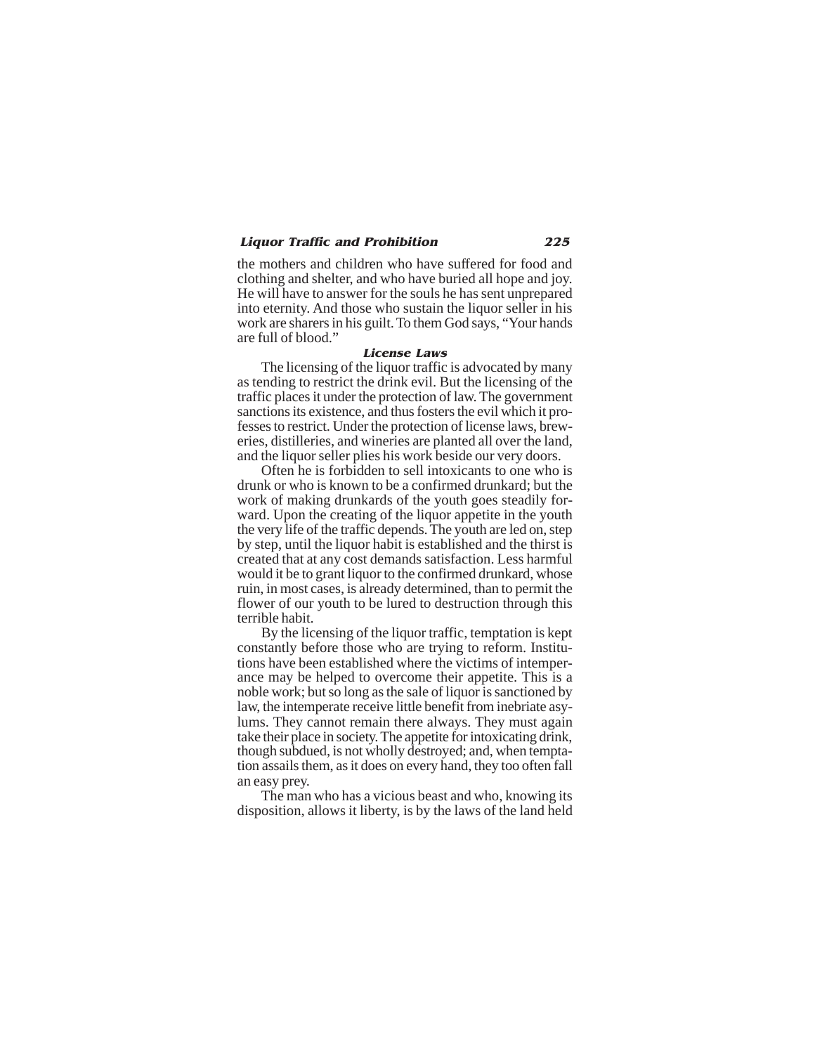the mothers and children who have suffered for food and clothing and shelter, and who have buried all hope and joy. He will have to answer for the souls he has sent unprepared into eternity. And those who sustain the liquor seller in his work are sharers in his guilt. To them God says, "Your hands are full of blood."

### *License Laws*

The licensing of the liquor traffic is advocated by many as tending to restrict the drink evil. But the licensing of the traffic places it under the protection of law. The government sanctions its existence, and thus fosters the evil which it professes to restrict. Under the protection of license laws, breweries, distilleries, and wineries are planted all over the land, and the liquor seller plies his work beside our very doors.

Often he is forbidden to sell intoxicants to one who is drunk or who is known to be a confirmed drunkard; but the work of making drunkards of the youth goes steadily forward. Upon the creating of the liquor appetite in the youth the very life of the traffic depends. The youth are led on, step by step, until the liquor habit is established and the thirst is created that at any cost demands satisfaction. Less harmful would it be to grant liquor to the confirmed drunkard, whose ruin, in most cases, is already determined, than to permit the flower of our youth to be lured to destruction through this terrible habit.

By the licensing of the liquor traffic, temptation is kept constantly before those who are trying to reform. Institutions have been established where the victims of intemperance may be helped to overcome their appetite. This is a noble work; but so long as the sale of liquor is sanctioned by law, the intemperate receive little benefit from inebriate asylums. They cannot remain there always. They must again take their place in society. The appetite for intoxicating drink, though subdued, is not wholly destroyed; and, when temptation assails them, as it does on every hand, they too often fall an easy prey.

The man who has a vicious beast and who, knowing its disposition, allows it liberty, is by the laws of the land held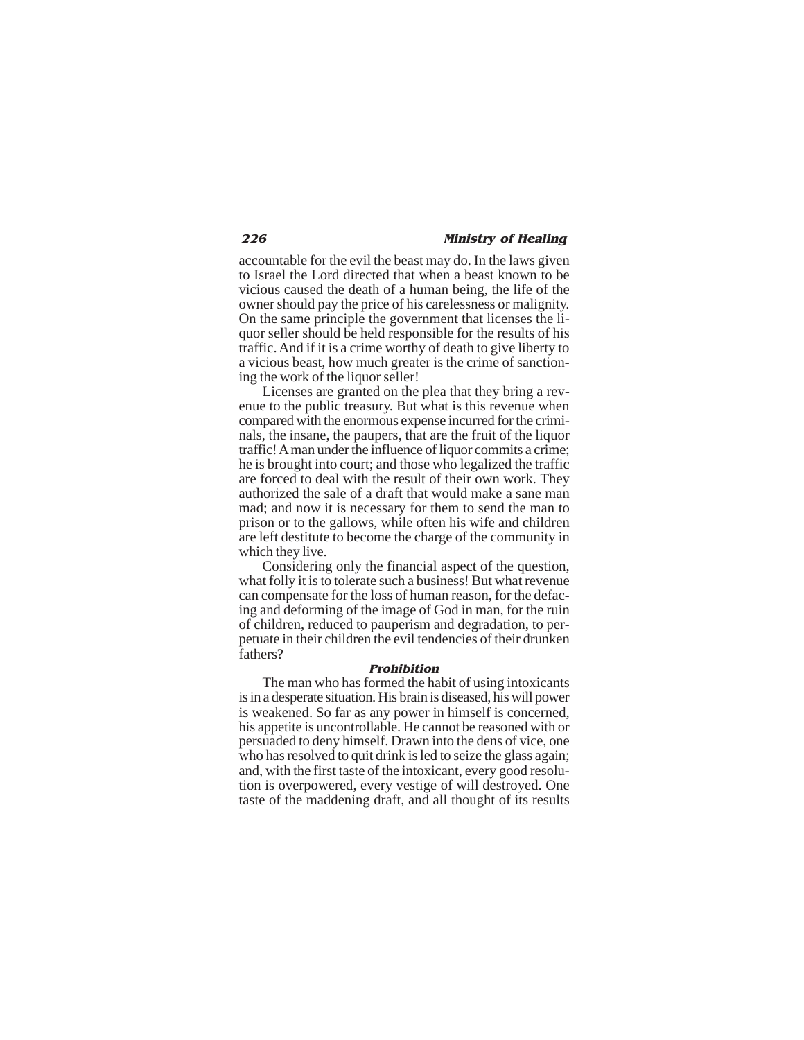accountable for the evil the beast may do. In the laws given to Israel the Lord directed that when a beast known to be vicious caused the death of a human being, the life of the owner should pay the price of his carelessness or malignity. On the same principle the government that licenses the liquor seller should be held responsible for the results of his traffic. And if it is a crime worthy of death to give liberty to a vicious beast, how much greater is the crime of sanctioning the work of the liquor seller!

Licenses are granted on the plea that they bring a revenue to the public treasury. But what is this revenue when compared with the enormous expense incurred for the criminals, the insane, the paupers, that are the fruit of the liquor traffic! A man under the influence of liquor commits a crime; he is brought into court; and those who legalized the traffic are forced to deal with the result of their own work. They authorized the sale of a draft that would make a sane man mad; and now it is necessary for them to send the man to prison or to the gallows, while often his wife and children are left destitute to become the charge of the community in which they live.

Considering only the financial aspect of the question, what folly it is to tolerate such a business! But what revenue can compensate for the loss of human reason, for the defacing and deforming of the image of God in man, for the ruin of children, reduced to pauperism and degradation, to perpetuate in their children the evil tendencies of their drunken fathers?

### Prohibition

The man who has formed the habit of using intoxicants is in a desperate situation. His brain is diseased, his will power is weakened. So far as any power in himself is concerned, his appetite is uncontrollable. He cannot be reasoned with or persuaded to deny himself. Drawn into the dens of vice, one who has resolved to quit drink is led to seize the glass again; and, with the first taste of the intoxicant, every good resolution is overpowered, every vestige of will destroyed. One taste of the maddening draft, and all thought of its results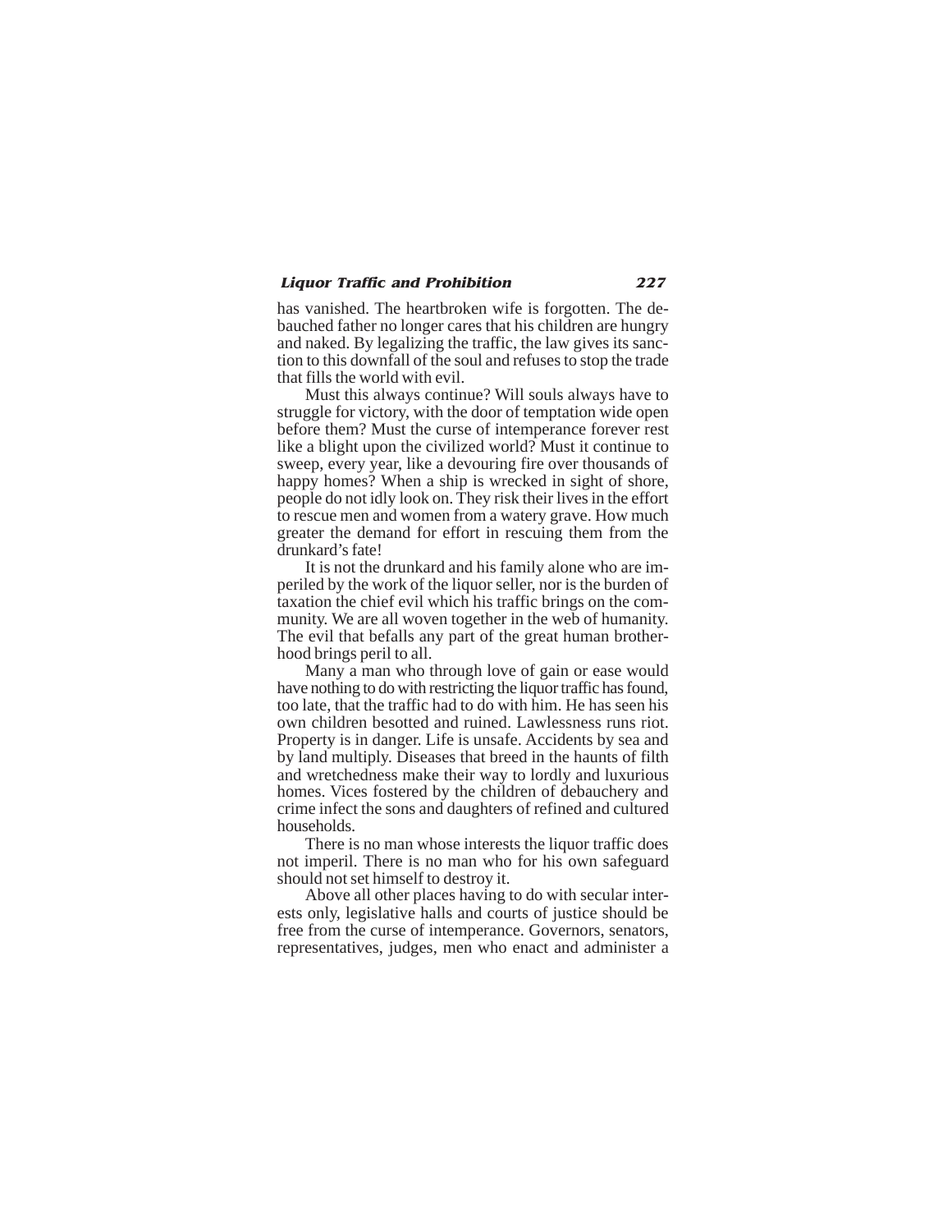has vanished. The heartbroken wife is forgotten. The debauched father no longer cares that his children are hungry and naked. By legalizing the traffic, the law gives its sanction to this downfall of the soul and refuses to stop the trade that fills the world with evil.

Must this always continue? Will souls always have to struggle for victory, with the door of temptation wide open before them? Must the curse of intemperance forever rest like a blight upon the civilized world? Must it continue to sweep, every year, like a devouring fire over thousands of happy homes? When a ship is wrecked in sight of shore, people do not idly look on. They risk their lives in the effort to rescue men and women from a watery grave. How much greater the demand for effort in rescuing them from the drunkard's fate!

It is not the drunkard and his family alone who are imperiled by the work of the liquor seller, nor is the burden of taxation the chief evil which his traffic brings on the community. We are all woven together in the web of humanity. The evil that befalls any part of the great human brotherhood brings peril to all.

Many a man who through love of gain or ease would have nothing to do with restricting the liquor traffic has found, too late, that the traffic had to do with him. He has seen his own children besotted and ruined. Lawlessness runs riot. Property is in danger. Life is unsafe. Accidents by sea and by land multiply. Diseases that breed in the haunts of filth and wretchedness make their way to lordly and luxurious homes. Vices fostered by the children of debauchery and crime infect the sons and daughters of refined and cultured households.

There is no man whose interests the liquor traffic does not imperil. There is no man who for his own safeguard should not set himself to destroy it.

Above all other places having to do with secular interests only, legislative halls and courts of justice should be free from the curse of intemperance. Governors, senators, representatives, judges, men who enact and administer a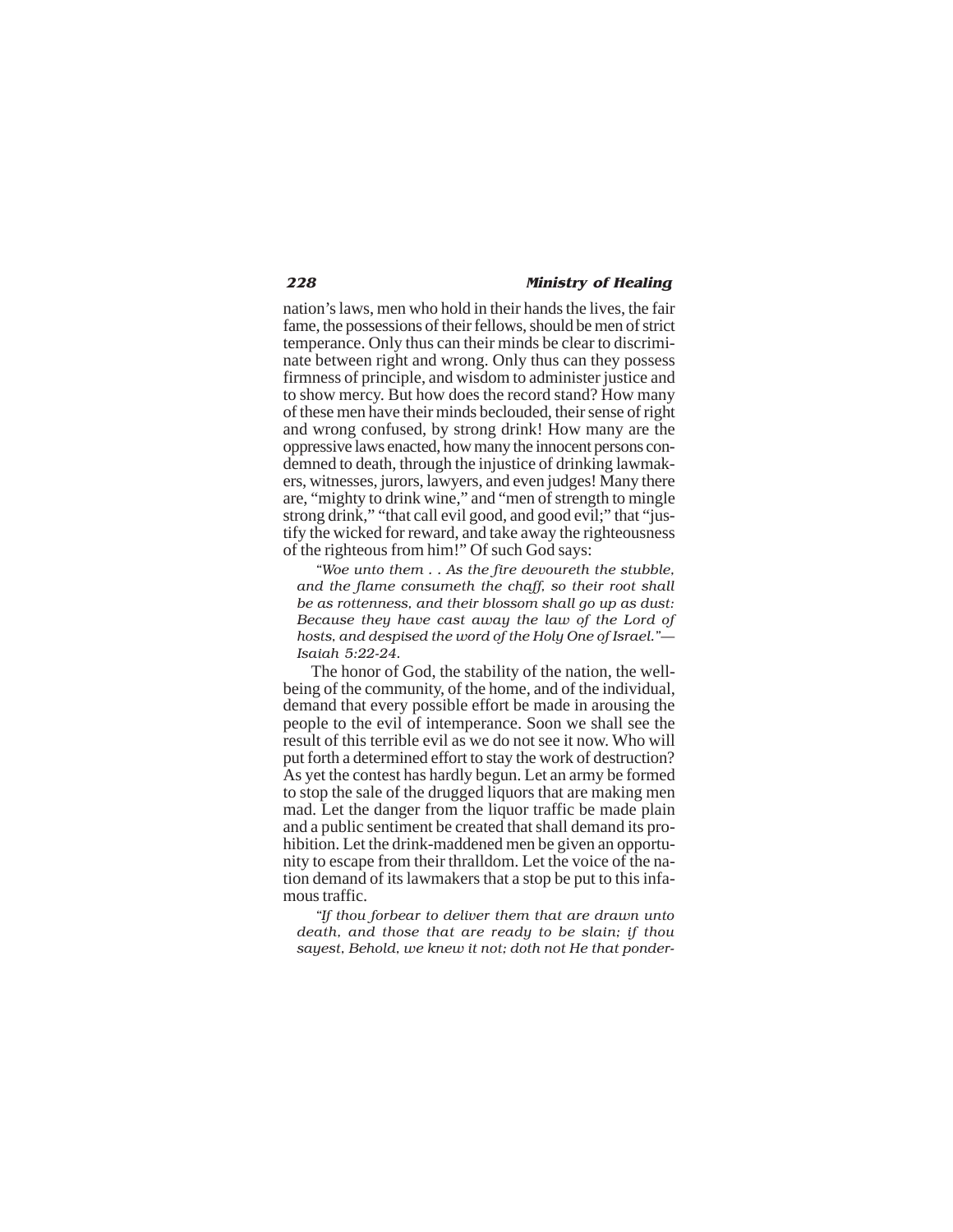nation's laws, men who hold in their hands the lives, the fair fame, the possessions of their fellows, should be men of strict temperance. Only thus can their minds be clear to discriminate between right and wrong. Only thus can they possess firmness of principle, and wisdom to administer justice and to show mercy. But how does the record stand? How many of these men have their minds beclouded, their sense of right and wrong confused, by strong drink! How many are the oppressive laws enacted, how many the innocent persons condemned to death, through the injustice of drinking lawmakers, witnesses, jurors, lawyers, and even judges! Many there are, "mighty to drink wine," and "men of strength to mingle strong drink," "that call evil good, and good evil;" that "justify the wicked for reward, and take away the righteousness of the righteous from him!" Of such God says:

> *"Woe unto them . . As the fire devoureth the stubble, and the flame consumeth the chaff, so their root shall be as rottenness, and their blossom shall go up as dust: Because they have cast away the law of the Lord of hosts, and despised the word of the Holy One of Israel."— Isaiah 5:22-24.*

The honor of God, the stability of the nation, the wellbeing of the community, of the home, and of the individual, demand that every possible effort be made in arousing the people to the evil of intemperance. Soon we shall see the result of this terrible evil as we do not see it now. Who will put forth a determined effort to stay the work of destruction? As yet the contest has hardly begun. Let an army be formed to stop the sale of the drugged liquors that are making men mad. Let the danger from the liquor traffic be made plain and a public sentiment be created that shall demand its prohibition. Let the drink-maddened men be given an opportunity to escape from their thralldom. Let the voice of the nation demand of its lawmakers that a stop be put to this infamous traffic.

> *"If thou forbear to deliver them that are drawn unto death, and those that are ready to be slain; if thou sayest, Behold, we knew it not; doth not He that ponder-*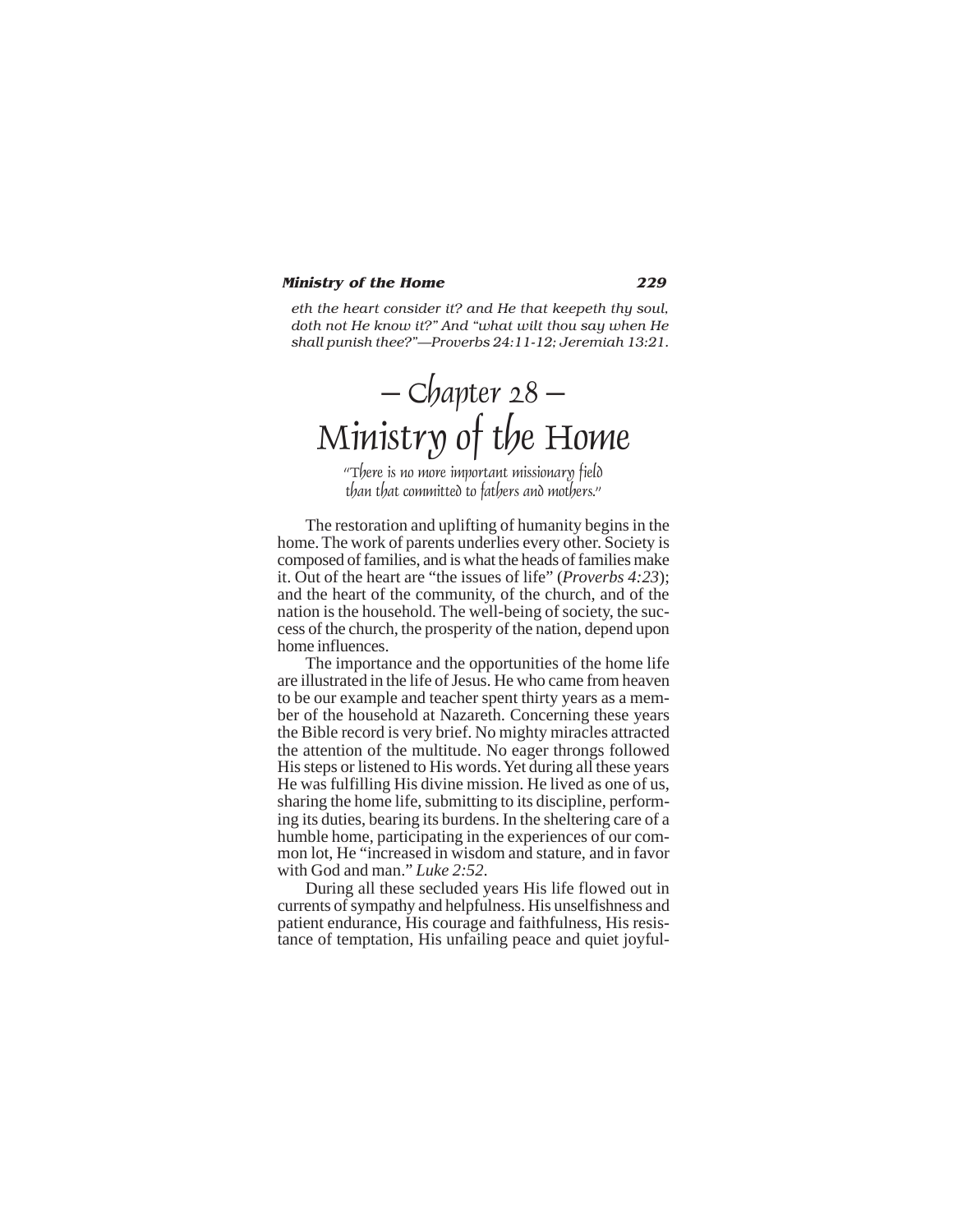*eth the heart consider it? and He that keepeth thy soul, doth not He know it?" And "what wilt thou say when He shall punish thee?"—Proverbs 24:11-12; Jeremiah 13:21.*

# – Chapter 28 –
# Ministry of the Home

*"There is no more important missionary field than that committed to fathers and mothers."*

The restoration and uplifting of humanity begins in the home. The work of parents underlies every other. Society is composed of families, and is what the heads of families make it. Out of the heart are "the issues of life" (*Proverbs 4:23*); and the heart of the community, of the church, and of the nation is the household. The well-being of society, the success of the church, the prosperity of the nation, depend upon home influences.

The importance and the opportunities of the home life are illustrated in the life of Jesus. He who came from heaven to be our example and teacher spent thirty years as a member of the household at Nazareth. Concerning these years the Bible record is very brief. No mighty miracles attracted the attention of the multitude. No eager throngs followed His steps or listened to His words. Yet during all these years He was fulfilling His divine mission. He lived as one of us, sharing the home life, submitting to its discipline, performing its duties, bearing its burdens. In the sheltering care of a humble home, participating in the experiences of our common lot, He "increased in wisdom and stature, and in favor with God and man." *Luke 2:52.*

During all these secluded years His life flowed out in currents of sympathy and helpfulness. His unselfishness and patient endurance, His courage and faithfulness, His resistance of temptation, His unfailing peace and quiet joyful-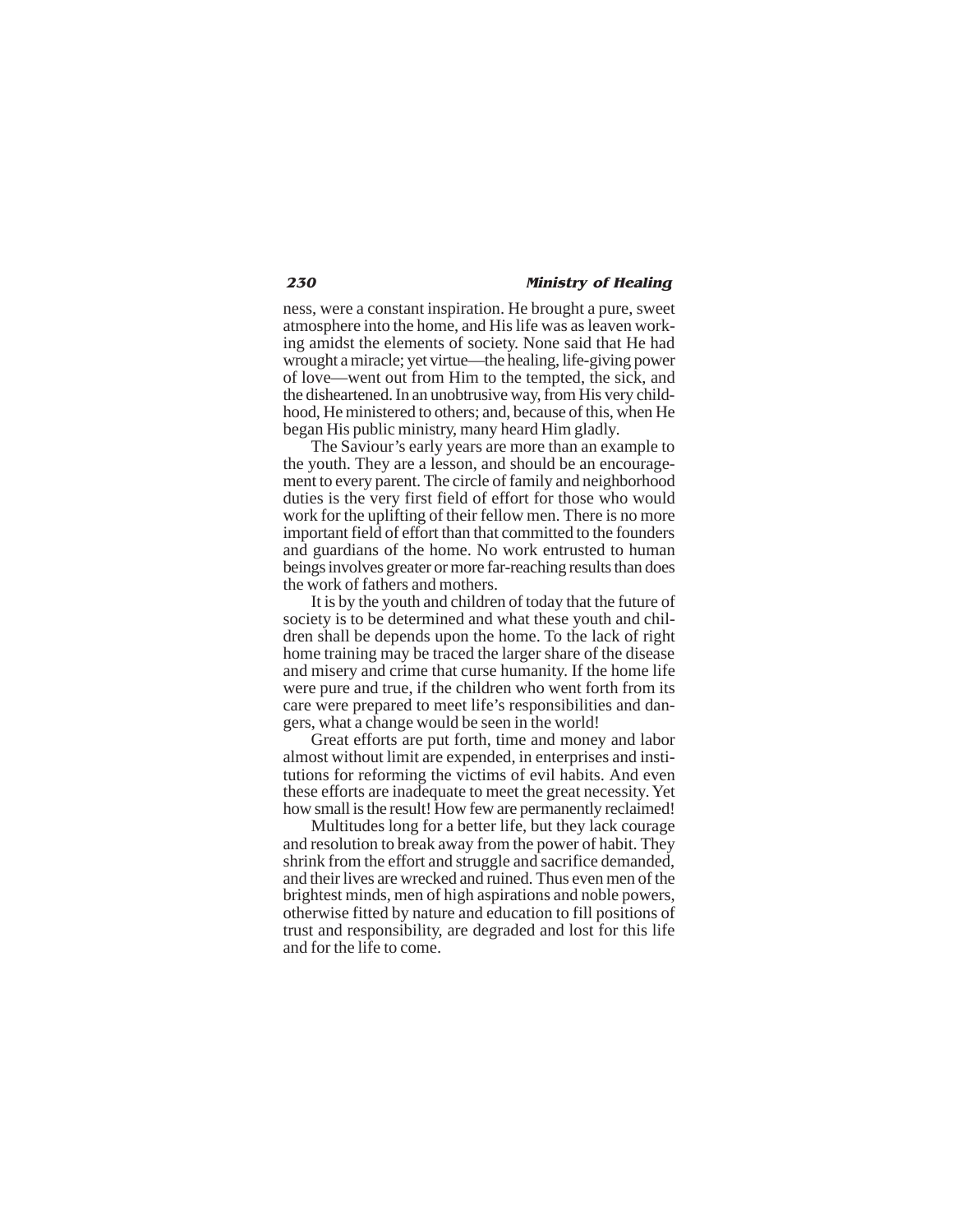ness, were a constant inspiration. He brought a pure, sweet atmosphere into the home, and His life was as leaven working amidst the elements of society. None said that He had wrought a miracle; yet virtue—the healing, life-giving power of love—went out from Him to the tempted, the sick, and the disheartened. In an unobtrusive way, from His very childhood, He ministered to others; and, because of this, when He began His public ministry, many heard Him gladly.

The Saviour's early years are more than an example to the youth. They are a lesson, and should be an encouragement to every parent. The circle of family and neighborhood duties is the very first field of effort for those who would work for the uplifting of their fellow men. There is no more important field of effort than that committed to the founders and guardians of the home. No work entrusted to human beings involves greater or more far-reaching results than does the work of fathers and mothers.

It is by the youth and children of today that the future of society is to be determined and what these youth and children shall be depends upon the home. To the lack of right home training may be traced the larger share of the disease and misery and crime that curse humanity. If the home life were pure and true, if the children who went forth from its care were prepared to meet life's responsibilities and dangers, what a change would be seen in the world!

Great efforts are put forth, time and money and labor almost without limit are expended, in enterprises and institutions for reforming the victims of evil habits. And even these efforts are inadequate to meet the great necessity. Yet how small is the result! How few are permanently reclaimed!

Multitudes long for a better life, but they lack courage and resolution to break away from the power of habit. They shrink from the effort and struggle and sacrifice demanded, and their lives are wrecked and ruined. Thus even men of the brightest minds, men of high aspirations and noble powers, otherwise fitted by nature and education to fill positions of trust and responsibility, are degraded and lost for this life and for the life to come.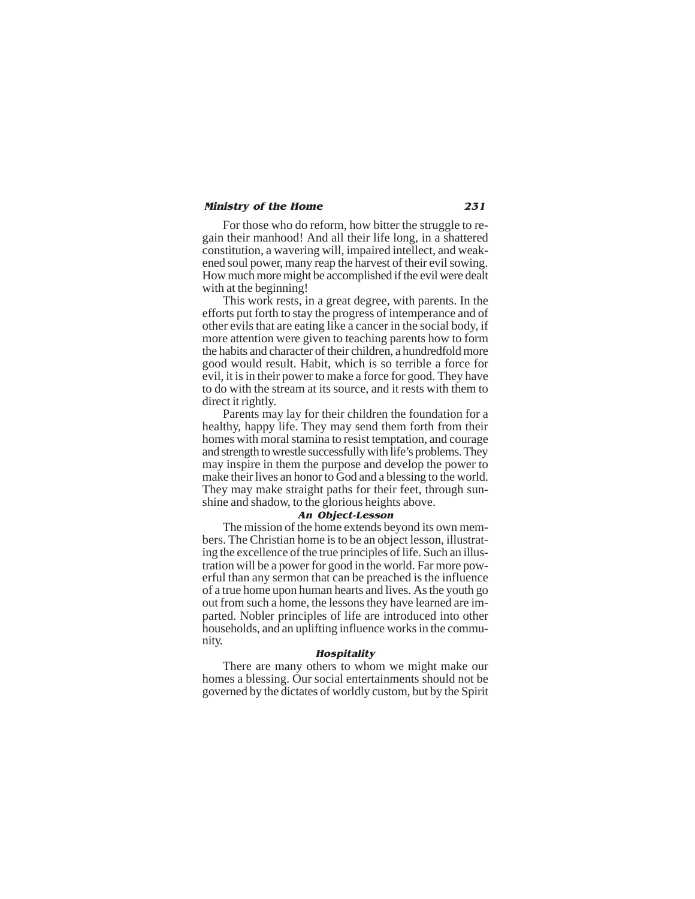For those who do reform, how bitter the struggle to regain their manhood! And all their life long, in a shattered constitution, a wavering will, impaired intellect, and weakened soul power, many reap the harvest of their evil sowing. How much more might be accomplished if the evil were dealt with at the beginning!

This work rests, in a great degree, with parents. In the efforts put forth to stay the progress of intemperance and of other evils that are eating like a cancer in the social body, if more attention were given to teaching parents how to form the habits and character of their children, a hundredfold more good would result. Habit, which is so terrible a force for evil, it is in their power to make a force for good. They have to do with the stream at its source, and it rests with them to direct it rightly.

Parents may lay for their children the foundation for a healthy, happy life. They may send them forth from their homes with moral stamina to resist temptation, and courage and strength to wrestle successfully with life's problems. They may inspire in them the purpose and develop the power to make their lives an honor to God and a blessing to the world. They may make straight paths for their feet, through sunshine and shadow, to the glorious heights above.

### An Object-Lesson

The mission of the home extends beyond its own members. The Christian home is to be an object lesson, illustrating the excellence of the true principles of life. Such an illustration will be a power for good in the world. Far more powerful than any sermon that can be preached is the influence of a true home upon human hearts and lives. As the youth go out from such a home, the lessons they have learned are imparted. Nobler principles of life are introduced into other households, and an uplifting influence works in the community.

### Hospitality

There are many others to whom we might make our homes a blessing. Our social entertainments should not be governed by the dictates of worldly custom, but by the Spirit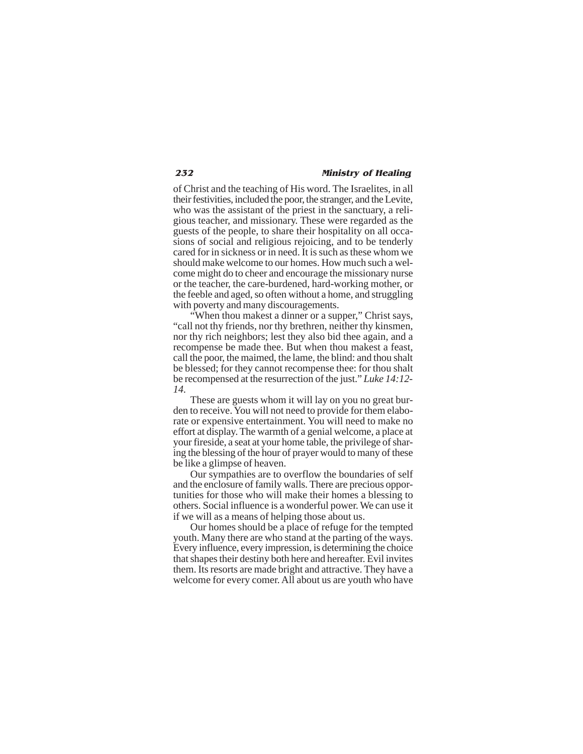of Christ and the teaching of His word. The Israelites, in all their festivities, included the poor, the stranger, and the Levite, who was the assistant of the priest in the sanctuary, a religious teacher, and missionary. These were regarded as the guests of the people, to share their hospitality on all occasions of social and religious rejoicing, and to be tenderly cared for in sickness or in need. It is such as these whom we should make welcome to our homes. How much such a welcome might do to cheer and encourage the missionary nurse or the teacher, the care-burdened, hard-working mother, or the feeble and aged, so often without a home, and struggling with poverty and many discouragements.

"When thou makest a dinner or a supper," Christ says, "call not thy friends, nor thy brethren, neither thy kinsmen, nor thy rich neighbors; lest they also bid thee again, and a recompense be made thee. But when thou makest a feast, call the poor, the maimed, the lame, the blind: and thou shalt be blessed; for they cannot recompense thee: for thou shalt be recompensed at the resurrection of the just." *Luke 14:12-14.*

These are guests whom it will lay on you no great burden to receive. You will not need to provide for them elaborate or expensive entertainment. You will need to make no effort at display. The warmth of a genial welcome, a place at your fireside, a seat at your home table, the privilege of sharing the blessing of the hour of prayer would to many of these be like a glimpse of heaven.

Our sympathies are to overflow the boundaries of self and the enclosure of family walls. There are precious opportunities for those who will make their homes a blessing to others. Social influence is a wonderful power. We can use it if we will as a means of helping those about us.

Our homes should be a place of refuge for the tempted youth. Many there are who stand at the parting of the ways. Every influence, every impression, is determining the choice that shapes their destiny both here and hereafter. Evil invites them. Its resorts are made bright and attractive. They have a welcome for every comer. All about us are youth who have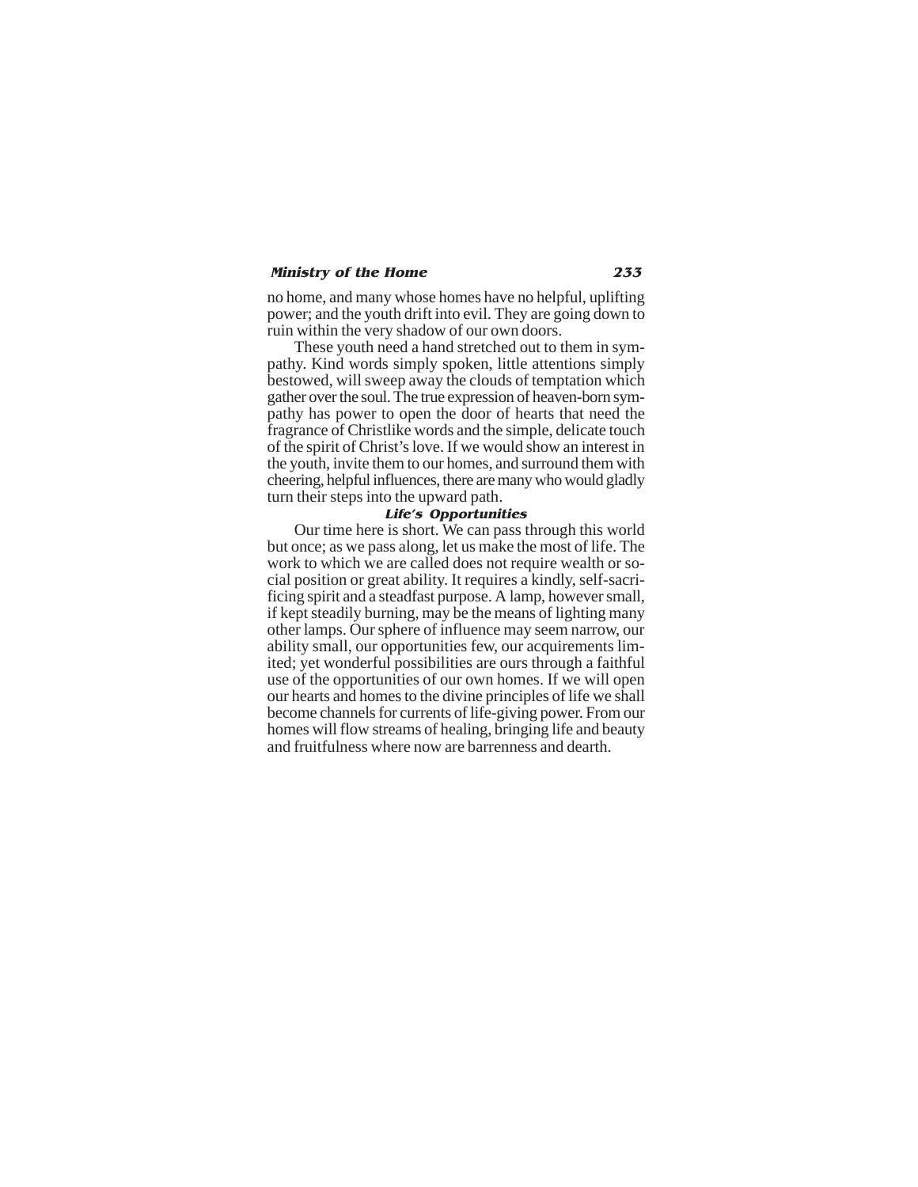no home, and many whose homes have no helpful, uplifting power; and the youth drift into evil. They are going down to ruin within the very shadow of our own doors.

These youth need a hand stretched out to them in sympathy. Kind words simply spoken, little attentions simply bestowed, will sweep away the clouds of temptation which gather over the soul. The true expression of heaven-born sympathy has power to open the door of hearts that need the fragrance of Christlike words and the simple, delicate touch of the spirit of Christ's love. If we would show an interest in the youth, invite them to our homes, and surround them with cheering, helpful influences, there are many who would gladly turn their steps into the upward path.

### *Life's Opportunities*

Our time here is short. We can pass through this world but once; as we pass along, let us make the most of life. The work to which we are called does not require wealth or social position or great ability. It requires a kindly, self-sacrificing spirit and a steadfast purpose. A lamp, however small, if kept steadily burning, may be the means of lighting many other lamps. Our sphere of influence may seem narrow, our ability small, our opportunities few, our acquirements limited; yet wonderful possibilities are ours through a faithful use of the opportunities of our own homes. If we will open our hearts and homes to the divine principles of life we shall become channels for currents of life-giving power. From our homes will flow streams of healing, bringing life and beauty and fruitfulness where now are barrenness and dearth.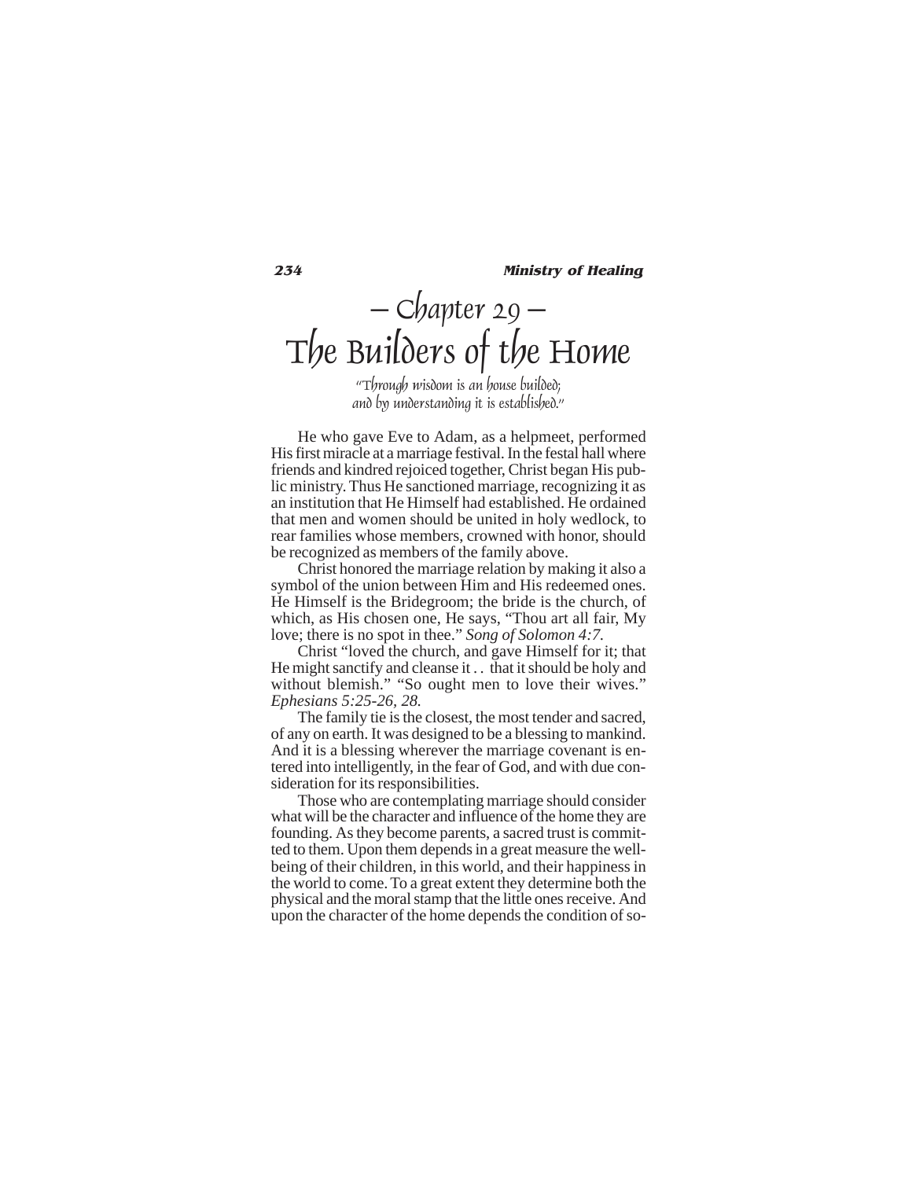# — Chapter 29 —
# The Builders of the Home

*"Through wisdom is an house builded; and by understanding it is established."*

He who gave Eve to Adam, as a helpmeet, performed His first miracle at a marriage festival. In the festal hall where friends and kindred rejoiced together, Christ began His public ministry. Thus He sanctioned marriage, recognizing it as an institution that He Himself had established. He ordained that men and women should be united in holy wedlock, to rear families whose members, crowned with honor, should be recognized as members of the family above.

Christ honored the marriage relation by making it also a symbol of the union between Him and His redeemed ones. He Himself is the Bridegroom; the bride is the church, of which, as His chosen one, He says, "Thou art all fair, My love; there is no spot in thee." *Song of Solomon 4:7*.

Christ "loved the church, and gave Himself for it; that He might sanctify and cleanse it . . that it should be holy and without blemish." "So ought men to love their wives." *Ephesians 5:25-26, 28.*

The family tie is the closest, the most tender and sacred, of any on earth. It was designed to be a blessing to mankind. And it is a blessing wherever the marriage covenant is entered into intelligently, in the fear of God, and with due consideration for its responsibilities.

Those who are contemplating marriage should consider what will be the character and influence of the home they are founding. As they become parents, a sacred trust is committed to them. Upon them depends in a great measure the well-being of their children, in this world, and their happiness in the world to come. To a great extent they determine both the physical and the moral stamp that the little ones receive. And upon the character of the home depends the condition of so-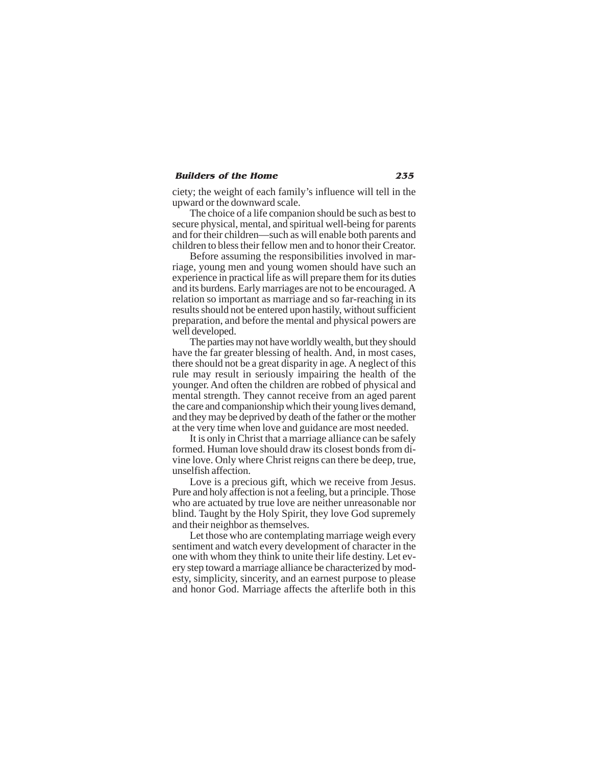ciety; the weight of each family's influence will tell in the upward or the downward scale.

The choice of a life companion should be such as best to secure physical, mental, and spiritual well-being for parents and for their children—such as will enable both parents and children to bless their fellow men and to honor their Creator.

Before assuming the responsibilities involved in marriage, young men and young women should have such an experience in practical life as will prepare them for its duties and its burdens. Early marriages are not to be encouraged. A relation so important as marriage and so far-reaching in its results should not be entered upon hastily, without sufficient preparation, and before the mental and physical powers are well developed.

The parties may not have worldly wealth, but they should have the far greater blessing of health. And, in most cases, there should not be a great disparity in age. A neglect of this rule may result in seriously impairing the health of the younger. And often the children are robbed of physical and mental strength. They cannot receive from an aged parent the care and companionship which their young lives demand, and they may be deprived by death of the father or the mother at the very time when love and guidance are most needed.

It is only in Christ that a marriage alliance can be safely formed. Human love should draw its closest bonds from divine love. Only where Christ reigns can there be deep, true, unselfish affection.

Love is a precious gift, which we receive from Jesus. Pure and holy affection is not a feeling, but a principle. Those who are actuated by true love are neither unreasonable nor blind. Taught by the Holy Spirit, they love God supremely and their neighbor as themselves.

Let those who are contemplating marriage weigh every sentiment and watch every development of character in the one with whom they think to unite their life destiny. Let every step toward a marriage alliance be characterized by modesty, simplicity, sincerity, and an earnest purpose to please and honor God. Marriage affects the afterlife both in this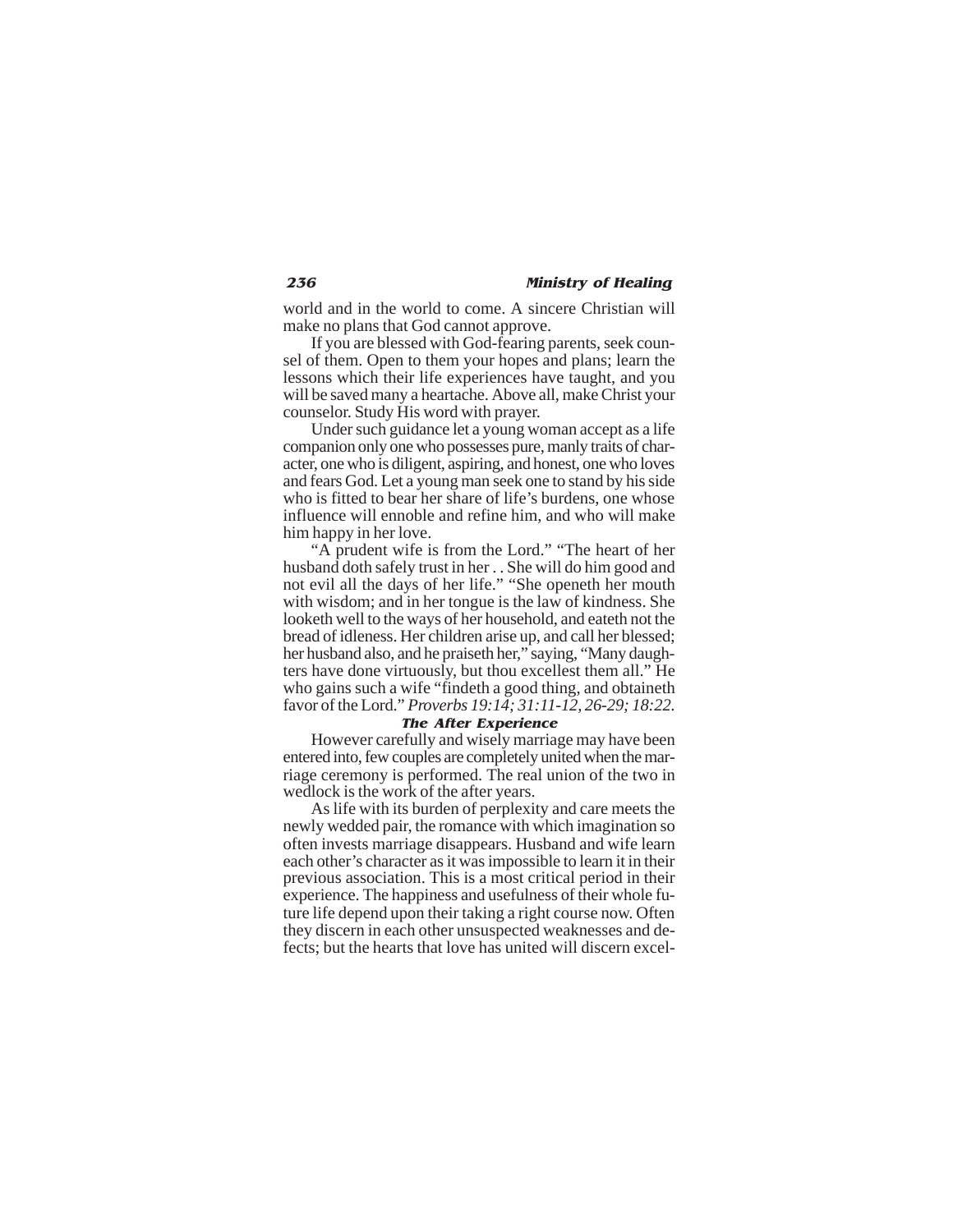world and in the world to come. A sincere Christian will make no plans that God cannot approve.

If you are blessed with God-fearing parents, seek counsel of them. Open to them your hopes and plans; learn the lessons which their life experiences have taught, and you will be saved many a heartache. Above all, make Christ your counselor. Study His word with prayer.

Under such guidance let a young woman accept as a life companion only one who possesses pure, manly traits of character, one who is diligent, aspiring, and honest, one who loves and fears God. Let a young man seek one to stand by his side who is fitted to bear her share of life's burdens, one whose influence will ennoble and refine him, and who will make him happy in her love.

"A prudent wife is from the Lord." "The heart of her husband doth safely trust in her . . She will do him good and not evil all the days of her life." "She openeth her mouth with wisdom; and in her tongue is the law of kindness. She looketh well to the ways of her household, and eateth not the bread of idleness. Her children arise up, and call her blessed; her husband also, and he praiseth her," saying, "Many daughters have done virtuously, but thou excellest them all." He who gains such a wife "findeth a good thing, and obtaineth favor of the Lord." *Proverbs 19:14; 31:11-12, 26-29; 18:22.*

### The After Experience

However carefully and wisely marriage may have been entered into, few couples are completely united when the marriage ceremony is performed. The real union of the two in wedlock is the work of the after years.

As life with its burden of perplexity and care meets the newly wedded pair, the romance with which imagination so often invests marriage disappears. Husband and wife learn each other's character as it was impossible to learn it in their previous association. This is a most critical period in their experience. The happiness and usefulness of their whole future life depend upon their taking a right course now. Often they discern in each other unsuspected weaknesses and defects; but the hearts that love has united will discern excel-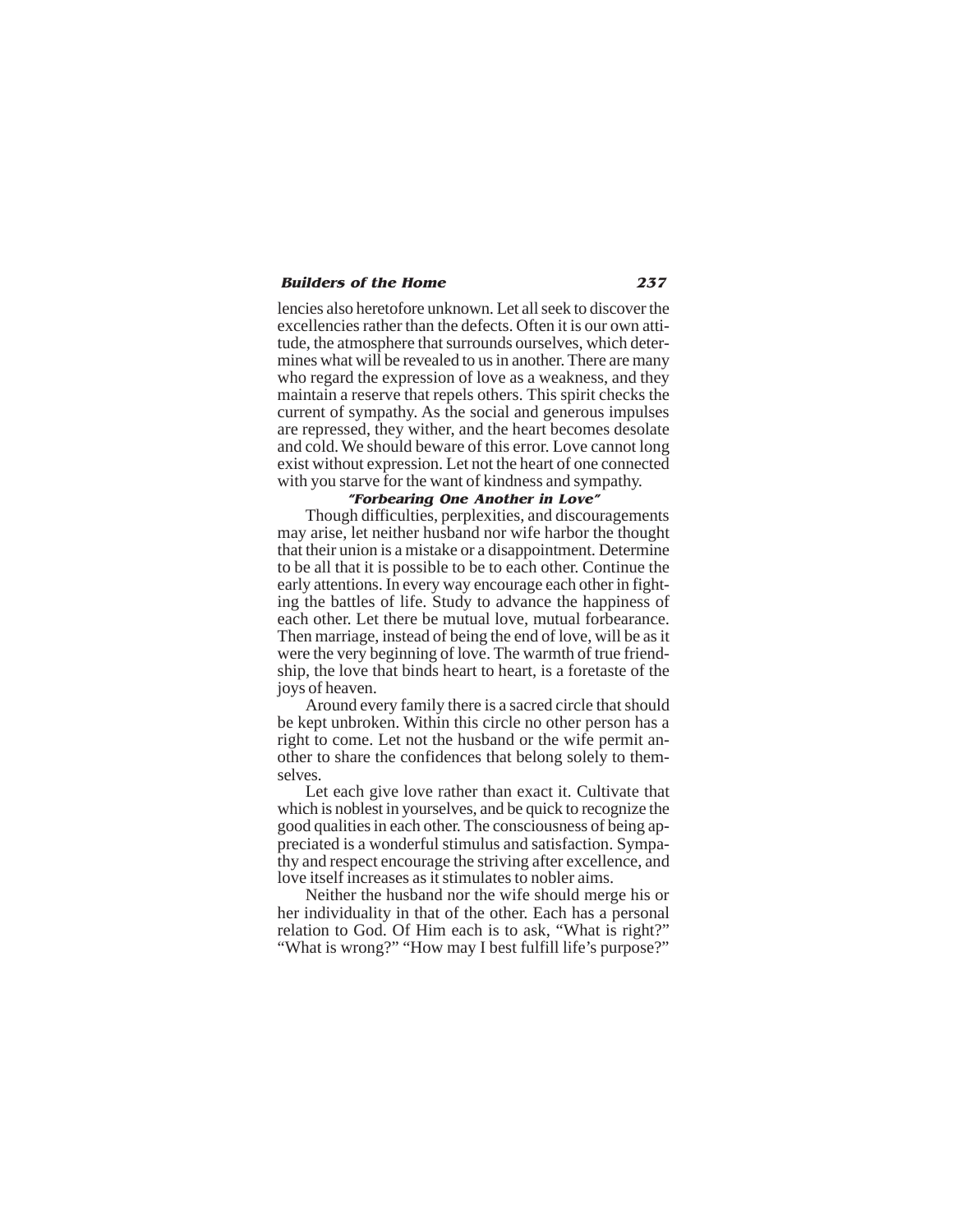lencies also heretofore unknown. Let all seek to discover the excellencies rather than the defects. Often it is our own attitude, the atmosphere that surrounds ourselves, which determines what will be revealed to us in another. There are many who regard the expression of love as a weakness, and they maintain a reserve that repels others. This spirit checks the current of sympathy. As the social and generous impulses are repressed, they wither, and the heart becomes desolate and cold. We should beware of this error. Love cannot long exist without expression. Let not the heart of one connected with you starve for the want of kindness and sympathy.

### *"Forbearing One Another in Love"*

Though difficulties, perplexities, and discouragements may arise, let neither husband nor wife harbor the thought that their union is a mistake or a disappointment. Determine to be all that it is possible to be to each other. Continue the early attentions. In every way encourage each other in fighting the battles of life. Study to advance the happiness of each other. Let there be mutual love, mutual forbearance. Then marriage, instead of being the end of love, will be as it were the very beginning of love. The warmth of true friendship, the love that binds heart to heart, is a foretaste of the joys of heaven.

Around every family there is a sacred circle that should be kept unbroken. Within this circle no other person has a right to come. Let not the husband or the wife permit another to share the confidences that belong solely to themselves.

Let each give love rather than exact it. Cultivate that which is noblest in yourselves, and be quick to recognize the good qualities in each other. The consciousness of being appreciated is a wonderful stimulus and satisfaction. Sympathy and respect encourage the striving after excellence, and love itself increases as it stimulates to nobler aims.

Neither the husband nor the wife should merge his or her individuality in that of the other. Each has a personal relation to God. Of Him each is to ask, "What is right?" "What is wrong?" "How may I best fulfill life's purpose?"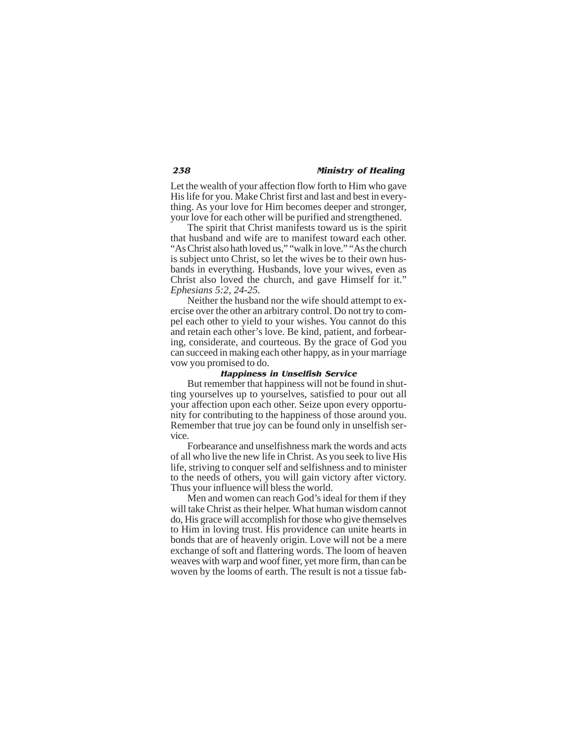Let the wealth of your affection flow forth to Him who gave His life for you. Make Christ first and last and best in everything. As your love for Him becomes deeper and stronger, your love for each other will be purified and strengthened.

The spirit that Christ manifests toward us is the spirit that husband and wife are to manifest toward each other. "As Christ also hath loved us," "walk in love." "As the church is subject unto Christ, so let the wives be to their own husbands in everything. Husbands, love your wives, even as Christ also loved the church, and gave Himself for it." *Ephesians 5:2, 24-25.*

Neither the husband nor the wife should attempt to exercise over the other an arbitrary control. Do not try to compel each other to yield to your wishes. You cannot do this and retain each other's love. Be kind, patient, and forbearing, considerate, and courteous. By the grace of God you can succeed in making each other happy, as in your marriage vow you promised to do.

### Happiness in Unselfish Service

But remember that happiness will not be found in shutting yourselves up to yourselves, satisfied to pour out all your affection upon each other. Seize upon every opportunity for contributing to the happiness of those around you. Remember that true joy can be found only in unselfish service.

Forbearance and unselfishness mark the words and acts of all who live the new life in Christ. As you seek to live His life, striving to conquer self and selfishness and to minister to the needs of others, you will gain victory after victory. Thus your influence will bless the world.

Men and women can reach God's ideal for them if they will take Christ as their helper. What human wisdom cannot do, His grace will accomplish for those who give themselves to Him in loving trust. His providence can unite hearts in bonds that are of heavenly origin. Love will not be a mere exchange of soft and flattering words. The loom of heaven weaves with warp and woof finer, yet more firm, than can be woven by the looms of earth. The result is not a tissue fab-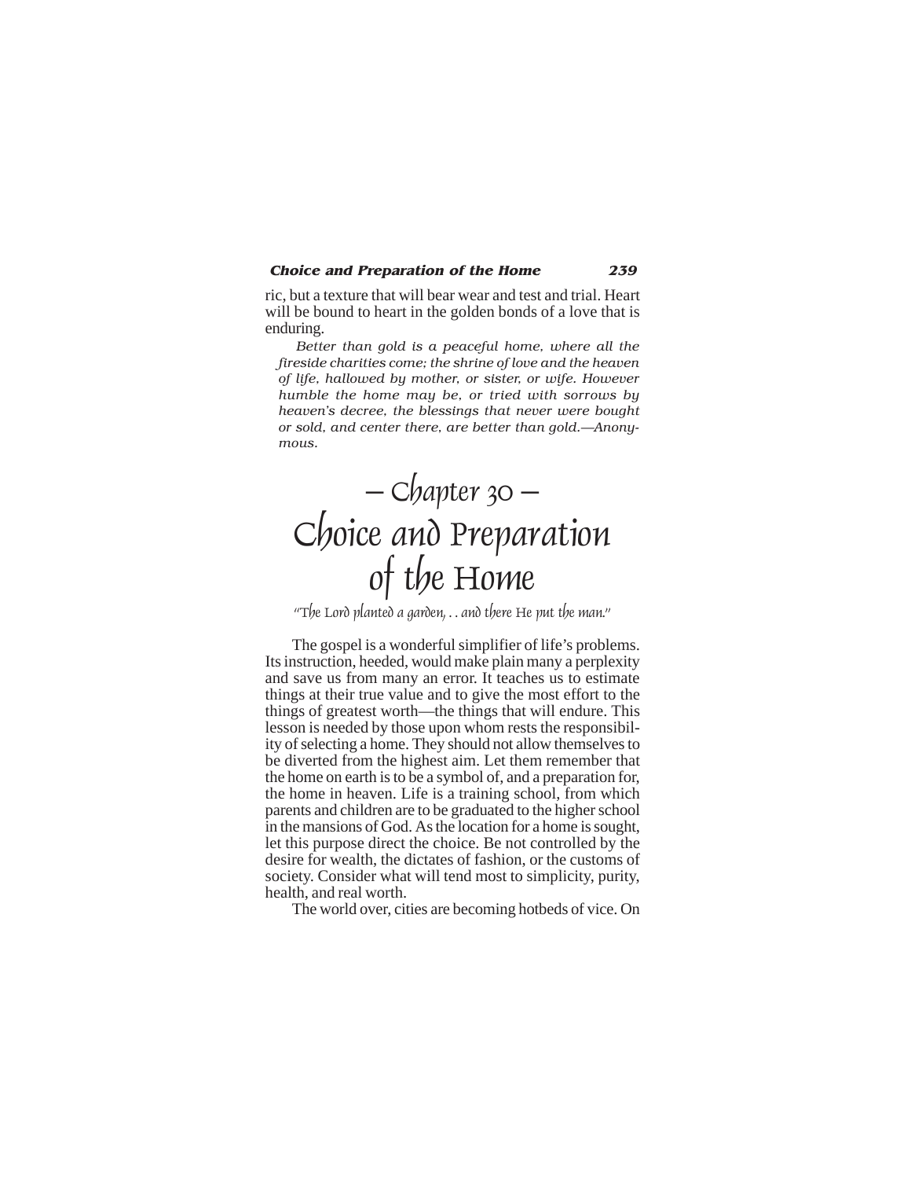ric, but a texture that will bear wear and test and trial. Heart will be bound to heart in the golden bonds of a love that is enduring.

> *Better than gold is a peaceful home, where all the fireside charities come; the shrine of love and the heaven of life, hallowed by mother, or sister, or wife. However humble the home may be, or tried with sorrows by heaven's decree, the blessings that never were bought or sold, and center there, are better than gold.—Anonymous.*

# – Chapter 30 – Choice and Preparation of the Home

"The Lord planted a garden, . . and there He put the man."

The gospel is a wonderful simplifier of life's problems. Its instruction, heeded, would make plain many a perplexity and save us from many an error. It teaches us to estimate things at their true value and to give the most effort to the things of greatest worth—the things that will endure. This lesson is needed by those upon whom rests the responsibility of selecting a home. They should not allow themselves to be diverted from the highest aim. Let them remember that the home on earth is to be a symbol of, and a preparation for, the home in heaven. Life is a training school, from which parents and children are to be graduated to the higher school in the mansions of God. As the location for a home is sought, let this purpose direct the choice. Be not controlled by the desire for wealth, the dictates of fashion, or the customs of society. Consider what will tend most to simplicity, purity, health, and real worth.

The world over, cities are becoming hotbeds of vice. On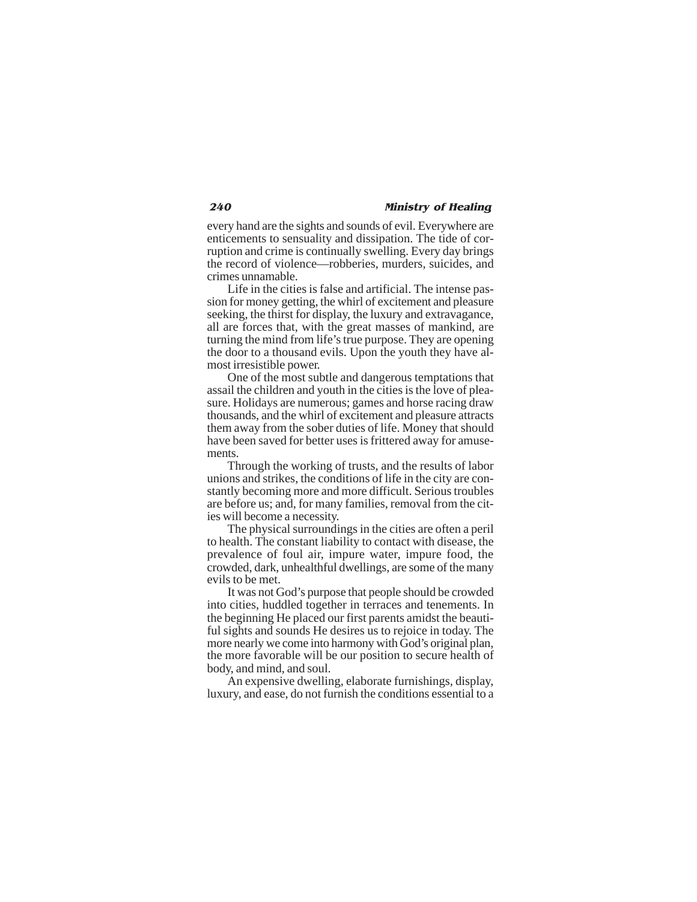every hand are the sights and sounds of evil. Everywhere are enticements to sensuality and dissipation. The tide of corruption and crime is continually swelling. Every day brings the record of violence—robberies, murders, suicides, and crimes unnamable.

Life in the cities is false and artificial. The intense passion for money getting, the whirl of excitement and pleasure seeking, the thirst for display, the luxury and extravagance, all are forces that, with the great masses of mankind, are turning the mind from life's true purpose. They are opening the door to a thousand evils. Upon the youth they have almost irresistible power.

One of the most subtle and dangerous temptations that assail the children and youth in the cities is the love of pleasure. Holidays are numerous; games and horse racing draw thousands, and the whirl of excitement and pleasure attracts them away from the sober duties of life. Money that should have been saved for better uses is frittered away for amusements.

Through the working of trusts, and the results of labor unions and strikes, the conditions of life in the city are constantly becoming more and more difficult. Serious troubles are before us; and, for many families, removal from the cities will become a necessity.

The physical surroundings in the cities are often a peril to health. The constant liability to contact with disease, the prevalence of foul air, impure water, impure food, the crowded, dark, unhealthful dwellings, are some of the many evils to be met.

It was not God's purpose that people should be crowded into cities, huddled together in terraces and tenements. In the beginning He placed our first parents amidst the beautiful sights and sounds He desires us to rejoice in today. The more nearly we come into harmony with God's original plan, the more favorable will be our position to secure health of body, and mind, and soul.

An expensive dwelling, elaborate furnishings, display, luxury, and ease, do not furnish the conditions essential to a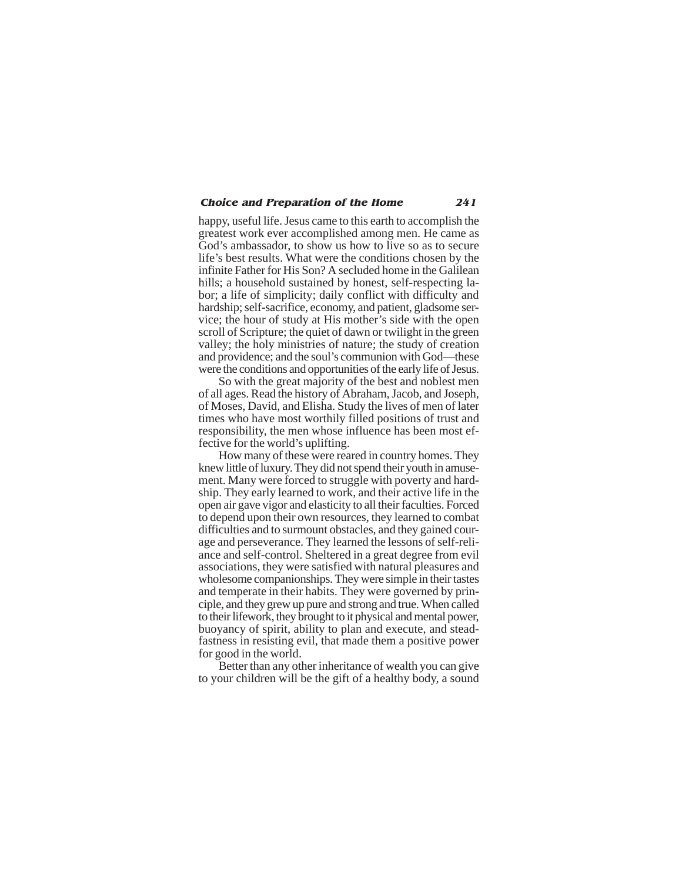happy, useful life. Jesus came to this earth to accomplish the greatest work ever accomplished among men. He came as God's ambassador, to show us how to live so as to secure life's best results. What were the conditions chosen by the infinite Father for His Son? A secluded home in the Galilean hills; a household sustained by honest, self-respecting labor; a life of simplicity; daily conflict with difficulty and hardship; self-sacrifice, economy, and patient, gladsome service; the hour of study at His mother's side with the open scroll of Scripture; the quiet of dawn or twilight in the green valley; the holy ministries of nature; the study of creation and providence; and the soul's communion with God—these were the conditions and opportunities of the early life of Jesus.

So with the great majority of the best and noblest men of all ages. Read the history of Abraham, Jacob, and Joseph, of Moses, David, and Elisha. Study the lives of men of later times who have most worthily filled positions of trust and responsibility, the men whose influence has been most effective for the world's uplifting.

How many of these were reared in country homes. They knew little of luxury. They did not spend their youth in amusement. Many were forced to struggle with poverty and hardship. They early learned to work, and their active life in the open air gave vigor and elasticity to all their faculties. Forced to depend upon their own resources, they learned to combat difficulties and to surmount obstacles, and they gained courage and perseverance. They learned the lessons of self-reliance and self-control. Sheltered in a great degree from evil associations, they were satisfied with natural pleasures and wholesome companionships. They were simple in their tastes and temperate in their habits. They were governed by principle, and they grew up pure and strong and true. When called to their lifework, they brought to it physical and mental power, buoyancy of spirit, ability to plan and execute, and steadfastness in resisting evil, that made them a positive power for good in the world.

Better than any other inheritance of wealth you can give to your children will be the gift of a healthy body, a sound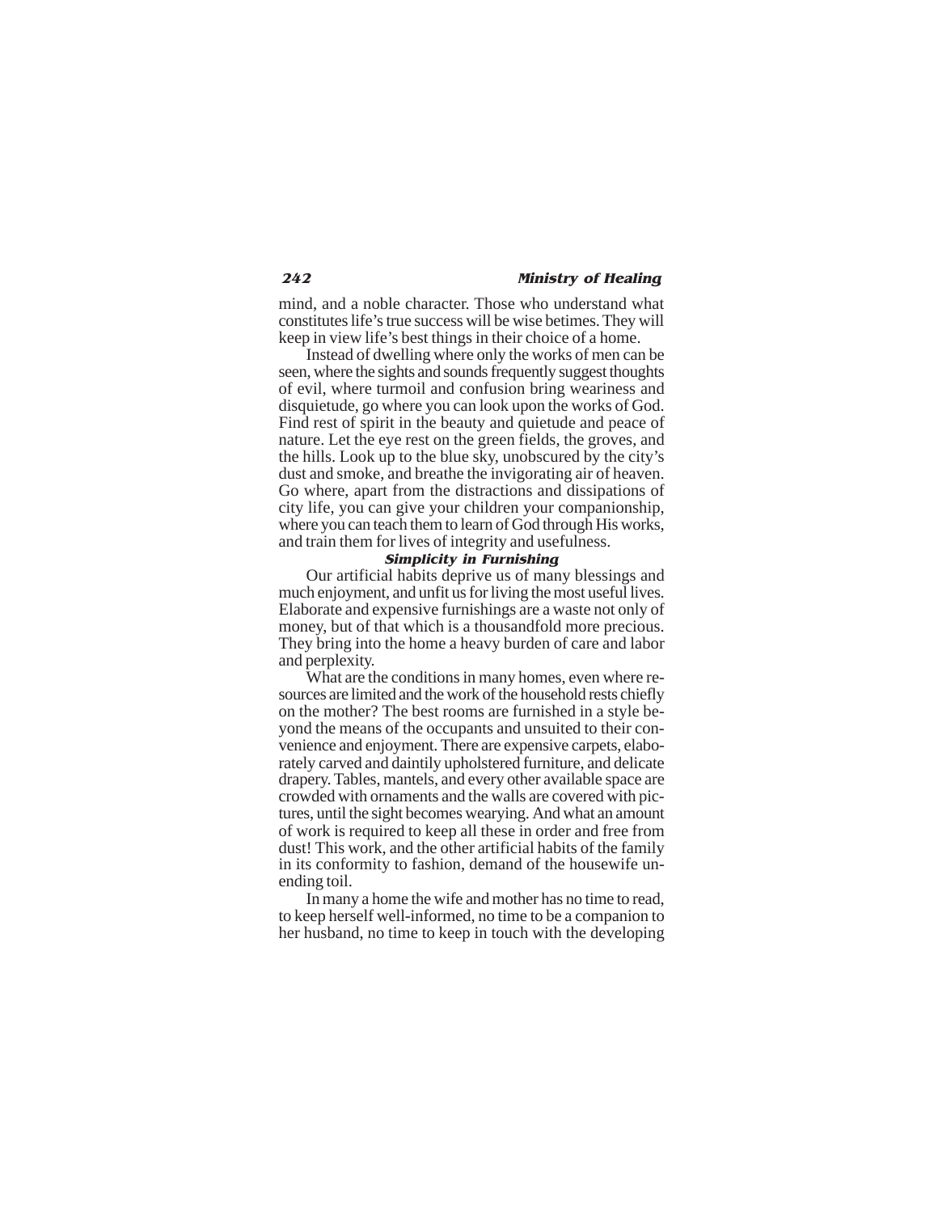mind, and a noble character. Those who understand what constitutes life's true success will be wise betimes. They will keep in view life's best things in their choice of a home.

Instead of dwelling where only the works of men can be seen, where the sights and sounds frequently suggest thoughts of evil, where turmoil and confusion bring weariness and disquietude, go where you can look upon the works of God. Find rest of spirit in the beauty and quietude and peace of nature. Let the eye rest on the green fields, the groves, and the hills. Look up to the blue sky, unobscured by the city's dust and smoke, and breathe the invigorating air of heaven. Go where, apart from the distractions and dissipations of city life, you can give your children your companionship, where you can teach them to learn of God through His works, and train them for lives of integrity and usefulness.

### Simplicity in Furnishing

Our artificial habits deprive us of many blessings and much enjoyment, and unfit us for living the most useful lives. Elaborate and expensive furnishings are a waste not only of money, but of that which is a thousandfold more precious. They bring into the home a heavy burden of care and labor and perplexity.

What are the conditions in many homes, even where resources are limited and the work of the household rests chiefly on the mother? The best rooms are furnished in a style beyond the means of the occupants and unsuited to their convenience and enjoyment. There are expensive carpets, elaborately carved and daintily upholstered furniture, and delicate drapery. Tables, mantels, and every other available space are crowded with ornaments and the walls are covered with pictures, until the sight becomes wearying. And what an amount of work is required to keep all these in order and free from dust! This work, and the other artificial habits of the family in its conformity to fashion, demand of the housewife unending toil.

In many a home the wife and mother has no time to read, to keep herself well-informed, no time to be a companion to her husband, no time to keep in touch with the developing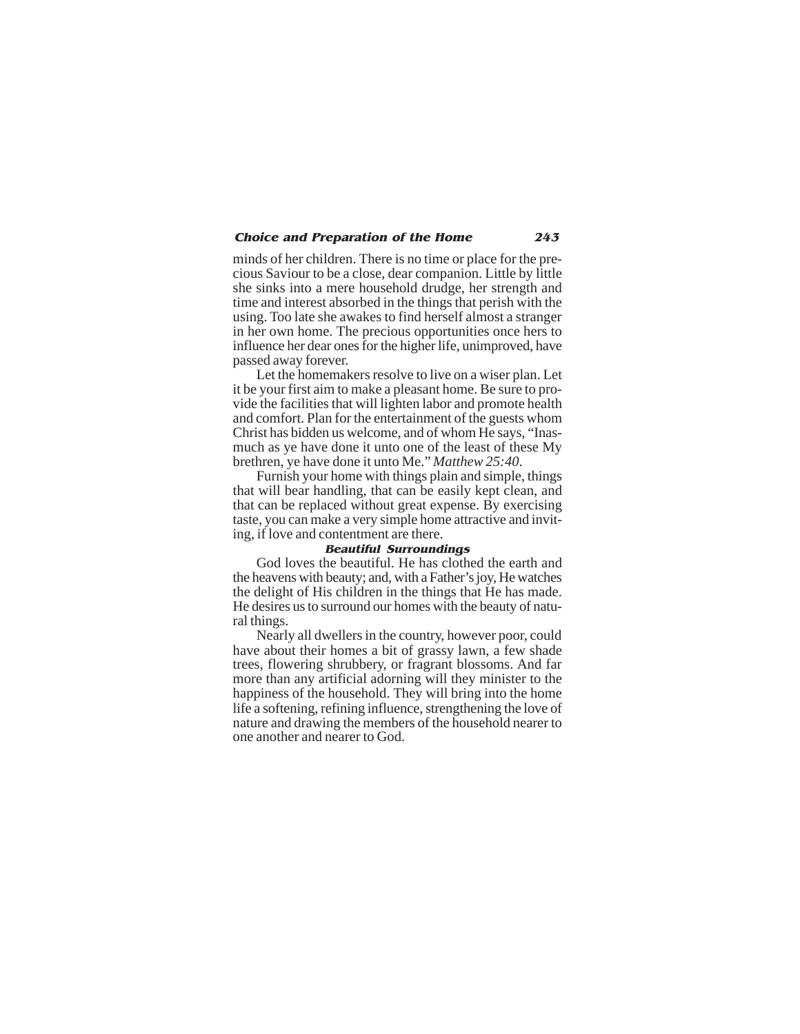minds of her children. There is no time or place for the precious Saviour to be a close, dear companion. Little by little she sinks into a mere household drudge, her strength and time and interest absorbed in the things that perish with the using. Too late she awakes to find herself almost a stranger in her own home. The precious opportunities once hers to influence her dear ones for the higher life, unimproved, have passed away forever.

Let the homemakers resolve to live on a wiser plan. Let it be your first aim to make a pleasant home. Be sure to provide the facilities that will lighten labor and promote health and comfort. Plan for the entertainment of the guests whom Christ has bidden us welcome, and of whom He says, "Inasmuch as ye have done it unto one of the least of these My brethren, ye have done it unto Me." *Matthew 25:40*.

Furnish your home with things plain and simple, things that will bear handling, that can be easily kept clean, and that can be replaced without great expense. By exercising taste, you can make a very simple home attractive and inviting, if love and contentment are there.

### Beautiful Surroundings

God loves the beautiful. He has clothed the earth and the heavens with beauty; and, with a Father's joy, He watches the delight of His children in the things that He has made. He desires us to surround our homes with the beauty of natural things.

Nearly all dwellers in the country, however poor, could have about their homes a bit of grassy lawn, a few shade trees, flowering shrubbery, or fragrant blossoms. And far more than any artificial adorning will they minister to the happiness of the household. They will bring into the home life a softening, refining influence, strengthening the love of nature and drawing the members of the household nearer to one another and nearer to God.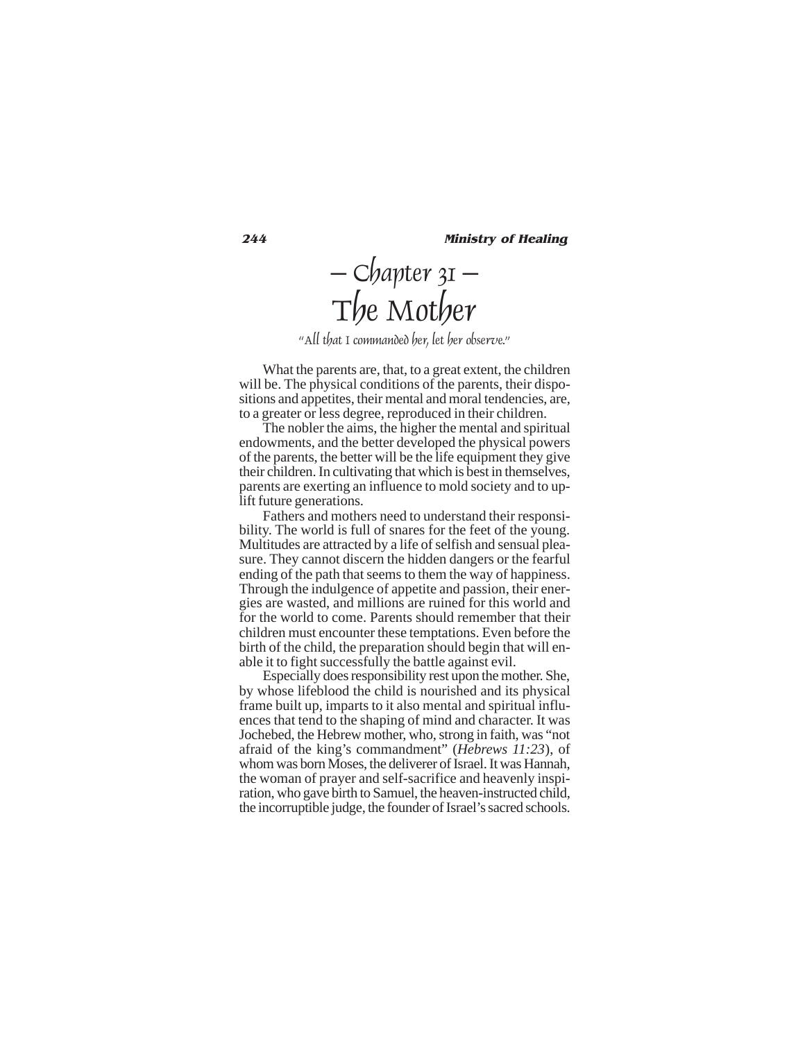# — Chapter 31 —
# The Mother

*"All that I commanded her, let her observe."*

What the parents are, that, to a great extent, the children will be. The physical conditions of the parents, their dispositions and appetites, their mental and moral tendencies, are, to a greater or less degree, reproduced in their children.

The nobler the aims, the higher the mental and spiritual endowments, and the better developed the physical powers of the parents, the better will be the life equipment they give their children. In cultivating that which is best in themselves, parents are exerting an influence to mold society and to uplift future generations.

Fathers and mothers need to understand their responsibility. The world is full of snares for the feet of the young. Multitudes are attracted by a life of selfish and sensual pleasure. They cannot discern the hidden dangers or the fearful ending of the path that seems to them the way of happiness. Through the indulgence of appetite and passion, their energies are wasted, and millions are ruined for this world and for the world to come. Parents should remember that their children must encounter these temptations. Even before the birth of the child, the preparation should begin that will enable it to fight successfully the battle against evil.

Especially does responsibility rest upon the mother. She, by whose lifeblood the child is nourished and its physical frame built up, imparts to it also mental and spiritual influences that tend to the shaping of mind and character. It was Jochebed, the Hebrew mother, who, strong in faith, was "not afraid of the king's commandment" (*Hebrews 11:23*), of whom was born Moses, the deliverer of Israel. It was Hannah, the woman of prayer and self-sacrifice and heavenly inspiration, who gave birth to Samuel, the heaven-instructed child, the incorruptible judge, the founder of Israel's sacred schools.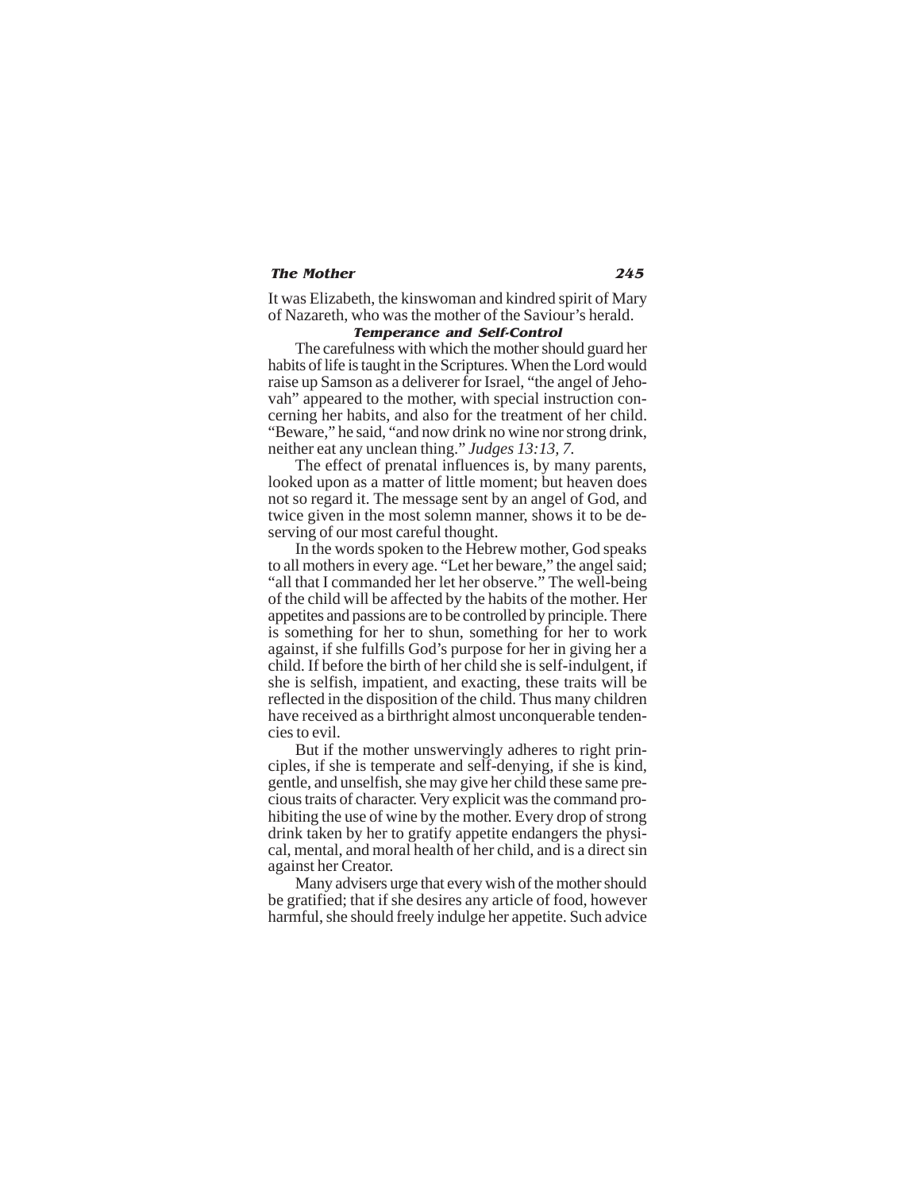It was Elizabeth, the kinswoman and kindred spirit of Mary of Nazareth, who was the mother of the Saviour's herald.

### Temperance and Self-Control

The carefulness with which the mother should guard her habits of life is taught in the Scriptures. When the Lord would raise up Samson as a deliverer for Israel, "the angel of Jehovah" appeared to the mother, with special instruction concerning her habits, and also for the treatment of her child. "Beware," he said, "and now drink no wine nor strong drink, neither eat any unclean thing." *Judges 13:13, 7.*

The effect of prenatal influences is, by many parents, looked upon as a matter of little moment; but heaven does not so regard it. The message sent by an angel of God, and twice given in the most solemn manner, shows it to be deserving of our most careful thought.

In the words spoken to the Hebrew mother, God speaks to all mothers in every age. "Let her beware," the angel said; "all that I commanded her let her observe." The well-being of the child will be affected by the habits of the mother. Her appetites and passions are to be controlled by principle. There is something for her to shun, something for her to work against, if she fulfills God's purpose for her in giving her a child. If before the birth of her child she is self-indulgent, if she is selfish, impatient, and exacting, these traits will be reflected in the disposition of the child. Thus many children have received as a birthright almost unconquerable tendencies to evil.

But if the mother unswervingly adheres to right principles, if she is temperate and self-denying, if she is kind, gentle, and unselfish, she may give her child these same precious traits of character. Very explicit was the command prohibiting the use of wine by the mother. Every drop of strong drink taken by her to gratify appetite endangers the physical, mental, and moral health of her child, and is a direct sin against her Creator.

Many advisers urge that every wish of the mother should be gratified; that if she desires any article of food, however harmful, she should freely indulge her appetite. Such advice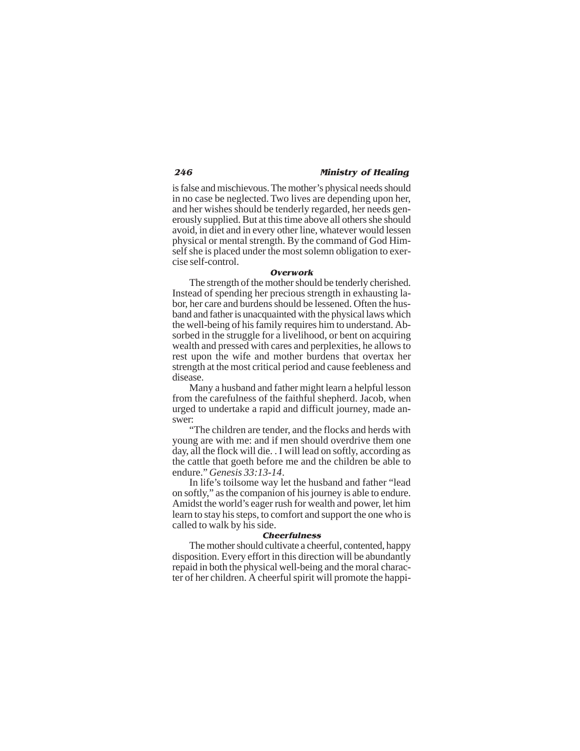is false and mischievous. The mother's physical needs should in no case be neglected. Two lives are depending upon her, and her wishes should be tenderly regarded, her needs generously supplied. But at this time above all others she should avoid, in diet and in every other line, whatever would lessen physical or mental strength. By the command of God Himself she is placed under the most solemn obligation to exercise self-control.

### Overwork

The strength of the mother should be tenderly cherished. Instead of spending her precious strength in exhausting labor, her care and burdens should be lessened. Often the husband and father is unacquainted with the physical laws which the well-being of his family requires him to understand. Absorbed in the struggle for a livelihood, or bent on acquiring wealth and pressed with cares and perplexities, he allows to rest upon the wife and mother burdens that overtax her strength at the most critical period and cause feebleness and disease.

Many a husband and father might learn a helpful lesson from the carefulness of the faithful shepherd. Jacob, when urged to undertake a rapid and difficult journey, made answer:

"The children are tender, and the flocks and herds with young are with me: and if men should overdrive them one day, all the flock will die. . I will lead on softly, according as the cattle that goeth before me and the children be able to endure." *Genesis 33:13-14*.

In life's toilsome way let the husband and father "lead on softly," as the companion of his journey is able to endure. Amidst the world's eager rush for wealth and power, let him learn to stay his steps, to comfort and support the one who is called to walk by his side.

### Cheerfulness

The mother should cultivate a cheerful, contented, happy disposition. Every effort in this direction will be abundantly repaid in both the physical well-being and the moral character of her children. A cheerful spirit will promote the happi-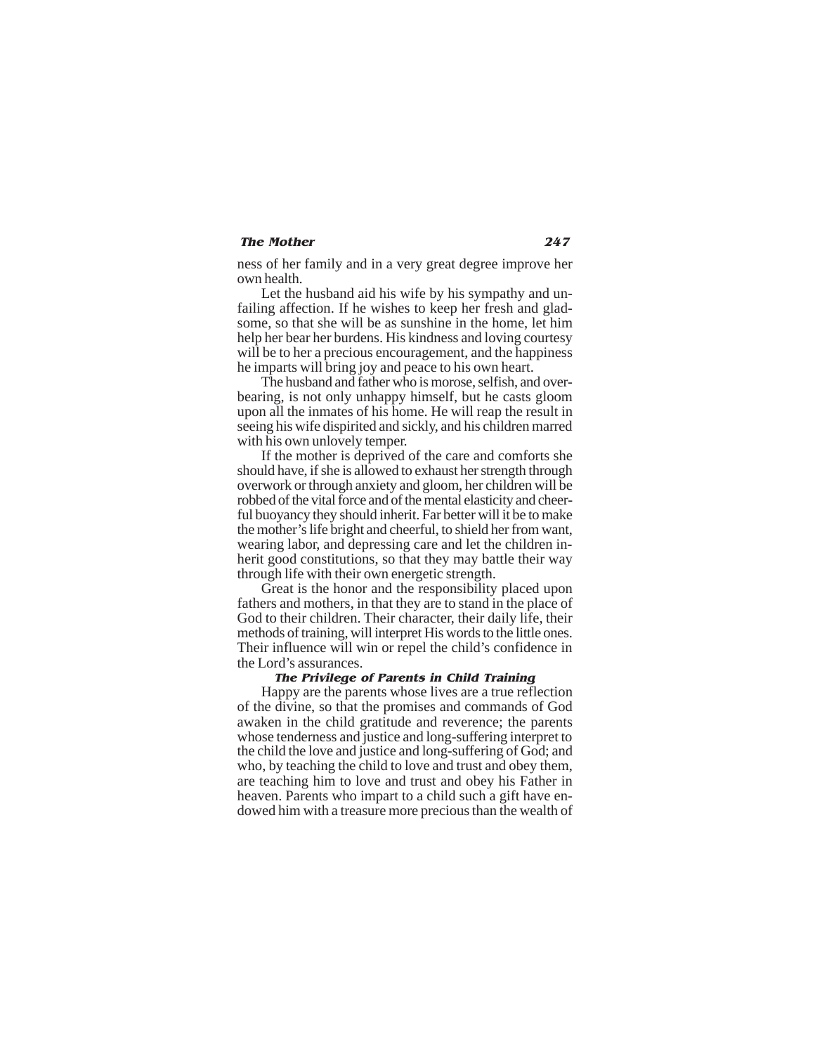ness of her family and in a very great degree improve her own health.

Let the husband aid his wife by his sympathy and unfailing affection. If he wishes to keep her fresh and gladsome, so that she will be as sunshine in the home, let him help her bear her burdens. His kindness and loving courtesy will be to her a precious encouragement, and the happiness he imparts will bring joy and peace to his own heart.

The husband and father who is morose, selfish, and overbearing, is not only unhappy himself, but he casts gloom upon all the inmates of his home. He will reap the result in seeing his wife dispirited and sickly, and his children marred with his own unlovely temper.

If the mother is deprived of the care and comforts she should have, if she is allowed to exhaust her strength through overwork or through anxiety and gloom, her children will be robbed of the vital force and of the mental elasticity and cheerful buoyancy they should inherit. Far better will it be to make the mother's life bright and cheerful, to shield her from want, wearing labor, and depressing care and let the children inherit good constitutions, so that they may battle their way through life with their own energetic strength.

Great is the honor and the responsibility placed upon fathers and mothers, in that they are to stand in the place of God to their children. Their character, their daily life, their methods of training, will interpret His words to the little ones. Their influence will win or repel the child's confidence in the Lord's assurances.

### *The Privilege of Parents in Child Training*

Happy are the parents whose lives are a true reflection of the divine, so that the promises and commands of God awaken in the child gratitude and reverence; the parents whose tenderness and justice and long-suffering interpret to the child the love and justice and long-suffering of God; and who, by teaching the child to love and trust and obey them, are teaching him to love and trust and obey his Father in heaven. Parents who impart to a child such a gift have endowed him with a treasure more precious than the wealth of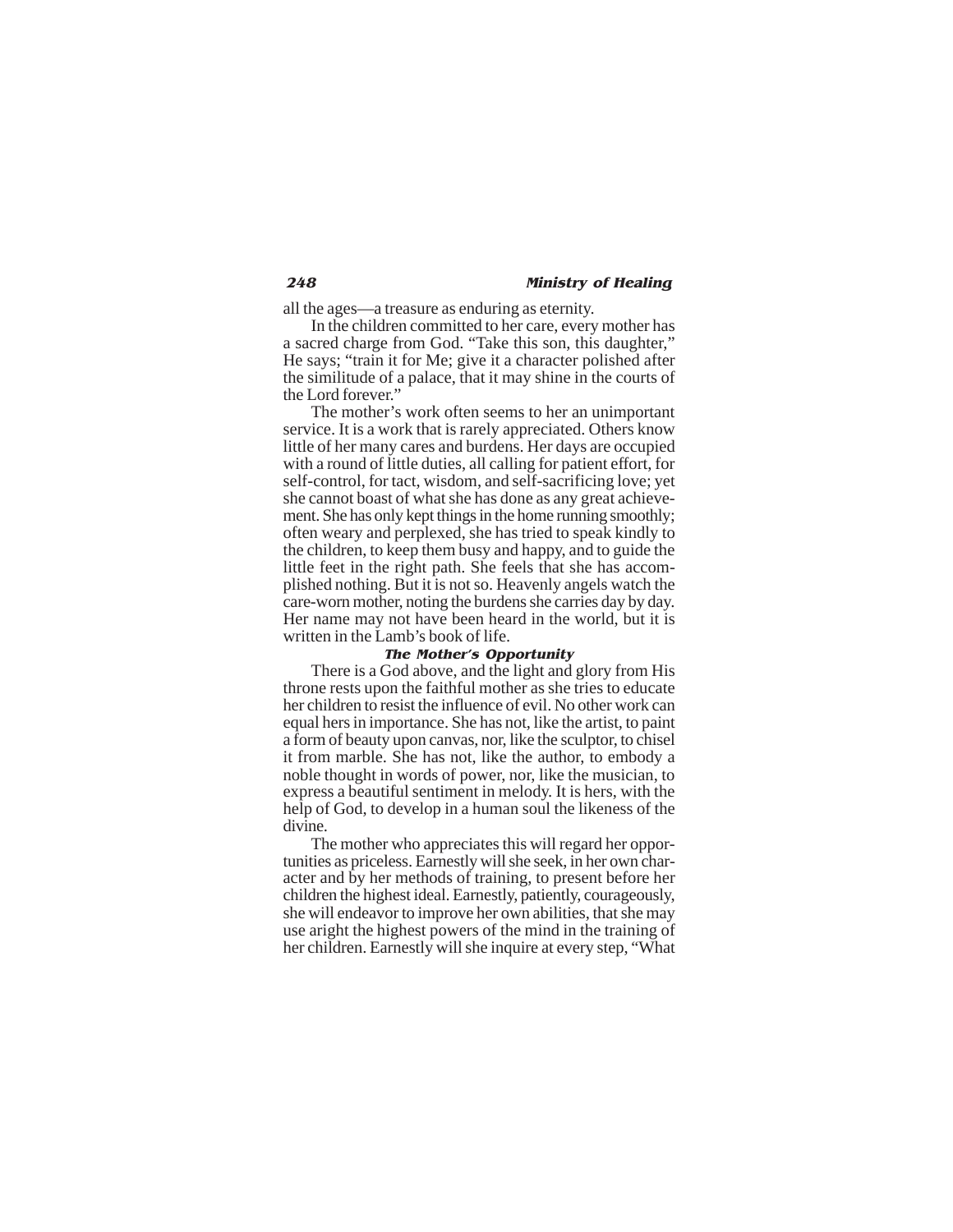all the ages—a treasure as enduring as eternity.

In the children committed to her care, every mother has a sacred charge from God. "Take this son, this daughter," He says; "train it for Me; give it a character polished after the similitude of a palace, that it may shine in the courts of the Lord forever."

The mother's work often seems to her an unimportant service. It is a work that is rarely appreciated. Others know little of her many cares and burdens. Her days are occupied with a round of little duties, all calling for patient effort, for self-control, for tact, wisdom, and self-sacrificing love; yet she cannot boast of what she has done as any great achievement. She has only kept things in the home running smoothly; often weary and perplexed, she has tried to speak kindly to the children, to keep them busy and happy, and to guide the little feet in the right path. She feels that she has accomplished nothing. But it is not so. Heavenly angels watch the care-worn mother, noting the burdens she carries day by day. Her name may not have been heard in the world, but it is written in the Lamb's book of life.

### The Mother's Opportunity

There is a God above, and the light and glory from His throne rests upon the faithful mother as she tries to educate her children to resist the influence of evil. No other work can equal hers in importance. She has not, like the artist, to paint a form of beauty upon canvas, nor, like the sculptor, to chisel it from marble. She has not, like the author, to embody a noble thought in words of power, nor, like the musician, to express a beautiful sentiment in melody. It is hers, with the help of God, to develop in a human soul the likeness of the divine.

The mother who appreciates this will regard her opportunities as priceless. Earnestly will she seek, in her own character and by her methods of training, to present before her children the highest ideal. Earnestly, patiently, courageously, she will endeavor to improve her own abilities, that she may use aright the highest powers of the mind in the training of her children. Earnestly will she inquire at every step, "What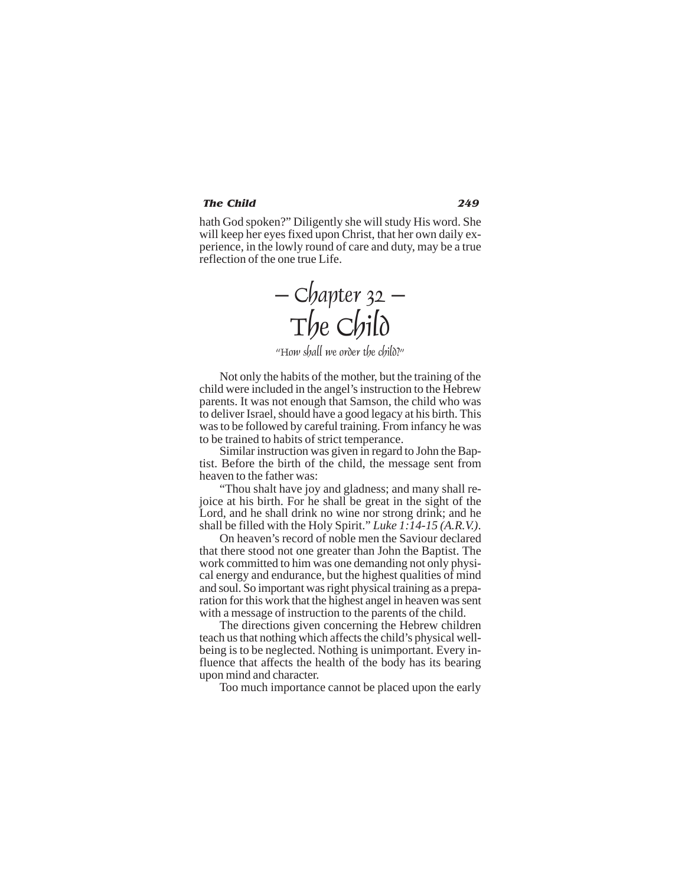hath God spoken?" Diligently she will study His word. She will keep her eyes fixed upon Christ, that her own daily experience, in the lowly round of care and duty, may be a true reflection of the one true Life.

# — Chapter 32 — The Child

*"How shall we order the child?"*

Not only the habits of the mother, but the training of the child were included in the angel's instruction to the Hebrew parents. It was not enough that Samson, the child who was to deliver Israel, should have a good legacy at his birth. This was to be followed by careful training. From infancy he was to be trained to habits of strict temperance.

Similar instruction was given in regard to John the Baptist. Before the birth of the child, the message sent from heaven to the father was:

"Thou shalt have joy and gladness; and many shall rejoice at his birth. For he shall be great in the sight of the Lord, and he shall drink no wine nor strong drink; and he shall be filled with the Holy Spirit." *Luke 1:14-15 (A.R.V.)*.

On heaven's record of noble men the Saviour declared that there stood not one greater than John the Baptist. The work committed to him was one demanding not only physical energy and endurance, but the highest qualities of mind and soul. So important was right physical training as a preparation for this work that the highest angel in heaven was sent with a message of instruction to the parents of the child.

The directions given concerning the Hebrew children teach us that nothing which affects the child's physical well-being is to be neglected. Nothing is unimportant. Every influence that affects the health of the body has its bearing upon mind and character.

Too much importance cannot be placed upon the early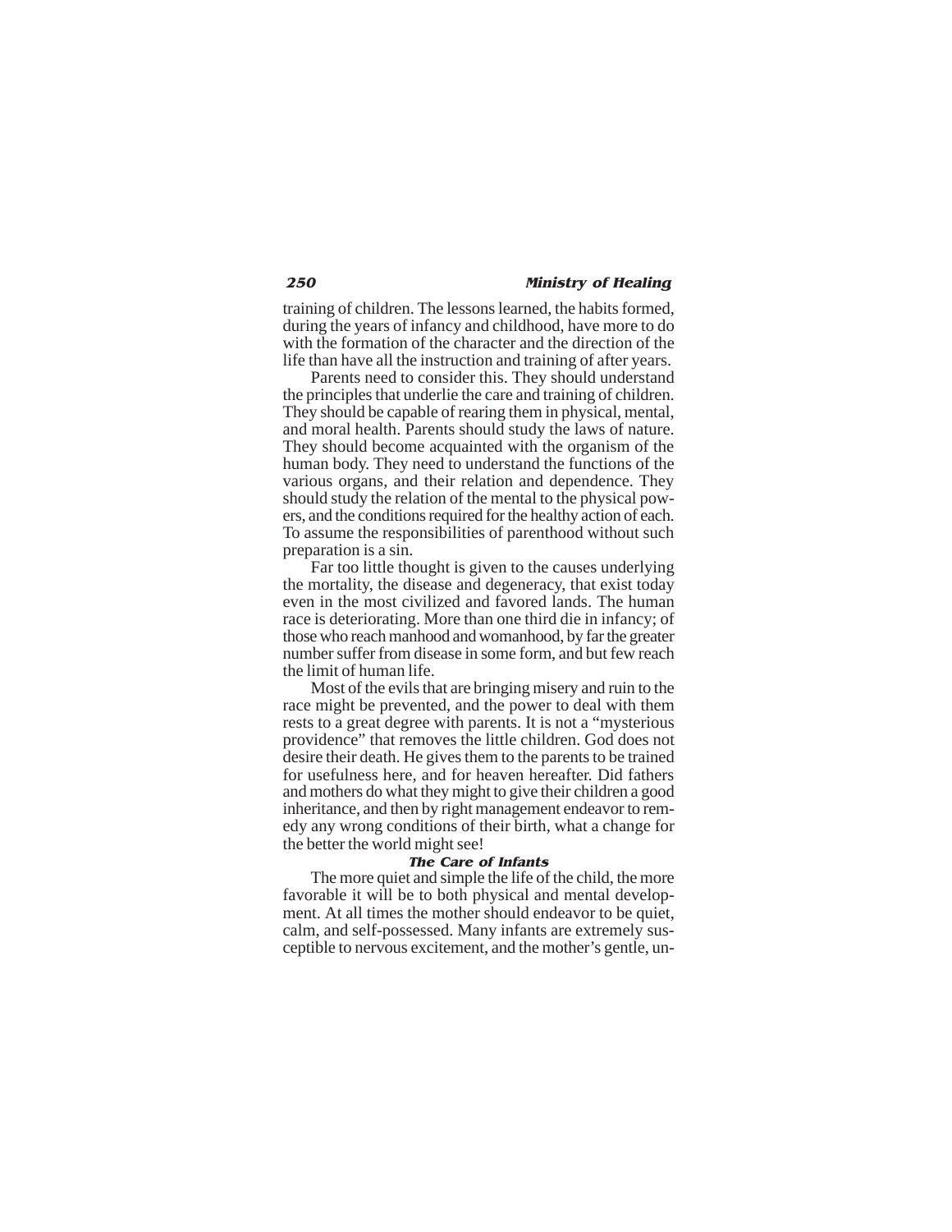training of children. The lessons learned, the habits formed, during the years of infancy and childhood, have more to do with the formation of the character and the direction of the life than have all the instruction and training of after years.

Parents need to consider this. They should understand the principles that underlie the care and training of children. They should be capable of rearing them in physical, mental, and moral health. Parents should study the laws of nature. They should become acquainted with the organism of the human body. They need to understand the functions of the various organs, and their relation and dependence. They should study the relation of the mental to the physical powers, and the conditions required for the healthy action of each. To assume the responsibilities of parenthood without such preparation is a sin.

Far too little thought is given to the causes underlying the mortality, the disease and degeneracy, that exist today even in the most civilized and favored lands. The human race is deteriorating. More than one third die in infancy; of those who reach manhood and womanhood, by far the greater number suffer from disease in some form, and but few reach the limit of human life.

Most of the evils that are bringing misery and ruin to the race might be prevented, and the power to deal with them rests to a great degree with parents. It is not a "mysterious providence" that removes the little children. God does not desire their death. He gives them to the parents to be trained for usefulness here, and for heaven hereafter. Did fathers and mothers do what they might to give their children a good inheritance, and then by right management endeavor to remedy any wrong conditions of their birth, what a change for the better the world might see!

### The Care of Infants

The more quiet and simple the life of the child, the more favorable it will be to both physical and mental development. At all times the mother should endeavor to be quiet, calm, and self-possessed. Many infants are extremely susceptible to nervous excitement, and the mother's gentle, un-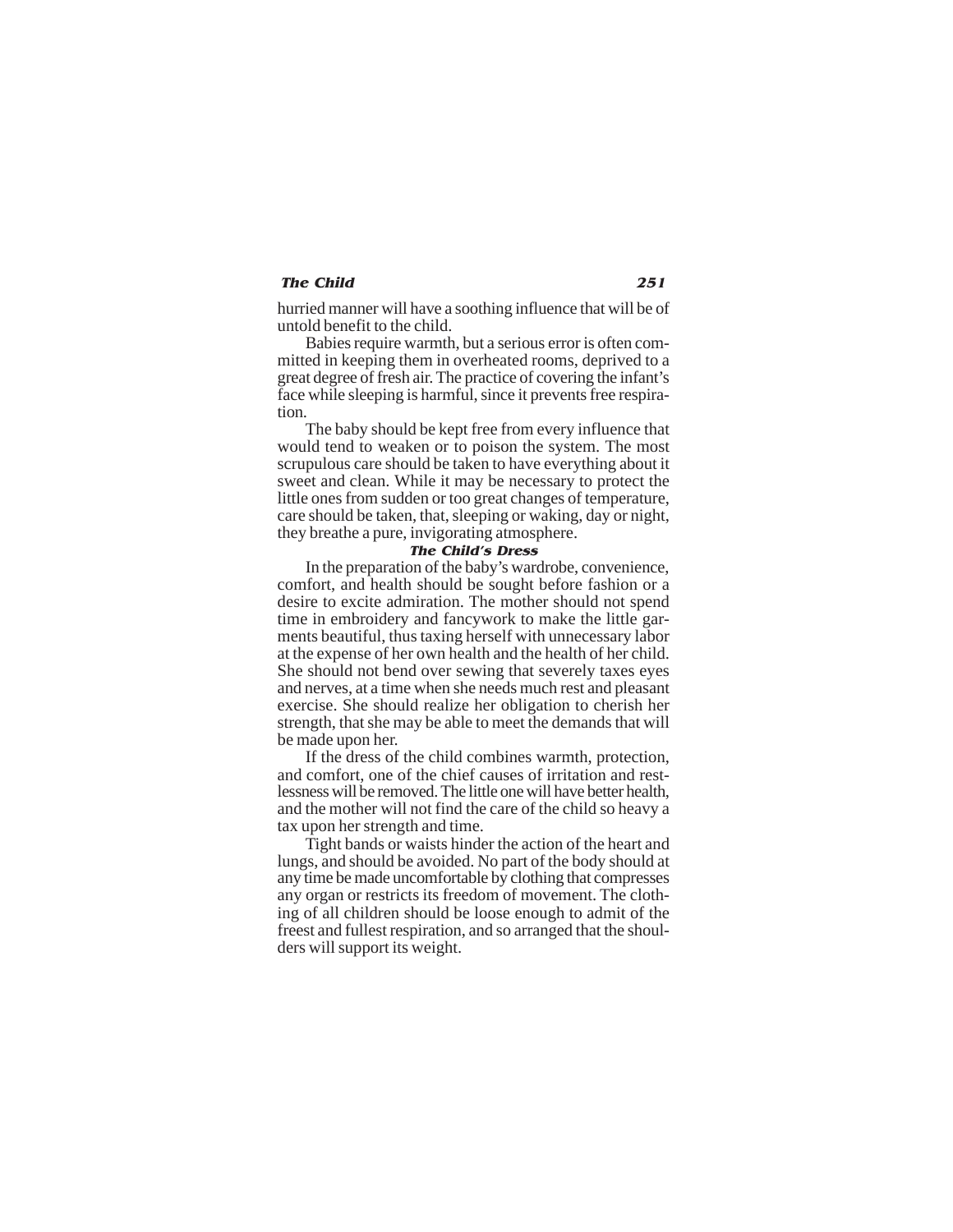hurried manner will have a soothing influence that will be of untold benefit to the child.

Babies require warmth, but a serious error is often committed in keeping them in overheated rooms, deprived to a great degree of fresh air. The practice of covering the infant's face while sleeping is harmful, since it prevents free respiration.

The baby should be kept free from every influence that would tend to weaken or to poison the system. The most scrupulous care should be taken to have everything about it sweet and clean. While it may be necessary to protect the little ones from sudden or too great changes of temperature, care should be taken, that, sleeping or waking, day or night, they breathe a pure, invigorating atmosphere.

### The Child's Dress

In the preparation of the baby's wardrobe, convenience, comfort, and health should be sought before fashion or a desire to excite admiration. The mother should not spend time in embroidery and fancywork to make the little garments beautiful, thus taxing herself with unnecessary labor at the expense of her own health and the health of her child. She should not bend over sewing that severely taxes eyes and nerves, at a time when she needs much rest and pleasant exercise. She should realize her obligation to cherish her strength, that she may be able to meet the demands that will be made upon her.

If the dress of the child combines warmth, protection, and comfort, one of the chief causes of irritation and restlessness will be removed. The little one will have better health, and the mother will not find the care of the child so heavy a tax upon her strength and time.

Tight bands or waists hinder the action of the heart and lungs, and should be avoided. No part of the body should at any time be made uncomfortable by clothing that compresses any organ or restricts its freedom of movement. The clothing of all children should be loose enough to admit of the freest and fullest respiration, and so arranged that the shoulders will support its weight.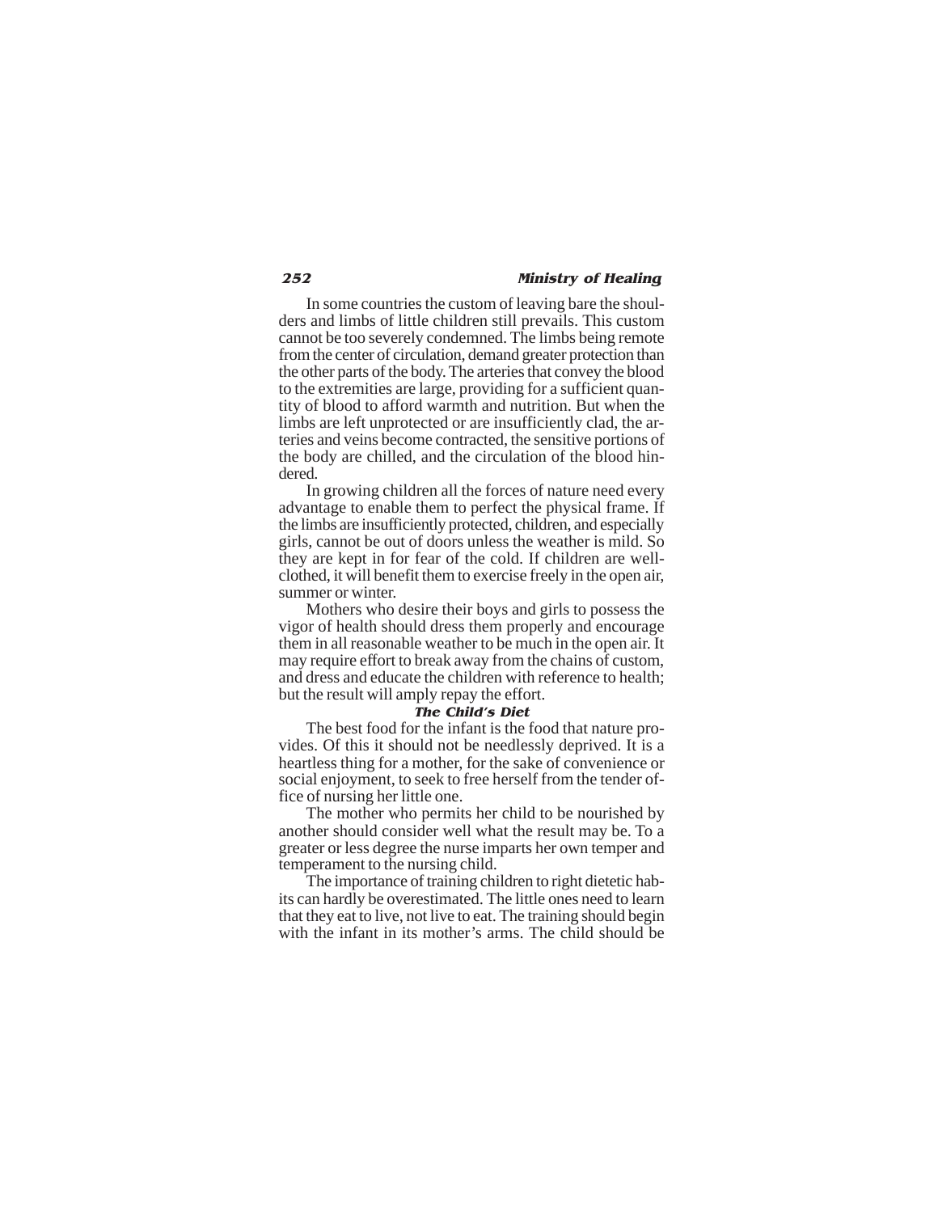In some countries the custom of leaving bare the shoulders and limbs of little children still prevails. This custom cannot be too severely condemned. The limbs being remote from the center of circulation, demand greater protection than the other parts of the body. The arteries that convey the blood to the extremities are large, providing for a sufficient quantity of blood to afford warmth and nutrition. But when the limbs are left unprotected or are insufficiently clad, the arteries and veins become contracted, the sensitive portions of the body are chilled, and the circulation of the blood hindered.

In growing children all the forces of nature need every advantage to enable them to perfect the physical frame. If the limbs are insufficiently protected, children, and especially girls, cannot be out of doors unless the weather is mild. So they are kept in for fear of the cold. If children are well-clothed, it will benefit them to exercise freely in the open air, summer or winter.

Mothers who desire their boys and girls to possess the vigor of health should dress them properly and encourage them in all reasonable weather to be much in the open air. It may require effort to break away from the chains of custom, and dress and educate the children with reference to health; but the result will amply repay the effort.

### The Child's Diet

The best food for the infant is the food that nature provides. Of this it should not be needlessly deprived. It is a heartless thing for a mother, for the sake of convenience or social enjoyment, to seek to free herself from the tender office of nursing her little one.

The mother who permits her child to be nourished by another should consider well what the result may be. To a greater or less degree the nurse imparts her own temper and temperament to the nursing child.

The importance of training children to right dietetic habits can hardly be overestimated. The little ones need to learn that they eat to live, not live to eat. The training should begin with the infant in its mother's arms. The child should be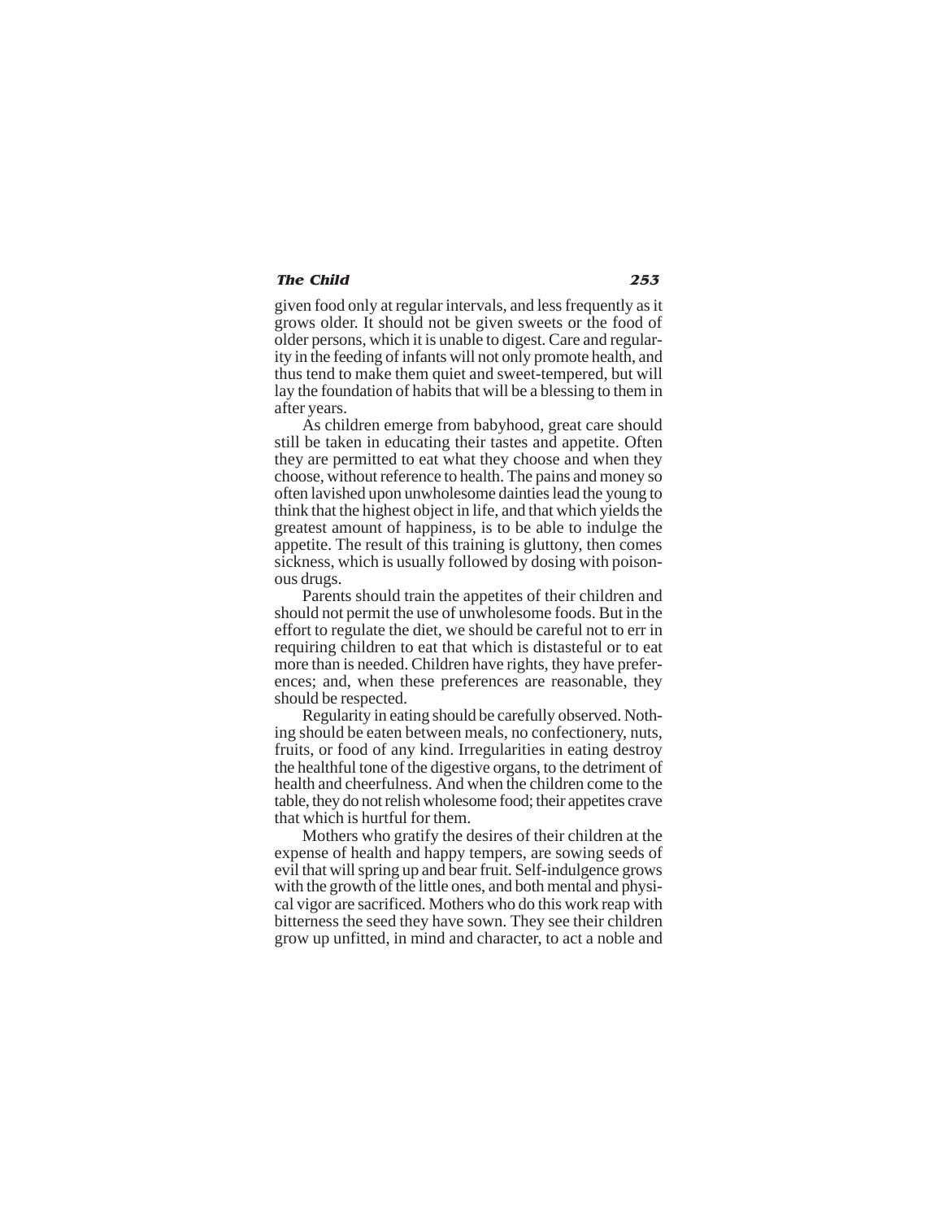given food only at regular intervals, and less frequently as it grows older. It should not be given sweets or the food of older persons, which it is unable to digest. Care and regularity in the feeding of infants will not only promote health, and thus tend to make them quiet and sweet-tempered, but will lay the foundation of habits that will be a blessing to them in after years.

As children emerge from babyhood, great care should still be taken in educating their tastes and appetite. Often they are permitted to eat what they choose and when they choose, without reference to health. The pains and money so often lavished upon unwholesome dainties lead the young to think that the highest object in life, and that which yields the greatest amount of happiness, is to be able to indulge the appetite. The result of this training is gluttony, then comes sickness, which is usually followed by dosing with poisonous drugs.

Parents should train the appetites of their children and should not permit the use of unwholesome foods. But in the effort to regulate the diet, we should be careful not to err in requiring children to eat that which is distasteful or to eat more than is needed. Children have rights, they have preferences; and, when these preferences are reasonable, they should be respected.

Regularity in eating should be carefully observed. Nothing should be eaten between meals, no confectionery, nuts, fruits, or food of any kind. Irregularities in eating destroy the healthful tone of the digestive organs, to the detriment of health and cheerfulness. And when the children come to the table, they do not relish wholesome food; their appetites crave that which is hurtful for them.

Mothers who gratify the desires of their children at the expense of health and happy tempers, are sowing seeds of evil that will spring up and bear fruit. Self-indulgence grows with the growth of the little ones, and both mental and physical vigor are sacrificed. Mothers who do this work reap with bitterness the seed they have sown. They see their children grow up unfitted, in mind and character, to act a noble and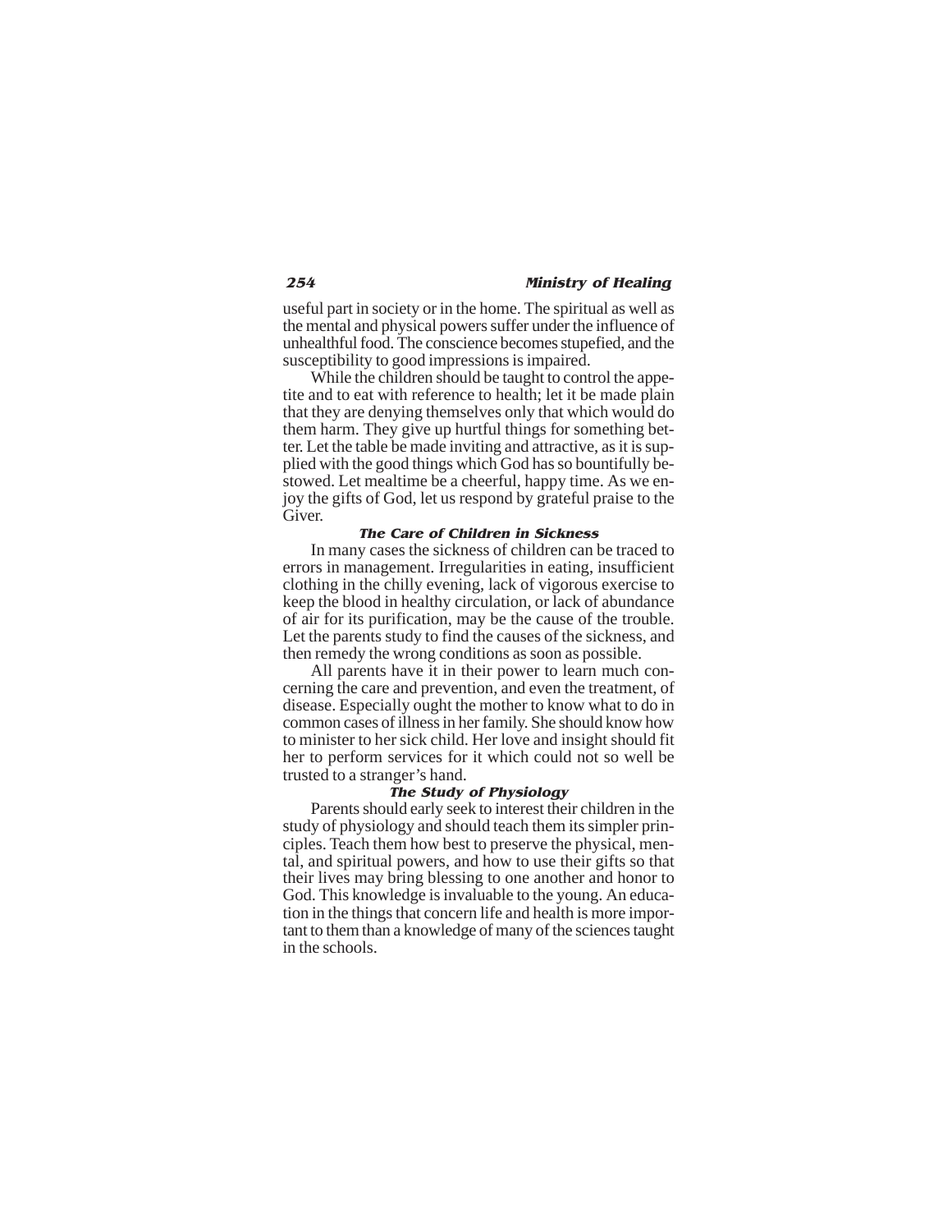useful part in society or in the home. The spiritual as well as the mental and physical powers suffer under the influence of unhealthful food. The conscience becomes stupefied, and the susceptibility to good impressions is impaired.

While the children should be taught to control the appetite and to eat with reference to health; let it be made plain that they are denying themselves only that which would do them harm. They give up hurtful things for something better. Let the table be made inviting and attractive, as it is supplied with the good things which God has so bountifully bestowed. Let mealtime be a cheerful, happy time. As we enjoy the gifts of God, let us respond by grateful praise to the Giver.

### The Care of Children in Sickness

In many cases the sickness of children can be traced to errors in management. Irregularities in eating, insufficient clothing in the chilly evening, lack of vigorous exercise to keep the blood in healthy circulation, or lack of abundance of air for its purification, may be the cause of the trouble. Let the parents study to find the causes of the sickness, and then remedy the wrong conditions as soon as possible.

All parents have it in their power to learn much concerning the care and prevention, and even the treatment, of disease. Especially ought the mother to know what to do in common cases of illness in her family. She should know how to minister to her sick child. Her love and insight should fit her to perform services for it which could not so well be trusted to a stranger's hand.

### The Study of Physiology

Parents should early seek to interest their children in the study of physiology and should teach them its simpler principles. Teach them how best to preserve the physical, mental, and spiritual powers, and how to use their gifts so that their lives may bring blessing to one another and honor to God. This knowledge is invaluable to the young. An education in the things that concern life and health is more important to them than a knowledge of many of the sciences taught in the schools.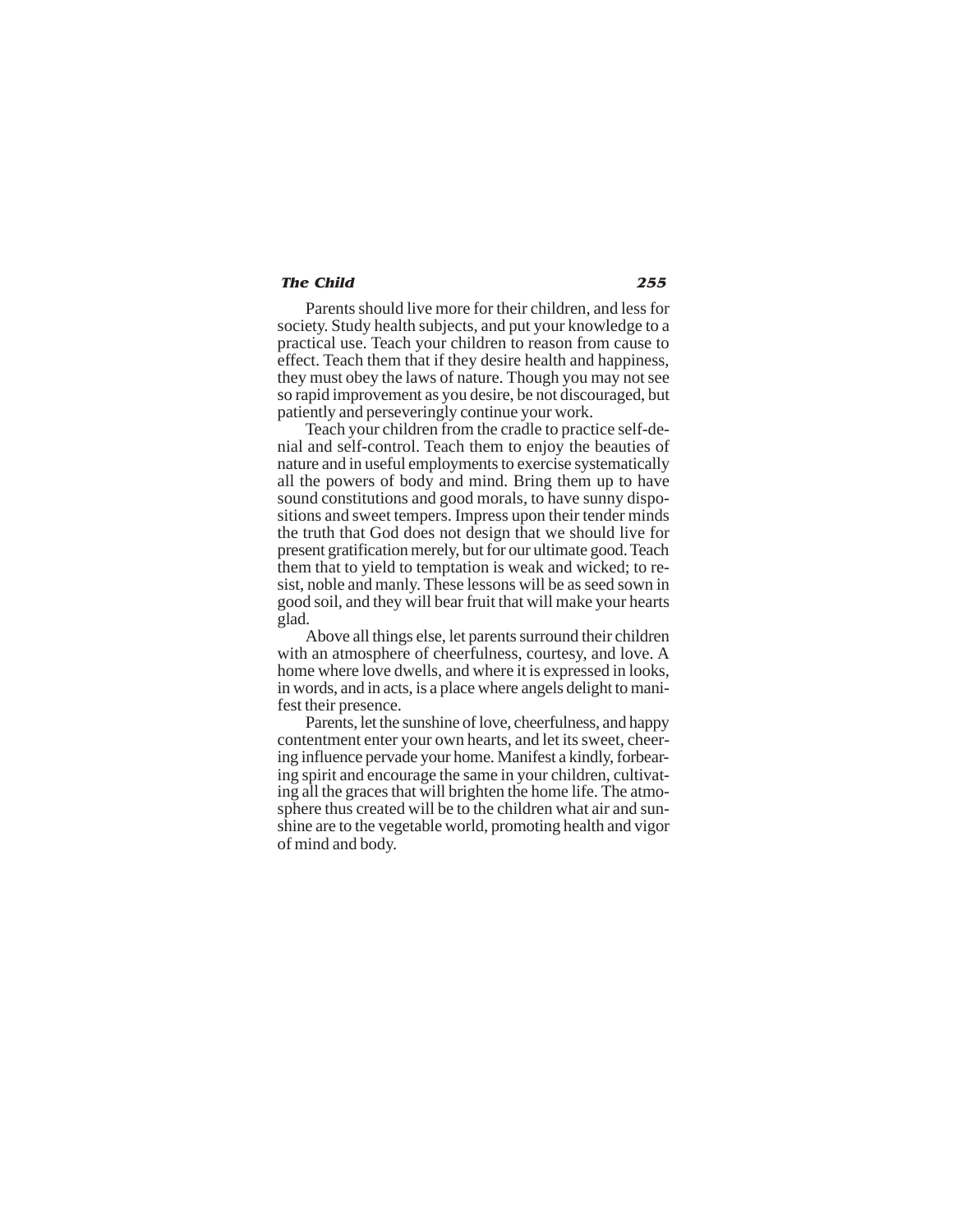Parents should live more for their children, and less for society. Study health subjects, and put your knowledge to a practical use. Teach your children to reason from cause to effect. Teach them that if they desire health and happiness, they must obey the laws of nature. Though you may not see so rapid improvement as you desire, be not discouraged, but patiently and perseveringly continue your work.

Teach your children from the cradle to practice self-denial and self-control. Teach them to enjoy the beauties of nature and in useful employments to exercise systematically all the powers of body and mind. Bring them up to have sound constitutions and good morals, to have sunny dispositions and sweet tempers. Impress upon their tender minds the truth that God does not design that we should live for present gratification merely, but for our ultimate good. Teach them that to yield to temptation is weak and wicked; to resist, noble and manly. These lessons will be as seed sown in good soil, and they will bear fruit that will make your hearts glad.

Above all things else, let parents surround their children with an atmosphere of cheerfulness, courtesy, and love. A home where love dwells, and where it is expressed in looks, in words, and in acts, is a place where angels delight to manifest their presence.

Parents, let the sunshine of love, cheerfulness, and happy contentment enter your own hearts, and let its sweet, cheering influence pervade your home. Manifest a kindly, forbearing spirit and encourage the same in your children, cultivating all the graces that will brighten the home life. The atmosphere thus created will be to the children what air and sunshine are to the vegetable world, promoting health and vigor of mind and body.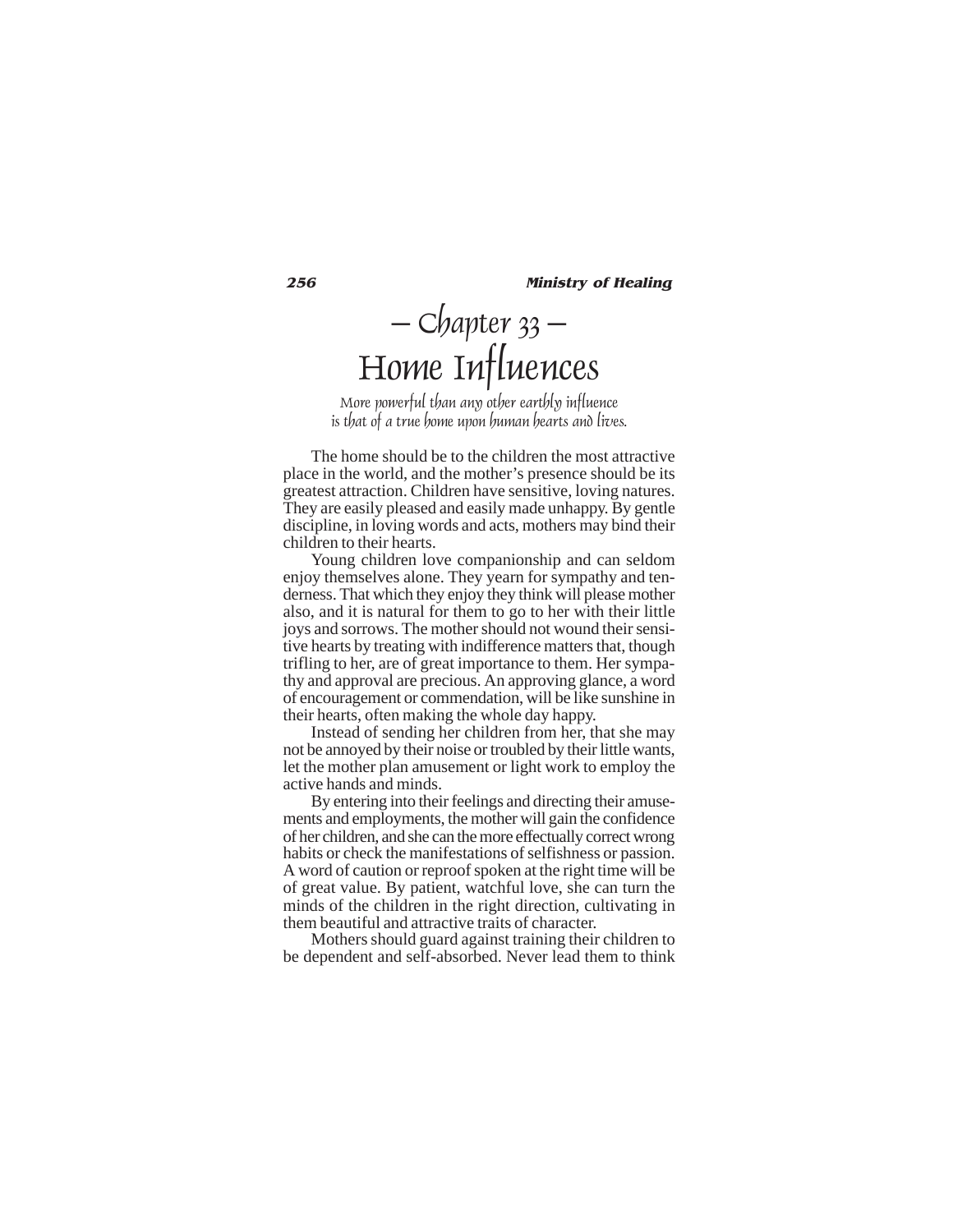# — Chapter 33 —
# Home Influences

*More powerful than any other earthly influence is that of a true home upon human hearts and lives.*

The home should be to the children the most attractive place in the world, and the mother's presence should be its greatest attraction. Children have sensitive, loving natures. They are easily pleased and easily made unhappy. By gentle discipline, in loving words and acts, mothers may bind their children to their hearts.

Young children love companionship and can seldom enjoy themselves alone. They yearn for sympathy and tenderness. That which they enjoy they think will please mother also, and it is natural for them to go to her with their little joys and sorrows. The mother should not wound their sensitive hearts by treating with indifference matters that, though trifling to her, are of great importance to them. Her sympathy and approval are precious. An approving glance, a word of encouragement or commendation, will be like sunshine in their hearts, often making the whole day happy.

Instead of sending her children from her, that she may not be annoyed by their noise or troubled by their little wants, let the mother plan amusement or light work to employ the active hands and minds.

By entering into their feelings and directing their amusements and employments, the mother will gain the confidence of her children, and she can the more effectually correct wrong habits or check the manifestations of selfishness or passion. A word of caution or reproof spoken at the right time will be of great value. By patient, watchful love, she can turn the minds of the children in the right direction, cultivating in them beautiful and attractive traits of character.

Mothers should guard against training their children to be dependent and self-absorbed. Never lead them to think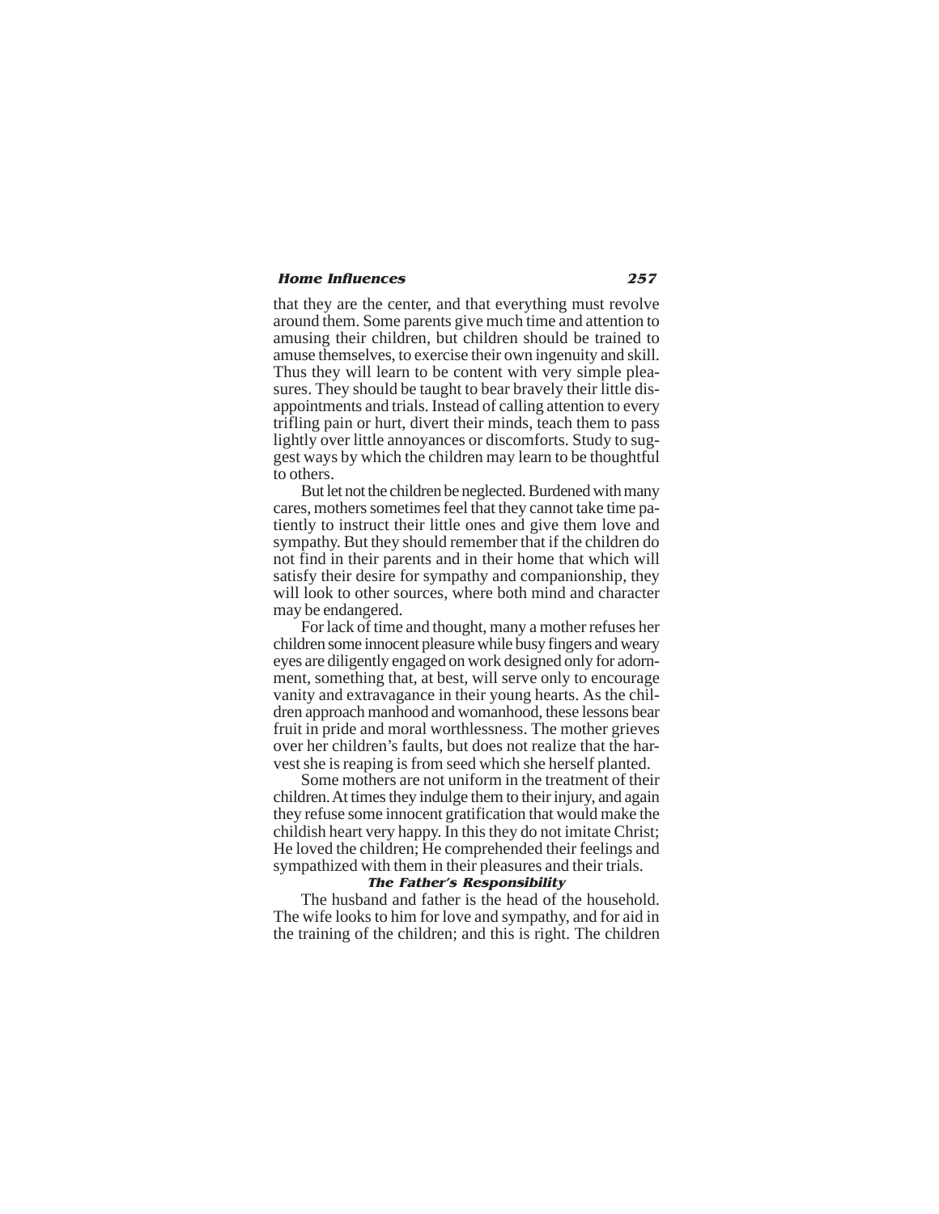that they are the center, and that everything must revolve around them. Some parents give much time and attention to amusing their children, but children should be trained to amuse themselves, to exercise their own ingenuity and skill. Thus they will learn to be content with very simple pleasures. They should be taught to bear bravely their little disappointments and trials. Instead of calling attention to every trifling pain or hurt, divert their minds, teach them to pass lightly over little annoyances or discomforts. Study to suggest ways by which the children may learn to be thoughtful to others.

But let not the children be neglected. Burdened with many cares, mothers sometimes feel that they cannot take time patiently to instruct their little ones and give them love and sympathy. But they should remember that if the children do not find in their parents and in their home that which will satisfy their desire for sympathy and companionship, they will look to other sources, where both mind and character may be endangered.

For lack of time and thought, many a mother refuses her children some innocent pleasure while busy fingers and weary eyes are diligently engaged on work designed only for adornment, something that, at best, will serve only to encourage vanity and extravagance in their young hearts. As the children approach manhood and womanhood, these lessons bear fruit in pride and moral worthlessness. The mother grieves over her children's faults, but does not realize that the harvest she is reaping is from seed which she herself planted.

Some mothers are not uniform in the treatment of their children. At times they indulge them to their injury, and again they refuse some innocent gratification that would make the childish heart very happy. In this they do not imitate Christ; He loved the children; He comprehended their feelings and sympathized with them in their pleasures and their trials.

### *The Father's Responsibility*

The husband and father is the head of the household. The wife looks to him for love and sympathy, and for aid in the training of the children; and this is right. The children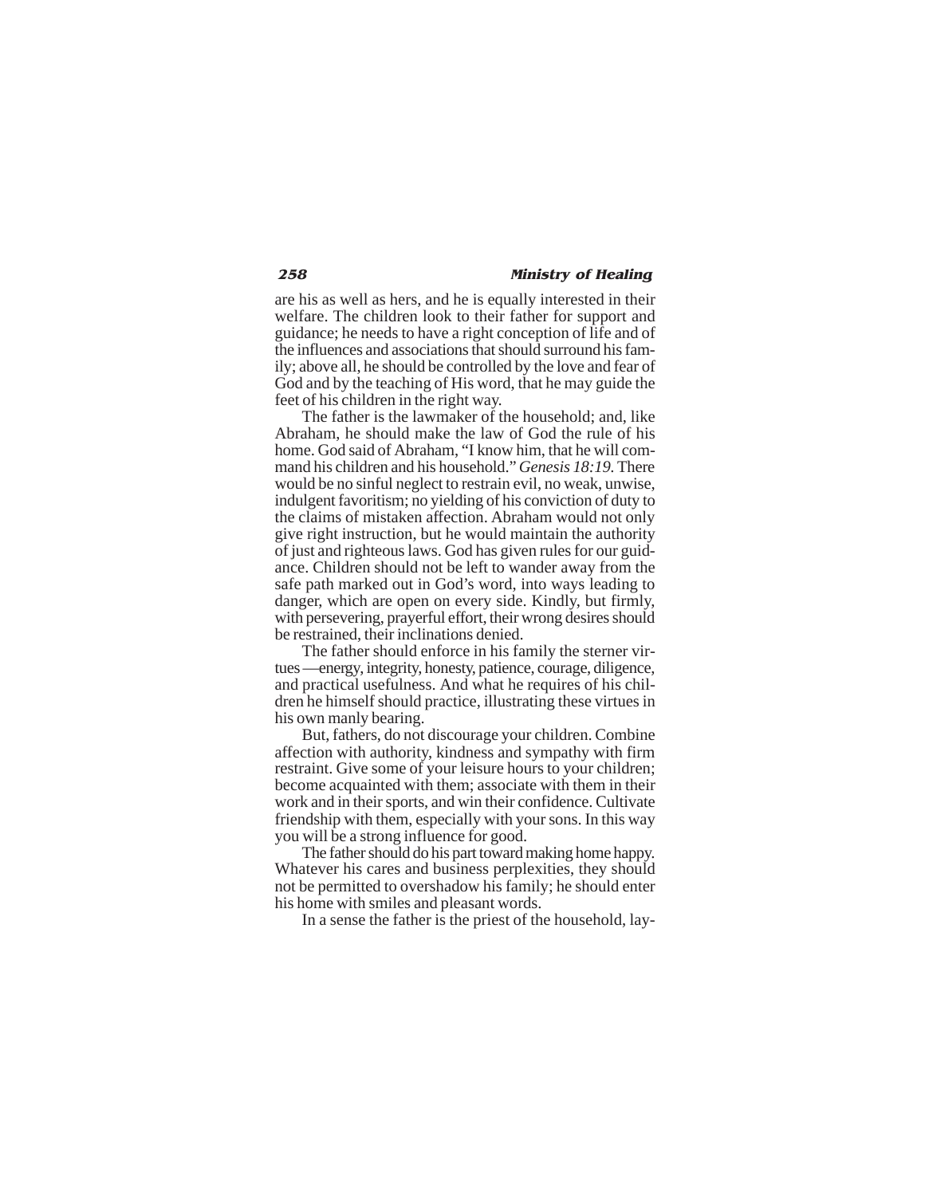are his as well as hers, and he is equally interested in their welfare. The children look to their father for support and guidance; he needs to have a right conception of life and of the influences and associations that should surround his family; above all, he should be controlled by the love and fear of God and by the teaching of His word, that he may guide the feet of his children in the right way.

The father is the lawmaker of the household; and, like Abraham, he should make the law of God the rule of his home. God said of Abraham, "I know him, that he will command his children and his household." *Genesis 18:19.* There would be no sinful neglect to restrain evil, no weak, unwise, indulgent favoritism; no yielding of his conviction of duty to the claims of mistaken affection. Abraham would not only give right instruction, but he would maintain the authority of just and righteous laws. God has given rules for our guidance. Children should not be left to wander away from the safe path marked out in God's word, into ways leading to danger, which are open on every side. Kindly, but firmly, with persevering, prayerful effort, their wrong desires should be restrained, their inclinations denied.

The father should enforce in his family the sterner virtues—energy, integrity, honesty, patience, courage, diligence, and practical usefulness. And what he requires of his children he himself should practice, illustrating these virtues in his own manly bearing.

But, fathers, do not discourage your children. Combine affection with authority, kindness and sympathy with firm restraint. Give some of your leisure hours to your children; become acquainted with them; associate with them in their work and in their sports, and win their confidence. Cultivate friendship with them, especially with your sons. In this way you will be a strong influence for good.

The father should do his part toward making home happy. Whatever his cares and business perplexities, they should not be permitted to overshadow his family; he should enter his home with smiles and pleasant words.

In a sense the father is the priest of the household, lay-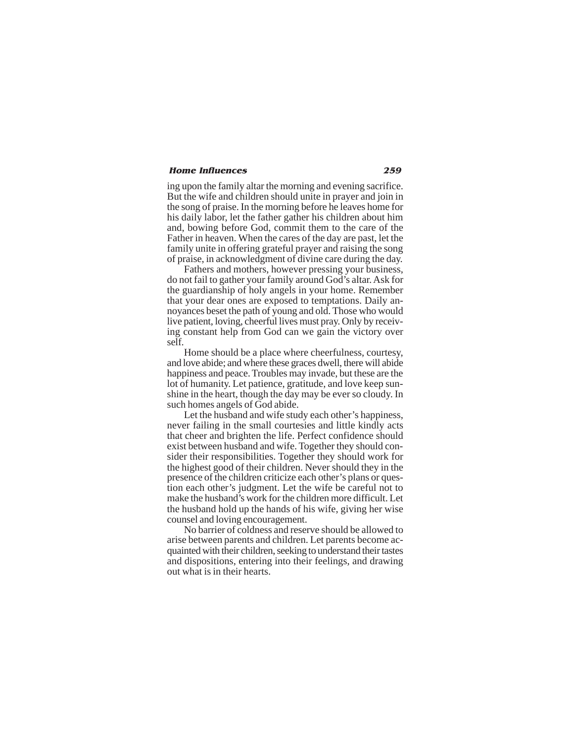ing upon the family altar the morning and evening sacrifice. But the wife and children should unite in prayer and join in the song of praise. In the morning before he leaves home for his daily labor, let the father gather his children about him and, bowing before God, commit them to the care of the Father in heaven. When the cares of the day are past, let the family unite in offering grateful prayer and raising the song of praise, in acknowledgment of divine care during the day.

Fathers and mothers, however pressing your business, do not fail to gather your family around God's altar. Ask for the guardianship of holy angels in your home. Remember that your dear ones are exposed to temptations. Daily annoyances beset the path of young and old. Those who would live patient, loving, cheerful lives must pray. Only by receiving constant help from God can we gain the victory over self.

Home should be a place where cheerfulness, courtesy, and love abide; and where these graces dwell, there will abide happiness and peace. Troubles may invade, but these are the lot of humanity. Let patience, gratitude, and love keep sunshine in the heart, though the day may be ever so cloudy. In such homes angels of God abide.

Let the husband and wife study each other's happiness, never failing in the small courtesies and little kindly acts that cheer and brighten the life. Perfect confidence should exist between husband and wife. Together they should consider their responsibilities. Together they should work for the highest good of their children. Never should they in the presence of the children criticize each other's plans or question each other's judgment. Let the wife be careful not to make the husband's work for the children more difficult. Let the husband hold up the hands of his wife, giving her wise counsel and loving encouragement.

No barrier of coldness and reserve should be allowed to arise between parents and children. Let parents become acquainted with their children, seeking to understand their tastes and dispositions, entering into their feelings, and drawing out what is in their hearts.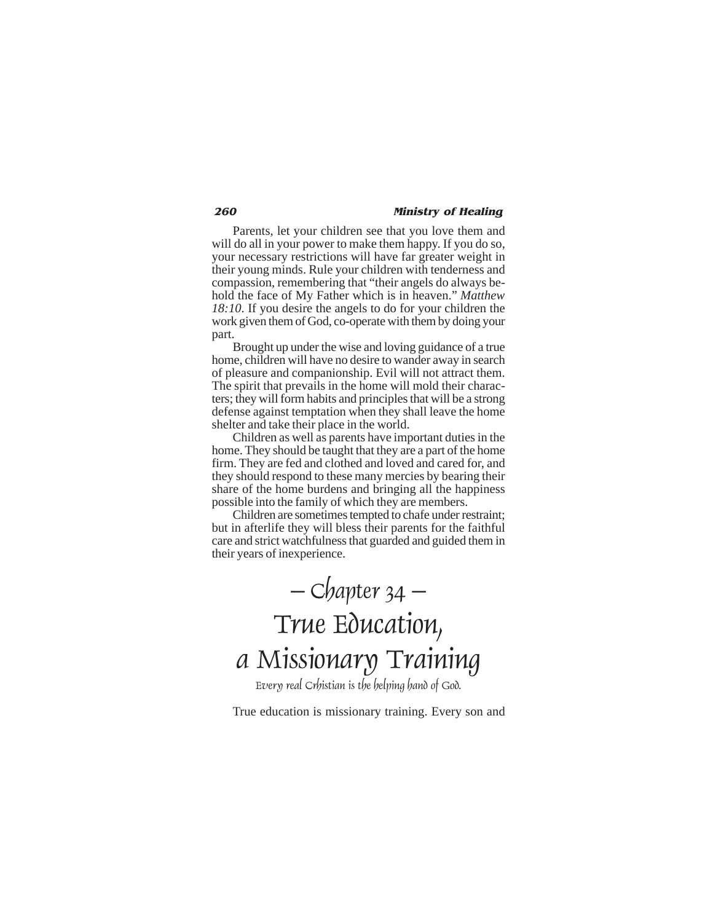Parents, let your children see that you love them and will do all in your power to make them happy. If you do so, your necessary restrictions will have far greater weight in their young minds. Rule your children with tenderness and compassion, remembering that "their angels do always behold the face of My Father which is in heaven." *Matthew 18:10*. If you desire the angels to do for your children the work given them of God, co-operate with them by doing your part.

Brought up under the wise and loving guidance of a true home, children will have no desire to wander away in search of pleasure and companionship. Evil will not attract them. The spirit that prevails in the home will mold their characters; they will form habits and principles that will be a strong defense against temptation when they shall leave the home shelter and take their place in the world.

Children as well as parents have important duties in the home. They should be taught that they are a part of the home firm. They are fed and clothed and loved and cared for, and they should respond to these many mercies by bearing their share of the home burdens and bringing all the happiness possible into the family of which they are members.

Children are sometimes tempted to chafe under restraint; but in afterlife they will bless their parents for the faithful care and strict watchfulness that guarded and guided them in their years of inexperience.

# – Chapter 34 –
# True Education, a Missionary Training

*Every real Crhistian is the helping hand of God.*

True education is missionary training. Every son and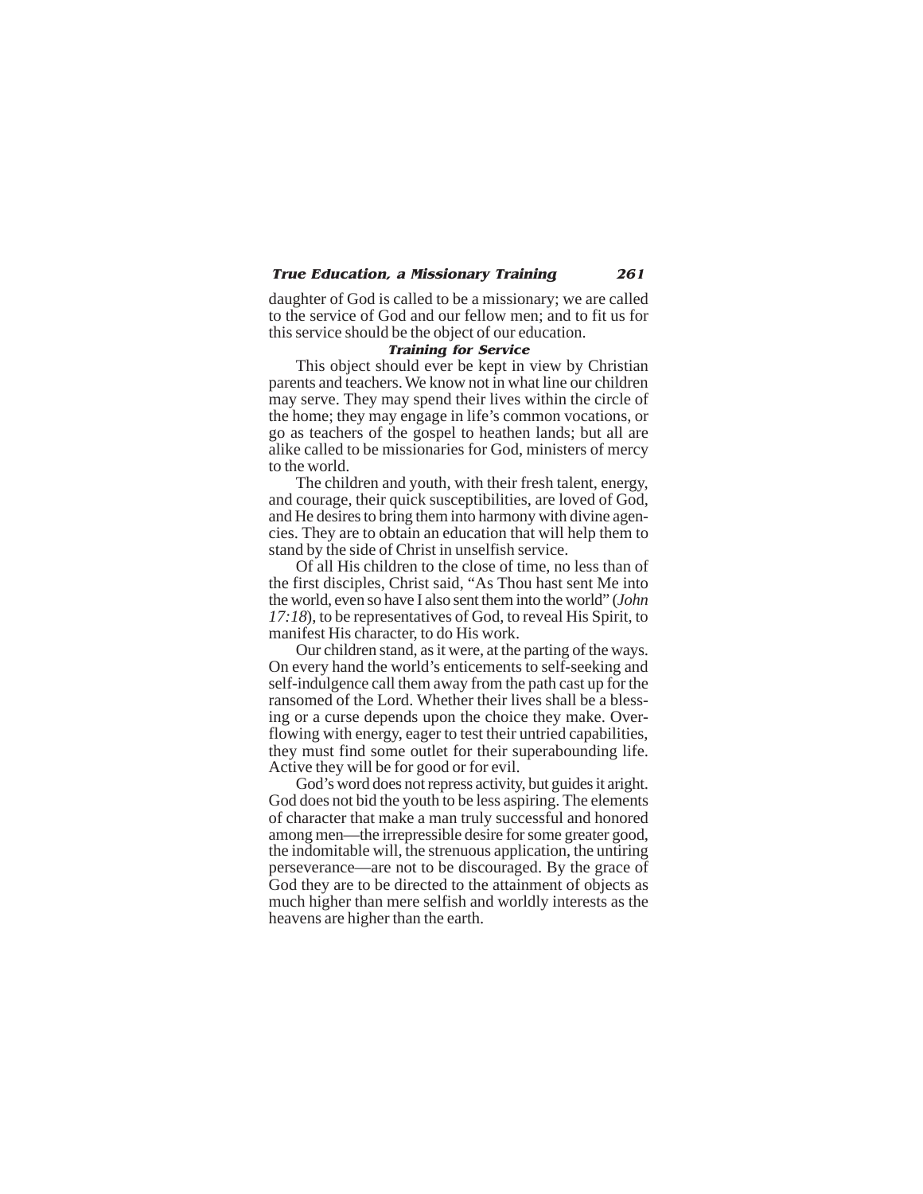daughter of God is called to be a missionary; we are called to the service of God and our fellow men; and to fit us for this service should be the object of our education.

### Training for Service

This object should ever be kept in view by Christian parents and teachers. We know not in what line our children may serve. They may spend their lives within the circle of the home; they may engage in life's common vocations, or go as teachers of the gospel to heathen lands; but all are alike called to be missionaries for God, ministers of mercy to the world.

The children and youth, with their fresh talent, energy, and courage, their quick susceptibilities, are loved of God, and He desires to bring them into harmony with divine agencies. They are to obtain an education that will help them to stand by the side of Christ in unselfish service.

Of all His children to the close of time, no less than of the first disciples, Christ said, "As Thou hast sent Me into the world, even so have I also sent them into the world" (*John 17:18*), to be representatives of God, to reveal His Spirit, to manifest His character, to do His work.

Our children stand, as it were, at the parting of the ways. On every hand the world's enticements to self-seeking and self-indulgence call them away from the path cast up for the ransomed of the Lord. Whether their lives shall be a blessing or a curse depends upon the choice they make. Overflowing with energy, eager to test their untried capabilities, they must find some outlet for their superabounding life. Active they will be for good or for evil.

God's word does not repress activity, but guides it aright. God does not bid the youth to be less aspiring. The elements of character that make a man truly successful and honored among men—the irrepressible desire for some greater good, the indomitable will, the strenuous application, the untiring perseverance—are not to be discouraged. By the grace of God they are to be directed to the attainment of objects as much higher than mere selfish and worldly interests as the heavens are higher than the earth.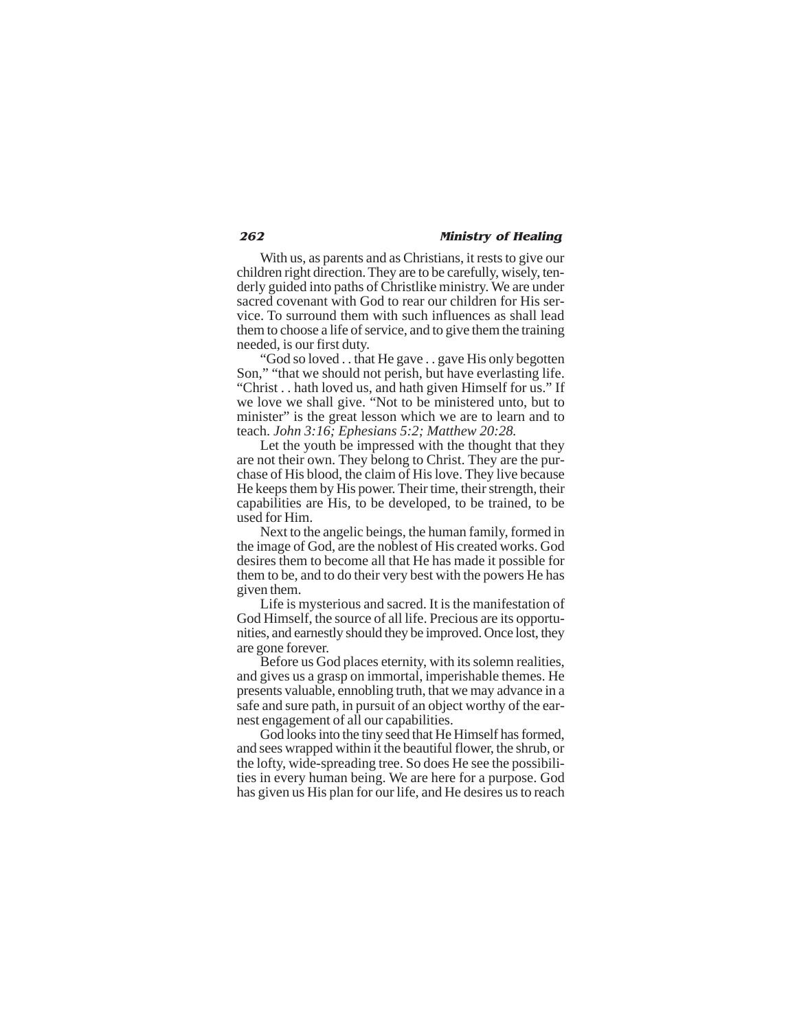With us, as parents and as Christians, it rests to give our children right direction. They are to be carefully, wisely, tenderly guided into paths of Christlike ministry. We are under sacred covenant with God to rear our children for His service. To surround them with such influences as shall lead them to choose a life of service, and to give them the training needed, is our first duty.

"God so loved . . that He gave . . gave His only begotten Son," "that we should not perish, but have everlasting life. "Christ . . hath loved us, and hath given Himself for us." If we love we shall give. "Not to be ministered unto, but to minister" is the great lesson which we are to learn and to teach. *John 3:16; Ephesians 5:2; Matthew 20:28.*

Let the youth be impressed with the thought that they are not their own. They belong to Christ. They are the purchase of His blood, the claim of His love. They live because He keeps them by His power. Their time, their strength, their capabilities are His, to be developed, to be trained, to be used for Him.

Next to the angelic beings, the human family, formed in the image of God, are the noblest of His created works. God desires them to become all that He has made it possible for them to be, and to do their very best with the powers He has given them.

Life is mysterious and sacred. It is the manifestation of God Himself, the source of all life. Precious are its opportunities, and earnestly should they be improved. Once lost, they are gone forever.

Before us God places eternity, with its solemn realities, and gives us a grasp on immortal, imperishable themes. He presents valuable, ennobling truth, that we may advance in a safe and sure path, in pursuit of an object worthy of the earnest engagement of all our capabilities.

God looks into the tiny seed that He Himself has formed, and sees wrapped within it the beautiful flower, the shrub, or the lofty, wide-spreading tree. So does He see the possibilities in every human being. We are here for a purpose. God has given us His plan for our life, and He desires us to reach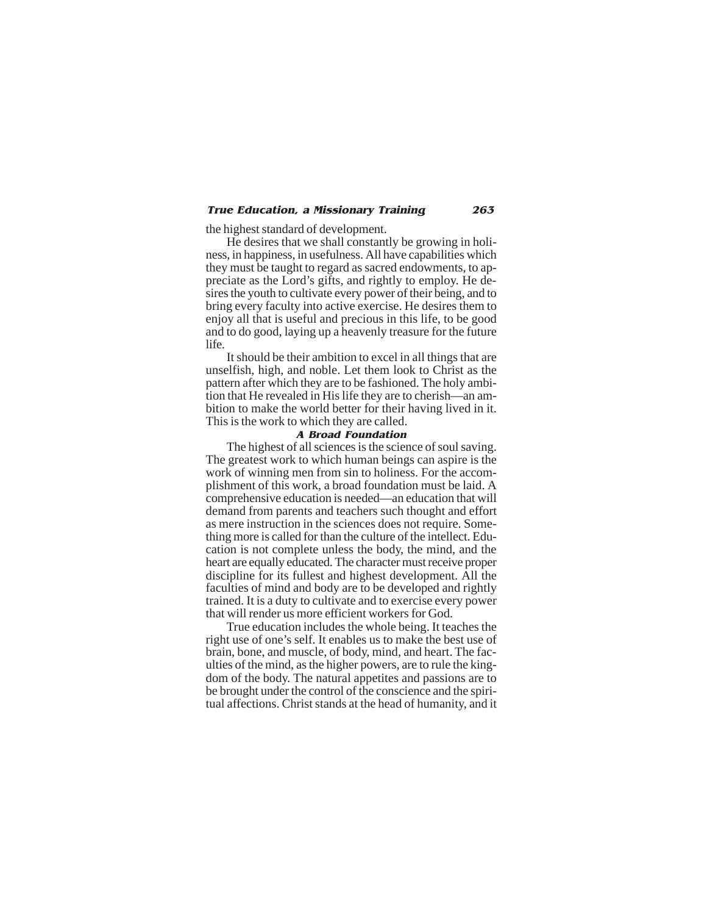the highest standard of development.

He desires that we shall constantly be growing in holiness, in happiness, in usefulness. All have capabilities which they must be taught to regard as sacred endowments, to appreciate as the Lord's gifts, and rightly to employ. He desires the youth to cultivate every power of their being, and to bring every faculty into active exercise. He desires them to enjoy all that is useful and precious in this life, to be good and to do good, laying up a heavenly treasure for the future life.

It should be their ambition to excel in all things that are unselfish, high, and noble. Let them look to Christ as the pattern after which they are to be fashioned. The holy ambition that He revealed in His life they are to cherish—an ambition to make the world better for their having lived in it. This is the work to which they are called.

### A Broad Foundation

The highest of all sciences is the science of soul saving. The greatest work to which human beings can aspire is the work of winning men from sin to holiness. For the accomplishment of this work, a broad foundation must be laid. A comprehensive education is needed—an education that will demand from parents and teachers such thought and effort as mere instruction in the sciences does not require. Something more is called for than the culture of the intellect. Education is not complete unless the body, the mind, and the heart are equally educated. The character must receive proper discipline for its fullest and highest development. All the faculties of mind and body are to be developed and rightly trained. It is a duty to cultivate and to exercise every power that will render us more efficient workers for God.

True education includes the whole being. It teaches the right use of one's self. It enables us to make the best use of brain, bone, and muscle, of body, mind, and heart. The faculties of the mind, as the higher powers, are to rule the kingdom of the body. The natural appetites and passions are to be brought under the control of the conscience and the spiritual affections. Christ stands at the head of humanity, and it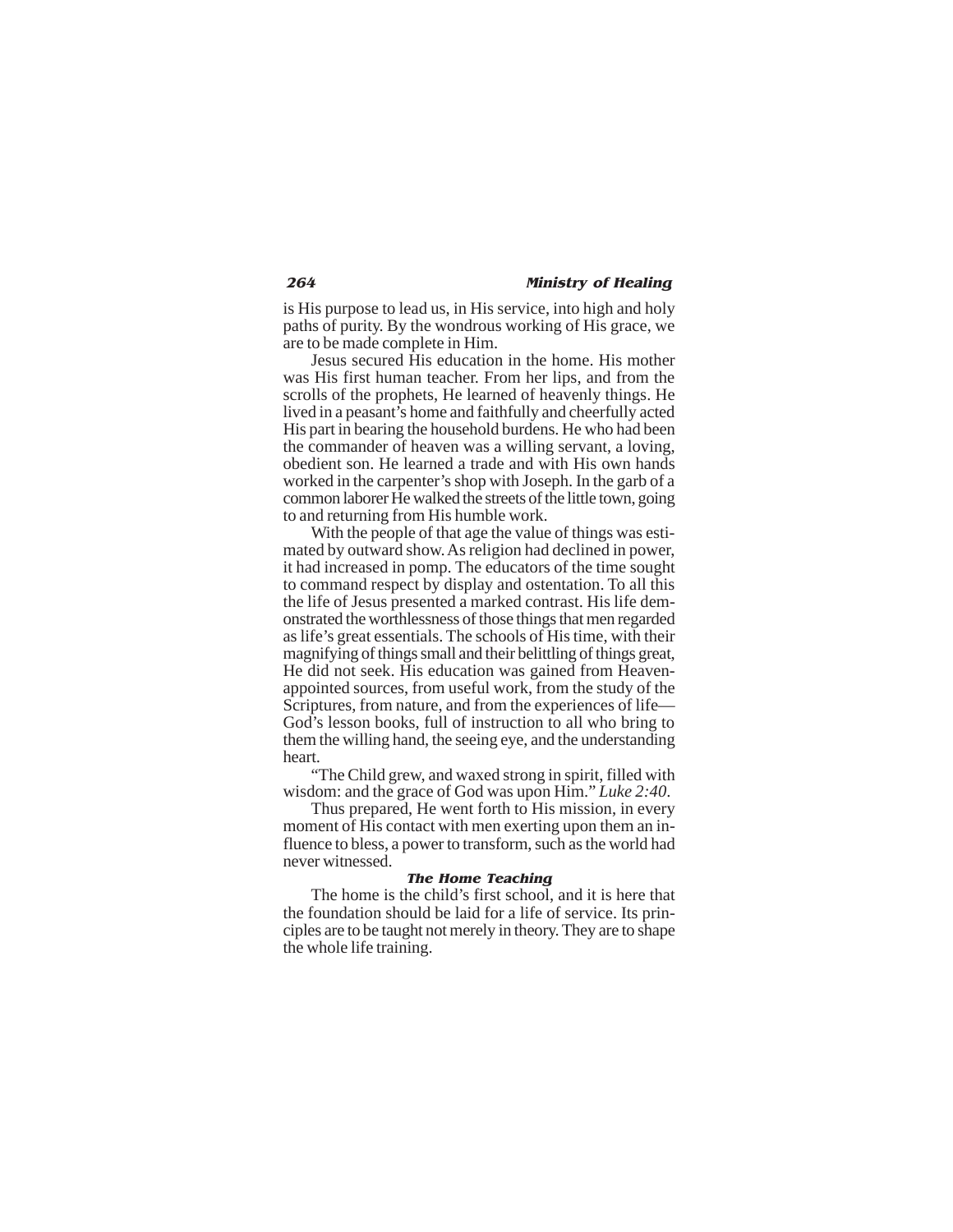is His purpose to lead us, in His service, into high and holy paths of purity. By the wondrous working of His grace, we are to be made complete in Him.

Jesus secured His education in the home. His mother was His first human teacher. From her lips, and from the scrolls of the prophets, He learned of heavenly things. He lived in a peasant's home and faithfully and cheerfully acted His part in bearing the household burdens. He who had been the commander of heaven was a willing servant, a loving, obedient son. He learned a trade and with His own hands worked in the carpenter's shop with Joseph. In the garb of a common laborer He walked the streets of the little town, going to and returning from His humble work.

With the people of that age the value of things was estimated by outward show. As religion had declined in power, it had increased in pomp. The educators of the time sought to command respect by display and ostentation. To all this the life of Jesus presented a marked contrast. His life demonstrated the worthlessness of those things that men regarded as life's great essentials. The schools of His time, with their magnifying of things small and their belittling of things great, He did not seek. His education was gained from Heaven-appointed sources, from useful work, from the study of the Scriptures, from nature, and from the experiences of life—God's lesson books, full of instruction to all who bring to them the willing hand, the seeing eye, and the understanding heart.

"The Child grew, and waxed strong in spirit, filled with wisdom: and the grace of God was upon Him." *Luke 2:40*.

Thus prepared, He went forth to His mission, in every moment of His contact with men exerting upon them an influence to bless, a power to transform, such as the world had never witnessed.

### The Home Teaching

The home is the child's first school, and it is here that the foundation should be laid for a life of service. Its principles are to be taught not merely in theory. They are to shape the whole life training.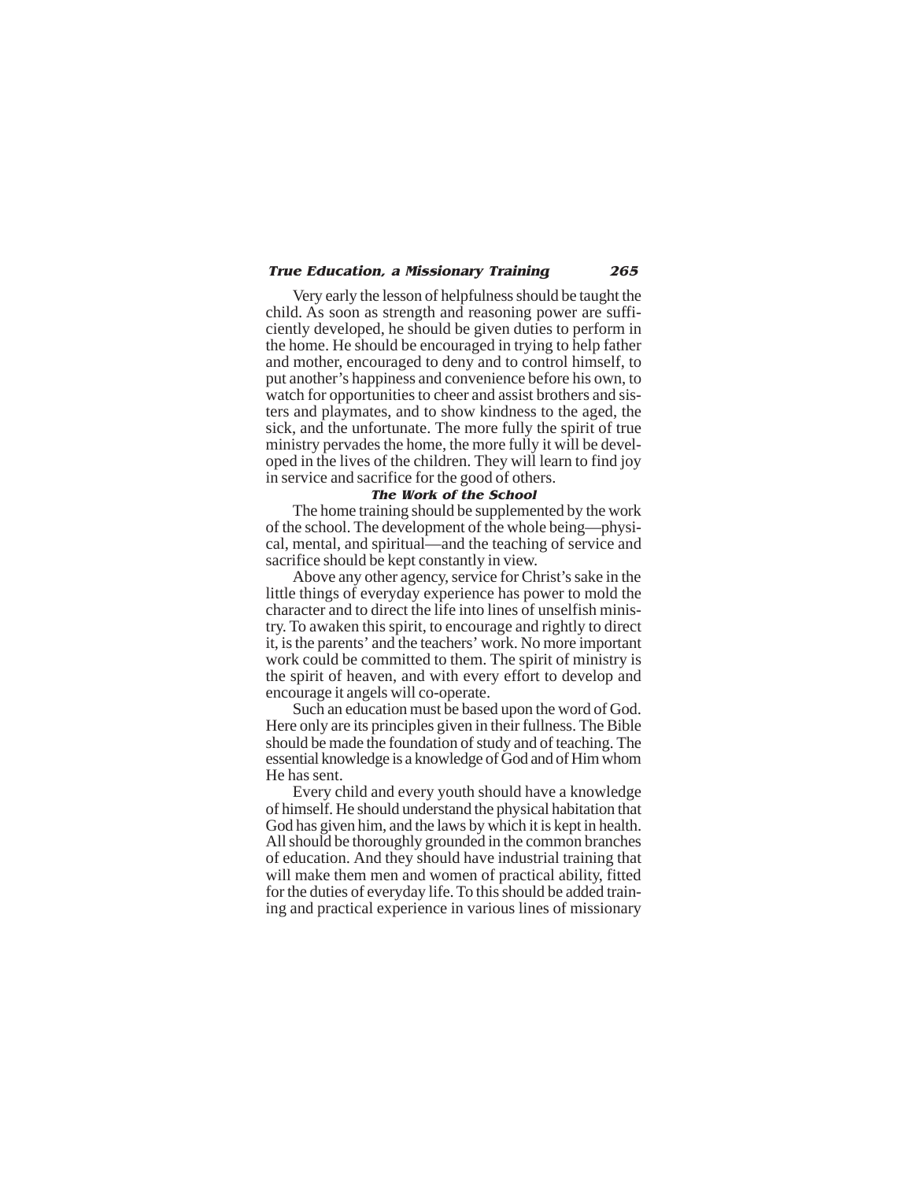Very early the lesson of helpfulness should be taught the child. As soon as strength and reasoning power are sufficiently developed, he should be given duties to perform in the home. He should be encouraged in trying to help father and mother, encouraged to deny and to control himself, to put another's happiness and convenience before his own, to watch for opportunities to cheer and assist brothers and sisters and playmates, and to show kindness to the aged, the sick, and the unfortunate. The more fully the spirit of true ministry pervades the home, the more fully it will be developed in the lives of the children. They will learn to find joy in service and sacrifice for the good of others.

### *The Work of the School*

The home training should be supplemented by the work of the school. The development of the whole being—physical, mental, and spiritual—and the teaching of service and sacrifice should be kept constantly in view.

Above any other agency, service for Christ's sake in the little things of everyday experience has power to mold the character and to direct the life into lines of unselfish ministry. To awaken this spirit, to encourage and rightly to direct it, is the parents' and the teachers' work. No more important work could be committed to them. The spirit of ministry is the spirit of heaven, and with every effort to develop and encourage it angels will co-operate.

Such an education must be based upon the word of God. Here only are its principles given in their fullness. The Bible should be made the foundation of study and of teaching. The essential knowledge is a knowledge of God and of Him whom He has sent.

Every child and every youth should have a knowledge of himself. He should understand the physical habitation that God has given him, and the laws by which it is kept in health. All should be thoroughly grounded in the common branches of education. And they should have industrial training that will make them men and women of practical ability, fitted for the duties of everyday life. To this should be added training and practical experience in various lines of missionary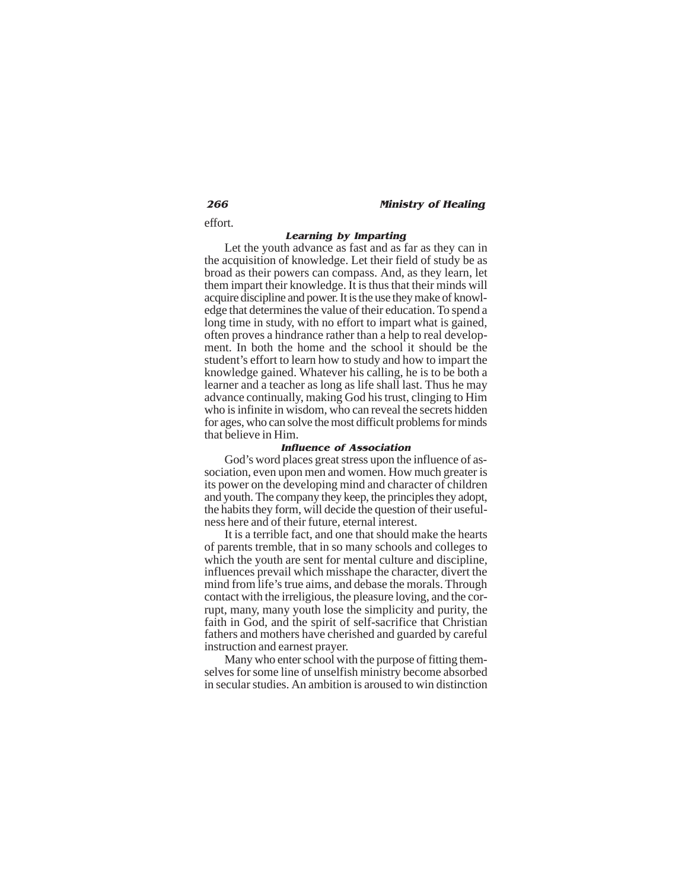effort.

### *Learning by Imparting*

Let the youth advance as fast and as far as they can in the acquisition of knowledge. Let their field of study be as broad as their powers can compass. And, as they learn, let them impart their knowledge. It is thus that their minds will acquire discipline and power. It is the use they make of knowledge that determines the value of their education. To spend a long time in study, with no effort to impart what is gained, often proves a hindrance rather than a help to real development. In both the home and the school it should be the student's effort to learn how to study and how to impart the knowledge gained. Whatever his calling, he is to be both a learner and a teacher as long as life shall last. Thus he may advance continually, making God his trust, clinging to Him who is infinite in wisdom, who can reveal the secrets hidden for ages, who can solve the most difficult problems for minds that believe in Him.

### *Influence of Association*

God's word places great stress upon the influence of association, even upon men and women. How much greater is its power on the developing mind and character of children and youth. The company they keep, the principles they adopt, the habits they form, will decide the question of their usefulness here and of their future, eternal interest.

It is a terrible fact, and one that should make the hearts of parents tremble, that in so many schools and colleges to which the youth are sent for mental culture and discipline, influences prevail which misshape the character, divert the mind from life's true aims, and debase the morals. Through contact with the irreligious, the pleasure loving, and the corrupt, many, many youth lose the simplicity and purity, the faith in God, and the spirit of self-sacrifice that Christian fathers and mothers have cherished and guarded by careful instruction and earnest prayer.

Many who enter school with the purpose of fitting themselves for some line of unselfish ministry become absorbed in secular studies. An ambition is aroused to win distinction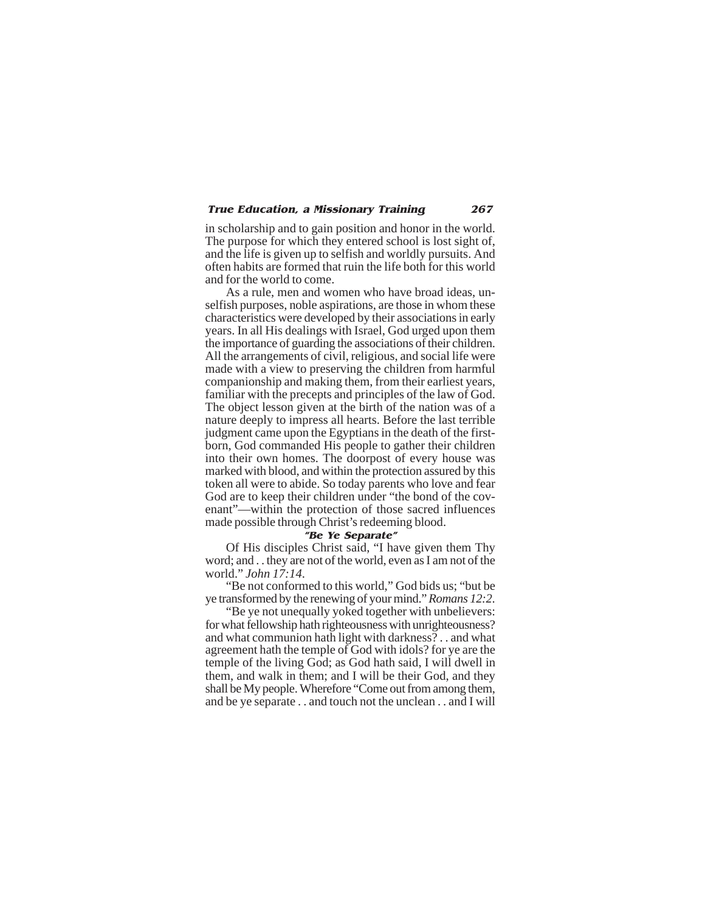in scholarship and to gain position and honor in the world. The purpose for which they entered school is lost sight of, and the life is given up to selfish and worldly pursuits. And often habits are formed that ruin the life both for this world and for the world to come.

As a rule, men and women who have broad ideas, unselfish purposes, noble aspirations, are those in whom these characteristics were developed by their associations in early years. In all His dealings with Israel, God urged upon them the importance of guarding the associations of their children. All the arrangements of civil, religious, and social life were made with a view to preserving the children from harmful companionship and making them, from their earliest years, familiar with the precepts and principles of the law of God. The object lesson given at the birth of the nation was of a nature deeply to impress all hearts. Before the last terrible judgment came upon the Egyptians in the death of the firstborn, God commanded His people to gather their children into their own homes. The doorpost of every house was marked with blood, and within the protection assured by this token all were to abide. So today parents who love and fear God are to keep their children under "the bond of the covenant"—within the protection of those sacred influences made possible through Christ's redeeming blood.

### "Be Ye Separate"

Of His disciples Christ said, "I have given them Thy word; and . . they are not of the world, even as I am not of the world." *John 17:14*.

"Be not conformed to this world," God bids us; "but be ye transformed by the renewing of your mind." *Romans 12:2*.

"Be ye not unequally yoked together with unbelievers: for what fellowship hath righteousness with unrighteousness? and what communion hath light with darkness? . . and what agreement hath the temple of God with idols? for ye are the temple of the living God; as God hath said, I will dwell in them, and walk in them; and I will be their God, and they shall be My people. Wherefore "Come out from among them, and be ye separate . . and touch not the unclean . . and I will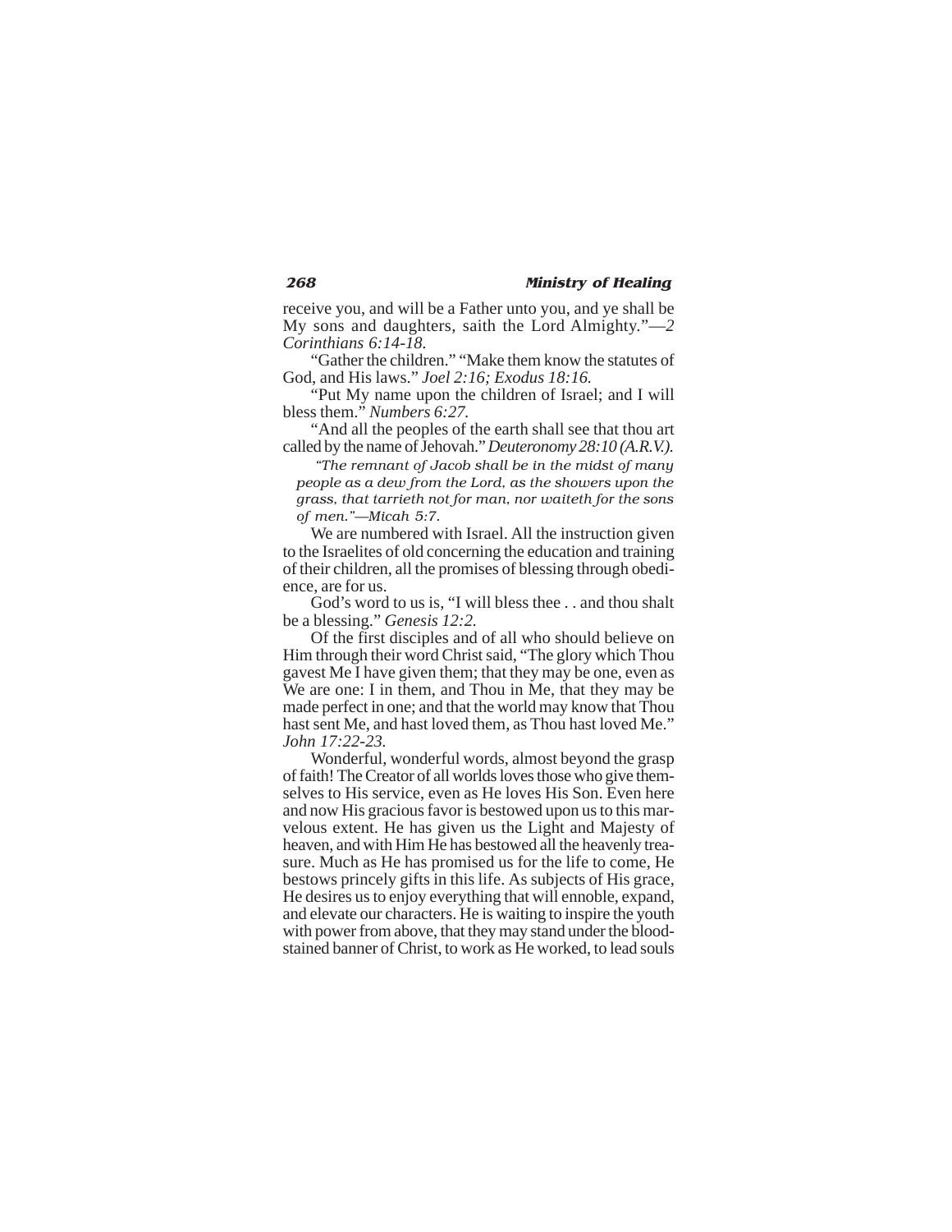receive you, and will be a Father unto you, and ye shall be My sons and daughters, saith the Lord Almighty."—*2 Corinthians 6:14-18.*

"Gather the children." "Make them know the statutes of God, and His laws." *Joel 2:16; Exodus 18:16.*

"Put My name upon the children of Israel; and I will bless them." *Numbers 6:27.*

"And all the peoples of the earth shall see that thou art called by the name of Jehovah." *Deuteronomy 28:10 (A.R.V.).*

*"The remnant of Jacob shall be in the midst of many people as a dew from the Lord, as the showers upon the grass, that tarrieth not for man, nor waiteth for the sons of men."—Micah 5:7.*

We are numbered with Israel. All the instruction given to the Israelites of old concerning the education and training of their children, all the promises of blessing through obedience, are for us.

God's word to us is, "I will bless thee . . and thou shalt be a blessing." *Genesis 12:2.*

Of the first disciples and of all who should believe on Him through their word Christ said, "The glory which Thou gavest Me I have given them; that they may be one, even as We are one: I in them, and Thou in Me, that they may be made perfect in one; and that the world may know that Thou hast sent Me, and hast loved them, as Thou hast loved Me." *John 17:22-23.*

Wonderful, wonderful words, almost beyond the grasp of faith! The Creator of all worlds loves those who give themselves to His service, even as He loves His Son. Even here and now His gracious favor is bestowed upon us to this marvelous extent. He has given us the Light and Majesty of heaven, and with Him He has bestowed all the heavenly treasure. Much as He has promised us for the life to come, He bestows princely gifts in this life. As subjects of His grace, He desires us to enjoy everything that will ennoble, expand, and elevate our characters. He is waiting to inspire the youth with power from above, that they may stand under the blood-stained banner of Christ, to work as He worked, to lead souls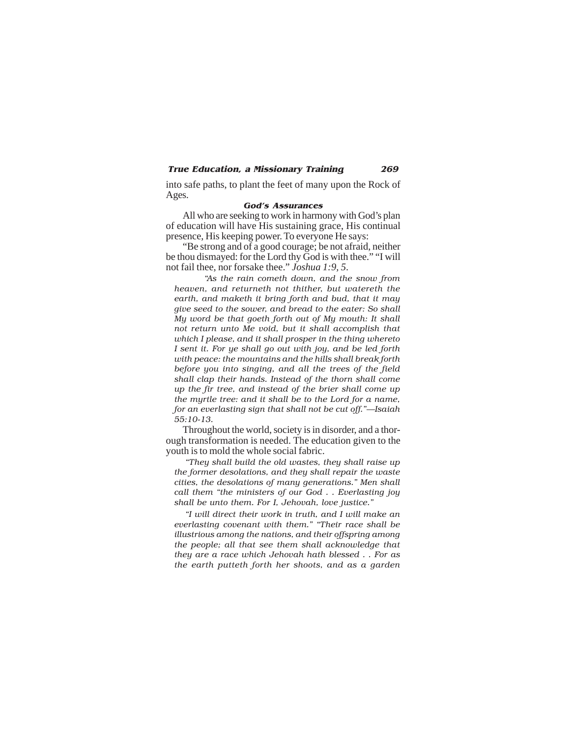into safe paths, to plant the feet of many upon the Rock of Ages.

### *God's Assurances*

All who are seeking to work in harmony with God's plan of education will have His sustaining grace, His continual presence, His keeping power. To everyone He says:

"Be strong and of a good courage; be not afraid, neither be thou dismayed: for the Lord thy God is with thee." "I will not fail thee, nor forsake thee." *Joshua 1:9, 5.*

> *"As the rain cometh down, and the snow from heaven, and returneth not thither, but watereth the earth, and maketh it bring forth and bud, that it may give seed to the sower, and bread to the eater: So shall My word be that goeth forth out of My mouth: It shall not return unto Me void, but it shall accomplish that which I please, and it shall prosper in the thing whereto I sent it. For ye shall go out with joy, and be led forth with peace: the mountains and the hills shall break forth before you into singing, and all the trees of the field shall clap their hands. Instead of the thorn shall come up the fir tree, and instead of the brier shall come up the myrtle tree: and it shall be to the Lord for a name, for an everlasting sign that shall not be cut off."—Isaiah 55:10-13.*

Throughout the world, society is in disorder, and a thorough transformation is needed. The education given to the youth is to mold the whole social fabric.

> *"They shall build the old wastes, they shall raise up the former desolations, and they shall repair the waste cities, the desolations of many generations." Men shall call them "the ministers of our God . . Everlasting joy shall be unto them. For I, Jehovah, love justice."*
>
> *"I will direct their work in truth, and I will make an everlasting covenant with them." "Their race shall be illustrious among the nations, and their offspring among the people; all that see them shall acknowledge that they are a race which Jehovah hath blessed . . For as the earth putteth forth her shoots, and as a garden*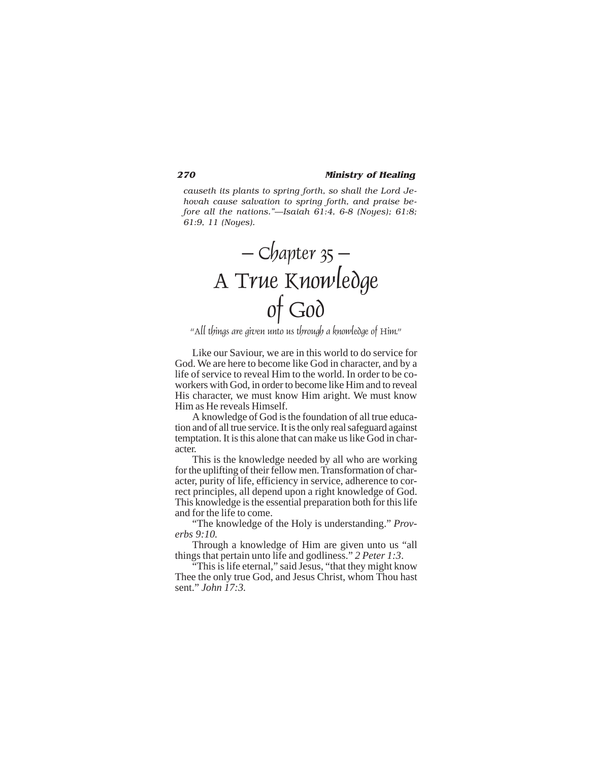*causeth its plants to spring forth, so shall the Lord Jehovah cause salvation to spring forth, and praise before all the nations."—Isaiah 61:4, 6-8 (Noyes); 61:8; 61:9, 11 (Noyes).*

# – Chapter 35 – A True Knowledge of God

*"All things are given unto us through a knowledge of Him."*

Like our Saviour, we are in this world to do service for God. We are here to become like God in character, and by a life of service to reveal Him to the world. In order to be coworkers with God, in order to become like Him and to reveal His character, we must know Him aright. We must know Him as He reveals Himself.

A knowledge of God is the foundation of all true education and of all true service. It is the only real safeguard against temptation. It is this alone that can make us like God in character.

This is the knowledge needed by all who are working for the uplifting of their fellow men. Transformation of character, purity of life, efficiency in service, adherence to correct principles, all depend upon a right knowledge of God. This knowledge is the essential preparation both for this life and for the life to come.

"The knowledge of the Holy is understanding." *Proverbs 9:10.*

Through a knowledge of Him are given unto us "all things that pertain unto life and godliness." *2 Peter 1:3*.

"This is life eternal," said Jesus, "that they might know Thee the only true God, and Jesus Christ, whom Thou hast sent." *John 17:3.*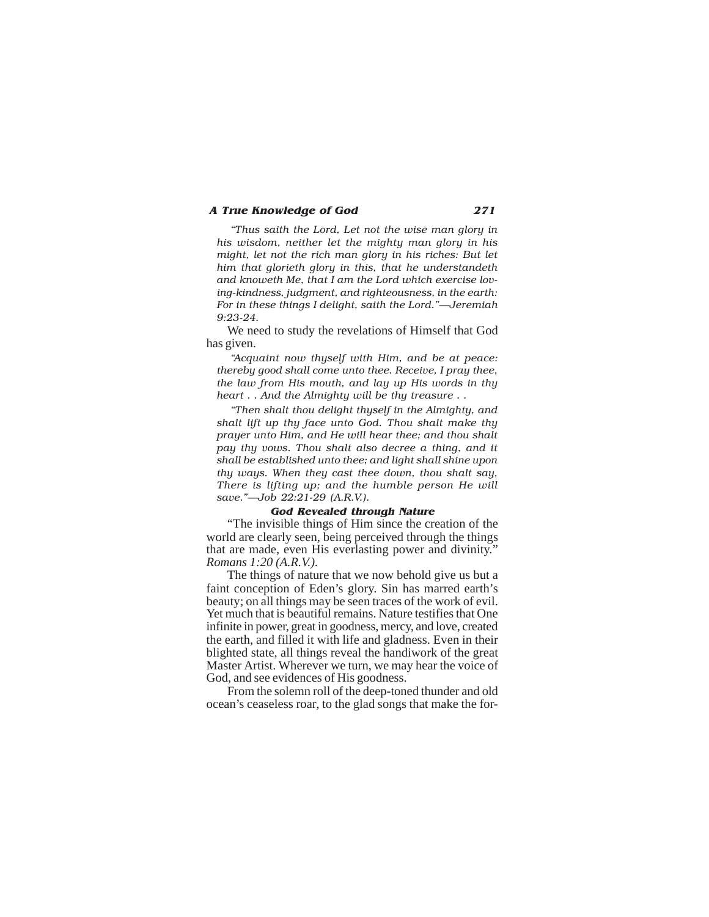*"Thus saith the Lord, Let not the wise man glory in his wisdom, neither let the mighty man glory in his might, let not the rich man glory in his riches: But let him that glorieth glory in this, that he understandeth and knoweth Me, that I am the Lord which exercise loving-kindness, judgment, and righteousness, in the earth: For in these things I delight, saith the Lord."—Jeremiah 9:23-24.*

We need to study the revelations of Himself that God has given.

*"Acquaint now thyself with Him, and be at peace: thereby good shall come unto thee. Receive, I pray thee, the law from His mouth, and lay up His words in thy heart . . And the Almighty will be thy treasure . .*

*"Then shalt thou delight thyself in the Almighty, and shalt lift up thy face unto God. Thou shalt make thy prayer unto Him, and He will hear thee; and thou shalt pay thy vows. Thou shalt also decree a thing, and it shall be established unto thee; and light shall shine upon thy ways. When they cast thee down, thou shalt say, There is lifting up; and the humble person He will save."—Job 22:21-29 (A.R.V.).*

### God Revealed through Nature

"The invisible things of Him since the creation of the world are clearly seen, being perceived through the things that are made, even His everlasting power and divinity." *Romans 1:20 (A.R.V.).*

The things of nature that we now behold give us but a faint conception of Eden's glory. Sin has marred earth's beauty; on all things may be seen traces of the work of evil. Yet much that is beautiful remains. Nature testifies that One infinite in power, great in goodness, mercy, and love, created the earth, and filled it with life and gladness. Even in their blighted state, all things reveal the handiwork of the great Master Artist. Wherever we turn, we may hear the voice of God, and see evidences of His goodness.

From the solemn roll of the deep-toned thunder and old ocean's ceaseless roar, to the glad songs that make the for-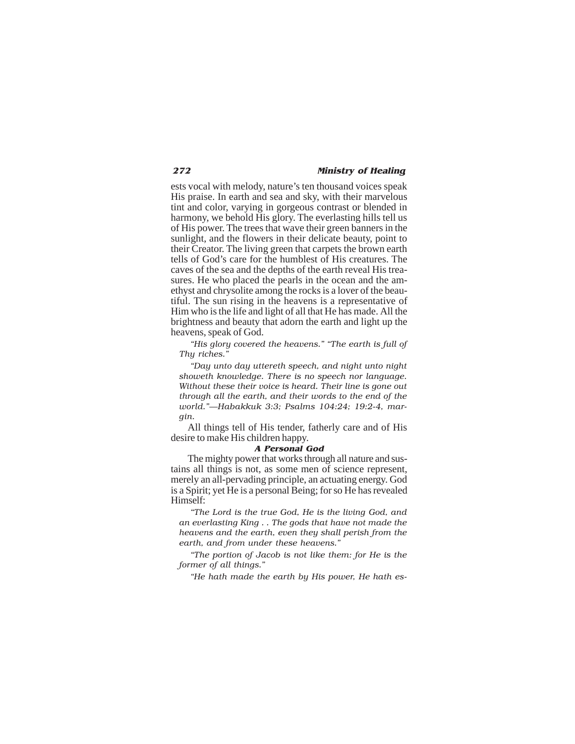ests vocal with melody, nature's ten thousand voices speak His praise. In earth and sea and sky, with their marvelous tint and color, varying in gorgeous contrast or blended in harmony, we behold His glory. The everlasting hills tell us of His power. The trees that wave their green banners in the sunlight, and the flowers in their delicate beauty, point to their Creator. The living green that carpets the brown earth tells of God's care for the humblest of His creatures. The caves of the sea and the depths of the earth reveal His treasures. He who placed the pearls in the ocean and the amethyst and chrysolite among the rocks is a lover of the beautiful. The sun rising in the heavens is a representative of Him who is the life and light of all that He has made. All the brightness and beauty that adorn the earth and light up the heavens, speak of God.

> *"His glory covered the heavens." "The earth is full of Thy riches."*
>
> *"Day unto day uttereth speech, and night unto night showeth knowledge. There is no speech nor language. Without these their voice is heard. Their line is gone out through all the earth, and their words to the end of the world."—Habakkuk 3:3; Psalms 104:24; 19:2-4, margin.*

All things tell of His tender, fatherly care and of His desire to make His children happy.

### A Personal God

The mighty power that works through all nature and sustains all things is not, as some men of science represent, merely an all-pervading principle, an actuating energy. God is a Spirit; yet He is a personal Being; for so He has revealed Himself:

> *"The Lord is the true God, He is the living God, and an everlasting King . . The gods that have not made the heavens and the earth, even they shall perish from the earth, and from under these heavens."*
>
> *"The portion of Jacob is not like them: for He is the former of all things."*
>
> *"He hath made the earth by His power, He hath es-*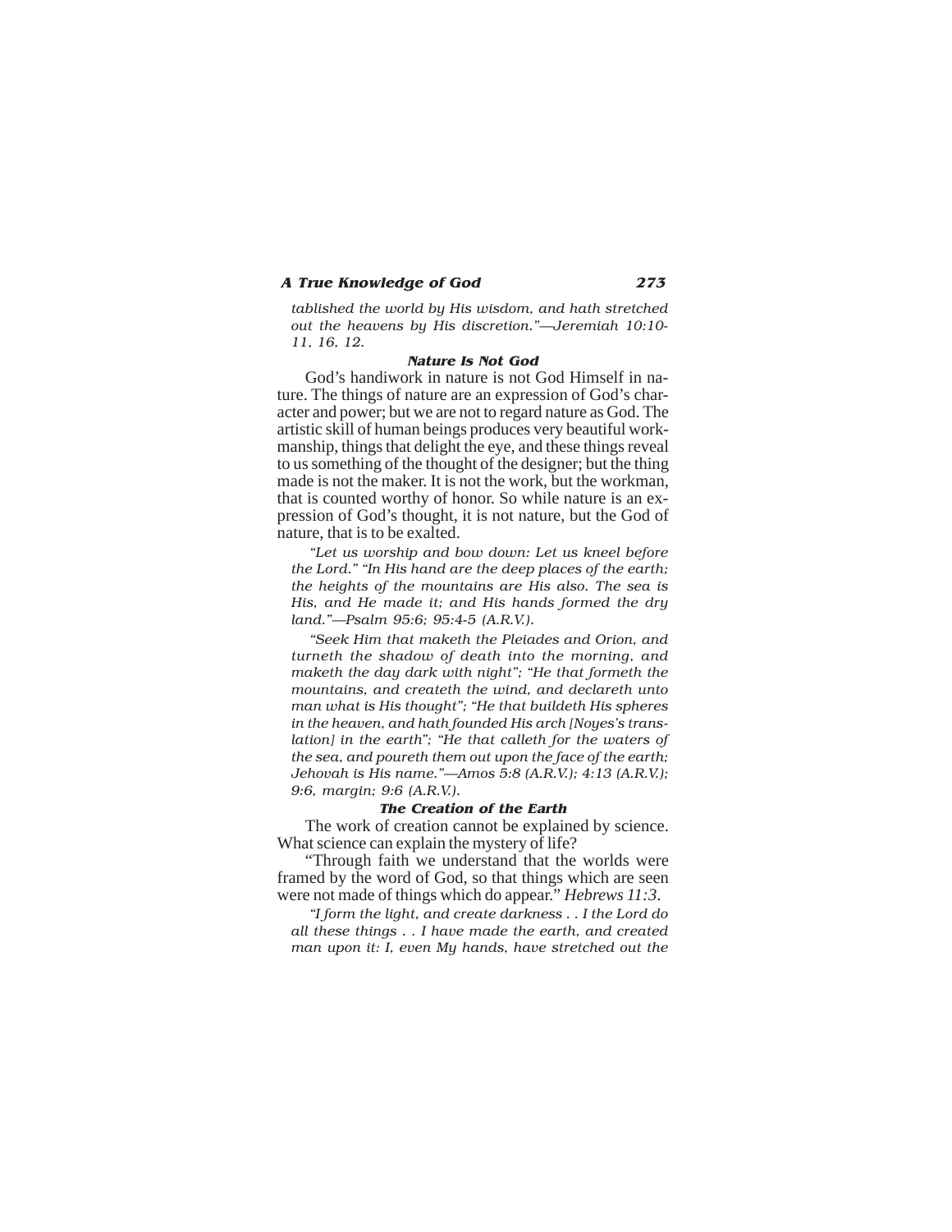*tablished the world by His wisdom, and hath stretched out the heavens by His discretion."—Jeremiah 10:10-11, 16, 12.*

### Nature Is Not God

God's handiwork in nature is not God Himself in nature. The things of nature are an expression of God's character and power; but we are not to regard nature as God. The artistic skill of human beings produces very beautiful workmanship, things that delight the eye, and these things reveal to us something of the thought of the designer; but the thing made is not the maker. It is not the work, but the workman, that is counted worthy of honor. So while nature is an expression of God's thought, it is not nature, but the God of nature, that is to be exalted.

*"Let us worship and bow down: Let us kneel before the Lord." "In His hand are the deep places of the earth; the heights of the mountains are His also. The sea is His, and He made it; and His hands formed the dry land."—Psalm 95:6; 95:4-5 (A.R.V.).*

*"Seek Him that maketh the Pleiades and Orion, and turneth the shadow of death into the morning, and maketh the day dark with night"; "He that formeth the mountains, and createth the wind, and declareth unto man what is His thought"; "He that buildeth His spheres in the heaven, and hath founded His arch [Noyes's translation] in the earth"; "He that calleth for the waters of the sea, and poureth them out upon the face of the earth; Jehovah is His name."—Amos 5:8 (A.R.V.); 4:13 (A.R.V.); 9:6, margin; 9:6 (A.R.V.).*

### The Creation of the Earth

The work of creation cannot be explained by science. What science can explain the mystery of life?

"Through faith we understand that the worlds were framed by the word of God, so that things which are seen were not made of things which do appear." *Hebrews 11:3.*

*"I form the light, and create darkness . . I the Lord do all these things . . I have made the earth, and created man upon it: I, even My hands, have stretched out the*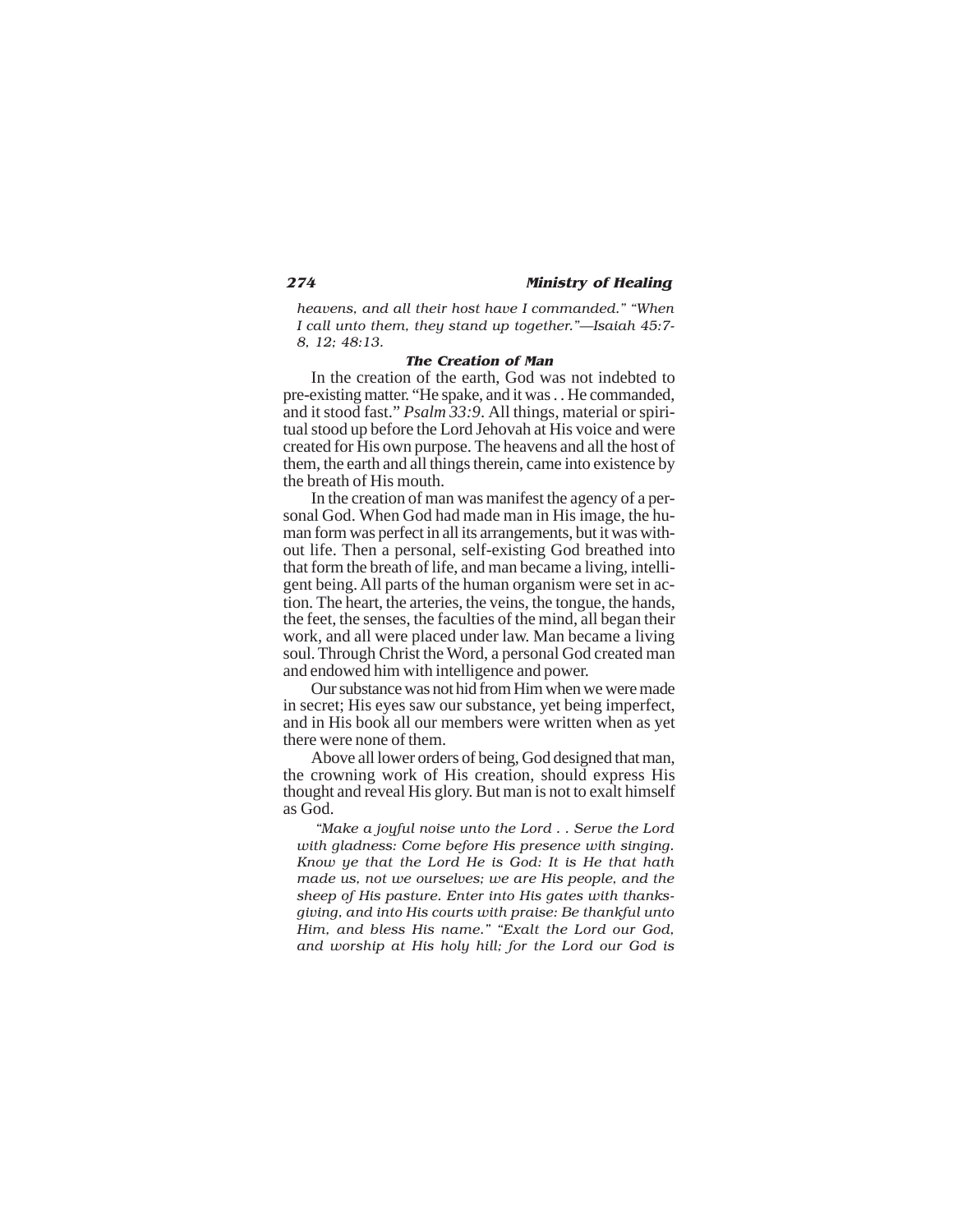*heavens, and all their host have I commanded." "When I call unto them, they stand up together."—Isaiah 45:7-8, 12; 48:13.*

### The Creation of Man

In the creation of the earth, God was not indebted to pre-existing matter. "He spake, and it was . . He commanded, and it stood fast." *Psalm 33:9*. All things, material or spiritual stood up before the Lord Jehovah at His voice and were created for His own purpose. The heavens and all the host of them, the earth and all things therein, came into existence by the breath of His mouth.

In the creation of man was manifest the agency of a personal God. When God had made man in His image, the human form was perfect in all its arrangements, but it was without life. Then a personal, self-existing God breathed into that form the breath of life, and man became a living, intelligent being. All parts of the human organism were set in action. The heart, the arteries, the veins, the tongue, the hands, the feet, the senses, the faculties of the mind, all began their work, and all were placed under law. Man became a living soul. Through Christ the Word, a personal God created man and endowed him with intelligence and power.

Our substance was not hid from Him when we were made in secret; His eyes saw our substance, yet being imperfect, and in His book all our members were written when as yet there were none of them.

Above all lower orders of being, God designed that man, the crowning work of His creation, should express His thought and reveal His glory. But man is not to exalt himself as God.

*"Make a joyful noise unto the Lord . . Serve the Lord with gladness: Come before His presence with singing. Know ye that the Lord He is God: It is He that hath made us, not we ourselves; we are His people, and the sheep of His pasture. Enter into His gates with thanksgiving, and into His courts with praise: Be thankful unto Him, and bless His name." "Exalt the Lord our God, and worship at His holy hill; for the Lord our God is*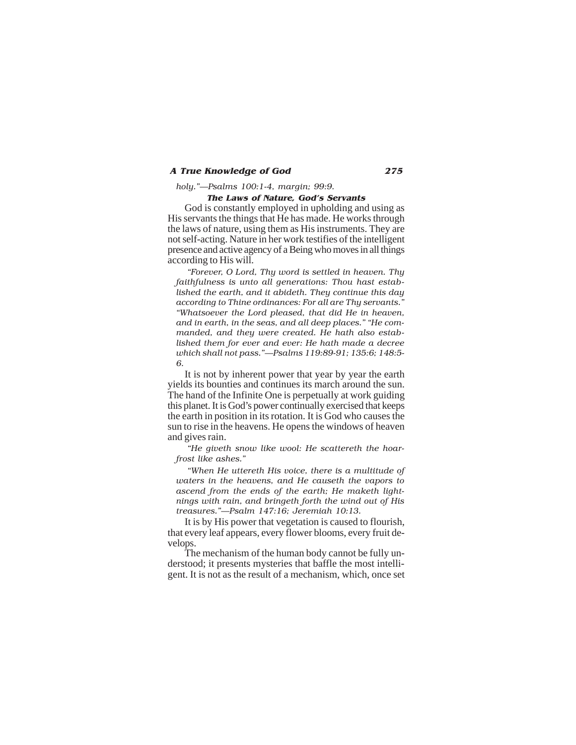*holy."—Psalms 100:1-4, margin; 99:9.*

### The Laws of Nature, God's Servants

God is constantly employed in upholding and using as His servants the things that He has made. He works through the laws of nature, using them as His instruments. They are not self-acting. Nature in her work testifies of the intelligent presence and active agency of a Being who moves in all things according to His will.

*"Forever, O Lord, Thy word is settled in heaven. Thy faithfulness is unto all generations: Thou hast established the earth, and it abideth. They continue this day according to Thine ordinances: For all are Thy servants." "Whatsoever the Lord pleased, that did He in heaven, and in earth, in the seas, and all deep places." "He commanded, and they were created. He hath also established them for ever and ever: He hath made a decree which shall not pass."—Psalms 119:89-91; 135:6; 148:5-6.*

It is not by inherent power that year by year the earth yields its bounties and continues its march around the sun. The hand of the Infinite One is perpetually at work guiding this planet. It is God's power continually exercised that keeps the earth in position in its rotation. It is God who causes the sun to rise in the heavens. He opens the windows of heaven and gives rain.

*"He giveth snow like wool: He scattereth the hoarfrost like ashes."*

*"When He uttereth His voice, there is a multitude of waters in the heavens, and He causeth the vapors to ascend from the ends of the earth; He maketh lightnings with rain, and bringeth forth the wind out of His treasures."—Psalm 147:16; Jeremiah 10:13.*

It is by His power that vegetation is caused to flourish, that every leaf appears, every flower blooms, every fruit develops.

The mechanism of the human body cannot be fully understood; it presents mysteries that baffle the most intelligent. It is not as the result of a mechanism, which, once set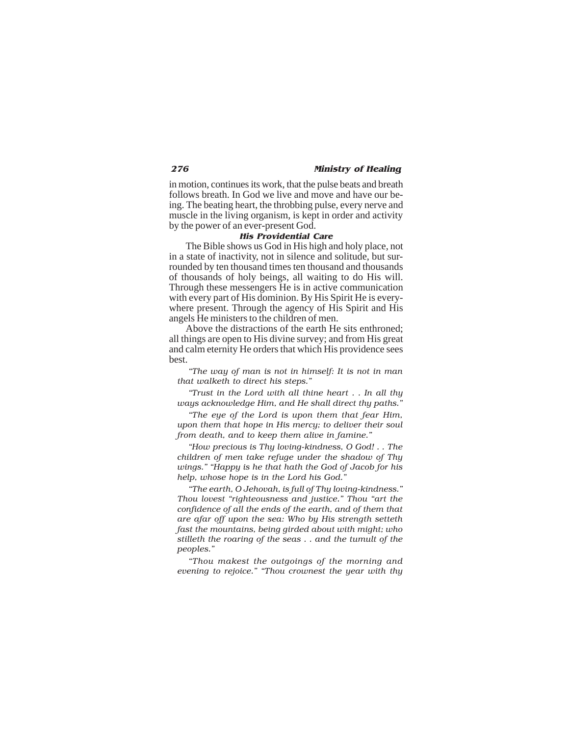in motion, continues its work, that the pulse beats and breath follows breath. In God we live and move and have our being. The beating heart, the throbbing pulse, every nerve and muscle in the living organism, is kept in order and activity by the power of an ever-present God.

### *His Providential Care*

The Bible shows us God in His high and holy place, not in a state of inactivity, not in silence and solitude, but surrounded by ten thousand times ten thousand and thousands of thousands of holy beings, all waiting to do His will. Through these messengers He is in active communication with every part of His dominion. By His Spirit He is everywhere present. Through the agency of His Spirit and His angels He ministers to the children of men.

Above the distractions of the earth He sits enthroned; all things are open to His divine survey; and from His great and calm eternity He orders that which His providence sees best.

*"The way of man is not in himself: It is not in man that walketh to direct his steps."*

*"Trust in the Lord with all thine heart . . In all thy ways acknowledge Him, and He shall direct thy paths."*

*"The eye of the Lord is upon them that fear Him, upon them that hope in His mercy; to deliver their soul from death, and to keep them alive in famine."*

*"How precious is Thy loving-kindness, O God! . . The children of men take refuge under the shadow of Thy wings." "Happy is he that hath the God of Jacob for his help, whose hope is in the Lord his God."*

*"The earth, O Jehovah, is full of Thy loving-kindness." Thou lovest "righteousness and justice." Thou "art the confidence of all the ends of the earth, and of them that are afar off upon the sea: Who by His strength setteth fast the mountains, being girded about with might; who stilleth the roaring of the seas . . and the tumult of the peoples."*

*"Thou makest the outgoings of the morning and evening to rejoice." "Thou crownest the year with thy*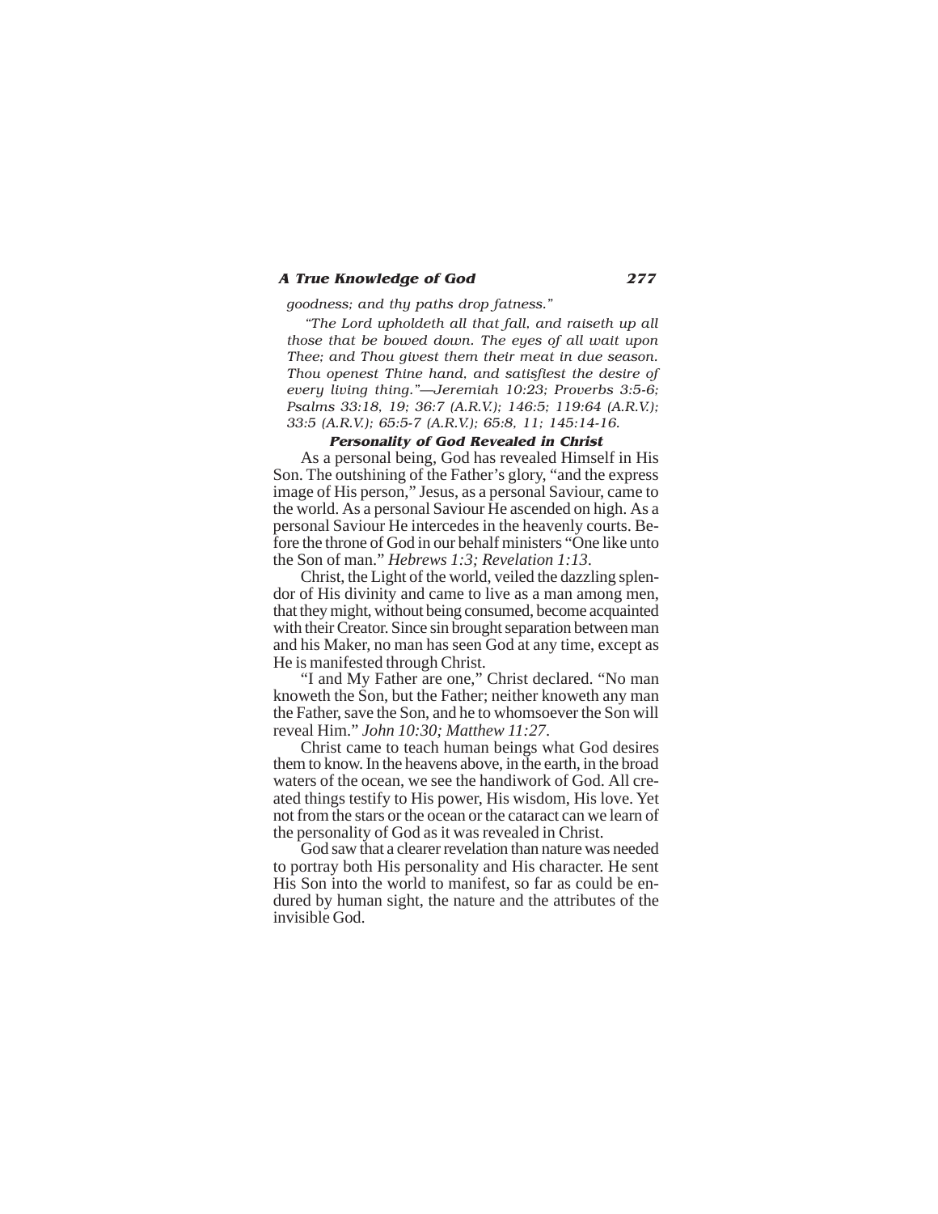*goodness; and thy paths drop fatness."*

*"The Lord upholdeth all that fall, and raiseth up all those that be bowed down. The eyes of all wait upon Thee; and Thou givest them their meat in due season. Thou openest Thine hand, and satisfiest the desire of every living thing."—Jeremiah 10:23; Proverbs 3:5-6; Psalms 33:18, 19; 36:7 (A.R.V.); 146:5; 119:64 (A.R.V.); 33:5 (A.R.V.); 65:5-7 (A.R.V.); 65:8, 11; 145:14-16.*

### Personality of God Revealed in Christ

As a personal being, God has revealed Himself in His Son. The outshining of the Father's glory, "and the express image of His person," Jesus, as a personal Saviour, came to the world. As a personal Saviour He ascended on high. As a personal Saviour He intercedes in the heavenly courts. Before the throne of God in our behalf ministers "One like unto the Son of man." *Hebrews 1:3; Revelation 1:13.*

Christ, the Light of the world, veiled the dazzling splendor of His divinity and came to live as a man among men, that they might, without being consumed, become acquainted with their Creator. Since sin brought separation between man and his Maker, no man has seen God at any time, except as He is manifested through Christ.

"I and My Father are one," Christ declared. "No man knoweth the Son, but the Father; neither knoweth any man the Father, save the Son, and he to whomsoever the Son will reveal Him." *John 10:30; Matthew 11:27.*

Christ came to teach human beings what God desires them to know. In the heavens above, in the earth, in the broad waters of the ocean, we see the handiwork of God. All created things testify to His power, His wisdom, His love. Yet not from the stars or the ocean or the cataract can we learn of the personality of God as it was revealed in Christ.

God saw that a clearer revelation than nature was needed to portray both His personality and His character. He sent His Son into the world to manifest, so far as could be endured by human sight, the nature and the attributes of the invisible God.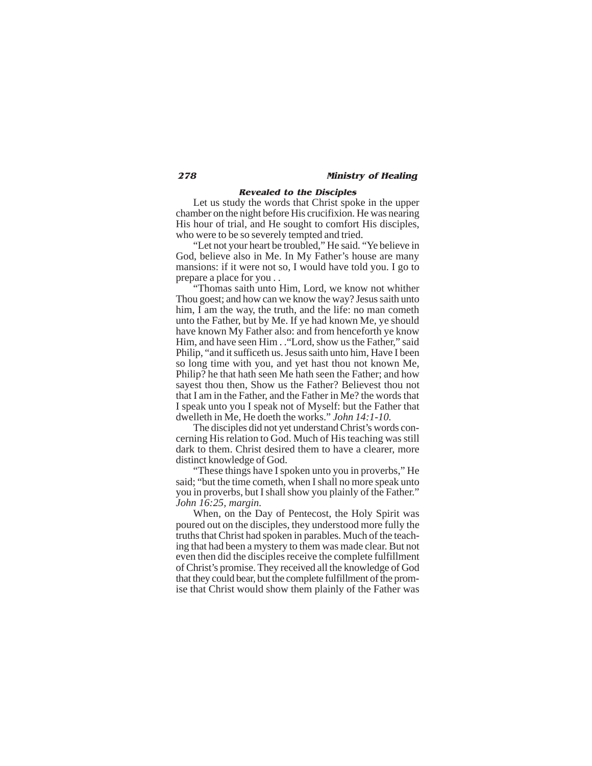### Revealed to the Disciples

Let us study the words that Christ spoke in the upper chamber on the night before His crucifixion. He was nearing His hour of trial, and He sought to comfort His disciples, who were to be so severely tempted and tried.

"Let not your heart be troubled," He said. "Ye believe in God, believe also in Me. In My Father's house are many mansions: if it were not so, I would have told you. I go to prepare a place for you . .

"Thomas saith unto Him, Lord, we know not whither Thou goest; and how can we know the way? Jesus saith unto him, I am the way, the truth, and the life: no man cometh unto the Father, but by Me. If ye had known Me, ye should have known My Father also: and from henceforth ye know Him, and have seen Him . ."Lord, show us the Father," said Philip, "and it sufficeth us. Jesus saith unto him, Have I been so long time with you, and yet hast thou not known Me, Philip? he that hath seen Me hath seen the Father; and how sayest thou then, Show us the Father? Believest thou not that I am in the Father, and the Father in Me? the words that I speak unto you I speak not of Myself: but the Father that dwelleth in Me, He doeth the works." *John 14:1-10.*

The disciples did not yet understand Christ's words concerning His relation to God. Much of His teaching was still dark to them. Christ desired them to have a clearer, more distinct knowledge of God.

"These things have I spoken unto you in proverbs," He said; "but the time cometh, when I shall no more speak unto you in proverbs, but I shall show you plainly of the Father." *John 16:25, margin.*

When, on the Day of Pentecost, the Holy Spirit was poured out on the disciples, they understood more fully the truths that Christ had spoken in parables. Much of the teaching that had been a mystery to them was made clear. But not even then did the disciples receive the complete fulfillment of Christ's promise. They received all the knowledge of God that they could bear, but the complete fulfillment of the promise that Christ would show them plainly of the Father was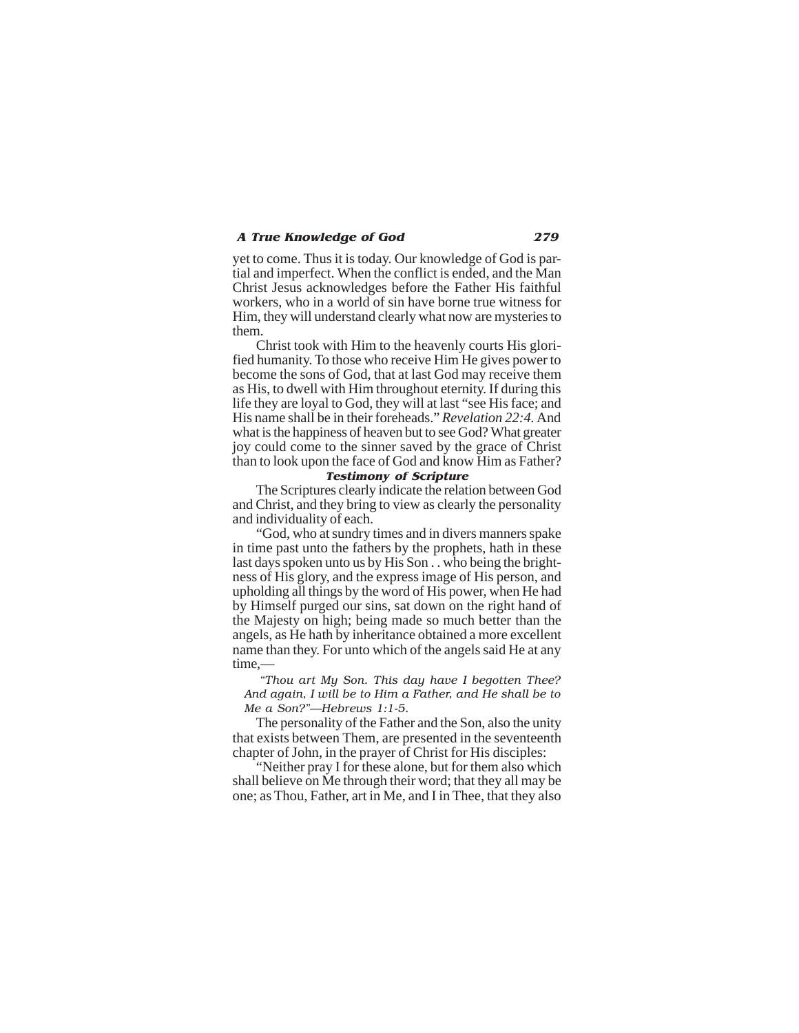yet to come. Thus it is today. Our knowledge of God is partial and imperfect. When the conflict is ended, and the Man Christ Jesus acknowledges before the Father His faithful workers, who in a world of sin have borne true witness for Him, they will understand clearly what now are mysteries to them.

Christ took with Him to the heavenly courts His glorified humanity. To those who receive Him He gives power to become the sons of God, that at last God may receive them as His, to dwell with Him throughout eternity. If during this life they are loyal to God, they will at last "see His face; and His name shall be in their foreheads." *Revelation 22:4.* And what is the happiness of heaven but to see God? What greater joy could come to the sinner saved by the grace of Christ than to look upon the face of God and know Him as Father?

### *Testimony of Scripture*

The Scriptures clearly indicate the relation between God and Christ, and they bring to view as clearly the personality and individuality of each.

"God, who at sundry times and in divers manners spake in time past unto the fathers by the prophets, hath in these last days spoken unto us by His Son . . who being the brightness of His glory, and the express image of His person, and upholding all things by the word of His power, when He had by Himself purged our sins, sat down on the right hand of the Majesty on high; being made so much better than the angels, as He hath by inheritance obtained a more excellent name than they. For unto which of the angels said He at any time,—

> *"Thou art My Son. This day have I begotten Thee? And again, I will be to Him a Father, and He shall be to Me a Son?"—Hebrews 1:1-5.*

The personality of the Father and the Son, also the unity that exists between Them, are presented in the seventeenth chapter of John, in the prayer of Christ for His disciples:

"Neither pray I for these alone, but for them also which shall believe on Me through their word; that they all may be one; as Thou, Father, art in Me, and I in Thee, that they also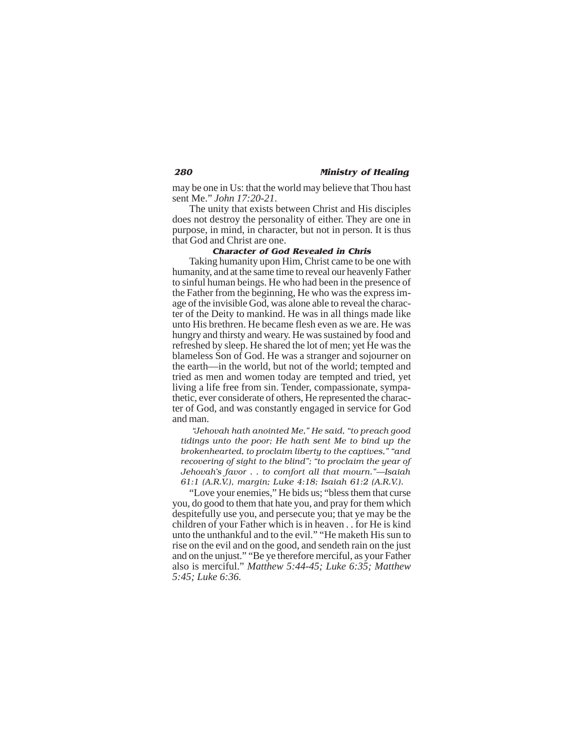may be one in Us: that the world may believe that Thou hast sent Me." *John 17:20-21*.

The unity that exists between Christ and His disciples does not destroy the personality of either. They are one in purpose, in mind, in character, but not in person. It is thus that God and Christ are one.

### Character of God Revealed in Chris

Taking humanity upon Him, Christ came to be one with humanity, and at the same time to reveal our heavenly Father to sinful human beings. He who had been in the presence of the Father from the beginning, He who was the express image of the invisible God, was alone able to reveal the character of the Deity to mankind. He was in all things made like unto His brethren. He became flesh even as we are. He was hungry and thirsty and weary. He was sustained by food and refreshed by sleep. He shared the lot of men; yet He was the blameless Son of God. He was a stranger and sojourner on the earth—in the world, but not of the world; tempted and tried as men and women today are tempted and tried, yet living a life free from sin. Tender, compassionate, sympathetic, ever considerate of others, He represented the character of God, and was constantly engaged in service for God and man.

> *"Jehovah hath anointed Me," He said, "to preach good tidings unto the poor; He hath sent Me to bind up the brokenhearted, to proclaim liberty to the captives," "and recovering of sight to the blind"; "to proclaim the year of Jehovah's favor . . to comfort all that mourn."—Isaiah 61:1 (A.R.V.), margin; Luke 4:18; Isaiah 61:2 (A.R.V.).*

"Love your enemies," He bids us; "bless them that curse you, do good to them that hate you, and pray for them which despitefully use you, and persecute you; that ye may be the children of your Father which is in heaven . . for He is kind unto the unthankful and to the evil." "He maketh His sun to rise on the evil and on the good, and sendeth rain on the just and on the unjust." "Be ye therefore merciful, as your Father also is merciful." *Matthew 5:44-45; Luke 6:35; Matthew 5:45; Luke 6:36.*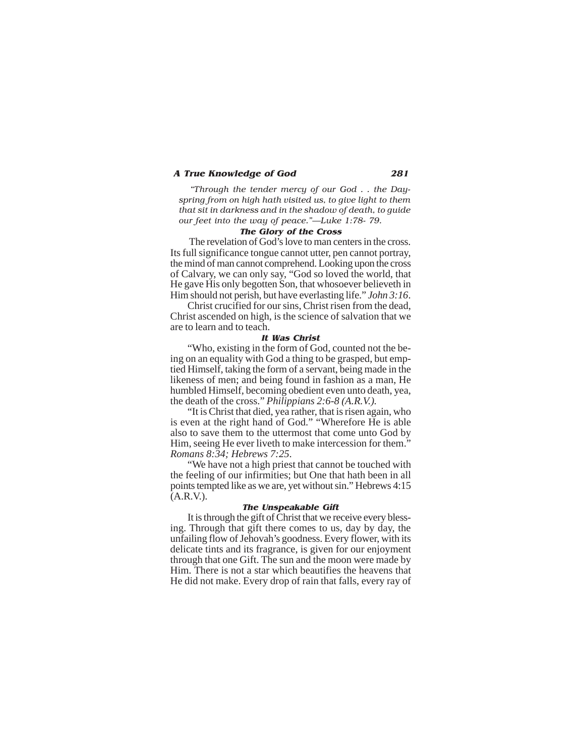*"Through the tender mercy of our God . . the Dayspring from on high hath visited us, to give light to them that sit in darkness and in the shadow of death, to guide our feet into the way of peace."—Luke 1:78- 79.*

### The Glory of the Cross

The revelation of God's love to man centers in the cross. Its full significance tongue cannot utter, pen cannot portray, the mind of man cannot comprehend. Looking upon the cross of Calvary, we can only say, "God so loved the world, that He gave His only begotten Son, that whosoever believeth in Him should not perish, but have everlasting life." *John 3:16*.

Christ crucified for our sins, Christ risen from the dead, Christ ascended on high, is the science of salvation that we are to learn and to teach.

### It Was Christ

"Who, existing in the form of God, counted not the being on an equality with God a thing to be grasped, but emptied Himself, taking the form of a servant, being made in the likeness of men; and being found in fashion as a man, He humbled Himself, becoming obedient even unto death, yea, the death of the cross." *Philippians 2:6-8 (A.R.V.).*

"It is Christ that died, yea rather, that is risen again, who is even at the right hand of God." "Wherefore He is able also to save them to the uttermost that come unto God by Him, seeing He ever liveth to make intercession for them." *Romans 8:34; Hebrews 7:25*.

"We have not a high priest that cannot be touched with the feeling of our infirmities; but One that hath been in all points tempted like as we are, yet without sin." Hebrews 4:15 (A.R.V.).

### The Unspeakable Gift

It is through the gift of Christ that we receive every blessing. Through that gift there comes to us, day by day, the unfailing flow of Jehovah's goodness. Every flower, with its delicate tints and its fragrance, is given for our enjoyment through that one Gift. The sun and the moon were made by Him. There is not a star which beautifies the heavens that He did not make. Every drop of rain that falls, every ray of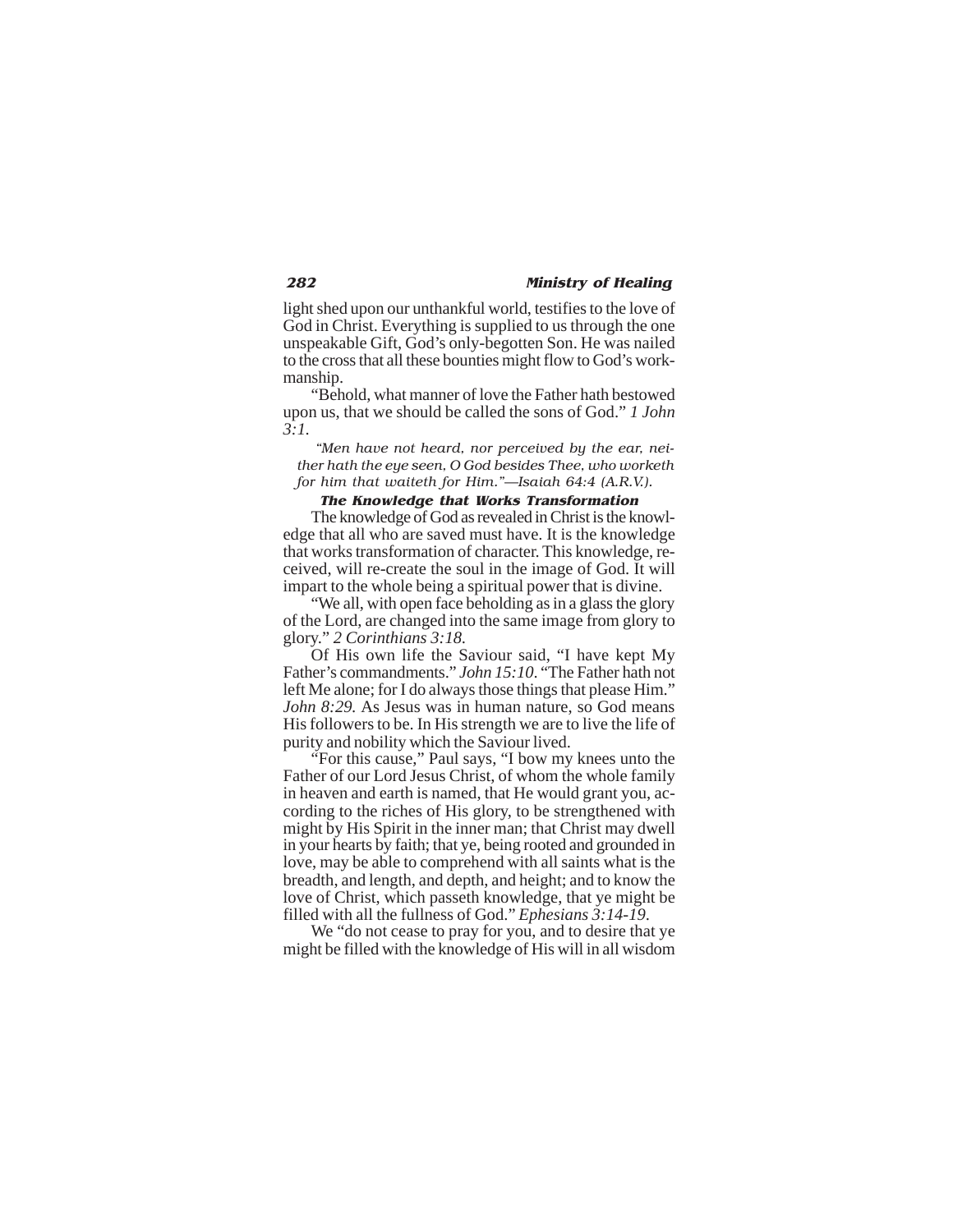light shed upon our unthankful world, testifies to the love of God in Christ. Everything is supplied to us through the one unspeakable Gift, God's only-begotten Son. He was nailed to the cross that all these bounties might flow to God's workmanship.

"Behold, what manner of love the Father hath bestowed upon us, that we should be called the sons of God." *1 John 3:1.*

*"Men have not heard, nor perceived by the ear, neither hath the eye seen, O God besides Thee, who worketh for him that waiteth for Him."—Isaiah 64:4 (A.R.V.).*

### The Knowledge that Works Transformation

The knowledge of God as revealed in Christ is the knowledge that all who are saved must have. It is the knowledge that works transformation of character. This knowledge, received, will re-create the soul in the image of God. It will impart to the whole being a spiritual power that is divine.

"We all, with open face beholding as in a glass the glory of the Lord, are changed into the same image from glory to glory." *2 Corinthians 3:18.*

Of His own life the Saviour said, "I have kept My Father's commandments." *John 15:10.* "The Father hath not left Me alone; for I do always those things that please Him." *John 8:29.* As Jesus was in human nature, so God means His followers to be. In His strength we are to live the life of purity and nobility which the Saviour lived.

"For this cause," Paul says, "I bow my knees unto the Father of our Lord Jesus Christ, of whom the whole family in heaven and earth is named, that He would grant you, according to the riches of His glory, to be strengthened with might by His Spirit in the inner man; that Christ may dwell in your hearts by faith; that ye, being rooted and grounded in love, may be able to comprehend with all saints what is the breadth, and length, and depth, and height; and to know the love of Christ, which passeth knowledge, that ye might be filled with all the fullness of God." *Ephesians 3:14-19.*

We "do not cease to pray for you, and to desire that ye might be filled with the knowledge of His will in all wisdom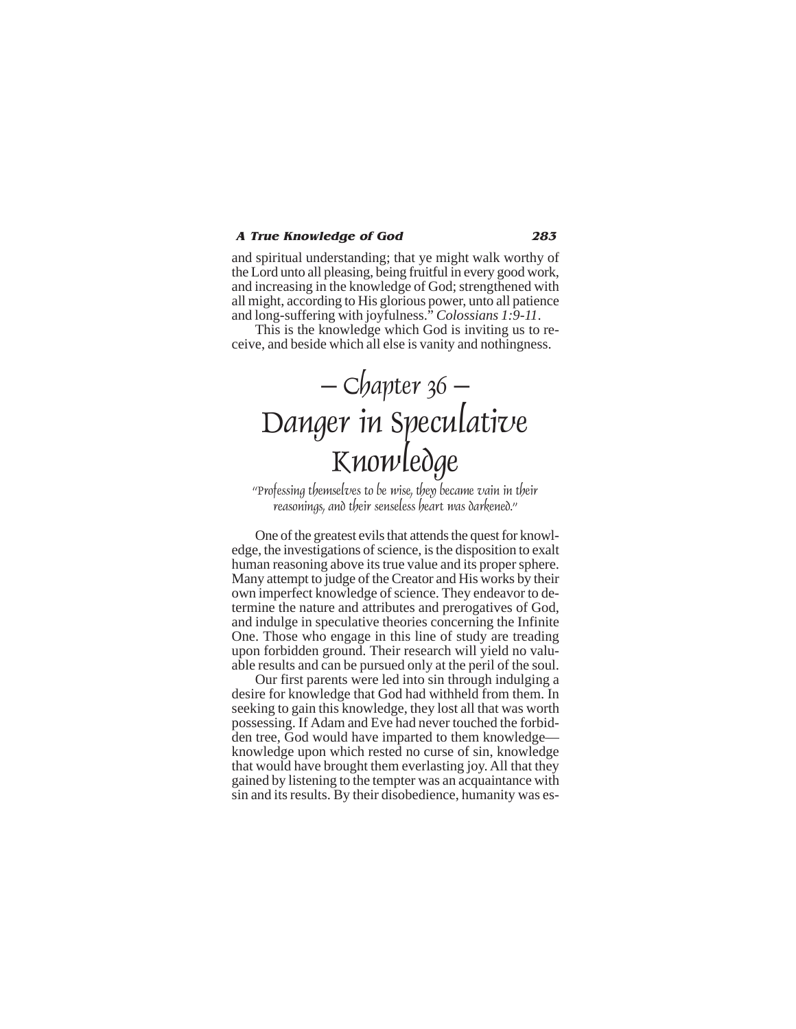and spiritual understanding; that ye might walk worthy of the Lord unto all pleasing, being fruitful in every good work, and increasing in the knowledge of God; strengthened with all might, according to His glorious power, unto all patience and long-suffering with joyfulness." *Colossians 1:9-11*.

This is the knowledge which God is inviting us to receive, and beside which all else is vanity and nothingness.

# – Chapter 36 – Danger in Speculative Knowledge

*"Professing themselves to be wise, they became vain in their reasonings, and their senseless heart was darkened."*

One of the greatest evils that attends the quest for knowledge, the investigations of science, is the disposition to exalt human reasoning above its true value and its proper sphere. Many attempt to judge of the Creator and His works by their own imperfect knowledge of science. They endeavor to determine the nature and attributes and prerogatives of God, and indulge in speculative theories concerning the Infinite One. Those who engage in this line of study are treading upon forbidden ground. Their research will yield no valuable results and can be pursued only at the peril of the soul.

Our first parents were led into sin through indulging a desire for knowledge that God had withheld from them. In seeking to gain this knowledge, they lost all that was worth possessing. If Adam and Eve had never touched the forbidden tree, God would have imparted to them knowledge—knowledge upon which rested no curse of sin, knowledge that would have brought them everlasting joy. All that they gained by listening to the tempter was an acquaintance with sin and its results. By their disobedience, humanity was es-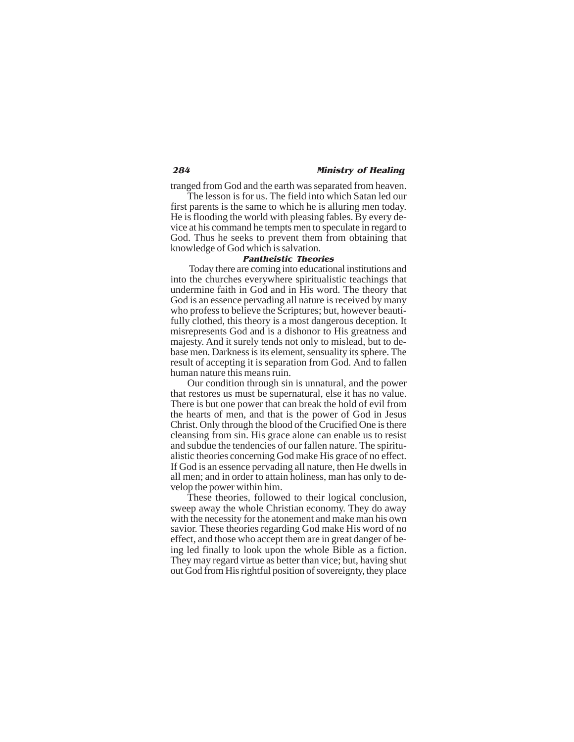tranged from God and the earth was separated from heaven.

The lesson is for us. The field into which Satan led our first parents is the same to which he is alluring men today. He is flooding the world with pleasing fables. By every device at his command he tempts men to speculate in regard to God. Thus he seeks to prevent them from obtaining that knowledge of God which is salvation.

### Pantheistic Theories

Today there are coming into educational institutions and into the churches everywhere spiritualistic teachings that undermine faith in God and in His word. The theory that God is an essence pervading all nature is received by many who profess to believe the Scriptures; but, however beautifully clothed, this theory is a most dangerous deception. It misrepresents God and is a dishonor to His greatness and majesty. And it surely tends not only to mislead, but to debase men. Darkness is its element, sensuality its sphere. The result of accepting it is separation from God. And to fallen human nature this means ruin.

Our condition through sin is unnatural, and the power that restores us must be supernatural, else it has no value. There is but one power that can break the hold of evil from the hearts of men, and that is the power of God in Jesus Christ. Only through the blood of the Crucified One is there cleansing from sin. His grace alone can enable us to resist and subdue the tendencies of our fallen nature. The spiritualistic theories concerning God make His grace of no effect. If God is an essence pervading all nature, then He dwells in all men; and in order to attain holiness, man has only to develop the power within him.

These theories, followed to their logical conclusion, sweep away the whole Christian economy. They do away with the necessity for the atonement and make man his own savior. These theories regarding God make His word of no effect, and those who accept them are in great danger of being led finally to look upon the whole Bible as a fiction. They may regard virtue as better than vice; but, having shut out God from His rightful position of sovereignty, they place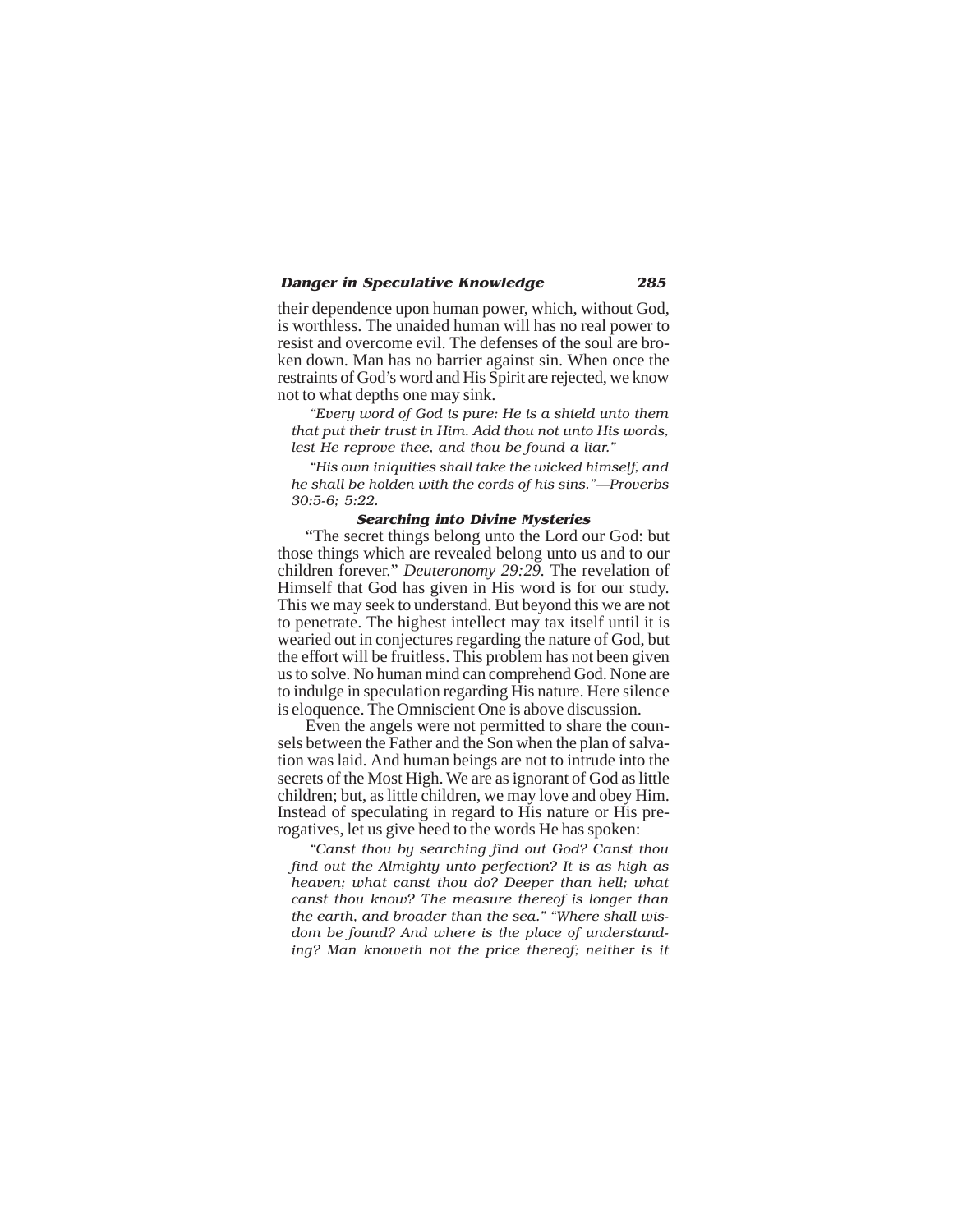their dependence upon human power, which, without God, is worthless. The unaided human will has no real power to resist and overcome evil. The defenses of the soul are broken down. Man has no barrier against sin. When once the restraints of God's word and His Spirit are rejected, we know not to what depths one may sink.

> *"Every word of God is pure: He is a shield unto them that put their trust in Him. Add thou not unto His words, lest He reprove thee, and thou be found a liar."*
>
> *"His own iniquities shall take the wicked himself, and he shall be holden with the cords of his sins."—Proverbs 30:5-6; 5:22.*

### Searching into Divine Mysteries

"The secret things belong unto the Lord our God: but those things which are revealed belong unto us and to our children forever." *Deuteronomy 29:29.* The revelation of Himself that God has given in His word is for our study. This we may seek to understand. But beyond this we are not to penetrate. The highest intellect may tax itself until it is wearied out in conjectures regarding the nature of God, but the effort will be fruitless. This problem has not been given us to solve. No human mind can comprehend God. None are to indulge in speculation regarding His nature. Here silence is eloquence. The Omniscient One is above discussion.

Even the angels were not permitted to share the counsels between the Father and the Son when the plan of salvation was laid. And human beings are not to intrude into the secrets of the Most High. We are as ignorant of God as little children; but, as little children, we may love and obey Him. Instead of speculating in regard to His nature or His prerogatives, let us give heed to the words He has spoken:

> *"Canst thou by searching find out God? Canst thou find out the Almighty unto perfection? It is as high as heaven; what canst thou do? Deeper than hell; what canst thou know? The measure thereof is longer than the earth, and broader than the sea." "Where shall wisdom be found? And where is the place of understanding? Man knoweth not the price thereof; neither is it*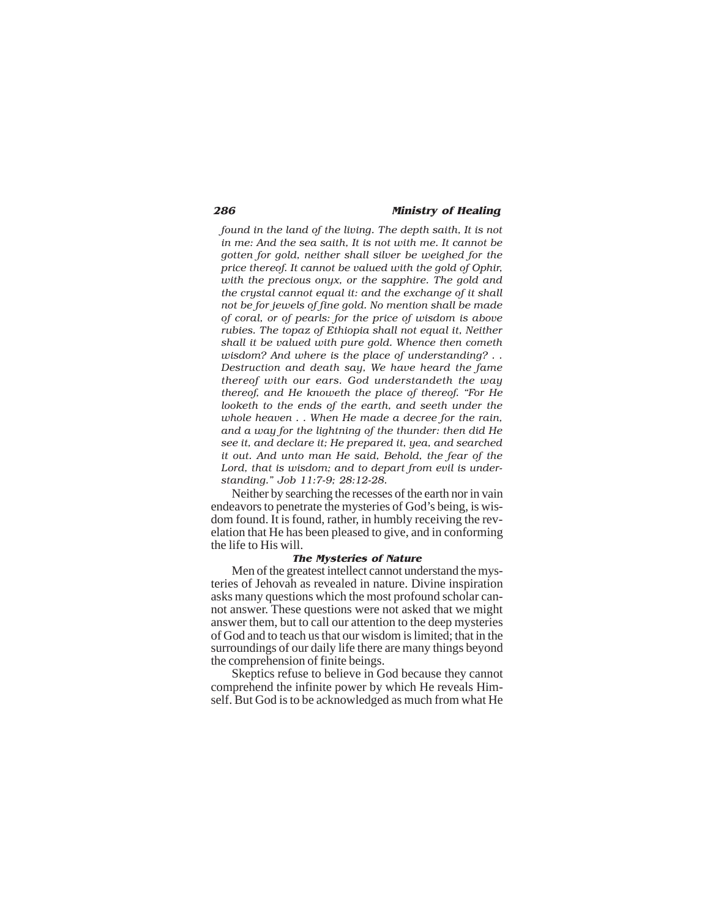*found in the land of the living. The depth saith, It is not in me: And the sea saith, It is not with me. It cannot be gotten for gold, neither shall silver be weighed for the price thereof. It cannot be valued with the gold of Ophir, with the precious onyx, or the sapphire. The gold and the crystal cannot equal it: and the exchange of it shall not be for jewels of fine gold. No mention shall be made of coral, or of pearls: for the price of wisdom is above rubies. The topaz of Ethiopia shall not equal it, Neither shall it be valued with pure gold. Whence then cometh wisdom? And where is the place of understanding? . . Destruction and death say, We have heard the fame thereof with our ears. God understandeth the way thereof, and He knoweth the place of thereof. "For He looketh to the ends of the earth, and seeth under the whole heaven . . When He made a decree for the rain, and a way for the lightning of the thunder: then did He see it, and declare it; He prepared it, yea, and searched it out. And unto man He said, Behold, the fear of the Lord, that is wisdom; and to depart from evil is understanding." Job 11:7-9; 28:12-28.*

Neither by searching the recesses of the earth nor in vain endeavors to penetrate the mysteries of God's being, is wisdom found. It is found, rather, in humbly receiving the revelation that He has been pleased to give, and in conforming the life to His will.

### The Mysteries of Nature

Men of the greatest intellect cannot understand the mysteries of Jehovah as revealed in nature. Divine inspiration asks many questions which the most profound scholar cannot answer. These questions were not asked that we might answer them, but to call our attention to the deep mysteries of God and to teach us that our wisdom is limited; that in the surroundings of our daily life there are many things beyond the comprehension of finite beings.

Skeptics refuse to believe in God because they cannot comprehend the infinite power by which He reveals Himself. But God is to be acknowledged as much from what He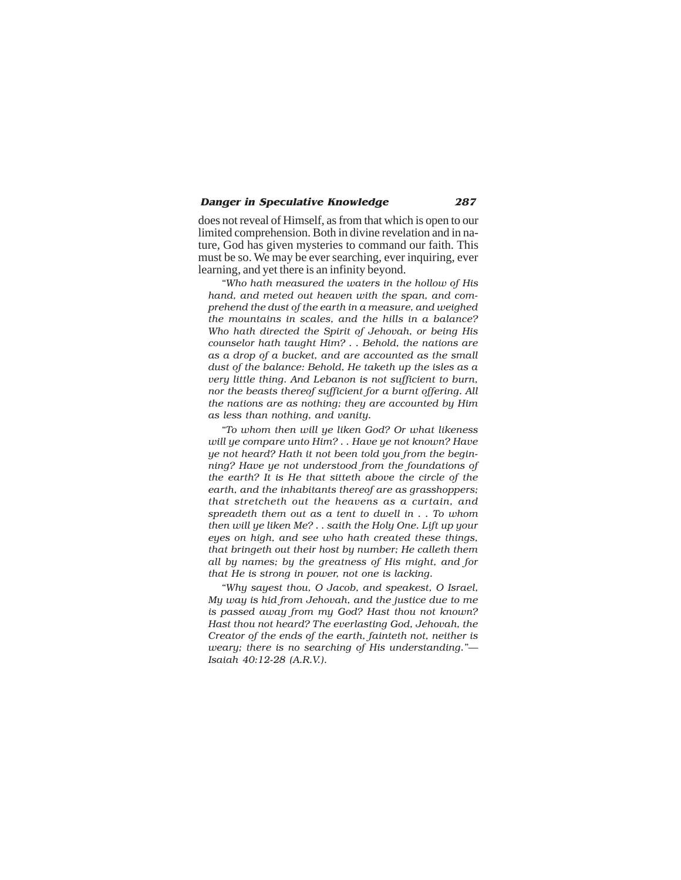does not reveal of Himself, as from that which is open to our limited comprehension. Both in divine revelation and in nature, God has given mysteries to command our faith. This must be so. We may be ever searching, ever inquiring, ever learning, and yet there is an infinity beyond.

*"Who hath measured the waters in the hollow of His hand, and meted out heaven with the span, and comprehend the dust of the earth in a measure, and weighed the mountains in scales, and the hills in a balance? Who hath directed the Spirit of Jehovah, or being His counselor hath taught Him? . . Behold, the nations are as a drop of a bucket, and are accounted as the small dust of the balance: Behold, He taketh up the isles as a very little thing. And Lebanon is not sufficient to burn, nor the beasts thereof sufficient for a burnt offering. All the nations are as nothing; they are accounted by Him as less than nothing, and vanity.*

*"To whom then will ye liken God? Or what likeness will ye compare unto Him? . . Have ye not known? Have ye not heard? Hath it not been told you from the beginning? Have ye not understood from the foundations of the earth? It is He that sitteth above the circle of the earth, and the inhabitants thereof are as grasshoppers; that stretcheth out the heavens as a curtain, and spreadeth them out as a tent to dwell in . . To whom then will ye liken Me? . . saith the Holy One. Lift up your eyes on high, and see who hath created these things, that bringeth out their host by number; He calleth them all by names; by the greatness of His might, and for that He is strong in power, not one is lacking.*

*"Why sayest thou, O Jacob, and speakest, O Israel, My way is hid from Jehovah, and the justice due to me is passed away from my God? Hast thou not known? Hast thou not heard? The everlasting God, Jehovah, the Creator of the ends of the earth, fainteth not, neither is weary; there is no searching of His understanding."—Isaiah 40:12-28 (A.R.V.).*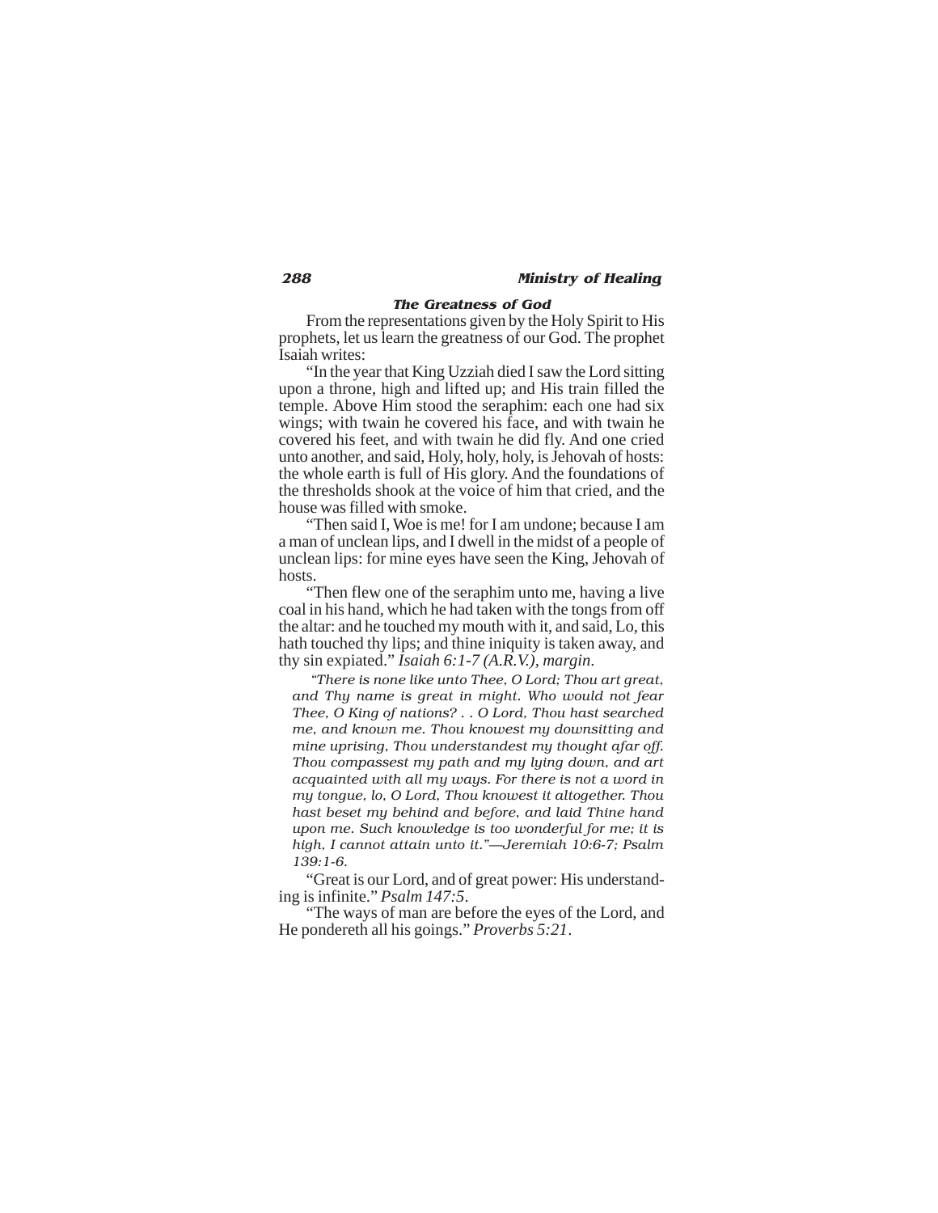### The Greatness of God

From the representations given by the Holy Spirit to His prophets, let us learn the greatness of our God. The prophet Isaiah writes:

"In the year that King Uzziah died I saw the Lord sitting upon a throne, high and lifted up; and His train filled the temple. Above Him stood the seraphim: each one had six wings; with twain he covered his face, and with twain he covered his feet, and with twain he did fly. And one cried unto another, and said, Holy, holy, holy, is Jehovah of hosts: the whole earth is full of His glory. And the foundations of the thresholds shook at the voice of him that cried, and the house was filled with smoke.

"Then said I, Woe is me! for I am undone; because I am a man of unclean lips, and I dwell in the midst of a people of unclean lips: for mine eyes have seen the King, Jehovah of hosts.

"Then flew one of the seraphim unto me, having a live coal in his hand, which he had taken with the tongs from off the altar: and he touched my mouth with it, and said, Lo, this hath touched thy lips; and thine iniquity is taken away, and thy sin expiated." *Isaiah 6:1-7 (A.R.V.), margin*.

> *"There is none like unto Thee, O Lord; Thou art great, and Thy name is great in might. Who would not fear Thee, O King of nations? . . O Lord, Thou hast searched me, and known me. Thou knowest my downsitting and mine uprising, Thou understandest my thought afar off. Thou compassest my path and my lying down, and art acquainted with all my ways. For there is not a word in my tongue, lo, O Lord, Thou knowest it altogether. Thou hast beset my behind and before, and laid Thine hand upon me. Such knowledge is too wonderful for me; it is high, I cannot attain unto it."—Jeremiah 10:6-7; Psalm 139:1-6.*

"Great is our Lord, and of great power: His understanding is infinite." *Psalm 147:5*.

"The ways of man are before the eyes of the Lord, and He pondereth all his goings." *Proverbs 5:21*.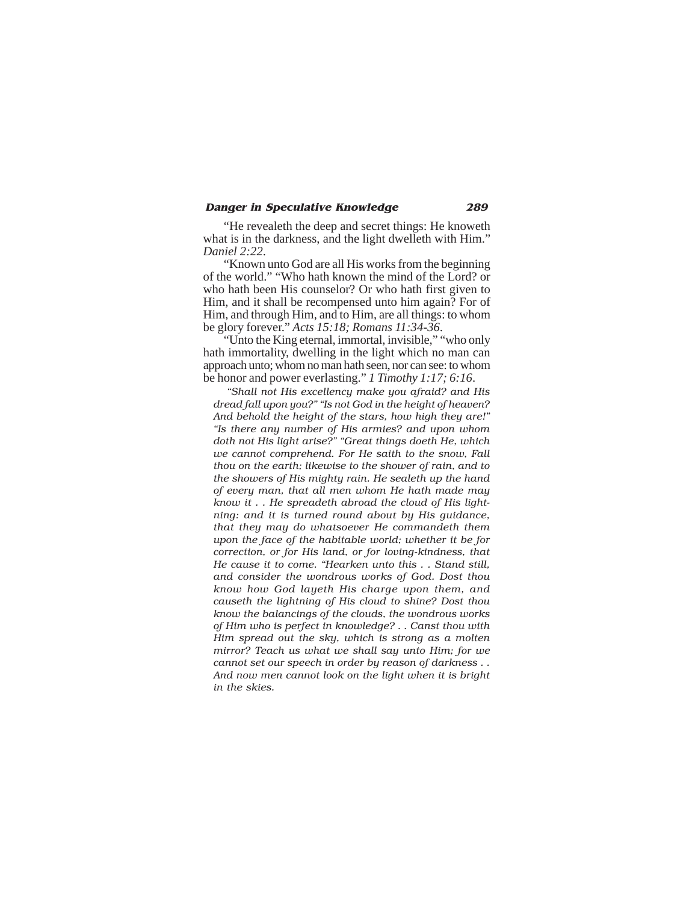"He revealeth the deep and secret things: He knoweth what is in the darkness, and the light dwelleth with Him." *Daniel 2:22*.

"Known unto God are all His works from the beginning of the world." "Who hath known the mind of the Lord? or who hath been His counselor? Or who hath first given to Him, and it shall be recompensed unto him again? For of Him, and through Him, and to Him, are all things: to whom be glory forever." *Acts 15:18; Romans 11:34-36*.

"Unto the King eternal, immortal, invisible," "who only hath immortality, dwelling in the light which no man can approach unto; whom no man hath seen, nor can see: to whom be honor and power everlasting." *1 Timothy 1:17; 6:16*.

> *"Shall not His excellency make you afraid? and His dread fall upon you?" "Is not God in the height of heaven? And behold the height of the stars, how high they are!" "Is there any number of His armies? and upon whom doth not His light arise?" "Great things doeth He, which we cannot comprehend. For He saith to the snow, Fall thou on the earth; likewise to the shower of rain, and to the showers of His mighty rain. He sealeth up the hand of every man, that all men whom He hath made may know it . . He spreadeth abroad the cloud of His lightning: and it is turned round about by His guidance, that they may do whatsoever He commandeth them upon the face of the habitable world; whether it be for correction, or for His land, or for loving-kindness, that He cause it to come. "Hearken unto this . . Stand still, and consider the wondrous works of God. Dost thou know how God layeth His charge upon them, and causeth the lightning of His cloud to shine? Dost thou know the balancings of the clouds, the wondrous works of Him who is perfect in knowledge? . . Canst thou with Him spread out the sky, which is strong as a molten mirror? Teach us what we shall say unto Him; for we cannot set our speech in order by reason of darkness . . And now men cannot look on the light when it is bright in the skies.*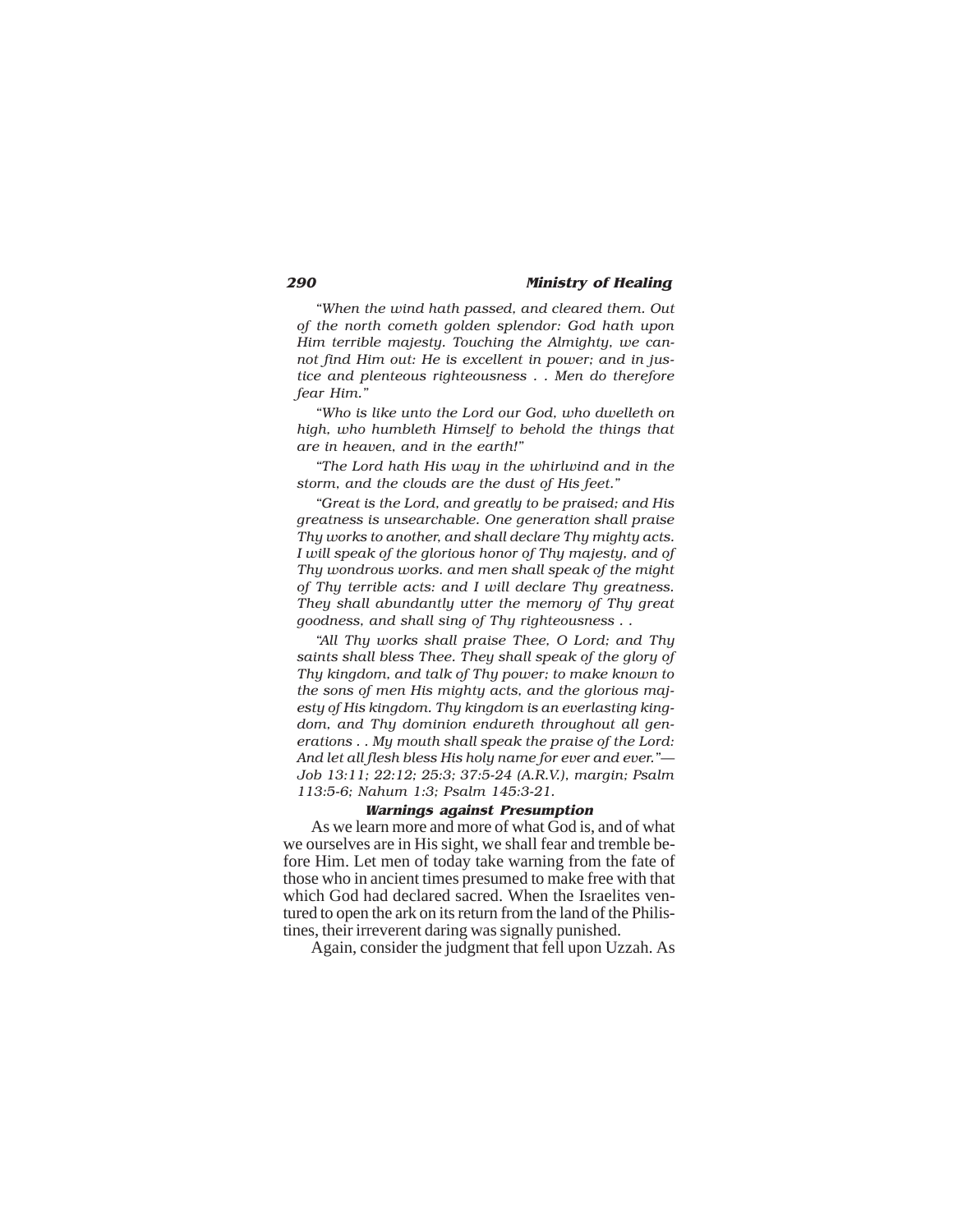*"When the wind hath passed, and cleared them. Out of the north cometh golden splendor: God hath upon Him terrible majesty. Touching the Almighty, we cannot find Him out: He is excellent in power; and in justice and plenteous righteousness . . Men do therefore fear Him."*

*"Who is like unto the Lord our God, who dwelleth on high, who humbleth Himself to behold the things that are in heaven, and in the earth!"*

*"The Lord hath His way in the whirlwind and in the storm, and the clouds are the dust of His feet."*

*"Great is the Lord, and greatly to be praised; and His greatness is unsearchable. One generation shall praise Thy works to another, and shall declare Thy mighty acts. I will speak of the glorious honor of Thy majesty, and of Thy wondrous works. and men shall speak of the might of Thy terrible acts: and I will declare Thy greatness. They shall abundantly utter the memory of Thy great goodness, and shall sing of Thy righteousness . .*

*"All Thy works shall praise Thee, O Lord; and Thy saints shall bless Thee. They shall speak of the glory of Thy kingdom, and talk of Thy power; to make known to the sons of men His mighty acts, and the glorious majesty of His kingdom. Thy kingdom is an everlasting kingdom, and Thy dominion endureth throughout all generations . . My mouth shall speak the praise of the Lord: And let all flesh bless His holy name for ever and ever."—Job 13:11; 22:12; 25:3; 37:5-24 (A.R.V.), margin; Psalm 113:5-6; Nahum 1:3; Psalm 145:3-21.*

### Warnings against Presumption

As we learn more and more of what God is, and of what we ourselves are in His sight, we shall fear and tremble before Him. Let men of today take warning from the fate of those who in ancient times presumed to make free with that which God had declared sacred. When the Israelites ventured to open the ark on its return from the land of the Philistines, their irreverent daring was signally punished.

Again, consider the judgment that fell upon Uzzah. As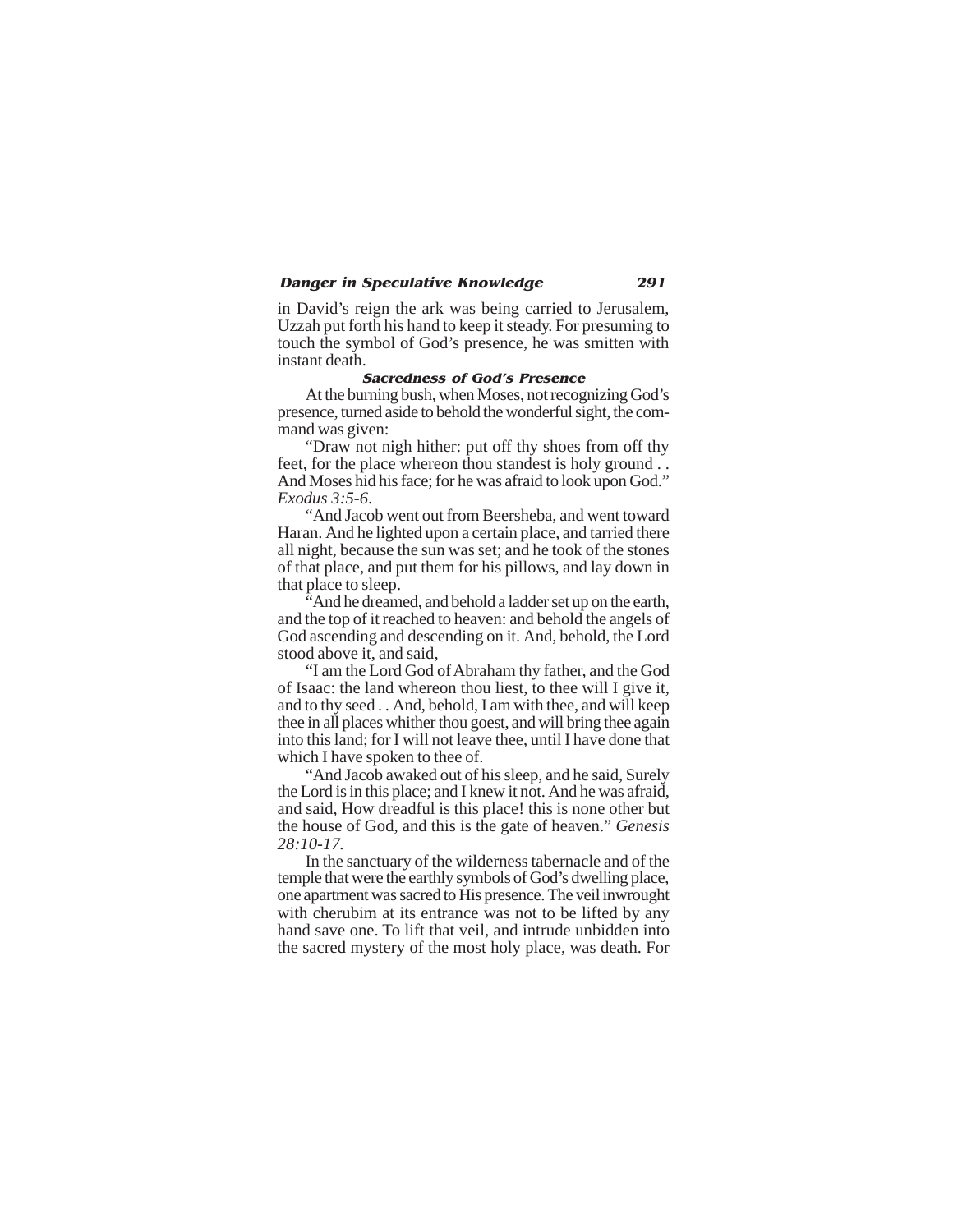in David's reign the ark was being carried to Jerusalem, Uzzah put forth his hand to keep it steady. For presuming to touch the symbol of God's presence, he was smitten with instant death.

### Sacredness of God's Presence

At the burning bush, when Moses, not recognizing God's presence, turned aside to behold the wonderful sight, the command was given:

"Draw not nigh hither: put off thy shoes from off thy feet, for the place whereon thou standest is holy ground . . And Moses hid his face; for he was afraid to look upon God." *Exodus 3:5-6*.

"And Jacob went out from Beersheba, and went toward Haran. And he lighted upon a certain place, and tarried there all night, because the sun was set; and he took of the stones of that place, and put them for his pillows, and lay down in that place to sleep.

"And he dreamed, and behold a ladder set up on the earth, and the top of it reached to heaven: and behold the angels of God ascending and descending on it. And, behold, the Lord stood above it, and said,

"I am the Lord God of Abraham thy father, and the God of Isaac: the land whereon thou liest, to thee will I give it, and to thy seed . . And, behold, I am with thee, and will keep thee in all places whither thou goest, and will bring thee again into this land; for I will not leave thee, until I have done that which I have spoken to thee of.

"And Jacob awaked out of his sleep, and he said, Surely the Lord is in this place; and I knew it not. And he was afraid, and said, How dreadful is this place! this is none other but the house of God, and this is the gate of heaven." *Genesis 28:10-17*.

In the sanctuary of the wilderness tabernacle and of the temple that were the earthly symbols of God's dwelling place, one apartment was sacred to His presence. The veil inwrought with cherubim at its entrance was not to be lifted by any hand save one. To lift that veil, and intrude unbidden into the sacred mystery of the most holy place, was death. For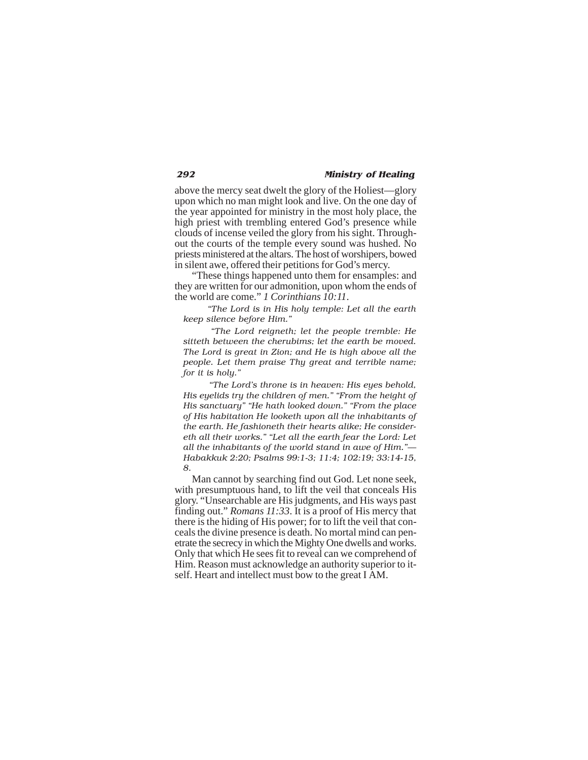above the mercy seat dwelt the glory of the Holiest—glory upon which no man might look and live. On the one day of the year appointed for ministry in the most holy place, the high priest with trembling entered God's presence while clouds of incense veiled the glory from his sight. Throughout the courts of the temple every sound was hushed. No priests ministered at the altars. The host of worshipers, bowed in silent awe, offered their petitions for God's mercy.

"These things happened unto them for ensamples: and they are written for our admonition, upon whom the ends of the world are come." *1 Corinthians 10:11*.

> *"The Lord is in His holy temple: Let all the earth keep silence before Him."*
>
> *"The Lord reigneth; let the people tremble: He sitteth between the cherubims; let the earth be moved. The Lord is great in Zion; and He is high above all the people. Let them praise Thy great and terrible name; for it is holy."*
>
> *"The Lord's throne is in heaven: His eyes behold, His eyelids try the children of men." "From the height of His sanctuary" "He hath looked down." "From the place of His habitation He looketh upon all the inhabitants of the earth. He fashioneth their hearts alike; He considereth all their works." "Let all the earth fear the Lord: Let all the inhabitants of the world stand in awe of Him."—Habakkuk 2:20; Psalms 99:1-3; 11:4; 102:19; 33:14-15, 8.*

Man cannot by searching find out God. Let none seek, with presumptuous hand, to lift the veil that conceals His glory. "Unsearchable are His judgments, and His ways past finding out." *Romans 11:33*. It is a proof of His mercy that there is the hiding of His power; for to lift the veil that conceals the divine presence is death. No mortal mind can penetrate the secrecy in which the Mighty One dwells and works. Only that which He sees fit to reveal can we comprehend of Him. Reason must acknowledge an authority superior to itself. Heart and intellect must bow to the great I AM.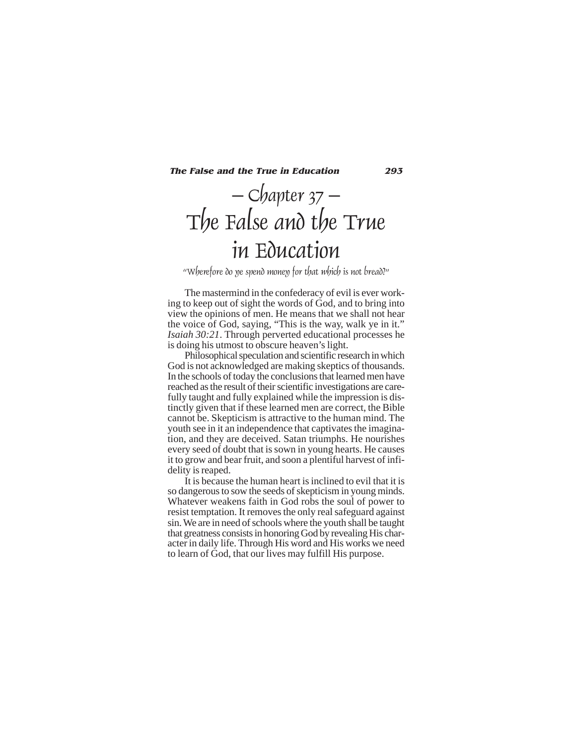# — Chapter 37 —
# The False and the True in Education

*"Wherefore do ye spend money for that which is not bread?"*

The mastermind in the confederacy of evil is ever working to keep out of sight the words of God, and to bring into view the opinions of men. He means that we shall not hear the voice of God, saying, "This is the way, walk ye in it." *Isaiah 30:21*. Through perverted educational processes he is doing his utmost to obscure heaven's light.

Philosophical speculation and scientific research in which God is not acknowledged are making skeptics of thousands. In the schools of today the conclusions that learned men have reached as the result of their scientific investigations are carefully taught and fully explained while the impression is distinctly given that if these learned men are correct, the Bible cannot be. Skepticism is attractive to the human mind. The youth see in it an independence that captivates the imagination, and they are deceived. Satan triumphs. He nourishes every seed of doubt that is sown in young hearts. He causes it to grow and bear fruit, and soon a plentiful harvest of infidelity is reaped.

It is because the human heart is inclined to evil that it is so dangerous to sow the seeds of skepticism in young minds. Whatever weakens faith in God robs the soul of power to resist temptation. It removes the only real safeguard against sin. We are in need of schools where the youth shall be taught that greatness consists in honoring God by revealing His character in daily life. Through His word and His works we need to learn of God, that our lives may fulfill His purpose.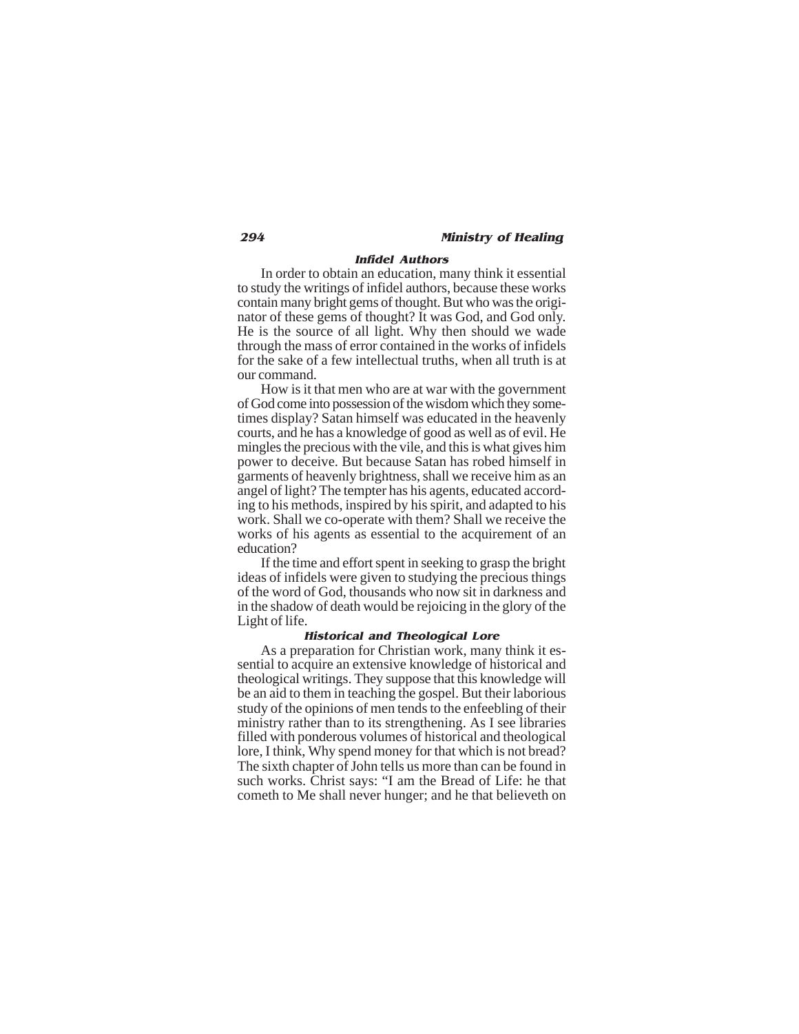### Infidel Authors

In order to obtain an education, many think it essential to study the writings of infidel authors, because these works contain many bright gems of thought. But who was the originator of these gems of thought? It was God, and God only. He is the source of all light. Why then should we wade through the mass of error contained in the works of infidels for the sake of a few intellectual truths, when all truth is at our command.

How is it that men who are at war with the government of God come into possession of the wisdom which they sometimes display? Satan himself was educated in the heavenly courts, and he has a knowledge of good as well as of evil. He mingles the precious with the vile, and this is what gives him power to deceive. But because Satan has robed himself in garments of heavenly brightness, shall we receive him as an angel of light? The tempter has his agents, educated according to his methods, inspired by his spirit, and adapted to his work. Shall we co-operate with them? Shall we receive the works of his agents as essential to the acquirement of an education?

If the time and effort spent in seeking to grasp the bright ideas of infidels were given to studying the precious things of the word of God, thousands who now sit in darkness and in the shadow of death would be rejoicing in the glory of the Light of life.

### Historical and Theological Lore

As a preparation for Christian work, many think it essential to acquire an extensive knowledge of historical and theological writings. They suppose that this knowledge will be an aid to them in teaching the gospel. But their laborious study of the opinions of men tends to the enfeebling of their ministry rather than to its strengthening. As I see libraries filled with ponderous volumes of historical and theological lore, I think, Why spend money for that which is not bread? The sixth chapter of John tells us more than can be found in such works. Christ says: "I am the Bread of Life: he that cometh to Me shall never hunger; and he that believeth on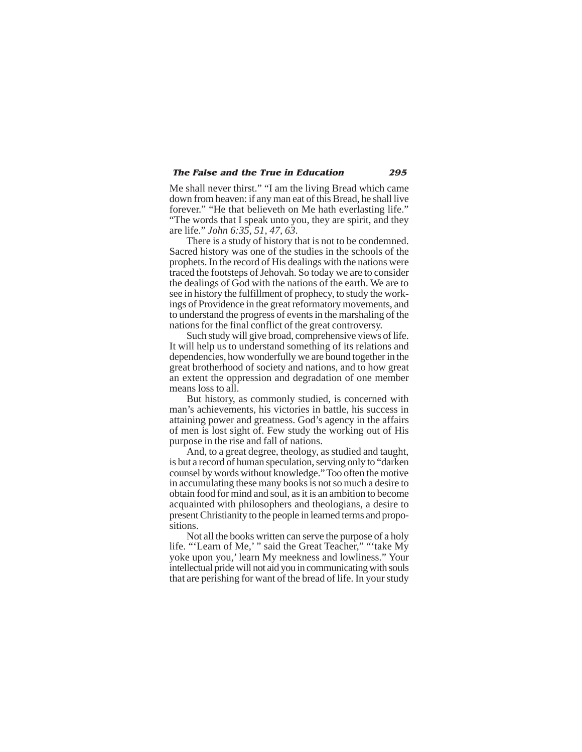Me shall never thirst." "I am the living Bread which came down from heaven: if any man eat of this Bread, he shall live forever." "He that believeth on Me hath everlasting life." "The words that I speak unto you, they are spirit, and they are life." *John 6:35, 51, 47, 63.*

There is a study of history that is not to be condemned. Sacred history was one of the studies in the schools of the prophets. In the record of His dealings with the nations were traced the footsteps of Jehovah. So today we are to consider the dealings of God with the nations of the earth. We are to see in history the fulfillment of prophecy, to study the workings of Providence in the great reformatory movements, and to understand the progress of events in the marshaling of the nations for the final conflict of the great controversy.

Such study will give broad, comprehensive views of life. It will help us to understand something of its relations and dependencies, how wonderfully we are bound together in the great brotherhood of society and nations, and to how great an extent the oppression and degradation of one member means loss to all.

But history, as commonly studied, is concerned with man's achievements, his victories in battle, his success in attaining power and greatness. God's agency in the affairs of men is lost sight of. Few study the working out of His purpose in the rise and fall of nations.

And, to a great degree, theology, as studied and taught, is but a record of human speculation, serving only to "darken counsel by words without knowledge." Too often the motive in accumulating these many books is not so much a desire to obtain food for mind and soul, as it is an ambition to become acquainted with philosophers and theologians, a desire to present Christianity to the people in learned terms and propositions.

Not all the books written can serve the purpose of a holy life. "'Learn of Me,' " said the Great Teacher," "'take My yoke upon you,' learn My meekness and lowliness." Your intellectual pride will not aid you in communicating with souls that are perishing for want of the bread of life. In your study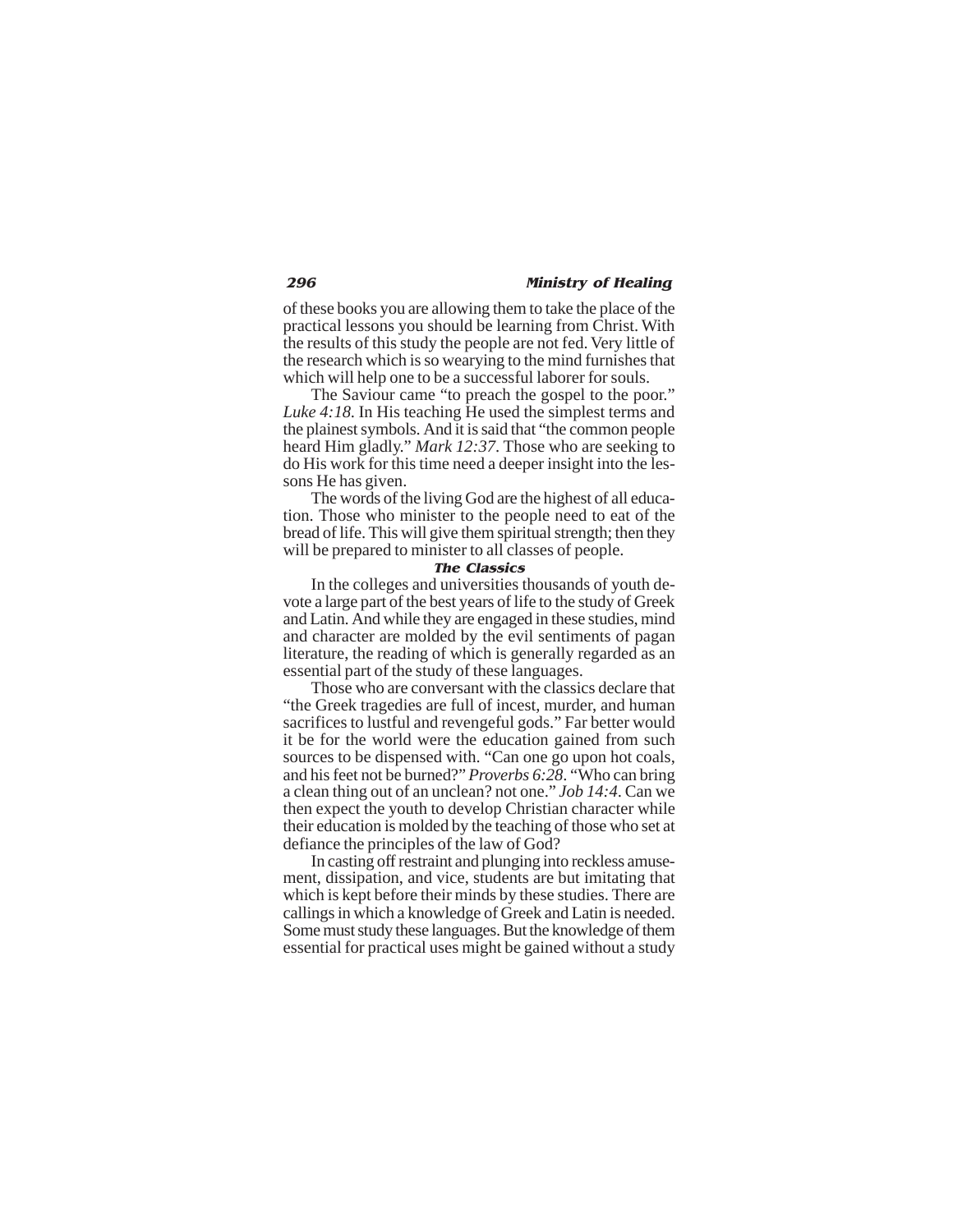of these books you are allowing them to take the place of the practical lessons you should be learning from Christ. With the results of this study the people are not fed. Very little of the research which is so wearying to the mind furnishes that which will help one to be a successful laborer for souls.

The Saviour came "to preach the gospel to the poor." *Luke 4:18*. In His teaching He used the simplest terms and the plainest symbols. And it is said that "the common people heard Him gladly." *Mark 12:37*. Those who are seeking to do His work for this time need a deeper insight into the lessons He has given.

The words of the living God are the highest of all education. Those who minister to the people need to eat of the bread of life. This will give them spiritual strength; then they will be prepared to minister to all classes of people.

### The Classics

In the colleges and universities thousands of youth devote a large part of the best years of life to the study of Greek and Latin. And while they are engaged in these studies, mind and character are molded by the evil sentiments of pagan literature, the reading of which is generally regarded as an essential part of the study of these languages.

Those who are conversant with the classics declare that "the Greek tragedies are full of incest, murder, and human sacrifices to lustful and revengeful gods." Far better would it be for the world were the education gained from such sources to be dispensed with. "Can one go upon hot coals, and his feet not be burned?" *Proverbs 6:28*. "Who can bring a clean thing out of an unclean? not one." *Job 14:4*. Can we then expect the youth to develop Christian character while their education is molded by the teaching of those who set at defiance the principles of the law of God?

In casting off restraint and plunging into reckless amusement, dissipation, and vice, students are but imitating that which is kept before their minds by these studies. There are callings in which a knowledge of Greek and Latin is needed. Some must study these languages. But the knowledge of them essential for practical uses might be gained without a study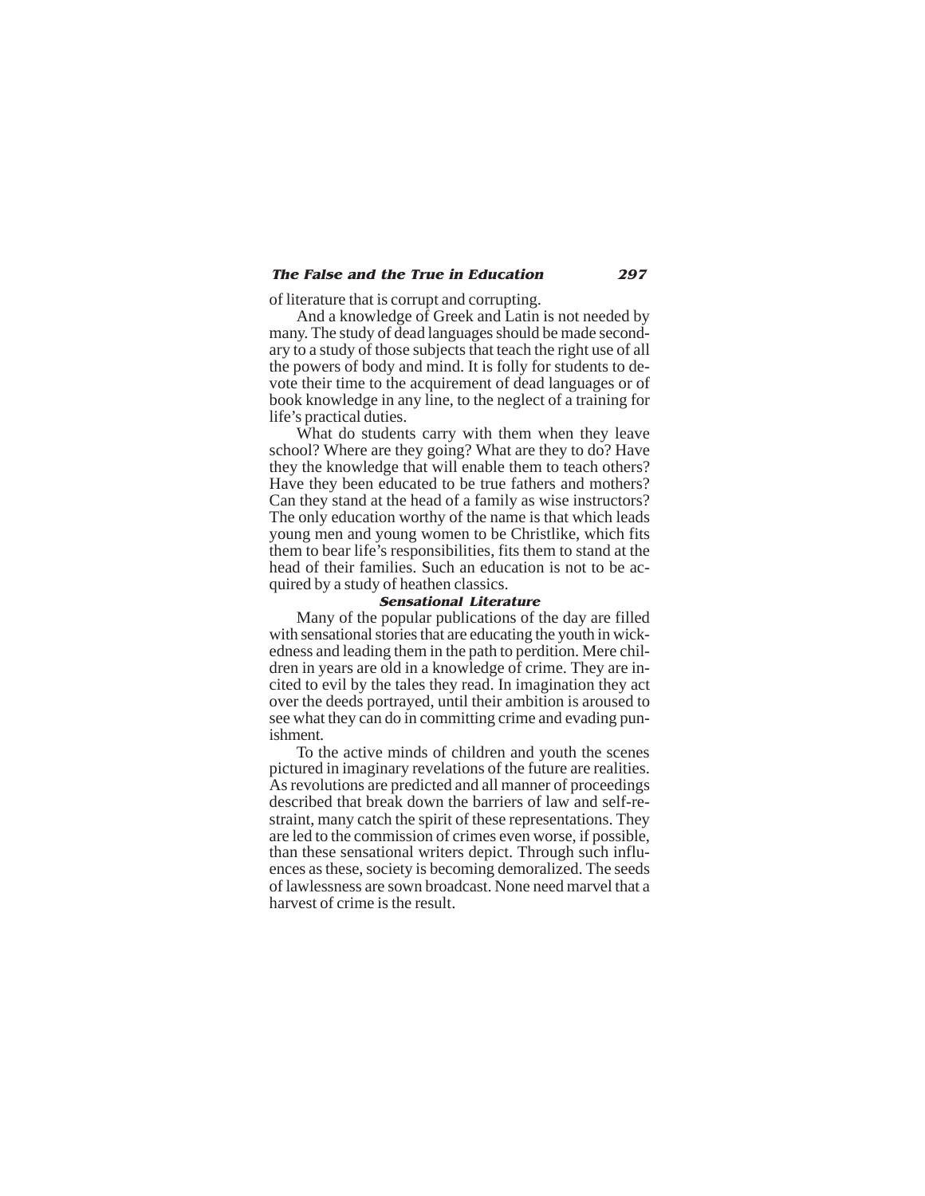of literature that is corrupt and corrupting.

And a knowledge of Greek and Latin is not needed by many. The study of dead languages should be made secondary to a study of those subjects that teach the right use of all the powers of body and mind. It is folly for students to devote their time to the acquirement of dead languages or of book knowledge in any line, to the neglect of a training for life's practical duties.

What do students carry with them when they leave school? Where are they going? What are they to do? Have they the knowledge that will enable them to teach others? Have they been educated to be true fathers and mothers? Can they stand at the head of a family as wise instructors? The only education worthy of the name is that which leads young men and young women to be Christlike, which fits them to bear life's responsibilities, fits them to stand at the head of their families. Such an education is not to be acquired by a study of heathen classics.

### Sensational Literature

Many of the popular publications of the day are filled with sensational stories that are educating the youth in wickedness and leading them in the path to perdition. Mere children in years are old in a knowledge of crime. They are incited to evil by the tales they read. In imagination they act over the deeds portrayed, until their ambition is aroused to see what they can do in committing crime and evading punishment.

To the active minds of children and youth the scenes pictured in imaginary revelations of the future are realities. As revolutions are predicted and all manner of proceedings described that break down the barriers of law and self-restraint, many catch the spirit of these representations. They are led to the commission of crimes even worse, if possible, than these sensational writers depict. Through such influences as these, society is becoming demoralized. The seeds of lawlessness are sown broadcast. None need marvel that a harvest of crime is the result.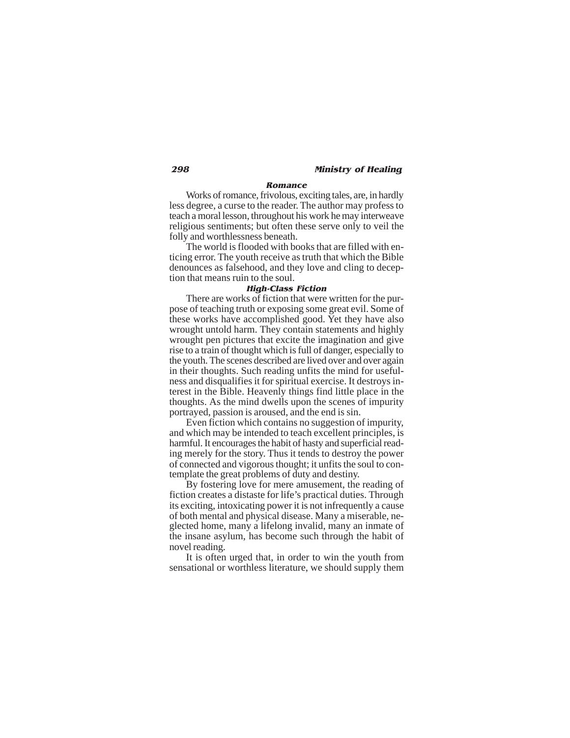### *Romance*

Works of romance, frivolous, exciting tales, are, in hardly less degree, a curse to the reader. The author may profess to teach a moral lesson, throughout his work he may interweave religious sentiments; but often these serve only to veil the folly and worthlessness beneath.

The world is flooded with books that are filled with enticing error. The youth receive as truth that which the Bible denounces as falsehood, and they love and cling to deception that means ruin to the soul.

### *High-Class Fiction*

There are works of fiction that were written for the purpose of teaching truth or exposing some great evil. Some of these works have accomplished good. Yet they have also wrought untold harm. They contain statements and highly wrought pen pictures that excite the imagination and give rise to a train of thought which is full of danger, especially to the youth. The scenes described are lived over and over again in their thoughts. Such reading unfits the mind for usefulness and disqualifies it for spiritual exercise. It destroys interest in the Bible. Heavenly things find little place in the thoughts. As the mind dwells upon the scenes of impurity portrayed, passion is aroused, and the end is sin.

Even fiction which contains no suggestion of impurity, and which may be intended to teach excellent principles, is harmful. It encourages the habit of hasty and superficial reading merely for the story. Thus it tends to destroy the power of connected and vigorous thought; it unfits the soul to contemplate the great problems of duty and destiny.

By fostering love for mere amusement, the reading of fiction creates a distaste for life's practical duties. Through its exciting, intoxicating power it is not infrequently a cause of both mental and physical disease. Many a miserable, neglected home, many a lifelong invalid, many an inmate of the insane asylum, has become such through the habit of novel reading.

It is often urged that, in order to win the youth from sensational or worthless literature, we should supply them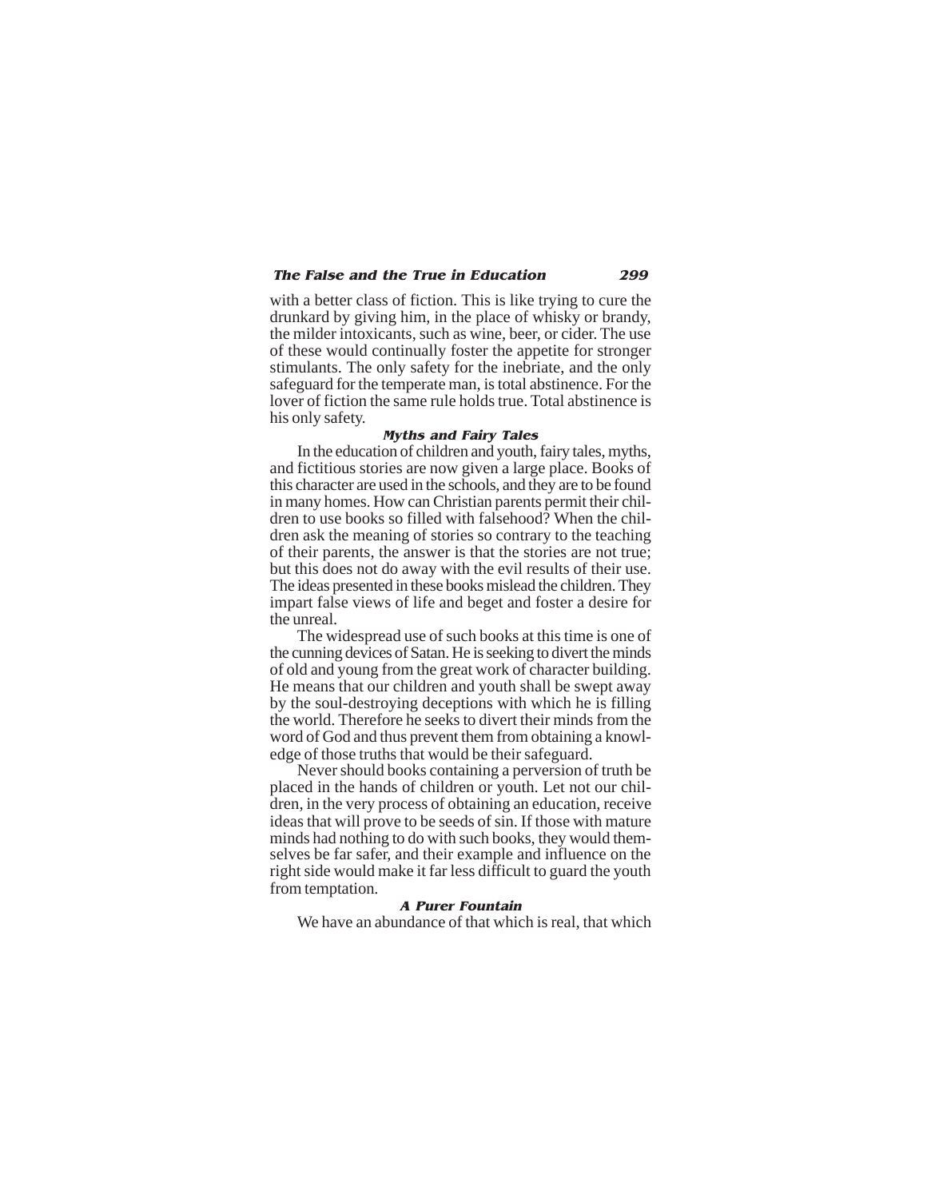with a better class of fiction. This is like trying to cure the drunkard by giving him, in the place of whisky or brandy, the milder intoxicants, such as wine, beer, or cider. The use of these would continually foster the appetite for stronger stimulants. The only safety for the inebriate, and the only safeguard for the temperate man, is total abstinence. For the lover of fiction the same rule holds true. Total abstinence is his only safety.

### *Myths and Fairy Tales*

In the education of children and youth, fairy tales, myths, and fictitious stories are now given a large place. Books of this character are used in the schools, and they are to be found in many homes. How can Christian parents permit their children to use books so filled with falsehood? When the children ask the meaning of stories so contrary to the teaching of their parents, the answer is that the stories are not true; but this does not do away with the evil results of their use. The ideas presented in these books mislead the children. They impart false views of life and beget and foster a desire for the unreal.

The widespread use of such books at this time is one of the cunning devices of Satan. He is seeking to divert the minds of old and young from the great work of character building. He means that our children and youth shall be swept away by the soul-destroying deceptions with which he is filling the world. Therefore he seeks to divert their minds from the word of God and thus prevent them from obtaining a knowledge of those truths that would be their safeguard.

Never should books containing a perversion of truth be placed in the hands of children or youth. Let not our children, in the very process of obtaining an education, receive ideas that will prove to be seeds of sin. If those with mature minds had nothing to do with such books, they would themselves be far safer, and their example and influence on the right side would make it far less difficult to guard the youth from temptation.

### *A Purer Fountain*

We have an abundance of that which is real, that which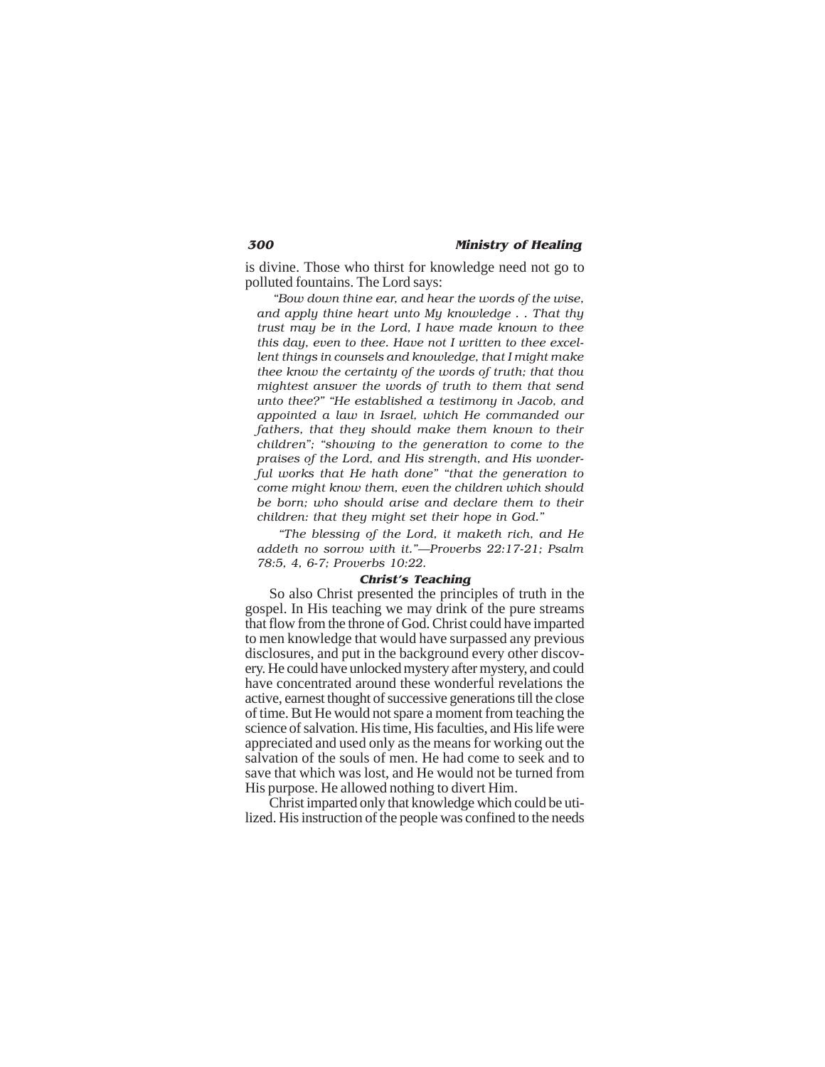is divine. Those who thirst for knowledge need not go to polluted fountains. The Lord says:

> *"Bow down thine ear, and hear the words of the wise, and apply thine heart unto My knowledge . . That thy trust may be in the Lord, I have made known to thee this day, even to thee. Have not I written to thee excellent things in counsels and knowledge, that I might make thee know the certainty of the words of truth; that thou mightest answer the words of truth to them that send unto thee?" "He established a testimony in Jacob, and appointed a law in Israel, which He commanded our fathers, that they should make them known to their children"; "showing to the generation to come to the praises of the Lord, and His strength, and His wonderful works that He hath done" "that the generation to come might know them, even the children which should be born; who should arise and declare them to their children: that they might set their hope in God."*
>
> *"The blessing of the Lord, it maketh rich, and He addeth no sorrow with it."—Proverbs 22:17-21; Psalm 78:5, 4, 6-7; Proverbs 10:22.*

### Christ's Teaching

So also Christ presented the principles of truth in the gospel. In His teaching we may drink of the pure streams that flow from the throne of God. Christ could have imparted to men knowledge that would have surpassed any previous disclosures, and put in the background every other discovery. He could have unlocked mystery after mystery, and could have concentrated around these wonderful revelations the active, earnest thought of successive generations till the close of time. But He would not spare a moment from teaching the science of salvation. His time, His faculties, and His life were appreciated and used only as the means for working out the salvation of the souls of men. He had come to seek and to save that which was lost, and He would not be turned from His purpose. He allowed nothing to divert Him.

Christ imparted only that knowledge which could be utilized. His instruction of the people was confined to the needs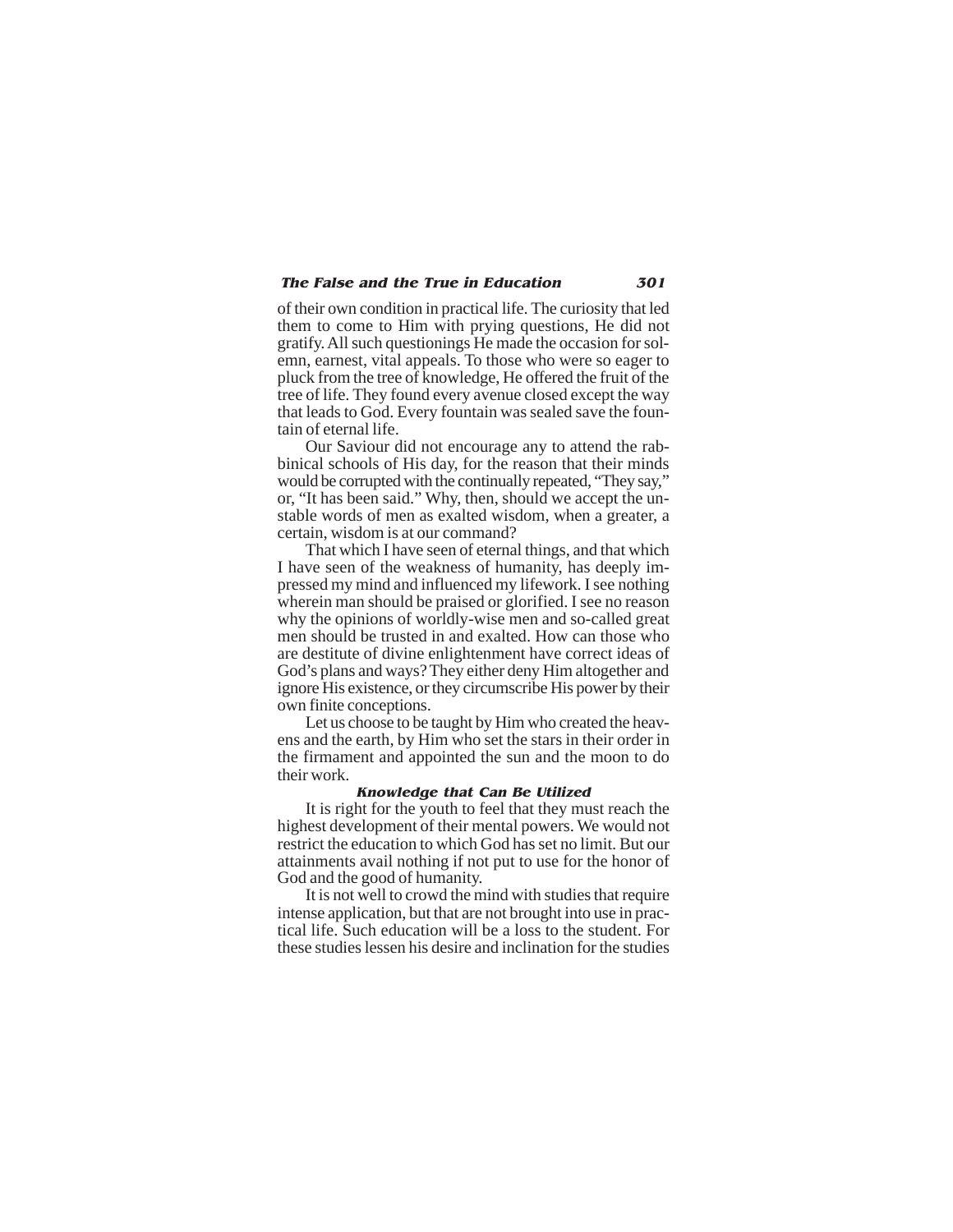of their own condition in practical life. The curiosity that led them to come to Him with prying questions, He did not gratify. All such questionings He made the occasion for solemn, earnest, vital appeals. To those who were so eager to pluck from the tree of knowledge, He offered the fruit of the tree of life. They found every avenue closed except the way that leads to God. Every fountain was sealed save the fountain of eternal life.

Our Saviour did not encourage any to attend the rabbinical schools of His day, for the reason that their minds would be corrupted with the continually repeated, "They say," or, "It has been said." Why, then, should we accept the unstable words of men as exalted wisdom, when a greater, a certain, wisdom is at our command?

That which I have seen of eternal things, and that which I have seen of the weakness of humanity, has deeply impressed my mind and influenced my lifework. I see nothing wherein man should be praised or glorified. I see no reason why the opinions of worldly-wise men and so-called great men should be trusted in and exalted. How can those who are destitute of divine enlightenment have correct ideas of God's plans and ways? They either deny Him altogether and ignore His existence, or they circumscribe His power by their own finite conceptions.

Let us choose to be taught by Him who created the heavens and the earth, by Him who set the stars in their order in the firmament and appointed the sun and the moon to do their work.

### Knowledge that Can Be Utilized

It is right for the youth to feel that they must reach the highest development of their mental powers. We would not restrict the education to which God has set no limit. But our attainments avail nothing if not put to use for the honor of God and the good of humanity.

It is not well to crowd the mind with studies that require intense application, but that are not brought into use in practical life. Such education will be a loss to the student. For these studies lessen his desire and inclination for the studies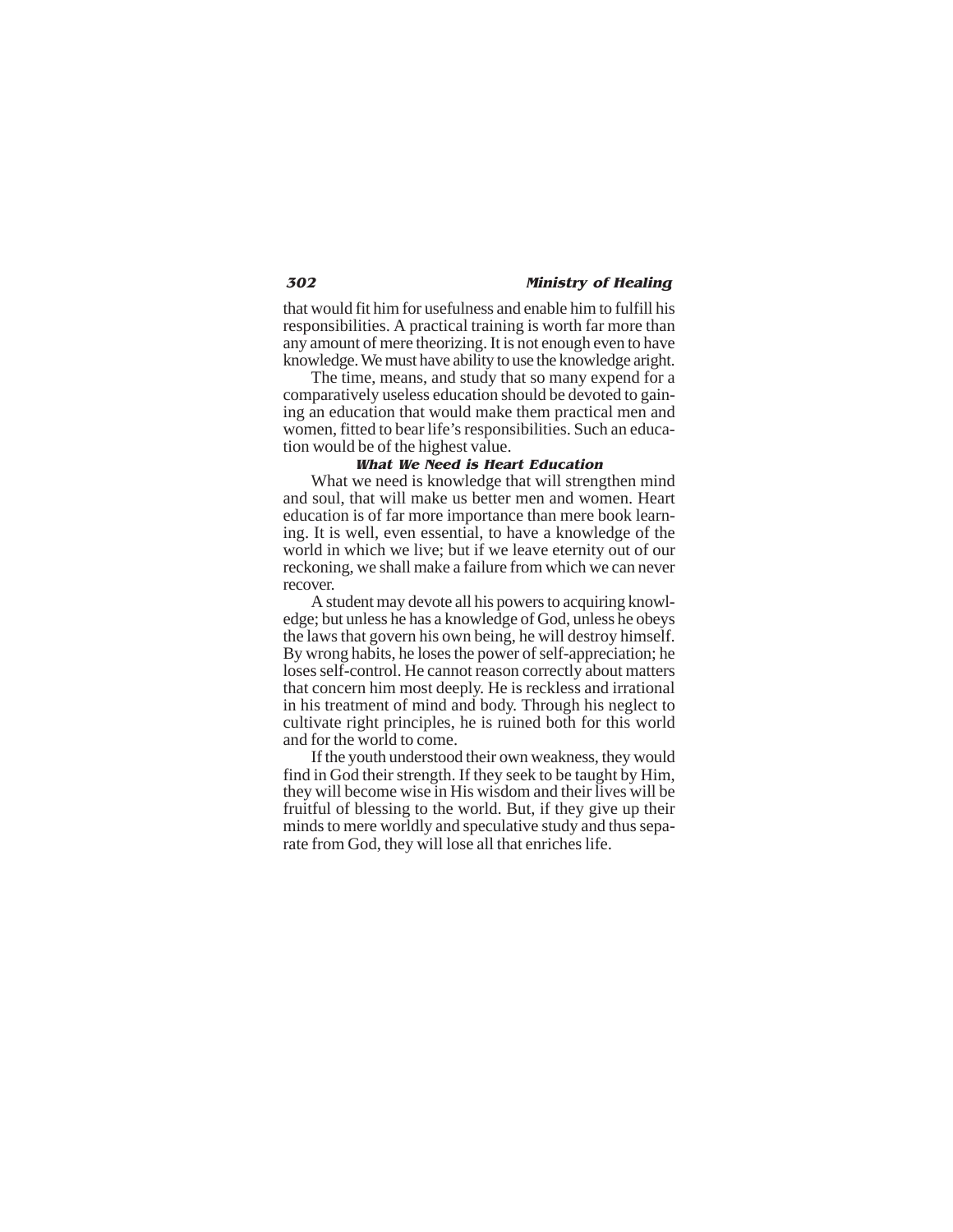that would fit him for usefulness and enable him to fulfill his responsibilities. A practical training is worth far more than any amount of mere theorizing. It is not enough even to have knowledge. We must have ability to use the knowledge aright.

The time, means, and study that so many expend for a comparatively useless education should be devoted to gaining an education that would make them practical men and women, fitted to bear life's responsibilities. Such an education would be of the highest value.

### What We Need is Heart Education

What we need is knowledge that will strengthen mind and soul, that will make us better men and women. Heart education is of far more importance than mere book learning. It is well, even essential, to have a knowledge of the world in which we live; but if we leave eternity out of our reckoning, we shall make a failure from which we can never recover.

A student may devote all his powers to acquiring knowledge; but unless he has a knowledge of God, unless he obeys the laws that govern his own being, he will destroy himself. By wrong habits, he loses the power of self-appreciation; he loses self-control. He cannot reason correctly about matters that concern him most deeply. He is reckless and irrational in his treatment of mind and body. Through his neglect to cultivate right principles, he is ruined both for this world and for the world to come.

If the youth understood their own weakness, they would find in God their strength. If they seek to be taught by Him, they will become wise in His wisdom and their lives will be fruitful of blessing to the world. But, if they give up their minds to mere worldly and speculative study and thus separate from God, they will lose all that enriches life.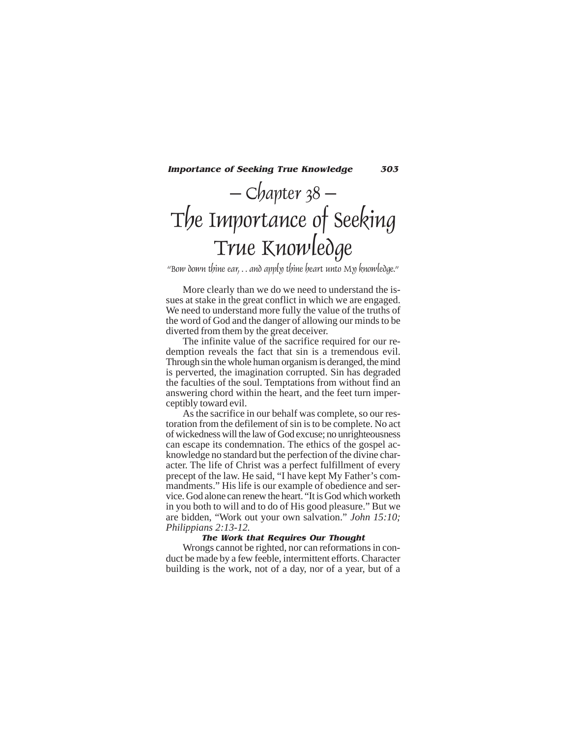# — Chapter 38 —
# The Importance of Seeking True Knowledge

*"Bow down thine ear, . . and apply thine heart unto My knowledge."*

More clearly than we do we need to understand the issues at stake in the great conflict in which we are engaged. We need to understand more fully the value of the truths of the word of God and the danger of allowing our minds to be diverted from them by the great deceiver.

The infinite value of the sacrifice required for our redemption reveals the fact that sin is a tremendous evil. Through sin the whole human organism is deranged, the mind is perverted, the imagination corrupted. Sin has degraded the faculties of the soul. Temptations from without find an answering chord within the heart, and the feet turn imperceptibly toward evil.

As the sacrifice in our behalf was complete, so our restoration from the defilement of sin is to be complete. No act of wickedness will the law of God excuse; no unrighteousness can escape its condemnation. The ethics of the gospel acknowledge no standard but the perfection of the divine character. The life of Christ was a perfect fulfillment of every precept of the law. He said, "I have kept My Father's commandments." His life is our example of obedience and service. God alone can renew the heart. "It is God which worketh in you both to will and to do of His good pleasure." But we are bidden, "Work out your own salvation." *John 15:10; Philippians 2:13-12.*

### The Work that Requires Our Thought

Wrongs cannot be righted, nor can reformations in conduct be made by a few feeble, intermittent efforts. Character building is the work, not of a day, nor of a year, but of a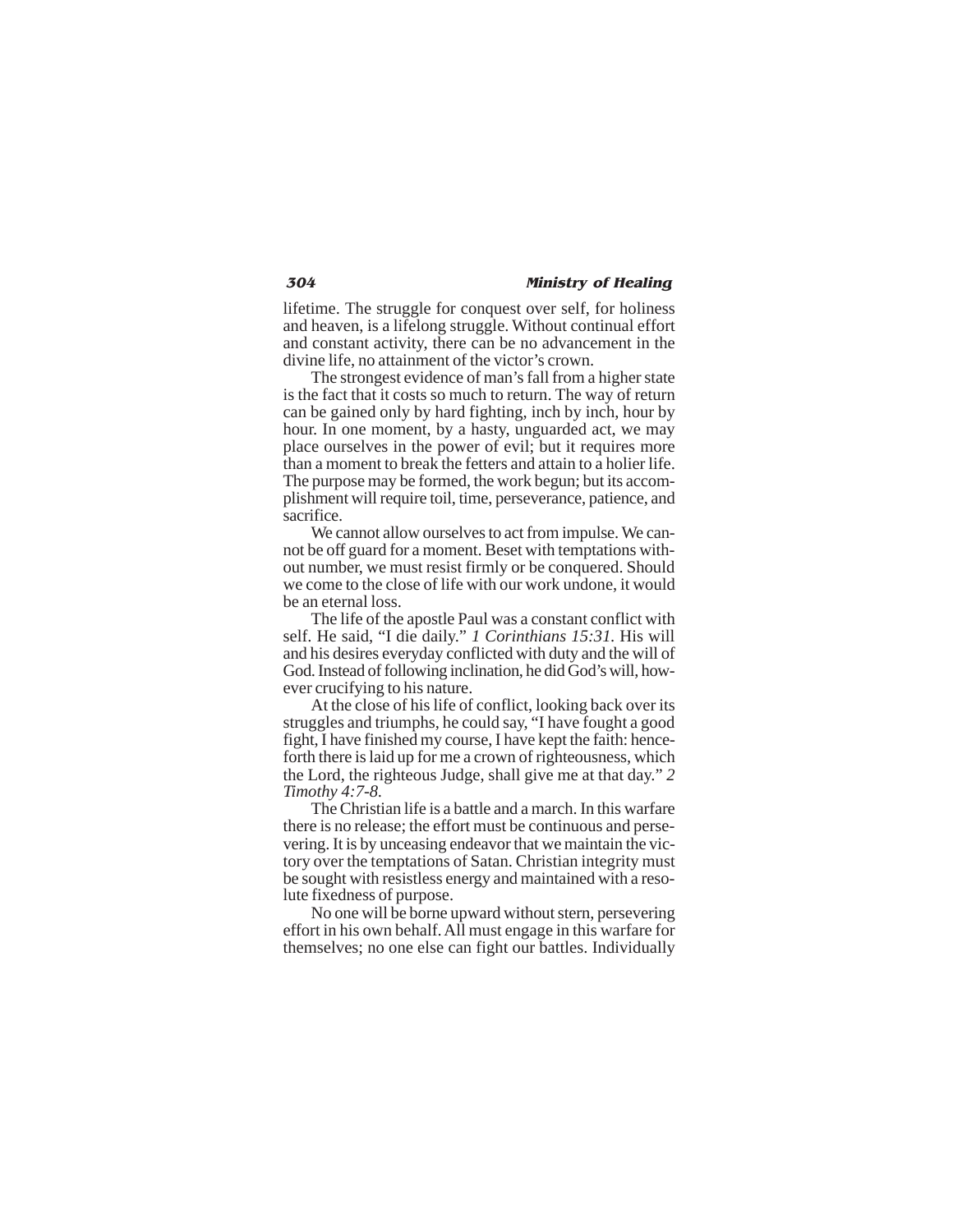lifetime. The struggle for conquest over self, for holiness and heaven, is a lifelong struggle. Without continual effort and constant activity, there can be no advancement in the divine life, no attainment of the victor's crown.

The strongest evidence of man's fall from a higher state is the fact that it costs so much to return. The way of return can be gained only by hard fighting, inch by inch, hour by hour. In one moment, by a hasty, unguarded act, we may place ourselves in the power of evil; but it requires more than a moment to break the fetters and attain to a holier life. The purpose may be formed, the work begun; but its accomplishment will require toil, time, perseverance, patience, and sacrifice.

We cannot allow ourselves to act from impulse. We cannot be off guard for a moment. Beset with temptations without number, we must resist firmly or be conquered. Should we come to the close of life with our work undone, it would be an eternal loss.

The life of the apostle Paul was a constant conflict with self. He said, "I die daily." *1 Corinthians 15:31.* His will and his desires everyday conflicted with duty and the will of God. Instead of following inclination, he did God's will, however crucifying to his nature.

At the close of his life of conflict, looking back over its struggles and triumphs, he could say, "I have fought a good fight, I have finished my course, I have kept the faith: henceforth there is laid up for me a crown of righteousness, which the Lord, the righteous Judge, shall give me at that day." *2 Timothy 4:7-8.*

The Christian life is a battle and a march. In this warfare there is no release; the effort must be continuous and persevering. It is by unceasing endeavor that we maintain the victory over the temptations of Satan. Christian integrity must be sought with resistless energy and maintained with a resolute fixedness of purpose.

No one will be borne upward without stern, persevering effort in his own behalf. All must engage in this warfare for themselves; no one else can fight our battles. Individually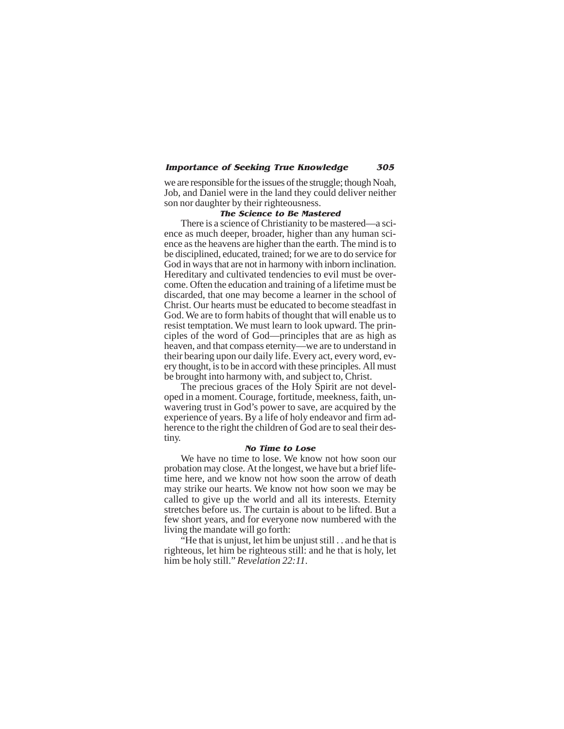we are responsible for the issues of the struggle; though Noah, Job, and Daniel were in the land they could deliver neither son nor daughter by their righteousness.

### *The Science to Be Mastered*

There is a science of Christianity to be mastered—a science as much deeper, broader, higher than any human science as the heavens are higher than the earth. The mind is to be disciplined, educated, trained; for we are to do service for God in ways that are not in harmony with inborn inclination. Hereditary and cultivated tendencies to evil must be overcome. Often the education and training of a lifetime must be discarded, that one may become a learner in the school of Christ. Our hearts must be educated to become steadfast in God. We are to form habits of thought that will enable us to resist temptation. We must learn to look upward. The principles of the word of God—principles that are as high as heaven, and that compass eternity—we are to understand in their bearing upon our daily life. Every act, every word, every thought, is to be in accord with these principles. All must be brought into harmony with, and subject to, Christ.

The precious graces of the Holy Spirit are not developed in a moment. Courage, fortitude, meekness, faith, unwavering trust in God's power to save, are acquired by the experience of years. By a life of holy endeavor and firm adherence to the right the children of God are to seal their destiny.

### *No Time to Lose*

We have no time to lose. We know not how soon our probation may close. At the longest, we have but a brief lifetime here, and we know not how soon the arrow of death may strike our hearts. We know not how soon we may be called to give up the world and all its interests. Eternity stretches before us. The curtain is about to be lifted. But a few short years, and for everyone now numbered with the living the mandate will go forth:

"He that is unjust, let him be unjust still . . and he that is righteous, let him be righteous still: and he that is holy, let him be holy still." *Revelation 22:11*.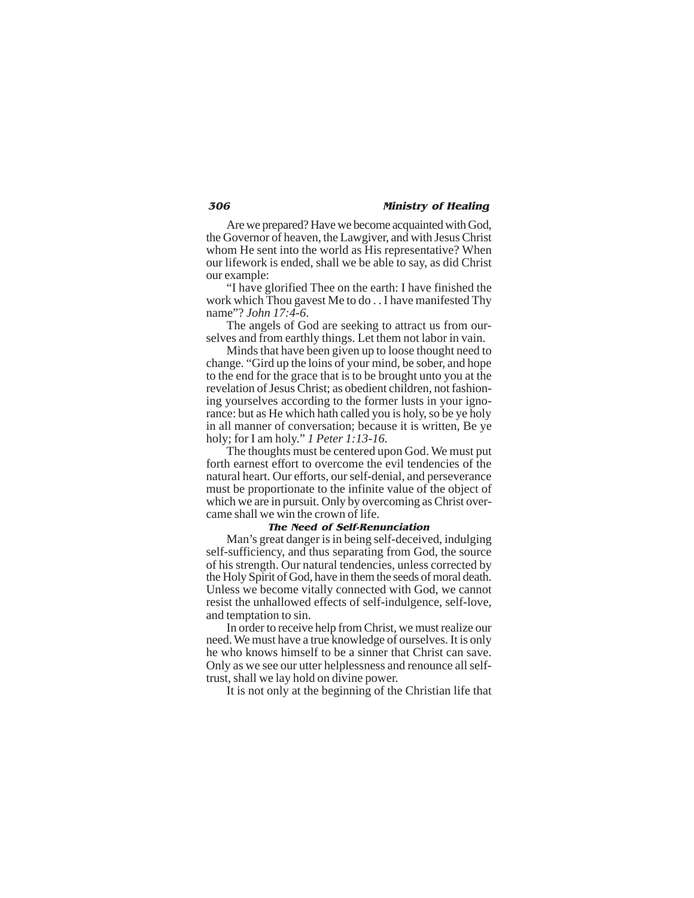Are we prepared? Have we become acquainted with God, the Governor of heaven, the Lawgiver, and with Jesus Christ whom He sent into the world as His representative? When our lifework is ended, shall we be able to say, as did Christ our example:

"I have glorified Thee on the earth: I have finished the work which Thou gavest Me to do . . I have manifested Thy name"? *John 17:4-6*.

The angels of God are seeking to attract us from ourselves and from earthly things. Let them not labor in vain.

Minds that have been given up to loose thought need to change. "Gird up the loins of your mind, be sober, and hope to the end for the grace that is to be brought unto you at the revelation of Jesus Christ; as obedient children, not fashioning yourselves according to the former lusts in your ignorance: but as He which hath called you is holy, so be ye holy in all manner of conversation; because it is written, Be ye holy; for I am holy." *1 Peter 1:13-16*.

The thoughts must be centered upon God. We must put forth earnest effort to overcome the evil tendencies of the natural heart. Our efforts, our self-denial, and perseverance must be proportionate to the infinite value of the object of which we are in pursuit. Only by overcoming as Christ overcame shall we win the crown of life.

### The Need of Self-Renunciation

Man's great danger is in being self-deceived, indulging self-sufficiency, and thus separating from God, the source of his strength. Our natural tendencies, unless corrected by the Holy Spirit of God, have in them the seeds of moral death. Unless we become vitally connected with God, we cannot resist the unhallowed effects of self-indulgence, self-love, and temptation to sin.

In order to receive help from Christ, we must realize our need. We must have a true knowledge of ourselves. It is only he who knows himself to be a sinner that Christ can save. Only as we see our utter helplessness and renounce all self-trust, shall we lay hold on divine power.

It is not only at the beginning of the Christian life that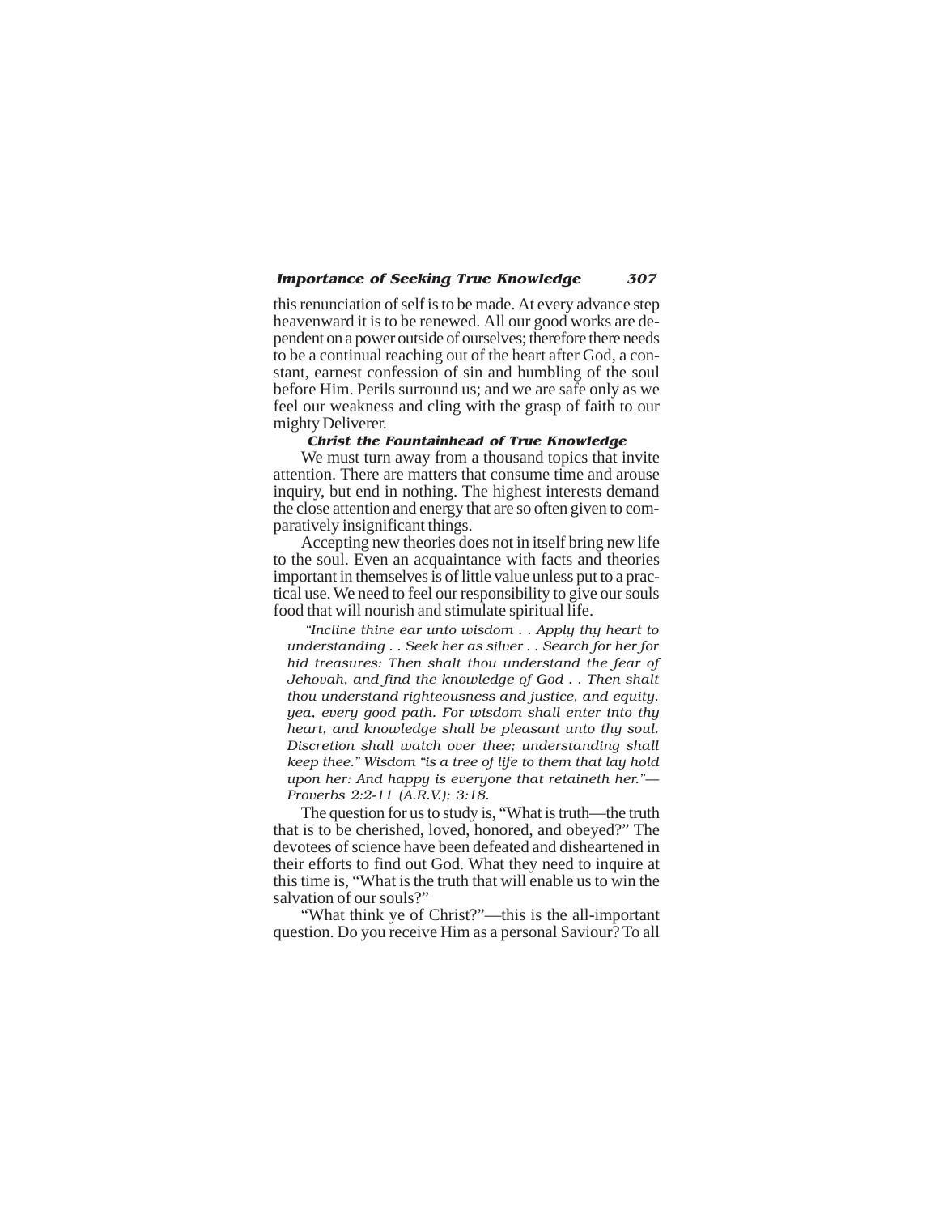this renunciation of self is to be made. At every advance step heavenward it is to be renewed. All our good works are dependent on a power outside of ourselves; therefore there needs to be a continual reaching out of the heart after God, a constant, earnest confession of sin and humbling of the soul before Him. Perils surround us; and we are safe only as we feel our weakness and cling with the grasp of faith to our mighty Deliverer.

### Christ the Fountainhead of True Knowledge

We must turn away from a thousand topics that invite attention. There are matters that consume time and arouse inquiry, but end in nothing. The highest interests demand the close attention and energy that are so often given to comparatively insignificant things.

Accepting new theories does not in itself bring new life to the soul. Even an acquaintance with facts and theories important in themselves is of little value unless put to a practical use. We need to feel our responsibility to give our souls food that will nourish and stimulate spiritual life.

> *"Incline thine ear unto wisdom . . Apply thy heart to understanding . . Seek her as silver . . Search for her for hid treasures: Then shalt thou understand the fear of Jehovah, and find the knowledge of God . . Then shalt thou understand righteousness and justice, and equity, yea, every good path. For wisdom shall enter into thy heart, and knowledge shall be pleasant unto thy soul. Discretion shall watch over thee; understanding shall keep thee." Wisdom "is a tree of life to them that lay hold upon her: And happy is everyone that retaineth her."—Proverbs 2:2-11 (A.R.V.); 3:18.*

The question for us to study is, "What is truth—the truth that is to be cherished, loved, honored, and obeyed?" The devotees of science have been defeated and disheartened in their efforts to find out God. What they need to inquire at this time is, "What is the truth that will enable us to win the salvation of our souls?"

"What think ye of Christ?"—this is the all-important question. Do you receive Him as a personal Saviour? To all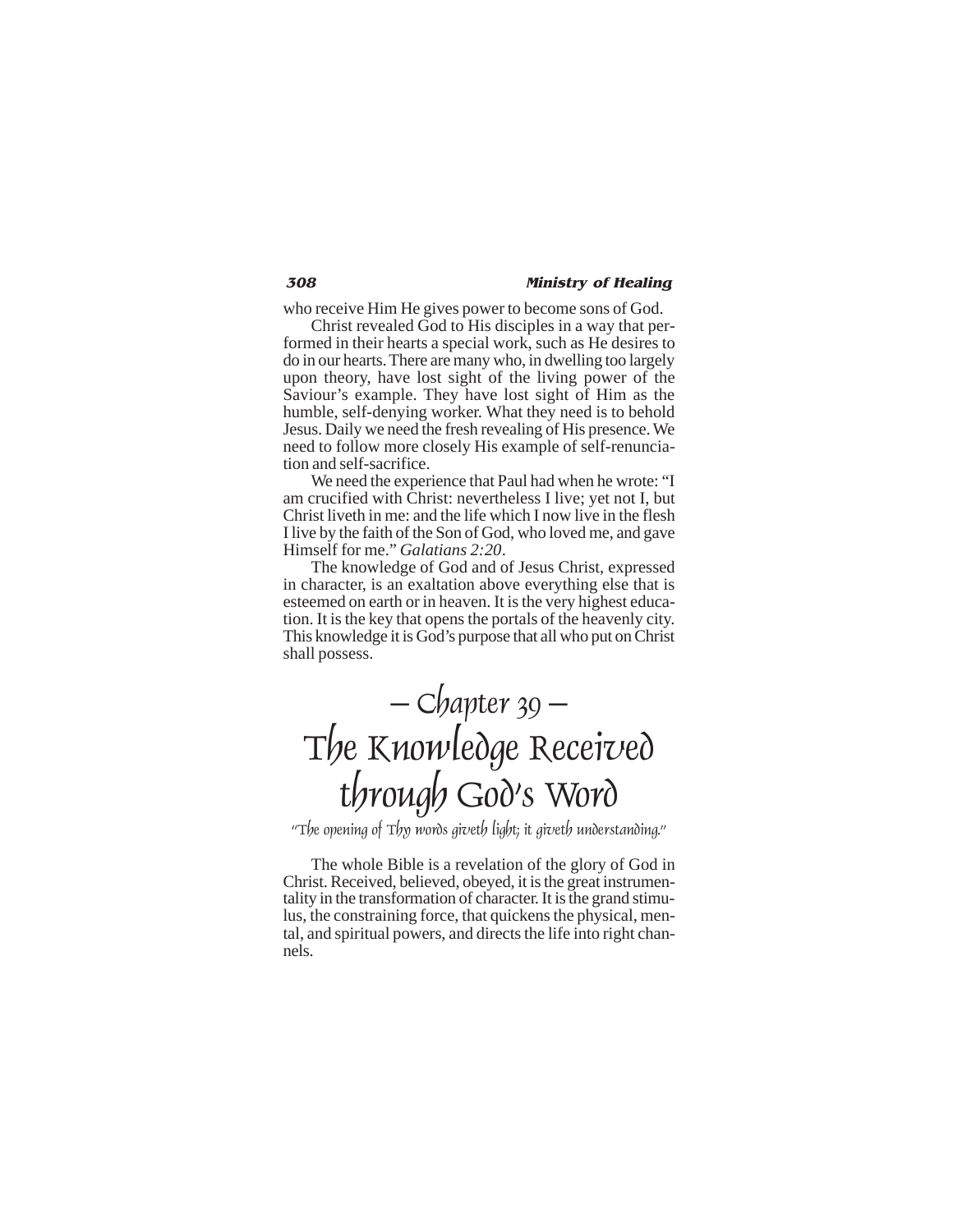who receive Him He gives power to become sons of God.

Christ revealed God to His disciples in a way that performed in their hearts a special work, such as He desires to do in our hearts. There are many who, in dwelling too largely upon theory, have lost sight of the living power of the Saviour's example. They have lost sight of Him as the humble, self-denying worker. What they need is to behold Jesus. Daily we need the fresh revealing of His presence. We need to follow more closely His example of self-renunciation and self-sacrifice.

We need the experience that Paul had when he wrote: "I am crucified with Christ: nevertheless I live; yet not I, but Christ liveth in me: and the life which I now live in the flesh I live by the faith of the Son of God, who loved me, and gave Himself for me." *Galatians 2:20*.

The knowledge of God and of Jesus Christ, expressed in character, is an exaltation above everything else that is esteemed on earth or in heaven. It is the very highest education. It is the key that opens the portals of the heavenly city. This knowledge it is God's purpose that all who put on Christ shall possess.

# – Chapter 39 – The Knowledge Received through God's Word

*"The opening of Thy words giveth light; it giveth understanding."*

The whole Bible is a revelation of the glory of God in Christ. Received, believed, obeyed, it is the great instrumentality in the transformation of character. It is the grand stimulus, the constraining force, that quickens the physical, mental, and spiritual powers, and directs the life into right channels.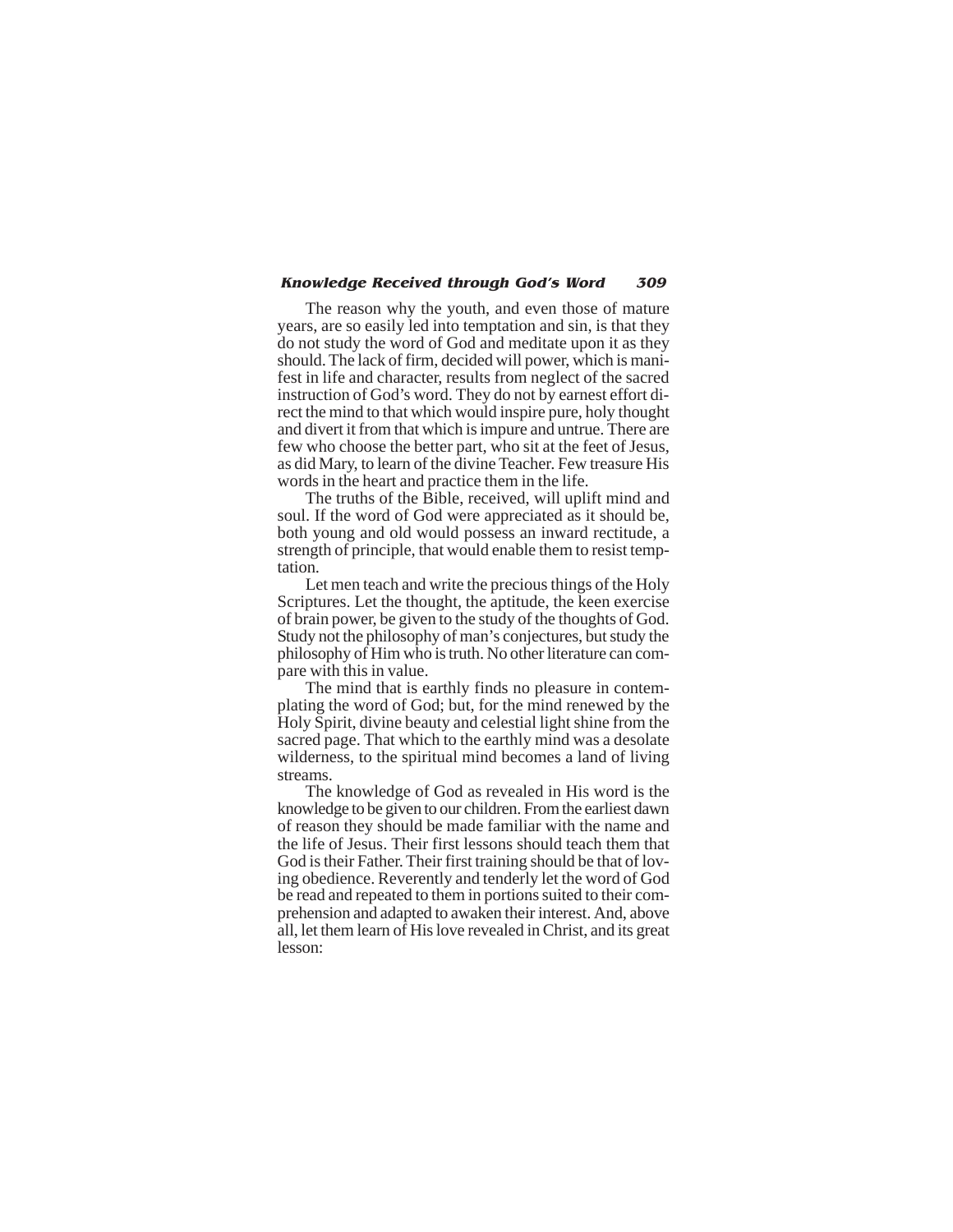The reason why the youth, and even those of mature years, are so easily led into temptation and sin, is that they do not study the word of God and meditate upon it as they should. The lack of firm, decided will power, which is manifest in life and character, results from neglect of the sacred instruction of God's word. They do not by earnest effort direct the mind to that which would inspire pure, holy thought and divert it from that which is impure and untrue. There are few who choose the better part, who sit at the feet of Jesus, as did Mary, to learn of the divine Teacher. Few treasure His words in the heart and practice them in the life.

The truths of the Bible, received, will uplift mind and soul. If the word of God were appreciated as it should be, both young and old would possess an inward rectitude, a strength of principle, that would enable them to resist temptation.

Let men teach and write the precious things of the Holy Scriptures. Let the thought, the aptitude, the keen exercise of brain power, be given to the study of the thoughts of God. Study not the philosophy of man's conjectures, but study the philosophy of Him who is truth. No other literature can compare with this in value.

The mind that is earthly finds no pleasure in contemplating the word of God; but, for the mind renewed by the Holy Spirit, divine beauty and celestial light shine from the sacred page. That which to the earthly mind was a desolate wilderness, to the spiritual mind becomes a land of living streams.

The knowledge of God as revealed in His word is the knowledge to be given to our children. From the earliest dawn of reason they should be made familiar with the name and the life of Jesus. Their first lessons should teach them that God is their Father. Their first training should be that of loving obedience. Reverently and tenderly let the word of God be read and repeated to them in portions suited to their comprehension and adapted to awaken their interest. And, above all, let them learn of His love revealed in Christ, and its great lesson: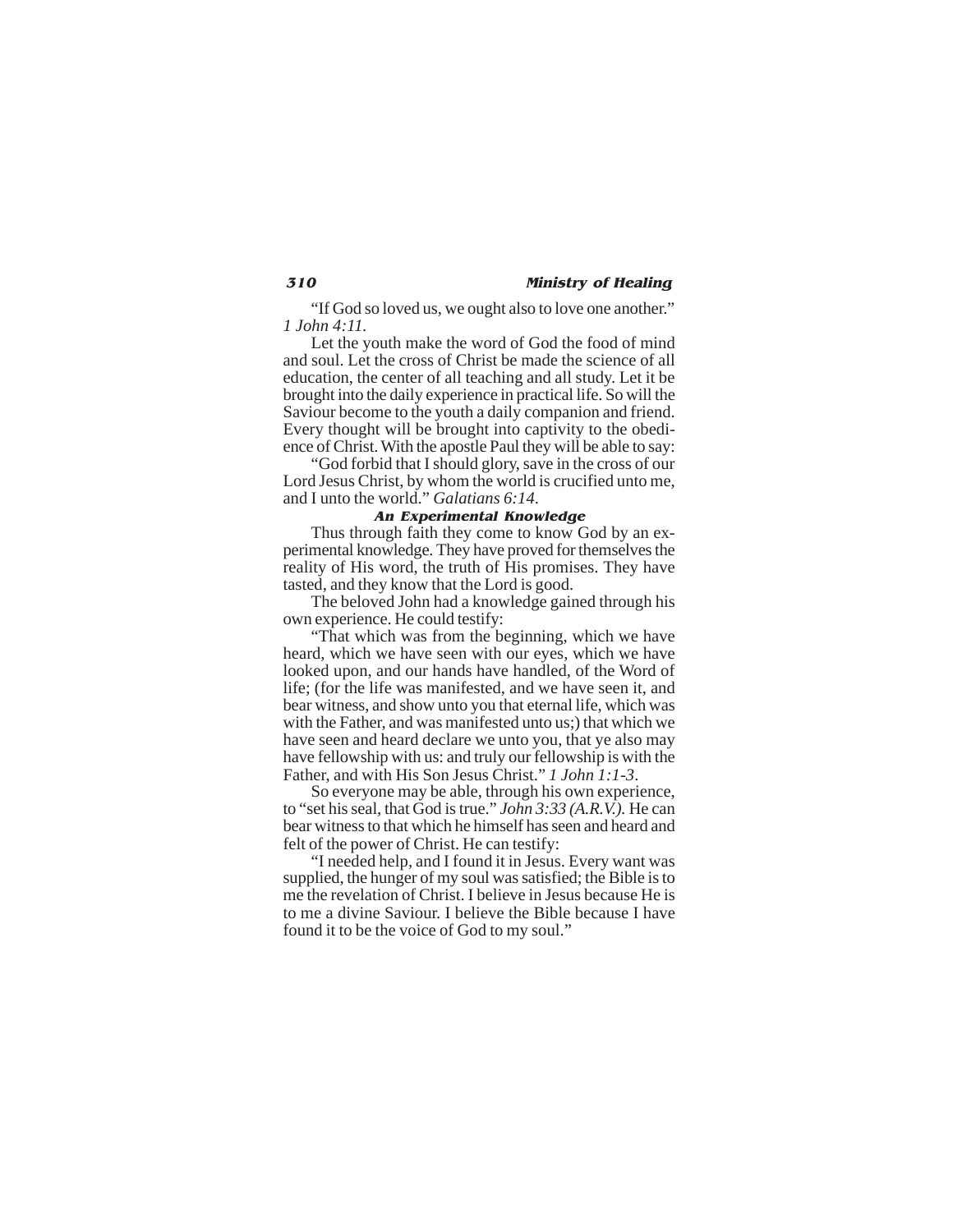"If God so loved us, we ought also to love one another." *1 John 4:11.*

Let the youth make the word of God the food of mind and soul. Let the cross of Christ be made the science of all education, the center of all teaching and all study. Let it be brought into the daily experience in practical life. So will the Saviour become to the youth a daily companion and friend. Every thought will be brought into captivity to the obedience of Christ. With the apostle Paul they will be able to say:

"God forbid that I should glory, save in the cross of our Lord Jesus Christ, by whom the world is crucified unto me, and I unto the world." *Galatians 6:14*.

### An Experimental Knowledge

Thus through faith they come to know God by an experimental knowledge. They have proved for themselves the reality of His word, the truth of His promises. They have tasted, and they know that the Lord is good.

The beloved John had a knowledge gained through his own experience. He could testify:

"That which was from the beginning, which we have heard, which we have seen with our eyes, which we have looked upon, and our hands have handled, of the Word of life; (for the life was manifested, and we have seen it, and bear witness, and show unto you that eternal life, which was with the Father, and was manifested unto us;) that which we have seen and heard declare we unto you, that ye also may have fellowship with us: and truly our fellowship is with the Father, and with His Son Jesus Christ." *1 John 1:1-3*.

So everyone may be able, through his own experience, to "set his seal, that God is true." *John 3:33 (A.R.V.).* He can bear witness to that which he himself has seen and heard and felt of the power of Christ. He can testify:

"I needed help, and I found it in Jesus. Every want was supplied, the hunger of my soul was satisfied; the Bible is to me the revelation of Christ. I believe in Jesus because He is to me a divine Saviour. I believe the Bible because I have found it to be the voice of God to my soul."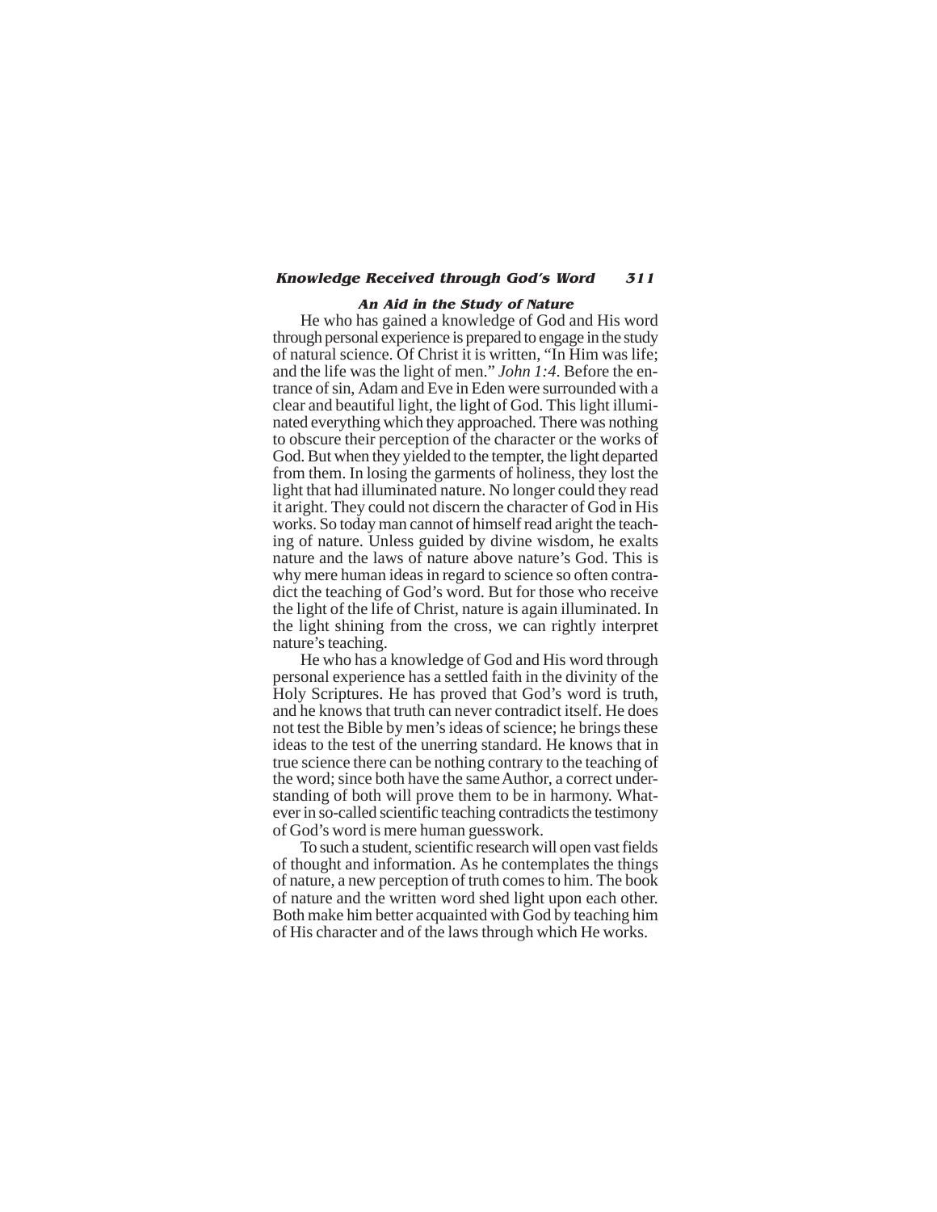### An Aid in the Study of Nature

He who has gained a knowledge of God and His word through personal experience is prepared to engage in the study of natural science. Of Christ it is written, "In Him was life; and the life was the light of men." *John 1:4*. Before the entrance of sin, Adam and Eve in Eden were surrounded with a clear and beautiful light, the light of God. This light illuminated everything which they approached. There was nothing to obscure their perception of the character or the works of God. But when they yielded to the tempter, the light departed from them. In losing the garments of holiness, they lost the light that had illuminated nature. No longer could they read it aright. They could not discern the character of God in His works. So today man cannot of himself read aright the teaching of nature. Unless guided by divine wisdom, he exalts nature and the laws of nature above nature's God. This is why mere human ideas in regard to science so often contradict the teaching of God's word. But for those who receive the light of the life of Christ, nature is again illuminated. In the light shining from the cross, we can rightly interpret nature's teaching.

He who has a knowledge of God and His word through personal experience has a settled faith in the divinity of the Holy Scriptures. He has proved that God's word is truth, and he knows that truth can never contradict itself. He does not test the Bible by men's ideas of science; he brings these ideas to the test of the unerring standard. He knows that in true science there can be nothing contrary to the teaching of the word; since both have the same Author, a correct understanding of both will prove them to be in harmony. Whatever in so-called scientific teaching contradicts the testimony of God's word is mere human guesswork.

To such a student, scientific research will open vast fields of thought and information. As he contemplates the things of nature, a new perception of truth comes to him. The book of nature and the written word shed light upon each other. Both make him better acquainted with God by teaching him of His character and of the laws through which He works.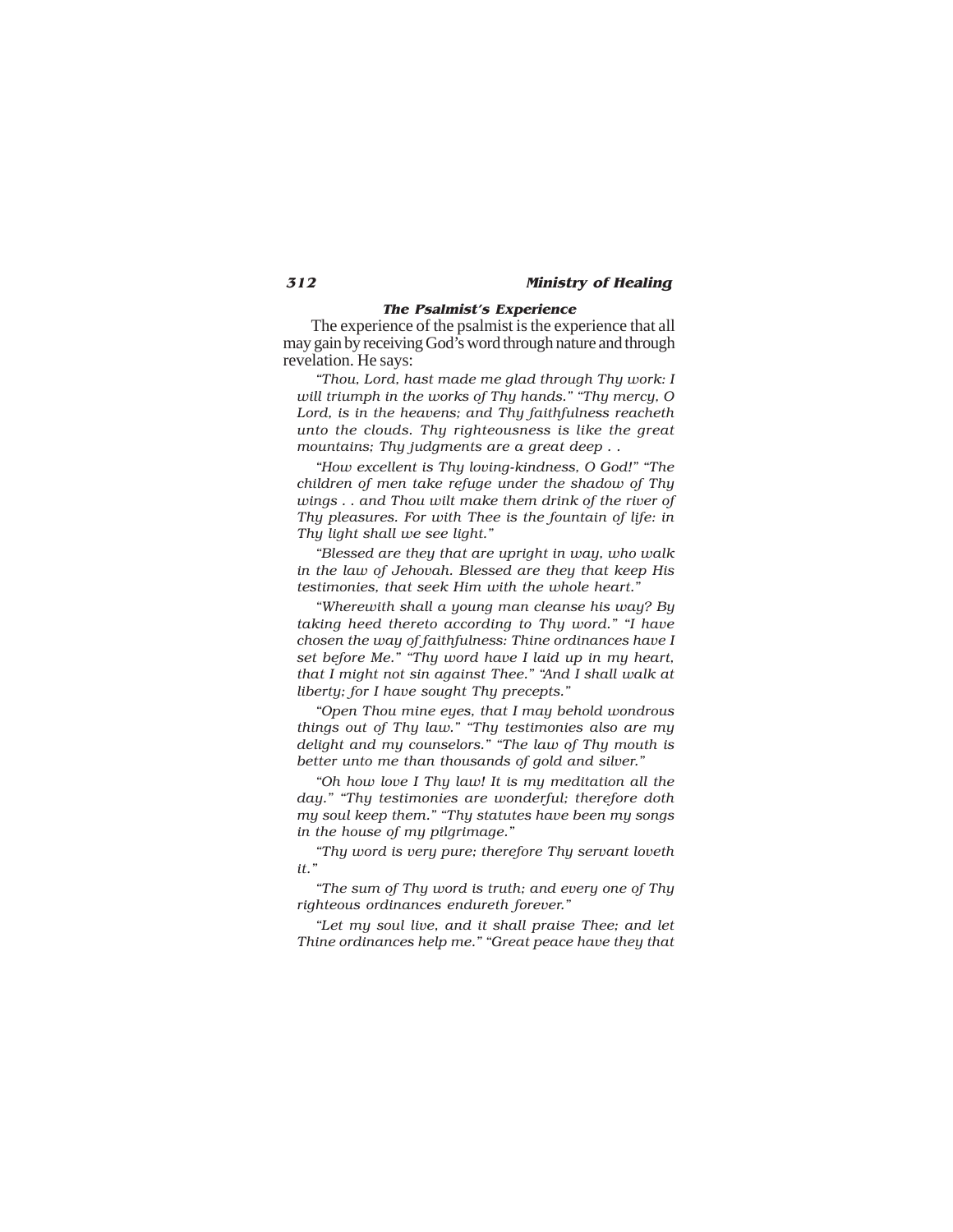### *The Psalmist's Experience*

The experience of the psalmist is the experience that all may gain by receiving God's word through nature and through revelation. He says:

*"Thou, Lord, hast made me glad through Thy work: I will triumph in the works of Thy hands." "Thy mercy, O Lord, is in the heavens; and Thy faithfulness reacheth unto the clouds. Thy righteousness is like the great mountains; Thy judgments are a great deep . .*

*"How excellent is Thy loving-kindness, O God!" "The children of men take refuge under the shadow of Thy wings . . and Thou wilt make them drink of the river of Thy pleasures. For with Thee is the fountain of life: in Thy light shall we see light."*

*"Blessed are they that are upright in way, who walk in the law of Jehovah. Blessed are they that keep His testimonies, that seek Him with the whole heart."*

*"Wherewith shall a young man cleanse his way? By taking heed thereto according to Thy word." "I have chosen the way of faithfulness: Thine ordinances have I set before Me." "Thy word have I laid up in my heart, that I might not sin against Thee." "And I shall walk at liberty; for I have sought Thy precepts."*

*"Open Thou mine eyes, that I may behold wondrous things out of Thy law." "Thy testimonies also are my delight and my counselors." "The law of Thy mouth is better unto me than thousands of gold and silver."*

*"Oh how love I Thy law! It is my meditation all the day." "Thy testimonies are wonderful; therefore doth my soul keep them." "Thy statutes have been my songs in the house of my pilgrimage."*

*"Thy word is very pure; therefore Thy servant loveth it."*

*"The sum of Thy word is truth; and every one of Thy righteous ordinances endureth forever."*

*"Let my soul live, and it shall praise Thee; and let Thine ordinances help me." "Great peace have they that*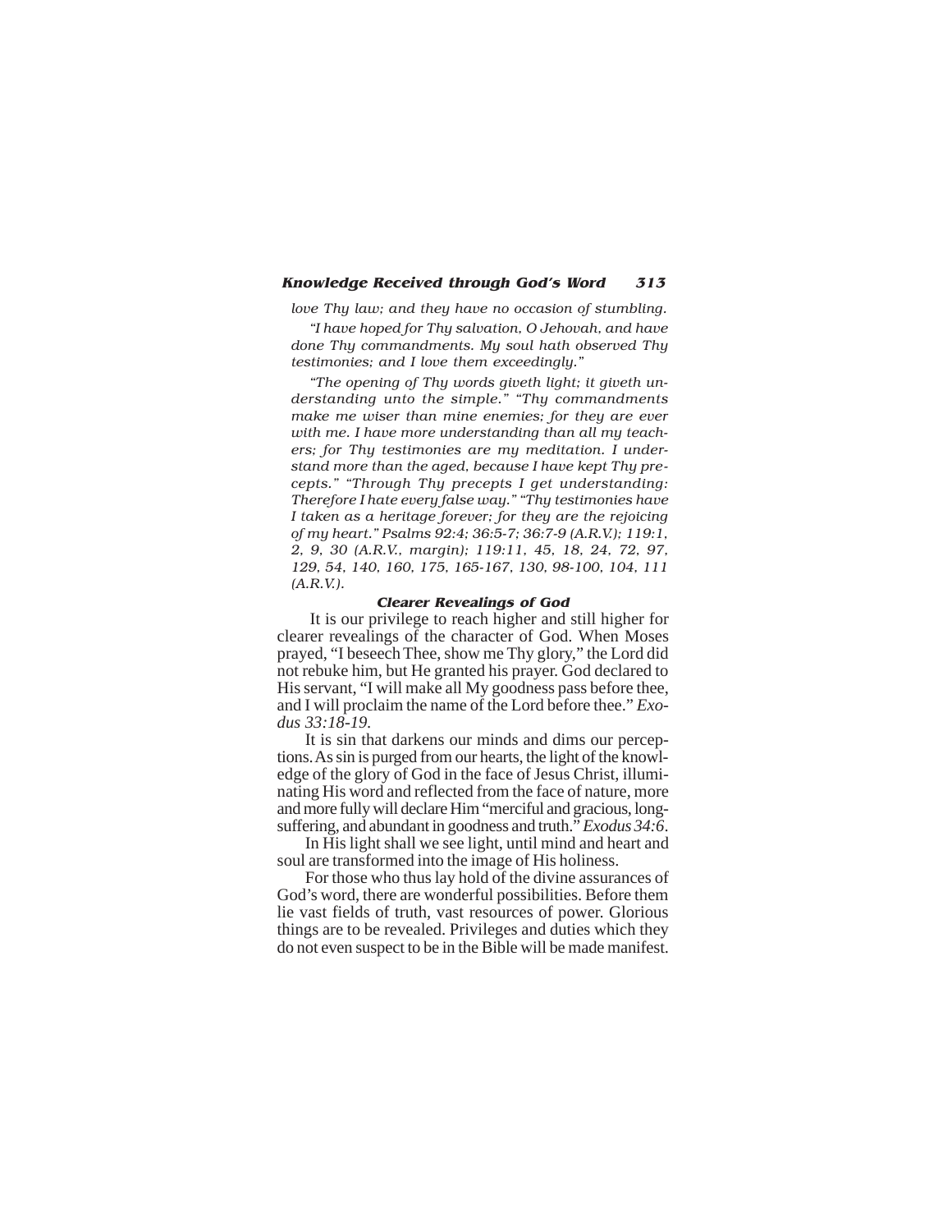*love Thy law; and they have no occasion of stumbling.*

*"I have hoped for Thy salvation, O Jehovah, and have done Thy commandments. My soul hath observed Thy testimonies; and I love them exceedingly."*

*"The opening of Thy words giveth light; it giveth understanding unto the simple." "Thy commandments make me wiser than mine enemies; for they are ever with me. I have more understanding than all my teachers; for Thy testimonies are my meditation. I understand more than the aged, because I have kept Thy precepts." "Through Thy precepts I get understanding: Therefore I hate every false way." "Thy testimonies have I taken as a heritage forever; for they are the rejoicing of my heart." Psalms 92:4; 36:5-7; 36:7-9 (A.R.V.); 119:1, 2, 9, 30 (A.R.V., margin); 119:11, 45, 18, 24, 72, 97, 129, 54, 140, 160, 175, 165-167, 130, 98-100, 104, 111 (A.R.V.).*

### Clearer Revealings of God

It is our privilege to reach higher and still higher for clearer revealings of the character of God. When Moses prayed, "I beseech Thee, show me Thy glory," the Lord did not rebuke him, but He granted his prayer. God declared to His servant, "I will make all My goodness pass before thee, and I will proclaim the name of the Lord before thee." *Exodus 33:18-19*.

It is sin that darkens our minds and dims our perceptions. As sin is purged from our hearts, the light of the knowledge of the glory of God in the face of Jesus Christ, illuminating His word and reflected from the face of nature, more and more fully will declare Him "merciful and gracious, longsuffering, and abundant in goodness and truth." *Exodus 34:6*.

In His light shall we see light, until mind and heart and soul are transformed into the image of His holiness.

For those who thus lay hold of the divine assurances of God's word, there are wonderful possibilities. Before them lie vast fields of truth, vast resources of power. Glorious things are to be revealed. Privileges and duties which they do not even suspect to be in the Bible will be made manifest.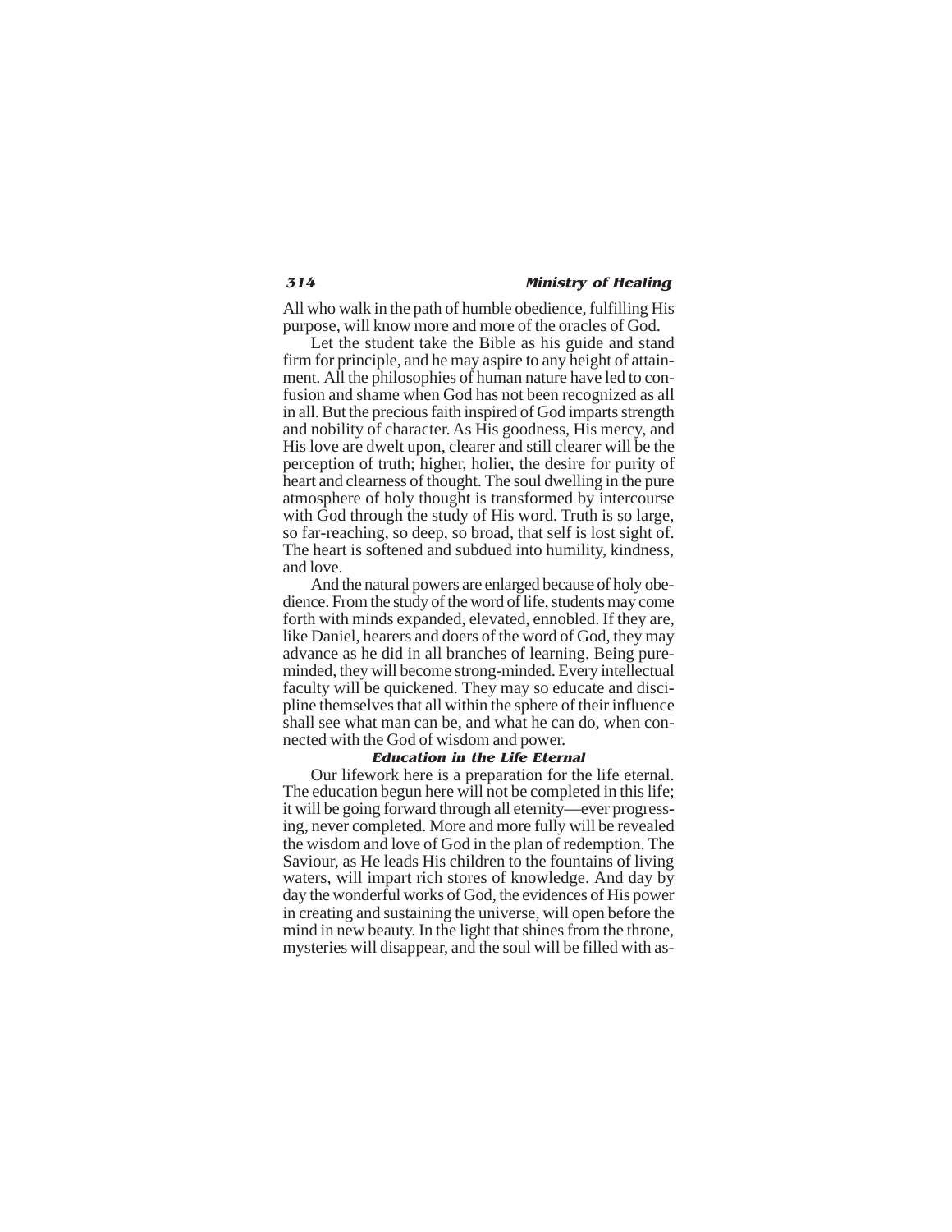All who walk in the path of humble obedience, fulfilling His purpose, will know more and more of the oracles of God.

Let the student take the Bible as his guide and stand firm for principle, and he may aspire to any height of attainment. All the philosophies of human nature have led to confusion and shame when God has not been recognized as all in all. But the precious faith inspired of God imparts strength and nobility of character. As His goodness, His mercy, and His love are dwelt upon, clearer and still clearer will be the perception of truth; higher, holier, the desire for purity of heart and clearness of thought. The soul dwelling in the pure atmosphere of holy thought is transformed by intercourse with God through the study of His word. Truth is so large, so far-reaching, so deep, so broad, that self is lost sight of. The heart is softened and subdued into humility, kindness, and love.

And the natural powers are enlarged because of holy obedience. From the study of the word of life, students may come forth with minds expanded, elevated, ennobled. If they are, like Daniel, hearers and doers of the word of God, they may advance as he did in all branches of learning. Being pure-minded, they will become strong-minded. Every intellectual faculty will be quickened. They may so educate and discipline themselves that all within the sphere of their influence shall see what man can be, and what he can do, when connected with the God of wisdom and power.

### Education in the Life Eternal

Our lifework here is a preparation for the life eternal. The education begun here will not be completed in this life; it will be going forward through all eternity—ever progressing, never completed. More and more fully will be revealed the wisdom and love of God in the plan of redemption. The Saviour, as He leads His children to the fountains of living waters, will impart rich stores of knowledge. And day by day the wonderful works of God, the evidences of His power in creating and sustaining the universe, will open before the mind in new beauty. In the light that shines from the throne, mysteries will disappear, and the soul will be filled with as-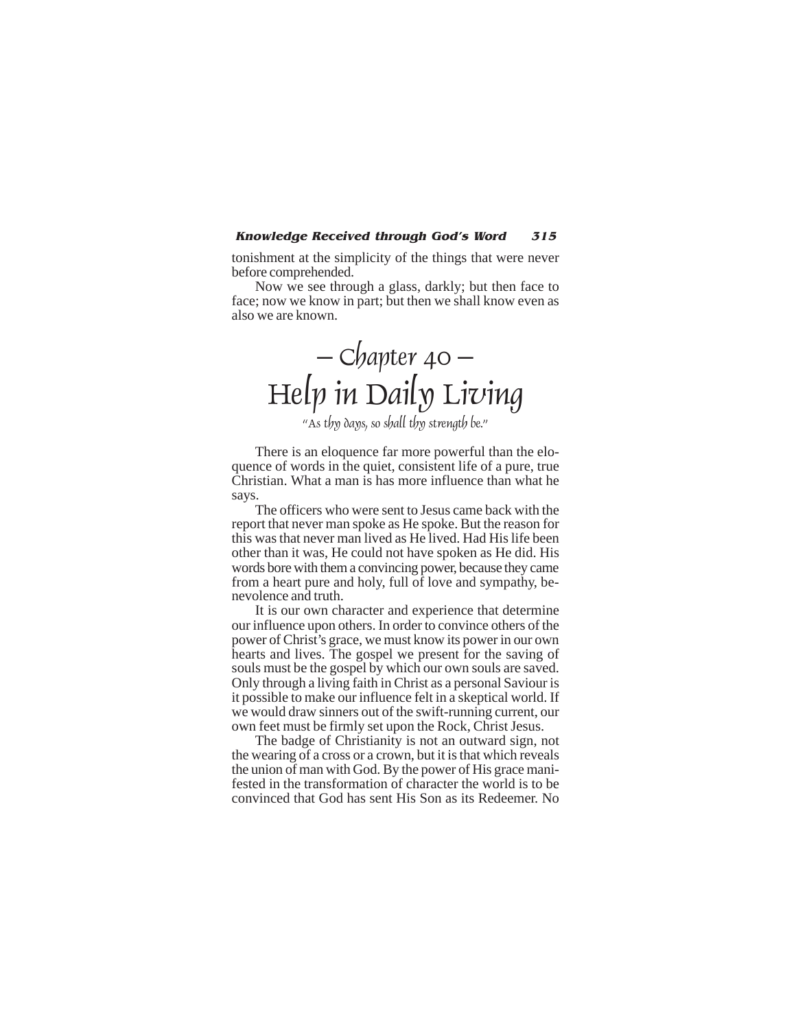tonishment at the simplicity of the things that were never before comprehended.

Now we see through a glass, darkly; but then face to face; now we know in part; but then we shall know even as also we are known.

# — Chapter 40 — Help in Daily Living

*"As thy days, so shall thy strength be."*

There is an eloquence far more powerful than the eloquence of words in the quiet, consistent life of a pure, true Christian. What a man is has more influence than what he says.

The officers who were sent to Jesus came back with the report that never man spoke as He spoke. But the reason for this was that never man lived as He lived. Had His life been other than it was, He could not have spoken as He did. His words bore with them a convincing power, because they came from a heart pure and holy, full of love and sympathy, benevolence and truth.

It is our own character and experience that determine our influence upon others. In order to convince others of the power of Christ's grace, we must know its power in our own hearts and lives. The gospel we present for the saving of souls must be the gospel by which our own souls are saved. Only through a living faith in Christ as a personal Saviour is it possible to make our influence felt in a skeptical world. If we would draw sinners out of the swift-running current, our own feet must be firmly set upon the Rock, Christ Jesus.

The badge of Christianity is not an outward sign, not the wearing of a cross or a crown, but it is that which reveals the union of man with God. By the power of His grace manifested in the transformation of character the world is to be convinced that God has sent His Son as its Redeemer. No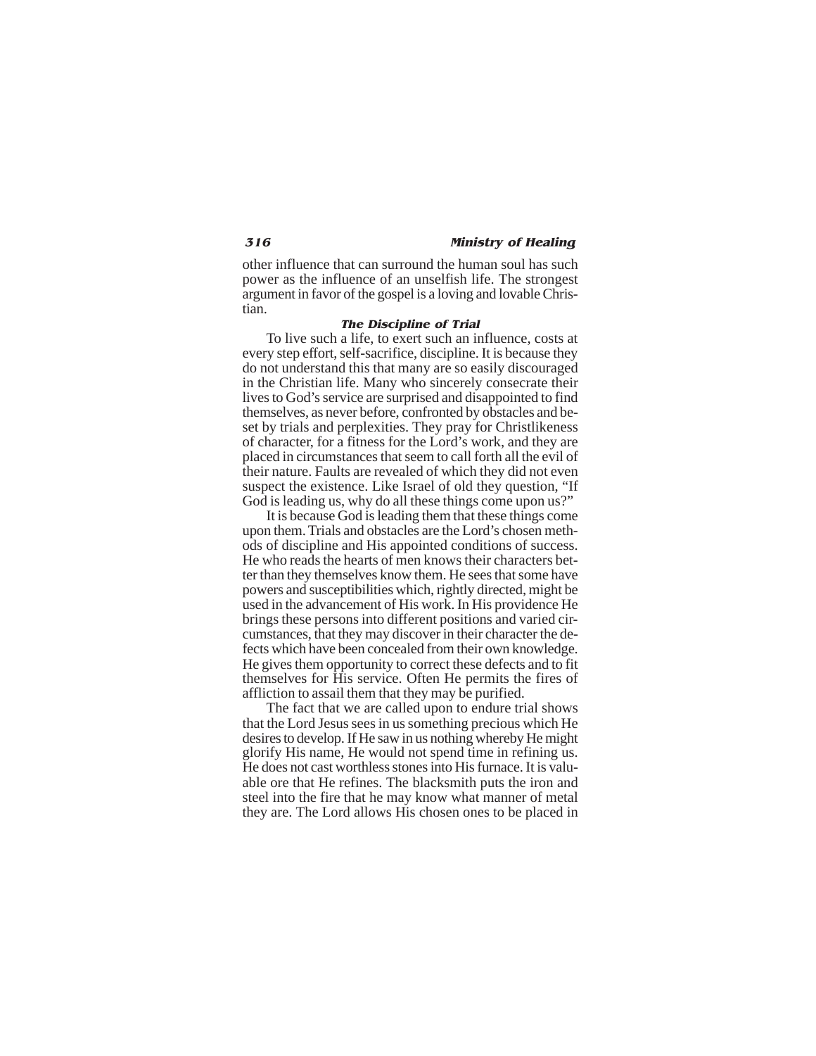other influence that can surround the human soul has such power as the influence of an unselfish life. The strongest argument in favor of the gospel is a loving and lovable Christian.

### *The Discipline of Trial*

To live such a life, to exert such an influence, costs at every step effort, self-sacrifice, discipline. It is because they do not understand this that many are so easily discouraged in the Christian life. Many who sincerely consecrate their lives to God's service are surprised and disappointed to find themselves, as never before, confronted by obstacles and beset by trials and perplexities. They pray for Christlikeness of character, for a fitness for the Lord's work, and they are placed in circumstances that seem to call forth all the evil of their nature. Faults are revealed of which they did not even suspect the existence. Like Israel of old they question, "If God is leading us, why do all these things come upon us?"

It is because God is leading them that these things come upon them. Trials and obstacles are the Lord's chosen methods of discipline and His appointed conditions of success. He who reads the hearts of men knows their characters better than they themselves know them. He sees that some have powers and susceptibilities which, rightly directed, might be used in the advancement of His work. In His providence He brings these persons into different positions and varied circumstances, that they may discover in their character the defects which have been concealed from their own knowledge. He gives them opportunity to correct these defects and to fit themselves for His service. Often He permits the fires of affliction to assail them that they may be purified.

The fact that we are called upon to endure trial shows that the Lord Jesus sees in us something precious which He desires to develop. If He saw in us nothing whereby He might glorify His name, He would not spend time in refining us. He does not cast worthless stones into His furnace. It is valuable ore that He refines. The blacksmith puts the iron and steel into the fire that he may know what manner of metal they are. The Lord allows His chosen ones to be placed in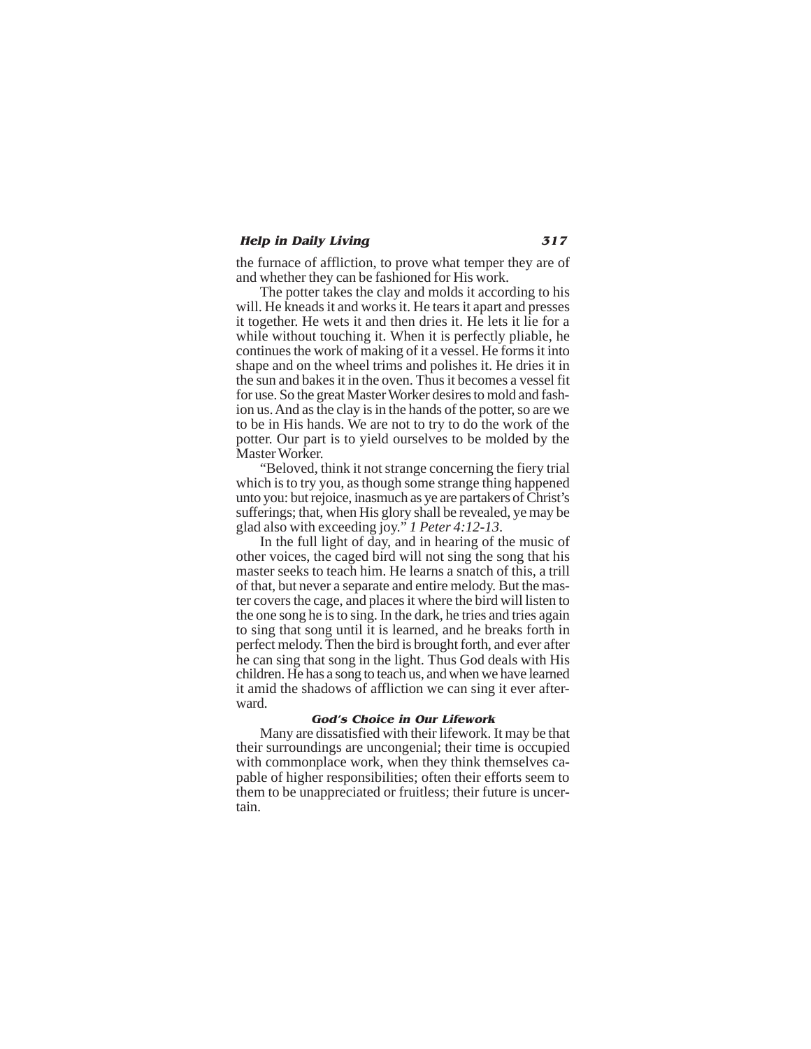the furnace of affliction, to prove what temper they are of and whether they can be fashioned for His work.

The potter takes the clay and molds it according to his will. He kneads it and works it. He tears it apart and presses it together. He wets it and then dries it. He lets it lie for a while without touching it. When it is perfectly pliable, he continues the work of making of it a vessel. He forms it into shape and on the wheel trims and polishes it. He dries it in the sun and bakes it in the oven. Thus it becomes a vessel fit for use. So the great Master Worker desires to mold and fashion us. And as the clay is in the hands of the potter, so are we to be in His hands. We are not to try to do the work of the potter. Our part is to yield ourselves to be molded by the Master Worker.

"Beloved, think it not strange concerning the fiery trial which is to try you, as though some strange thing happened unto you: but rejoice, inasmuch as ye are partakers of Christ's sufferings; that, when His glory shall be revealed, ye may be glad also with exceeding joy." *1 Peter 4:12-13*.

In the full light of day, and in hearing of the music of other voices, the caged bird will not sing the song that his master seeks to teach him. He learns a snatch of this, a trill of that, but never a separate and entire melody. But the master covers the cage, and places it where the bird will listen to the one song he is to sing. In the dark, he tries and tries again to sing that song until it is learned, and he breaks forth in perfect melody. Then the bird is brought forth, and ever after he can sing that song in the light. Thus God deals with His children. He has a song to teach us, and when we have learned it amid the shadows of affliction we can sing it ever afterward.

### God's Choice in Our Lifework

Many are dissatisfied with their lifework. It may be that their surroundings are uncongenial; their time is occupied with commonplace work, when they think themselves capable of higher responsibilities; often their efforts seem to them to be unappreciated or fruitless; their future is uncertain.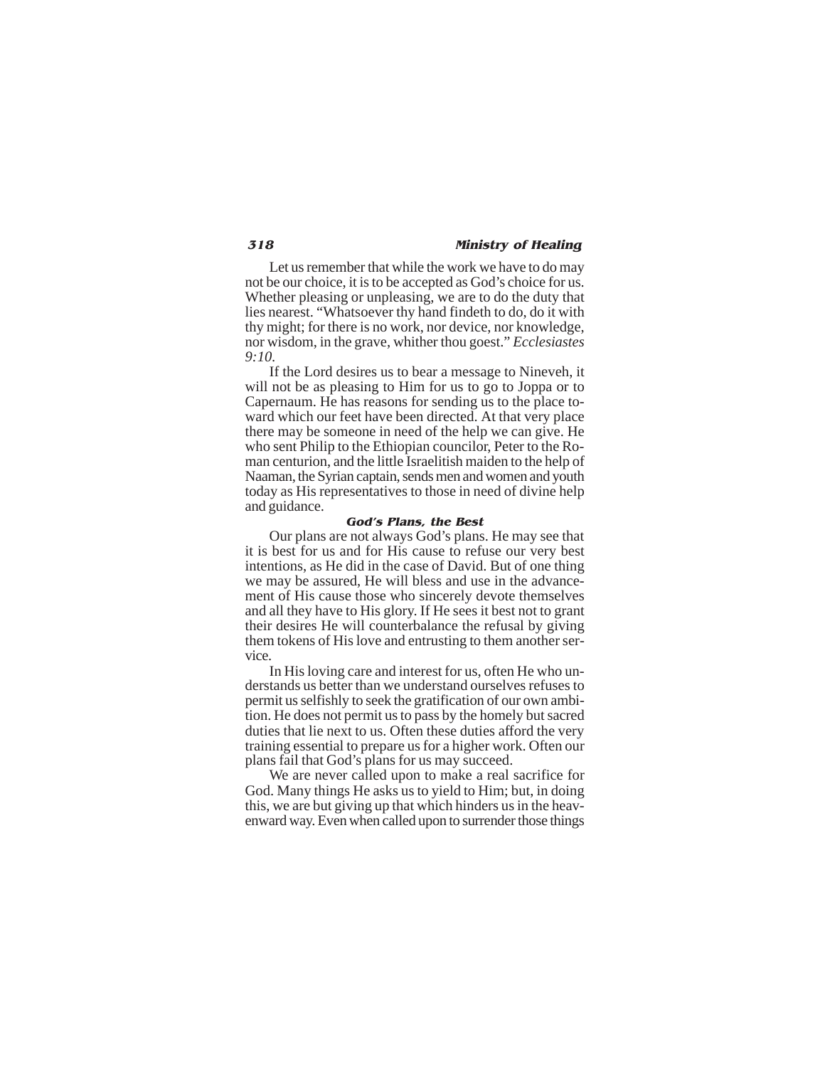Let us remember that while the work we have to do may not be our choice, it is to be accepted as God's choice for us. Whether pleasing or unpleasing, we are to do the duty that lies nearest. "Whatsoever thy hand findeth to do, do it with thy might; for there is no work, nor device, nor knowledge, nor wisdom, in the grave, whither thou goest." *Ecclesiastes 9:10.*

If the Lord desires us to bear a message to Nineveh, it will not be as pleasing to Him for us to go to Joppa or to Capernaum. He has reasons for sending us to the place toward which our feet have been directed. At that very place there may be someone in need of the help we can give. He who sent Philip to the Ethiopian councilor, Peter to the Roman centurion, and the little Israelitish maiden to the help of Naaman, the Syrian captain, sends men and women and youth today as His representatives to those in need of divine help and guidance.

### God's Plans, the Best

Our plans are not always God's plans. He may see that it is best for us and for His cause to refuse our very best intentions, as He did in the case of David. But of one thing we may be assured, He will bless and use in the advancement of His cause those who sincerely devote themselves and all they have to His glory. If He sees it best not to grant their desires He will counterbalance the refusal by giving them tokens of His love and entrusting to them another service.

In His loving care and interest for us, often He who understands us better than we understand ourselves refuses to permit us selfishly to seek the gratification of our own ambition. He does not permit us to pass by the homely but sacred duties that lie next to us. Often these duties afford the very training essential to prepare us for a higher work. Often our plans fail that God's plans for us may succeed.

We are never called upon to make a real sacrifice for God. Many things He asks us to yield to Him; but, in doing this, we are but giving up that which hinders us in the heavenward way. Even when called upon to surrender those things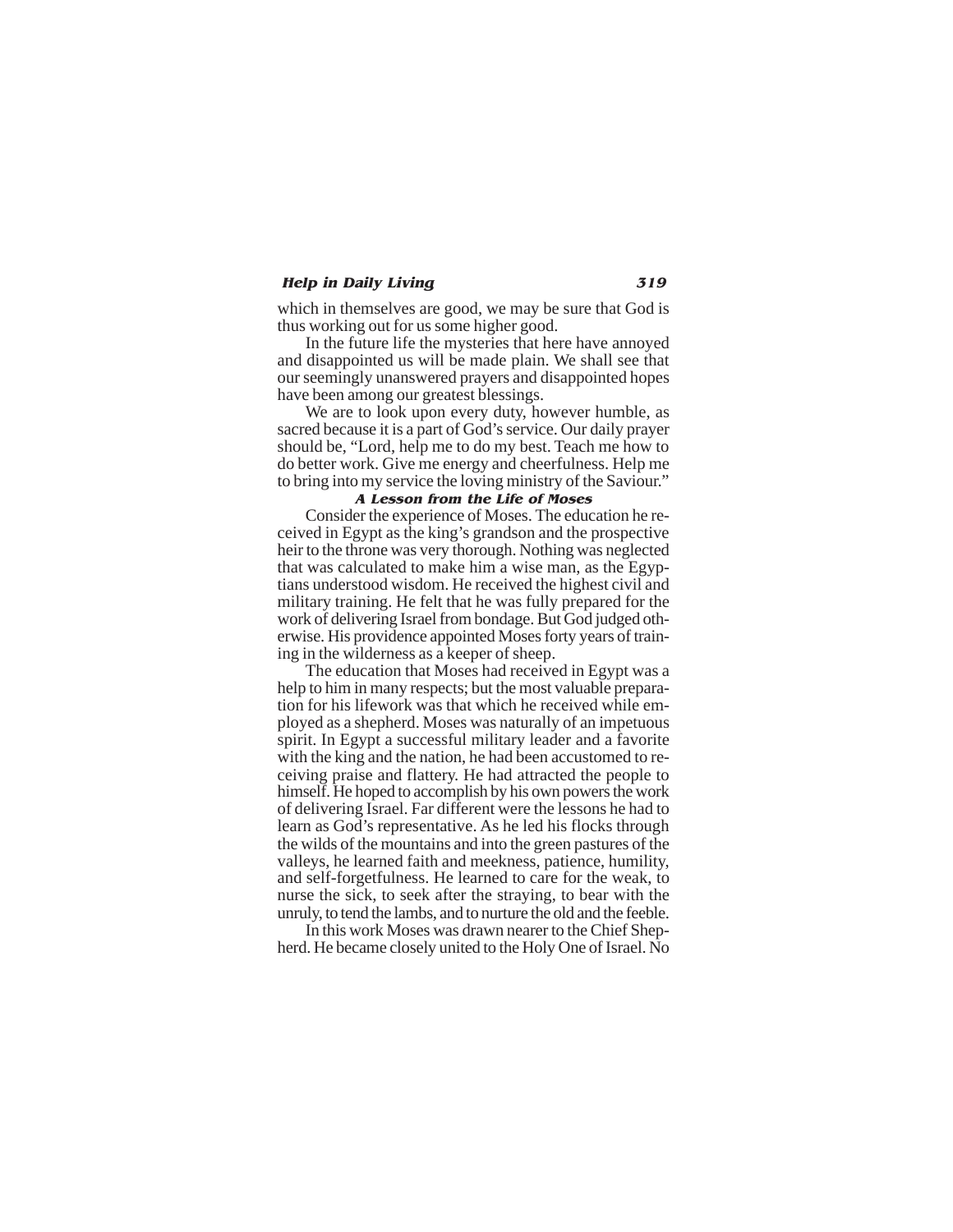which in themselves are good, we may be sure that God is thus working out for us some higher good.

In the future life the mysteries that here have annoyed and disappointed us will be made plain. We shall see that our seemingly unanswered prayers and disappointed hopes have been among our greatest blessings.

We are to look upon every duty, however humble, as sacred because it is a part of God's service. Our daily prayer should be, "Lord, help me to do my best. Teach me how to do better work. Give me energy and cheerfulness. Help me to bring into my service the loving ministry of the Saviour."

### *A Lesson from the Life of Moses*

Consider the experience of Moses. The education he received in Egypt as the king's grandson and the prospective heir to the throne was very thorough. Nothing was neglected that was calculated to make him a wise man, as the Egyptians understood wisdom. He received the highest civil and military training. He felt that he was fully prepared for the work of delivering Israel from bondage. But God judged otherwise. His providence appointed Moses forty years of training in the wilderness as a keeper of sheep.

The education that Moses had received in Egypt was a help to him in many respects; but the most valuable preparation for his lifework was that which he received while employed as a shepherd. Moses was naturally of an impetuous spirit. In Egypt a successful military leader and a favorite with the king and the nation, he had been accustomed to receiving praise and flattery. He had attracted the people to himself. He hoped to accomplish by his own powers the work of delivering Israel. Far different were the lessons he had to learn as God's representative. As he led his flocks through the wilds of the mountains and into the green pastures of the valleys, he learned faith and meekness, patience, humility, and self-forgetfulness. He learned to care for the weak, to nurse the sick, to seek after the straying, to bear with the unruly, to tend the lambs, and to nurture the old and the feeble.

In this work Moses was drawn nearer to the Chief Shepherd. He became closely united to the Holy One of Israel. No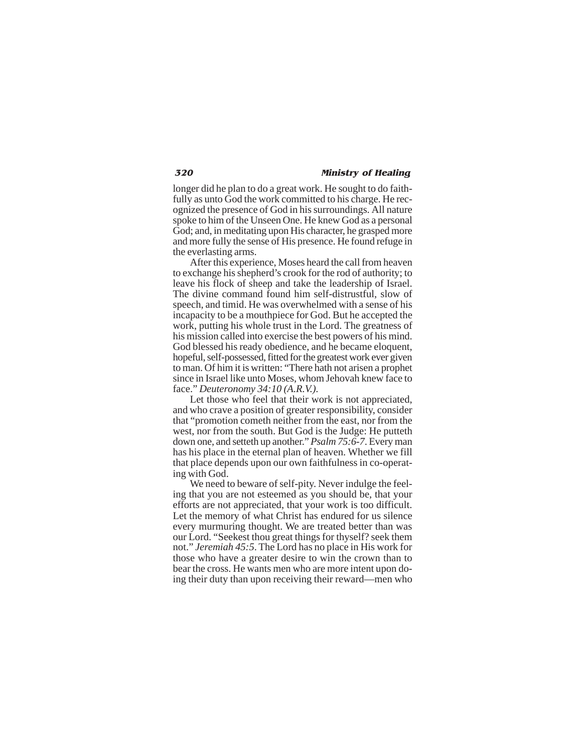longer did he plan to do a great work. He sought to do faithfully as unto God the work committed to his charge. He recognized the presence of God in his surroundings. All nature spoke to him of the Unseen One. He knew God as a personal God; and, in meditating upon His character, he grasped more and more fully the sense of His presence. He found refuge in the everlasting arms.

After this experience, Moses heard the call from heaven to exchange his shepherd's crook for the rod of authority; to leave his flock of sheep and take the leadership of Israel. The divine command found him self-distrustful, slow of speech, and timid. He was overwhelmed with a sense of his incapacity to be a mouthpiece for God. But he accepted the work, putting his whole trust in the Lord. The greatness of his mission called into exercise the best powers of his mind. God blessed his ready obedience, and he became eloquent, hopeful, self-possessed, fitted for the greatest work ever given to man. Of him it is written: "There hath not arisen a prophet since in Israel like unto Moses, whom Jehovah knew face to face." *Deuteronomy 34:10 (A.R.V.)*.

Let those who feel that their work is not appreciated, and who crave a position of greater responsibility, consider that "promotion cometh neither from the east, nor from the west, nor from the south. But God is the Judge: He putteth down one, and setteth up another." *Psalm 75:6-7*. Every man has his place in the eternal plan of heaven. Whether we fill that place depends upon our own faithfulness in co-operating with God.

We need to beware of self-pity. Never indulge the feeling that you are not esteemed as you should be, that your efforts are not appreciated, that your work is too difficult. Let the memory of what Christ has endured for us silence every murmuring thought. We are treated better than was our Lord. "Seekest thou great things for thyself? seek them not." *Jeremiah 45:5*. The Lord has no place in His work for those who have a greater desire to win the crown than to bear the cross. He wants men who are more intent upon doing their duty than upon receiving their reward—men who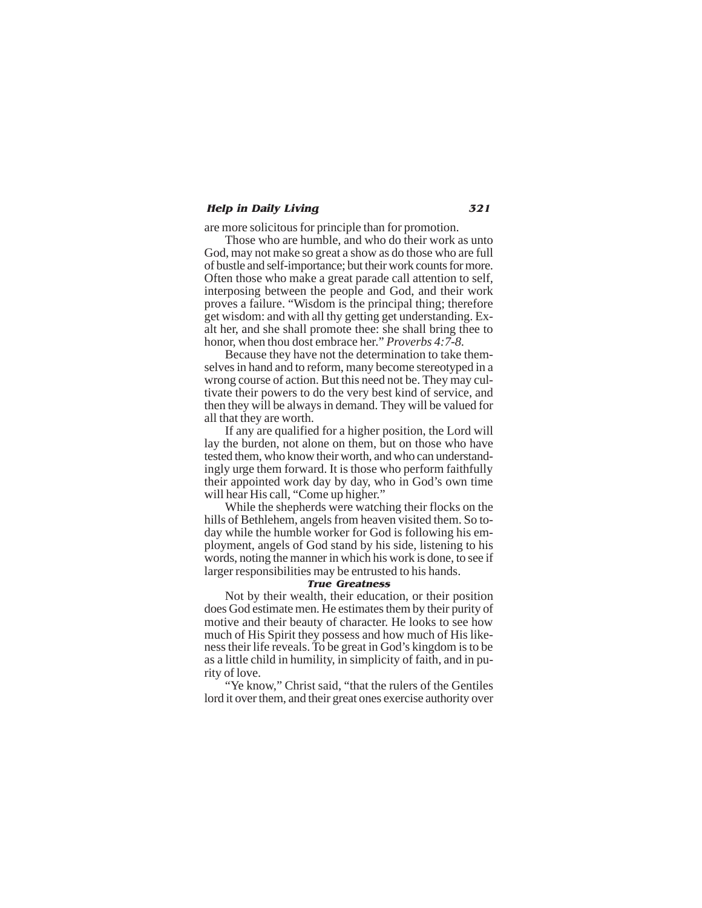are more solicitous for principle than for promotion.

Those who are humble, and who do their work as unto God, may not make so great a show as do those who are full of bustle and self-importance; but their work counts for more. Often those who make a great parade call attention to self, interposing between the people and God, and their work proves a failure. "Wisdom is the principal thing; therefore get wisdom: and with all thy getting get understanding. Exalt her, and she shall promote thee: she shall bring thee to honor, when thou dost embrace her." *Proverbs 4:7-8.*

Because they have not the determination to take themselves in hand and to reform, many become stereotyped in a wrong course of action. But this need not be. They may cultivate their powers to do the very best kind of service, and then they will be always in demand. They will be valued for all that they are worth.

If any are qualified for a higher position, the Lord will lay the burden, not alone on them, but on those who have tested them, who know their worth, and who can understandingly urge them forward. It is those who perform faithfully their appointed work day by day, who in God's own time will hear His call, "Come up higher."

While the shepherds were watching their flocks on the hills of Bethlehem, angels from heaven visited them. So today while the humble worker for God is following his employment, angels of God stand by his side, listening to his words, noting the manner in which his work is done, to see if larger responsibilities may be entrusted to his hands.

### True Greatness

Not by their wealth, their education, or their position does God estimate men. He estimates them by their purity of motive and their beauty of character. He looks to see how much of His Spirit they possess and how much of His likeness their life reveals. To be great in God's kingdom is to be as a little child in humility, in simplicity of faith, and in purity of love.

"Ye know," Christ said, "that the rulers of the Gentiles lord it over them, and their great ones exercise authority over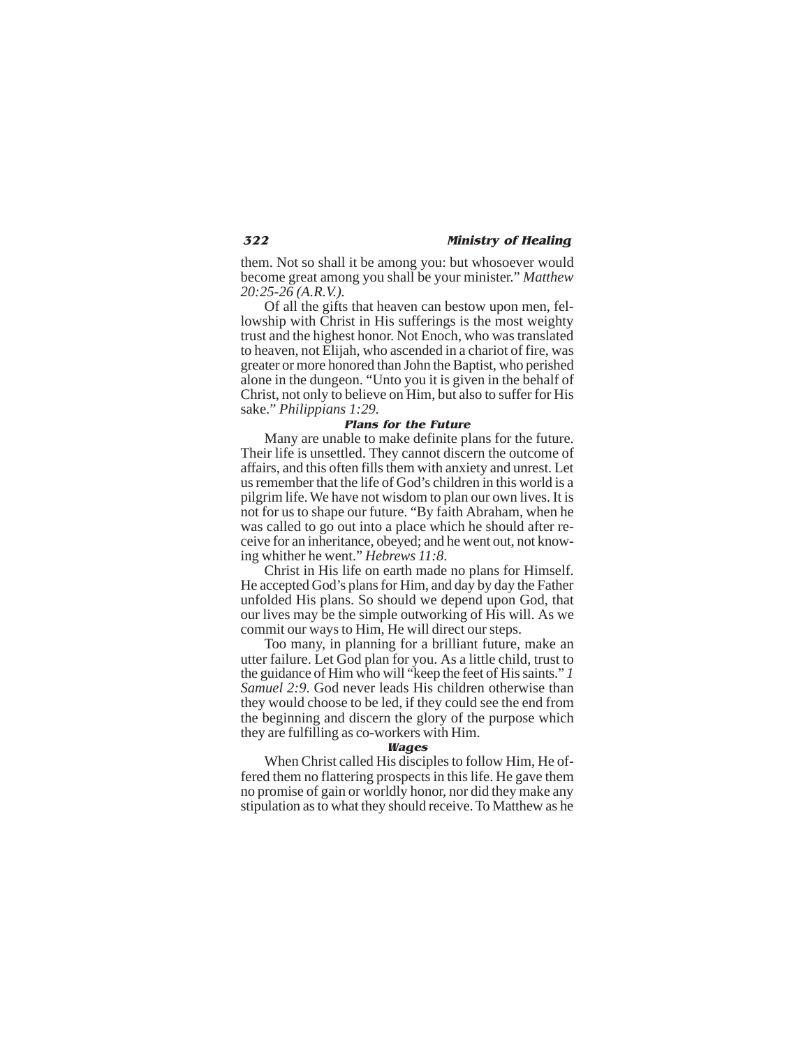them. Not so shall it be among you: but whosoever would become great among you shall be your minister." *Matthew 20:25-26 (A.R.V.).*

Of all the gifts that heaven can bestow upon men, fellowship with Christ in His sufferings is the most weighty trust and the highest honor. Not Enoch, who was translated to heaven, not Elijah, who ascended in a chariot of fire, was greater or more honored than John the Baptist, who perished alone in the dungeon. "Unto you it is given in the behalf of Christ, not only to believe on Him, but also to suffer for His sake." *Philippians 1:29.*

### Plans for the Future

Many are unable to make definite plans for the future. Their life is unsettled. They cannot discern the outcome of affairs, and this often fills them with anxiety and unrest. Let us remember that the life of God's children in this world is a pilgrim life. We have not wisdom to plan our own lives. It is not for us to shape our future. "By faith Abraham, when he was called to go out into a place which he should after receive for an inheritance, obeyed; and he went out, not knowing whither he went." *Hebrews 11:8.*

Christ in His life on earth made no plans for Himself. He accepted God's plans for Him, and day by day the Father unfolded His plans. So should we depend upon God, that our lives may be the simple outworking of His will. As we commit our ways to Him, He will direct our steps.

Too many, in planning for a brilliant future, make an utter failure. Let God plan for you. As a little child, trust to the guidance of Him who will "keep the feet of His saints." *1 Samuel 2:9.* God never leads His children otherwise than they would choose to be led, if they could see the end from the beginning and discern the glory of the purpose which they are fulfilling as co-workers with Him.

### Wages

When Christ called His disciples to follow Him, He offered them no flattering prospects in this life. He gave them no promise of gain or worldly honor, nor did they make any stipulation as to what they should receive. To Matthew as he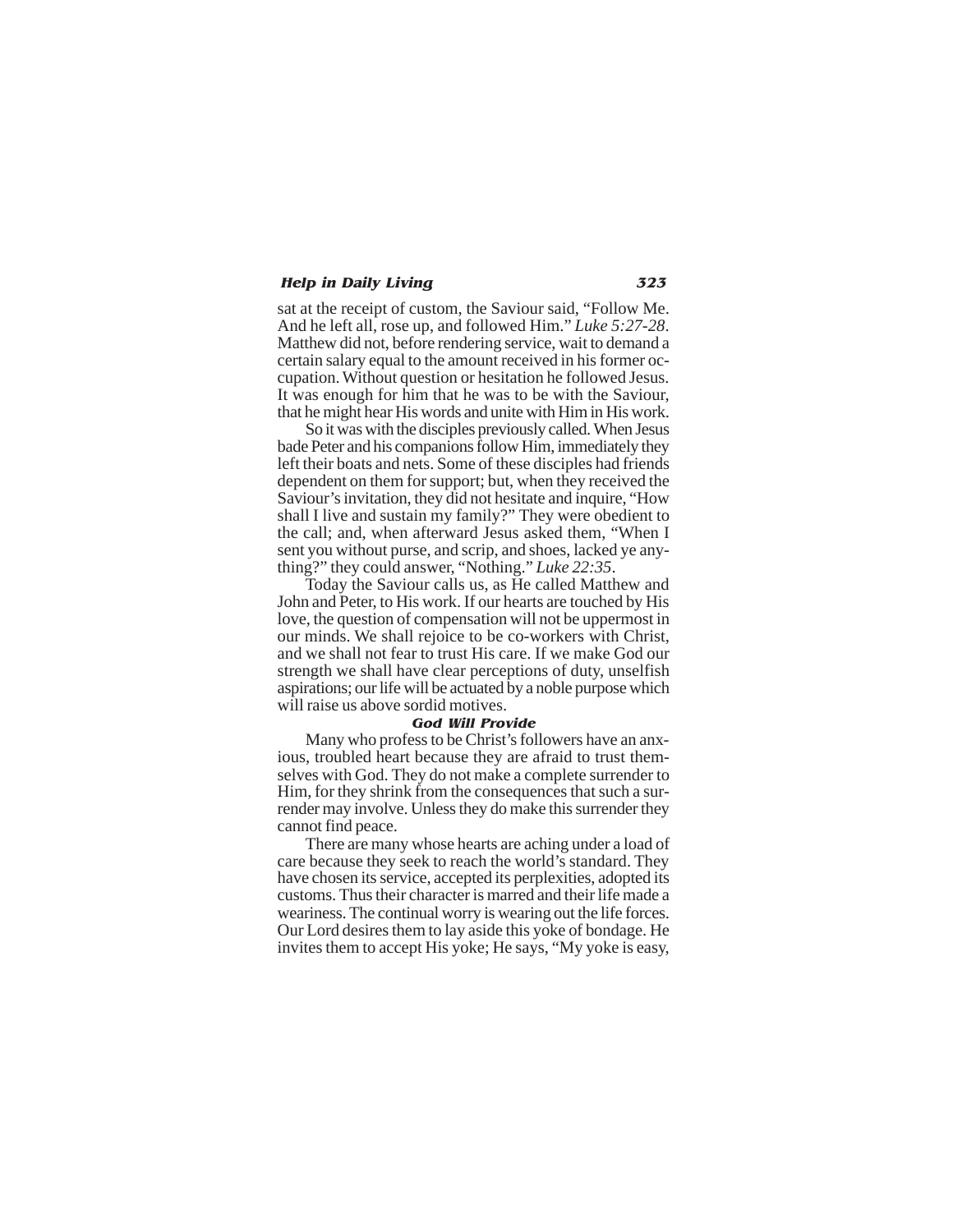sat at the receipt of custom, the Saviour said, "Follow Me. And he left all, rose up, and followed Him." *Luke 5:27-28*. Matthew did not, before rendering service, wait to demand a certain salary equal to the amount received in his former occupation. Without question or hesitation he followed Jesus. It was enough for him that he was to be with the Saviour, that he might hear His words and unite with Him in His work.

So it was with the disciples previously called. When Jesus bade Peter and his companions follow Him, immediately they left their boats and nets. Some of these disciples had friends dependent on them for support; but, when they received the Saviour's invitation, they did not hesitate and inquire, "How shall I live and sustain my family?" They were obedient to the call; and, when afterward Jesus asked them, "When I sent you without purse, and scrip, and shoes, lacked ye anything?" they could answer, "Nothing." *Luke 22:35*.

Today the Saviour calls us, as He called Matthew and John and Peter, to His work. If our hearts are touched by His love, the question of compensation will not be uppermost in our minds. We shall rejoice to be co-workers with Christ, and we shall not fear to trust His care. If we make God our strength we shall have clear perceptions of duty, unselfish aspirations; our life will be actuated by a noble purpose which will raise us above sordid motives.

### God Will Provide

Many who profess to be Christ's followers have an anxious, troubled heart because they are afraid to trust themselves with God. They do not make a complete surrender to Him, for they shrink from the consequences that such a surrender may involve. Unless they do make this surrender they cannot find peace.

There are many whose hearts are aching under a load of care because they seek to reach the world's standard. They have chosen its service, accepted its perplexities, adopted its customs. Thus their character is marred and their life made a weariness. The continual worry is wearing out the life forces. Our Lord desires them to lay aside this yoke of bondage. He invites them to accept His yoke; He says, "My yoke is easy,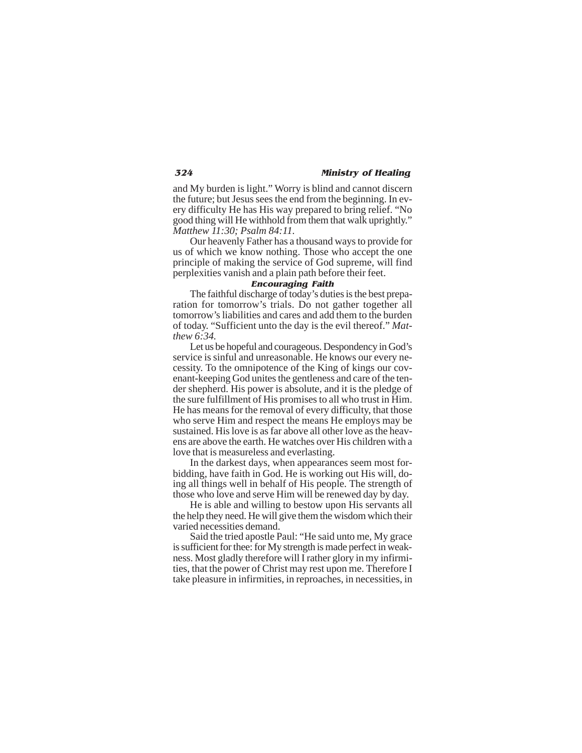and My burden is light." Worry is blind and cannot discern the future; but Jesus sees the end from the beginning. In every difficulty He has His way prepared to bring relief. "No good thing will He withhold from them that walk uprightly." *Matthew 11:30; Psalm 84:11.*

Our heavenly Father has a thousand ways to provide for us of which we know nothing. Those who accept the one principle of making the service of God supreme, will find perplexities vanish and a plain path before their feet.

### Encouraging Faith

The faithful discharge of today's duties is the best preparation for tomorrow's trials. Do not gather together all tomorrow's liabilities and cares and add them to the burden of today. "Sufficient unto the day is the evil thereof." *Matthew 6:34.*

Let us be hopeful and courageous. Despondency in God's service is sinful and unreasonable. He knows our every necessity. To the omnipotence of the King of kings our covenant-keeping God unites the gentleness and care of the tender shepherd. His power is absolute, and it is the pledge of the sure fulfillment of His promises to all who trust in Him. He has means for the removal of every difficulty, that those who serve Him and respect the means He employs may be sustained. His love is as far above all other love as the heavens are above the earth. He watches over His children with a love that is measureless and everlasting.

In the darkest days, when appearances seem most forbidding, have faith in God. He is working out His will, doing all things well in behalf of His people. The strength of those who love and serve Him will be renewed day by day.

He is able and willing to bestow upon His servants all the help they need. He will give them the wisdom which their varied necessities demand.

Said the tried apostle Paul: "He said unto me, My grace is sufficient for thee: for My strength is made perfect in weakness. Most gladly therefore will I rather glory in my infirmities, that the power of Christ may rest upon me. Therefore I take pleasure in infirmities, in reproaches, in necessities, in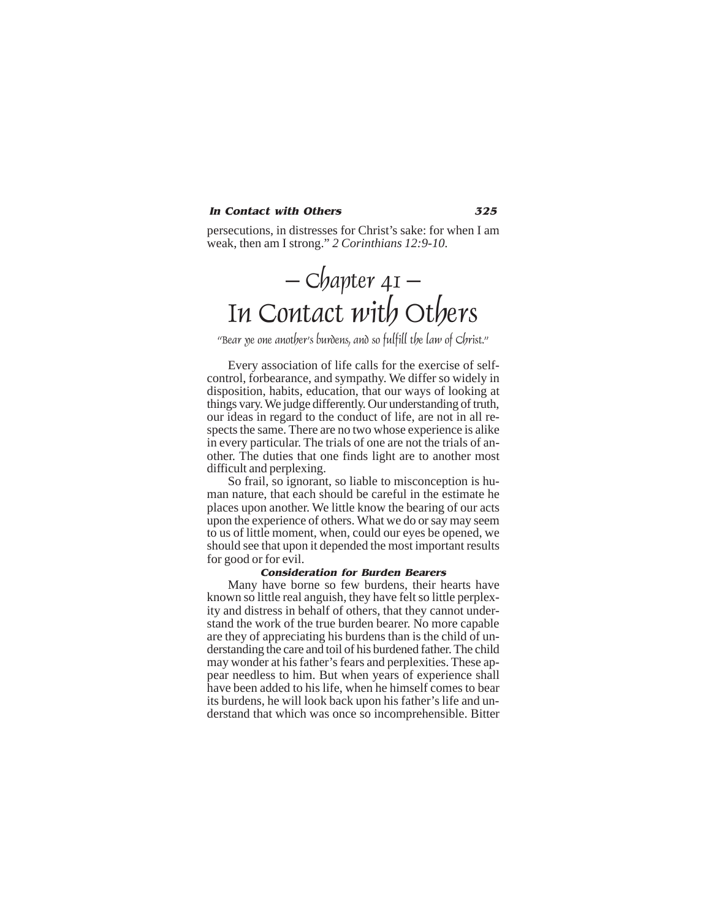persecutions, in distresses for Christ's sake: for when I am weak, then am I strong." *2 Corinthians 12:9-10.*

# — Chapter 41 —
# In Contact with Others

*"Bear ye one another's burdens, and so fulfill the law of Christ."*

Every association of life calls for the exercise of self-control, forbearance, and sympathy. We differ so widely in disposition, habits, education, that our ways of looking at things vary. We judge differently. Our understanding of truth, our ideas in regard to the conduct of life, are not in all respects the same. There are no two whose experience is alike in every particular. The trials of one are not the trials of another. The duties that one finds light are to another most difficult and perplexing.

So frail, so ignorant, so liable to misconception is human nature, that each should be careful in the estimate he places upon another. We little know the bearing of our acts upon the experience of others. What we do or say may seem to us of little moment, when, could our eyes be opened, we should see that upon it depended the most important results for good or for evil.

### Consideration for Burden Bearers

Many have borne so few burdens, their hearts have known so little real anguish, they have felt so little perplexity and distress in behalf of others, that they cannot understand the work of the true burden bearer. No more capable are they of appreciating his burdens than is the child of understanding the care and toil of his burdened father. The child may wonder at his father's fears and perplexities. These appear needless to him. But when years of experience shall have been added to his life, when he himself comes to bear its burdens, he will look back upon his father's life and understand that which was once so incomprehensible. Bitter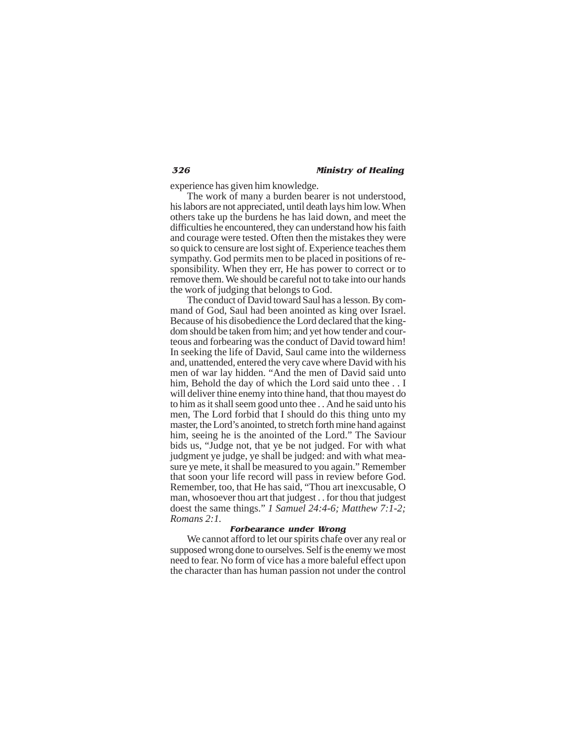experience has given him knowledge.

The work of many a burden bearer is not understood, his labors are not appreciated, until death lays him low. When others take up the burdens he has laid down, and meet the difficulties he encountered, they can understand how his faith and courage were tested. Often then the mistakes they were so quick to censure are lost sight of. Experience teaches them sympathy. God permits men to be placed in positions of responsibility. When they err, He has power to correct or to remove them. We should be careful not to take into our hands the work of judging that belongs to God.

The conduct of David toward Saul has a lesson. By command of God, Saul had been anointed as king over Israel. Because of his disobedience the Lord declared that the kingdom should be taken from him; and yet how tender and courteous and forbearing was the conduct of David toward him! In seeking the life of David, Saul came into the wilderness and, unattended, entered the very cave where David with his men of war lay hidden. "And the men of David said unto him, Behold the day of which the Lord said unto thee . . I will deliver thine enemy into thine hand, that thou mayest do to him as it shall seem good unto thee . . And he said unto his men, The Lord forbid that I should do this thing unto my master, the Lord's anointed, to stretch forth mine hand against him, seeing he is the anointed of the Lord." The Saviour bids us, "Judge not, that ye be not judged. For with what judgment ye judge, ye shall be judged: and with what measure ye mete, it shall be measured to you again." Remember that soon your life record will pass in review before God. Remember, too, that He has said, "Thou art inexcusable, O man, whosoever thou art that judgest . . for thou that judgest doest the same things." *1 Samuel 24:4-6; Matthew 7:1-2; Romans 2:1.*

### Forbearance under Wrong

We cannot afford to let our spirits chafe over any real or supposed wrong done to ourselves. Self is the enemy we most need to fear. No form of vice has a more baleful effect upon the character than has human passion not under the control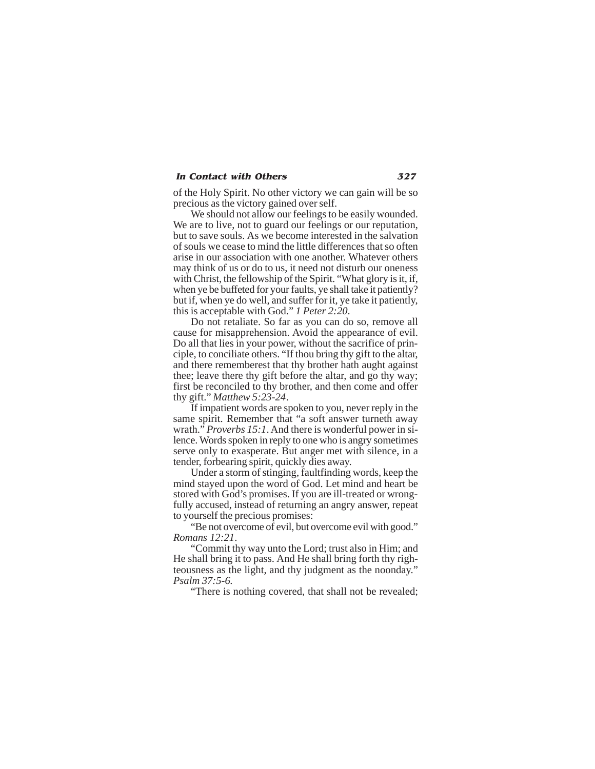of the Holy Spirit. No other victory we can gain will be so precious as the victory gained over self.

We should not allow our feelings to be easily wounded. We are to live, not to guard our feelings or our reputation, but to save souls. As we become interested in the salvation of souls we cease to mind the little differences that so often arise in our association with one another. Whatever others may think of us or do to us, it need not disturb our oneness with Christ, the fellowship of the Spirit. "What glory is it, if, when ye be buffeted for your faults, ye shall take it patiently? but if, when ye do well, and suffer for it, ye take it patiently, this is acceptable with God." *1 Peter 2:20*.

Do not retaliate. So far as you can do so, remove all cause for misapprehension. Avoid the appearance of evil. Do all that lies in your power, without the sacrifice of principle, to conciliate others. "If thou bring thy gift to the altar, and there rememberest that thy brother hath aught against thee; leave there thy gift before the altar, and go thy way; first be reconciled to thy brother, and then come and offer thy gift." *Matthew 5:23-24*.

If impatient words are spoken to you, never reply in the same spirit. Remember that "a soft answer turneth away wrath." *Proverbs 15:1*. And there is wonderful power in silence. Words spoken in reply to one who is angry sometimes serve only to exasperate. But anger met with silence, in a tender, forbearing spirit, quickly dies away.

Under a storm of stinging, faultfinding words, keep the mind stayed upon the word of God. Let mind and heart be stored with God's promises. If you are ill-treated or wrongfully accused, instead of returning an angry answer, repeat to yourself the precious promises:

"Be not overcome of evil, but overcome evil with good." *Romans 12:21*.

"Commit thy way unto the Lord; trust also in Him; and He shall bring it to pass. And He shall bring forth thy righteousness as the light, and thy judgment as the noonday." *Psalm 37:5-6.*

"There is nothing covered, that shall not be revealed;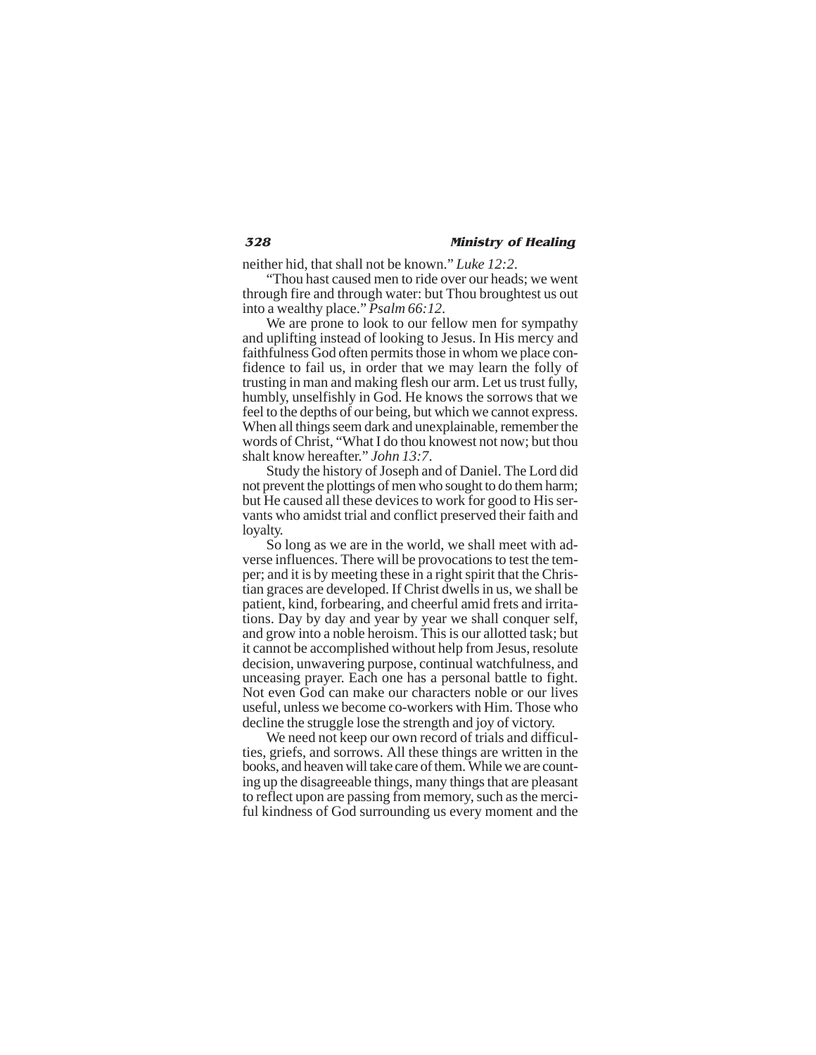neither hid, that shall not be known." *Luke 12:2*.

"Thou hast caused men to ride over our heads; we went through fire and through water: but Thou broughtest us out into a wealthy place." *Psalm 66:12*.

We are prone to look to our fellow men for sympathy and uplifting instead of looking to Jesus. In His mercy and faithfulness God often permits those in whom we place confidence to fail us, in order that we may learn the folly of trusting in man and making flesh our arm. Let us trust fully, humbly, unselfishly in God. He knows the sorrows that we feel to the depths of our being, but which we cannot express. When all things seem dark and unexplainable, remember the words of Christ, "What I do thou knowest not now; but thou shalt know hereafter." *John 13:7*.

Study the history of Joseph and of Daniel. The Lord did not prevent the plottings of men who sought to do them harm; but He caused all these devices to work for good to His servants who amidst trial and conflict preserved their faith and loyalty.

So long as we are in the world, we shall meet with adverse influences. There will be provocations to test the temper; and it is by meeting these in a right spirit that the Christian graces are developed. If Christ dwells in us, we shall be patient, kind, forbearing, and cheerful amid frets and irritations. Day by day and year by year we shall conquer self, and grow into a noble heroism. This is our allotted task; but it cannot be accomplished without help from Jesus, resolute decision, unwavering purpose, continual watchfulness, and unceasing prayer. Each one has a personal battle to fight. Not even God can make our characters noble or our lives useful, unless we become co-workers with Him. Those who decline the struggle lose the strength and joy of victory.

We need not keep our own record of trials and difficulties, griefs, and sorrows. All these things are written in the books, and heaven will take care of them. While we are counting up the disagreeable things, many things that are pleasant to reflect upon are passing from memory, such as the merciful kindness of God surrounding us every moment and the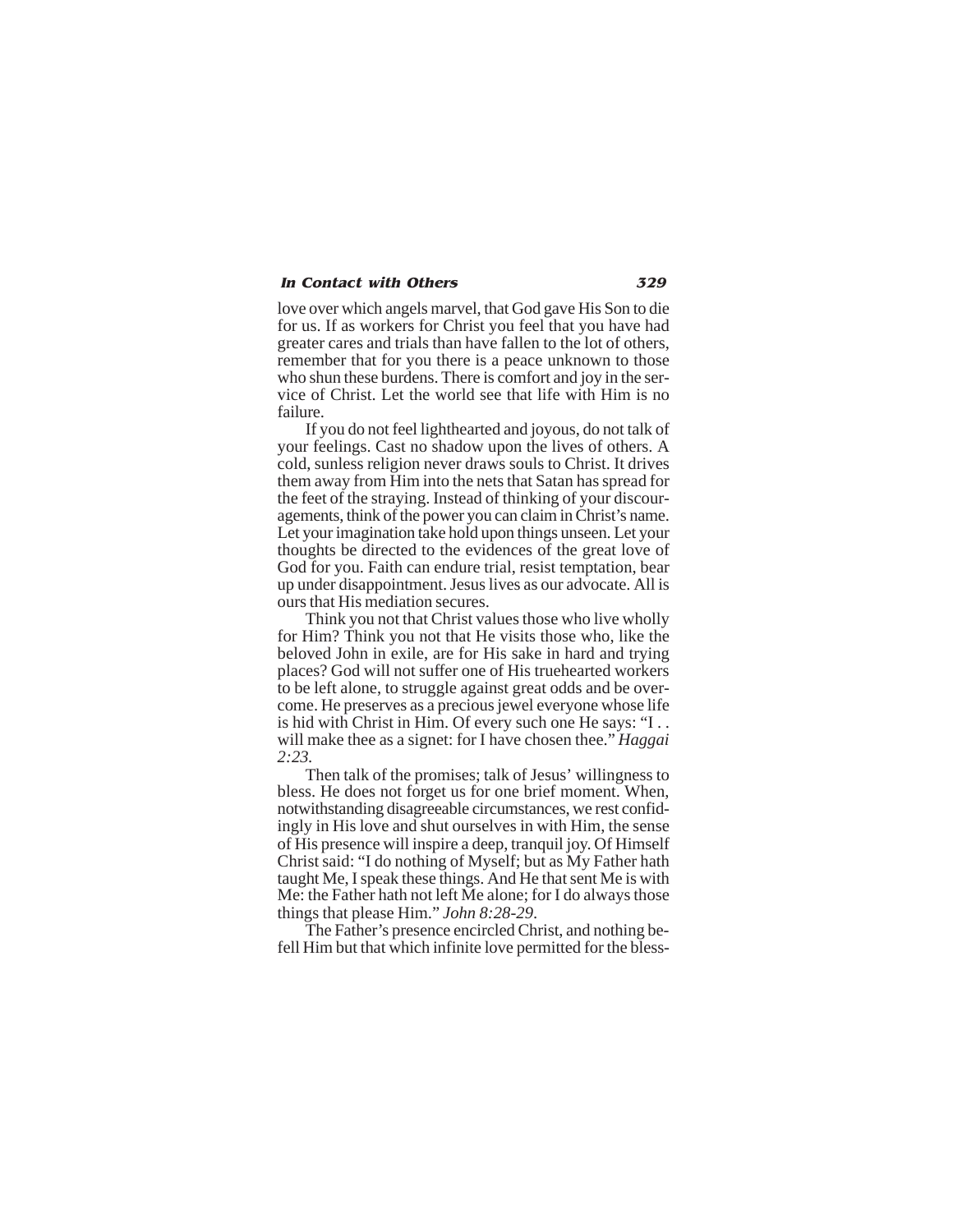love over which angels marvel, that God gave His Son to die for us. If as workers for Christ you feel that you have had greater cares and trials than have fallen to the lot of others, remember that for you there is a peace unknown to those who shun these burdens. There is comfort and joy in the service of Christ. Let the world see that life with Him is no failure.

If you do not feel lighthearted and joyous, do not talk of your feelings. Cast no shadow upon the lives of others. A cold, sunless religion never draws souls to Christ. It drives them away from Him into the nets that Satan has spread for the feet of the straying. Instead of thinking of your discouragements, think of the power you can claim in Christ's name. Let your imagination take hold upon things unseen. Let your thoughts be directed to the evidences of the great love of God for you. Faith can endure trial, resist temptation, bear up under disappointment. Jesus lives as our advocate. All is ours that His mediation secures.

Think you not that Christ values those who live wholly for Him? Think you not that He visits those who, like the beloved John in exile, are for His sake in hard and trying places? God will not suffer one of His truehearted workers to be left alone, to struggle against great odds and be overcome. He preserves as a precious jewel everyone whose life is hid with Christ in Him. Of every such one He says: "I . . will make thee as a signet: for I have chosen thee." *Haggai 2:23.*

Then talk of the promises; talk of Jesus' willingness to bless. He does not forget us for one brief moment. When, notwithstanding disagreeable circumstances, we rest confidingly in His love and shut ourselves in with Him, the sense of His presence will inspire a deep, tranquil joy. Of Himself Christ said: "I do nothing of Myself; but as My Father hath taught Me, I speak these things. And He that sent Me is with Me: the Father hath not left Me alone; for I do always those things that please Him." *John 8:28-29*.

The Father's presence encircled Christ, and nothing befell Him but that which infinite love permitted for the bless-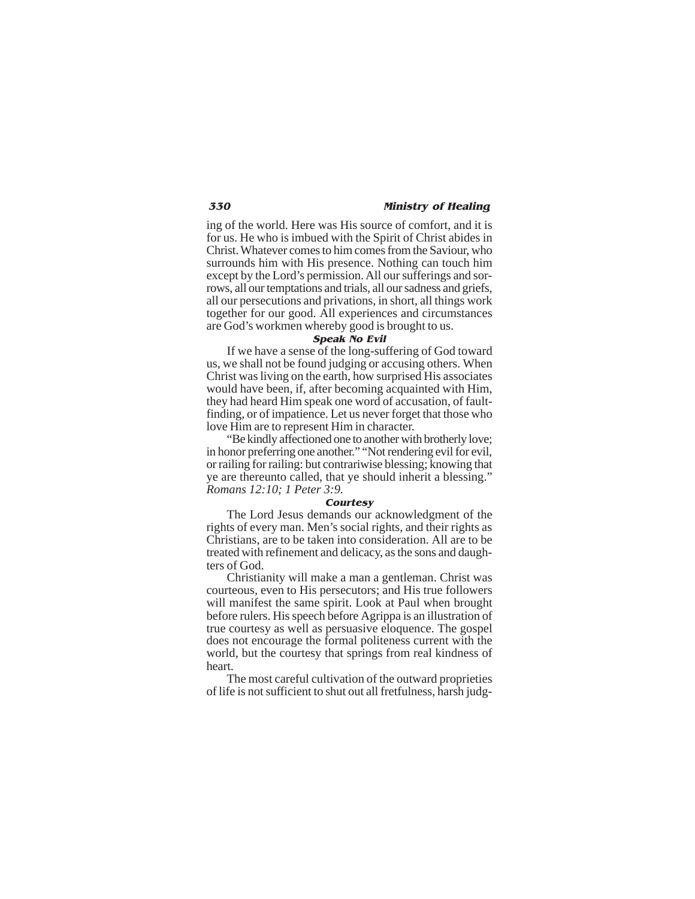ing of the world. Here was His source of comfort, and it is for us. He who is imbued with the Spirit of Christ abides in Christ. Whatever comes to him comes from the Saviour, who surrounds him with His presence. Nothing can touch him except by the Lord's permission. All our sufferings and sorrows, all our temptations and trials, all our sadness and griefs, all our persecutions and privations, in short, all things work together for our good. All experiences and circumstances are God's workmen whereby good is brought to us.

### Speak No Evil

If we have a sense of the long-suffering of God toward us, we shall not be found judging or accusing others. When Christ was living on the earth, how surprised His associates would have been, if, after becoming acquainted with Him, they had heard Him speak one word of accusation, of faultfinding, or of impatience. Let us never forget that those who love Him are to represent Him in character.

"Be kindly affectioned one to another with brotherly love; in honor preferring one another." "Not rendering evil for evil, or railing for railing: but contrariwise blessing; knowing that ye are thereunto called, that ye should inherit a blessing." *Romans 12:10; 1 Peter 3:9.*

### Courtesy

The Lord Jesus demands our acknowledgment of the rights of every man. Men's social rights, and their rights as Christians, are to be taken into consideration. All are to be treated with refinement and delicacy, as the sons and daughters of God.

Christianity will make a man a gentleman. Christ was courteous, even to His persecutors; and His true followers will manifest the same spirit. Look at Paul when brought before rulers. His speech before Agrippa is an illustration of true courtesy as well as persuasive eloquence. The gospel does not encourage the formal politeness current with the world, but the courtesy that springs from real kindness of heart.

The most careful cultivation of the outward proprieties of life is not sufficient to shut out all fretfulness, harsh judg-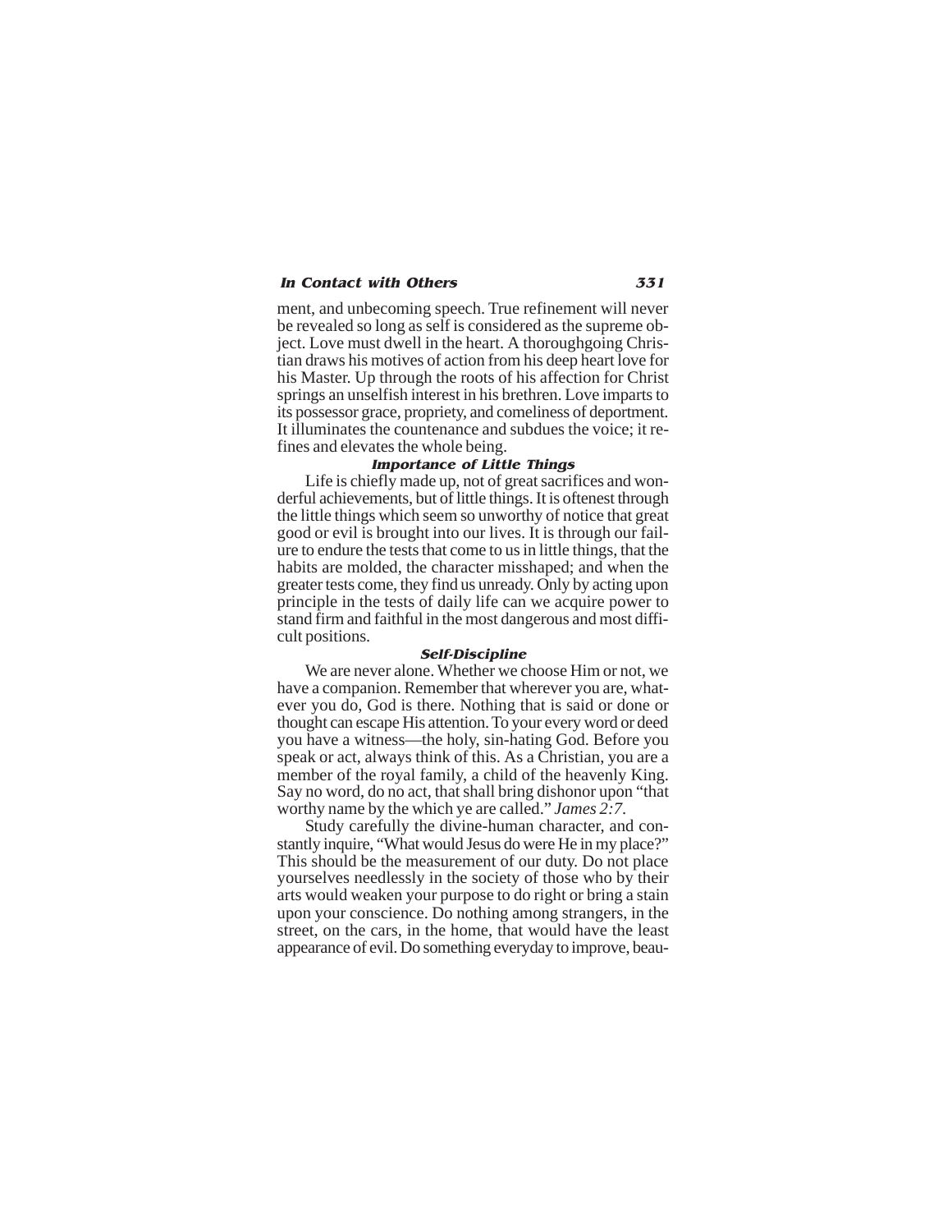ment, and unbecoming speech. True refinement will never be revealed so long as self is considered as the supreme object. Love must dwell in the heart. A thoroughgoing Christian draws his motives of action from his deep heart love for his Master. Up through the roots of his affection for Christ springs an unselfish interest in his brethren. Love imparts to its possessor grace, propriety, and comeliness of deportment. It illuminates the countenance and subdues the voice; it refines and elevates the whole being.

### Importance of Little Things

Life is chiefly made up, not of great sacrifices and wonderful achievements, but of little things. It is oftenest through the little things which seem so unworthy of notice that great good or evil is brought into our lives. It is through our failure to endure the tests that come to us in little things, that the habits are molded, the character misshaped; and when the greater tests come, they find us unready. Only by acting upon principle in the tests of daily life can we acquire power to stand firm and faithful in the most dangerous and most difficult positions.

### Self-Discipline

We are never alone. Whether we choose Him or not, we have a companion. Remember that wherever you are, whatever you do, God is there. Nothing that is said or done or thought can escape His attention. To your every word or deed you have a witness—the holy, sin-hating God. Before you speak or act, always think of this. As a Christian, you are a member of the royal family, a child of the heavenly King. Say no word, do no act, that shall bring dishonor upon "that worthy name by the which ye are called." *James 2:7.*

Study carefully the divine-human character, and constantly inquire, "What would Jesus do were He in my place?" This should be the measurement of our duty. Do not place yourselves needlessly in the society of those who by their arts would weaken your purpose to do right or bring a stain upon your conscience. Do nothing among strangers, in the street, on the cars, in the home, that would have the least appearance of evil. Do something everyday to improve, beau-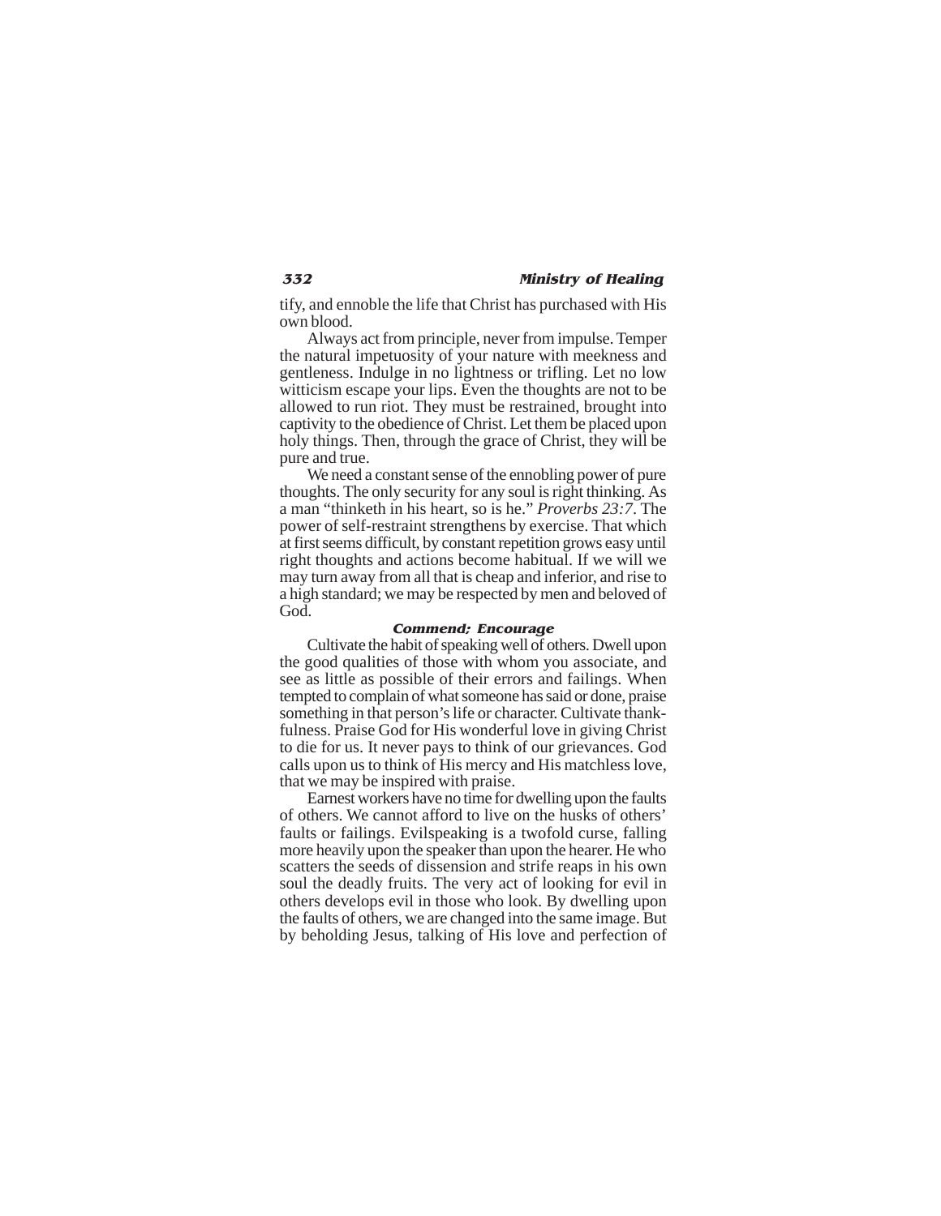tify, and ennoble the life that Christ has purchased with His own blood.

Always act from principle, never from impulse. Temper the natural impetuosity of your nature with meekness and gentleness. Indulge in no lightness or trifling. Let no low witticism escape your lips. Even the thoughts are not to be allowed to run riot. They must be restrained, brought into captivity to the obedience of Christ. Let them be placed upon holy things. Then, through the grace of Christ, they will be pure and true.

We need a constant sense of the ennobling power of pure thoughts. The only security for any soul is right thinking. As a man "thinketh in his heart, so is he." *Proverbs 23:7*. The power of self-restraint strengthens by exercise. That which at first seems difficult, by constant repetition grows easy until right thoughts and actions become habitual. If we will we may turn away from all that is cheap and inferior, and rise to a high standard; we may be respected by men and beloved of God.

### Commend; Encourage

Cultivate the habit of speaking well of others. Dwell upon the good qualities of those with whom you associate, and see as little as possible of their errors and failings. When tempted to complain of what someone has said or done, praise something in that person's life or character. Cultivate thankfulness. Praise God for His wonderful love in giving Christ to die for us. It never pays to think of our grievances. God calls upon us to think of His mercy and His matchless love, that we may be inspired with praise.

Earnest workers have no time for dwelling upon the faults of others. We cannot afford to live on the husks of others' faults or failings. Evilspeaking is a twofold curse, falling more heavily upon the speaker than upon the hearer. He who scatters the seeds of dissension and strife reaps in his own soul the deadly fruits. The very act of looking for evil in others develops evil in those who look. By dwelling upon the faults of others, we are changed into the same image. But by beholding Jesus, talking of His love and perfection of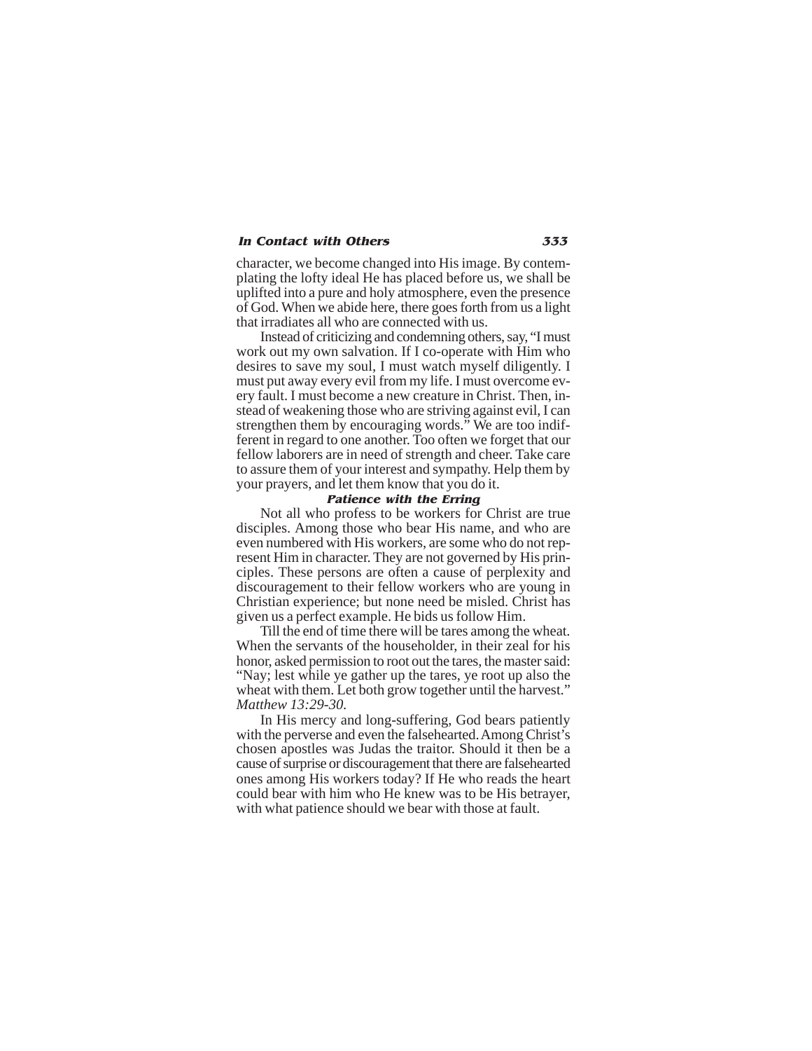character, we become changed into His image. By contemplating the lofty ideal He has placed before us, we shall be uplifted into a pure and holy atmosphere, even the presence of God. When we abide here, there goes forth from us a light that irradiates all who are connected with us.

Instead of criticizing and condemning others, say, "I must work out my own salvation. If I co-operate with Him who desires to save my soul, I must watch myself diligently. I must put away every evil from my life. I must overcome every fault. I must become a new creature in Christ. Then, instead of weakening those who are striving against evil, I can strengthen them by encouraging words." We are too indifferent in regard to one another. Too often we forget that our fellow laborers are in need of strength and cheer. Take care to assure them of your interest and sympathy. Help them by your prayers, and let them know that you do it.

### Patience with the Erring

Not all who profess to be workers for Christ are true disciples. Among those who bear His name, and who are even numbered with His workers, are some who do not represent Him in character. They are not governed by His principles. These persons are often a cause of perplexity and discouragement to their fellow workers who are young in Christian experience; but none need be misled. Christ has given us a perfect example. He bids us follow Him.

Till the end of time there will be tares among the wheat. When the servants of the householder, in their zeal for his honor, asked permission to root out the tares, the master said: "Nay; lest while ye gather up the tares, ye root up also the wheat with them. Let both grow together until the harvest." *Matthew 13:29-30.*

In His mercy and long-suffering, God bears patiently with the perverse and even the falsehearted. Among Christ's chosen apostles was Judas the traitor. Should it then be a cause of surprise or discouragement that there are falsehearted ones among His workers today? If He who reads the heart could bear with him who He knew was to be His betrayer, with what patience should we bear with those at fault.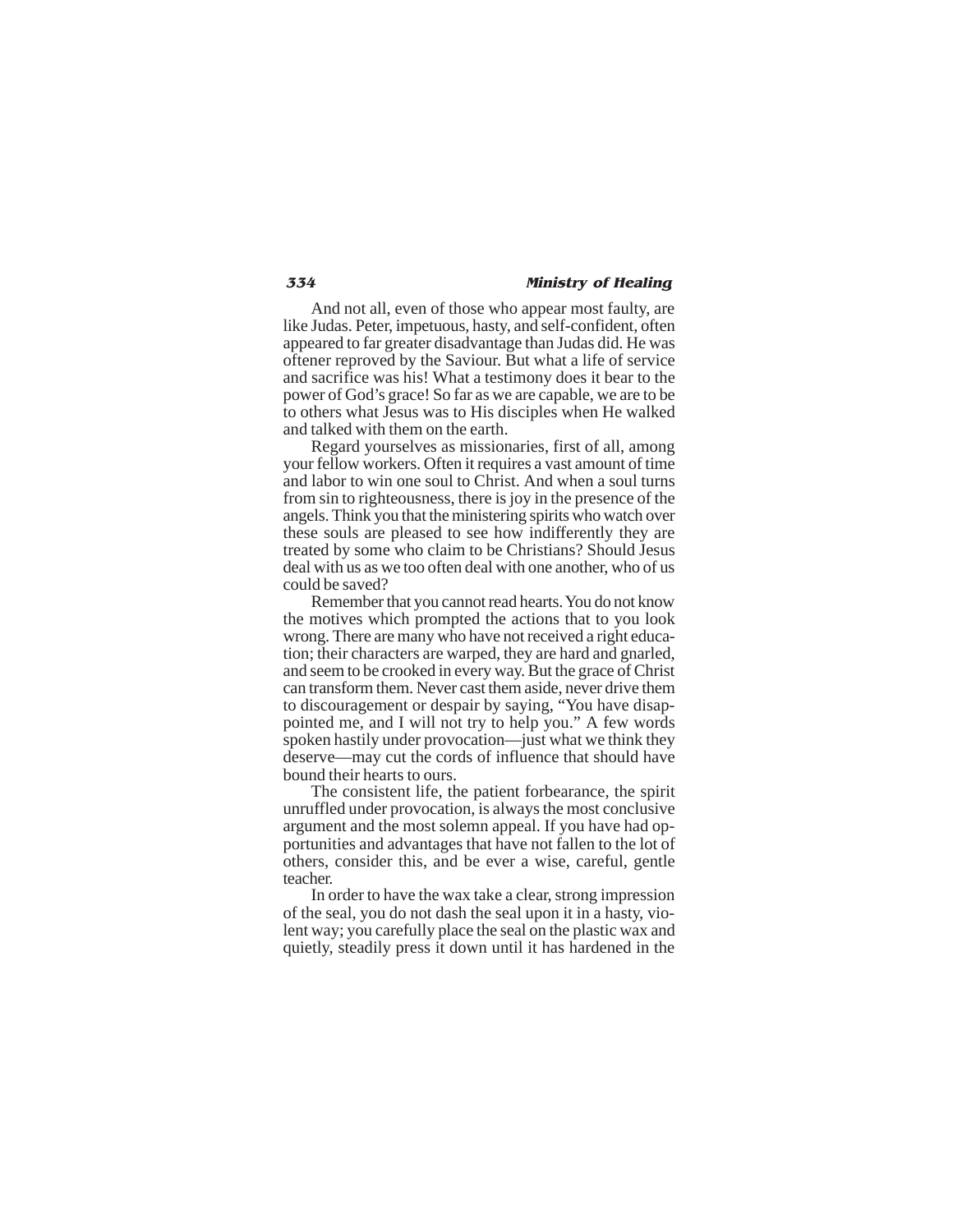And not all, even of those who appear most faulty, are like Judas. Peter, impetuous, hasty, and self-confident, often appeared to far greater disadvantage than Judas did. He was oftener reproved by the Saviour. But what a life of service and sacrifice was his! What a testimony does it bear to the power of God's grace! So far as we are capable, we are to be to others what Jesus was to His disciples when He walked and talked with them on the earth.

Regard yourselves as missionaries, first of all, among your fellow workers. Often it requires a vast amount of time and labor to win one soul to Christ. And when a soul turns from sin to righteousness, there is joy in the presence of the angels. Think you that the ministering spirits who watch over these souls are pleased to see how indifferently they are treated by some who claim to be Christians? Should Jesus deal with us as we too often deal with one another, who of us could be saved?

Remember that you cannot read hearts. You do not know the motives which prompted the actions that to you look wrong. There are many who have not received a right education; their characters are warped, they are hard and gnarled, and seem to be crooked in every way. But the grace of Christ can transform them. Never cast them aside, never drive them to discouragement or despair by saying, "You have disappointed me, and I will not try to help you." A few words spoken hastily under provocation—just what we think they deserve—may cut the cords of influence that should have bound their hearts to ours.

The consistent life, the patient forbearance, the spirit unruffled under provocation, is always the most conclusive argument and the most solemn appeal. If you have had opportunities and advantages that have not fallen to the lot of others, consider this, and be ever a wise, careful, gentle teacher.

In order to have the wax take a clear, strong impression of the seal, you do not dash the seal upon it in a hasty, violent way; you carefully place the seal on the plastic wax and quietly, steadily press it down until it has hardened in the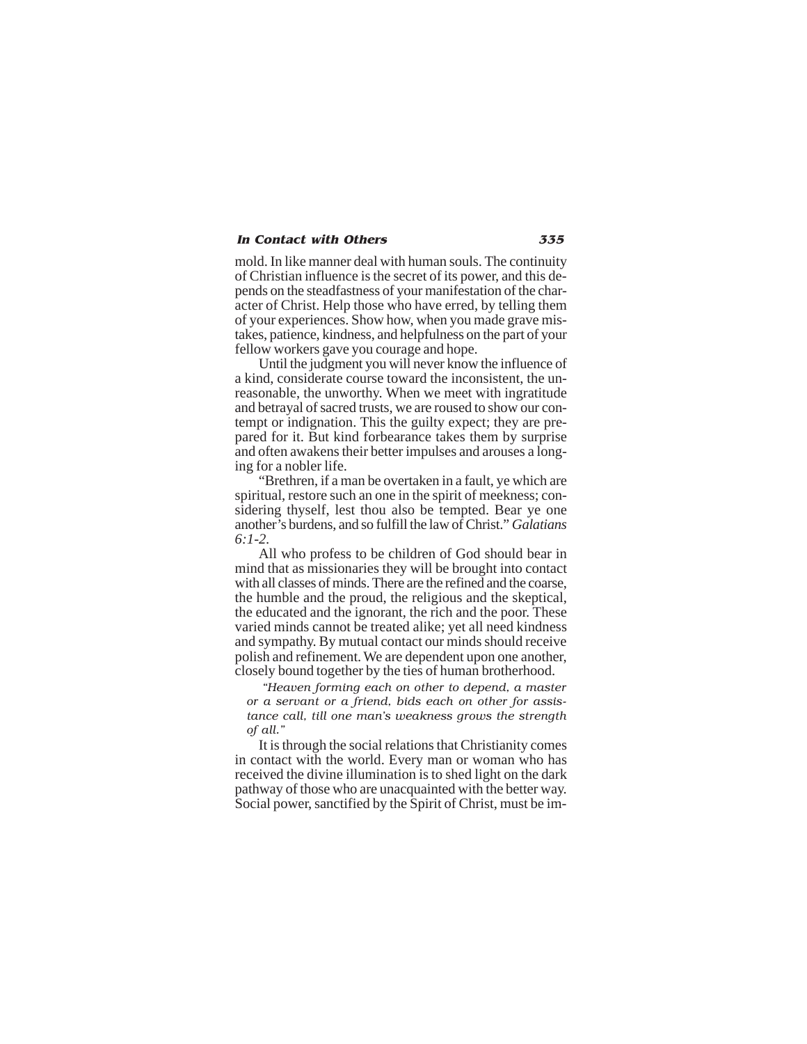mold. In like manner deal with human souls. The continuity of Christian influence is the secret of its power, and this depends on the steadfastness of your manifestation of the character of Christ. Help those who have erred, by telling them of your experiences. Show how, when you made grave mistakes, patience, kindness, and helpfulness on the part of your fellow workers gave you courage and hope.

Until the judgment you will never know the influence of a kind, considerate course toward the inconsistent, the unreasonable, the unworthy. When we meet with ingratitude and betrayal of sacred trusts, we are roused to show our contempt or indignation. This the guilty expect; they are prepared for it. But kind forbearance takes them by surprise and often awakens their better impulses and arouses a longing for a nobler life.

"Brethren, if a man be overtaken in a fault, ye which are spiritual, restore such an one in the spirit of meekness; considering thyself, lest thou also be tempted. Bear ye one another's burdens, and so fulfill the law of Christ." *Galatians 6:1-2.*

All who profess to be children of God should bear in mind that as missionaries they will be brought into contact with all classes of minds. There are the refined and the coarse, the humble and the proud, the religious and the skeptical, the educated and the ignorant, the rich and the poor. These varied minds cannot be treated alike; yet all need kindness and sympathy. By mutual contact our minds should receive polish and refinement. We are dependent upon one another, closely bound together by the ties of human brotherhood.

> *"Heaven forming each on other to depend, a master or a servant or a friend, bids each on other for assistance call, till one man's weakness grows the strength of all."*

It is through the social relations that Christianity comes in contact with the world. Every man or woman who has received the divine illumination is to shed light on the dark pathway of those who are unacquainted with the better way. Social power, sanctified by the Spirit of Christ, must be im-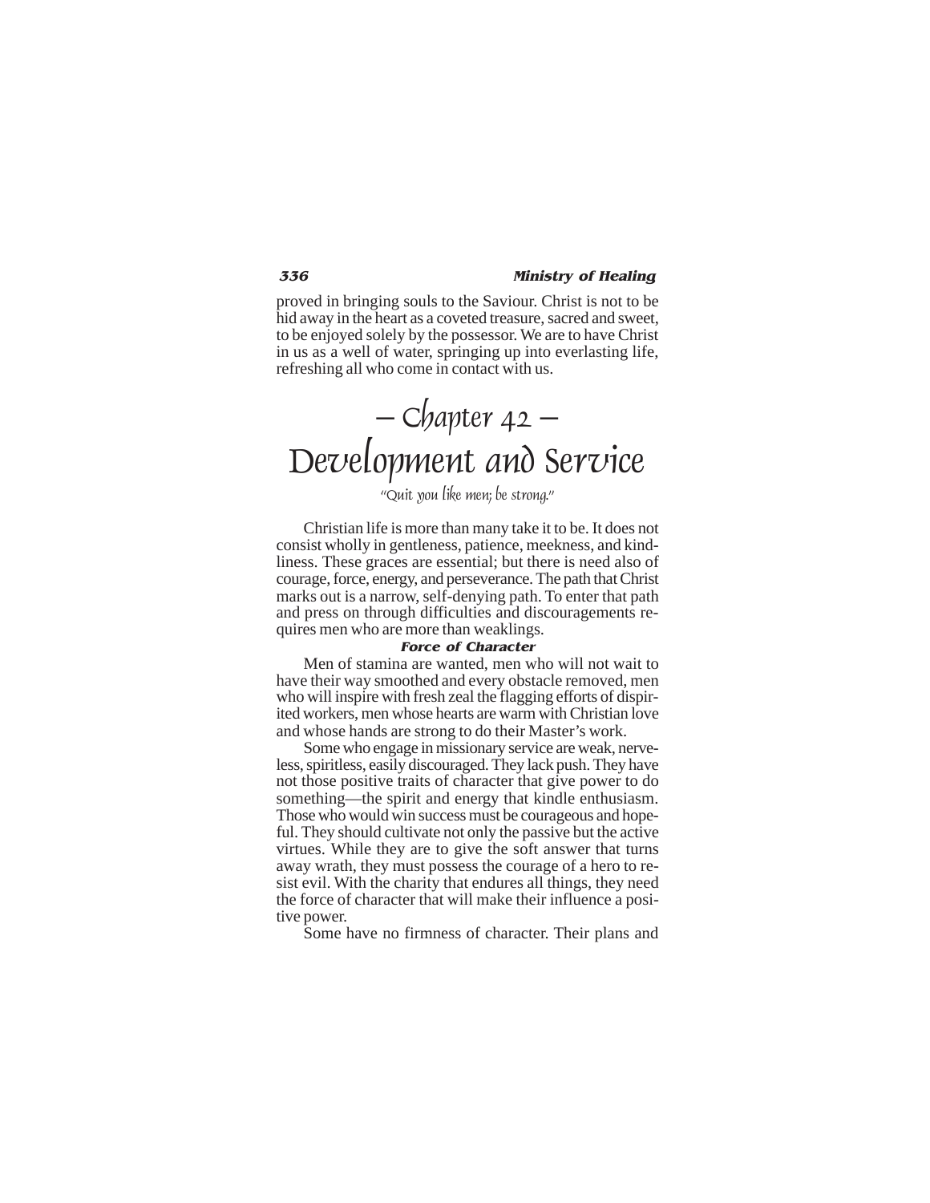proved in bringing souls to the Saviour. Christ is not to be hid away in the heart as a coveted treasure, sacred and sweet, to be enjoyed solely by the possessor. We are to have Christ in us as a well of water, springing up into everlasting life, refreshing all who come in contact with us.

# — Chapter 42 — Development and Service

*"Quit you like men; be strong."*

Christian life is more than many take it to be. It does not consist wholly in gentleness, patience, meekness, and kindliness. These graces are essential; but there is need also of courage, force, energy, and perseverance. The path that Christ marks out is a narrow, self-denying path. To enter that path and press on through difficulties and discouragements requires men who are more than weaklings.

### Force of Character

Men of stamina are wanted, men who will not wait to have their way smoothed and every obstacle removed, men who will inspire with fresh zeal the flagging efforts of dispirited workers, men whose hearts are warm with Christian love and whose hands are strong to do their Master's work.

Some who engage in missionary service are weak, nerveless, spiritless, easily discouraged. They lack push. They have not those positive traits of character that give power to do something—the spirit and energy that kindle enthusiasm. Those who would win success must be courageous and hopeful. They should cultivate not only the passive but the active virtues. While they are to give the soft answer that turns away wrath, they must possess the courage of a hero to resist evil. With the charity that endures all things, they need the force of character that will make their influence a positive power.

Some have no firmness of character. Their plans and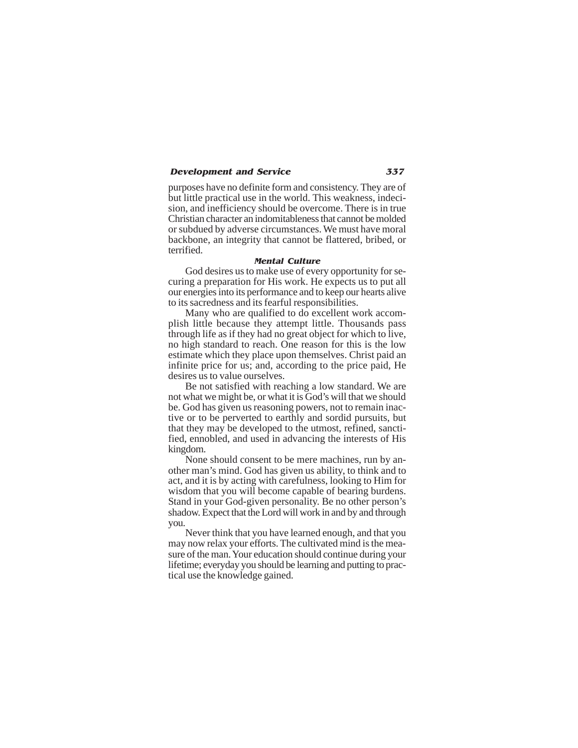purposes have no definite form and consistency. They are of but little practical use in the world. This weakness, indecision, and inefficiency should be overcome. There is in true Christian character an indomitableness that cannot be molded or subdued by adverse circumstances. We must have moral backbone, an integrity that cannot be flattered, bribed, or terrified.

### *Mental Culture*

God desires us to make use of every opportunity for securing a preparation for His work. He expects us to put all our energies into its performance and to keep our hearts alive to its sacredness and its fearful responsibilities.

Many who are qualified to do excellent work accomplish little because they attempt little. Thousands pass through life as if they had no great object for which to live, no high standard to reach. One reason for this is the low estimate which they place upon themselves. Christ paid an infinite price for us; and, according to the price paid, He desires us to value ourselves.

Be not satisfied with reaching a low standard. We are not what we might be, or what it is God's will that we should be. God has given us reasoning powers, not to remain inactive or to be perverted to earthly and sordid pursuits, but that they may be developed to the utmost, refined, sanctified, ennobled, and used in advancing the interests of His kingdom.

None should consent to be mere machines, run by another man's mind. God has given us ability, to think and to act, and it is by acting with carefulness, looking to Him for wisdom that you will become capable of bearing burdens. Stand in your God-given personality. Be no other person's shadow. Expect that the Lord will work in and by and through you.

Never think that you have learned enough, and that you may now relax your efforts. The cultivated mind is the measure of the man. Your education should continue during your lifetime; everyday you should be learning and putting to practical use the knowledge gained.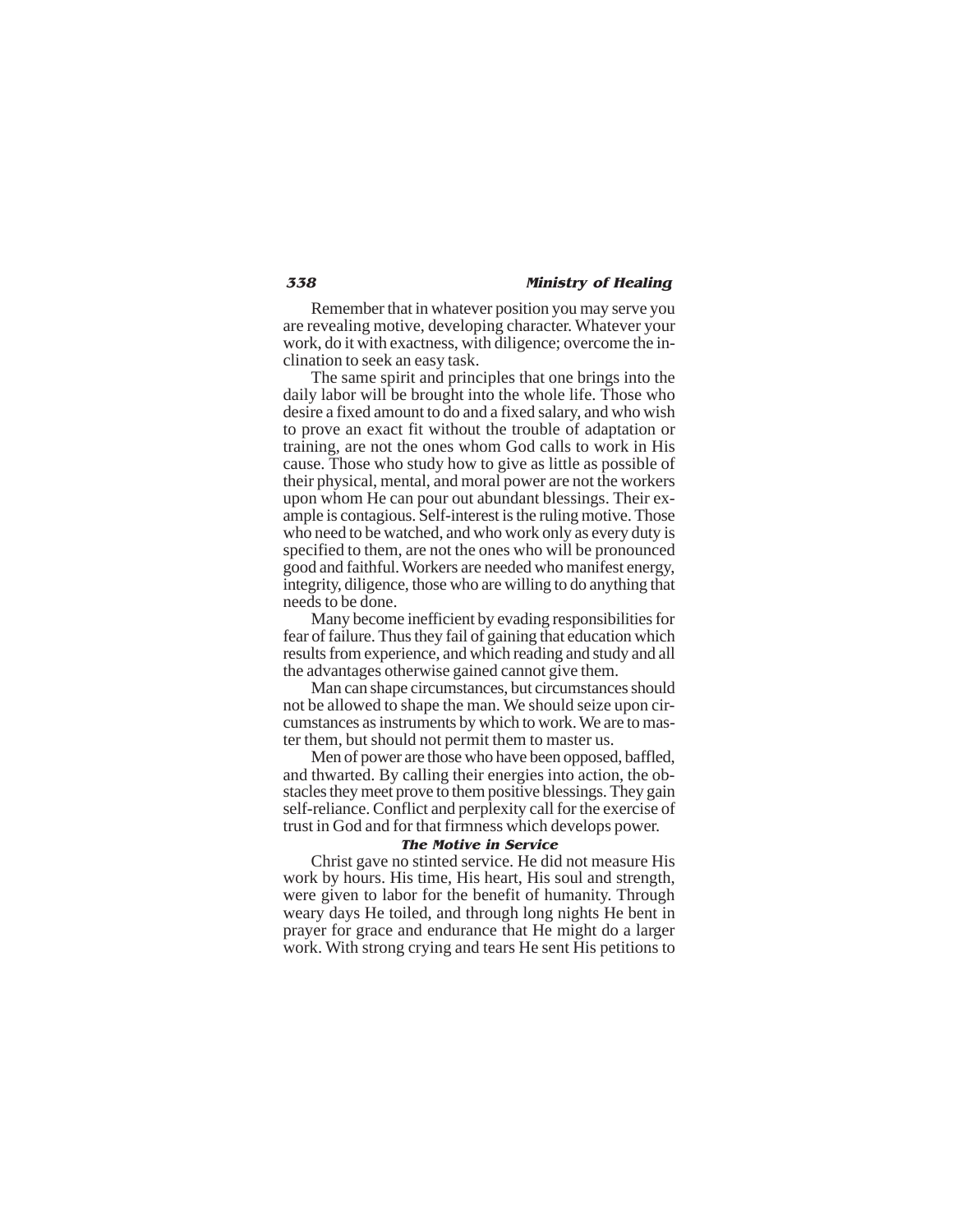Remember that in whatever position you may serve you are revealing motive, developing character. Whatever your work, do it with exactness, with diligence; overcome the inclination to seek an easy task.

The same spirit and principles that one brings into the daily labor will be brought into the whole life. Those who desire a fixed amount to do and a fixed salary, and who wish to prove an exact fit without the trouble of adaptation or training, are not the ones whom God calls to work in His cause. Those who study how to give as little as possible of their physical, mental, and moral power are not the workers upon whom He can pour out abundant blessings. Their example is contagious. Self-interest is the ruling motive. Those who need to be watched, and who work only as every duty is specified to them, are not the ones who will be pronounced good and faithful. Workers are needed who manifest energy, integrity, diligence, those who are willing to do anything that needs to be done.

Many become inefficient by evading responsibilities for fear of failure. Thus they fail of gaining that education which results from experience, and which reading and study and all the advantages otherwise gained cannot give them.

Man can shape circumstances, but circumstances should not be allowed to shape the man. We should seize upon circumstances as instruments by which to work. We are to master them, but should not permit them to master us.

Men of power are those who have been opposed, baffled, and thwarted. By calling their energies into action, the obstacles they meet prove to them positive blessings. They gain self-reliance. Conflict and perplexity call for the exercise of trust in God and for that firmness which develops power.

### The Motive in Service

Christ gave no stinted service. He did not measure His work by hours. His time, His heart, His soul and strength, were given to labor for the benefit of humanity. Through weary days He toiled, and through long nights He bent in prayer for grace and endurance that He might do a larger work. With strong crying and tears He sent His petitions to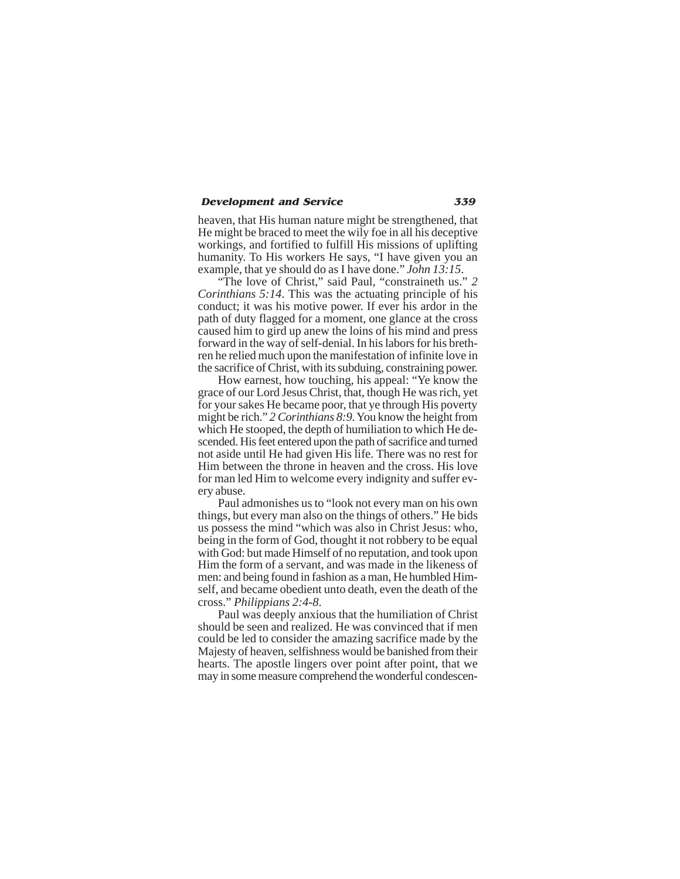heaven, that His human nature might be strengthened, that He might be braced to meet the wily foe in all his deceptive workings, and fortified to fulfill His missions of uplifting humanity. To His workers He says, "I have given you an example, that ye should do as I have done." *John 13:15*.

"The love of Christ," said Paul, "constraineth us." *2 Corinthians 5:14*. This was the actuating principle of his conduct; it was his motive power. If ever his ardor in the path of duty flagged for a moment, one glance at the cross caused him to gird up anew the loins of his mind and press forward in the way of self-denial. In his labors for his brethren he relied much upon the manifestation of infinite love in the sacrifice of Christ, with its subduing, constraining power.

How earnest, how touching, his appeal: "Ye know the grace of our Lord Jesus Christ, that, though He was rich, yet for your sakes He became poor, that ye through His poverty might be rich." *2 Corinthians 8:9*. You know the height from which He stooped, the depth of humiliation to which He descended. His feet entered upon the path of sacrifice and turned not aside until He had given His life. There was no rest for Him between the throne in heaven and the cross. His love for man led Him to welcome every indignity and suffer every abuse.

Paul admonishes us to "look not every man on his own things, but every man also on the things of others." He bids us possess the mind "which was also in Christ Jesus: who, being in the form of God, thought it not robbery to be equal with God: but made Himself of no reputation, and took upon Him the form of a servant, and was made in the likeness of men: and being found in fashion as a man, He humbled Himself, and became obedient unto death, even the death of the cross." *Philippians 2:4-8*.

Paul was deeply anxious that the humiliation of Christ should be seen and realized. He was convinced that if men could be led to consider the amazing sacrifice made by the Majesty of heaven, selfishness would be banished from their hearts. The apostle lingers over point after point, that we may in some measure comprehend the wonderful condescen-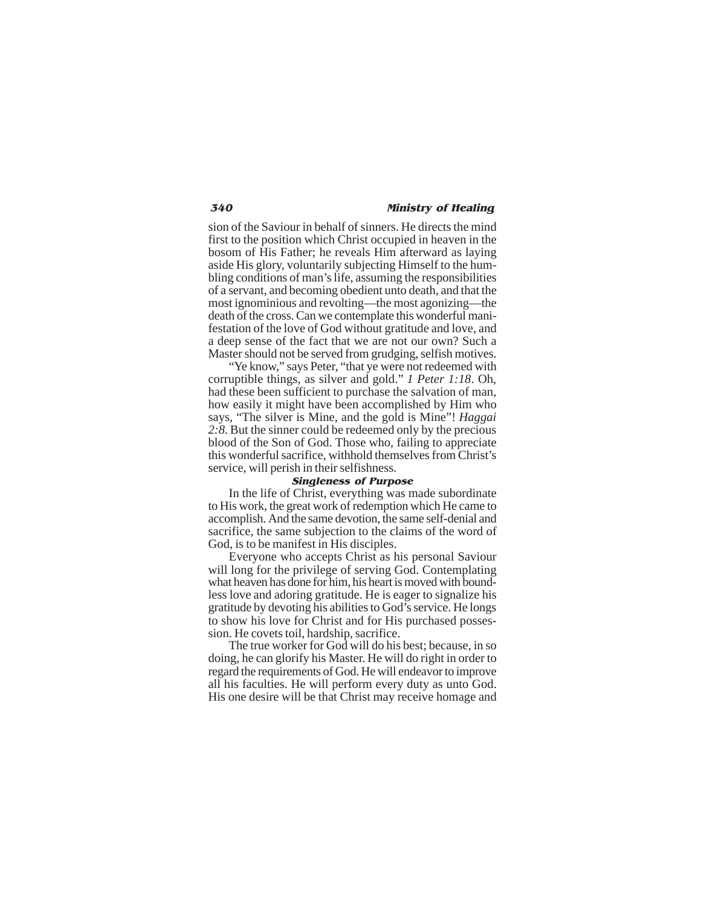sion of the Saviour in behalf of sinners. He directs the mind first to the position which Christ occupied in heaven in the bosom of His Father; he reveals Him afterward as laying aside His glory, voluntarily subjecting Himself to the humbling conditions of man's life, assuming the responsibilities of a servant, and becoming obedient unto death, and that the most ignominious and revolting—the most agonizing—the death of the cross. Can we contemplate this wonderful manifestation of the love of God without gratitude and love, and a deep sense of the fact that we are not our own? Such a Master should not be served from grudging, selfish motives.

"Ye know," says Peter, "that ye were not redeemed with corruptible things, as silver and gold." *1 Peter 1:18*. Oh, had these been sufficient to purchase the salvation of man, how easily it might have been accomplished by Him who says, "The silver is Mine, and the gold is Mine"! *Haggai 2:8*. But the sinner could be redeemed only by the precious blood of the Son of God. Those who, failing to appreciate this wonderful sacrifice, withhold themselves from Christ's service, will perish in their selfishness.

### Singleness of Purpose

In the life of Christ, everything was made subordinate to His work, the great work of redemption which He came to accomplish. And the same devotion, the same self-denial and sacrifice, the same subjection to the claims of the word of God, is to be manifest in His disciples.

Everyone who accepts Christ as his personal Saviour will long for the privilege of serving God. Contemplating what heaven has done for him, his heart is moved with boundless love and adoring gratitude. He is eager to signalize his gratitude by devoting his abilities to God's service. He longs to show his love for Christ and for His purchased possession. He covets toil, hardship, sacrifice.

The true worker for God will do his best; because, in so doing, he can glorify his Master. He will do right in order to regard the requirements of God. He will endeavor to improve all his faculties. He will perform every duty as unto God. His one desire will be that Christ may receive homage and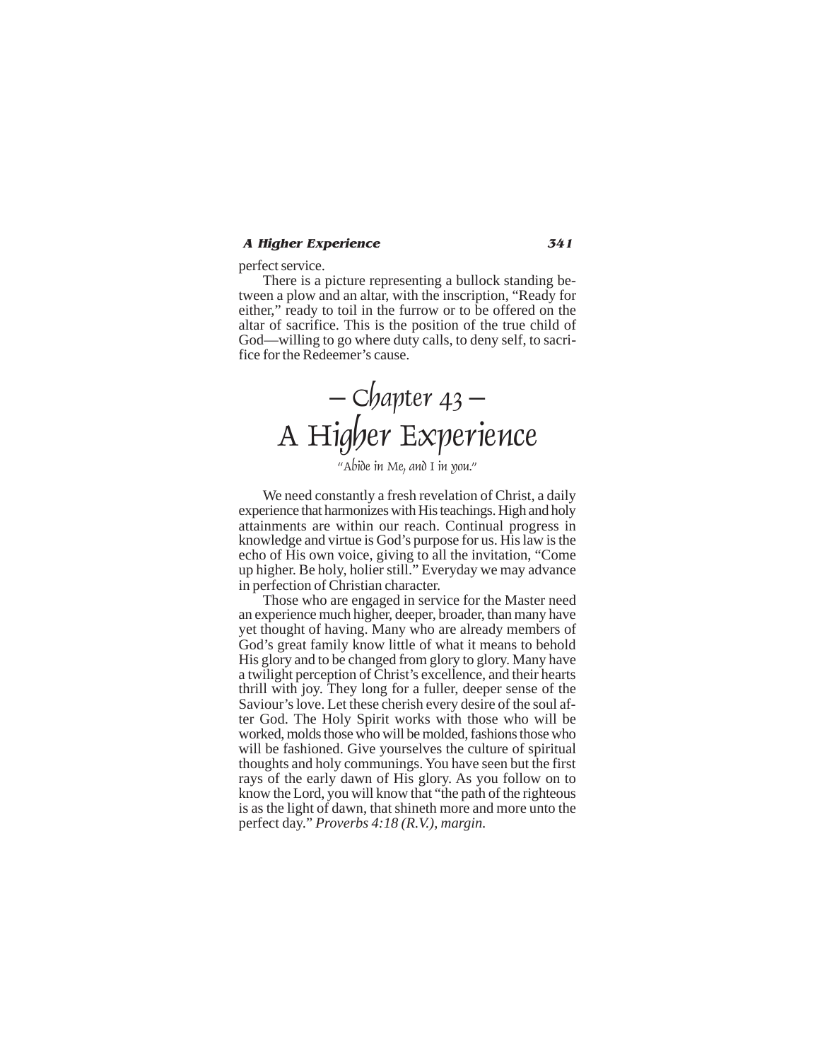perfect service.

There is a picture representing a bullock standing between a plow and an altar, with the inscription, "Ready for either," ready to toil in the furrow or to be offered on the altar of sacrifice. This is the position of the true child of God—willing to go where duty calls, to deny self, to sacrifice for the Redeemer's cause.

# – Chapter 43 –
# A Higher Experience

*"Abide in Me, and I in you."*

We need constantly a fresh revelation of Christ, a daily experience that harmonizes with His teachings. High and holy attainments are within our reach. Continual progress in knowledge and virtue is God's purpose for us. His law is the echo of His own voice, giving to all the invitation, "Come up higher. Be holy, holier still." Everyday we may advance in perfection of Christian character.

Those who are engaged in service for the Master need an experience much higher, deeper, broader, than many have yet thought of having. Many who are already members of God's great family know little of what it means to behold His glory and to be changed from glory to glory. Many have a twilight perception of Christ's excellence, and their hearts thrill with joy. They long for a fuller, deeper sense of the Saviour's love. Let these cherish every desire of the soul after God. The Holy Spirit works with those who will be worked, molds those who will be molded, fashions those who will be fashioned. Give yourselves the culture of spiritual thoughts and holy communings. You have seen but the first rays of the early dawn of His glory. As you follow on to know the Lord, you will know that "the path of the righteous is as the light of dawn, that shineth more and more unto the perfect day." *Proverbs 4:18 (R.V.), margin.*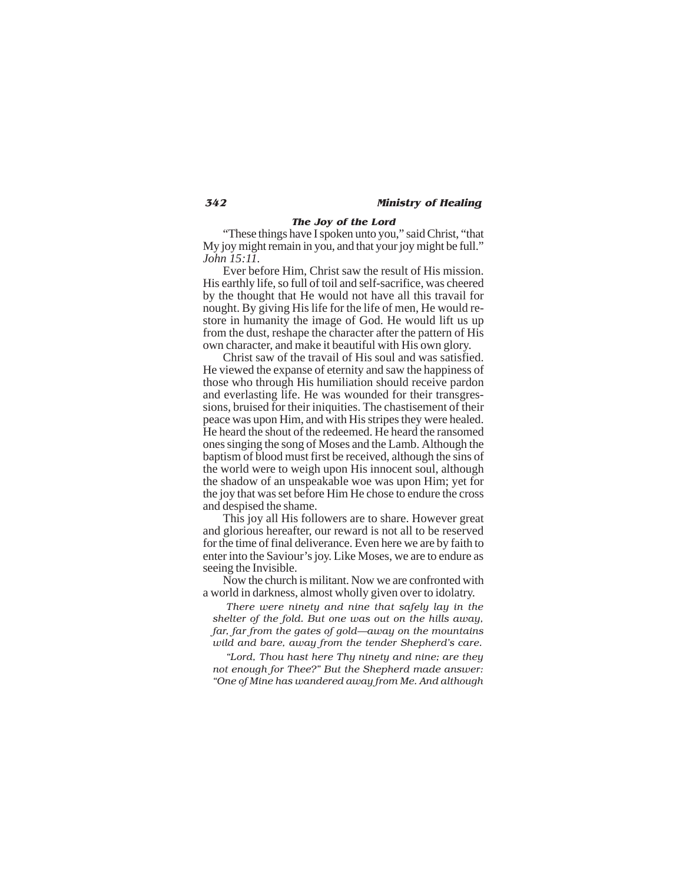### *The Joy of the Lord*

"These things have I spoken unto you," said Christ, "that My joy might remain in you, and that your joy might be full." *John 15:11.*

Ever before Him, Christ saw the result of His mission. His earthly life, so full of toil and self-sacrifice, was cheered by the thought that He would not have all this travail for nought. By giving His life for the life of men, He would restore in humanity the image of God. He would lift us up from the dust, reshape the character after the pattern of His own character, and make it beautiful with His own glory.

Christ saw of the travail of His soul and was satisfied. He viewed the expanse of eternity and saw the happiness of those who through His humiliation should receive pardon and everlasting life. He was wounded for their transgressions, bruised for their iniquities. The chastisement of their peace was upon Him, and with His stripes they were healed. He heard the shout of the redeemed. He heard the ransomed ones singing the song of Moses and the Lamb. Although the baptism of blood must first be received, although the sins of the world were to weigh upon His innocent soul, although the shadow of an unspeakable woe was upon Him; yet for the joy that was set before Him He chose to endure the cross and despised the shame.

This joy all His followers are to share. However great and glorious hereafter, our reward is not all to be reserved for the time of final deliverance. Even here we are by faith to enter into the Saviour's joy. Like Moses, we are to endure as seeing the Invisible.

Now the church is militant. Now we are confronted with a world in darkness, almost wholly given over to idolatry.

*There were ninety and nine that safely lay in the shelter of the fold. But one was out on the hills away, far, far from the gates of gold—away on the mountains wild and bare, away from the tender Shepherd's care.*

*"Lord, Thou hast here Thy ninety and nine; are they not enough for Thee?" But the Shepherd made answer: "One of Mine has wandered away from Me. And although*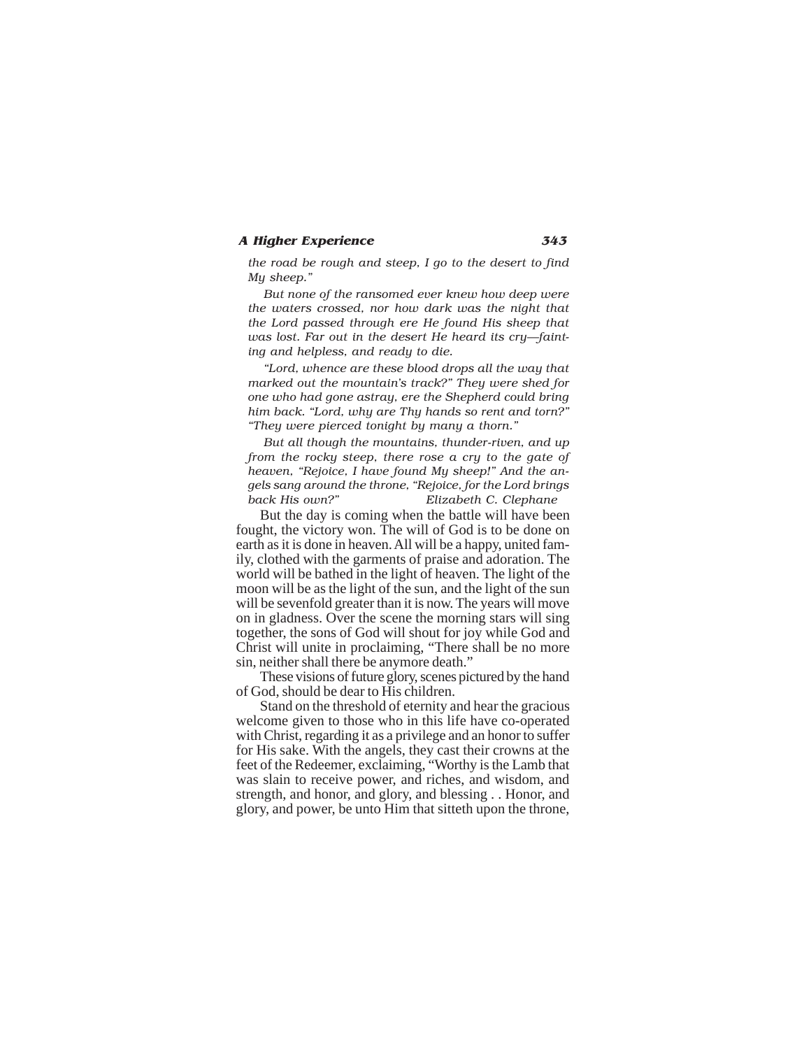*the road be rough and steep, I go to the desert to find My sheep."*

*But none of the ransomed ever knew how deep were the waters crossed, nor how dark was the night that the Lord passed through ere He found His sheep that was lost. Far out in the desert He heard its cry—fainting and helpless, and ready to die.*

*"Lord, whence are these blood drops all the way that marked out the mountain's track?" They were shed for one who had gone astray, ere the Shepherd could bring him back. "Lord, why are Thy hands so rent and torn?" "They were pierced tonight by many a thorn."*

*But all though the mountains, thunder-riven, and up from the rocky steep, there rose a cry to the gate of heaven, "Rejoice, I have found My sheep!" And the angels sang around the throne, "Rejoice, for the Lord brings back His own?"* *Elizabeth C. Clephane*

But the day is coming when the battle will have been fought, the victory won. The will of God is to be done on earth as it is done in heaven. All will be a happy, united family, clothed with the garments of praise and adoration. The world will be bathed in the light of heaven. The light of the moon will be as the light of the sun, and the light of the sun will be sevenfold greater than it is now. The years will move on in gladness. Over the scene the morning stars will sing together, the sons of God will shout for joy while God and Christ will unite in proclaiming, "There shall be no more sin, neither shall there be anymore death."

These visions of future glory, scenes pictured by the hand of God, should be dear to His children.

Stand on the threshold of eternity and hear the gracious welcome given to those who in this life have co-operated with Christ, regarding it as a privilege and an honor to suffer for His sake. With the angels, they cast their crowns at the feet of the Redeemer, exclaiming, "Worthy is the Lamb that was slain to receive power, and riches, and wisdom, and strength, and honor, and glory, and blessing . . Honor, and glory, and power, be unto Him that sitteth upon the throne,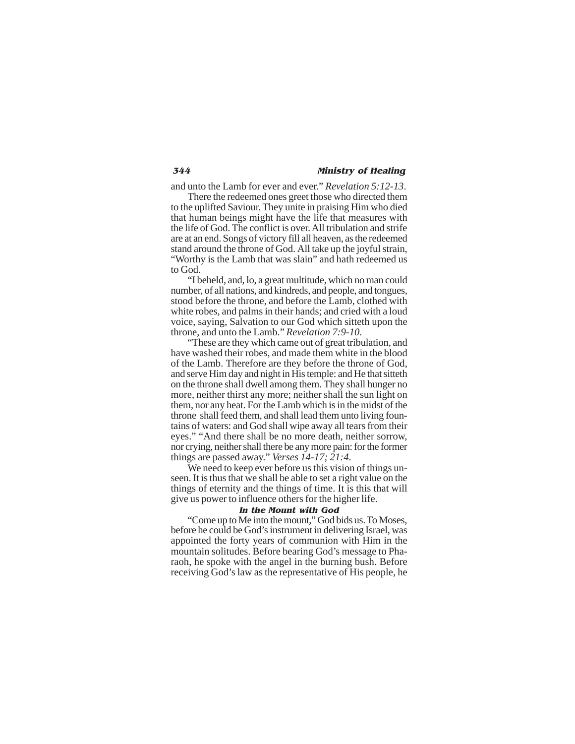and unto the Lamb for ever and ever." *Revelation 5:12-13*.

There the redeemed ones greet those who directed them to the uplifted Saviour. They unite in praising Him who died that human beings might have the life that measures with the life of God. The conflict is over. All tribulation and strife are at an end. Songs of victory fill all heaven, as the redeemed stand around the throne of God. All take up the joyful strain, "Worthy is the Lamb that was slain" and hath redeemed us to God.

"I beheld, and, lo, a great multitude, which no man could number, of all nations, and kindreds, and people, and tongues, stood before the throne, and before the Lamb, clothed with white robes, and palms in their hands; and cried with a loud voice, saying, Salvation to our God which sitteth upon the throne, and unto the Lamb." *Revelation 7:9-10*.

"These are they which came out of great tribulation, and have washed their robes, and made them white in the blood of the Lamb. Therefore are they before the throne of God, and serve Him day and night in His temple: and He that sitteth on the throne shall dwell among them. They shall hunger no more, neither thirst any more; neither shall the sun light on them, nor any heat. For the Lamb which is in the midst of the throne shall feed them, and shall lead them unto living fountains of waters: and God shall wipe away all tears from their eyes." "And there shall be no more death, neither sorrow, nor crying, neither shall there be any more pain: for the former things are passed away." *Verses 14-17; 21:4*.

We need to keep ever before us this vision of things unseen. It is thus that we shall be able to set a right value on the things of eternity and the things of time. It is this that will give us power to influence others for the higher life.

### In the Mount with God

"Come up to Me into the mount," God bids us. To Moses, before he could be God's instrument in delivering Israel, was appointed the forty years of communion with Him in the mountain solitudes. Before bearing God's message to Pharaoh, he spoke with the angel in the burning bush. Before receiving God's law as the representative of His people, he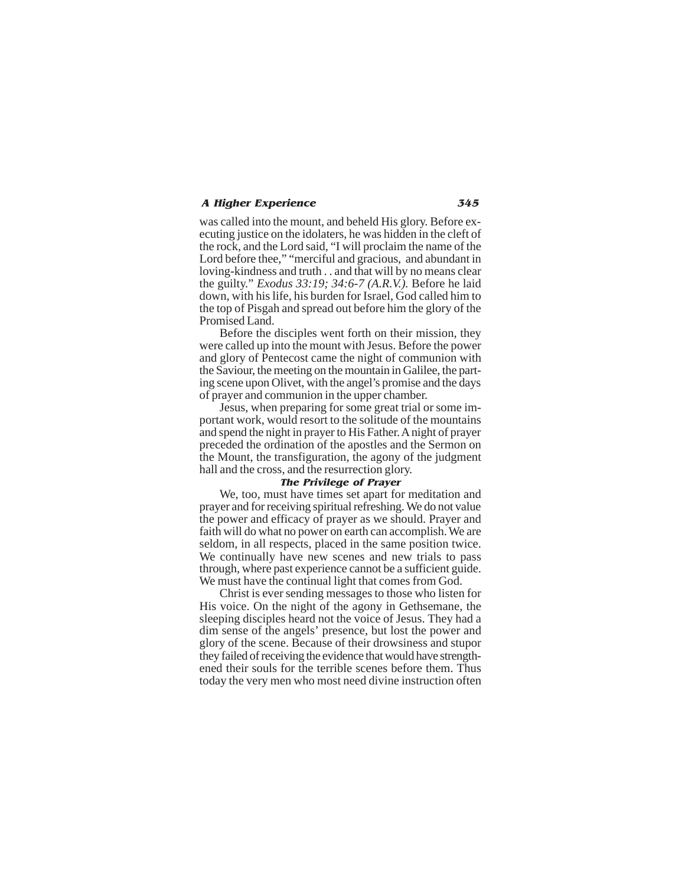was called into the mount, and beheld His glory. Before executing justice on the idolaters, he was hidden in the cleft of the rock, and the Lord said, "I will proclaim the name of the Lord before thee," "merciful and gracious, and abundant in loving-kindness and truth . . and that will by no means clear the guilty." *Exodus 33:19; 34:6-7 (A.R.V.).* Before he laid down, with his life, his burden for Israel, God called him to the top of Pisgah and spread out before him the glory of the Promised Land.

Before the disciples went forth on their mission, they were called up into the mount with Jesus. Before the power and glory of Pentecost came the night of communion with the Saviour, the meeting on the mountain in Galilee, the parting scene upon Olivet, with the angel's promise and the days of prayer and communion in the upper chamber.

Jesus, when preparing for some great trial or some important work, would resort to the solitude of the mountains and spend the night in prayer to His Father. A night of prayer preceded the ordination of the apostles and the Sermon on the Mount, the transfiguration, the agony of the judgment hall and the cross, and the resurrection glory.

### The Privilege of Prayer

We, too, must have times set apart for meditation and prayer and for receiving spiritual refreshing. We do not value the power and efficacy of prayer as we should. Prayer and faith will do what no power on earth can accomplish. We are seldom, in all respects, placed in the same position twice. We continually have new scenes and new trials to pass through, where past experience cannot be a sufficient guide. We must have the continual light that comes from God.

Christ is ever sending messages to those who listen for His voice. On the night of the agony in Gethsemane, the sleeping disciples heard not the voice of Jesus. They had a dim sense of the angels' presence, but lost the power and glory of the scene. Because of their drowsiness and stupor they failed of receiving the evidence that would have strengthened their souls for the terrible scenes before them. Thus today the very men who most need divine instruction often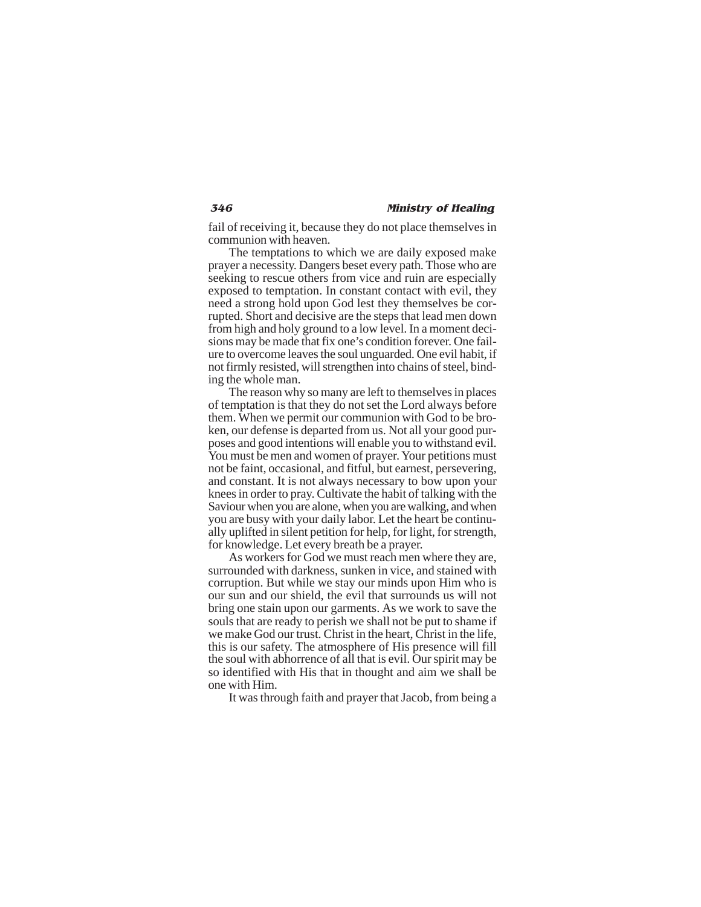fail of receiving it, because they do not place themselves in communion with heaven.

The temptations to which we are daily exposed make prayer a necessity. Dangers beset every path. Those who are seeking to rescue others from vice and ruin are especially exposed to temptation. In constant contact with evil, they need a strong hold upon God lest they themselves be corrupted. Short and decisive are the steps that lead men down from high and holy ground to a low level. In a moment decisions may be made that fix one's condition forever. One failure to overcome leaves the soul unguarded. One evil habit, if not firmly resisted, will strengthen into chains of steel, binding the whole man.

The reason why so many are left to themselves in places of temptation is that they do not set the Lord always before them. When we permit our communion with God to be broken, our defense is departed from us. Not all your good purposes and good intentions will enable you to withstand evil. You must be men and women of prayer. Your petitions must not be faint, occasional, and fitful, but earnest, persevering, and constant. It is not always necessary to bow upon your knees in order to pray. Cultivate the habit of talking with the Saviour when you are alone, when you are walking, and when you are busy with your daily labor. Let the heart be continually uplifted in silent petition for help, for light, for strength, for knowledge. Let every breath be a prayer.

As workers for God we must reach men where they are, surrounded with darkness, sunken in vice, and stained with corruption. But while we stay our minds upon Him who is our sun and our shield, the evil that surrounds us will not bring one stain upon our garments. As we work to save the souls that are ready to perish we shall not be put to shame if we make God our trust. Christ in the heart, Christ in the life, this is our safety. The atmosphere of His presence will fill the soul with abhorrence of all that is evil. Our spirit may be so identified with His that in thought and aim we shall be one with Him.

It was through faith and prayer that Jacob, from being a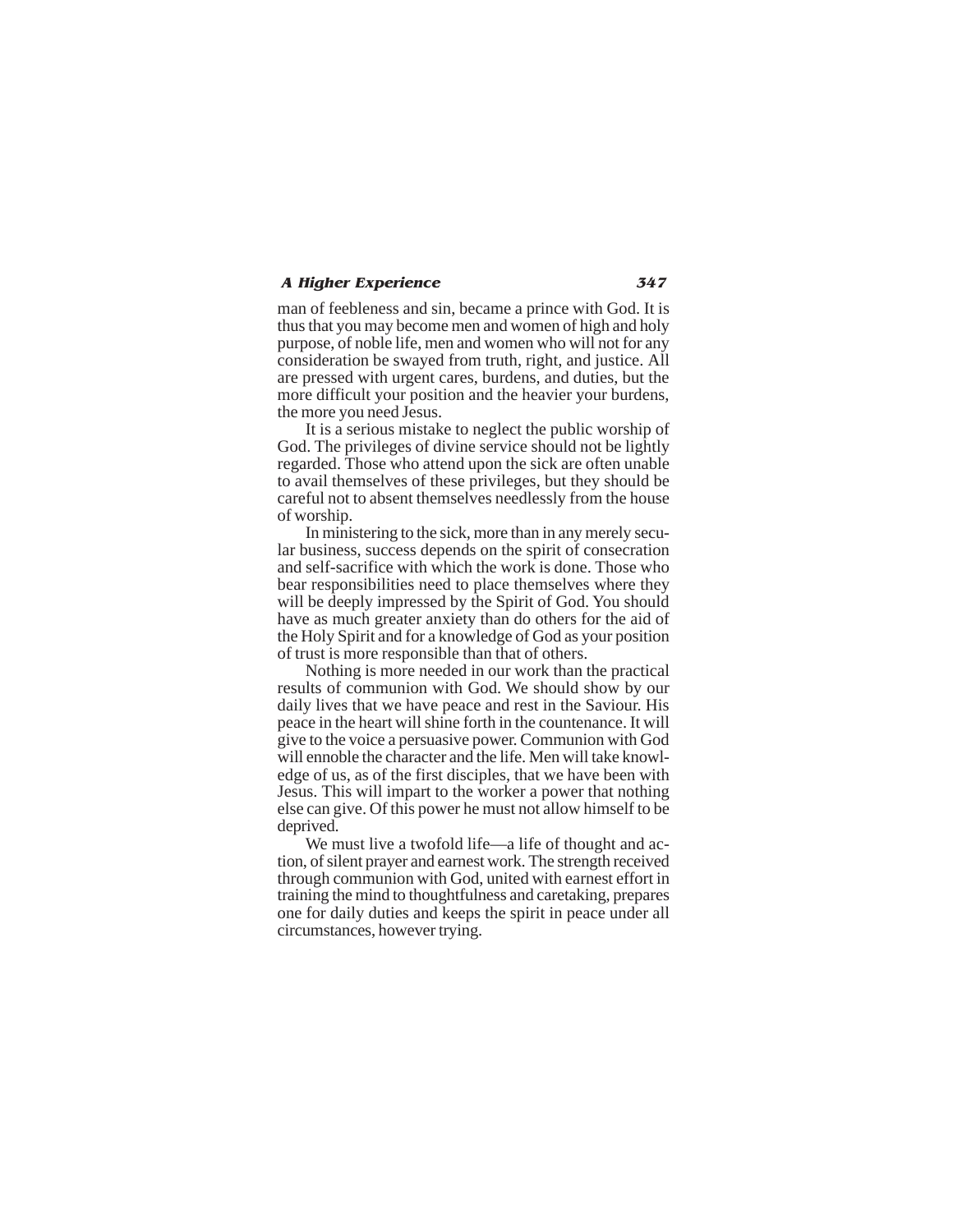man of feebleness and sin, became a prince with God. It is thus that you may become men and women of high and holy purpose, of noble life, men and women who will not for any consideration be swayed from truth, right, and justice. All are pressed with urgent cares, burdens, and duties, but the more difficult your position and the heavier your burdens, the more you need Jesus.

It is a serious mistake to neglect the public worship of God. The privileges of divine service should not be lightly regarded. Those who attend upon the sick are often unable to avail themselves of these privileges, but they should be careful not to absent themselves needlessly from the house of worship.

In ministering to the sick, more than in any merely secular business, success depends on the spirit of consecration and self-sacrifice with which the work is done. Those who bear responsibilities need to place themselves where they will be deeply impressed by the Spirit of God. You should have as much greater anxiety than do others for the aid of the Holy Spirit and for a knowledge of God as your position of trust is more responsible than that of others.

Nothing is more needed in our work than the practical results of communion with God. We should show by our daily lives that we have peace and rest in the Saviour. His peace in the heart will shine forth in the countenance. It will give to the voice a persuasive power. Communion with God will ennoble the character and the life. Men will take knowledge of us, as of the first disciples, that we have been with Jesus. This will impart to the worker a power that nothing else can give. Of this power he must not allow himself to be deprived.

We must live a twofold life—a life of thought and action, of silent prayer and earnest work. The strength received through communion with God, united with earnest effort in training the mind to thoughtfulness and caretaking, prepares one for daily duties and keeps the spirit in peace under all circumstances, however trying.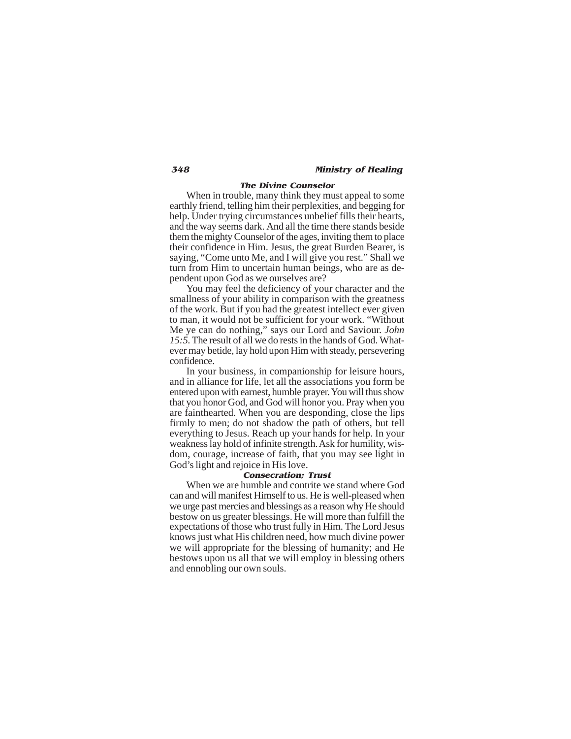### The Divine Counselor

When in trouble, many think they must appeal to some earthly friend, telling him their perplexities, and begging for help. Under trying circumstances unbelief fills their hearts, and the way seems dark. And all the time there stands beside them the mighty Counselor of the ages, inviting them to place their confidence in Him. Jesus, the great Burden Bearer, is saying, "Come unto Me, and I will give you rest." Shall we turn from Him to uncertain human beings, who are as dependent upon God as we ourselves are?

You may feel the deficiency of your character and the smallness of your ability in comparison with the greatness of the work. But if you had the greatest intellect ever given to man, it would not be sufficient for your work. "Without Me ye can do nothing," says our Lord and Saviour. *John 15:5.* The result of all we do rests in the hands of God. Whatever may betide, lay hold upon Him with steady, persevering confidence.

In your business, in companionship for leisure hours, and in alliance for life, let all the associations you form be entered upon with earnest, humble prayer. You will thus show that you honor God, and God will honor you. Pray when you are fainthearted. When you are desponding, close the lips firmly to men; do not shadow the path of others, but tell everything to Jesus. Reach up your hands for help. In your weakness lay hold of infinite strength. Ask for humility, wisdom, courage, increase of faith, that you may see light in God's light and rejoice in His love.

### Consecration; Trust

When we are humble and contrite we stand where God can and will manifest Himself to us. He is well-pleased when we urge past mercies and blessings as a reason why He should bestow on us greater blessings. He will more than fulfill the expectations of those who trust fully in Him. The Lord Jesus knows just what His children need, how much divine power we will appropriate for the blessing of humanity; and He bestows upon us all that we will employ in blessing others and ennobling our own souls.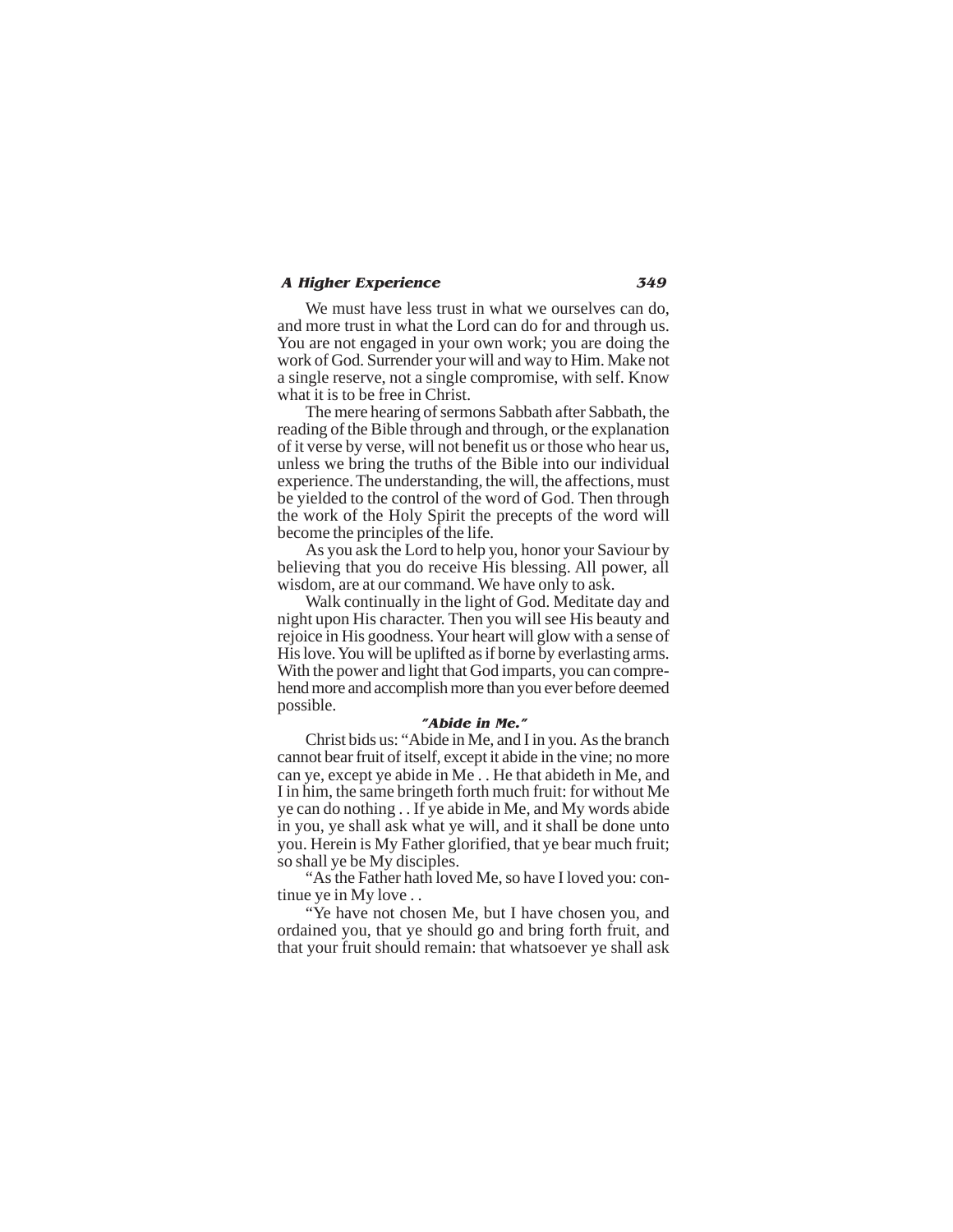We must have less trust in what we ourselves can do, and more trust in what the Lord can do for and through us. You are not engaged in your own work; you are doing the work of God. Surrender your will and way to Him. Make not a single reserve, not a single compromise, with self. Know what it is to be free in Christ.

The mere hearing of sermons Sabbath after Sabbath, the reading of the Bible through and through, or the explanation of it verse by verse, will not benefit us or those who hear us, unless we bring the truths of the Bible into our individual experience. The understanding, the will, the affections, must be yielded to the control of the word of God. Then through the work of the Holy Spirit the precepts of the word will become the principles of the life.

As you ask the Lord to help you, honor your Saviour by believing that you do receive His blessing. All power, all wisdom, are at our command. We have only to ask.

Walk continually in the light of God. Meditate day and night upon His character. Then you will see His beauty and rejoice in His goodness. Your heart will glow with a sense of His love. You will be uplifted as if borne by everlasting arms. With the power and light that God imparts, you can comprehend more and accomplish more than you ever before deemed possible.

### *"Abide in Me."*

Christ bids us: "Abide in Me, and I in you. As the branch cannot bear fruit of itself, except it abide in the vine; no more can ye, except ye abide in Me . . He that abideth in Me, and I in him, the same bringeth forth much fruit: for without Me ye can do nothing . . If ye abide in Me, and My words abide in you, ye shall ask what ye will, and it shall be done unto you. Herein is My Father glorified, that ye bear much fruit; so shall ye be My disciples.

"As the Father hath loved Me, so have I loved you: continue ye in My love . .

"Ye have not chosen Me, but I have chosen you, and ordained you, that ye should go and bring forth fruit, and that your fruit should remain: that whatsoever ye shall ask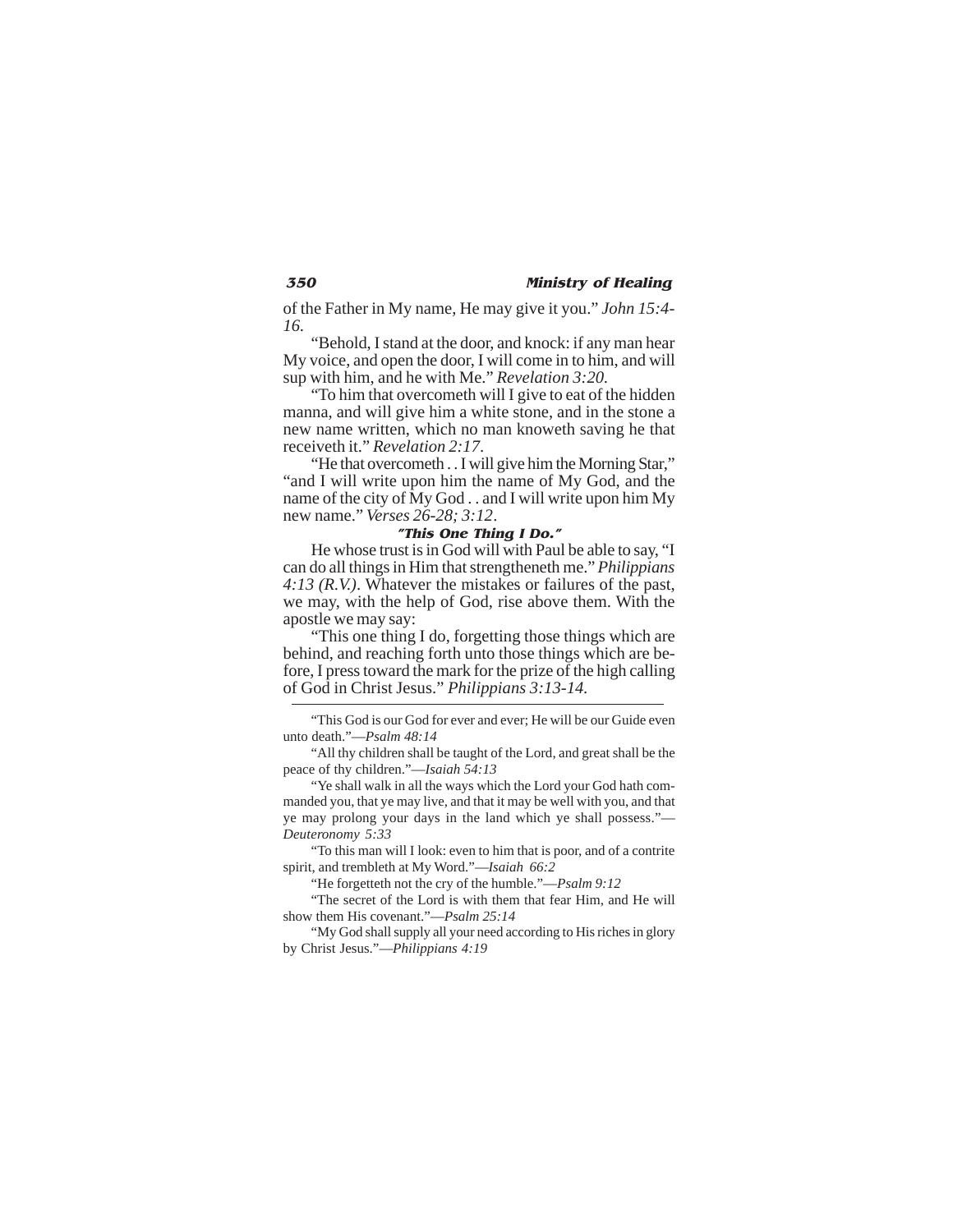of the Father in My name, He may give it you." *John 15:4-16.*

"Behold, I stand at the door, and knock: if any man hear My voice, and open the door, I will come in to him, and will sup with him, and he with Me." *Revelation 3:20.*

"To him that overcometh will I give to eat of the hidden manna, and will give him a white stone, and in the stone a new name written, which no man knoweth saving he that receiveth it." *Revelation 2:17.*

"He that overcometh . . I will give him the Morning Star," "and I will write upon him the name of My God, and the name of the city of My God . . and I will write upon him My new name." *Verses 26-28; 3:12.*

### "This One Thing I Do."

He whose trust is in God will with Paul be able to say, "I can do all things in Him that strengtheneth me." *Philippians 4:13 (R.V.).* Whatever the mistakes or failures of the past, we may, with the help of God, rise above them. With the apostle we may say:

"This one thing I do, forgetting those things which are behind, and reaching forth unto those things which are before, I press toward the mark for the prize of the high calling of God in Christ Jesus." *Philippians 3:13-14.*

---

"This God is our God for ever and ever; He will be our Guide even unto death."—*Psalm 48:14*

"All thy children shall be taught of the Lord, and great shall be the peace of thy children."—*Isaiah 54:13*

"Ye shall walk in all the ways which the Lord your God hath commanded you, that ye may live, and that it may be well with you, and that ye may prolong your days in the land which ye shall possess."—*Deuteronomy 5:33*

"To this man will I look: even to him that is poor, and of a contrite spirit, and trembleth at My Word."—*Isaiah 66:2*

"He forgetteth not the cry of the humble."—*Psalm 9:12*

"The secret of the Lord is with them that fear Him, and He will show them His covenant."—*Psalm 25:14*

"My God shall supply all your need according to His riches in glory by Christ Jesus."—*Philippians 4:19*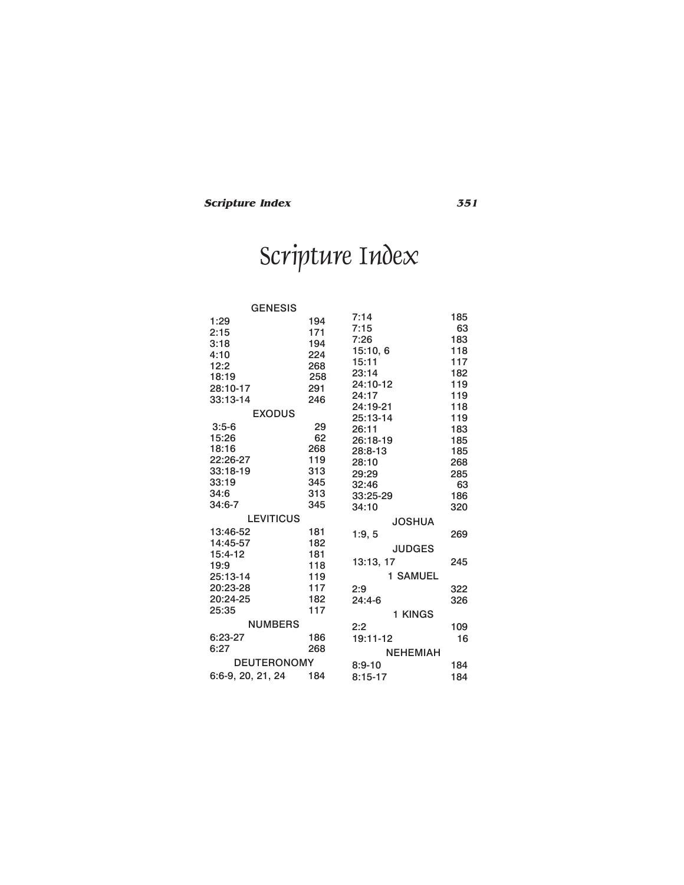# Scripture Index

| GENESIS | |
|---|---|
| 1:29 | 194 |
| 2:15 | 171 |
| 3:18 | 194 |
| 4:10 | 224 |
| 12:2 | 268 |
| 18:19 | 258 |
| 28:10-17 | 291 |
| 33:13-14 | 246 |
| **EXODUS** | |
| 3:5-6 | 29 |
| 15:26 | 62 |
| 18:16 | 268 |
| 22:26-27 | 119 |
| 33:18-19 | 313 |
| 33:19 | 345 |
| 34:6 | 313 |
| 34:6-7 | 345 |
| **LEVITICUS** | |
| 13:46-52 | 181 |
| 14:45-57 | 182 |
| 15:4-12 | 181 |
| 19:9 | 118 |
| 25:13-14 | 119 |
| 20:23-28 | 117 |
| 20:24-25 | 182 |
| 25:35 | 117 |
| **NUMBERS** | |
| 6:23-27 | 186 |
| 6:27 | 268 |
| **DEUTERONOMY** | |
| 6:6-9, 20, 21, 24 | 184 |
| 7:14 | 185 |
| 7:15 | 63 |
| 7:26 | 183 |
| 15:10, 6 | 118 |
| 15:11 | 117 |
| 23:14 | 182 |
| 24:10-12 | 119 |
| 24:17 | 119 |
| 24:19-21 | 118 |
| 25:13-14 | 119 |
| 26:11 | 183 |
| 26:18-19 | 185 |
| 28:8-13 | 185 |
| 28:10 | 268 |
| 29:29 | 285 |
| 32:46 | 63 |
| 33:25-29 | 186 |
| 34:10 | 320 |
| **JOSHUA** | |
| 1:9, 5 | 269 |
| **JUDGES** | |
| 13:13, 17 | 245 |
| **1 SAMUEL** | |
| 2:9 | 322 |
| 24:4-6 | 326 |
| **1 KINGS** | |
| 2:2 | 109 |
| 19:11-12 | 16 |
| **NEHEMIAH** | |
| 8:9-10 | 184 |
| 8:15-17 | 184 |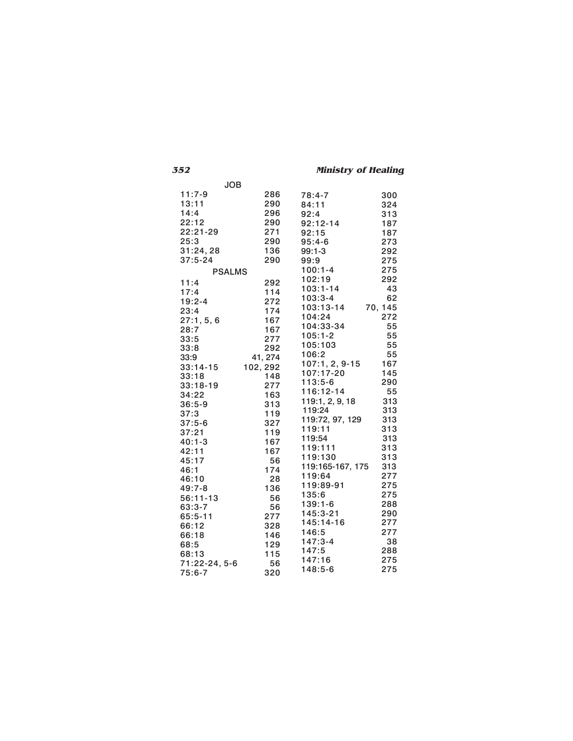## JOB

| | |
|---|---|
| 11:7-9 | 286 |
| 13:11 | 290 |
| 14:4 | 296 |
| 22:12 | 290 |
| 22:21-29 | 271 |
| 25:3 | 290 |
| 31:24, 28 | 136 |
| 37:5-24 | 290 |

## PSALMS

| | |
|---|---|
| 11:4 | 292 |
| 17:4 | 114 |
| 19:2-4 | 272 |
| 23:4 | 174 |
| 27:1, 5, 6 | 167 |
| 28:7 | 167 |
| 33:5 | 277 |
| 33:8 | 292 |
| 33:9 | 41, 274 |
| 33:14-15 | 102, 292 |
| 33:18 | 148 |
| 33:18-19 | 277 |
| 34:22 | 163 |
| 36:5-9 | 313 |
| 37:3 | 119 |
| 37:5-6 | 327 |
| 37:21 | 119 |
| 40:1-3 | 167 |
| 42:11 | 167 |
| 45:17 | 56 |
| 46:1 | 174 |
| 46:10 | 28 |
| 49:7-8 | 136 |
| 56:11-13 | 56 |
| 63:3-7 | 56 |
| 65:5-11 | 277 |
| 66:12 | 328 |
| 66:18 | 146 |
| 68:5 | 129 |
| 68:13 | 115 |
| 71:22-24, 5-6 | 56 |
| 75:6-7 | 320 |
| 78:4-7 | 300 |
| 84:11 | 324 |
| 92:4 | 313 |
| 92:12-14 | 187 |
| 92:15 | 187 |
| 95:4-6 | 273 |
| 99:1-3 | 292 |
| 99:9 | 275 |
| 100:1-4 | 275 |
| 102:19 | 292 |
| 103:1-14 | 43 |
| 103:3-4 | 62 |
| 103:13-14 | 70, 145 |
| 104:24 | 272 |
| 104:33-34 | 55 |
| 105:1-2 | 55 |
| 105:103 | 55 |
| 106:2 | 55 |
| 107:1, 2, 9-15 | 167 |
| 107:17-20 | 145 |
| 113:5-6 | 290 |
| 116:12-14 | 55 |
| 119:1, 2, 9, 18 | 313 |
| 119:24 | 313 |
| 119:72, 97, 129 | 313 |
| 119:11 | 313 |
| 119:54 | 313 |
| 119:111 | 313 |
| 119:130 | 313 |
| 119:165-167, 175 | 313 |
| 119:64 | 277 |
| 119:89-91 | 275 |
| 135:6 | 275 |
| 139:1-6 | 288 |
| 145:3-21 | 290 |
| 145:14-16 | 277 |
| 146:5 | 277 |
| 147:3-4 | 38 |
| 147:5 | 288 |
| 147:16 | 275 |
| 148:5-6 | 275 |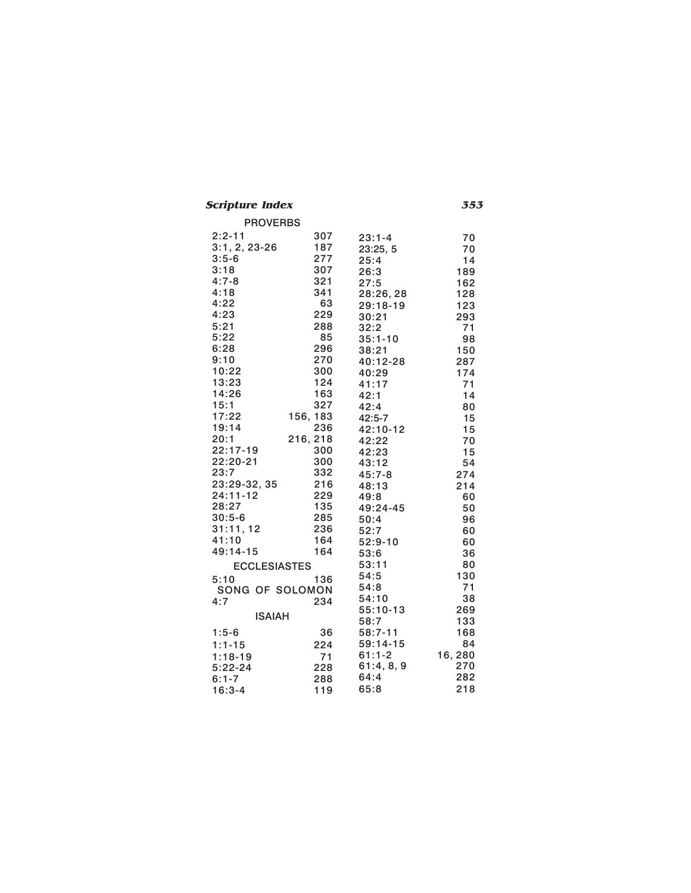PROVERBS

2:2-11 307
3:1, 2, 23-26 187
3:5-6 277
3:18 307
4:7-8 321
4:18 341
4:22 63
4:23 229
5:21 288
5:22 85
6:28 296
9:10 270
10:22 300
13:23 124
14:26 163
15:1 327
17:22 156, 183
19:14 236
20:1 216, 218
22:17-19 300
22:20-21 300
23:7 332
23:29-32, 35 216
24:11-12 229
28:27 135
30:5-6 285
31:11, 12 236
41:10 164
49:14-15 164

ECCLESIASTES

5:10 136

SONG OF SOLOMON

4:7 234

ISAIAH

1:5-6 36
1:1-15 224
1:18-19 71
5:22-24 228
6:1-7 288
16:3-4 119
23:1-4 70
23:25, 5 70
25:4 14
26:3 189
27:5 162
28:26, 28 128
29:18-19 123
30:21 293
32:2 71
35:1-10 98
38:21 150
40:12-28 287
40:29 174
41:17 71
42:1 14
42:4 80
42:5-7 15
42:10-12 15
42:22 70
42:23 15
43:12 54
45:7-8 274
48:13 214
49:8 60
49:24-45 50
50:4 96
52:7 60
52:9-10 60
53:6 36
53:11 80
54:5 130
54:8 71
54:10 38
55:10-13 269
58:7 133
58:7-11 168
59:14-15 84
61:1-2 16, 280
61:4, 8, 9 270
64:4 282
65:8 218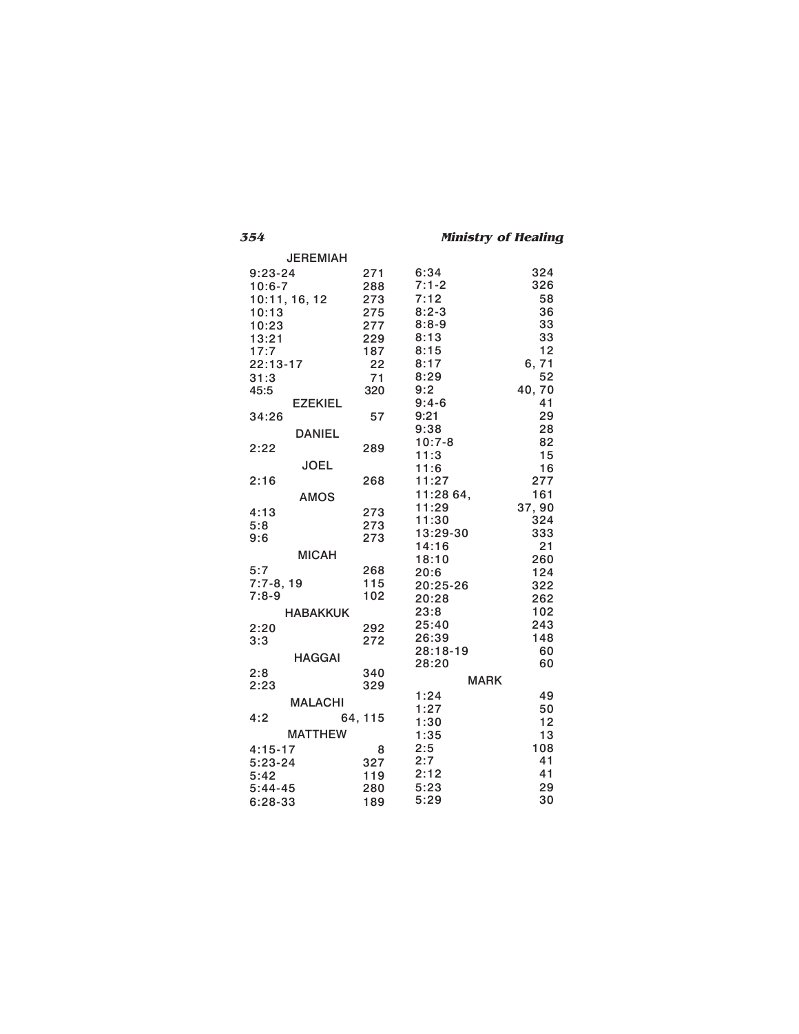## JEREMIAH

| | |
|---|---|
| 9:23-24 | 271 |
| 10:6-7 | 288 |
| 10:11, 16, 12 | 273 |
| 10:13 | 275 |
| 10:23 | 277 |
| 13:21 | 229 |
| 17:7 | 187 |
| 22:13-17 | 22 |
| 31:3 | 71 |
| 45:5 | 320 |

## EZEKIEL

| | |
|---|---|
| 34:26 | 57 |

## DANIEL

| | |
|---|---|
| 2:22 | 289 |

## JOEL

| | |
|---|---|
| 2:16 | 268 |

## AMOS

| | |
|---|---|
| 4:13 | 273 |
| 5:8 | 273 |
| 9:6 | 273 |

## MICAH

| | |
|---|---|
| 5:7 | 268 |
| 7:7-8, 19 | 115 |
| 7:8-9 | 102 |

## HABAKKUK

| | |
|---|---|
| 2:20 | 292 |
| 3:3 | 272 |

## HAGGAI

| | |
|---|---|
| 2:8 | 340 |
| 2:23 | 329 |

## MALACHI

| | |
|---|---|
| 4:2 | 64, 115 |

## MATTHEW

| | |
|---|---|
| 4:15-17 | 8 |
| 5:23-24 | 327 |
| 5:42 | 119 |
| 5:44-45 | 280 |
| 6:28-33 | 189 |
| 6:34 | 324 |
| 7:1-2 | 326 |
| 7:12 | 58 |
| 8:2-3 | 36 |
| 8:8-9 | 33 |
| 8:13 | 33 |
| 8:15 | 12 |
| 8:17 | 6, 71 |
| 8:29 | 52 |
| 9:2 | 40, 70 |
| 9:4-6 | 41 |
| 9:21 | 29 |
| 9:38 | 28 |
| 10:7-8 | 82 |
| 11:3 | 15 |
| 11:6 | 16 |
| 11:27 | 277 |
| 11:28 64, | 161 |
| 11:29 | 37, 90 |
| 11:30 | 324 |
| 13:29-30 | 333 |
| 14:16 | 21 |
| 18:10 | 260 |
| 20:6 | 124 |
| 20:25-26 | 322 |
| 20:28 | 262 |
| 23:8 | 102 |
| 25:40 | 243 |
| 26:39 | 148 |
| 28:18-19 | 60 |
| 28:20 | 60 |

## MARK

| | |
|---|---|
| 1:24 | 49 |
| 1:27 | 50 |
| 1:30 | 12 |
| 1:35 | 13 |
| 2:5 | 108 |
| 2:7 | 41 |
| 2:12 | 41 |
| 5:23 | 29 |
| 5:29 | 30 |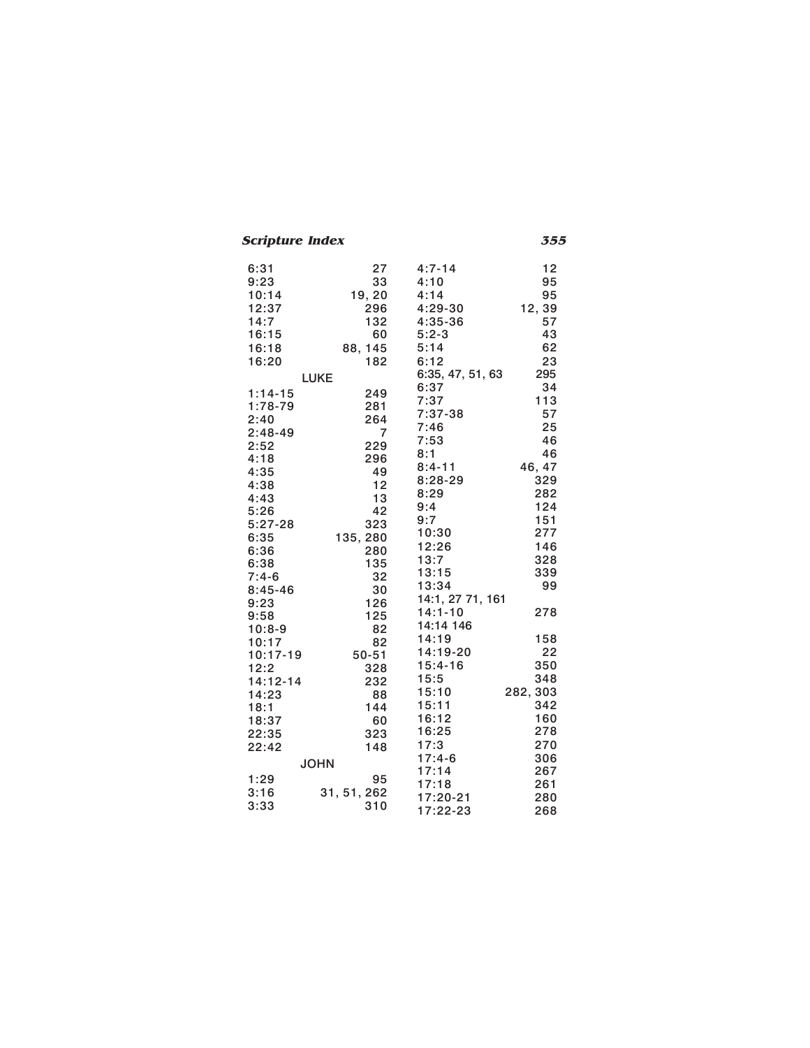| | |
|---|---|
| 6:31 | 27 |
| 9:23 | 33 |
| 10:14 | 19, 20 |
| 12:37 | 296 |
| 14:7 | 132 |
| 16:15 | 60 |
| 16:18 | 88, 145 |
| 16:20 | 182 |

### LUKE

| | |
|---|---|
| 1:14-15 | 249 |
| 1:78-79 | 281 |
| 2:40 | 264 |
| 2:48-49 | 7 |
| 2:52 | 229 |
| 4:18 | 296 |
| 4:35 | 49 |
| 4:38 | 12 |
| 4:43 | 13 |
| 5:26 | 42 |
| 5:27-28 | 323 |
| 6:35 | 135, 280 |
| 6:36 | 280 |
| 6:38 | 135 |
| 7:4-6 | 32 |
| 8:45-46 | 30 |
| 9:23 | 126 |
| 9:58 | 125 |
| 10:8-9 | 82 |
| 10:17 | 82 |
| 10:17-19 | 50-51 |
| 12:2 | 328 |
| 14:12-14 | 232 |
| 14:23 | 88 |
| 18:1 | 144 |
| 18:37 | 60 |
| 22:35 | 323 |
| 22:42 | 148 |

### JOHN

| | |
|---|---|
| 1:29 | 95 |
| 3:16 | 31, 51, 262 |
| 3:33 | 310 |
| 4:7-14 | 12 |
| 4:10 | 95 |
| 4:14 | 95 |
| 4:29-30 | 12, 39 |
| 4:35-36 | 57 |
| 5:2-3 | 43 |
| 5:14 | 62 |
| 6:12 | 23 |
| 6:35, 47, 51, 63 | 295 |
| 6:37 | 34 |
| 7:37 | 113 |
| 7:37-38 | 57 |
| 7:46 | 25 |
| 7:53 | 46 |
| 8:1 | 46 |
| 8:4-11 | 46, 47 |
| 8:28-29 | 329 |
| 8:29 | 282 |
| 9:4 | 124 |
| 9:7 | 151 |
| 10:30 | 277 |
| 12:26 | 146 |
| 13:7 | 328 |
| 13:15 | 339 |
| 13:34 | 99 |
| 14:1, 27 71, 161 | |
| 14:1-10 | 278 |
| 14:14 146 | |
| 14:19 | 158 |
| 14:19-20 | 22 |
| 15:4-16 | 350 |
| 15:5 | 348 |
| 15:10 | 282, 303 |
| 15:11 | 342 |
| 16:12 | 160 |
| 16:25 | 278 |
| 17:3 | 270 |
| 17:4-6 | 306 |
| 17:14 | 267 |
| 17:18 | 261 |
| 17:20-21 | 280 |
| 17:22-23 | 268 |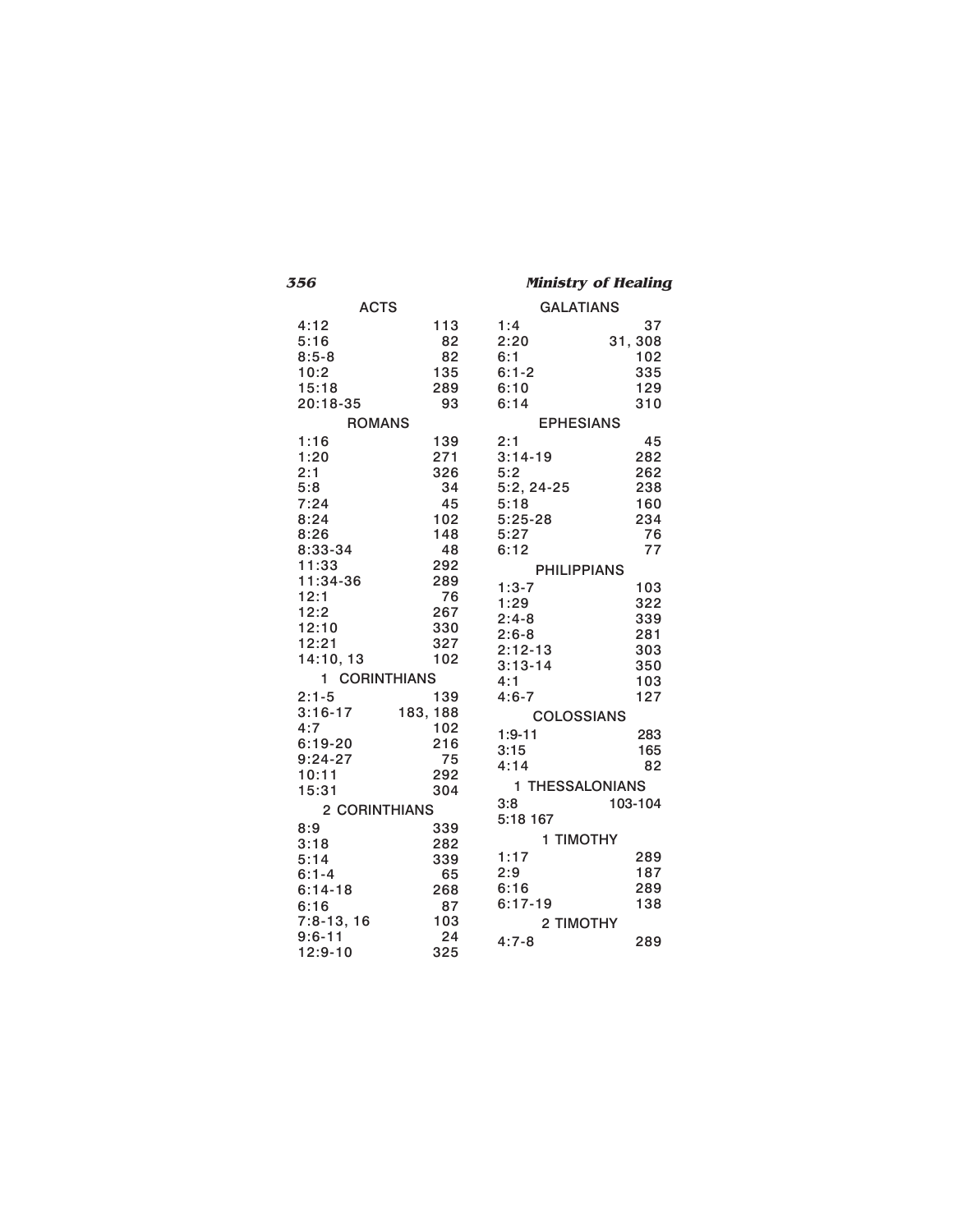## ACTS

| | |
|---|---|
| 4:12 | 113 |
| 5:16 | 82 |
| 8:5-8 | 82 |
| 10:2 | 135 |
| 15:18 | 289 |
| 20:18-35 | 93 |

## ROMANS

| | |
|---|---|
| 1:16 | 139 |
| 1:20 | 271 |
| 2:1 | 326 |
| 5:8 | 34 |
| 7:24 | 45 |
| 8:24 | 102 |
| 8:26 | 148 |
| 8:33-34 | 48 |
| 11:33 | 292 |
| 11:34-36 | 289 |
| 12:1 | 76 |
| 12:2 | 267 |
| 12:10 | 330 |
| 12:21 | 327 |
| 14:10, 13 | 102 |

## 1 CORINTHIANS

| | |
|---|---|
| 2:1-5 | 139 |
| 3:16-17 | 183, 188 |
| 4:7 | 102 |
| 6:19-20 | 216 |
| 9:24-27 | 75 |
| 10:11 | 292 |
| 15:31 | 304 |

## 2 CORINTHIANS

| | |
|---|---|
| 8:9 | 339 |
| 3:18 | 282 |
| 5:14 | 339 |
| 6:1-4 | 65 |
| 6:14-18 | 268 |
| 6:16 | 87 |
| 7:8-13, 16 | 103 |
| 9:6-11 | 24 |
| 12:9-10 | 325 |

## GALATIANS

| | |
|---|---|
| 1:4 | 37 |
| 2:20 | 31, 308 |
| 6:1 | 102 |
| 6:1-2 | 335 |
| 6:10 | 129 |
| 6:14 | 310 |

## EPHESIANS

| | |
|---|---|
| 2:1 | 45 |
| 3:14-19 | 282 |
| 5:2 | 262 |
| 5:2, 24-25 | 238 |
| 5:18 | 160 |
| 5:25-28 | 234 |
| 5:27 | 76 |
| 6:12 | 77 |

## PHILIPPIANS

| | |
|---|---|
| 1:3-7 | 103 |
| 1:29 | 322 |
| 2:4-8 | 339 |
| 2:6-8 | 281 |
| 2:12-13 | 303 |
| 3:13-14 | 350 |
| 4:1 | 103 |
| 4:6-7 | 127 |

## COLOSSIANS

| | |
|---|---|
| 1:9-11 | 283 |
| 3:15 | 165 |
| 4:14 | 82 |

## 1 THESSALONIANS

| | |
|---|---|
| 3:8 | 103-104 |
| 5:18 | 167 |

## 1 TIMOTHY

| | |
|---|---|
| 1:17 | 289 |
| 2:9 | 187 |
| 6:16 | 289 |
| 6:17-19 | 138 |

## 2 TIMOTHY

| | |
|---|---|
| 4:7-8 | 289 |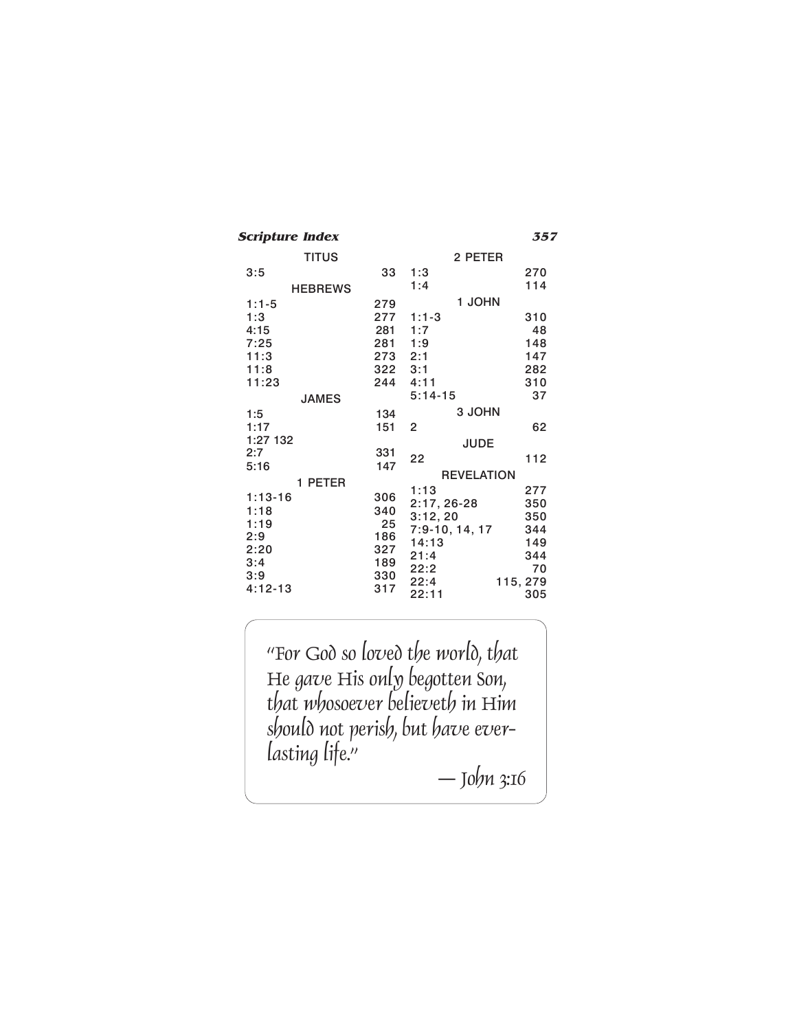## TITUS

| | |
|---|---|
| 3:5 | 33 |

## HEBREWS

| | |
|---|---|
| 1:1-5 | 279 |
| 1:3 | 277 |
| 4:15 | 281 |
| 7:25 | 281 |
| 11:3 | 273 |
| 11:8 | 322 |
| 11:23 | 244 |

## JAMES

| | |
|---|---|
| 1:5 | 134 |
| 1:17 | 151 |
| 1:27 132 | |
| 2:7 | 331 |
| 5:16 | 147 |

## 1 PETER

| | |
|---|---|
| 1:13-16 | 306 |
| 1:18 | 340 |
| 1:19 | 25 |
| 2:9 | 186 |
| 2:20 | 327 |
| 3:4 | 189 |
| 3:9 | 330 |
| 4:12-13 | 317 |

## 2 PETER

| | |
|---|---|
| 1:3 | 270 |
| 1:4 | 114 |

## 1 JOHN

| | |
|---|---|
| 1:1-3 | 310 |
| 1:7 | 48 |
| 1:9 | 148 |
| 2:1 | 147 |
| 3:1 | 282 |
| 4:11 | 310 |
| 5:14-15 | 37 |

## 3 JOHN

| | |
|---|---|
| 2 | 62 |

## JUDE

| | |
|---|---|
| 22 | 112 |

## REVELATION

| | |
|---|---|
| 1:13 | 277 |
| 2:17, 26-28 | 350 |
| 3:12, 20 | 350 |
| 7:9-10, 14, 17 | 344 |
| 14:13 | 149 |
| 21:4 | 344 |
| 22:2 | 70 |
| 22:4 | 115, 279 |
| 22:11 | 305 |

*"For God so loved the world, that He gave His only begotten Son, that whosoever believeth in Him should not perish, but have everlasting life."*

*— John 3:16*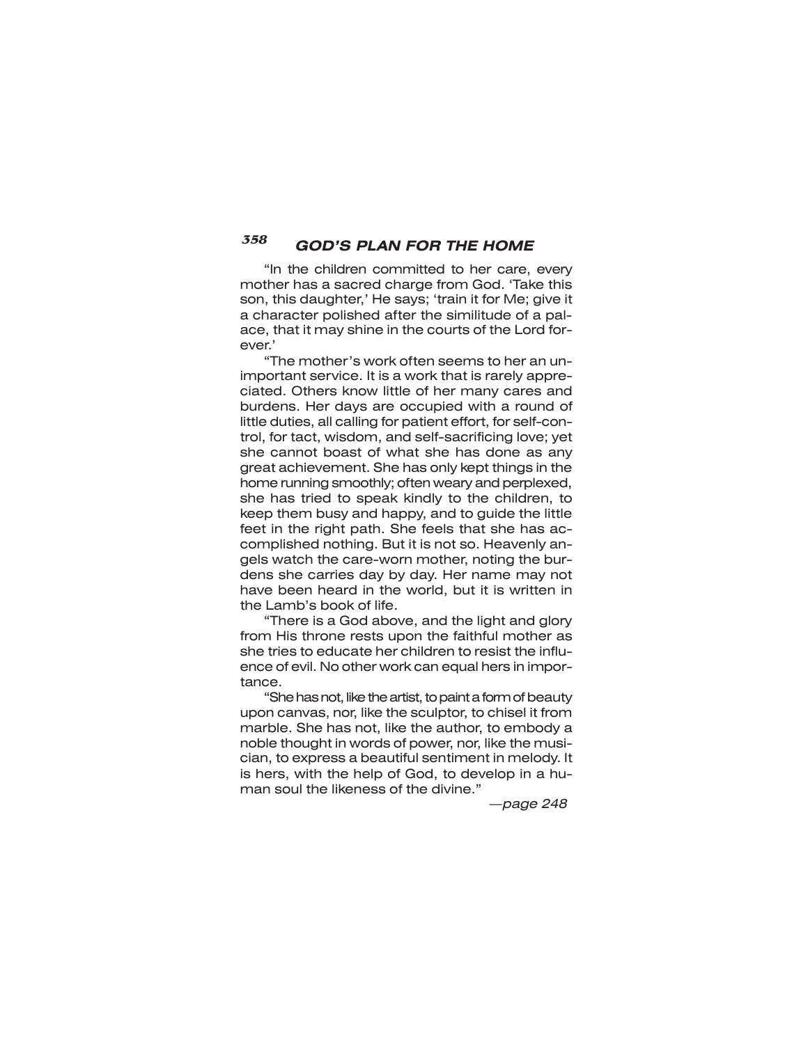"In the children committed to her care, every mother has a sacred charge from God. 'Take this son, this daughter,' He says; 'train it for Me; give it a character polished after the similitude of a palace, that it may shine in the courts of the Lord forever.'

"The mother's work often seems to her an unimportant service. It is a work that is rarely appreciated. Others know little of her many cares and burdens. Her days are occupied with a round of little duties, all calling for patient effort, for self-control, for tact, wisdom, and self-sacrificing love; yet she cannot boast of what she has done as any great achievement. She has only kept things in the home running smoothly; often weary and perplexed, she has tried to speak kindly to the children, to keep them busy and happy, and to guide the little feet in the right path. She feels that she has accomplished nothing. But it is not so. Heavenly angels watch the care-worn mother, noting the burdens she carries day by day. Her name may not have been heard in the world, but it is written in the Lamb's book of life.

"There is a God above, and the light and glory from His throne rests upon the faithful mother as she tries to educate her children to resist the influence of evil. No other work can equal hers in importance.

"She has not, like the artist, to paint a form of beauty upon canvas, nor, like the sculptor, to chisel it from marble. She has not, like the author, to embody a noble thought in words of power, nor, like the musician, to express a beautiful sentiment in melody. It is hers, with the help of God, to develop in a human soul the likeness of the divine."

*—page 248*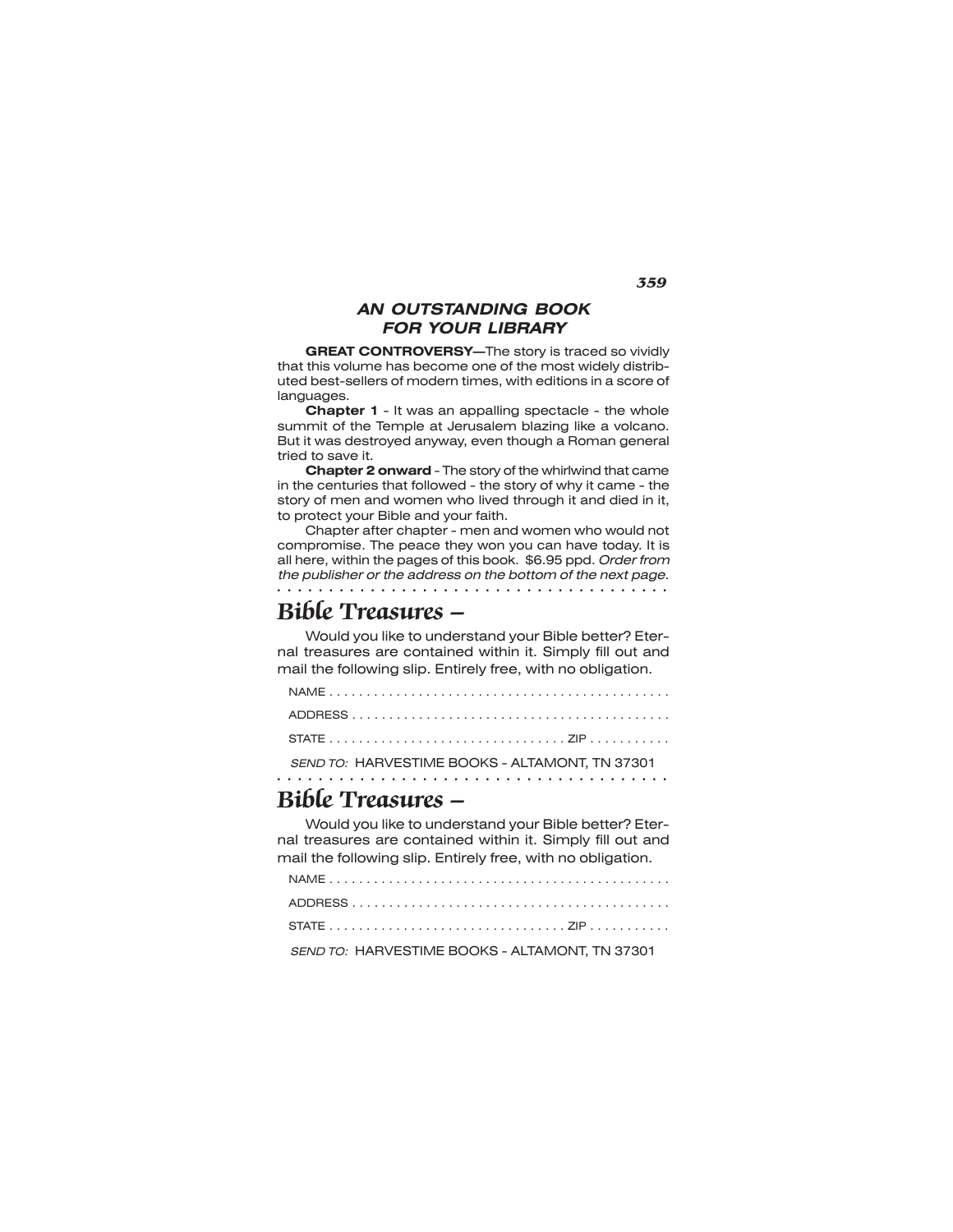## *AN OUTSTANDING BOOK FOR YOUR LIBRARY*

**GREAT CONTROVERSY—**The story is traced so vividly that this volume has become one of the most widely distributed best-sellers of modern times, with editions in a score of languages.

**Chapter 1** - It was an appalling spectacle - the whole summit of the Temple at Jerusalem blazing like a volcano. But it was destroyed anyway, even though a Roman general tried to save it.

**Chapter 2 onward** - The story of the whirlwind that came in the centuries that followed - the story of why it came - the story of men and women who lived through it and died in it, to protect your Bible and your faith.

Chapter after chapter - men and women who would not compromise. The peace they won you can have today. It is all here, within the pages of this book. $6.95 ppd. *Order from the publisher or the address on the bottom of the next page.*

. . . . . . . . . . . . . . . . . . . . . . . . . . . . . . . . . . . . . . . .

# *Bible Treasures –*

Would you like to understand your Bible better? Eternal treasures are contained within it. Simply fill out and mail the following slip. Entirely free, with no obligation.

NAME . . . . . . . . . . . . . . . . . . . . . . . . . . . . . . . . . . . . . . . . . . . . .

ADDRESS . . . . . . . . . . . . . . . . . . . . . . . . . . . . . . . . . . . . . . . . . . .

STATE . . . . . . . . . . . . . . . . . . . . . . . . . . . . . . . ZIP . . . . . . . . . . .

*SEND TO:* HARVESTIME BOOKS - ALTAMONT, TN 37301

. . . . . . . . . . . . . . . . . . . . . . . . . . . . . . . . . . . . . . . .

# *Bible Treasures –*

Would you like to understand your Bible better? Eternal treasures are contained within it. Simply fill out and mail the following slip. Entirely free, with no obligation.

NAME . . . . . . . . . . . . . . . . . . . . . . . . . . . . . . . . . . . . . . . . . . . . .

ADDRESS . . . . . . . . . . . . . . . . . . . . . . . . . . . . . . . . . . . . . . . . . . .

STATE . . . . . . . . . . . . . . . . . . . . . . . . . . . . . . . ZIP . . . . . . . . . . .

*SEND TO:* HARVESTIME BOOKS - ALTAMONT, TN 37301